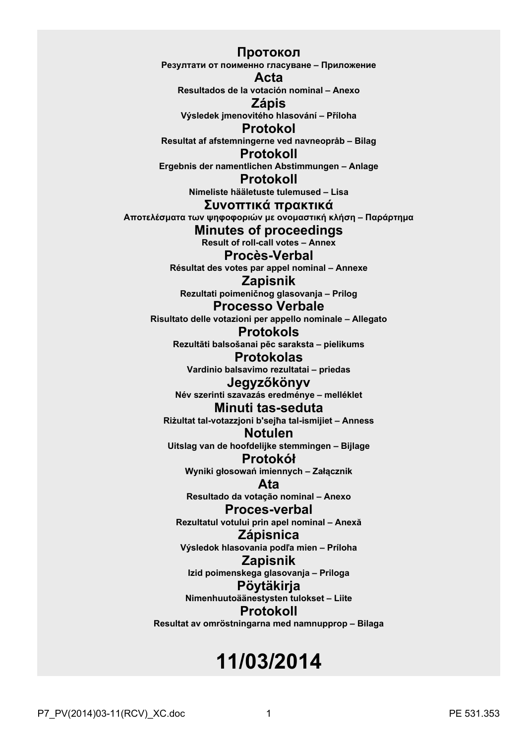**Протокол**

**Резултати от поименно гласуване – Приложение**

**Acta**

**Resultados de la votación nominal – Anexo**

**Zápis**

**Výsledek jmenovitého hlasování – Příloha**

**Protokol**

**Resultat af afstemningerne ved navneopråb – Bilag**

**Protokoll**

**Ergebnis der namentlichen Abstimmungen – Anlage**

**Protokoll**

**Nimeliste hääletuste tulemused – Lisa**

**Συνοπτικά πρακτικά**

**Αποτελέσματα των ψηφοφοριών με ονομαστική κλήση – Παράρτημα**

**Minutes of proceedings**

**Result of roll-call votes – Annex**

**Procès-Verbal**

**Résultat des votes par appel nominal – Annexe**

**Zapisnik**

**Rezultati poimeničnog glasovanja – Prilog**

**Processo Verbale**

**Risultato delle votazioni per appello nominale – Allegato**

**Protokols**

**Rezultāti balsošanai pēc saraksta – pielikums**

**Protokolas**

**Vardinio balsavimo rezultatai – priedas**

**Jegyzőkönyv**

**Név szerinti szavazás eredménye – melléklet**

**Minuti tas-seduta**

**Riżultat tal-votazzjoni b'sejħa tal-ismijiet – Anness**

**Notulen**

**Uitslag van de hoofdelijke stemmingen – Bijlage**

**Protokół**

**Wyniki głosowań imiennych – Załącznik**

**Ata**

**Resultado da votação nominal – Anexo**

**Proces-verbal**

**Rezultatul votului prin apel nominal – Anexă**

**Zápisnica**

**Výsledok hlasovania podľa mien – Príloha**

**Zapisnik**

**Izid poimenskega glasovanja – Priloga**

**Pöytäkirja**

**Nimenhuutoäänestysten tulokset – Liite**

**Protokoll**

**Resultat av omröstningarna med namnupprop – Bilaga**

# 11/03/2014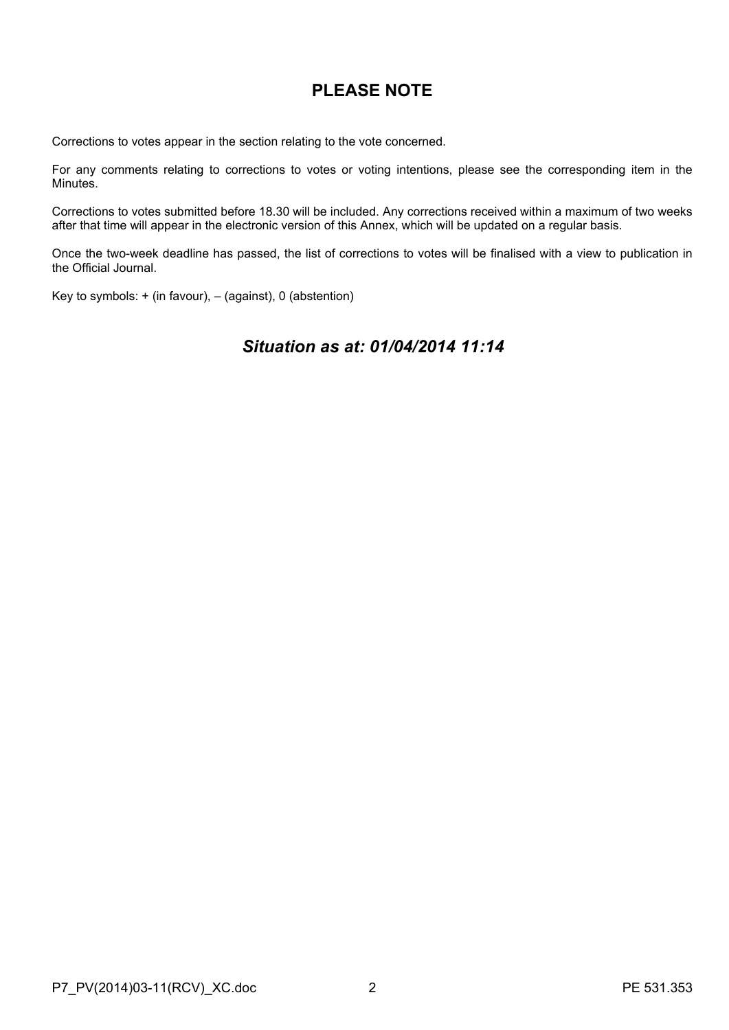## PLEASE NOTE

Corrections to votes appear in the section relating to the vote concerned.

For any comments relating to corrections to votes or voting intentions, please see the corresponding item in the Minutes.

Corrections to votes submitted before 18.30 will be included. Any corrections received within a maximum of two weeks after that time will appear in the electronic version of this Annex, which will be updated on a regular basis.

Once the two-week deadline has passed, the list of corrections to votes will be finalised with a view to publication in the Official Journal.

Key to symbols: + (in favour), – (against), 0 (abstention)

## *Situation as at: 01/04/2014 11:14*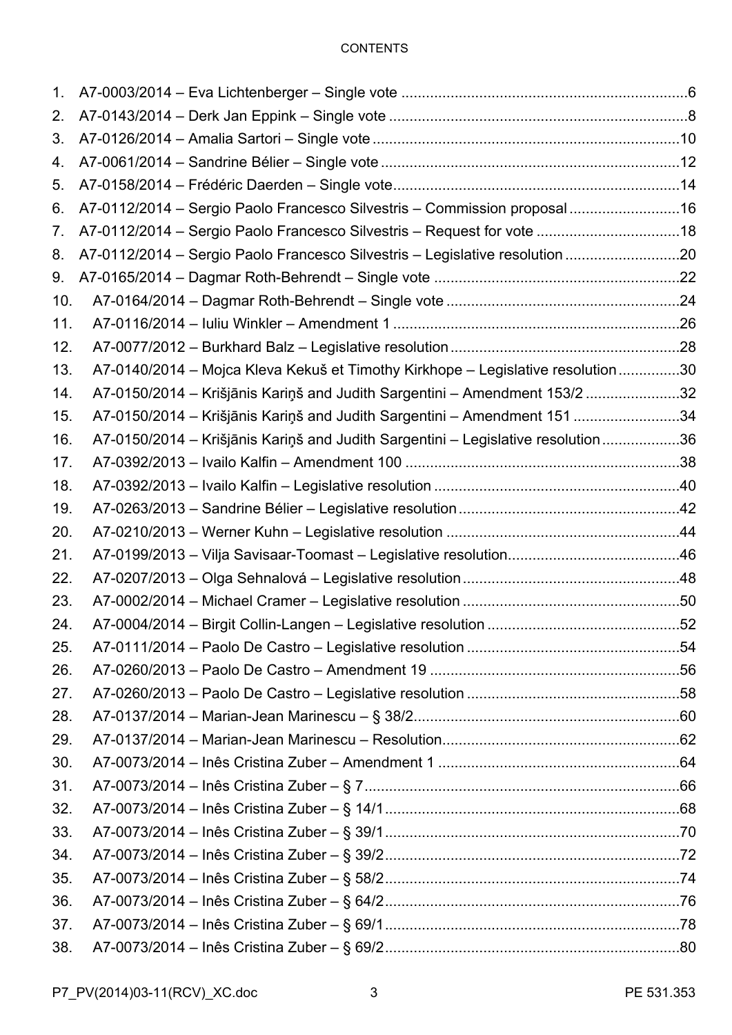CONTENTS

1. A7-0003/2014 – Eva Lichtenberger – Single vote ....................................................................6
2. A7-0143/2014 – Derk Jan Eppink – Single vote .......................................................................8
3. A7-0126/2014 – Amalia Sartori – Single vote ..........................................................................10
4. A7-0061/2014 – Sandrine Bélier – Single vote ........................................................................12
5. A7-0158/2014 – Frédéric Daerden – Single vote.....................................................................14
6. A7-0112/2014 – Sergio Paolo Francesco Silvestris – Commission proposal ...........................16
7. A7-0112/2014 – Sergio Paolo Francesco Silvestris – Request for vote ...................................18
8. A7-0112/2014 – Sergio Paolo Francesco Silvestris – Legislative resolution ............................20
9. A7-0165/2014 – Dagmar Roth-Behrendt – Single vote ...........................................................22
10. A7-0164/2014 – Dagmar Roth-Behrendt – Single vote ........................................................24
11. A7-0116/2014 – Iuliu Winkler – Amendment 1 .....................................................................26
12. A7-0077/2012 – Burkhard Balz – Legislative resolution .......................................................28
13. A7-0140/2014 – Mojca Kleva Kekuš et Timothy Kirkhope – Legislative resolution ...............30
14. A7-0150/2014 – Krišjānis Kariņš and Judith Sargentini – Amendment 153/2 .......................32
15. A7-0150/2014 – Krišjānis Kariņš and Judith Sargentini – Amendment 151 ..........................34
16. A7-0150/2014 – Krišjānis Kariņš and Judith Sargentini – Legislative resolution ...................36
17. A7-0392/2013 – Ivailo Kalfin – Amendment 100 ..................................................................38
18. A7-0392/2013 – Ivailo Kalfin – Legislative resolution ...........................................................40
19. A7-0263/2013 – Sandrine Bélier – Legislative resolution .....................................................42
20. A7-0210/2013 – Werner Kuhn – Legislative resolution ........................................................44
21. A7-0199/2013 – Vilja Savisaar-Toomast – Legislative resolution..........................................46
22. A7-0207/2013 – Olga Sehnalová – Legislative resolution .....................................................48
23. A7-0002/2014 – Michael Cramer – Legislative resolution .....................................................50
24. A7-0004/2014 – Birgit Collin-Langen – Legislative resolution ...............................................52
25. A7-0111/2014 – Paolo De Castro – Legislative resolution ....................................................54
26. A7-0260/2013 – Paolo De Castro – Amendment 19 .............................................................56
27. A7-0260/2013 – Paolo De Castro – Legislative resolution ....................................................58
28. A7-0137/2014 – Marian-Jean Marinescu – § 38/2.................................................................60
29. A7-0137/2014 – Marian-Jean Marinescu – Resolution..........................................................62
30. A7-0073/2014 – Inês Cristina Zuber – Amendment 1 ...........................................................64
31. A7-0073/2014 – Inês Cristina Zuber – § 7.............................................................................66
32. A7-0073/2014 – Inês Cristina Zuber – § 14/1........................................................................68
33. A7-0073/2014 – Inês Cristina Zuber – § 39/1........................................................................70
34. A7-0073/2014 – Inês Cristina Zuber – § 39/2........................................................................72
35. A7-0073/2014 – Inês Cristina Zuber – § 58/2........................................................................74
36. A7-0073/2014 – Inês Cristina Zuber – § 64/2........................................................................76
37. A7-0073/2014 – Inês Cristina Zuber – § 69/1........................................................................78
38. A7-0073/2014 – Inês Cristina Zuber – § 69/2........................................................................80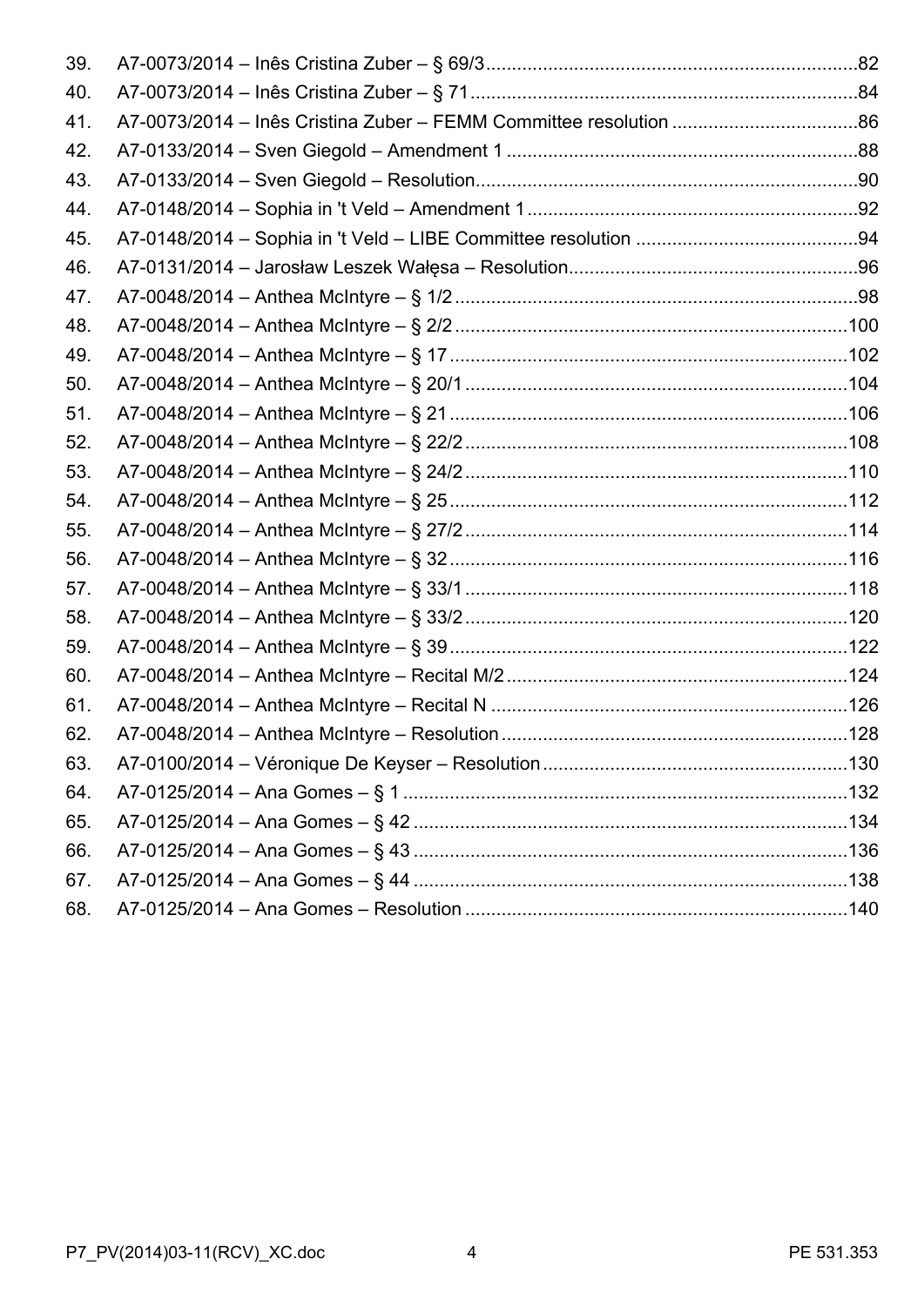39. A7-0073/2014 – Inês Cristina Zuber – § 69/3 ........................................................................ 82
40. A7-0073/2014 – Inês Cristina Zuber – § 71 ............................................................................ 84
41. A7-0073/2014 – Inês Cristina Zuber – FEMM Committee resolution ..................................... 86
42. A7-0133/2014 – Sven Giegold – Amendment 1 ..................................................................... 88
43. A7-0133/2014 – Sven Giegold – Resolution ........................................................................... 90
44. A7-0148/2014 – Sophia in 't Veld – Amendment 1 ................................................................. 92
45. A7-0148/2014 – Sophia in 't Veld – LIBE Committee resolution ............................................ 94
46. A7-0131/2014 – Jarosław Leszek Wałęsa – Resolution ......................................................... 96
47. A7-0048/2014 – Anthea McIntyre – § 1/2 ............................................................................... 98
48. A7-0048/2014 – Anthea McIntyre – § 2/2 ............................................................................. 100
49. A7-0048/2014 – Anthea McIntyre – § 17 .............................................................................. 102
50. A7-0048/2014 – Anthea McIntyre – § 20/1 ........................................................................... 104
51. A7-0048/2014 – Anthea McIntyre – § 21 .............................................................................. 106
52. A7-0048/2014 – Anthea McIntyre – § 22/2 ........................................................................... 108
53. A7-0048/2014 – Anthea McIntyre – § 24/2 ........................................................................... 110
54. A7-0048/2014 – Anthea McIntyre – § 25 .............................................................................. 112
55. A7-0048/2014 – Anthea McIntyre – § 27/2 ........................................................................... 114
56. A7-0048/2014 – Anthea McIntyre – § 32 .............................................................................. 116
57. A7-0048/2014 – Anthea McIntyre – § 33/1 ........................................................................... 118
58. A7-0048/2014 – Anthea McIntyre – § 33/2 ........................................................................... 120
59. A7-0048/2014 – Anthea McIntyre – § 39 .............................................................................. 122
60. A7-0048/2014 – Anthea McIntyre – Recital M/2 ................................................................... 124
61. A7-0048/2014 – Anthea McIntyre – Recital N ...................................................................... 126
62. A7-0048/2014 – Anthea McIntyre – Resolution .................................................................... 128
63. A7-0100/2014 – Véronique De Keyser – Resolution ............................................................ 130
64. A7-0125/2014 – Ana Gomes – § 1 ....................................................................................... 132
65. A7-0125/2014 – Ana Gomes – § 42 ..................................................................................... 134
66. A7-0125/2014 – Ana Gomes – § 43 ..................................................................................... 136
67. A7-0125/2014 – Ana Gomes – § 44 ..................................................................................... 138
68. A7-0125/2014 – Ana Gomes – Resolution ............................................................................ 140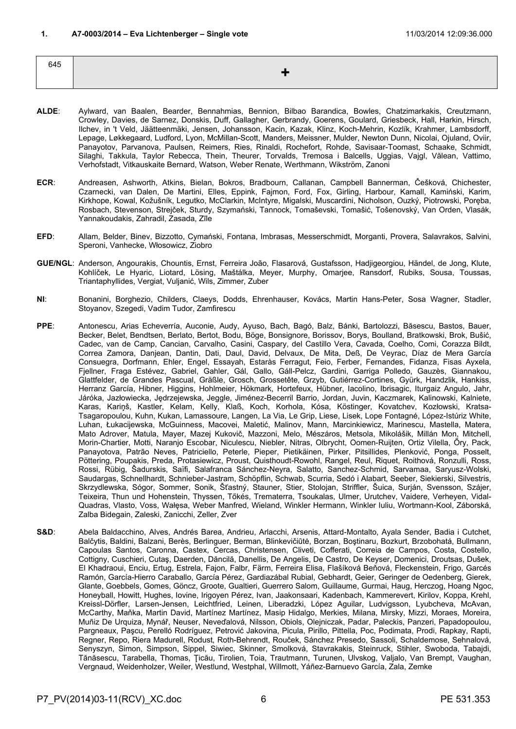**1. A7-0003/2014 – Eva Lichtenberger – Single vote** 11/03/2014 12:09:36.000

| 645 | + |
|---|---|

**ALDE**: Aylward, van Baalen, Bearder, Bennahmias, Bennion, Bilbao Barandica, Bowles, Chatzimarkakis, Creutzmann, Crowley, Davies, de Sarnez, Donskis, Duff, Gallagher, Gerbrandy, Goerens, Goulard, Griesbeck, Hall, Harkin, Hirsch, Ilchev, in 't Veld, Jäätteenmäki, Jensen, Johansson, Kacin, Kazak, Klinz, Koch-Mehrin, Kozlík, Krahmer, Lambsdorff, Lepage, Løkkegaard, Ludford, Lyon, McMillan-Scott, Manders, Meissner, Mulder, Newton Dunn, Nicolai, Ojuland, Oviir, Panayotov, Parvanova, Paulsen, Reimers, Ries, Rinaldi, Rochefort, Rohde, Savisaar-Toomast, Schaake, Schmidt, Silaghi, Takkula, Taylor Rebecca, Thein, Theurer, Torvalds, Tremosa i Balcells, Uggias, Vajgl, Vălean, Vattimo, Verhofstadt, Vitkauskaite Bernard, Watson, Weber Renate, Werthmann, Wikström, Zanoni

**ECR**: Andreasen, Ashworth, Atkins, Bielan, Bokros, Bradbourn, Callanan, Campbell Bannerman, Češková, Chichester, Czarnecki, van Dalen, De Martini, Elles, Eppink, Fajmon, Ford, Fox, Girling, Harbour, Kamall, Kamiński, Karim, Kirkhope, Kowal, Kožušník, Legutko, McClarkin, McIntyre, Migalski, Muscardini, Nicholson, Ouzký, Piotrowski, Poręba, Rosbach, Stevenson, Strejček, Sturdy, Szymański, Tannock, Tomaševski, Tomašić, Tošenovský, Van Orden, Vlasák, Yannakoudakis, Zahradil, Zasada, Zīle

**EFD**: Allam, Belder, Binev, Bizzotto, Cymański, Fontana, Imbrasas, Messerschmidt, Morganti, Provera, Salavrakos, Salvini, Speroni, Vanhecke, Włosowicz, Ziobro

**GUE/NGL**: Anderson, Angourakis, Chountis, Ernst, Ferreira João, Flasarová, Gustafsson, Hadjigeorgiou, Händel, de Jong, Klute, Kohlíček, Le Hyaric, Liotard, Lösing, Maštálka, Meyer, Murphy, Omarjee, Ransdorf, Rubiks, Sousa, Toussas, Triantaphyllides, Vergiat, Vuljanić, Wils, Zimmer, Zuber

**NI**: Bonanini, Borghezio, Childers, Claeys, Dodds, Ehrenhauser, Kovács, Martin Hans-Peter, Sosa Wagner, Stadler, Stoyanov, Szegedi, Vadim Tudor, Zamfirescu

**PPE**: Antonescu, Arias Echeverría, Auconie, Audy, Ayuso, Bach, Bagó, Balz, Bánki, Bartolozzi, Băsescu, Bastos, Bauer, Becker, Belet, Bendtsen, Berlato, Bertot, Bodu, Böge, Bonsignore, Borissov, Borys, Boulland, Bratkowski, Brok, Bušić, Cadec, van de Camp, Cancian, Carvalho, Casini, Caspary, del Castillo Vera, Cavada, Coelho, Comi, Corazza Bildt, Correa Zamora, Danjean, Dantin, Dati, Daul, David, Delvaux, De Mita, Deß, De Veyrac, Díaz de Mera García Consuegra, Dorfmann, Ehler, Engel, Essayah, Estaràs Ferragut, Feio, Ferber, Fernandes, Fidanza, Fisas Ayxela, Fjellner, Fraga Estévez, Gabriel, Gahler, Gál, Gallo, Gáll-Pelcz, Gardini, Garriga Polledo, Gauzès, Giannakou, Glattfelder, de Grandes Pascual, Gräßle, Grosch, Grossetête, Grzyb, Gutiérrez-Cortines, Gyürk, Handzlik, Hankiss, Herranz García, Hibner, Higgins, Hohlmeier, Hökmark, Hortefeux, Hübner, Iacolino, Ibrisagic, Iturgaiz Angulo, Jahr, Járóka, Jazłowiecka, Jędrzejewska, Jeggle, Jiménez-Becerril Barrio, Jordan, Juvin, Kaczmarek, Kalinowski, Kalniete, Karas, Kariņš, Kastler, Kelam, Kelly, Klaß, Koch, Korhola, Kósa, Köstinger, Kovatchev, Kozłowski, Kratsa-Tsagaropoulou, Kuhn, Kukan, Lamassoure, Langen, La Via, Le Grip, Liese, Lisek, Lope Fontagné, López-Istúriz White, Luhan, Łukacijewska, McGuinness, Macovei, Maletić, Malinov, Mann, Marcinkiewicz, Marinescu, Mastella, Matera, Mato Adrover, Matula, Mayer, Mazej Kukovič, Mazzoni, Melo, Mészáros, Metsola, Mikolášik, Millán Mon, Mitchell, Morin-Chartier, Motti, Naranjo Escobar, Niculescu, Niebler, Nitras, Olbrycht, Oomen-Ruijten, Ortiz Vilella, Őry, Pack, Panayotova, Patrão Neves, Patriciello, Peterle, Pieper, Pietikäinen, Pirker, Pitsillides, Plenković, Ponga, Posselt, Pöttering, Poupakis, Preda, Protasiewicz, Proust, Quisthoudt-Rowohl, Rangel, Reul, Riquet, Roithová, Ronzulli, Ross, Rossi, Rübig, Šadurskis, Saïfi, Salafranca Sánchez-Neyra, Salatto, Sanchez-Schmid, Sarvamaa, Saryusz-Wolski, Saudargas, Schnellhardt, Schnieber-Jastram, Schöpflin, Schwab, Scurria, Sedó i Alabart, Seeber, Siekierski, Silvestris, Skrzydlewska, Sógor, Sommer, Sonik, Šťastný, Stauner, Stier, Stolojan, Striffler, Šuica, Surján, Svensson, Szájer, Teixeira, Thun und Hohenstein, Thyssen, Tőkés, Trematerra, Tsoukalas, Ulmer, Urutchev, Vaidere, Verheyen, Vidal-Quadras, Vlasto, Voss, Wałęsa, Weber Manfred, Wieland, Winkler Hermann, Winkler Iuliu, Wortmann-Kool, Záborská, Zalba Bidegain, Zaleski, Zanicchi, Zeller, Zver

**S&D**: Abela Baldacchino, Alves, Andrés Barea, Andrieu, Arlacchi, Arsenis, Attard-Montalto, Ayala Sender, Badia i Cutchet, Balčytis, Baldini, Balzani, Berès, Berlinguer, Berman, Blinkevičiūtė, Borzan, Boştinaru, Bozkurt, Brzobohatá, Bullmann, Capoulas Santos, Caronna, Castex, Cercas, Christensen, Cliveti, Cofferati, Correia de Campos, Costa, Costello, Cottigny, Cuschieri, Cutaş, Daerden, Dăncilă, Danellis, De Angelis, De Castro, De Keyser, Domenici, Droutsas, Dušek, El Khadraoui, Enciu, Ertug, Estrela, Fajon, Falbr, Färm, Ferreira Elisa, Flašíková Beňová, Fleckenstein, Frigo, Garcés Ramón, García-Hierro Caraballo, García Pérez, Gardiazábal Rubial, Gebhardt, Geier, Geringer de Oedenberg, Gierek, Glante, Goebbels, Gomes, Göncz, Groote, Gualtieri, Guerrero Salom, Guillaume, Gurmai, Haug, Herczog, Hoang Ngoc, Honeyball, Howitt, Hughes, Iovine, Irigoyen Pérez, Ivan, Jaakonsaari, Kadenbach, Kammerevert, Kirilov, Koppa, Krehl, Kreissl-Dörfler, Larsen-Jensen, Leichtfried, Leinen, Liberadzki, López Aguilar, Ludvigsson, Lyubcheva, McAvan, McCarthy, Maňka, Martin David, Martínez Martínez, Masip Hidalgo, Merkies, Milana, Mirsky, Mizzi, Moraes, Moreira, Muñiz De Urquiza, Mynář, Neuser, Neveďalová, Nilsson, Obiols, Olejniczak, Padar, Paleckis, Panzeri, Papadopoulou, Pargneaux, Paşcu, Perelló Rodríguez, Petrović Jakovina, Picula, Pirillo, Pittella, Poc, Podimata, Prodi, Rapkay, Rapti, Regner, Repo, Riera Madurell, Rodust, Roth-Behrendt, Rouček, Sánchez Presedo, Sassoli, Schaldemose, Sehnalová, Senyszyn, Simon, Simpson, Sippel, Siwiec, Skinner, Smolková, Stavrakakis, Steinruck, Stihler, Swoboda, Tabajdi, Tănăsescu, Tarabella, Thomas, Ţicău, Tirolien, Toia, Trautmann, Turunen, Ulvskog, Valjalo, Van Brempt, Vaughan, Vergnaud, Weidenholzer, Weiler, Westlund, Westphal, Willmott, Yáñez-Barnuevo García, Zala, Zemke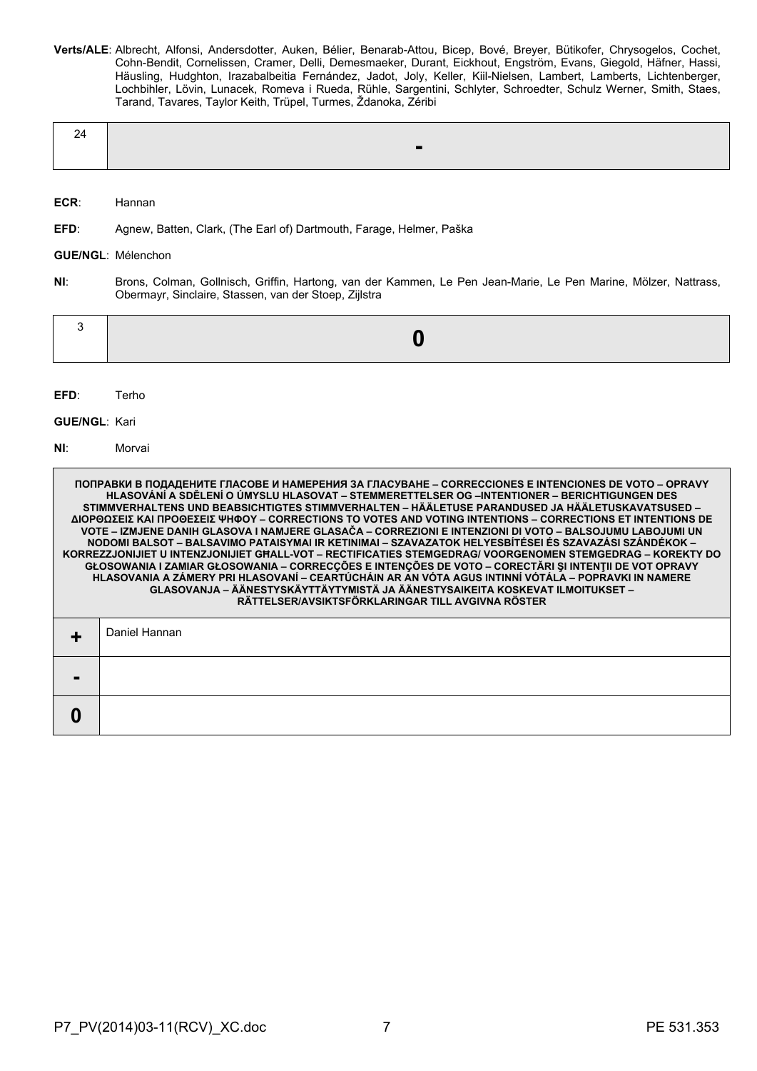**Verts/ALE**: Albrecht, Alfonsi, Andersdotter, Auken, Bélier, Benarab-Attou, Bicep, Bové, Breyer, Bütikofer, Chrysogelos, Cochet, Cohn-Bendit, Cornelissen, Cramer, Delli, Demesmaeker, Durant, Eickhout, Engström, Evans, Giegold, Häfner, Hassi, Häusling, Hudghton, Irazabalbeitia Fernández, Jadot, Joly, Keller, Kiil-Nielsen, Lambert, Lamberts, Lichtenberger, Lochbihler, Lövin, Lunacek, Romeva i Rueda, Rühle, Sargentini, Schlyter, Schroedter, Schulz Werner, Smith, Staes, Tarand, Tavares, Taylor Keith, Trüpel, Turmes, Ždanoka, Zéribi

| 24 | - |
|---|---|

**ECR**: Hannan

**EFD**: Agnew, Batten, Clark, (The Earl of) Dartmouth, Farage, Helmer, Paška

**GUE/NGL**: Mélenchon

**NI**: Brons, Colman, Gollnisch, Griffin, Hartong, van der Kammen, Le Pen Jean-Marie, Le Pen Marine, Mölzer, Nattrass, Obermayr, Sinclaire, Stassen, van der Stoep, Zijlstra

| 3 | 0 |
|---|---|

**EFD**: Terho

**GUE/NGL**: Kari

**NI**: Morvai

| ПОПРАВКИ В ПОДАДЕНИТЕ ГЛАСОВЕ И НАМЕРЕНИЯ ЗА ГЛАСУВАНЕ – CORRECCIONES E INTENCIONES DE VOTO – OPRAVY HLASOVÁNÍ A SDĚLENÍ O ÚMYSLU HLASOVAT – STEMMERETTELSER OG –INTENTIONER – BERICHTIGUNGEN DES STIMMVERHALTENS UND BEABSICHTIGTES STIMMVERHALTEN – HÄÄLETUSE PARANDUSED JA HÄÄLETUSKAVATSUSED – ΔΙΟΡΘΩΣΕΙΣ ΚΑΙ ΠΡΟΘΕΣΕΙΣ ΨΗΦΟΥ – CORRECTIONS TO VOTES AND VOTING INTENTIONS – CORRECTIONS ET INTENTIONS DE VOTE – IZMJENE DANIH GLASOVA I NAMJERE GLASAČA – CORREZIONI E INTENZIONI DI VOTO – BALSOJUMU LABOJUMI UN NODOMI BALSOT – BALSAVIMO PATAISYMAI IR KETINIMAI – SZAVAZATOK HELYESBÍTÉSEI ÉS SZAVAZÁSI SZÁNDÉKOK – KORREZZJONIJIET U INTENZJONIJIET GĦALL-VOT – RECTIFICATIES STEMGEDRAG/ VOORGENOMEN STEMGEDRAG – KOREKTY DO GŁOSOWANIA I ZAMIAR GŁOSOWANIA – CORRECÇÕES E INTENÇÕES DE VOTO – CORECTĂRI ŞI INTENŢII DE VOT OPRAVY HLASOVANIA A ZÁMERY PRI HLASOVANÍ – CEARTÚCHÁIN AR AN VÓTA AGUS INTINNÍ VÓTÁLA – POPRAVKI IN NAMERE GLASOVANJA – ÄÄNESTYSKÄYTTÄYTYMISTÄ JA ÄÄNESTYSAIKEITA KOSKEVAT ILMOITUKSET – RÄTTELSER/AVSIKTSFÖRKLARINGAR TILL AVGIVNA RÖSTER | |
|---|---|
| + | Daniel Hannan |
| - | |
| 0 | |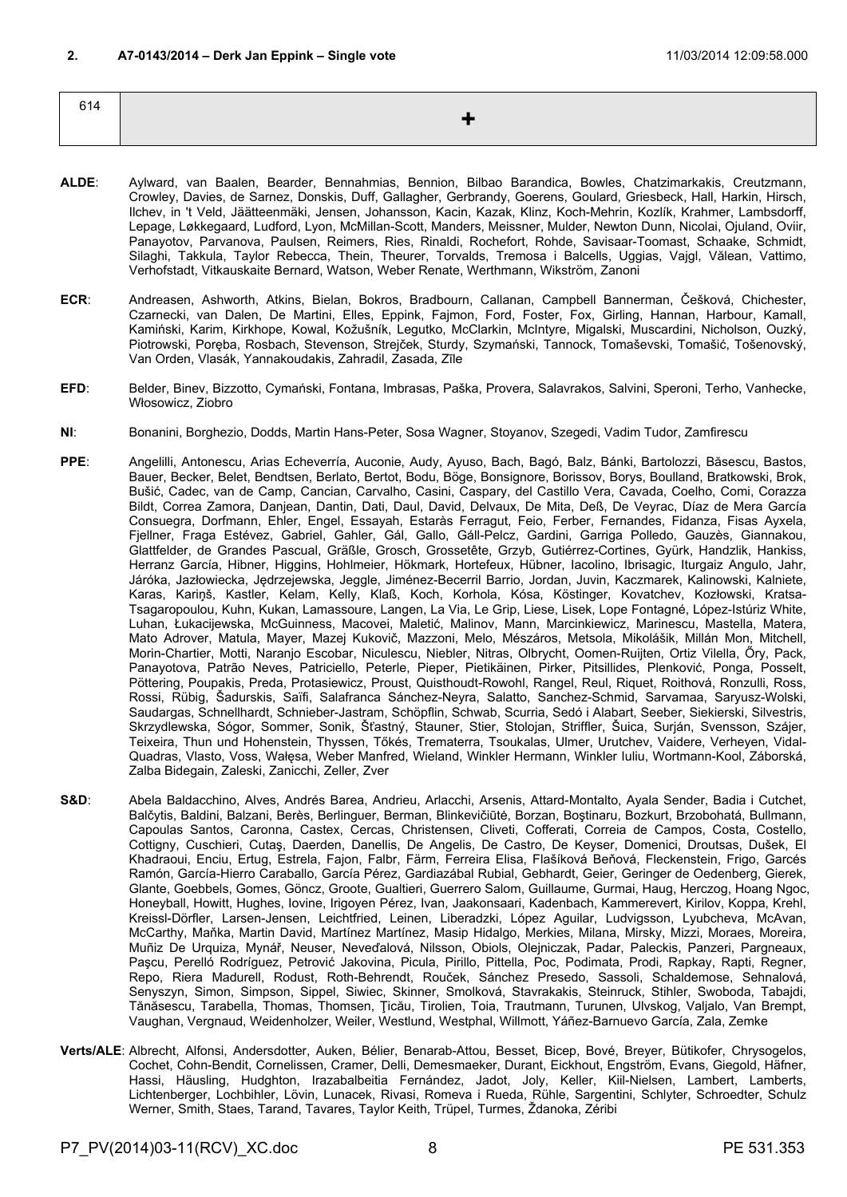**2. A7-0143/2014 – Derk Jan Eppink – Single vote** 11/03/2014 12:09:58.000

| 614 | + |
|---|---|

**ALDE**: Aylward, van Baalen, Bearder, Bennahmias, Bennion, Bilbao Barandica, Bowles, Chatzimarkakis, Creutzmann, Crowley, Davies, de Sarnez, Donskis, Duff, Gallagher, Gerbrandy, Goerens, Goulard, Griesbeck, Hall, Harkin, Hirsch, Ilchev, in 't Veld, Jäätteenmäki, Jensen, Johansson, Kacin, Kazak, Klinz, Koch-Mehrin, Kozlík, Krahmer, Lambsdorff, Lepage, Løkkegaard, Ludford, Lyon, McMillan-Scott, Manders, Meissner, Mulder, Newton Dunn, Nicolai, Ojuland, Oviir, Panayotov, Parvanova, Paulsen, Reimers, Ries, Rinaldi, Rochefort, Rohde, Savisaar-Toomast, Schaake, Schmidt, Silaghi, Takkula, Taylor Rebecca, Thein, Theurer, Torvalds, Tremosa i Balcells, Uggias, Vajgl, Vălean, Vattimo, Verhofstadt, Vitkauskaite Bernard, Watson, Weber Renate, Werthmann, Wikström, Zanoni

**ECR**: Andreasen, Ashworth, Atkins, Bielan, Bokros, Bradbourn, Callanan, Campbell Bannerman, Češková, Chichester, Czarnecki, van Dalen, De Martini, Elles, Eppink, Fajmon, Ford, Foster, Fox, Girling, Hannan, Harbour, Kamall, Kamiński, Karim, Kirkhope, Kowal, Kožušník, Legutko, McClarkin, McIntyre, Migalski, Muscardini, Nicholson, Ouzký, Piotrowski, Poręba, Rosbach, Stevenson, Strejček, Sturdy, Szymański, Tannock, Tomaševski, Tomašić, Tošenovský, Van Orden, Vlasák, Yannakoudakis, Zahradil, Zasada, Zīle

**EFD**: Belder, Binev, Bizzotto, Cymański, Fontana, Imbrasas, Paška, Provera, Salavrakos, Salvini, Speroni, Terho, Vanhecke, Włosowicz, Ziobro

**NI**: Bonanini, Borghezio, Dodds, Martin Hans-Peter, Sosa Wagner, Stoyanov, Szegedi, Vadim Tudor, Zamfirescu

**PPE**: Angelilli, Antonescu, Arias Echeverría, Auconie, Audy, Ayuso, Bach, Bagó, Balz, Bánki, Bartolozzi, Băsescu, Bastos, Bauer, Becker, Belet, Bendtsen, Berlato, Bertot, Bodu, Böge, Bonsignore, Borissov, Borys, Boulland, Bratkowski, Brok, Bušić, Cadec, van de Camp, Cancian, Carvalho, Casini, Caspary, del Castillo Vera, Cavada, Coelho, Comi, Corazza Bildt, Correa Zamora, Danjean, Dantin, Dati, Daul, David, Delvaux, De Mita, Deß, De Veyrac, Díaz de Mera García Consuegra, Dorfmann, Ehler, Engel, Essayah, Estaràs Ferragut, Feio, Ferber, Fernandes, Fidanza, Fisas Ayxela, Fjellner, Fraga Estévez, Gabriel, Gahler, Gál, Gallo, Gáll-Pelcz, Gardini, Garriga Polledo, Gauzès, Giannakou, Glattfelder, de Grandes Pascual, Gräßle, Grosch, Grossetête, Grzyb, Gutiérrez-Cortines, Gyürk, Handzlik, Hankiss, Herranz García, Hibner, Higgins, Hohlmeier, Hökmark, Hortefeux, Hübner, Iacolino, Ibrisagic, Iturgaiz Angulo, Jahr, Járóka, Jazłowiecka, Jędrzejewska, Jeggle, Jiménez-Becerril Barrio, Jordan, Juvin, Kaczmarek, Kalinowski, Kalniete, Karas, Kariņš, Kastler, Kelam, Kelly, Klaß, Koch, Korhola, Kósa, Köstinger, Kovatchev, Kozłowski, Kratsa-Tsagaropoulou, Kuhn, Kukan, Lamassoure, Langen, La Via, Le Grip, Liese, Lisek, Lope Fontagné, López-Istúriz White, Luhan, Łukacijewska, McGuinness, Macovei, Maletić, Malinov, Mann, Marcinkiewicz, Marinescu, Mastella, Matera, Mato Adrover, Matula, Mayer, Mazej Kukovič, Mazzoni, Melo, Mészáros, Metsola, Mikolášik, Millán Mon, Mitchell, Morin-Chartier, Motti, Naranjo Escobar, Niculescu, Niebler, Nitras, Olbrycht, Oomen-Ruijten, Ortiz Vilella, Őry, Pack, Panayotova, Patrão Neves, Patriciello, Peterle, Pieper, Pietikäinen, Pirker, Pitsillides, Plenković, Ponga, Posselt, Pöttering, Poupakis, Preda, Protasiewicz, Proust, Quisthoudt-Rowohl, Rangel, Reul, Riquet, Roithová, Ronzulli, Ross, Rossi, Rübig, Šadurskis, Saïfi, Salafranca Sánchez-Neyra, Salatto, Sanchez-Schmid, Sarvamaa, Saryusz-Wolski, Saudargas, Schnellhardt, Schnieber-Jastram, Schöpflin, Schwab, Scurria, Sedó i Alabart, Seeber, Siekierski, Silvestris, Skrzydlewska, Sógor, Sommer, Sonik, Šťastný, Stauner, Stier, Stolojan, Striffler, Šuica, Surján, Svensson, Szájer, Teixeira, Thun und Hohenstein, Thyssen, Tőkés, Trematerra, Tsoukalas, Ulmer, Urutchev, Vaidere, Verheyen, Vidal-Quadras, Vlasto, Voss, Wałęsa, Weber Manfred, Wieland, Winkler Hermann, Winkler Iuliu, Wortmann-Kool, Záborská, Zalba Bidegain, Zaleski, Zanicchi, Zeller, Zver

**S&D**: Abela Baldacchino, Alves, Andrés Barea, Andrieu, Arlacchi, Arsenis, Attard-Montalto, Ayala Sender, Badia i Cutchet, Balčytis, Baldini, Balzani, Berès, Berlinguer, Berman, Blinkevičiūtė, Borzan, Boştinaru, Bozkurt, Brzobohatá, Bullmann, Capoulas Santos, Caronna, Castex, Cercas, Christensen, Cliveti, Cofferati, Correia de Campos, Costa, Costello, Cottigny, Cuschieri, Cutaş, Daerden, Danellis, De Angelis, De Castro, De Keyser, Domenici, Droutsas, Dušek, El Khadraoui, Enciu, Ertug, Estrela, Fajon, Falbr, Färm, Ferreira Elisa, Flašíková Beňová, Fleckenstein, Frigo, Garcés Ramón, García-Hierro Caraballo, García Pérez, Gardiazábal Rubial, Gebhardt, Geier, Geringer de Oedenberg, Gierek, Glante, Goebbels, Gomes, Göncz, Groote, Gualtieri, Guerrero Salom, Guillaume, Gurmai, Haug, Herczog, Hoang Ngoc, Honeyball, Howitt, Hughes, Iovine, Irigoyen Pérez, Ivan, Jaakonsaari, Kadenbach, Kammerevert, Kirilov, Koppa, Krehl, Kreissl-Dörfler, Larsen-Jensen, Leichtfried, Leinen, Liberadzki, López Aguilar, Ludvigsson, Lyubcheva, McAvan, McCarthy, Maňka, Martin David, Martínez Martínez, Masip Hidalgo, Merkies, Milana, Mirsky, Mizzi, Moraes, Moreira, Muñiz De Urquiza, Mynář, Neuser, Neveďalová, Nilsson, Obiols, Olejniczak, Padar, Paleckis, Panzeri, Pargneaux, Paşcu, Perelló Rodríguez, Petrović Jakovina, Picula, Pirillo, Pittella, Poc, Podimata, Prodi, Rapkay, Rapti, Regner, Repo, Riera Madurell, Rodust, Roth-Behrendt, Rouček, Sánchez Presedo, Sassoli, Schaldemose, Sehnalová, Senyszyn, Simon, Simpson, Sippel, Siwiec, Skinner, Smolková, Stavrakakis, Steinruck, Stihler, Swoboda, Tabajdi, Tănăsescu, Tarabella, Thomas, Thomsen, Ţicău, Tirolien, Toia, Trautmann, Turunen, Ulvskog, Valjalo, Van Brempt, Vaughan, Vergnaud, Weidenholzer, Weiler, Westlund, Westphal, Willmott, Yáñez-Barnuevo García, Zala, Zemke

**Verts/ALE**: Albrecht, Alfonsi, Andersdotter, Auken, Bélier, Benarab-Attou, Besset, Bicep, Bové, Breyer, Bütikofer, Chrysogelos, Cochet, Cohn-Bendit, Cornelissen, Cramer, Delli, Demesmaeker, Durant, Eickhout, Engström, Evans, Giegold, Häfner, Hassi, Häusling, Hudghton, Irazabalbeitia Fernández, Jadot, Joly, Keller, Kiil-Nielsen, Lambert, Lamberts, Lichtenberger, Lochbihler, Lövin, Lunacek, Rivasi, Romeva i Rueda, Rühle, Sargentini, Schlyter, Schroedter, Schulz Werner, Smith, Staes, Tarand, Tavares, Taylor Keith, Trüpel, Turmes, Ždanoka, Zéribi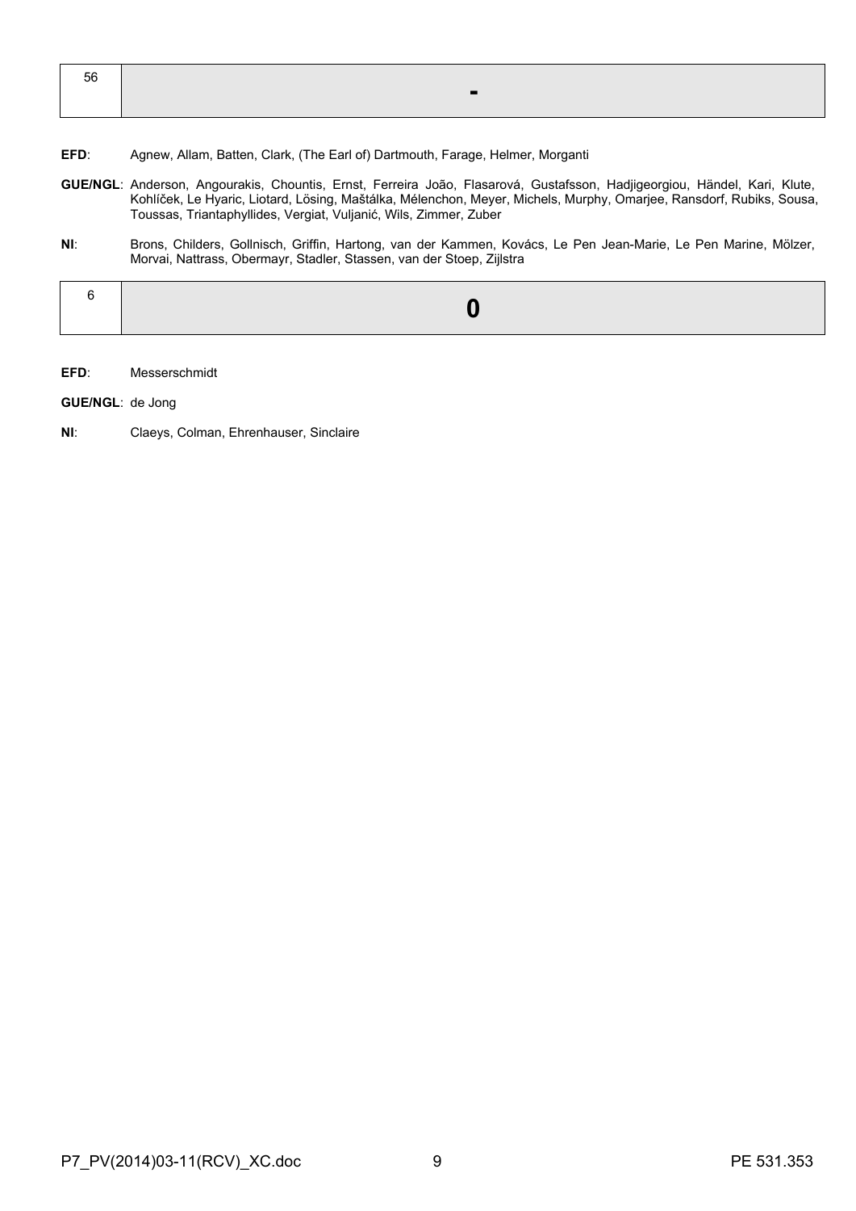| 56 | - |
|---|---|

**EFD**: Agnew, Allam, Batten, Clark, (The Earl of) Dartmouth, Farage, Helmer, Morganti

**GUE/NGL**: Anderson, Angourakis, Chountis, Ernst, Ferreira João, Flasarová, Gustafsson, Hadjigeorgiou, Händel, Kari, Klute, Kohlíček, Le Hyaric, Liotard, Lösing, Maštálka, Mélenchon, Meyer, Michels, Murphy, Omarjee, Ransdorf, Rubiks, Sousa, Toussas, Triantaphyllides, Vergiat, Vuljanić, Wils, Zimmer, Zuber

**NI**: Brons, Childers, Gollnisch, Griffin, Hartong, van der Kammen, Kovács, Le Pen Jean-Marie, Le Pen Marine, Mölzer, Morvai, Nattrass, Obermayr, Stadler, Stassen, van der Stoep, Zijlstra

| 6 | 0 |
|---|---|

**EFD**: Messerschmidt

**GUE/NGL**: de Jong

**NI**: Claeys, Colman, Ehrenhauser, Sinclaire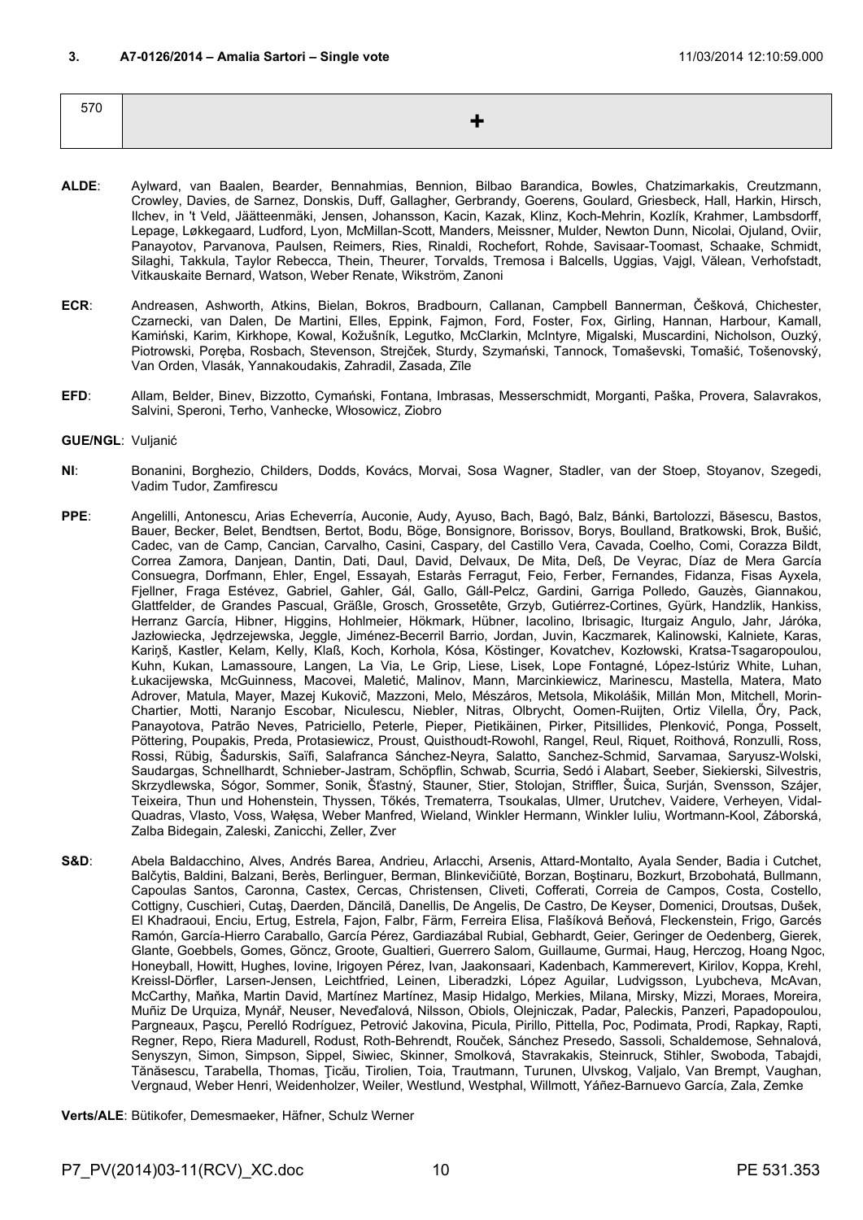### 3. A7-0126/2014 – Amalia Sartori – Single vote

11/03/2014 12:10:59.000

| 570 | + |
|---|---|

**ALDE**: Aylward, van Baalen, Bearder, Bennahmias, Bennion, Bilbao Barandica, Bowles, Chatzimarkakis, Creutzmann, Crowley, Davies, de Sarnez, Donskis, Duff, Gallagher, Gerbrandy, Goerens, Goulard, Griesbeck, Hall, Harkin, Hirsch, Ilchev, in 't Veld, Jäätteenmäki, Jensen, Johansson, Kacin, Kazak, Klinz, Koch-Mehrin, Kozlík, Krahmer, Lambsdorff, Lepage, Løkkegaard, Ludford, Lyon, McMillan-Scott, Manders, Meissner, Mulder, Newton Dunn, Nicolai, Ojuland, Oviir, Panayotov, Parvanova, Paulsen, Reimers, Ries, Rinaldi, Rochefort, Rohde, Savisaar-Toomast, Schaake, Schmidt, Silaghi, Takkula, Taylor Rebecca, Thein, Theurer, Torvalds, Tremosa i Balcells, Uggias, Vajgl, Vălean, Verhofstadt, Vitkauskaite Bernard, Watson, Weber Renate, Wikström, Zanoni

**ECR**: Andreasen, Ashworth, Atkins, Bielan, Bokros, Bradbourn, Callanan, Campbell Bannerman, Češková, Chichester, Czarnecki, van Dalen, De Martini, Elles, Eppink, Fajmon, Ford, Foster, Fox, Girling, Hannan, Harbour, Kamall, Kamiński, Karim, Kirkhope, Kowal, Kožušník, Legutko, McClarkin, McIntyre, Migalski, Muscardini, Nicholson, Ouzký, Piotrowski, Poręba, Rosbach, Stevenson, Strejček, Sturdy, Szymański, Tannock, Tomaševski, Tomašić, Tošenovský, Van Orden, Vlasák, Yannakoudakis, Zahradil, Zasada, Zīle

**EFD**: Allam, Belder, Binev, Bizzotto, Cymański, Fontana, Imbrasas, Messerschmidt, Morganti, Paška, Provera, Salavrakos, Salvini, Speroni, Terho, Vanhecke, Włosowicz, Ziobro

**GUE/NGL**: Vuljanić

**NI**: Bonanini, Borghezio, Childers, Dodds, Kovács, Morvai, Sosa Wagner, Stadler, van der Stoep, Stoyanov, Szegedi, Vadim Tudor, Zamfirescu

**PPE**: Angelilli, Antonescu, Arias Echeverría, Auconie, Audy, Ayuso, Bach, Bagó, Balz, Bánki, Bartolozzi, Băsescu, Bastos, Bauer, Becker, Belet, Bendtsen, Bertot, Bodu, Böge, Bonsignore, Borissov, Borys, Boulland, Bratkowski, Brok, Bušić, Cadec, van de Camp, Cancian, Carvalho, Casini, Caspary, del Castillo Vera, Cavada, Coelho, Comi, Corazza Bildt, Correa Zamora, Danjean, Dantin, Dati, Daul, David, Delvaux, De Mita, Deß, De Veyrac, Díaz de Mera García Consuegra, Dorfmann, Ehler, Engel, Essayah, Estaràs Ferragut, Feio, Ferber, Fernandes, Fidanza, Fisas Ayxela, Fjellner, Fraga Estévez, Gabriel, Gahler, Gál, Gallo, Gáll-Pelcz, Gardini, Garriga Polledo, Gauzès, Giannakou, Glattfelder, de Grandes Pascual, Gräßle, Grosch, Grossetête, Grzyb, Gutiérrez-Cortines, Gyürk, Handzlik, Hankiss, Herranz García, Hibner, Higgins, Hohlmeier, Hökmark, Hübner, Iacolino, Ibrisagic, Iturgaiz Angulo, Jahr, Járóka, Jazłowiecka, Jędrzejewska, Jeggle, Jiménez-Becerril Barrio, Jordan, Juvin, Kaczmarek, Kalinowski, Kalniete, Karas, Kariņš, Kastler, Kelam, Kelly, Klaß, Koch, Korhola, Kósa, Köstinger, Kovatchev, Kozłowski, Kratsa-Tsagaropoulou, Kuhn, Kukan, Lamassoure, Langen, La Via, Le Grip, Liese, Lisek, Lope Fontagné, López-Istúriz White, Luhan, Łukacijewska, McGuinness, Macovei, Maletić, Malinov, Mann, Marcinkiewicz, Marinescu, Mastella, Matera, Mato Adrover, Matula, Mayer, Mazej Kukovič, Mazzoni, Melo, Mészáros, Metsola, Mikolášik, Millán Mon, Mitchell, Morin-Chartier, Motti, Naranjo Escobar, Niculescu, Niebler, Nitras, Olbrycht, Oomen-Ruijten, Ortiz Vilella, Őry, Pack, Panayotova, Patrão Neves, Patriciello, Peterle, Pieper, Pietikäinen, Pirker, Pitsillides, Plenković, Ponga, Posselt, Pöttering, Poupakis, Preda, Protasiewicz, Proust, Quisthoudt-Rowohl, Rangel, Reul, Riquet, Roithová, Ronzulli, Ross, Rossi, Rübig, Šadurskis, Saïfi, Salafranca Sánchez-Neyra, Salatto, Sanchez-Schmid, Sarvamaa, Saryusz-Wolski, Saudargas, Schnellhardt, Schnieber-Jastram, Schöpflin, Schwab, Scurria, Sedó i Alabart, Seeber, Siekierski, Silvestris, Skrzydlewska, Sógor, Sommer, Sonik, Šťastný, Stauner, Stier, Stolojan, Striffler, Šuica, Surján, Svensson, Szájer, Teixeira, Thun und Hohenstein, Thyssen, Tőkés, Trematerra, Tsoukalas, Ulmer, Urutchev, Vaidere, Verheyen, Vidal-Quadras, Vlasto, Voss, Wałęsa, Weber Manfred, Wieland, Winkler Hermann, Winkler Iuliu, Wortmann-Kool, Záborská, Zalba Bidegain, Zaleski, Zanicchi, Zeller, Zver

**S&D**: Abela Baldacchino, Alves, Andrés Barea, Andrieu, Arlacchi, Arsenis, Attard-Montalto, Ayala Sender, Badia i Cutchet, Balčytis, Baldini, Balzani, Berès, Berlinguer, Berman, Blinkevičiūtė, Borzan, Boştinaru, Bozkurt, Brzobohatá, Bullmann, Capoulas Santos, Caronna, Castex, Cercas, Christensen, Cliveti, Cofferati, Correia de Campos, Costa, Costello, Cottigny, Cuschieri, Cutaş, Daerden, Dăncilă, Danellis, De Angelis, De Castro, De Keyser, Domenici, Droutsas, Dušek, El Khadraoui, Enciu, Ertug, Estrela, Fajon, Falbr, Färm, Ferreira Elisa, Flašíková Beňová, Fleckenstein, Frigo, Garcés Ramón, García-Hierro Caraballo, García Pérez, Gardiazábal Rubial, Gebhardt, Geier, Geringer de Oedenberg, Gierek, Glante, Goebbels, Gomes, Göncz, Groote, Gualtieri, Guerrero Salom, Guillaume, Gurmai, Haug, Herczog, Hoang Ngoc, Honeyball, Howitt, Hughes, Iovine, Irigoyen Pérez, Ivan, Jaakonsaari, Kadenbach, Kammerevert, Kirilov, Koppa, Krehl, Kreissl-Dörfler, Larsen-Jensen, Leichtfried, Leinen, Liberadzki, López Aguilar, Ludvigsson, Lyubcheva, McAvan, McCarthy, Maňka, Martin David, Martínez Martínez, Masip Hidalgo, Merkies, Milana, Mirsky, Mizzi, Moraes, Moreira, Muñiz De Urquiza, Mynář, Neuser, Neveďalová, Nilsson, Obiols, Olejniczak, Padar, Paleckis, Panzeri, Papadopoulou, Pargneaux, Paşcu, Perelló Rodríguez, Petrović Jakovina, Picula, Pirillo, Pittella, Poc, Podimata, Prodi, Rapkay, Rapti, Regner, Repo, Riera Madurell, Rodust, Roth-Behrendt, Rouček, Sánchez Presedo, Sassoli, Schaldemose, Sehnalová, Senyszyn, Simon, Simpson, Sippel, Siwiec, Skinner, Smolková, Stavrakakis, Steinruck, Stihler, Swoboda, Tabajdi, Tănăsescu, Tarabella, Thomas, Ţicău, Tirolien, Toia, Trautmann, Turunen, Ulvskog, Valjalo, Van Brempt, Vaughan, Vergnaud, Weber Henri, Weidenholzer, Weiler, Westlund, Westphal, Willmott, Yáñez-Barnuevo García, Zala, Zemke

**Verts/ALE**: Bütikofer, Demesmaeker, Häfner, Schulz Werner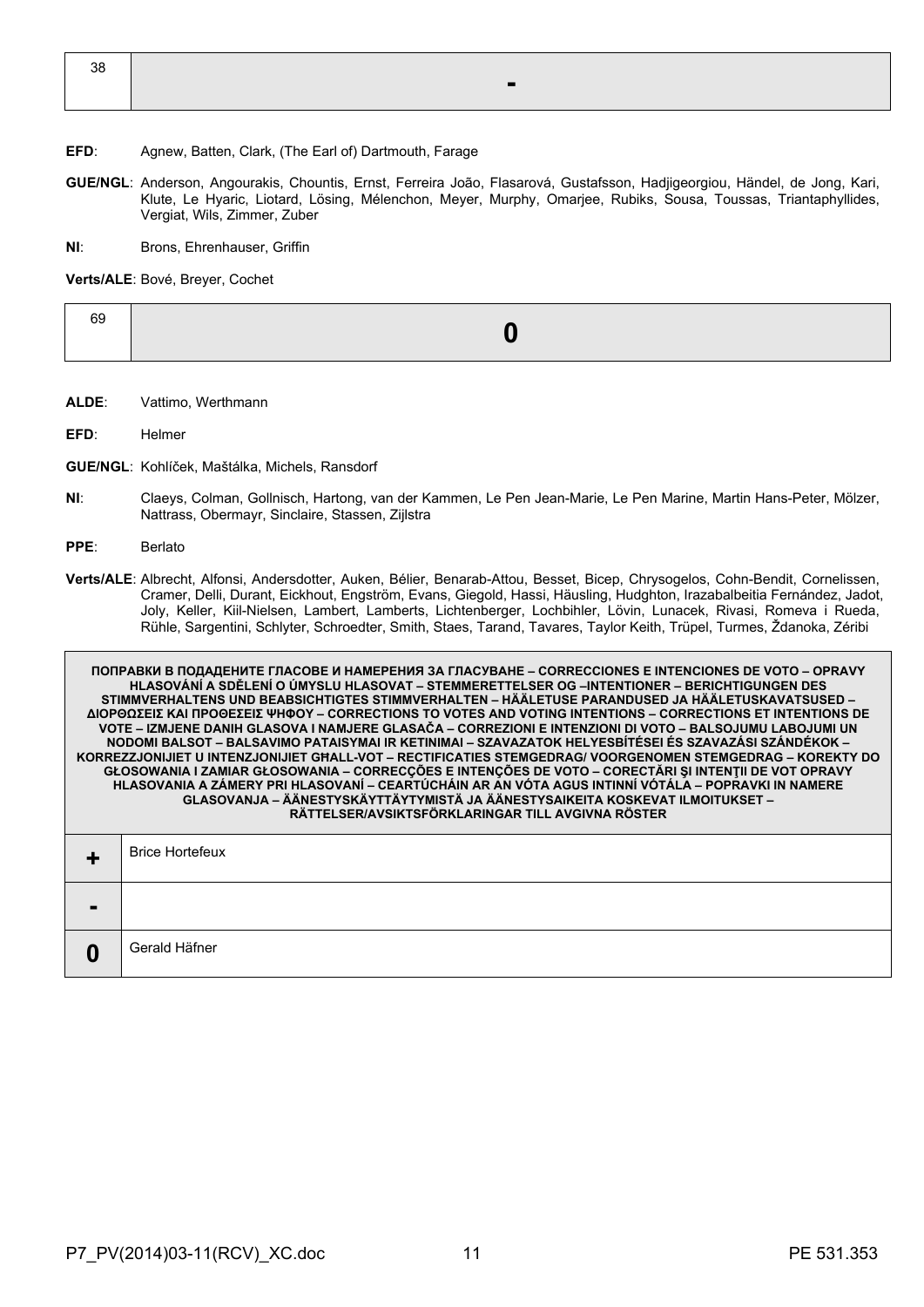| 38 | - |
|---|---|

**EFD**: Agnew, Batten, Clark, (The Earl of) Dartmouth, Farage

**GUE/NGL**: Anderson, Angourakis, Chountis, Ernst, Ferreira João, Flasarová, Gustafsson, Hadjigeorgiou, Händel, de Jong, Kari, Klute, Le Hyaric, Liotard, Lösing, Mélenchon, Meyer, Murphy, Omarjee, Rubiks, Sousa, Toussas, Triantaphyllides, Vergiat, Wils, Zimmer, Zuber

**NI**: Brons, Ehrenhauser, Griffin

**Verts/ALE**: Bové, Breyer, Cochet

| 69 | 0 |
|---|---|

**ALDE**: Vattimo, Werthmann

**EFD**: Helmer

**GUE/NGL**: Kohlíček, Maštálka, Michels, Ransdorf

**NI**: Claeys, Colman, Gollnisch, Hartong, van der Kammen, Le Pen Jean-Marie, Le Pen Marine, Martin Hans-Peter, Mölzer, Nattrass, Obermayr, Sinclaire, Stassen, Zijlstra

**PPE**: Berlato

**Verts/ALE**: Albrecht, Alfonsi, Andersdotter, Auken, Bélier, Benarab-Attou, Besset, Bicep, Chrysogelos, Cohn-Bendit, Cornelissen, Cramer, Delli, Durant, Eickhout, Engström, Evans, Giegold, Hassi, Häusling, Hudghton, Irazabalbeitia Fernández, Jadot, Joly, Keller, Kiil-Nielsen, Lambert, Lamberts, Lichtenberger, Lochbihler, Lövin, Lunacek, Rivasi, Romeva i Rueda, Rühle, Sargentini, Schlyter, Schroedter, Smith, Staes, Tarand, Tavares, Taylor Keith, Trüpel, Turmes, Ždanoka, Zéribi

| ПОПРАВКИ В ПОДАДЕНИТЕ ГЛАСОВЕ И НАМЕРЕНИЯ ЗА ГЛАСУВАНЕ – CORRECCIONES E INTENCIONES DE VOTO – OPRAVY HLASOVÁNÍ A SDĚLENÍ O ÚMYSLU HLASOVAT – STEMMERETTELSER OG –INTENTIONER – BERICHTIGUNGEN DES STIMMVERHALTENS UND BEABSICHTIGTES STIMMVERHALTEN – HÄÄLETUSE PARANDUSED JA HÄÄLETUSKAVATSUSED – ΔΙΟΡΘΩΣΕΙΣ ΚΑΙ ΠΡΟΘΕΣΕΙΣ ΨΗΦΟΥ – CORRECTIONS TO VOTES AND VOTING INTENTIONS – CORRECTIONS ET INTENTIONS DE VOTE – IZMJENE DANIH GLASOVA I NAMJERE GLASAČA – CORREZIONI E INTENZIONI DI VOTO – BALSOJUMU LABOJUMI UN NODOMI BALSOT – BALSAVIMO PATAISYMAI IR KETINIMAI – SZAVAZATOK HELYESBÍTÉSEI ÉS SZAVAZÁSI SZÁNDÉKOK – KORREZZJONIJIET U INTENZJONIJIET GĦALL-VOT – RECTIFICATIES STEMGEDRAG/ VOORGENOMEN STEMGEDRAG – KOREKTY DO GŁOSOWANIA I ZAMIAR GŁOSOWANIA – CORRECÇÕES E INTENÇÕES DE VOTO – CORECTĂRI ŞI INTENŢII DE VOT OPRAVY HLASOVANIA A ZÁMERY PRI HLASOVANÍ – CEARTÚCHÁIN AR AN VÓTA AGUS INTINNÍ VÓTÁLA – POPRAVKI IN NAMERE GLASOVANJA – ÄÄNESTYSKÄYTTÄYTYMISTÄ JA ÄÄNESTYSAIKEITA KOSKEVAT ILMOITUKSET – RÄTTELSER/AVSIKTSFÖRKLARINGAR TILL AVGIVNA RÖSTER | |
|---|---|
| + | Brice Hortefeux |
| - | |
| 0 | Gerald Häfner |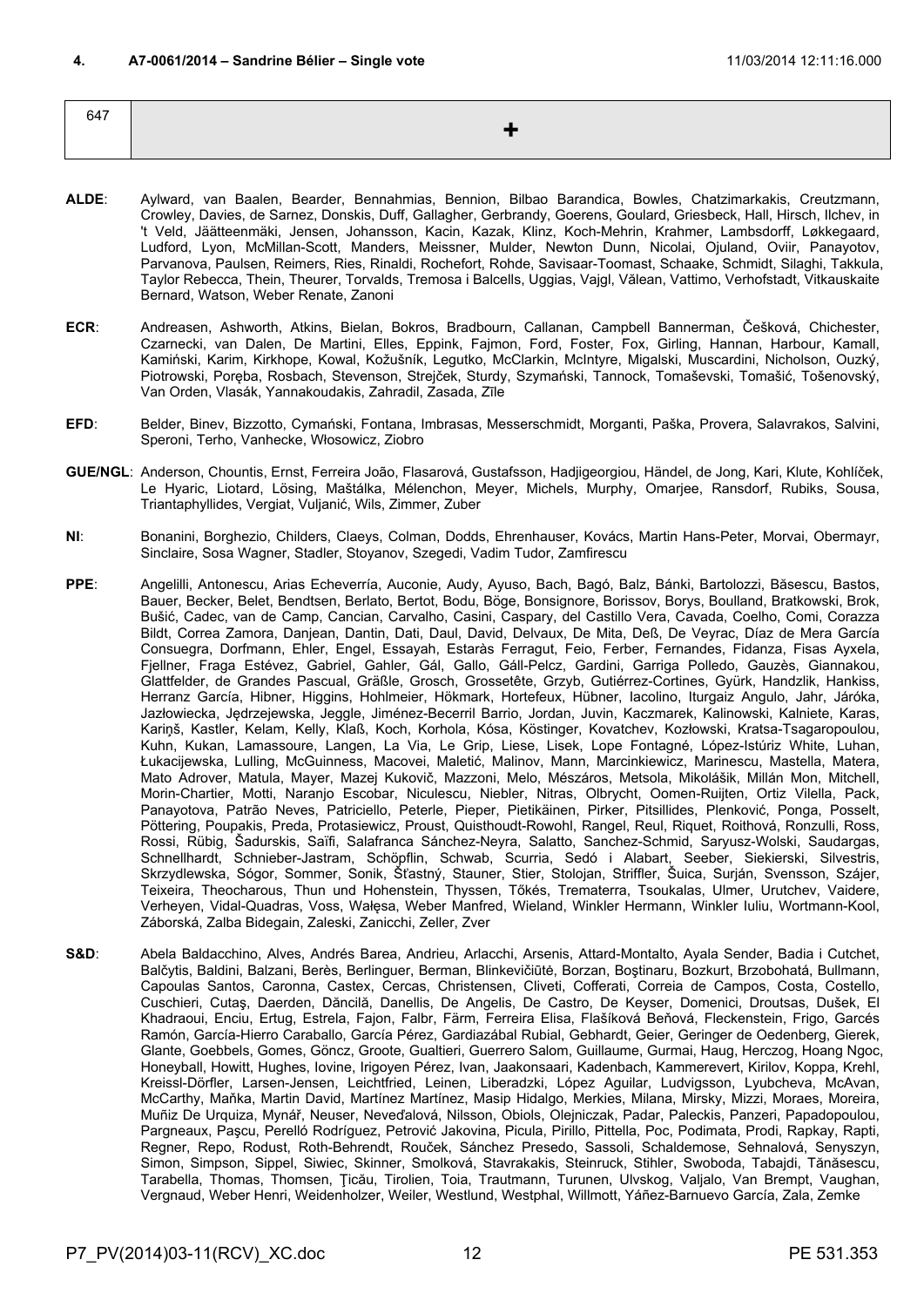**4. A7-0061/2014 – Sandrine Bélier – Single vote** 11/03/2014 12:11:16.000

| 647 | + |
|---|---|

**ALDE**: Aylward, van Baalen, Bearder, Bennahmias, Bennion, Bilbao Barandica, Bowles, Chatzimarkakis, Creutzmann, Crowley, Davies, de Sarnez, Donskis, Duff, Gallagher, Gerbrandy, Goerens, Goulard, Griesbeck, Hall, Hirsch, Ilchev, in 't Veld, Jäätteenmäki, Jensen, Johansson, Kacin, Kazak, Klinz, Koch-Mehrin, Krahmer, Lambsdorff, Løkkegaard, Ludford, Lyon, McMillan-Scott, Manders, Meissner, Mulder, Newton Dunn, Nicolai, Ojuland, Oviir, Panayotov, Parvanova, Paulsen, Reimers, Ries, Rinaldi, Rochefort, Rohde, Savisaar-Toomast, Schaake, Schmidt, Silaghi, Takkula, Taylor Rebecca, Thein, Theurer, Torvalds, Tremosa i Balcells, Uggias, Vajgl, Vălean, Vattimo, Verhofstadt, Vitkauskaite Bernard, Watson, Weber Renate, Zanoni

**ECR**: Andreasen, Ashworth, Atkins, Bielan, Bokros, Bradbourn, Callanan, Campbell Bannerman, Češková, Chichester, Czarnecki, van Dalen, De Martini, Elles, Eppink, Fajmon, Ford, Foster, Fox, Girling, Hannan, Harbour, Kamall, Kamiński, Karim, Kirkhope, Kowal, Kožušník, Legutko, McClarkin, McIntyre, Migalski, Muscardini, Nicholson, Ouzký, Piotrowski, Poręba, Rosbach, Stevenson, Strejček, Sturdy, Szymański, Tannock, Tomaševski, Tomašić, Tošenovský, Van Orden, Vlasák, Yannakoudakis, Zahradil, Zasada, Zīle

**EFD**: Belder, Binev, Bizzotto, Cymański, Fontana, Imbrasas, Messerschmidt, Morganti, Paška, Provera, Salavrakos, Salvini, Speroni, Terho, Vanhecke, Włosowicz, Ziobro

**GUE/NGL**: Anderson, Chountis, Ernst, Ferreira João, Flasarová, Gustafsson, Hadjigeorgiou, Händel, de Jong, Kari, Klute, Kohlíček, Le Hyaric, Liotard, Lösing, Maštálka, Mélenchon, Meyer, Michels, Murphy, Omarjee, Ransdorf, Rubiks, Sousa, Triantaphyllides, Vergiat, Vuljanić, Wils, Zimmer, Zuber

**NI**: Bonanini, Borghezio, Childers, Claeys, Colman, Dodds, Ehrenhauser, Kovács, Martin Hans-Peter, Morvai, Obermayr, Sinclaire, Sosa Wagner, Stadler, Stoyanov, Szegedi, Vadim Tudor, Zamfirescu

**PPE**: Angelilli, Antonescu, Arias Echeverría, Auconie, Audy, Ayuso, Bach, Bagó, Balz, Bánki, Bartolozzi, Băsescu, Bastos, Bauer, Becker, Belet, Bendtsen, Berlato, Bertot, Bodu, Böge, Bonsignore, Borissov, Borys, Boulland, Bratkowski, Brok, Bušić, Cadec, van de Camp, Cancian, Carvalho, Casini, Caspary, del Castillo Vera, Cavada, Coelho, Comi, Corazza Bildt, Correa Zamora, Danjean, Dantin, Dati, Daul, David, Delvaux, De Mita, Deß, De Veyrac, Díaz de Mera García Consuegra, Dorfmann, Ehler, Engel, Essayah, Estaràs Ferragut, Feio, Ferber, Fernandes, Fidanza, Fisas Ayxela, Fjellner, Fraga Estévez, Gabriel, Gahler, Gál, Gallo, Gáll-Pelcz, Gardini, Garriga Polledo, Gauzès, Giannakou, Glattfelder, de Grandes Pascual, Gräßle, Grosch, Grossetête, Grzyb, Gutiérrez-Cortines, Gyürk, Handzlik, Hankiss, Herranz García, Hibner, Higgins, Hohlmeier, Hökmark, Hortefeux, Hübner, Iacolino, Iturgaiz Angulo, Jahr, Járóka, Jazłowiecka, Jędrzejewska, Jeggle, Jiménez-Becerril Barrio, Jordan, Juvin, Kaczmarek, Kalinowski, Kalniete, Karas, Kariņš, Kastler, Kelam, Kelly, Klaß, Koch, Korhola, Kósa, Köstinger, Kovatchev, Kozłowski, Kratsa-Tsagaropoulou, Kuhn, Kukan, Lamassoure, Langen, La Via, Le Grip, Liese, Lisek, Lope Fontagné, López-Istúriz White, Luhan, Łukacijewska, Lulling, McGuinness, Macovei, Maletić, Malinov, Mann, Marcinkiewicz, Marinescu, Mastella, Matera, Mato Adrover, Matula, Mayer, Mazej Kukovič, Mazzoni, Melo, Mészáros, Metsola, Mikolášik, Millán Mon, Mitchell, Morin-Chartier, Motti, Naranjo Escobar, Niculescu, Niebler, Nitras, Olbrycht, Oomen-Ruijten, Ortiz Vilella, Pack, Panayotova, Patrão Neves, Patriciello, Peterle, Pieper, Pietikäinen, Pirker, Pitsillides, Plenković, Ponga, Posselt, Pöttering, Poupakis, Preda, Protasiewicz, Proust, Quisthoudt-Rowohl, Rangel, Reul, Riquet, Roithová, Ronzulli, Ross, Rossi, Rübig, Šadurskis, Saïfi, Salafranca Sánchez-Neyra, Salatto, Sanchez-Schmid, Saryusz-Wolski, Saudargas, Schnellhardt, Schnieber-Jastram, Schöpflin, Schwab, Scurria, Sedó i Alabart, Seeber, Siekierski, Silvestris, Skrzydlewska, Sógor, Sommer, Sonik, Šťastný, Stauner, Stier, Stolojan, Striffler, Šuica, Surján, Svensson, Szájer, Teixeira, Theocharous, Thun und Hohenstein, Thyssen, Tőkés, Trematerra, Tsoukalas, Ulmer, Urutchev, Vaidere, Verheyen, Vidal-Quadras, Voss, Wałęsa, Weber Manfred, Wieland, Winkler Hermann, Winkler Iuliu, Wortmann-Kool, Záborská, Zalba Bidegain, Zaleski, Zanicchi, Zeller, Zver

**S&D**: Abela Baldacchino, Alves, Andrés Barea, Andrieu, Arlacchi, Arsenis, Attard-Montalto, Ayala Sender, Badia i Cutchet, Balčytis, Baldini, Balzani, Berès, Berlinguer, Berman, Blinkevičiūtė, Borzan, Boştinaru, Bozkurt, Brzobohatá, Bullmann, Capoulas Santos, Caronna, Castex, Cercas, Christensen, Cliveti, Cofferati, Correia de Campos, Costa, Costello, Cuschieri, Cutaş, Daerden, Dăncilă, Danellis, De Angelis, De Castro, De Keyser, Domenici, Droutsas, Dušek, El Khadraoui, Enciu, Ertug, Estrela, Fajon, Falbr, Färm, Ferreira Elisa, Flašíková Beňová, Fleckenstein, Frigo, Garcés Ramón, García-Hierro Caraballo, García Pérez, Gardiazábal Rubial, Gebhardt, Geier, Geringer de Oedenberg, Gierek, Glante, Goebbels, Gomes, Göncz, Groote, Gualtieri, Guerrero Salom, Guillaume, Gurmai, Haug, Herczog, Hoang Ngoc, Honeyball, Howitt, Hughes, Iovine, Irigoyen Pérez, Ivan, Jaakonsaari, Kadenbach, Kammerevert, Kirilov, Koppa, Krehl, Kreissl-Dörfler, Larsen-Jensen, Leichtfried, Leinen, Liberadzki, López Aguilar, Ludvigsson, Lyubcheva, McAvan, McCarthy, Maňka, Martin David, Martínez Martínez, Masip Hidalgo, Merkies, Milana, Mirsky, Mizzi, Moraes, Moreira, Muñiz De Urquiza, Mynář, Neuser, Neveďalová, Nilsson, Obiols, Olejniczak, Padar, Paleckis, Panzeri, Papadopoulou, Pargneaux, Paşcu, Perelló Rodríguez, Petrović Jakovina, Picula, Pirillo, Pittella, Poc, Podimata, Prodi, Rapkay, Rapti, Regner, Repo, Rodust, Roth-Behrendt, Rouček, Sánchez Presedo, Sassoli, Schaldemose, Sehnalová, Senyszyn, Simon, Simpson, Sippel, Siwiec, Skinner, Smolková, Stavrakakis, Steinruck, Stihler, Swoboda, Tabajdi, Tănăsescu, Tarabella, Thomas, Thomsen, Ţicău, Tirolien, Toia, Trautmann, Turunen, Ulvskog, Valjalo, Van Brempt, Vaughan, Vergnaud, Weber Henri, Weidenholzer, Weiler, Westlund, Westphal, Willmott, Yáñez-Barnuevo García, Zala, Zemke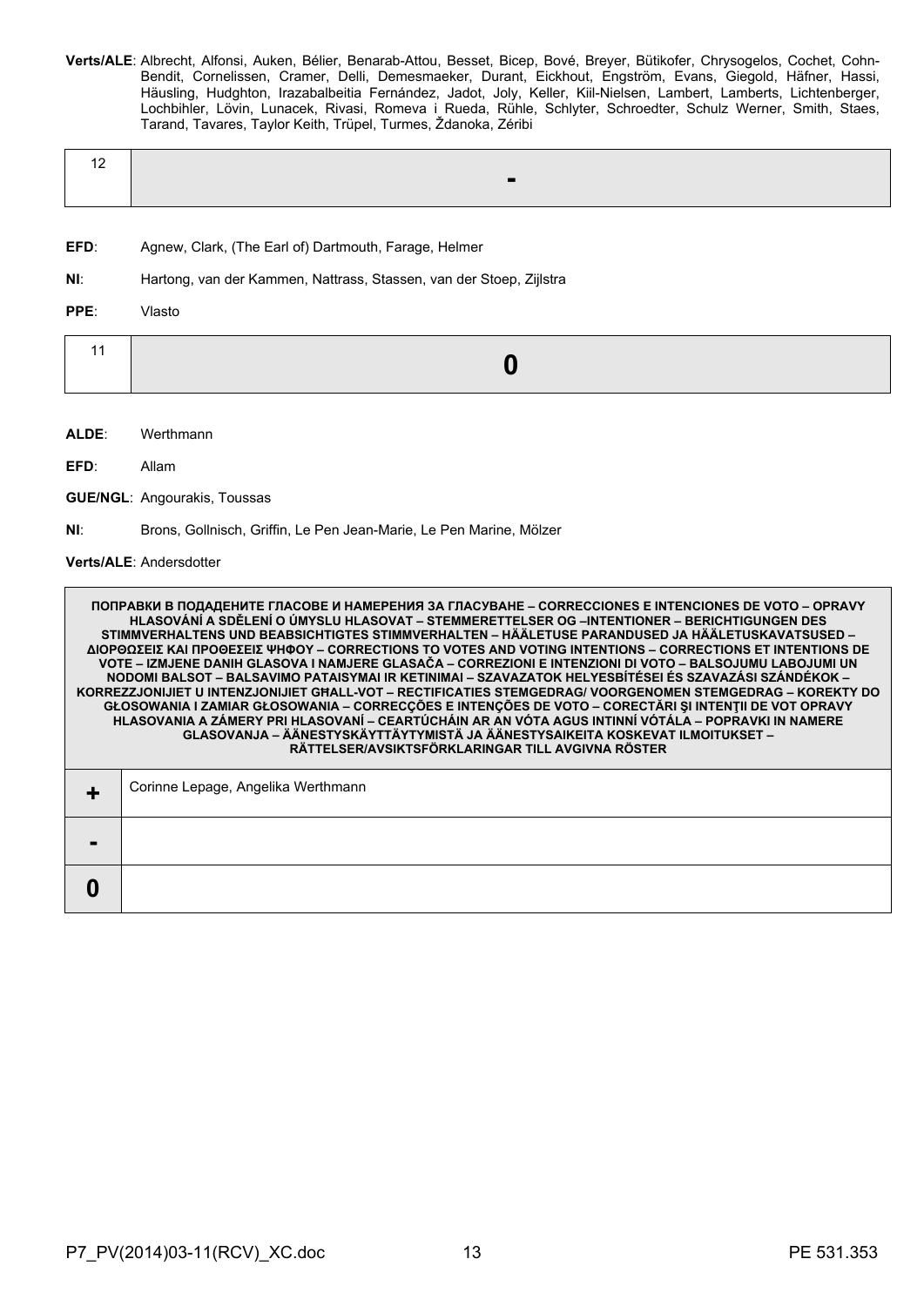**Verts/ALE**: Albrecht, Alfonsi, Auken, Bélier, Benarab-Attou, Besset, Bicep, Bové, Breyer, Bütikofer, Chrysogelos, Cochet, Cohn-Bendit, Cornelissen, Cramer, Delli, Demesmaeker, Durant, Eickhout, Engström, Evans, Giegold, Häfner, Hassi, Häusling, Hudghton, Irazabalbeitia Fernández, Jadot, Joly, Keller, Kiil-Nielsen, Lambert, Lamberts, Lichtenberger, Lochbihler, Lövin, Lunacek, Rivasi, Romeva i Rueda, Rühle, Schlyter, Schroedter, Schulz Werner, Smith, Staes, Tarand, Tavares, Taylor Keith, Trüpel, Turmes, Ždanoka, Zéribi

| 12 | - |
|---|---|

**EFD**: Agnew, Clark, (The Earl of) Dartmouth, Farage, Helmer

**NI**: Hartong, van der Kammen, Nattrass, Stassen, van der Stoep, Zijlstra

**PPE**: Vlasto

| 11 | 0 |
|---|---|

**ALDE**: Werthmann

**EFD**: Allam

**GUE/NGL**: Angourakis, Toussas

**NI**: Brons, Gollnisch, Griffin, Le Pen Jean-Marie, Le Pen Marine, Mölzer

**Verts/ALE**: Andersdotter

| ПОПРАВКИ В ПОДАДЕНИТЕ ГЛАСОВЕ И НАМЕРЕНИЯ ЗА ГЛАСУВАНЕ – CORRECCIONES E INTENCIONES DE VOTO – OPRAVY HLASOVÁNÍ A SDĚLENÍ O ÚMYSLU HLASOVAT – STEMMERETTELSER OG –INTENTIONER – BERICHTIGUNGEN DES STIMMVERHALTENS UND BEABSICHTIGTES STIMMVERHALTEN – HÄÄLETUSE PARANDUSED JA HÄÄLETUSKAVATSUSED – ΔΙΟΡΘΩΣΕΙΣ ΚΑΙ ΠΡΟΘΕΣΕΙΣ ΨΗΦΟΥ – CORRECTIONS TO VOTES AND VOTING INTENTIONS – CORRECTIONS ET INTENTIONS DE VOTE – IZMJENE DANIH GLASOVA I NAMJERE GLASAČA – CORREZIONI E INTENZIONI DI VOTO – BALSOJUMU LABOJUMI UN NODOMI BALSOT – BALSAVIMO PATAISYMAI IR KETINIMAI – SZAVAZATOK HELYESBÍTÉSEI ÉS SZAVAZÁSI SZÁNDÉKOK – KORREZZJONIJIET U INTENZJONIJIET GĦALL-VOT – RECTIFICATIES STEMGEDRAG/ VOORGENOMEN STEMGEDRAG – KOREKTY DO GŁOSOWANIA I ZAMIAR GŁOSOWANIA – CORRECÇÕES E INTENÇÕES DE VOTO – CORECTĂRI ŞI INTENŢII DE VOT OPRAVY HLASOVANIA A ZÁMERY PRI HLASOVANÍ – CEARTÚCHÁIN AR AN VÓTA AGUS INTINNÍ VÓTÁLA – POPRAVKI IN NAMERE GLASOVANJA – ÄÄNESTYSKÄYTTÄYTYMISTÄ JA ÄÄNESTYSAIKEITA KOSKEVAT ILMOITUKSET – RÄTTELSER/AVSIKTSFÖRKLARINGAR TILL AVGIVNA RÖSTER | |
|---|---|
| + | Corinne Lepage, Angelika Werthmann |
| - | |
| 0 | |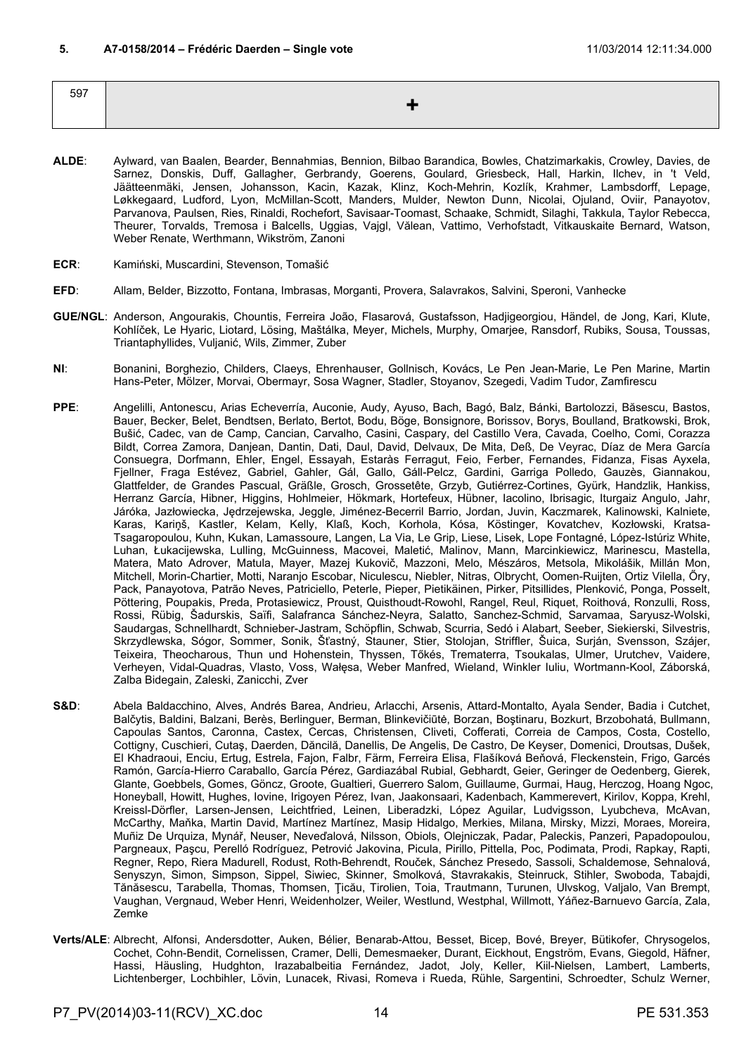**5. A7-0158/2014 – Frédéric Daerden – Single vote** 11/03/2014 12:11:34.000

| 597 | **+** |
|---|---|

**ALDE**: Aylward, van Baalen, Bearder, Bennahmias, Bennion, Bilbao Barandica, Bowles, Chatzimarkakis, Crowley, Davies, de Sarnez, Donskis, Duff, Gallagher, Gerbrandy, Goerens, Goulard, Griesbeck, Hall, Harkin, Ilchev, in 't Veld, Jäätteenmäki, Jensen, Johansson, Kacin, Kazak, Klinz, Koch-Mehrin, Kozlík, Krahmer, Lambsdorff, Lepage, Løkkegaard, Ludford, Lyon, McMillan-Scott, Manders, Mulder, Newton Dunn, Nicolai, Ojuland, Oviir, Panayotov, Parvanova, Paulsen, Ries, Rinaldi, Rochefort, Savisaar-Toomast, Schaake, Schmidt, Silaghi, Takkula, Taylor Rebecca, Theurer, Torvalds, Tremosa i Balcells, Uggias, Vajgl, Vălean, Vattimo, Verhofstadt, Vitkauskaite Bernard, Watson, Weber Renate, Werthmann, Wikström, Zanoni

**ECR**: Kamiński, Muscardini, Stevenson, Tomašić

**EFD**: Allam, Belder, Bizzotto, Fontana, Imbrasas, Morganti, Provera, Salavrakos, Salvini, Speroni, Vanhecke

**GUE/NGL**: Anderson, Angourakis, Chountis, Ferreira João, Flasarová, Gustafsson, Hadjigeorgiou, Händel, de Jong, Kari, Klute, Kohlíček, Le Hyaric, Liotard, Lösing, Maštálka, Meyer, Michels, Murphy, Omarjee, Ransdorf, Rubiks, Sousa, Toussas, Triantaphyllides, Vuljanić, Wils, Zimmer, Zuber

**NI**: Bonanini, Borghezio, Childers, Claeys, Ehrenhauser, Gollnisch, Kovács, Le Pen Jean-Marie, Le Pen Marine, Martin Hans-Peter, Mölzer, Morvai, Obermayr, Sosa Wagner, Stadler, Stoyanov, Szegedi, Vadim Tudor, Zamfirescu

**PPE**: Angelilli, Antonescu, Arias Echeverría, Auconie, Audy, Ayuso, Bach, Bagó, Balz, Bánki, Bartolozzi, Băsescu, Bastos, Bauer, Becker, Belet, Bendtsen, Berlato, Bertot, Bodu, Böge, Bonsignore, Borissov, Borys, Boulland, Bratkowski, Brok, Bušić, Cadec, van de Camp, Cancian, Carvalho, Casini, Caspary, del Castillo Vera, Cavada, Coelho, Comi, Corazza Bildt, Correa Zamora, Danjean, Dantin, Dati, Daul, David, Delvaux, De Mita, Deß, De Veyrac, Díaz de Mera García Consuegra, Dorfmann, Ehler, Engel, Essayah, Estaràs Ferragut, Feio, Ferber, Fernandes, Fidanza, Fisas Ayxela, Fjellner, Fraga Estévez, Gabriel, Gahler, Gál, Gallo, Gáll-Pelcz, Gardini, Garriga Polledo, Gauzès, Giannakou, Glattfelder, de Grandes Pascual, Gräßle, Grosch, Grossetête, Grzyb, Gutiérrez-Cortines, Gyürk, Handzlik, Hankiss, Herranz García, Hibner, Higgins, Hohlmeier, Hökmark, Hortefeux, Hübner, Iacolino, Ibrisagic, Iturgaiz Angulo, Jahr, Járóka, Jazłowiecka, Jędrzejewska, Jeggle, Jiménez-Becerril Barrio, Jordan, Juvin, Kaczmarek, Kalinowski, Kalniete, Karas, Kariņš, Kastler, Kelam, Kelly, Klaß, Koch, Korhola, Kósa, Köstinger, Kovatchev, Kozłowski, Kratsa-Tsagaropoulou, Kuhn, Kukan, Lamassoure, Langen, La Via, Le Grip, Liese, Lisek, Lope Fontagné, López-Istúriz White, Luhan, Łukacijewska, Lulling, McGuinness, Macovei, Maletić, Malinov, Mann, Marcinkiewicz, Marinescu, Mastella, Matera, Mato Adrover, Matula, Mayer, Mazej Kukovič, Mazzoni, Melo, Mészáros, Metsola, Mikolášik, Millán Mon, Mitchell, Morin-Chartier, Motti, Naranjo Escobar, Niculescu, Niebler, Nitras, Olbrycht, Oomen-Ruijten, Ortiz Vilella, Őry, Pack, Panayotova, Patrão Neves, Patriciello, Peterle, Pieper, Pietikäinen, Pirker, Pitsillides, Plenković, Ponga, Posselt, Pöttering, Poupakis, Preda, Protasiewicz, Proust, Quisthoudt-Rowohl, Rangel, Reul, Riquet, Roithová, Ronzulli, Ross, Rossi, Rübig, Šadurskis, Saïfi, Salafranca Sánchez-Neyra, Salatto, Sanchez-Schmid, Sarvamaa, Saryusz-Wolski, Saudargas, Schnellhardt, Schnieber-Jastram, Schöpflin, Schwab, Scurria, Sedó i Alabart, Seeber, Siekierski, Silvestris, Skrzydlewska, Sógor, Sommer, Sonik, Šťastný, Stauner, Stier, Stolojan, Striffler, Šuica, Surján, Svensson, Szájer, Teixeira, Theocharous, Thun und Hohenstein, Thyssen, Tőkés, Trematerra, Tsoukalas, Ulmer, Urutchev, Vaidere, Verheyen, Vidal-Quadras, Vlasto, Voss, Wałęsa, Weber Manfred, Wieland, Winkler Iuliu, Wortmann-Kool, Záborská, Zalba Bidegain, Zaleski, Zanicchi, Zver

**S&D**: Abela Baldacchino, Alves, Andrés Barea, Andrieu, Arlacchi, Arsenis, Attard-Montalto, Ayala Sender, Badia i Cutchet, Balčytis, Baldini, Balzani, Berès, Berlinguer, Berman, Blinkevičiūtė, Borzan, Boştinaru, Bozkurt, Brzobohatá, Bullmann, Capoulas Santos, Caronna, Castex, Cercas, Christensen, Cliveti, Cofferati, Correia de Campos, Costa, Costello, Cottigny, Cuschieri, Cutaş, Daerden, Dăncilă, Danellis, De Angelis, De Castro, De Keyser, Domenici, Droutsas, Dušek, El Khadraoui, Enciu, Ertug, Estrela, Fajon, Falbr, Färm, Ferreira Elisa, Flašíková Beňová, Fleckenstein, Frigo, Garcés Ramón, García-Hierro Caraballo, García Pérez, Gardiazábal Rubial, Gebhardt, Geier, Geringer de Oedenberg, Gierek, Glante, Goebbels, Gomes, Göncz, Groote, Gualtieri, Guerrero Salom, Guillaume, Gurmai, Haug, Herczog, Hoang Ngoc, Honeyball, Howitt, Hughes, Iovine, Irigoyen Pérez, Ivan, Jaakonsaari, Kadenbach, Kammerevert, Kirilov, Koppa, Krehl, Kreissl-Dörfler, Larsen-Jensen, Leichtfried, Leinen, Liberadzki, López Aguilar, Ludvigsson, Lyubcheva, McAvan, McCarthy, Maňka, Martin David, Martínez Martínez, Masip Hidalgo, Merkies, Milana, Mirsky, Mizzi, Moraes, Moreira, Muñiz De Urquiza, Mynář, Neuser, Neveďalová, Nilsson, Obiols, Olejniczak, Padar, Paleckis, Panzeri, Papadopoulou, Pargneaux, Paşcu, Perelló Rodríguez, Petrović Jakovina, Picula, Pirillo, Pittella, Poc, Podimata, Prodi, Rapkay, Rapti, Regner, Repo, Riera Madurell, Rodust, Roth-Behrendt, Rouček, Sánchez Presedo, Sassoli, Schaldemose, Sehnalová, Senyszyn, Simon, Simpson, Sippel, Siwiec, Skinner, Smolková, Stavrakakis, Steinruck, Stihler, Swoboda, Tabajdi, Tănăsescu, Tarabella, Thomas, Thomsen, Ţicău, Tirolien, Toia, Trautmann, Turunen, Ulvskog, Valjalo, Van Brempt, Vaughan, Vergnaud, Weber Henri, Weidenholzer, Weiler, Westlund, Westphal, Willmott, Yáñez-Barnuevo García, Zala, Zemke

**Verts/ALE**: Albrecht, Alfonsi, Andersdotter, Auken, Bélier, Benarab-Attou, Besset, Bicep, Bové, Breyer, Bütikofer, Chrysogelos, Cochet, Cohn-Bendit, Cornelissen, Cramer, Delli, Demesmaeker, Durant, Eickhout, Engström, Evans, Giegold, Häfner, Hassi, Häusling, Hudghton, Irazabalbeitia Fernández, Jadot, Joly, Keller, Kiil-Nielsen, Lambert, Lamberts, Lichtenberger, Lochbihler, Lövin, Lunacek, Rivasi, Romeva i Rueda, Rühle, Sargentini, Schroedter, Schulz Werner,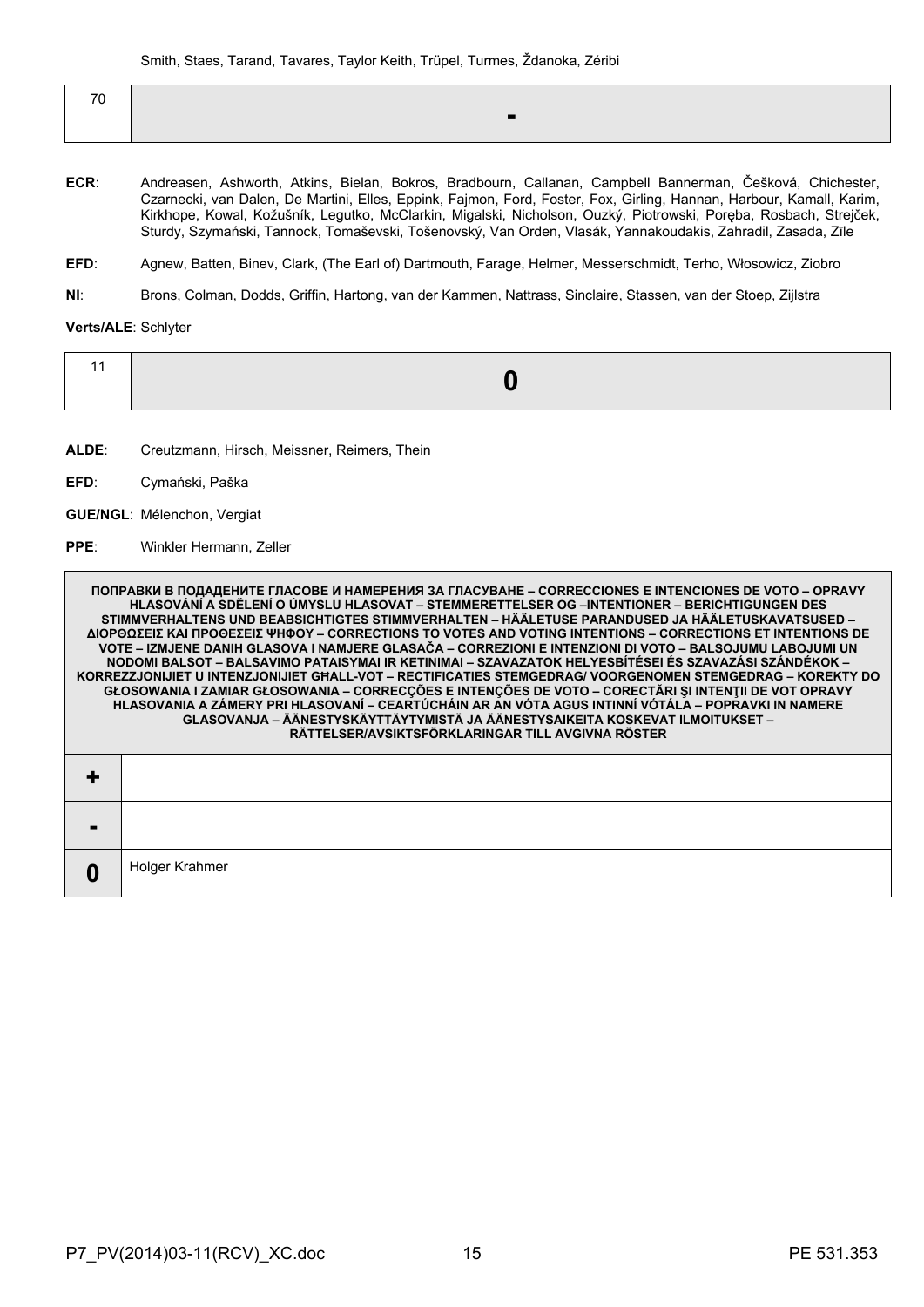Smith, Staes, Tarand, Tavares, Taylor Keith, Trüpel, Turmes, Ždanoka, Zéribi

| 70 | - |
|---|---|

**ECR**: Andreasen, Ashworth, Atkins, Bielan, Bokros, Bradbourn, Callanan, Campbell Bannerman, Češková, Chichester, Czarnecki, van Dalen, De Martini, Elles, Eppink, Fajmon, Ford, Foster, Fox, Girling, Hannan, Harbour, Kamall, Karim, Kirkhope, Kowal, Kožušník, Legutko, McClarkin, Migalski, Nicholson, Ouzký, Piotrowski, Poręba, Rosbach, Strejček, Sturdy, Szymański, Tannock, Tomaševski, Tošenovský, Van Orden, Vlasák, Yannakoudakis, Zahradil, Zasada, Zīle

**EFD**: Agnew, Batten, Binev, Clark, (The Earl of) Dartmouth, Farage, Helmer, Messerschmidt, Terho, Włosowicz, Ziobro

**NI**: Brons, Colman, Dodds, Griffin, Hartong, van der Kammen, Nattrass, Sinclaire, Stassen, van der Stoep, Zijlstra

**Verts/ALE**: Schlyter

| 11 | 0 |
|---|---|

**ALDE**: Creutzmann, Hirsch, Meissner, Reimers, Thein

**EFD**: Cymański, Paška

**GUE/NGL**: Mélenchon, Vergiat

**PPE**: Winkler Hermann, Zeller

| ПОПРАВКИ В ПОДАДЕНИТЕ ГЛАСОВЕ И НАМЕРЕНИЯ ЗА ГЛАСУВАНЕ – CORRECCIONES E INTENCIONES DE VOTO – OPRAVY HLASOVÁNÍ A SDĚLENÍ O ÚMYSLU HLASOVAT – STEMMERETTELSER OG –INTENTIONER – BERICHTIGUNGEN DES STIMMVERHALTENS UND BEABSICHTIGTES STIMMVERHALTEN – HÄÄLETUSE PARANDUSED JA HÄÄLETUSKAVATSUSED – ΔΙΟΡΘΩΣΕΙΣ ΚΑΙ ΠΡΟΘΕΣΕΙΣ ΨΗΦΟΥ – CORRECTIONS TO VOTES AND VOTING INTENTIONS – CORRECTIONS ET INTENTIONS DE VOTE – IZMJENE DANIH GLASOVA I NAMJERE GLASAČA – CORREZIONI E INTENZIONI DI VOTO – BALSOJUMU LABOJUMI UN NODOMI BALSOT – BALSAVIMO PATAISYMAI IR KETINIMAI – SZAVAZATOK HELYESBÍTÉSEI ÉS SZAVAZÁSI SZÁNDÉKOK – KORREZZJONIJIET U INTENZJONIJIET GĦALL-VOT – RECTIFICATIES STEMGEDRAG/ VOORGENOMEN STEMGEDRAG – KOREKTY DO GŁOSOWANIA I ZAMIAR GŁOSOWANIA – CORRECÇÕES E INTENÇÕES DE VOTO – CORECTĂRI ŞI INTENŢII DE VOT OPRAVY HLASOVANIA A ZÁMERY PRI HLASOVANÍ – CEARTÚCHÁIN AR AN VÓTA AGUS INTINNÍ VÓTÁLA – POPRAVKI IN NAMERE GLASOVANJA – ÄÄNESTYSKÄYTTÄYTYMISTÄ JA ÄÄNESTYSAIKEITA KOSKEVAT ILMOITUKSET – RÄTTELSER/AVSIKTSFÖRKLARINGAR TILL AVGIVNA RÖSTER | |
|---|---|
| + | |
| - | |
| 0 | Holger Krahmer |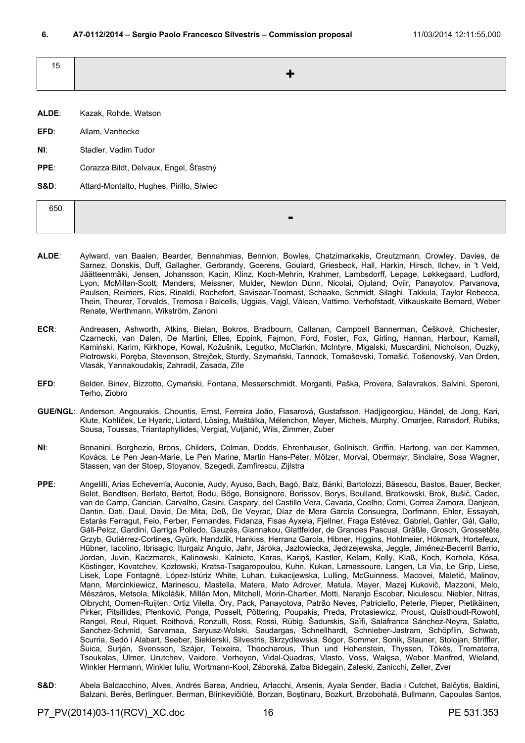**6. A7-0112/2014 – Sergio Paolo Francesco Silvestris – Commission proposal** 11/03/2014 12:11:55.000

| 15 | **+** |
|---|---|

**ALDE**: Kazak, Rohde, Watson

**EFD**: Allam, Vanhecke

**NI**: Stadler, Vadim Tudor

**PPE**: Corazza Bildt, Delvaux, Engel, Šťastný

**S&D**: Attard-Montalto, Hughes, Pirillo, Siwiec

| 650 | **-** |
|---|---|

**ALDE**: Aylward, van Baalen, Bearder, Bennahmias, Bennion, Bowles, Chatzimarkakis, Creutzmann, Crowley, Davies, de Sarnez, Donskis, Duff, Gallagher, Gerbrandy, Goerens, Goulard, Griesbeck, Hall, Harkin, Hirsch, Ilchev, in 't Veld, Jäätteenmäki, Jensen, Johansson, Kacin, Klinz, Koch-Mehrin, Krahmer, Lambsdorff, Lepage, Løkkegaard, Ludford, Lyon, McMillan-Scott, Manders, Meissner, Mulder, Newton Dunn, Nicolai, Ojuland, Oviir, Panayotov, Parvanova, Paulsen, Reimers, Ries, Rinaldi, Rochefort, Savisaar-Toomast, Schaake, Schmidt, Silaghi, Takkula, Taylor Rebecca, Thein, Theurer, Torvalds, Tremosa i Balcells, Uggias, Vajgl, Vălean, Vattimo, Verhofstadt, Vitkauskaite Bernard, Weber Renate, Werthmann, Wikström, Zanoni

**ECR**: Andreasen, Ashworth, Atkins, Bielan, Bokros, Bradbourn, Callanan, Campbell Bannerman, Češková, Chichester, Czarnecki, van Dalen, De Martini, Elles, Eppink, Fajmon, Ford, Foster, Fox, Girling, Hannan, Harbour, Kamall, Kamiński, Karim, Kirkhope, Kowal, Kožušník, Legutko, McClarkin, McIntyre, Migalski, Muscardini, Nicholson, Ouzký, Piotrowski, Poręba, Stevenson, Strejček, Sturdy, Szymański, Tannock, Tomaševski, Tomašić, Tošenovský, Van Orden, Vlasák, Yannakoudakis, Zahradil, Zasada, Zīle

**EFD**: Belder, Binev, Bizzotto, Cymański, Fontana, Messerschmidt, Morganti, Paška, Provera, Salavrakos, Salvini, Speroni, Terho, Ziobro

**GUE/NGL**: Anderson, Angourakis, Chountis, Ernst, Ferreira João, Flasarová, Gustafsson, Hadjigeorgiou, Händel, de Jong, Kari, Klute, Kohlíček, Le Hyaric, Liotard, Lösing, Maštálka, Mélenchon, Meyer, Michels, Murphy, Omarjee, Ransdorf, Rubiks, Sousa, Toussas, Triantaphyllides, Vergiat, Vuljanić, Wils, Zimmer, Zuber

**NI**: Bonanini, Borghezio, Brons, Childers, Colman, Dodds, Ehrenhauser, Gollnisch, Griffin, Hartong, van der Kammen, Kovács, Le Pen Jean-Marie, Le Pen Marine, Martin Hans-Peter, Mölzer, Morvai, Obermayr, Sinclaire, Sosa Wagner, Stassen, van der Stoep, Stoyanov, Szegedi, Zamfirescu, Zijlstra

**PPE**: Angelilli, Arias Echeverría, Auconie, Audy, Ayuso, Bach, Bagó, Balz, Bánki, Bartolozzi, Băsescu, Bastos, Bauer, Becker, Belet, Bendtsen, Berlato, Bertot, Bodu, Böge, Bonsignore, Borissov, Borys, Boulland, Bratkowski, Brok, Bušić, Cadec, van de Camp, Cancian, Carvalho, Casini, Caspary, del Castillo Vera, Cavada, Coelho, Comi, Correa Zamora, Danjean, Dantin, Dati, Daul, David, De Mita, Deß, De Veyrac, Díaz de Mera García Consuegra, Dorfmann, Ehler, Essayah, Estaràs Ferragut, Feio, Ferber, Fernandes, Fidanza, Fisas Ayxela, Fjellner, Fraga Estévez, Gabriel, Gahler, Gál, Gallo, Gáll-Pelcz, Gardini, Garriga Polledo, Gauzès, Giannakou, Glattfelder, de Grandes Pascual, Gräßle, Grosch, Grossetête, Grzyb, Gutiérrez-Cortines, Gyürk, Handzlik, Hankiss, Herranz García, Hibner, Higgins, Hohlmeier, Hökmark, Hortefeux, Hübner, Iacolino, Ibrisagic, Iturgaiz Angulo, Jahr, Járóka, Jazłowiecka, Jędrzejewska, Jeggle, Jiménez-Becerril Barrio, Jordan, Juvin, Kaczmarek, Kalinowski, Kalniete, Karas, Kariņš, Kastler, Kelam, Kelly, Klaß, Koch, Korhola, Kósa, Köstinger, Kovatchev, Kozłowski, Kratsa-Tsagaropoulou, Kuhn, Kukan, Lamassoure, Langen, La Via, Le Grip, Liese, Lisek, Lope Fontagné, López-Istúriz White, Luhan, Łukacijewska, Lulling, McGuinness, Macovei, Maletić, Malinov, Mann, Marcinkiewicz, Marinescu, Mastella, Matera, Mato Adrover, Matula, Mayer, Mazej Kukovič, Mazzoni, Melo, Mészáros, Metsola, Mikolášik, Millán Mon, Mitchell, Morin-Chartier, Motti, Naranjo Escobar, Niculescu, Niebler, Nitras, Olbrycht, Oomen-Ruijten, Ortiz Vilella, Őry, Pack, Panayotova, Patrão Neves, Patriciello, Peterle, Pieper, Pietikäinen, Pirker, Pitsillides, Plenković, Ponga, Posselt, Pöttering, Poupakis, Preda, Protasiewicz, Proust, Quisthoudt-Rowohl, Rangel, Reul, Riquet, Roithová, Ronzulli, Ross, Rossi, Rübig, Šadurskis, Saïfi, Salafranca Sánchez-Neyra, Salatto, Sanchez-Schmid, Sarvamaa, Saryusz-Wolski, Saudargas, Schnellhardt, Schnieber-Jastram, Schöpflin, Schwab, Scurria, Sedó i Alabart, Seeber, Siekierski, Silvestris, Skrzydlewska, Sógor, Sommer, Sonik, Stauner, Stolojan, Striffler, Šuica, Surján, Svensson, Szájer, Teixeira, Theocharous, Thun und Hohenstein, Thyssen, Tőkés, Trematerra, Tsoukalas, Ulmer, Urutchev, Vaidere, Verheyen, Vidal-Quadras, Vlasto, Voss, Wałęsa, Weber Manfred, Wieland, Winkler Hermann, Winkler Iuliu, Wortmann-Kool, Záborská, Zalba Bidegain, Zaleski, Zanicchi, Zeller, Zver

**S&D**: Abela Baldacchino, Alves, Andrés Barea, Andrieu, Arlacchi, Arsenis, Ayala Sender, Badia i Cutchet, Balčytis, Baldini, Balzani, Berès, Berlinguer, Berman, Blinkevičiūtė, Borzan, Boştinaru, Bozkurt, Brzobohatá, Bullmann, Capoulas Santos,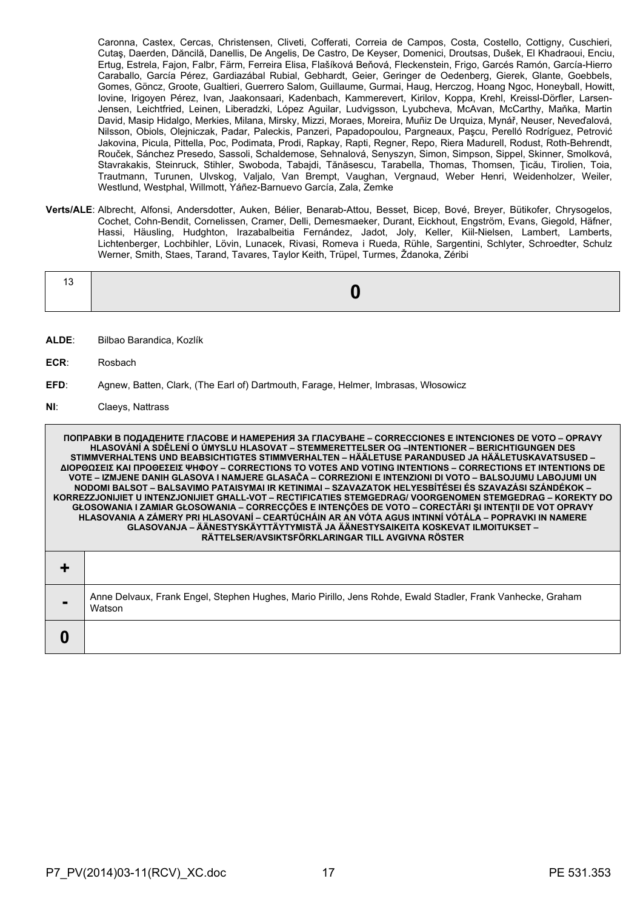Caronna, Castex, Cercas, Christensen, Cliveti, Cofferati, Correia de Campos, Costa, Costello, Cottigny, Cuschieri, Cutaş, Daerden, Dăncilă, Danellis, De Angelis, De Castro, De Keyser, Domenici, Droutsas, Dušek, El Khadraoui, Enciu, Ertug, Estrela, Fajon, Falbr, Färm, Ferreira Elisa, Flašíková Beňová, Fleckenstein, Frigo, Garcés Ramón, García-Hierro Caraballo, García Pérez, Gardiazábal Rubial, Gebhardt, Geier, Geringer de Oedenberg, Gierek, Glante, Goebbels, Gomes, Göncz, Groote, Gualtieri, Guerrero Salom, Guillaume, Gurmai, Haug, Herczog, Hoang Ngoc, Honeyball, Howitt, Iovine, Irigoyen Pérez, Ivan, Jaakonsaari, Kadenbach, Kammerevert, Kirilov, Koppa, Krehl, Kreissl-Dörfler, Larsen-Jensen, Leichtfried, Leinen, Liberadzki, López Aguilar, Ludvigsson, Lyubcheva, McAvan, McCarthy, Maňka, Martin David, Masip Hidalgo, Merkies, Milana, Mirsky, Mizzi, Moraes, Moreira, Muñiz De Urquiza, Mynář, Neuser, Neveďalová, Nilsson, Obiols, Olejniczak, Padar, Paleckis, Panzeri, Papadopoulou, Pargneaux, Paşcu, Perelló Rodríguez, Petrović Jakovina, Picula, Pittella, Poc, Podimata, Prodi, Rapkay, Rapti, Regner, Repo, Riera Madurell, Rodust, Roth-Behrendt, Rouček, Sánchez Presedo, Sassoli, Schaldemose, Sehnalová, Senyszyn, Simon, Simpson, Sippel, Skinner, Smolková, Stavrakakis, Steinruck, Stihler, Swoboda, Tabajdi, Tănăsescu, Tarabella, Thomas, Thomsen, Ţicău, Tirolien, Toia, Trautmann, Turunen, Ulvskog, Valjalo, Van Brempt, Vaughan, Vergnaud, Weber Henri, Weidenholzer, Weiler, Westlund, Westphal, Willmott, Yáñez-Barnuevo García, Zala, Zemke

**Verts/ALE**: Albrecht, Alfonsi, Andersdotter, Auken, Bélier, Benarab-Attou, Besset, Bicep, Bové, Breyer, Bütikofer, Chrysogelos, Cochet, Cohn-Bendit, Cornelissen, Cramer, Delli, Demesmaeker, Durant, Eickhout, Engström, Evans, Giegold, Häfner, Hassi, Häusling, Hudghton, Irazabalbeitia Fernández, Jadot, Joly, Keller, Kiil-Nielsen, Lambert, Lamberts, Lichtenberger, Lochbihler, Lövin, Lunacek, Rivasi, Romeva i Rueda, Rühle, Sargentini, Schlyter, Schroedter, Schulz Werner, Smith, Staes, Tarand, Tavares, Taylor Keith, Trüpel, Turmes, Ždanoka, Zéribi

| 13 | **0** |
|---|---|

**ALDE**: Bilbao Barandica, Kozlík

**ECR**: Rosbach

**EFD**: Agnew, Batten, Clark, (The Earl of) Dartmouth, Farage, Helmer, Imbrasas, Włosowicz

**NI**: Claeys, Nattrass

| ПОПРАВКИ В ПОДАДЕНИТЕ ГЛАСОВЕ И НАМЕРЕНИЯ ЗА ГЛАСУВАНЕ – CORRECCIONES E INTENCIONES DE VOTO – OPRAVY HLASOVÁNÍ A SDĚLENÍ O ÚMYSLU HLASOVAT – STEMMERETTELSER OG –INTENTIONER – BERICHTIGUNGEN DES STIMMVERHALTENS UND BEABSICHTIGTES STIMMVERHALTEN – HÄÄLETUSE PARANDUSED JA HÄÄLETUSKAVATSUSED – ΔΙΟΡΘΩΣΕΙΣ ΚΑΙ ΠΡΟΘΕΣΕΙΣ ΨΗΦΟΥ – CORRECTIONS TO VOTES AND VOTING INTENTIONS – CORRECTIONS ET INTENTIONS DE VOTE – IZMJENE DANIH GLASOVA I NAMJERE GLASAČA – CORREZIONI E INTENZIONI DI VOTO – BALSOJUMU LABOJUMI UN NODOMI BALSOT – BALSAVIMO PATAISYMAI IR KETINIMAI – SZAVAZATOK HELYESBÍTÉSEI ÉS SZAVAZÁSI SZÁNDÉKOK – KORREZZJONIJIET U INTENZJONIJIET GĦALL-VOT – RECTIFICATIES STEMGEDRAG/ VOORGENOMEN STEMGEDRAG – KOREKTY DO GŁOSOWANIA I ZAMIAR GŁOSOWANIA – CORRECÇÕES E INTENÇÕES DE VOTO – CORECTĂRI ŞI INTENŢII DE VOT OPRAVY HLASOVANIA A ZÁMERY PRI HLASOVANÍ – CEARTÚCHÁIN AR AN VÓTA AGUS INTINNÍ VÓTÁLA – POPRAVKI IN NAMERE GLASOVANJA – ÄÄNESTYSKÄYTTÄYTYMISTÄ JA ÄÄNESTYSAIKEITA KOSKEVAT ILMOITUKSET – RÄTTELSER/AVSIKTSFÖRKLARINGAR TILL AVGIVNA RÖSTER | |
|---|---|
| **+** | |
| **-** | Anne Delvaux, Frank Engel, Stephen Hughes, Mario Pirillo, Jens Rohde, Ewald Stadler, Frank Vanhecke, Graham Watson |
| **0** | |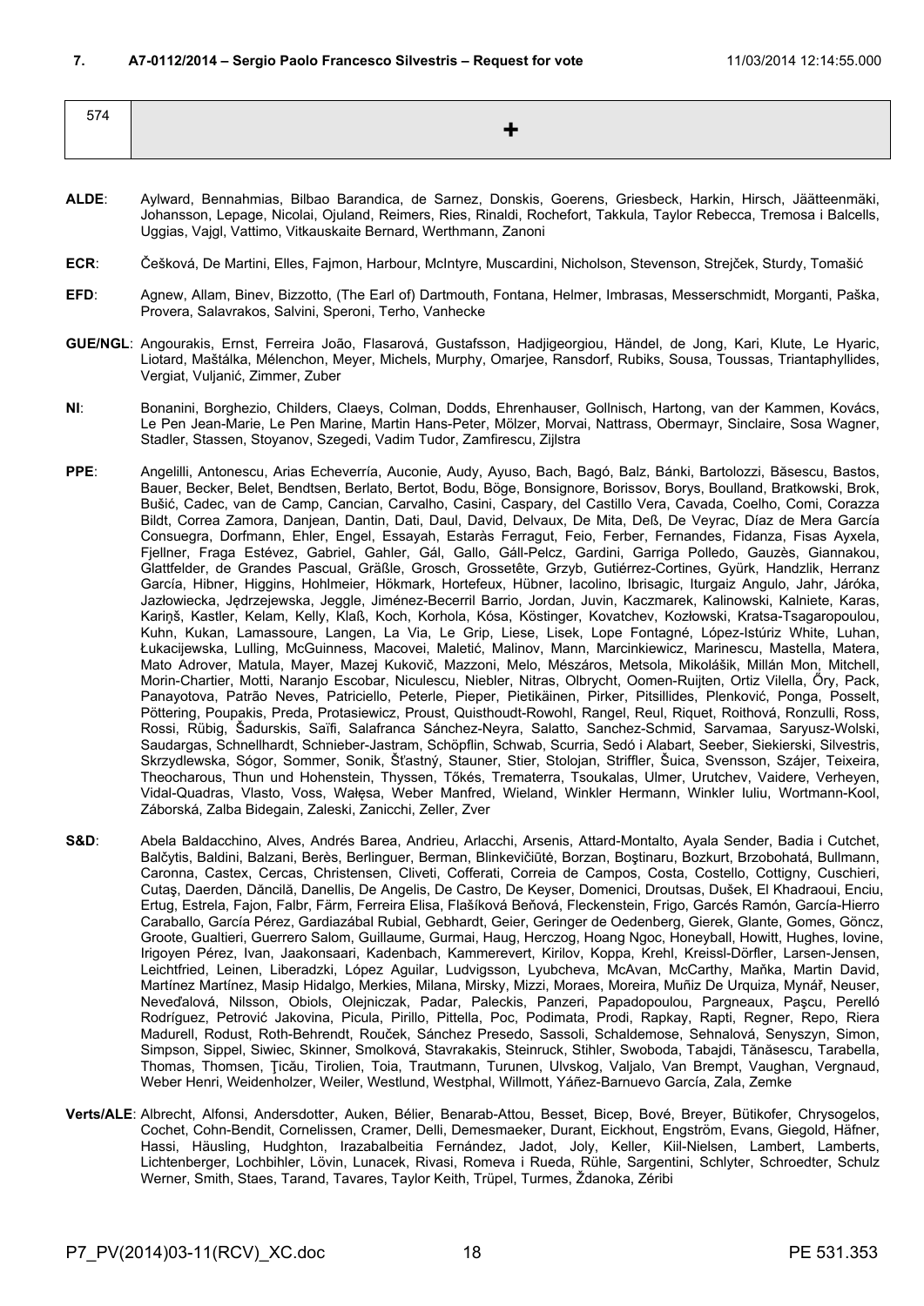**7. A7-0112/2014 – Sergio Paolo Francesco Silvestris – Request for vote** 11/03/2014 12:14:55.000

| 574 | + |
|---|---|

**ALDE**: Aylward, Bennahmias, Bilbao Barandica, de Sarnez, Donskis, Goerens, Griesbeck, Harkin, Hirsch, Jäätteenmäki, Johansson, Lepage, Nicolai, Ojuland, Reimers, Ries, Rinaldi, Rochefort, Takkula, Taylor Rebecca, Tremosa i Balcells, Uggias, Vajgl, Vattimo, Vitkauskaite Bernard, Werthmann, Zanoni

**ECR**: Češková, De Martini, Elles, Fajmon, Harbour, McIntyre, Muscardini, Nicholson, Stevenson, Strejček, Sturdy, Tomašić

**EFD**: Agnew, Allam, Binev, Bizzotto, (The Earl of) Dartmouth, Fontana, Helmer, Imbrasas, Messerschmidt, Morganti, Paška, Provera, Salavrakos, Salvini, Speroni, Terho, Vanhecke

**GUE/NGL**: Angourakis, Ernst, Ferreira João, Flasarová, Gustafsson, Hadjigeorgiou, Händel, de Jong, Kari, Klute, Le Hyaric, Liotard, Maštálka, Mélenchon, Meyer, Michels, Murphy, Omarjee, Ransdorf, Rubiks, Sousa, Toussas, Triantaphyllides, Vergiat, Vuljanić, Zimmer, Zuber

**NI**: Bonanini, Borghezio, Childers, Claeys, Colman, Dodds, Ehrenhauser, Gollnisch, Hartong, van der Kammen, Kovács, Le Pen Jean-Marie, Le Pen Marine, Martin Hans-Peter, Mölzer, Morvai, Nattrass, Obermayr, Sinclaire, Sosa Wagner, Stadler, Stassen, Stoyanov, Szegedi, Vadim Tudor, Zamfirescu, Zijlstra

**PPE**: Angelilli, Antonescu, Arias Echeverría, Auconie, Audy, Ayuso, Bach, Bagó, Balz, Bánki, Bartolozzi, Băsescu, Bastos, Bauer, Becker, Belet, Bendtsen, Berlato, Bertot, Bodu, Böge, Bonsignore, Borissov, Borys, Boulland, Bratkowski, Brok, Bušić, Cadec, van de Camp, Cancian, Carvalho, Casini, Caspary, del Castillo Vera, Cavada, Coelho, Comi, Corazza Bildt, Correa Zamora, Danjean, Dantin, Dati, Daul, David, Delvaux, De Mita, Deß, De Veyrac, Díaz de Mera García Consuegra, Dorfmann, Ehler, Engel, Essayah, Estaràs Ferragut, Feio, Ferber, Fernandes, Fidanza, Fisas Ayxela, Fjellner, Fraga Estévez, Gabriel, Gahler, Gál, Gallo, Gáll-Pelcz, Gardini, Garriga Polledo, Gauzès, Giannakou, Glattfelder, de Grandes Pascual, Gräßle, Grosch, Grossetête, Grzyb, Gutiérrez-Cortines, Gyürk, Handzlik, Herranz García, Hibner, Higgins, Hohlmeier, Hökmark, Hortefeux, Hübner, Iacolino, Ibrisagic, Iturgaiz Angulo, Jahr, Járóka, Jazłowiecka, Jędrzejewska, Jeggle, Jiménez-Becerril Barrio, Jordan, Juvin, Kaczmarek, Kalinowski, Kalniete, Karas, Kariņš, Kastler, Kelam, Kelly, Klaß, Koch, Korhola, Kósa, Köstinger, Kovatchev, Kozłowski, Kratsa-Tsagaropoulou, Kuhn, Kukan, Lamassoure, Langen, La Via, Le Grip, Liese, Lisek, Lope Fontagné, López-Istúriz White, Luhan, Łukacijewska, Lulling, McGuinness, Macovei, Maletić, Malinov, Mann, Marcinkiewicz, Marinescu, Mastella, Matera, Mato Adrover, Matula, Mayer, Mazej Kukovič, Mazzoni, Melo, Mészáros, Metsola, Mikolášik, Millán Mon, Mitchell, Morin-Chartier, Motti, Naranjo Escobar, Niculescu, Niebler, Nitras, Olbrycht, Oomen-Ruijten, Ortiz Vilella, Őry, Pack, Panayotova, Patrão Neves, Patriciello, Peterle, Pieper, Pietikäinen, Pirker, Pitsillides, Plenković, Ponga, Posselt, Pöttering, Poupakis, Preda, Protasiewicz, Proust, Quisthoudt-Rowohl, Rangel, Reul, Riquet, Roithová, Ronzulli, Ross, Rossi, Rübig, Šadurskis, Saïfi, Salafranca Sánchez-Neyra, Salatto, Sanchez-Schmid, Sarvamaa, Saryusz-Wolski, Saudargas, Schnellhardt, Schnieber-Jastram, Schöpflin, Schwab, Scurria, Sedó i Alabart, Seeber, Siekierski, Silvestris, Skrzydlewska, Sógor, Sommer, Sonik, Šťastný, Stauner, Stier, Stolojan, Striffler, Šuica, Svensson, Szájer, Teixeira, Theocharous, Thun und Hohenstein, Thyssen, Tőkés, Trematerra, Tsoukalas, Ulmer, Urutchev, Vaidere, Verheyen, Vidal-Quadras, Vlasto, Voss, Wałęsa, Weber Manfred, Wieland, Winkler Hermann, Winkler Iuliu, Wortmann-Kool, Záborská, Zalba Bidegain, Zaleski, Zanicchi, Zeller, Zver

**S&D**: Abela Baldacchino, Alves, Andrés Barea, Andrieu, Arlacchi, Arsenis, Attard-Montalto, Ayala Sender, Badia i Cutchet, Balčytis, Baldini, Balzani, Berès, Berlinguer, Berman, Blinkevičiūtė, Borzan, Boştinaru, Bozkurt, Brzobohatá, Bullmann, Caronna, Castex, Cercas, Christensen, Cliveti, Cofferati, Correia de Campos, Costa, Costello, Cottigny, Cuschieri, Cutaş, Daerden, Dăncilă, Danellis, De Angelis, De Castro, De Keyser, Domenici, Droutsas, Dušek, El Khadraoui, Enciu, Ertug, Estrela, Fajon, Falbr, Färm, Ferreira Elisa, Flašíková Beňová, Fleckenstein, Frigo, Garcés Ramón, García-Hierro Caraballo, García Pérez, Gardiazábal Rubial, Gebhardt, Geier, Geringer de Oedenberg, Gierek, Glante, Gomes, Göncz, Groote, Gualtieri, Guerrero Salom, Guillaume, Gurmai, Haug, Herczog, Hoang Ngoc, Honeyball, Howitt, Hughes, Iovine, Irigoyen Pérez, Ivan, Jaakonsaari, Kadenbach, Kammerevert, Kirilov, Koppa, Krehl, Kreissl-Dörfler, Larsen-Jensen, Leichtfried, Leinen, Liberadzki, López Aguilar, Ludvigsson, Lyubcheva, McAvan, McCarthy, Maňka, Martin David, Martínez Martínez, Masip Hidalgo, Merkies, Milana, Mirsky, Mizzi, Moraes, Moreira, Muñiz De Urquiza, Mynář, Neuser, Neveďalová, Nilsson, Obiols, Olejniczak, Padar, Paleckis, Panzeri, Papadopoulou, Pargneaux, Paşcu, Perelló Rodríguez, Petrović Jakovina, Picula, Pirillo, Pittella, Poc, Podimata, Prodi, Rapkay, Rapti, Regner, Repo, Riera Madurell, Rodust, Roth-Behrendt, Rouček, Sánchez Presedo, Sassoli, Schaldemose, Sehnalová, Senyszyn, Simon, Simpson, Sippel, Siwiec, Skinner, Smolková, Stavrakakis, Steinruck, Stihler, Swoboda, Tabajdi, Tănăsescu, Tarabella, Thomas, Thomsen, Ţicău, Tirolien, Toia, Trautmann, Turunen, Ulvskog, Valjalo, Van Brempt, Vaughan, Vergnaud, Weber Henri, Weidenholzer, Weiler, Westlund, Westphal, Willmott, Yáñez-Barnuevo García, Zala, Zemke

**Verts/ALE**: Albrecht, Alfonsi, Andersdotter, Auken, Bélier, Benarab-Attou, Besset, Bicep, Bové, Breyer, Bütikofer, Chrysogelos, Cochet, Cohn-Bendit, Cornelissen, Cramer, Delli, Demesmaeker, Durant, Eickhout, Engström, Evans, Giegold, Häfner, Hassi, Häusling, Hudghton, Irazabalbeitia Fernández, Jadot, Joly, Keller, Kiil-Nielsen, Lambert, Lamberts, Lichtenberger, Lochbihler, Lövin, Lunacek, Rivasi, Romeva i Rueda, Rühle, Sargentini, Schlyter, Schroedter, Schulz Werner, Smith, Staes, Tarand, Tavares, Taylor Keith, Trüpel, Turmes, Ždanoka, Zéribi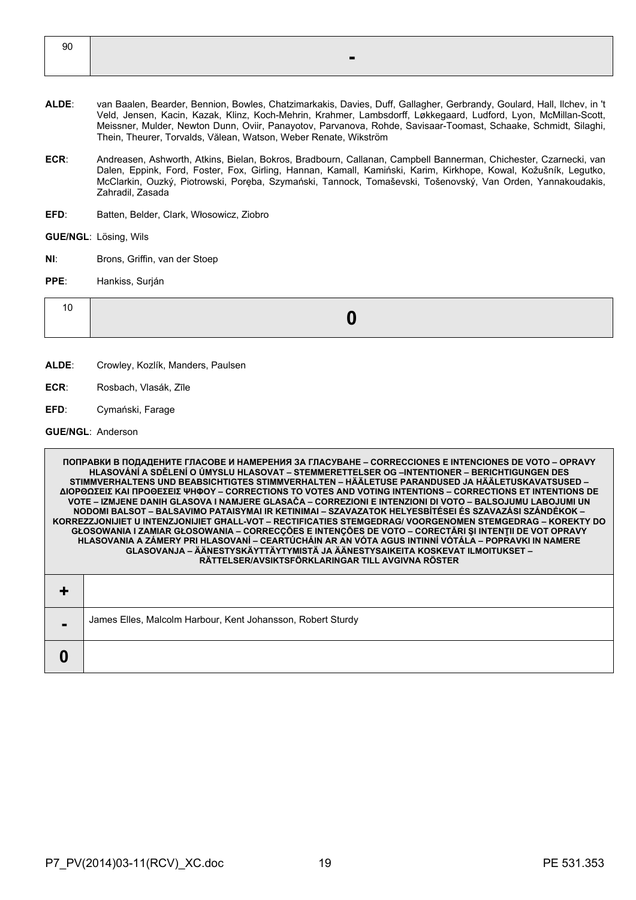| 90 | - |
|---|---|

**ALDE**: van Baalen, Bearder, Bennion, Bowles, Chatzimarkakis, Davies, Duff, Gallagher, Gerbrandy, Goulard, Hall, Ilchev, in 't Veld, Jensen, Kacin, Kazak, Klinz, Koch-Mehrin, Krahmer, Lambsdorff, Løkkegaard, Ludford, Lyon, McMillan-Scott, Meissner, Mulder, Newton Dunn, Oviir, Panayotov, Parvanova, Rohde, Savisaar-Toomast, Schaake, Schmidt, Silaghi, Thein, Theurer, Torvalds, Vălean, Watson, Weber Renate, Wikström

**ECR**: Andreasen, Ashworth, Atkins, Bielan, Bokros, Bradbourn, Callanan, Campbell Bannerman, Chichester, Czarnecki, van Dalen, Eppink, Ford, Foster, Fox, Girling, Hannan, Kamall, Kamiński, Karim, Kirkhope, Kowal, Kožušník, Legutko, McClarkin, Ouzký, Piotrowski, Poręba, Szymański, Tannock, Tomaševski, Tošenovský, Van Orden, Yannakoudakis, Zahradil, Zasada

**EFD**: Batten, Belder, Clark, Włosowicz, Ziobro

**GUE/NGL**: Lösing, Wils

**NI**: Brons, Griffin, van der Stoep

**PPE**: Hankiss, Surján

| 10 | 0 |
|---|---|

**ALDE**: Crowley, Kozlík, Manders, Paulsen

**ECR**: Rosbach, Vlasák, Zīle

**EFD**: Cymański, Farage

**GUE/NGL**: Anderson

| ПОПРАВКИ В ПОДАДЕНИТЕ ГЛАСОВЕ И НАМЕРЕНИЯ ЗА ГЛАСУВАНЕ – CORRECCIONES E INTENCIONES DE VOTO – OPRAVY HLASOVÁNÍ A SDĚLENÍ O ÚMYSLU HLASOVAT – STEMMERETTELSER OG –INTENTIONER – BERICHTIGUNGEN DES STIMMVERHALTENS UND BEABSICHTIGTES STIMMVERHALTEN – HÄÄLETUSE PARANDUSED JA HÄÄLETUSKAVATSUSED – ΔΙΟΡΘΩΣΕΙΣ ΚΑΙ ΠΡΟΘΕΣΕΙΣ ΨΗΦΟΥ – CORRECTIONS TO VOTES AND VOTING INTENTIONS – CORRECTIONS ET INTENTIONS DE VOTE – IZMJENE DANIH GLASOVA I NAMJERE GLASAČA – CORREZIONI E INTENZIONI DI VOTO – BALSOJUMU LABOJUMI UN NODOMI BALSOT – BALSAVIMO PATAISYMAI IR KETINIMAI – SZAVAZATOK HELYESBÍTÉSEI ÉS SZAVAZÁSI SZÁNDÉKOK – KORREZZJONIJIET U INTENZJONIJIET GĦALL-VOT – RECTIFICATIES STEMGEDRAG/ VOORGENOMEN STEMGEDRAG – KOREKTY DO GŁOSOWANIA I ZAMIAR GŁOSOWANIA – CORRECÇÕES E INTENÇÕES DE VOTO – CORECTĂRI ŞI INTENŢII DE VOT OPRAVY HLASOVANIA A ZÁMERY PRI HLASOVANÍ – CEARTÚCHÁIN AR AN VÓTA AGUS INTINNÍ VÓTÁLA – POPRAVKI IN NAMERE GLASOVANJA – ÄÄNESTYSKÄYTTÄYTYMISTÄ JA ÄÄNESTYSAIKEITA KOSKEVAT ILMOITUKSET – RÄTTELSER/AVSIKTSFÖRKLARINGAR TILL AVGIVNA RÖSTER | |
|---|---|
| + | |
| - | James Elles, Malcolm Harbour, Kent Johansson, Robert Sturdy |
| 0 | |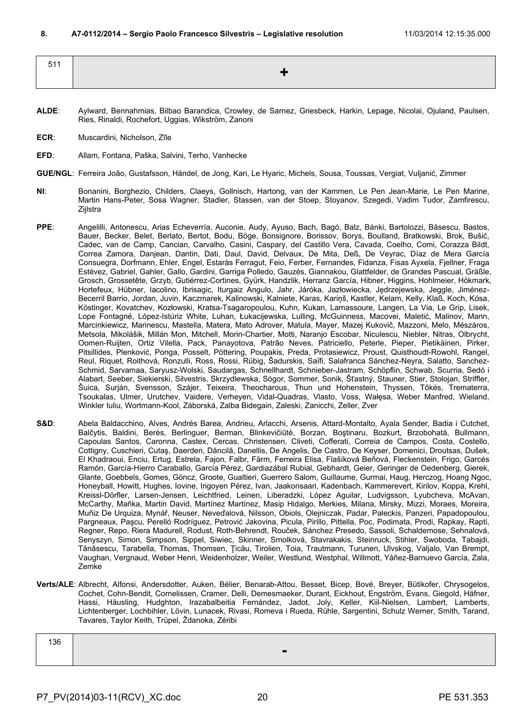**8. A7-0112/2014 – Sergio Paolo Francesco Silvestris – Legislative resolution** 11/03/2014 12:15:35.000

| 511 | + |
|---|---|

**ALDE**: Aylward, Bennahmias, Bilbao Barandica, Crowley, de Sarnez, Griesbeck, Harkin, Lepage, Nicolai, Ojuland, Paulsen, Ries, Rinaldi, Rochefort, Uggias, Wikström, Zanoni

**ECR**: Muscardini, Nicholson, Zīle

**EFD**: Allam, Fontana, Paška, Salvini, Terho, Vanhecke

**GUE/NGL**: Ferreira João, Gustafsson, Händel, de Jong, Kari, Le Hyaric, Michels, Sousa, Toussas, Vergiat, Vuljanić, Zimmer

**NI**: Bonanini, Borghezio, Childers, Claeys, Gollnisch, Hartong, van der Kammen, Le Pen Jean-Marie, Le Pen Marine, Martin Hans-Peter, Sosa Wagner, Stadler, Stassen, van der Stoep, Stoyanov, Szegedi, Vadim Tudor, Zamfirescu, Zijlstra

**PPE**: Angelilli, Antonescu, Arias Echeverría, Auconie, Audy, Ayuso, Bach, Bagó, Balz, Bánki, Bartolozzi, Băsescu, Bastos, Bauer, Becker, Belet, Berlato, Bertot, Bodu, Böge, Bonsignore, Borissov, Borys, Boulland, Bratkowski, Brok, Bušić, Cadec, van de Camp, Cancian, Carvalho, Casini, Caspary, del Castillo Vera, Cavada, Coelho, Comi, Corazza Bildt, Correa Zamora, Danjean, Dantin, Dati, Daul, David, Delvaux, De Mita, Deß, De Veyrac, Díaz de Mera García Consuegra, Dorfmann, Ehler, Engel, Estaràs Ferragut, Feio, Ferber, Fernandes, Fidanza, Fisas Ayxela, Fjellner, Fraga Estévez, Gabriel, Gahler, Gallo, Gardini, Garriga Polledo, Gauzès, Giannakou, Glattfelder, de Grandes Pascual, Gräßle, Grosch, Grossetête, Grzyb, Gutiérrez-Cortines, Gyürk, Handzlik, Herranz García, Hibner, Higgins, Hohlmeier, Hökmark, Hortefeux, Hübner, Iacolino, Ibrisagic, Iturgaiz Angulo, Jahr, Járóka, Jazłowiecka, Jędrzejewska, Jeggle, Jiménez-Becerril Barrio, Jordan, Juvin, Kaczmarek, Kalinowski, Kalniete, Karas, Kariņš, Kastler, Kelam, Kelly, Klaß, Koch, Kósa, Köstinger, Kovatchev, Kozłowski, Kratsa-Tsagaropoulou, Kuhn, Kukan, Lamassoure, Langen, La Via, Le Grip, Lisek, Lope Fontagné, López-Istúriz White, Luhan, Łukacijewska, Lulling, McGuinness, Macovei, Maletić, Malinov, Mann, Marcinkiewicz, Marinescu, Mastella, Matera, Mato Adrover, Matula, Mayer, Mazej Kukovič, Mazzoni, Melo, Mészáros, Metsola, Mikolášik, Millán Mon, Mitchell, Morin-Chartier, Motti, Naranjo Escobar, Niculescu, Niebler, Nitras, Olbrycht, Oomen-Ruijten, Ortiz Vilella, Pack, Panayotova, Patrão Neves, Patriciello, Peterle, Pieper, Pietikäinen, Pirker, Pitsillides, Plenković, Ponga, Posselt, Pöttering, Poupakis, Preda, Protasiewicz, Proust, Quisthoudt-Rowohl, Rangel, Reul, Riquet, Roithová, Ronzulli, Ross, Rossi, Rübig, Šadurskis, Saïfi, Salafranca Sánchez-Neyra, Salatto, Sanchez-Schmid, Sarvamaa, Saryusz-Wolski, Saudargas, Schnellhardt, Schnieber-Jastram, Schöpflin, Schwab, Scurria, Sedó i Alabart, Seeber, Siekierski, Silvestris, Skrzydlewska, Sógor, Sommer, Sonik, Šťastný, Stauner, Stier, Stolojan, Striffler, Šuica, Surján, Svensson, Szájer, Teixeira, Theocharous, Thun und Hohenstein, Thyssen, Tőkés, Trematerra, Tsoukalas, Ulmer, Urutchev, Vaidere, Verheyen, Vidal-Quadras, Vlasto, Voss, Wałęsa, Weber Manfred, Wieland, Winkler Iuliu, Wortmann-Kool, Záborská, Zalba Bidegain, Zaleski, Zanicchi, Zeller, Zver

**S&D**: Abela Baldacchino, Alves, Andrés Barea, Andrieu, Arlacchi, Arsenis, Attard-Montalto, Ayala Sender, Badia i Cutchet, Balčytis, Baldini, Berès, Berlinguer, Berman, Blinkevičiūtė, Borzan, Boştinaru, Bozkurt, Brzobohatá, Bullmann, Capoulas Santos, Caronna, Castex, Cercas, Christensen, Cliveti, Cofferati, Correia de Campos, Costa, Costello, Cottigny, Cuschieri, Cutaş, Daerden, Dăncilă, Danellis, De Angelis, De Castro, De Keyser, Domenici, Droutsas, Dušek, El Khadraoui, Enciu, Ertug, Estrela, Fajon, Falbr, Färm, Ferreira Elisa, Flašíková Beňová, Fleckenstein, Frigo, Garcés Ramón, García-Hierro Caraballo, García Pérez, Gardiazábal Rubial, Gebhardt, Geier, Geringer de Oedenberg, Gierek, Glante, Goebbels, Gomes, Göncz, Groote, Gualtieri, Guerrero Salom, Guillaume, Gurmai, Haug, Herczog, Hoang Ngoc, Honeyball, Howitt, Hughes, Iovine, Irigoyen Pérez, Ivan, Jaakonsaari, Kadenbach, Kammerevert, Kirilov, Koppa, Krehl, Kreissl-Dörfler, Larsen-Jensen, Leichtfried, Leinen, Liberadzki, López Aguilar, Ludvigsson, Lyubcheva, McAvan, McCarthy, Maňka, Martin David, Martínez Martínez, Masip Hidalgo, Merkies, Milana, Mirsky, Mizzi, Moraes, Moreira, Muñiz De Urquiza, Mynář, Neuser, Neveďalová, Nilsson, Obiols, Olejniczak, Padar, Paleckis, Panzeri, Papadopoulou, Pargneaux, Paşcu, Perelló Rodríguez, Petrović Jakovina, Picula, Pirillo, Pittella, Poc, Podimata, Prodi, Rapkay, Rapti, Regner, Repo, Riera Madurell, Rodust, Roth-Behrendt, Rouček, Sánchez Presedo, Sassoli, Schaldemose, Sehnalová, Senyszyn, Simon, Simpson, Sippel, Siwiec, Skinner, Smolková, Stavrakakis, Steinruck, Stihler, Swoboda, Tabajdi, Tănăsescu, Tarabella, Thomas, Thomsen, Ţicău, Tirolien, Toia, Trautmann, Turunen, Ulvskog, Valjalo, Van Brempt, Vaughan, Vergnaud, Weber Henri, Weidenholzer, Weiler, Westlund, Westphal, Willmott, Yáñez-Barnuevo García, Zala, Zemke

**Verts/ALE**: Albrecht, Alfonsi, Andersdotter, Auken, Bélier, Benarab-Attou, Besset, Bicep, Bové, Breyer, Bütikofer, Chrysogelos, Cochet, Cohn-Bendit, Cornelissen, Cramer, Delli, Demesmaeker, Durant, Eickhout, Engström, Evans, Giegold, Häfner, Hassi, Häusling, Hudghton, Irazabalbeitia Fernández, Jadot, Joly, Keller, Kiil-Nielsen, Lambert, Lamberts, Lichtenberger, Lochbihler, Lövin, Lunacek, Rivasi, Romeva i Rueda, Rühle, Sargentini, Schulz Werner, Smith, Tarand, Tavares, Taylor Keith, Trüpel, Ždanoka, Zéribi

| 136 | - |
|---|---|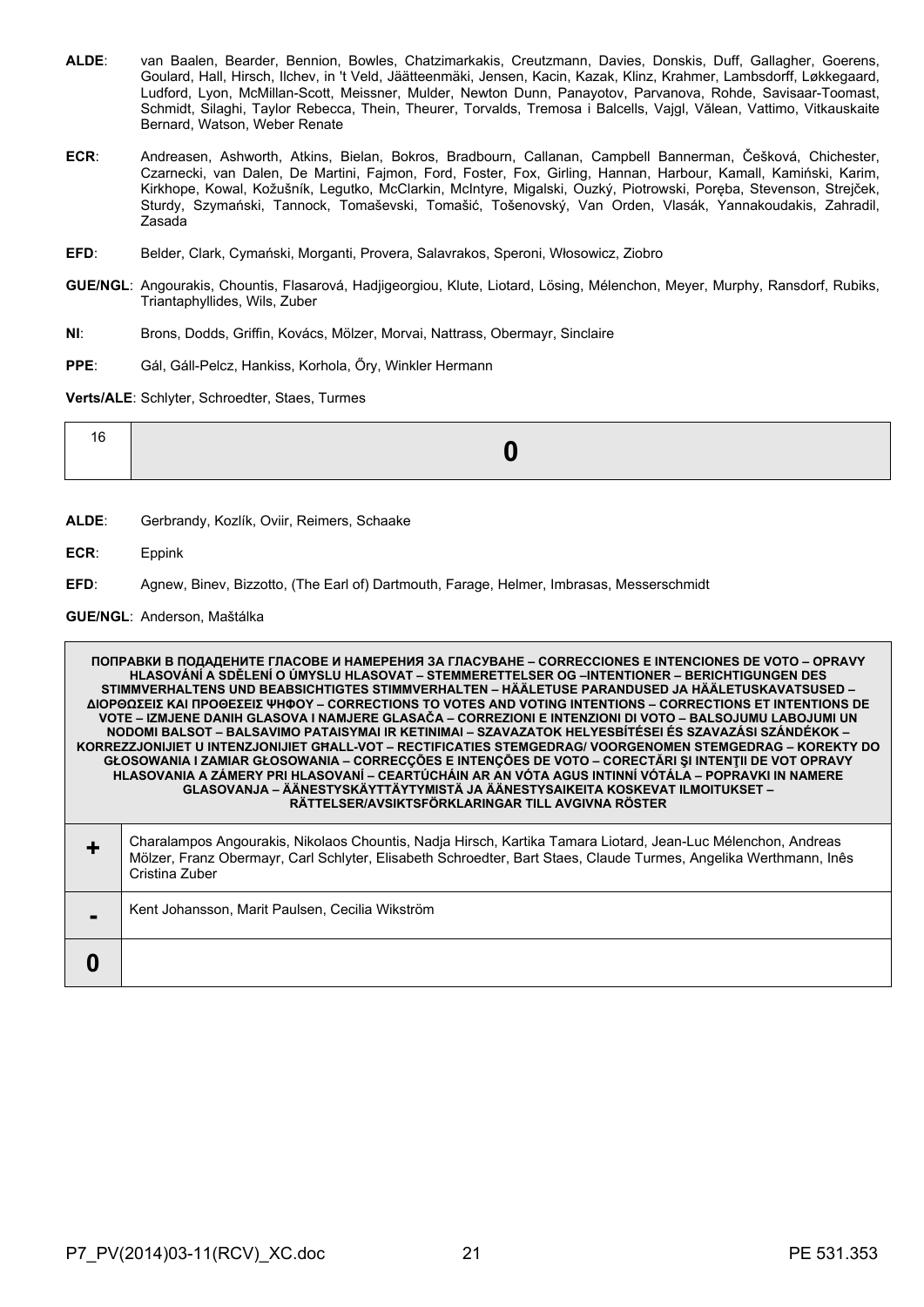**ALDE**: van Baalen, Bearder, Bennion, Bowles, Chatzimarkakis, Creutzmann, Davies, Donskis, Duff, Gallagher, Goerens, Goulard, Hall, Hirsch, Ilchev, in 't Veld, Jäätteenmäki, Jensen, Kacin, Kazak, Klinz, Krahmer, Lambsdorff, Løkkegaard, Ludford, Lyon, McMillan-Scott, Meissner, Mulder, Newton Dunn, Panayotov, Parvanova, Rohde, Savisaar-Toomast, Schmidt, Silaghi, Taylor Rebecca, Thein, Theurer, Torvalds, Tremosa i Balcells, Vajgl, Vălean, Vattimo, Vitkauskaite Bernard, Watson, Weber Renate

**ECR**: Andreasen, Ashworth, Atkins, Bielan, Bokros, Bradbourn, Callanan, Campbell Bannerman, Češková, Chichester, Czarnecki, van Dalen, De Martini, Fajmon, Ford, Foster, Fox, Girling, Hannan, Harbour, Kamall, Kamiński, Karim, Kirkhope, Kowal, Kožušník, Legutko, McClarkin, McIntyre, Migalski, Ouzký, Piotrowski, Poręba, Stevenson, Strejček, Sturdy, Szymański, Tannock, Tomaševski, Tomašić, Tošenovský, Van Orden, Vlasák, Yannakoudakis, Zahradil, Zasada

**EFD**: Belder, Clark, Cymański, Morganti, Provera, Salavrakos, Speroni, Włosowicz, Ziobro

**GUE/NGL**: Angourakis, Chountis, Flasarová, Hadjigeorgiou, Klute, Liotard, Lösing, Mélenchon, Meyer, Murphy, Ransdorf, Rubiks, Triantaphyllides, Wils, Zuber

**NI**: Brons, Dodds, Griffin, Kovács, Mölzer, Morvai, Nattrass, Obermayr, Sinclaire

**PPE**: Gál, Gáll-Pelcz, Hankiss, Korhola, Őry, Winkler Hermann

**Verts/ALE**: Schlyter, Schroedter, Staes, Turmes

| 16 | **0** |
|---|---|

**ALDE**: Gerbrandy, Kozlík, Oviir, Reimers, Schaake

**ECR**: Eppink

**EFD**: Agnew, Binev, Bizzotto, (The Earl of) Dartmouth, Farage, Helmer, Imbrasas, Messerschmidt

**GUE/NGL**: Anderson, Maštálka

| ПОПРАВКИ В ПОДАДЕНИТЕ ГЛАСОВЕ И НАМЕРЕНИЯ ЗА ГЛАСУВАНЕ – CORRECCIONES E INTENCIONES DE VOTO – OPRAVY HLASOVÁNÍ A SDĚLENÍ O ÚMYSLU HLASOVAT – STEMMERETTELSER OG –INTENTIONER – BERICHTIGUNGEN DES STIMMVERHALTENS UND BEABSICHTIGTES STIMMVERHALTEN – HÄÄLETUSE PARANDUSED JA HÄÄLETUSKAVATSUSED – ΔΙΟΡΘΩΣΕΙΣ ΚΑΙ ΠΡΟΘΕΣΕΙΣ ΨΗΦΟΥ – CORRECTIONS TO VOTES AND VOTING INTENTIONS – CORRECTIONS ET INTENTIONS DE VOTE – IZMJENE DANIH GLASOVA I NAMJERE GLASAČA – CORREZIONI E INTENZIONI DI VOTO – BALSOJUMU LABOJUMI UN NODOMI BALSOT – BALSAVIMO PATAISYMAI IR KETINIMAI – SZAVAZATOK HELYESBÍTÉSEI ÉS SZAVAZÁSI SZÁNDÉKOK – KORREZZJONIJIET U INTENZJONIJIET GĦALL-VOT – RECTIFICATIES STEMGEDRAG/ VOORGENOMEN STEMGEDRAG – KOREKTY DO GŁOSOWANIA I ZAMIAR GŁOSOWANIA – CORRECÇÕES E INTENÇÕES DE VOTO – CORECTĂRI ŞI INTENŢII DE VOT OPRAVY HLASOVANIA A ZÁMERY PRI HLASOVANÍ – CEARTÚCHÁIN AR AN VÓTA AGUS INTINNÍ VÓTÁLA – POPRAVKI IN NAMERE GLASOVANJA – ÄÄNESTYSKÄYTTÄYTYMISTÄ JA ÄÄNESTYSAIKEITA KOSKEVAT ILMOITUKSET – RÄTTELSER/AVSIKTSFÖRKLARINGAR TILL AVGIVNA RÖSTER | |
|---|---|
| **+** | Charalampos Angourakis, Nikolaos Chountis, Nadja Hirsch, Kartika Tamara Liotard, Jean-Luc Mélenchon, Andreas Mölzer, Franz Obermayr, Carl Schlyter, Elisabeth Schroedter, Bart Staes, Claude Turmes, Angelika Werthmann, Inês Cristina Zuber |
| **-** | Kent Johansson, Marit Paulsen, Cecilia Wikström |
| **0** | |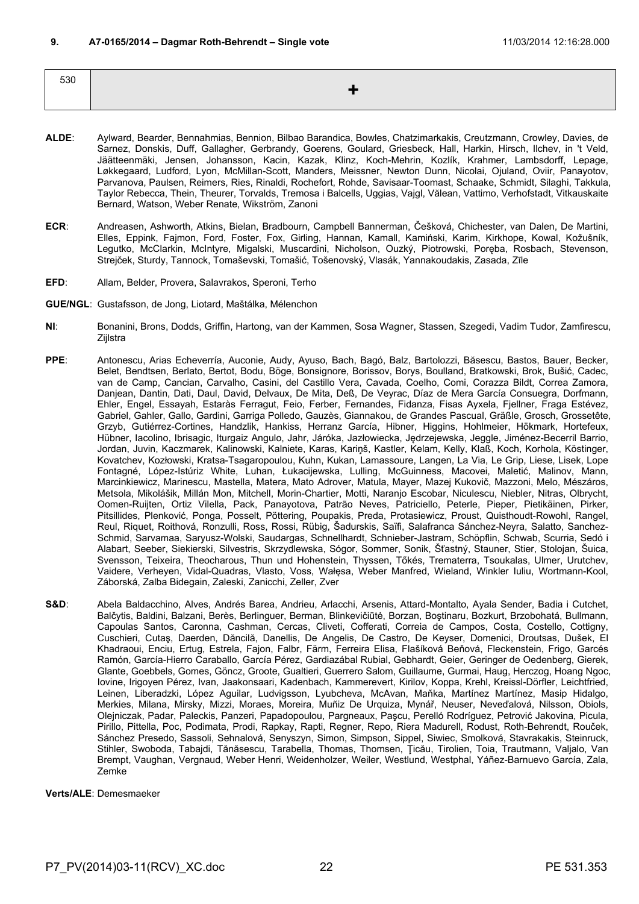**9. A7-0165/2014 – Dagmar Roth-Behrendt – Single vote** 11/03/2014 12:16:28.000

| 530 | + |
|---|---|

**ALDE**: Aylward, Bearder, Bennahmias, Bennion, Bilbao Barandica, Bowles, Chatzimarkakis, Creutzmann, Crowley, Davies, de Sarnez, Donskis, Duff, Gallagher, Gerbrandy, Goerens, Goulard, Griesbeck, Hall, Harkin, Hirsch, Ilchev, in 't Veld, Jäätteenmäki, Jensen, Johansson, Kacin, Kazak, Klinz, Koch-Mehrin, Kozlík, Krahmer, Lambsdorff, Lepage, Løkkegaard, Ludford, Lyon, McMillan-Scott, Manders, Meissner, Newton Dunn, Nicolai, Ojuland, Oviir, Panayotov, Parvanova, Paulsen, Reimers, Ries, Rinaldi, Rochefort, Rohde, Savisaar-Toomast, Schaake, Schmidt, Silaghi, Takkula, Taylor Rebecca, Thein, Theurer, Torvalds, Tremosa i Balcells, Uggias, Vajgl, Vălean, Vattimo, Verhofstadt, Vitkauskaite Bernard, Watson, Weber Renate, Wikström, Zanoni

**ECR**: Andreasen, Ashworth, Atkins, Bielan, Bradbourn, Campbell Bannerman, Češková, Chichester, van Dalen, De Martini, Elles, Eppink, Fajmon, Ford, Foster, Fox, Girling, Hannan, Kamall, Kamiński, Karim, Kirkhope, Kowal, Kožušník, Legutko, McClarkin, McIntyre, Migalski, Muscardini, Nicholson, Ouzký, Piotrowski, Poręba, Rosbach, Stevenson, Strejček, Sturdy, Tannock, Tomaševski, Tomašić, Tošenovský, Vlasák, Yannakoudakis, Zasada, Zīle

**EFD**: Allam, Belder, Provera, Salavrakos, Speroni, Terho

**GUE/NGL**: Gustafsson, de Jong, Liotard, Maštálka, Mélenchon

**NI**: Bonanini, Brons, Dodds, Griffin, Hartong, van der Kammen, Sosa Wagner, Stassen, Szegedi, Vadim Tudor, Zamfirescu, Zijlstra

**PPE**: Antonescu, Arias Echeverría, Auconie, Audy, Ayuso, Bach, Bagó, Balz, Bartolozzi, Băsescu, Bastos, Bauer, Becker, Belet, Bendtsen, Berlato, Bertot, Bodu, Böge, Bonsignore, Borissov, Borys, Boulland, Bratkowski, Brok, Bušić, Cadec, van de Camp, Cancian, Carvalho, Casini, del Castillo Vera, Cavada, Coelho, Comi, Corazza Bildt, Correa Zamora, Danjean, Dantin, Dati, Daul, David, Delvaux, De Mita, Deß, De Veyrac, Díaz de Mera García Consuegra, Dorfmann, Ehler, Engel, Essayah, Estaràs Ferragut, Feio, Ferber, Fernandes, Fidanza, Fisas Ayxela, Fjellner, Fraga Estévez, Gabriel, Gahler, Gallo, Gardini, Garriga Polledo, Gauzès, Giannakou, de Grandes Pascual, Gräßle, Grosch, Grossetête, Grzyb, Gutiérrez-Cortines, Handzlik, Hankiss, Herranz García, Hibner, Higgins, Hohlmeier, Hökmark, Hortefeux, Hübner, Iacolino, Ibrisagic, Iturgaiz Angulo, Jahr, Járóka, Jazłowiecka, Jędrzejewska, Jeggle, Jiménez-Becerril Barrio, Jordan, Juvin, Kaczmarek, Kalinowski, Kalniete, Karas, Kariņš, Kastler, Kelam, Kelly, Klaß, Koch, Korhola, Köstinger, Kovatchev, Kozłowski, Kratsa-Tsagaropoulou, Kuhn, Kukan, Lamassoure, Langen, La Via, Le Grip, Liese, Lisek, Lope Fontagné, López-Istúriz White, Luhan, Łukacijewska, Lulling, McGuinness, Macovei, Maletić, Malinov, Mann, Marcinkiewicz, Marinescu, Mastella, Matera, Mato Adrover, Matula, Mayer, Mazej Kukovič, Mazzoni, Melo, Mészáros, Metsola, Mikolášik, Millán Mon, Mitchell, Morin-Chartier, Motti, Naranjo Escobar, Niculescu, Niebler, Nitras, Olbrycht, Oomen-Ruijten, Ortiz Vilella, Pack, Panayotova, Patrão Neves, Patriciello, Peterle, Pieper, Pietikäinen, Pirker, Pitsillides, Plenković, Ponga, Posselt, Pöttering, Poupakis, Preda, Protasiewicz, Proust, Quisthoudt-Rowohl, Rangel, Reul, Riquet, Roithová, Ronzulli, Ross, Rossi, Rübig, Šadurskis, Saïfi, Salafranca Sánchez-Neyra, Salatto, Sanchez-Schmid, Sarvamaa, Saryusz-Wolski, Saudargas, Schnellhardt, Schnieber-Jastram, Schöpflin, Schwab, Scurria, Sedó i Alabart, Seeber, Siekierski, Silvestris, Skrzydlewska, Sógor, Sommer, Sonik, Šťastný, Stauner, Stier, Stolojan, Šuica, Svensson, Teixeira, Theocharous, Thun und Hohenstein, Thyssen, Tőkés, Trematerra, Tsoukalas, Ulmer, Urutchev, Vaidere, Verheyen, Vidal-Quadras, Vlasto, Voss, Wałęsa, Weber Manfred, Wieland, Winkler Iuliu, Wortmann-Kool, Záborská, Zalba Bidegain, Zaleski, Zanicchi, Zeller, Zver

**S&D**: Abela Baldacchino, Alves, Andrés Barea, Andrieu, Arlacchi, Arsenis, Attard-Montalto, Ayala Sender, Badia i Cutchet, Balčytis, Baldini, Balzani, Berès, Berlinguer, Berman, Blinkevičiūtė, Borzan, Boştinaru, Bozkurt, Brzobohatá, Bullmann, Capoulas Santos, Caronna, Cashman, Cercas, Cliveti, Cofferati, Correia de Campos, Costa, Costello, Cottigny, Cuschieri, Cutaş, Daerden, Dăncilă, Danellis, De Angelis, De Castro, De Keyser, Domenici, Droutsas, Dušek, El Khadraoui, Enciu, Ertug, Estrela, Fajon, Falbr, Färm, Ferreira Elisa, Flašíková Beňová, Fleckenstein, Frigo, Garcés Ramón, García-Hierro Caraballo, García Pérez, Gardiazábal Rubial, Gebhardt, Geier, Geringer de Oedenberg, Gierek, Glante, Goebbels, Gomes, Göncz, Groote, Gualtieri, Guerrero Salom, Guillaume, Gurmai, Haug, Herczog, Hoang Ngoc, Iovine, Irigoyen Pérez, Ivan, Jaakonsaari, Kadenbach, Kammerevert, Kirilov, Koppa, Krehl, Kreissl-Dörfler, Leichtfried, Leinen, Liberadzki, López Aguilar, Ludvigsson, Lyubcheva, McAvan, Maňka, Martínez Martínez, Masip Hidalgo, Merkies, Milana, Mirsky, Mizzi, Moraes, Moreira, Muñiz De Urquiza, Mynář, Neuser, Neveďalová, Nilsson, Obiols, Olejniczak, Padar, Paleckis, Panzeri, Papadopoulou, Pargneaux, Paşcu, Perelló Rodríguez, Petrović Jakovina, Picula, Pirillo, Pittella, Poc, Podimata, Prodi, Rapkay, Rapti, Regner, Repo, Riera Madurell, Rodust, Roth-Behrendt, Rouček, Sánchez Presedo, Sassoli, Sehnalová, Senyszyn, Simon, Simpson, Sippel, Siwiec, Smolková, Stavrakakis, Steinruck, Stihler, Swoboda, Tabajdi, Tănăsescu, Tarabella, Thomas, Thomsen, Ţicău, Tirolien, Toia, Trautmann, Valjalo, Van Brempt, Vaughan, Vergnaud, Weber Henri, Weidenholzer, Weiler, Westlund, Westphal, Yáñez-Barnuevo García, Zala, Zemke

**Verts/ALE**: Demesmaeker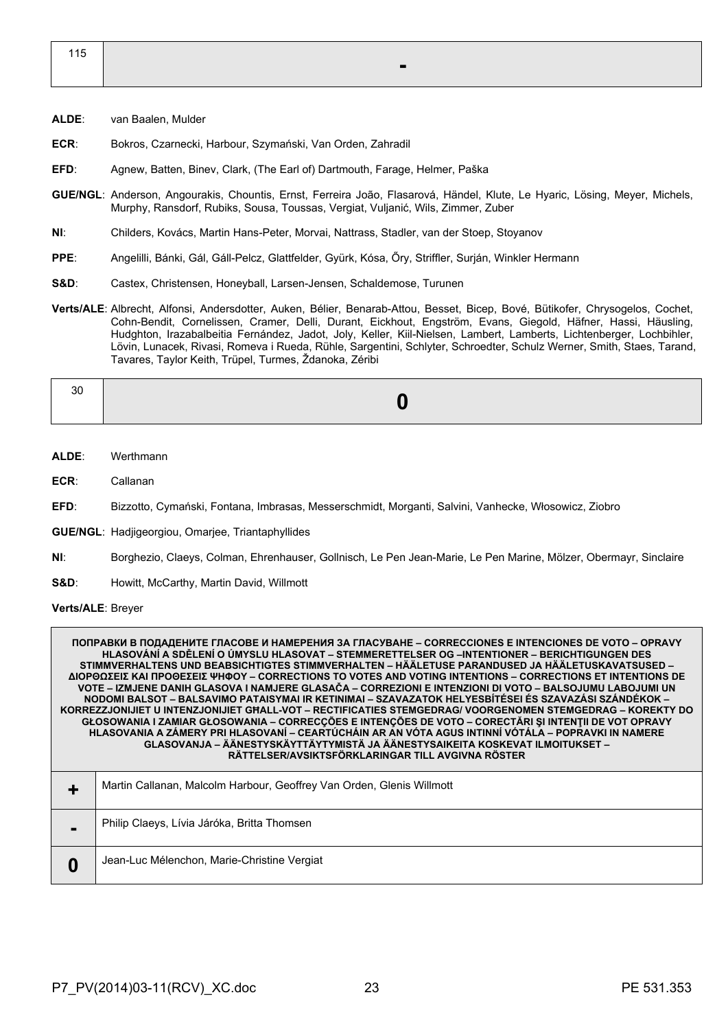| 115 | - |
|---|---|

**ALDE**: van Baalen, Mulder

**ECR**: Bokros, Czarnecki, Harbour, Szymański, Van Orden, Zahradil

**EFD**: Agnew, Batten, Binev, Clark, (The Earl of) Dartmouth, Farage, Helmer, Paška

**GUE/NGL**: Anderson, Angourakis, Chountis, Ernst, Ferreira João, Flasarová, Händel, Klute, Le Hyaric, Lösing, Meyer, Michels, Murphy, Ransdorf, Rubiks, Sousa, Toussas, Vergiat, Vuljanić, Wils, Zimmer, Zuber

**NI**: Childers, Kovács, Martin Hans-Peter, Morvai, Nattrass, Stadler, van der Stoep, Stoyanov

**PPE**: Angelilli, Bánki, Gál, Gáll-Pelcz, Glattfelder, Gyürk, Kósa, Őry, Striffler, Surján, Winkler Hermann

**S&D**: Castex, Christensen, Honeyball, Larsen-Jensen, Schaldemose, Turunen

**Verts/ALE**: Albrecht, Alfonsi, Andersdotter, Auken, Bélier, Benarab-Attou, Besset, Bicep, Bové, Bütikofer, Chrysogelos, Cochet, Cohn-Bendit, Cornelissen, Cramer, Delli, Durant, Eickhout, Engström, Evans, Giegold, Häfner, Hassi, Häusling, Hudghton, Irazabalbeitia Fernández, Jadot, Joly, Keller, Kiil-Nielsen, Lambert, Lamberts, Lichtenberger, Lochbihler, Lövin, Lunacek, Rivasi, Romeva i Rueda, Rühle, Sargentini, Schlyter, Schroedter, Schulz Werner, Smith, Staes, Tarand, Tavares, Taylor Keith, Trüpel, Turmes, Ždanoka, Zéribi

| 30 | 0 |
|---|---|

**ALDE**: Werthmann

**ECR**: Callanan

**EFD**: Bizzotto, Cymański, Fontana, Imbrasas, Messerschmidt, Morganti, Salvini, Vanhecke, Włosowicz, Ziobro

**GUE/NGL**: Hadjigeorgiou, Omarjee, Triantaphyllides

**NI**: Borghezio, Claeys, Colman, Ehrenhauser, Gollnisch, Le Pen Jean-Marie, Le Pen Marine, Mölzer, Obermayr, Sinclaire

**S&D**: Howitt, McCarthy, Martin David, Willmott

**Verts/ALE**: Breyer

| ПОПРАВКИ В ПОДАДЕНИТЕ ГЛАСОВЕ И НАМЕРЕНИЯ ЗА ГЛАСУВАНЕ – CORRECCIONES E INTENCIONES DE VOTO – OPRAVY HLASOVÁNÍ A SDĚLENÍ O ÚMYSLU HLASOVAT – STEMMERETTELSER OG –INTENTIONER – BERICHTIGUNGEN DES STIMMVERHALTENS UND BEABSICHTIGTES STIMMVERHALTEN – HÄÄLETUSE PARANDUSED JA HÄÄLETUSKAVATSUSED – ΔΙΟΡΘΩΣΕΙΣ ΚΑΙ ΠΡΟΘΕΣΕΙΣ ΨΗΦΟΥ – CORRECTIONS TO VOTES AND VOTING INTENTIONS – CORRECTIONS ET INTENTIONS DE VOTE – IZMJENE DANIH GLASOVA I NAMJERE GLASAČA – CORREZIONI E INTENZIONI DI VOTO – BALSOJUMU LABOJUMI UN NODOMI BALSOT – BALSAVIMO PATAISYMAI IR KETINIMAI – SZAVAZATOK HELYESBÍTÉSEI ÉS SZAVAZÁSI SZÁNDÉKOK – KORREZZJONIJIET U INTENZJONIJIET GĦALL-VOT – RECTIFICATIES STEMGEDRAG/ VOORGENOMEN STEMGEDRAG – KOREKTY DO GŁOSOWANIA I ZAMIAR GŁOSOWANIA – CORRECÇÕES E INTENÇÕES DE VOTO – CORECTĂRI ŞI INTENŢII DE VOT OPRAVY HLASOVANIA A ZÁMERY PRI HLASOVANÍ – CEARTÚCHÁIN AR AN VÓTA AGUS INTINNÍ VÓTÁLA – POPRAVKI IN NAMERE GLASOVANJA – ÄÄNESTYSKÄYTTÄYTYMISTÄ JA ÄÄNESTYSAIKEITA KOSKEVAT ILMOITUKSET – RÄTTELSER/AVSIKTSFÖRKLARINGAR TILL AVGIVNA RÖSTER | |
|---|---|
| + | Martin Callanan, Malcolm Harbour, Geoffrey Van Orden, Glenis Willmott |
| - | Philip Claeys, Lívia Járóka, Britta Thomsen |
| 0 | Jean-Luc Mélenchon, Marie-Christine Vergiat |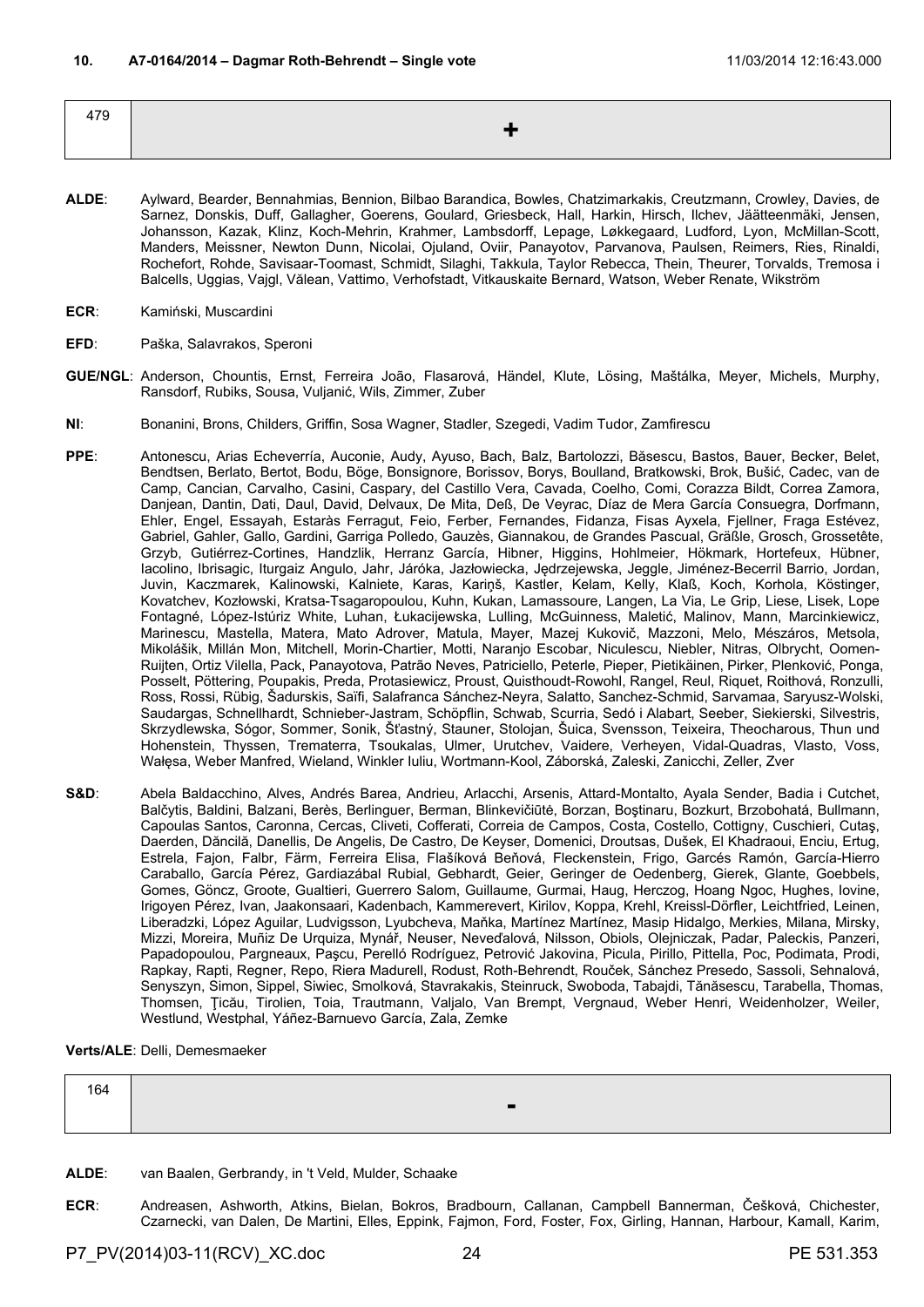**10. A7-0164/2014 – Dagmar Roth-Behrendt – Single vote** 11/03/2014 12:16:43.000

| 479 | + |
|---|---|

**ALDE**: Aylward, Bearder, Bennahmias, Bennion, Bilbao Barandica, Bowles, Chatzimarkakis, Creutzmann, Crowley, Davies, de Sarnez, Donskis, Duff, Gallagher, Goerens, Goulard, Griesbeck, Hall, Harkin, Hirsch, Ilchev, Jäätteenmäki, Jensen, Johansson, Kazak, Klinz, Koch-Mehrin, Krahmer, Lambsdorff, Lepage, Løkkegaard, Ludford, Lyon, McMillan-Scott, Manders, Meissner, Newton Dunn, Nicolai, Ojuland, Oviir, Panayotov, Parvanova, Paulsen, Reimers, Ries, Rinaldi, Rochefort, Rohde, Savisaar-Toomast, Schmidt, Silaghi, Takkula, Taylor Rebecca, Thein, Theurer, Torvalds, Tremosa i Balcells, Uggias, Vajgl, Vălean, Vattimo, Verhofstadt, Vitkauskaite Bernard, Watson, Weber Renate, Wikström

**ECR**: Kamiński, Muscardini

**EFD**: Paška, Salavrakos, Speroni

**GUE/NGL**: Anderson, Chountis, Ernst, Ferreira João, Flasarová, Händel, Klute, Lösing, Maštálka, Meyer, Michels, Murphy, Ransdorf, Rubiks, Sousa, Vuljanić, Wils, Zimmer, Zuber

**NI**: Bonanini, Brons, Childers, Griffin, Sosa Wagner, Stadler, Szegedi, Vadim Tudor, Zamfirescu

**PPE**: Antonescu, Arias Echeverría, Auconie, Audy, Ayuso, Bach, Balz, Bartolozzi, Băsescu, Bastos, Bauer, Becker, Belet, Bendtsen, Berlato, Bertot, Bodu, Böge, Bonsignore, Borissov, Borys, Boulland, Bratkowski, Brok, Bušić, Cadec, van de Camp, Cancian, Carvalho, Casini, Caspary, del Castillo Vera, Cavada, Coelho, Comi, Corazza Bildt, Correa Zamora, Danjean, Dantin, Dati, Daul, David, Delvaux, De Mita, Deß, De Veyrac, Díaz de Mera García Consuegra, Dorfmann, Ehler, Engel, Essayah, Estaràs Ferragut, Feio, Ferber, Fernandes, Fidanza, Fisas Ayxela, Fjellner, Fraga Estévez, Gabriel, Gahler, Gallo, Gardini, Garriga Polledo, Gauzès, Giannakou, de Grandes Pascual, Gräßle, Grosch, Grossetête, Grzyb, Gutiérrez-Cortines, Handzlik, Herranz García, Hibner, Higgins, Hohlmeier, Hökmark, Hortefeux, Hübner, Iacolino, Ibrisagic, Iturgaiz Angulo, Jahr, Járóka, Jazłowiecka, Jędrzejewska, Jeggle, Jiménez-Becerril Barrio, Jordan, Juvin, Kaczmarek, Kalinowski, Kalniete, Karas, Kariņš, Kastler, Kelam, Kelly, Klaß, Koch, Korhola, Köstinger, Kovatchev, Kozłowski, Kratsa-Tsagaropoulou, Kuhn, Kukan, Lamassoure, Langen, La Via, Le Grip, Liese, Lisek, Lope Fontagné, López-Istúriz White, Luhan, Łukacijewska, Lulling, McGuinness, Maletić, Malinov, Mann, Marcinkiewicz, Marinescu, Mastella, Matera, Mato Adrover, Matula, Mayer, Mazej Kukovič, Mazzoni, Melo, Mészáros, Metsola, Mikolášik, Millán Mon, Mitchell, Morin-Chartier, Motti, Naranjo Escobar, Niculescu, Niebler, Nitras, Olbrycht, Oomen-Ruijten, Ortiz Vilella, Pack, Panayotova, Patrão Neves, Patriciello, Peterle, Pieper, Pietikäinen, Pirker, Plenković, Ponga, Posselt, Pöttering, Poupakis, Preda, Protasiewicz, Proust, Quisthoudt-Rowohl, Rangel, Reul, Riquet, Roithová, Ronzulli, Ross, Rossi, Rübig, Šadurskis, Saïfi, Salafranca Sánchez-Neyra, Salatto, Sanchez-Schmid, Sarvamaa, Saryusz-Wolski, Saudargas, Schnellhardt, Schnieber-Jastram, Schöpflin, Schwab, Scurria, Sedó i Alabart, Seeber, Siekierski, Silvestris, Skrzydlewska, Sógor, Sommer, Sonik, Šťastný, Stauner, Stolojan, Šuica, Svensson, Teixeira, Theocharous, Thun und Hohenstein, Thyssen, Trematerra, Tsoukalas, Ulmer, Urutchev, Vaidere, Verheyen, Vidal-Quadras, Vlasto, Voss, Wałęsa, Weber Manfred, Wieland, Winkler Iuliu, Wortmann-Kool, Záborská, Zaleski, Zanicchi, Zeller, Zver

**S&D**: Abela Baldacchino, Alves, Andrés Barea, Andrieu, Arlacchi, Arsenis, Attard-Montalto, Ayala Sender, Badia i Cutchet, Balčytis, Baldini, Balzani, Berès, Berlinguer, Berman, Blinkevičiūtė, Borzan, Boştinaru, Bozkurt, Brzobohatá, Bullmann, Capoulas Santos, Caronna, Cercas, Cliveti, Cofferati, Correia de Campos, Costa, Costello, Cottigny, Cuschieri, Cutaş, Daerden, Dăncilă, Danellis, De Angelis, De Castro, De Keyser, Domenici, Droutsas, Dušek, El Khadraoui, Enciu, Ertug, Estrela, Fajon, Falbr, Färm, Ferreira Elisa, Flašíková Beňová, Fleckenstein, Frigo, Garcés Ramón, García-Hierro Caraballo, García Pérez, Gardiazábal Rubial, Gebhardt, Geier, Geringer de Oedenberg, Gierek, Glante, Goebbels, Gomes, Göncz, Groote, Gualtieri, Guerrero Salom, Guillaume, Gurmai, Haug, Herczog, Hoang Ngoc, Hughes, Iovine, Irigoyen Pérez, Ivan, Jaakonsaari, Kadenbach, Kammerevert, Kirilov, Koppa, Krehl, Kreissl-Dörfler, Leichtfried, Leinen, Liberadzki, López Aguilar, Ludvigsson, Lyubcheva, Maňka, Martínez Martínez, Masip Hidalgo, Merkies, Milana, Mirsky, Mizzi, Moreira, Muñiz De Urquiza, Mynář, Neuser, Neveďalová, Nilsson, Obiols, Olejniczak, Padar, Paleckis, Panzeri, Papadopoulou, Pargneaux, Paşcu, Perelló Rodríguez, Petrović Jakovina, Picula, Pirillo, Pittella, Poc, Podimata, Prodi, Rapkay, Rapti, Regner, Repo, Riera Madurell, Rodust, Roth-Behrendt, Rouček, Sánchez Presedo, Sassoli, Sehnalová, Senyszyn, Simon, Sippel, Siwiec, Smolková, Stavrakakis, Steinruck, Swoboda, Tabajdi, Tănăsescu, Tarabella, Thomas, Thomsen, Ţicău, Tirolien, Toia, Trautmann, Valjalo, Van Brempt, Vergnaud, Weber Henri, Weidenholzer, Weiler, Westlund, Westphal, Yáñez-Barnuevo García, Zala, Zemke

**Verts/ALE**: Delli, Demesmaeker

| 164 | - |
|---|---|

**ALDE**: van Baalen, Gerbrandy, in 't Veld, Mulder, Schaake

**ECR**: Andreasen, Ashworth, Atkins, Bielan, Bokros, Bradbourn, Callanan, Campbell Bannerman, Češková, Chichester, Czarnecki, van Dalen, De Martini, Elles, Eppink, Fajmon, Ford, Foster, Fox, Girling, Hannan, Harbour, Kamall, Karim,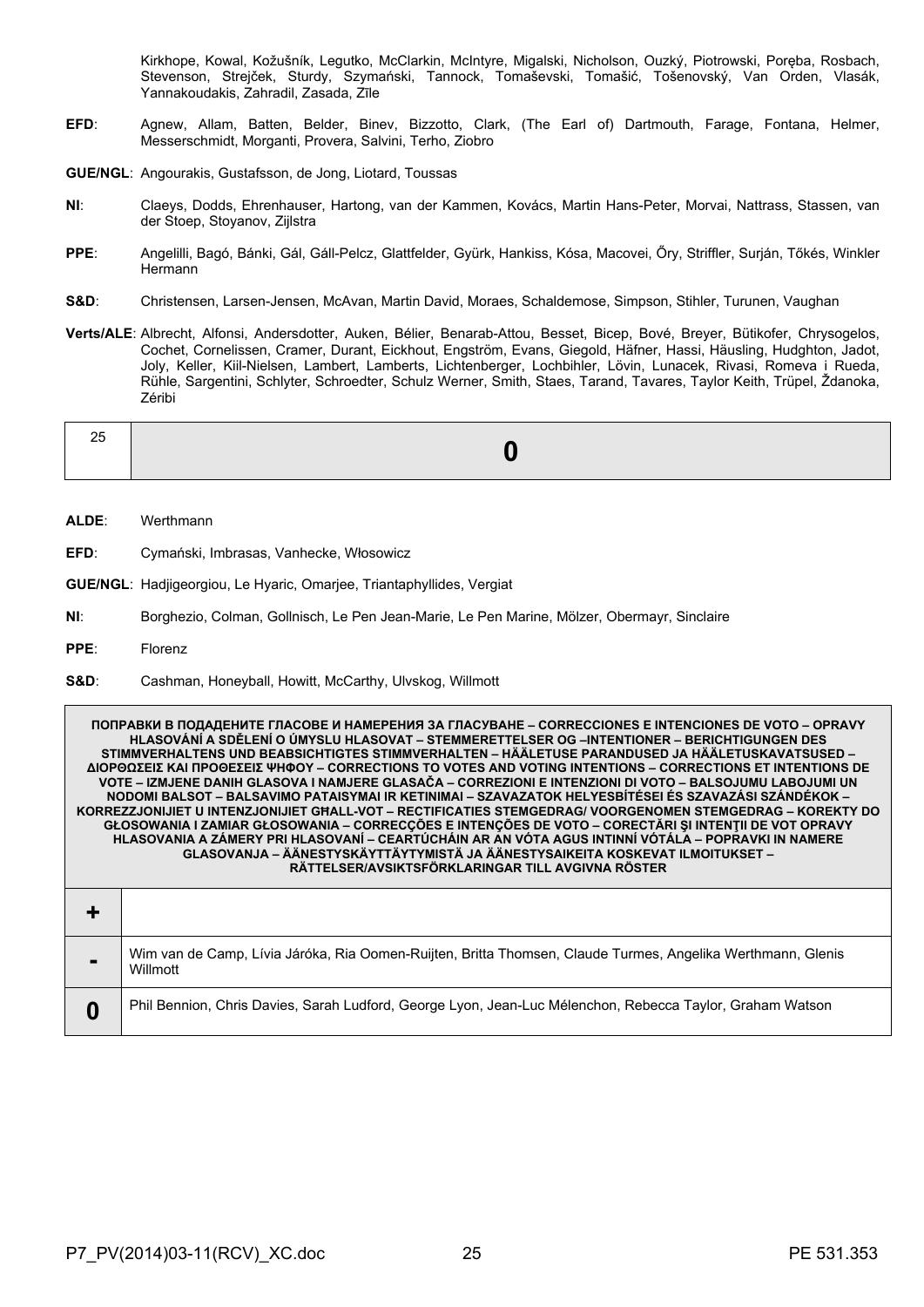Kirkhope, Kowal, Kožušník, Legutko, McClarkin, McIntyre, Migalski, Nicholson, Ouzký, Piotrowski, Poręba, Rosbach, Stevenson, Strejček, Sturdy, Szymański, Tannock, Tomaševski, Tomašić, Tošenovský, Van Orden, Vlasák, Yannakoudakis, Zahradil, Zasada, Zīle

**EFD**: Agnew, Allam, Batten, Belder, Binev, Bizzotto, Clark, (The Earl of) Dartmouth, Farage, Fontana, Helmer, Messerschmidt, Morganti, Provera, Salvini, Terho, Ziobro

**GUE/NGL**: Angourakis, Gustafsson, de Jong, Liotard, Toussas

**NI**: Claeys, Dodds, Ehrenhauser, Hartong, van der Kammen, Kovács, Martin Hans-Peter, Morvai, Nattrass, Stassen, van der Stoep, Stoyanov, Zijlstra

**PPE**: Angelilli, Bagó, Bánki, Gál, Gáll-Pelcz, Glattfelder, Gyürk, Hankiss, Kósa, Macovei, Őry, Striffler, Surján, Tőkés, Winkler Hermann

**S&D**: Christensen, Larsen-Jensen, McAvan, Martin David, Moraes, Schaldemose, Simpson, Stihler, Turunen, Vaughan

**Verts/ALE**: Albrecht, Alfonsi, Andersdotter, Auken, Bélier, Benarab-Attou, Besset, Bicep, Bové, Breyer, Bütikofer, Chrysogelos, Cochet, Cornelissen, Cramer, Durant, Eickhout, Engström, Evans, Giegold, Häfner, Hassi, Häusling, Hudghton, Jadot, Joly, Keller, Kiil-Nielsen, Lambert, Lamberts, Lichtenberger, Lochbihler, Lövin, Lunacek, Rivasi, Romeva i Rueda, Rühle, Sargentini, Schlyter, Schroedter, Schulz Werner, Smith, Staes, Tarand, Tavares, Taylor Keith, Trüpel, Ždanoka, Zéribi

| 25 | **0** |
|---|---|

**ALDE**: Werthmann

**EFD**: Cymański, Imbrasas, Vanhecke, Włosowicz

**GUE/NGL**: Hadjigeorgiou, Le Hyaric, Omarjee, Triantaphyllides, Vergiat

**NI**: Borghezio, Colman, Gollnisch, Le Pen Jean-Marie, Le Pen Marine, Mölzer, Obermayr, Sinclaire

**PPE**: Florenz

**S&D**: Cashman, Honeyball, Howitt, McCarthy, Ulvskog, Willmott

| ПОПРАВКИ В ПОДАДЕНИТЕ ГЛАСОВЕ И НАМЕРЕНИЯ ЗА ГЛАСУВАНЕ – CORRECCIONES E INTENCIONES DE VOTO – OPRAVY HLASOVÁNÍ A SDĚLENÍ O ÚMYSLU HLASOVAT – STEMMERETTELSER OG –INTENTIONER – BERICHTIGUNGEN DES STIMMVERHALTENS UND BEABSICHTIGTES STIMMVERHALTEN – HÄÄLETUSE PARANDUSED JA HÄÄLETUSKAVATSUSED – ΔΙΟΡΘΩΣΕΙΣ ΚΑΙ ΠΡΟΘΕΣΕΙΣ ΨΗΦΟΥ – CORRECTIONS TO VOTES AND VOTING INTENTIONS – CORRECTIONS ET INTENTIONS DE VOTE – IZMJENE DANIH GLASOVA I NAMJERE GLASAČA – CORREZIONI E INTENZIONI DI VOTO – BALSOJUMU LABOJUMI UN NODOMI BALSOT – BALSAVIMO PATAISYMAI IR KETINIMAI – SZAVAZATOK HELYESBÍTÉSEI ÉS SZAVAZÁSI SZÁNDÉKOK – KORREZZJONIJIET U INTENZJONIJIET GĦALL-VOT – RECTIFICATIES STEMGEDRAG/ VOORGENOMEN STEMGEDRAG – KOREKTY DO GŁOSOWANIA I ZAMIAR GŁOSOWANIA – CORRECÇÕES E INTENÇÕES DE VOTO – CORECTĂRI ŞI INTENŢII DE VOT OPRAVY HLASOVANIA A ZÁMERY PRI HLASOVANÍ – CEARTÚCHÁIN AR AN VÓTA AGUS INTINNÍ VÓTÁLA – POPRAVKI IN NAMERE GLASOVANJA – ÄÄNESTYSKÄYTTÄYTYMISTÄ JA ÄÄNESTYSAIKEITA KOSKEVAT ILMOITUKSET – RÄTTELSER/AVSIKTSFÖRKLARINGAR TILL AVGIVNA RÖSTER | |
|---|---|
| **+** | |
| **-** | Wim van de Camp, Lívia Járóka, Ria Oomen-Ruijten, Britta Thomsen, Claude Turmes, Angelika Werthmann, Glenis Willmott |
| **0** | Phil Bennion, Chris Davies, Sarah Ludford, George Lyon, Jean-Luc Mélenchon, Rebecca Taylor, Graham Watson |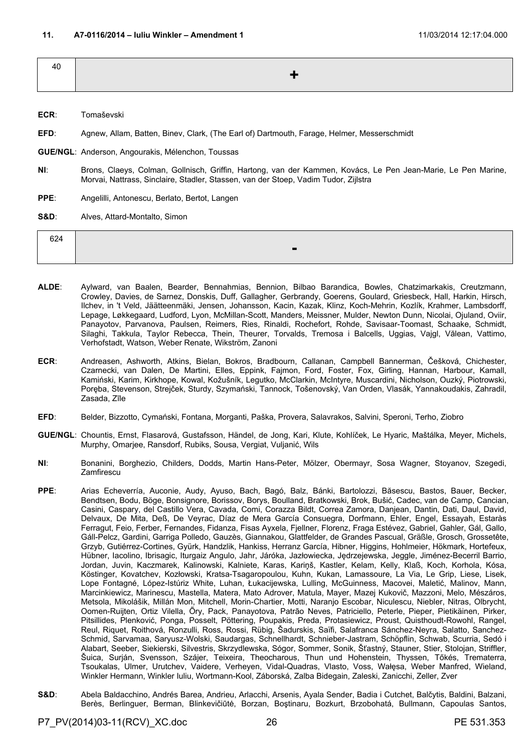## 11. A7-0116/2014 – Iuliu Winkler – Amendment 1

11/03/2014 12:17:04.000

| 40 | + |
|---|---|

**ECR**: Tomaševski

**EFD**: Agnew, Allam, Batten, Binev, Clark, (The Earl of) Dartmouth, Farage, Helmer, Messerschmidt

**GUE/NGL**: Anderson, Angourakis, Mélenchon, Toussas

**NI**: Brons, Claeys, Colman, Gollnisch, Griffin, Hartong, van der Kammen, Kovács, Le Pen Jean-Marie, Le Pen Marine, Morvai, Nattrass, Sinclaire, Stadler, Stassen, van der Stoep, Vadim Tudor, Zijlstra

**PPE**: Angelilli, Antonescu, Berlato, Bertot, Langen

**S&D**: Alves, Attard-Montalto, Simon

| 624 | - |
|---|---|

**ALDE**: Aylward, van Baalen, Bearder, Bennahmias, Bennion, Bilbao Barandica, Bowles, Chatzimarkakis, Creutzmann, Crowley, Davies, de Sarnez, Donskis, Duff, Gallagher, Gerbrandy, Goerens, Goulard, Griesbeck, Hall, Harkin, Hirsch, Ilchev, in 't Veld, Jäätteenmäki, Jensen, Johansson, Kacin, Kazak, Klinz, Koch-Mehrin, Kozlík, Krahmer, Lambsdorff, Lepage, Løkkegaard, Ludford, Lyon, McMillan-Scott, Manders, Meissner, Mulder, Newton Dunn, Nicolai, Ojuland, Oviir, Panayotov, Parvanova, Paulsen, Reimers, Ries, Rinaldi, Rochefort, Rohde, Savisaar-Toomast, Schaake, Schmidt, Silaghi, Takkula, Taylor Rebecca, Thein, Theurer, Torvalds, Tremosa i Balcells, Uggias, Vajgl, Vălean, Vattimo, Verhofstadt, Watson, Weber Renate, Wikström, Zanoni

**ECR**: Andreasen, Ashworth, Atkins, Bielan, Bokros, Bradbourn, Callanan, Campbell Bannerman, Češková, Chichester, Czarnecki, van Dalen, De Martini, Elles, Eppink, Fajmon, Ford, Foster, Fox, Girling, Hannan, Harbour, Kamall, Kamiński, Karim, Kirkhope, Kowal, Kožušník, Legutko, McClarkin, McIntyre, Muscardini, Nicholson, Ouzký, Piotrowski, Poręba, Stevenson, Strejček, Sturdy, Szymański, Tannock, Tošenovský, Van Orden, Vlasák, Yannakoudakis, Zahradil, Zasada, Zīle

**EFD**: Belder, Bizzotto, Cymański, Fontana, Morganti, Paška, Provera, Salavrakos, Salvini, Speroni, Terho, Ziobro

**GUE/NGL**: Chountis, Ernst, Flasarová, Gustafsson, Händel, de Jong, Kari, Klute, Kohlíček, Le Hyaric, Maštálka, Meyer, Michels, Murphy, Omarjee, Ransdorf, Rubiks, Sousa, Vergiat, Vuljanić, Wils

**NI**: Bonanini, Borghezio, Childers, Dodds, Martin Hans-Peter, Mölzer, Obermayr, Sosa Wagner, Stoyanov, Szegedi, Zamfirescu

**PPE**: Arias Echeverría, Auconie, Audy, Ayuso, Bach, Bagó, Balz, Bánki, Bartolozzi, Băsescu, Bastos, Bauer, Becker, Bendtsen, Bodu, Böge, Bonsignore, Borissov, Borys, Boulland, Bratkowski, Brok, Bušić, Cadec, van de Camp, Cancian, Casini, Caspary, del Castillo Vera, Cavada, Comi, Corazza Bildt, Correa Zamora, Danjean, Dantin, Dati, Daul, David, Delvaux, De Mita, Deß, De Veyrac, Díaz de Mera García Consuegra, Dorfmann, Ehler, Engel, Essayah, Estaràs Ferragut, Feio, Ferber, Fernandes, Fidanza, Fisas Ayxela, Fjellner, Florenz, Fraga Estévez, Gabriel, Gahler, Gál, Gallo, Gáll-Pelcz, Gardini, Garriga Polledo, Gauzès, Giannakou, Glattfelder, de Grandes Pascual, Gräßle, Grosch, Grossetête, Grzyb, Gutiérrez-Cortines, Gyürk, Handzlik, Hankiss, Herranz García, Hibner, Higgins, Hohlmeier, Hökmark, Hortefeux, Hübner, Iacolino, Ibrisagic, Iturgaiz Angulo, Jahr, Járóka, Jazłowiecka, Jędrzejewska, Jeggle, Jiménez-Becerril Barrio, Jordan, Juvin, Kaczmarek, Kalinowski, Kalniete, Karas, Kariņš, Kastler, Kelam, Kelly, Klaß, Koch, Korhola, Kósa, Köstinger, Kovatchev, Kozłowski, Kratsa-Tsagaropoulou, Kuhn, Kukan, Lamassoure, La Via, Le Grip, Liese, Lisek, Lope Fontagné, López-Istúriz White, Luhan, Łukacijewska, Lulling, McGuinness, Macovei, Maletić, Malinov, Mann, Marcinkiewicz, Marinescu, Mastella, Matera, Mato Adrover, Matula, Mayer, Mazej Kukovič, Mazzoni, Melo, Mészáros, Metsola, Mikolášik, Millán Mon, Mitchell, Morin-Chartier, Motti, Naranjo Escobar, Niculescu, Niebler, Nitras, Olbrycht, Oomen-Ruijten, Ortiz Vilella, Őry, Pack, Panayotova, Patrão Neves, Patriciello, Peterle, Pieper, Pietikäinen, Pirker, Pitsillides, Plenković, Ponga, Posselt, Pöttering, Poupakis, Preda, Protasiewicz, Proust, Quisthoudt-Rowohl, Rangel, Reul, Riquet, Roithová, Ronzulli, Ross, Rossi, Rübig, Šadurskis, Saïfi, Salafranca Sánchez-Neyra, Salatto, Sanchez-Schmid, Sarvamaa, Saryusz-Wolski, Saudargas, Schnellhardt, Schnieber-Jastram, Schöpflin, Schwab, Scurria, Sedó i Alabart, Seeber, Siekierski, Silvestris, Skrzydlewska, Sógor, Sommer, Sonik, Šťastný, Stauner, Stier, Stolojan, Striffler, Šuica, Surján, Svensson, Szájer, Teixeira, Theocharous, Thun und Hohenstein, Thyssen, Tőkés, Trematerra, Tsoukalas, Ulmer, Urutchev, Vaidere, Verheyen, Vidal-Quadras, Vlasto, Voss, Wałęsa, Weber Manfred, Wieland, Winkler Hermann, Winkler Iuliu, Wortmann-Kool, Záborská, Zalba Bidegain, Zaleski, Zanicchi, Zeller, Zver

**S&D**: Abela Baldacchino, Andrés Barea, Andrieu, Arlacchi, Arsenis, Ayala Sender, Badia i Cutchet, Balčytis, Baldini, Balzani, Berès, Berlinguer, Berman, Blinkevičiūtė, Borzan, Boştinaru, Bozkurt, Brzobohatá, Bullmann, Capoulas Santos,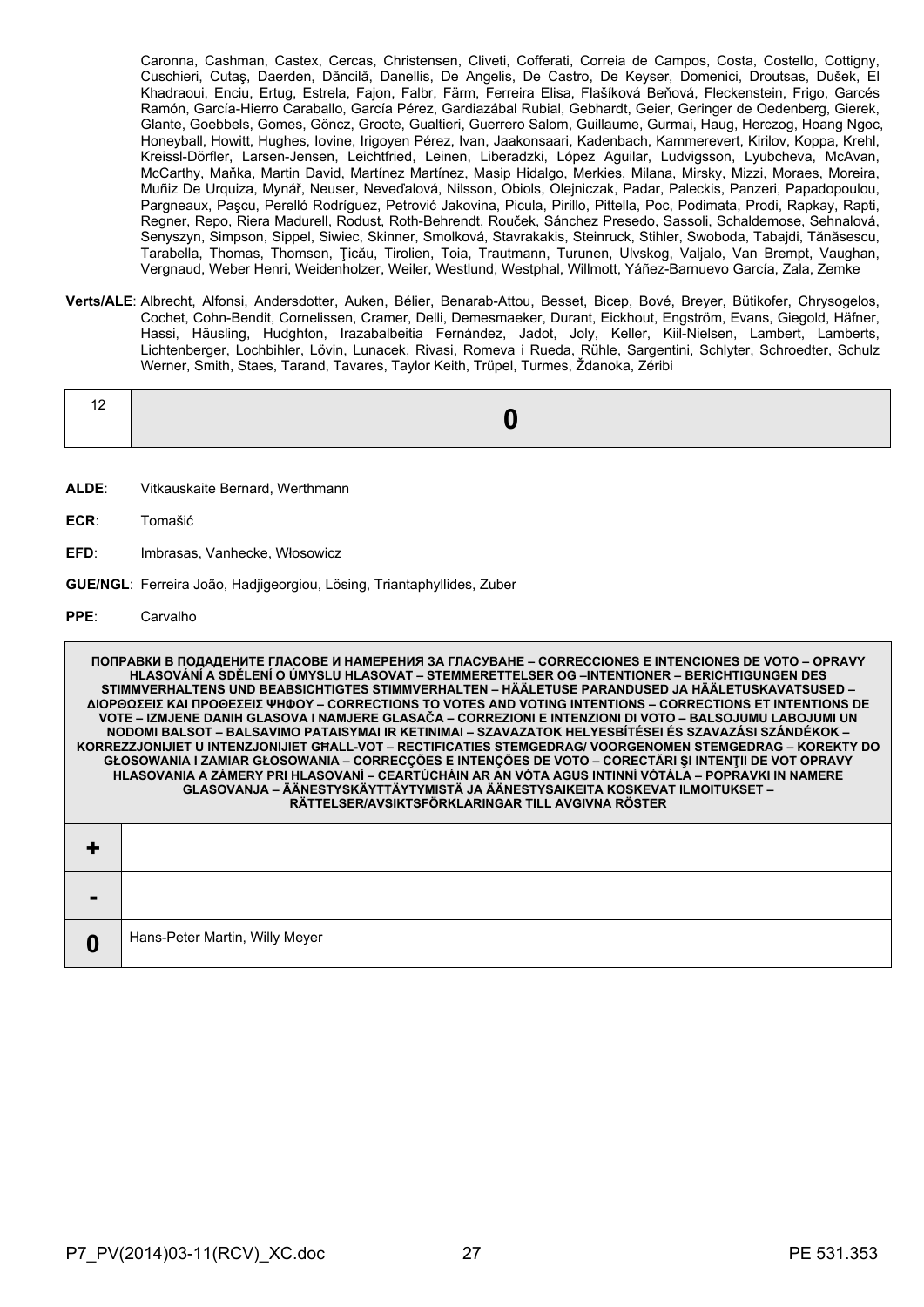Caronna, Cashman, Castex, Cercas, Christensen, Cliveti, Cofferati, Correia de Campos, Costa, Costello, Cottigny, Cuschieri, Cutaş, Daerden, Dăncilă, Danellis, De Angelis, De Castro, De Keyser, Domenici, Droutsas, Dušek, El Khadraoui, Enciu, Ertug, Estrela, Fajon, Falbr, Färm, Ferreira Elisa, Flašíková Beňová, Fleckenstein, Frigo, Garcés Ramón, García-Hierro Caraballo, García Pérez, Gardiazábal Rubial, Gebhardt, Geier, Geringer de Oedenberg, Gierek, Glante, Goebbels, Gomes, Göncz, Groote, Gualtieri, Guerrero Salom, Guillaume, Gurmai, Haug, Herczog, Hoang Ngoc, Honeyball, Howitt, Hughes, Iovine, Irigoyen Pérez, Ivan, Jaakonsaari, Kadenbach, Kammerevert, Kirilov, Koppa, Krehl, Kreissl-Dörfler, Larsen-Jensen, Leichtfried, Leinen, Liberadzki, López Aguilar, Ludvigsson, Lyubcheva, McAvan, McCarthy, Maňka, Martin David, Martínez Martínez, Masip Hidalgo, Merkies, Milana, Mirsky, Mizzi, Moraes, Moreira, Muñiz De Urquiza, Mynář, Neuser, Neveďalová, Nilsson, Obiols, Olejniczak, Padar, Paleckis, Panzeri, Papadopoulou, Pargneaux, Paşcu, Perelló Rodríguez, Petrović Jakovina, Picula, Pirillo, Pittella, Poc, Podimata, Prodi, Rapkay, Rapti, Regner, Repo, Riera Madurell, Rodust, Roth-Behrendt, Rouček, Sánchez Presedo, Sassoli, Schaldemose, Sehnalová, Senyszyn, Simpson, Sippel, Siwiec, Skinner, Smolková, Stavrakakis, Steinruck, Stihler, Swoboda, Tabajdi, Tănăsescu, Tarabella, Thomas, Thomsen, Ţicău, Tirolien, Toia, Trautmann, Turunen, Ulvskog, Valjalo, Van Brempt, Vaughan, Vergnaud, Weber Henri, Weidenholzer, Weiler, Westlund, Westphal, Willmott, Yáñez-Barnuevo García, Zala, Zemke

**Verts/ALE**: Albrecht, Alfonsi, Andersdotter, Auken, Bélier, Benarab-Attou, Besset, Bicep, Bové, Breyer, Bütikofer, Chrysogelos, Cochet, Cohn-Bendit, Cornelissen, Cramer, Delli, Demesmaeker, Durant, Eickhout, Engström, Evans, Giegold, Häfner, Hassi, Häusling, Hudghton, Irazabalbeitia Fernández, Jadot, Joly, Keller, Kiil-Nielsen, Lambert, Lamberts, Lichtenberger, Lochbihler, Lövin, Lunacek, Rivasi, Romeva i Rueda, Rühle, Sargentini, Schlyter, Schroedter, Schulz Werner, Smith, Staes, Tarand, Tavares, Taylor Keith, Trüpel, Turmes, Ždanoka, Zéribi

| 12 | **0** |
|---|---|

**ALDE**: Vitkauskaite Bernard, Werthmann

**ECR**: Tomašić

**EFD**: Imbrasas, Vanhecke, Włosowicz

**GUE/NGL**: Ferreira João, Hadjigeorgiou, Lösing, Triantaphyllides, Zuber

**PPE**: Carvalho

| **ПОПРАВКИ В ПОДАДЕНИТЕ ГЛАСОВЕ И НАМЕРЕНИЯ ЗА ГЛАСУВАНЕ – CORRECCIONES E INTENCIONES DE VOTO – OPRAVY HLASOVÁNÍ A SDĚLENÍ O ÚMYSLU HLASOVAT – STEMMERETTELSER OG –INTENTIONER – BERICHTIGUNGEN DES STIMMVERHALTENS UND BEABSICHTIGTES STIMMVERHALTEN – HÄÄLETUSE PARANDUSED JA HÄÄLETUSKAVATSUSED – ΔΙΟΡΘΩΣΕΙΣ ΚΑΙ ΠΡΟΘΕΣΕΙΣ ΨΗΦΟΥ – CORRECTIONS TO VOTES AND VOTING INTENTIONS – CORRECTIONS ET INTENTIONS DE VOTE – IZMJENE DANIH GLASOVA I NAMJERE GLASAČA – CORREZIONI E INTENZIONI DI VOTO – BALSOJUMU LABOJUMI UN NODOMI BALSOT – BALSAVIMO PATAISYMAI IR KETINIMAI – SZAVAZATOK HELYESBÍTÉSEI ÉS SZAVAZÁSI SZÁNDÉKOK – KORREZZJONIJIET U INTENZJONIJIET GĦALL-VOT – RECTIFICATIES STEMGEDRAG/ VOORGENOMEN STEMGEDRAG – KOREKTY DO GŁOSOWANIA I ZAMIAR GŁOSOWANIA – CORRECÇÕES E INTENÇÕES DE VOTO – CORECTĂRI ŞI INTENŢII DE VOT OPRAVY HLASOVANIA A ZÁMERY PRI HLASOVANÍ – CEARTÚCHÁIN AR AN VÓTA AGUS INTINNÍ VÓTÁLA – POPRAVKI IN NAMERE GLASOVANJA – ÄÄNESTYSKÄYTTÄYTYMISTÄ JA ÄÄNESTYSAIKEITA KOSKEVAT ILMOITUKSET – RÄTTELSER/AVSIKTSFÖRKLARINGAR TILL AVGIVNA RÖSTER** | |
|---|---|
| **+** | |
| **-** | |
| **0** | Hans-Peter Martin, Willy Meyer |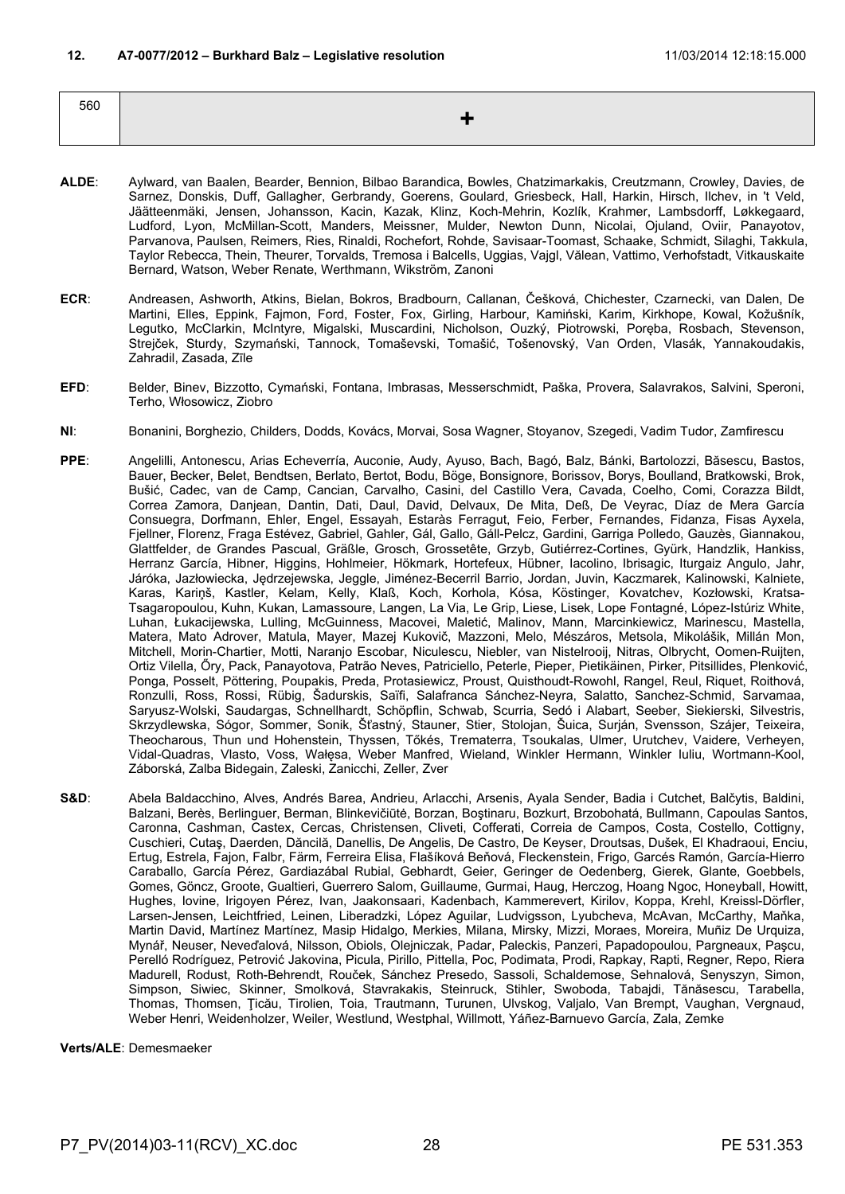### 12. A7-0077/2012 – Burkhard Balz – Legislative resolution 11/03/2014 12:18:15.000

| 560 | + |
|---|---|

**ALDE**: Aylward, van Baalen, Bearder, Bennion, Bilbao Barandica, Bowles, Chatzimarkakis, Creutzmann, Crowley, Davies, de Sarnez, Donskis, Duff, Gallagher, Gerbrandy, Goerens, Goulard, Griesbeck, Hall, Harkin, Hirsch, Ilchev, in 't Veld, Jäätteenmäki, Jensen, Johansson, Kacin, Kazak, Klinz, Koch-Mehrin, Kozlík, Krahmer, Lambsdorff, Løkkegaard, Ludford, Lyon, McMillan-Scott, Manders, Meissner, Mulder, Newton Dunn, Nicolai, Ojuland, Oviir, Panayotov, Parvanova, Paulsen, Reimers, Ries, Rinaldi, Rochefort, Rohde, Savisaar-Toomast, Schaake, Schmidt, Silaghi, Takkula, Taylor Rebecca, Thein, Theurer, Torvalds, Tremosa i Balcells, Uggias, Vajgl, Vălean, Vattimo, Verhofstadt, Vitkauskaite Bernard, Watson, Weber Renate, Werthmann, Wikström, Zanoni

**ECR**: Andreasen, Ashworth, Atkins, Bielan, Bokros, Bradbourn, Callanan, Češková, Chichester, Czarnecki, van Dalen, De Martini, Elles, Eppink, Fajmon, Ford, Foster, Fox, Girling, Harbour, Kamiński, Karim, Kirkhope, Kowal, Kožušník, Legutko, McClarkin, McIntyre, Migalski, Muscardini, Nicholson, Ouzký, Piotrowski, Poręba, Rosbach, Stevenson, Strejček, Sturdy, Szymański, Tannock, Tomaševski, Tomašić, Tošenovský, Van Orden, Vlasák, Yannakoudakis, Zahradil, Zasada, Zīle

**EFD**: Belder, Binev, Bizzotto, Cymański, Fontana, Imbrasas, Messerschmidt, Paška, Provera, Salavrakos, Salvini, Speroni, Terho, Włosowicz, Ziobro

**NI**: Bonanini, Borghezio, Childers, Dodds, Kovács, Morvai, Sosa Wagner, Stoyanov, Szegedi, Vadim Tudor, Zamfirescu

**PPE**: Angelilli, Antonescu, Arias Echeverría, Auconie, Audy, Ayuso, Bach, Bagó, Balz, Bánki, Bartolozzi, Băsescu, Bastos, Bauer, Becker, Belet, Bendtsen, Berlato, Bertot, Bodu, Böge, Bonsignore, Borissov, Borys, Boulland, Bratkowski, Brok, Bušić, Cadec, van de Camp, Cancian, Carvalho, Casini, del Castillo Vera, Cavada, Coelho, Comi, Corazza Bildt, Correa Zamora, Danjean, Dantin, Dati, Daul, David, Delvaux, De Mita, Deß, De Veyrac, Díaz de Mera García Consuegra, Dorfmann, Ehler, Engel, Essayah, Estaràs Ferragut, Feio, Ferber, Fernandes, Fidanza, Fisas Ayxela, Fjellner, Florenz, Fraga Estévez, Gabriel, Gahler, Gál, Gallo, Gáll-Pelcz, Gardini, Garriga Polledo, Gauzès, Giannakou, Glattfelder, de Grandes Pascual, Gräßle, Grosch, Grossetête, Grzyb, Gutiérrez-Cortines, Gyürk, Handzlik, Hankiss, Herranz García, Hibner, Higgins, Hohlmeier, Hökmark, Hortefeux, Hübner, Iacolino, Ibrisagic, Iturgaiz Angulo, Jahr, Járóka, Jazłowiecka, Jędrzejewska, Jeggle, Jiménez-Becerril Barrio, Jordan, Juvin, Kaczmarek, Kalinowski, Kalniete, Karas, Kariņš, Kastler, Kelam, Kelly, Klaß, Koch, Korhola, Kósa, Köstinger, Kovatchev, Kozłowski, Kratsa-Tsagaropoulou, Kuhn, Kukan, Lamassoure, Langen, La Via, Le Grip, Liese, Lisek, Lope Fontagné, López-Istúriz White, Luhan, Łukacijewska, Lulling, McGuinness, Macovei, Maletić, Malinov, Mann, Marcinkiewicz, Marinescu, Mastella, Matera, Mato Adrover, Matula, Mayer, Mazej Kukovič, Mazzoni, Melo, Mészáros, Metsola, Mikolášik, Millán Mon, Mitchell, Morin-Chartier, Motti, Naranjo Escobar, Niculescu, Niebler, van Nistelrooij, Nitras, Olbrycht, Oomen-Ruijten, Ortiz Vilella, Őry, Pack, Panayotova, Patrão Neves, Patriciello, Peterle, Pieper, Pietikäinen, Pirker, Pitsillides, Plenković, Ponga, Posselt, Pöttering, Poupakis, Preda, Protasiewicz, Proust, Quisthoudt-Rowohl, Rangel, Reul, Riquet, Roithová, Ronzulli, Ross, Rossi, Rübig, Šadurskis, Saïfi, Salafranca Sánchez-Neyra, Salatto, Sanchez-Schmid, Sarvamaa, Saryusz-Wolski, Saudargas, Schnellhardt, Schöpflin, Schwab, Scurria, Sedó i Alabart, Seeber, Siekierski, Silvestris, Skrzydlewska, Sógor, Sommer, Sonik, Šťastný, Stauner, Stier, Stolojan, Šuica, Surján, Svensson, Szájer, Teixeira, Theocharous, Thun und Hohenstein, Thyssen, Tőkés, Trematerra, Tsoukalas, Ulmer, Urutchev, Vaidere, Verheyen, Vidal-Quadras, Vlasto, Voss, Wałęsa, Weber Manfred, Wieland, Winkler Hermann, Winkler Iuliu, Wortmann-Kool, Záborská, Zalba Bidegain, Zaleski, Zanicchi, Zeller, Zver

**S&D**: Abela Baldacchino, Alves, Andrés Barea, Andrieu, Arlacchi, Arsenis, Ayala Sender, Badia i Cutchet, Balčytis, Baldini, Balzani, Berès, Berlinguer, Berman, Blinkevičiūtė, Borzan, Boştinaru, Bozkurt, Brzobohatá, Bullmann, Capoulas Santos, Caronna, Cashman, Castex, Cercas, Christensen, Cliveti, Cofferati, Correia de Campos, Costa, Costello, Cottigny, Cuschieri, Cutaş, Daerden, Dăncilă, Danellis, De Angelis, De Castro, De Keyser, Droutsas, Dušek, El Khadraoui, Enciu, Ertug, Estrela, Fajon, Falbr, Färm, Ferreira Elisa, Flašíková Beňová, Fleckenstein, Frigo, Garcés Ramón, García-Hierro Caraballo, García Pérez, Gardiazábal Rubial, Gebhardt, Geier, Geringer de Oedenberg, Gierek, Glante, Goebbels, Gomes, Göncz, Groote, Gualtieri, Guerrero Salom, Guillaume, Gurmai, Haug, Herczog, Hoang Ngoc, Honeyball, Howitt, Hughes, Iovine, Irigoyen Pérez, Ivan, Jaakonsaari, Kadenbach, Kammerevert, Kirilov, Koppa, Krehl, Kreissl-Dörfler, Larsen-Jensen, Leichtfried, Leinen, Liberadzki, López Aguilar, Ludvigsson, Lyubcheva, McAvan, McCarthy, Maňka, Martin David, Martínez Martínez, Masip Hidalgo, Merkies, Milana, Mirsky, Mizzi, Moraes, Moreira, Muñiz De Urquiza, Mynář, Neuser, Neveďalová, Nilsson, Obiols, Olejniczak, Padar, Paleckis, Panzeri, Papadopoulou, Pargneaux, Paşcu, Perelló Rodríguez, Petrović Jakovina, Picula, Pirillo, Pittella, Poc, Podimata, Prodi, Rapkay, Rapti, Regner, Repo, Riera Madurell, Rodust, Roth-Behrendt, Rouček, Sánchez Presedo, Sassoli, Schaldemose, Sehnalová, Senyszyn, Simon, Simpson, Siwiec, Skinner, Smolková, Stavrakakis, Steinruck, Stihler, Swoboda, Tabajdi, Tănăsescu, Tarabella, Thomas, Thomsen, Ţicău, Tirolien, Toia, Trautmann, Turunen, Ulvskog, Valjalo, Van Brempt, Vaughan, Vergnaud, Weber Henri, Weidenholzer, Weiler, Westlund, Westphal, Willmott, Yáñez-Barnuevo García, Zala, Zemke

**Verts/ALE**: Demesmaeker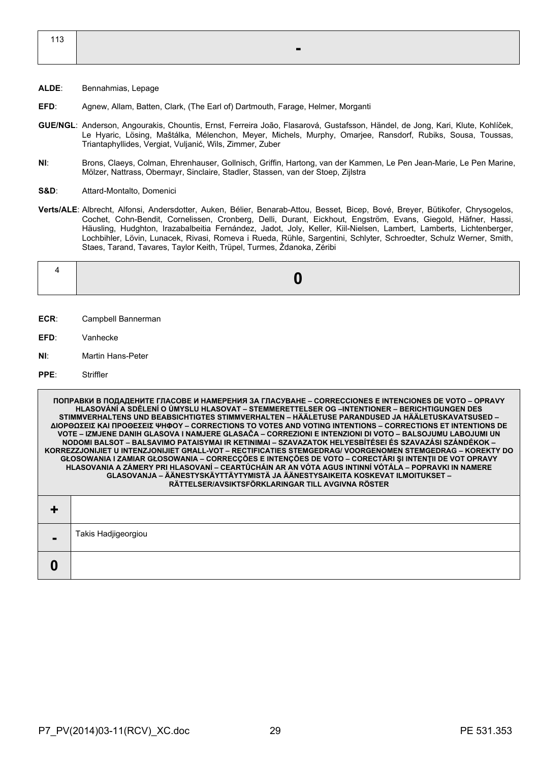| 113 | - |
|---|---|

**ALDE**: Bennahmias, Lepage

**EFD**: Agnew, Allam, Batten, Clark, (The Earl of) Dartmouth, Farage, Helmer, Morganti

**GUE/NGL**: Anderson, Angourakis, Chountis, Ernst, Ferreira João, Flasarová, Gustafsson, Händel, de Jong, Kari, Klute, Kohlíček, Le Hyaric, Lösing, Maštálka, Mélenchon, Meyer, Michels, Murphy, Omarjee, Ransdorf, Rubiks, Sousa, Toussas, Triantaphyllides, Vergiat, Vuljanić, Wils, Zimmer, Zuber

**NI**: Brons, Claeys, Colman, Ehrenhauser, Gollnisch, Griffin, Hartong, van der Kammen, Le Pen Jean-Marie, Le Pen Marine, Mölzer, Nattrass, Obermayr, Sinclaire, Stadler, Stassen, van der Stoep, Zijlstra

**S&D**: Attard-Montalto, Domenici

**Verts/ALE**: Albrecht, Alfonsi, Andersdotter, Auken, Bélier, Benarab-Attou, Besset, Bicep, Bové, Breyer, Bütikofer, Chrysogelos, Cochet, Cohn-Bendit, Cornelissen, Cronberg, Delli, Durant, Eickhout, Engström, Evans, Giegold, Häfner, Hassi, Häusling, Hudghton, Irazabalbeitia Fernández, Jadot, Joly, Keller, Kiil-Nielsen, Lambert, Lamberts, Lichtenberger, Lochbihler, Lövin, Lunacek, Rivasi, Romeva i Rueda, Rühle, Sargentini, Schlyter, Schroedter, Schulz Werner, Smith, Staes, Tarand, Tavares, Taylor Keith, Trüpel, Turmes, Ždanoka, Zéribi

| 4 | 0 |
|---|---|

**ECR**: Campbell Bannerman

**EFD**: Vanhecke

**NI**: Martin Hans-Peter

**PPE**: Striffler

| ПОПРАВКИ В ПОДАДЕНИТЕ ГЛАСОВЕ И НАМЕРЕНИЯ ЗА ГЛАСУВАНЕ – CORRECCIONES E INTENCIONES DE VOTO – OPRAVY HLASOVÁNÍ A SDĚLENÍ O ÚMYSLU HLASOVAT – STEMMERETTELSER OG –INTENTIONER – BERICHTIGUNGEN DES STIMMVERHALTENS UND BEABSICHTIGTES STIMMVERHALTEN – HÄÄLETUSE PARANDUSED JA HÄÄLETUSKAVATSUSED – ΔΙΟΡΘΩΣΕΙΣ ΚΑΙ ΠΡΟΘΕΣΕΙΣ ΨΗΦΟΥ – CORRECTIONS TO VOTES AND VOTING INTENTIONS – CORRECTIONS ET INTENTIONS DE VOTE – IZMJENE DANIH GLASOVA I NAMJERE GLASAČA – CORREZIONI E INTENZIONI DI VOTO – BALSOJUMU LABOJUMI UN NODOMI BALSOT – BALSAVIMO PATAISYMAI IR KETINIMAI – SZAVAZATOK HELYESBÍTÉSEI ÉS SZAVAZÁSI SZÁNDÉKOK – KORREZZJONIJIET U INTENZJONIJIET GĦALL-VOT – RECTIFICATIES STEMGEDRAG/ VOORGENOMEN STEMGEDRAG – KOREKTY DO GŁOSOWANIA I ZAMIAR GŁOSOWANIA – CORRECÇÕES E INTENÇÕES DE VOTO – CORECTĂRI ŞI INTENŢII DE VOT OPRAVY HLASOVANIA A ZÁMERY PRI HLASOVANÍ – CEARTÚCHÁIN AR AN VÓTA AGUS INTINNÍ VÓTÁLA – POPRAVKI IN NAMERE GLASOVANJA – ÄÄNESTYSKÄYTTÄYTYMISTÄ JA ÄÄNESTYSAIKEITA KOSKEVAT ILMOITUKSET – RÄTTELSER/AVSIKTSFÖRKLARINGAR TILL AVGIVNA RÖSTER | |
|---|---|
| + | |
| - | Takis Hadjigeorgiou |
| 0 | |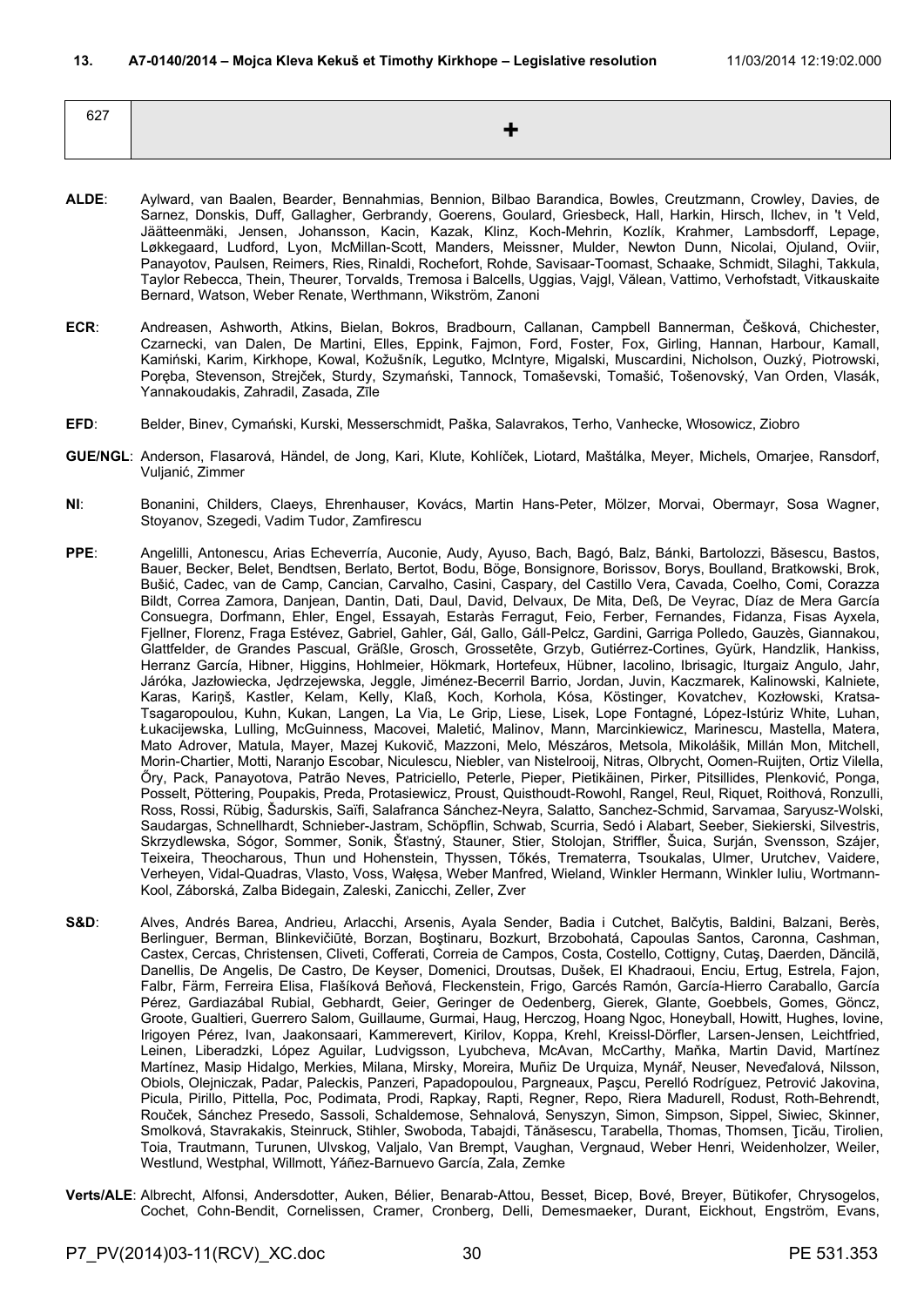**13. A7-0140/2014 – Mojca Kleva Kekuš et Timothy Kirkhope – Legislative resolution** 11/03/2014 12:19:02.000

| 627 | + |
|---|---|

**ALDE**: Aylward, van Baalen, Bearder, Bennahmias, Bennion, Bilbao Barandica, Bowles, Creutzmann, Crowley, Davies, de Sarnez, Donskis, Duff, Gallagher, Gerbrandy, Goerens, Goulard, Griesbeck, Hall, Harkin, Hirsch, Ilchev, in 't Veld, Jäätteenmäki, Jensen, Johansson, Kacin, Kazak, Klinz, Koch-Mehrin, Kozlík, Krahmer, Lambsdorff, Lepage, Løkkegaard, Ludford, Lyon, McMillan-Scott, Manders, Meissner, Mulder, Newton Dunn, Nicolai, Ojuland, Oviir, Panayotov, Paulsen, Reimers, Ries, Rinaldi, Rochefort, Rohde, Savisaar-Toomast, Schaake, Schmidt, Silaghi, Takkula, Taylor Rebecca, Thein, Theurer, Torvalds, Tremosa i Balcells, Uggias, Vajgl, Vălean, Vattimo, Verhofstadt, Vitkauskaite Bernard, Watson, Weber Renate, Werthmann, Wikström, Zanoni

**ECR**: Andreasen, Ashworth, Atkins, Bielan, Bokros, Bradbourn, Callanan, Campbell Bannerman, Češková, Chichester, Czarnecki, van Dalen, De Martini, Elles, Eppink, Fajmon, Ford, Foster, Fox, Girling, Hannan, Harbour, Kamall, Kamiński, Karim, Kirkhope, Kowal, Kožušník, Legutko, McIntyre, Migalski, Muscardini, Nicholson, Ouzký, Piotrowski, Poręba, Stevenson, Strejček, Sturdy, Szymański, Tannock, Tomaševski, Tomašić, Tošenovský, Van Orden, Vlasák, Yannakoudakis, Zahradil, Zasada, Zīle

**EFD**: Belder, Binev, Cymański, Kurski, Messerschmidt, Paška, Salavrakos, Terho, Vanhecke, Włosowicz, Ziobro

**GUE/NGL**: Anderson, Flasarová, Händel, de Jong, Kari, Klute, Kohlíček, Liotard, Maštálka, Meyer, Michels, Omarjee, Ransdorf, Vuljanić, Zimmer

**NI**: Bonanini, Childers, Claeys, Ehrenhauser, Kovács, Martin Hans-Peter, Mölzer, Morvai, Obermayr, Sosa Wagner, Stoyanov, Szegedi, Vadim Tudor, Zamfirescu

**PPE**: Angelilli, Antonescu, Arias Echeverría, Auconie, Audy, Ayuso, Bach, Bagó, Balz, Bánki, Bartolozzi, Băsescu, Bastos, Bauer, Becker, Belet, Bendtsen, Berlato, Bertot, Bodu, Böge, Bonsignore, Borissov, Borys, Boulland, Bratkowski, Brok, Bušić, Cadec, van de Camp, Cancian, Carvalho, Casini, Caspary, del Castillo Vera, Cavada, Coelho, Comi, Corazza Bildt, Correa Zamora, Danjean, Dantin, Dati, Daul, David, Delvaux, De Mita, Deß, De Veyrac, Díaz de Mera García Consuegra, Dorfmann, Ehler, Engel, Essayah, Estaràs Ferragut, Feio, Ferber, Fernandes, Fidanza, Fisas Ayxela, Fjellner, Florenz, Fraga Estévez, Gabriel, Gahler, Gál, Gallo, Gáll-Pelcz, Gardini, Garriga Polledo, Gauzès, Giannakou, Glattfelder, de Grandes Pascual, Gräßle, Grosch, Grossetête, Grzyb, Gutiérrez-Cortines, Gyürk, Handzlik, Hankiss, Herranz García, Hibner, Higgins, Hohlmeier, Hökmark, Hortefeux, Hübner, Iacolino, Ibrisagic, Iturgaiz Angulo, Jahr, Járóka, Jazłowiecka, Jędrzejewska, Jeggle, Jiménez-Becerril Barrio, Jordan, Juvin, Kaczmarek, Kalinowski, Kalniete, Karas, Kariņš, Kastler, Kelam, Kelly, Klaß, Koch, Korhola, Kósa, Köstinger, Kovatchev, Kozłowski, Kratsa-Tsagaropoulou, Kuhn, Kukan, Langen, La Via, Le Grip, Liese, Lisek, Lope Fontagné, López-Istúriz White, Luhan, Łukacijewska, Lulling, McGuinness, Macovei, Maletić, Malinov, Mann, Marcinkiewicz, Marinescu, Mastella, Matera, Mato Adrover, Matula, Mayer, Mazej Kukovič, Mazzoni, Melo, Mészáros, Metsola, Mikolášik, Millán Mon, Mitchell, Morin-Chartier, Motti, Naranjo Escobar, Niculescu, Niebler, van Nistelrooij, Nitras, Olbrycht, Oomen-Ruijten, Ortiz Vilella, Őry, Pack, Panayotova, Patrão Neves, Patriciello, Peterle, Pieper, Pietikäinen, Pirker, Pitsillides, Plenković, Ponga, Posselt, Pöttering, Poupakis, Preda, Protasiewicz, Proust, Quisthoudt-Rowohl, Rangel, Reul, Riquet, Roithová, Ronzulli, Ross, Rossi, Rübig, Šadurskis, Saïfi, Salafranca Sánchez-Neyra, Salatto, Sanchez-Schmid, Sarvamaa, Saryusz-Wolski, Saudargas, Schnellhardt, Schnieber-Jastram, Schöpflin, Schwab, Scurria, Sedó i Alabart, Seeber, Siekierski, Silvestris, Skrzydlewska, Sógor, Sommer, Sonik, Šťastný, Stauner, Stier, Stolojan, Striffler, Šuica, Surján, Svensson, Szájer, Teixeira, Theocharous, Thun und Hohenstein, Thyssen, Tőkés, Trematerra, Tsoukalas, Ulmer, Urutchev, Vaidere, Verheyen, Vidal-Quadras, Vlasto, Voss, Wałęsa, Weber Manfred, Wieland, Winkler Hermann, Winkler Iuliu, Wortmann-Kool, Záborská, Zalba Bidegain, Zaleski, Zanicchi, Zeller, Zver

**S&D**: Alves, Andrés Barea, Andrieu, Arlacchi, Arsenis, Ayala Sender, Badia i Cutchet, Balčytis, Baldini, Balzani, Berès, Berlinguer, Berman, Blinkevičiūtė, Borzan, Boştinaru, Bozkurt, Brzobohatá, Capoulas Santos, Caronna, Cashman, Castex, Cercas, Christensen, Cliveti, Cofferati, Correia de Campos, Costa, Costello, Cottigny, Cutaş, Daerden, Dăncilă, Danellis, De Angelis, De Castro, De Keyser, Domenici, Droutsas, Dušek, El Khadraoui, Enciu, Ertug, Estrela, Fajon, Falbr, Färm, Ferreira Elisa, Flašíková Beňová, Fleckenstein, Frigo, Garcés Ramón, García-Hierro Caraballo, García Pérez, Gardiazábal Rubial, Gebhardt, Geier, Geringer de Oedenberg, Gierek, Glante, Goebbels, Gomes, Göncz, Groote, Gualtieri, Guerrero Salom, Guillaume, Gurmai, Haug, Herczog, Hoang Ngoc, Honeyball, Howitt, Hughes, Iovine, Irigoyen Pérez, Ivan, Jaakonsaari, Kammerevert, Kirilov, Koppa, Krehl, Kreissl-Dörfler, Larsen-Jensen, Leichtfried, Leinen, Liberadzki, López Aguilar, Ludvigsson, Lyubcheva, McAvan, McCarthy, Maňka, Martin David, Martínez Martínez, Masip Hidalgo, Merkies, Milana, Mirsky, Moreira, Muñiz De Urquiza, Mynář, Neuser, Neveďalová, Nilsson, Obiols, Olejniczak, Padar, Paleckis, Panzeri, Papadopoulou, Pargneaux, Paşcu, Perelló Rodríguez, Petrović Jakovina, Picula, Pirillo, Pittella, Poc, Podimata, Prodi, Rapkay, Rapti, Regner, Repo, Riera Madurell, Rodust, Roth-Behrendt, Rouček, Sánchez Presedo, Sassoli, Schaldemose, Sehnalová, Senyszyn, Simon, Simpson, Sippel, Siwiec, Skinner, Smolková, Stavrakakis, Steinruck, Stihler, Swoboda, Tabajdi, Tănăsescu, Tarabella, Thomas, Thomsen, Ţicău, Tirolien, Toia, Trautmann, Turunen, Ulvskog, Valjalo, Van Brempt, Vaughan, Vergnaud, Weber Henri, Weidenholzer, Weiler, Westlund, Westphal, Willmott, Yáñez-Barnuevo García, Zala, Zemke

**Verts/ALE**: Albrecht, Alfonsi, Andersdotter, Auken, Bélier, Benarab-Attou, Besset, Bicep, Bové, Breyer, Bütikofer, Chrysogelos, Cochet, Cohn-Bendit, Cornelissen, Cramer, Cronberg, Delli, Demesmaeker, Durant, Eickhout, Engström, Evans,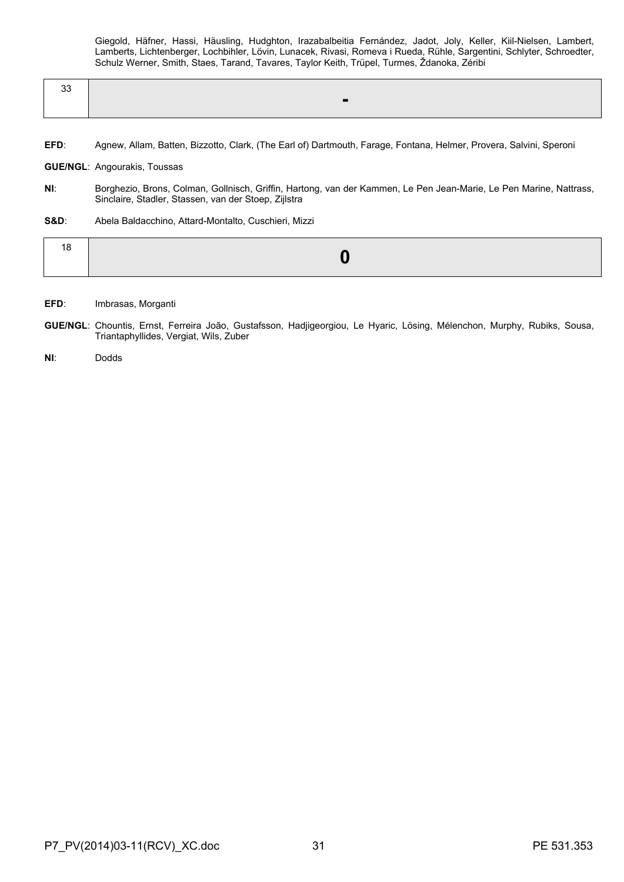Giegold, Häfner, Hassi, Häusling, Hudghton, Irazabalbeitia Fernández, Jadot, Joly, Keller, Kiil-Nielsen, Lambert, Lamberts, Lichtenberger, Lochbihler, Lövin, Lunacek, Rivasi, Romeva i Rueda, Rühle, Sargentini, Schlyter, Schroedter, Schulz Werner, Smith, Staes, Tarand, Tavares, Taylor Keith, Trüpel, Turmes, Ždanoka, Zéribi

| 33 | **-** |
|---|---|

**EFD**: Agnew, Allam, Batten, Bizzotto, Clark, (The Earl of) Dartmouth, Farage, Fontana, Helmer, Provera, Salvini, Speroni

**GUE/NGL**: Angourakis, Toussas

**NI**: Borghezio, Brons, Colman, Gollnisch, Griffin, Hartong, van der Kammen, Le Pen Jean-Marie, Le Pen Marine, Nattrass, Sinclaire, Stadler, Stassen, van der Stoep, Zijlstra

**S&D**: Abela Baldacchino, Attard-Montalto, Cuschieri, Mizzi

| 18 | **0** |
|---|---|

**EFD**: Imbrasas, Morganti

**GUE/NGL**: Chountis, Ernst, Ferreira João, Gustafsson, Hadjigeorgiou, Le Hyaric, Lösing, Mélenchon, Murphy, Rubiks, Sousa, Triantaphyllides, Vergiat, Wils, Zuber

**NI**: Dodds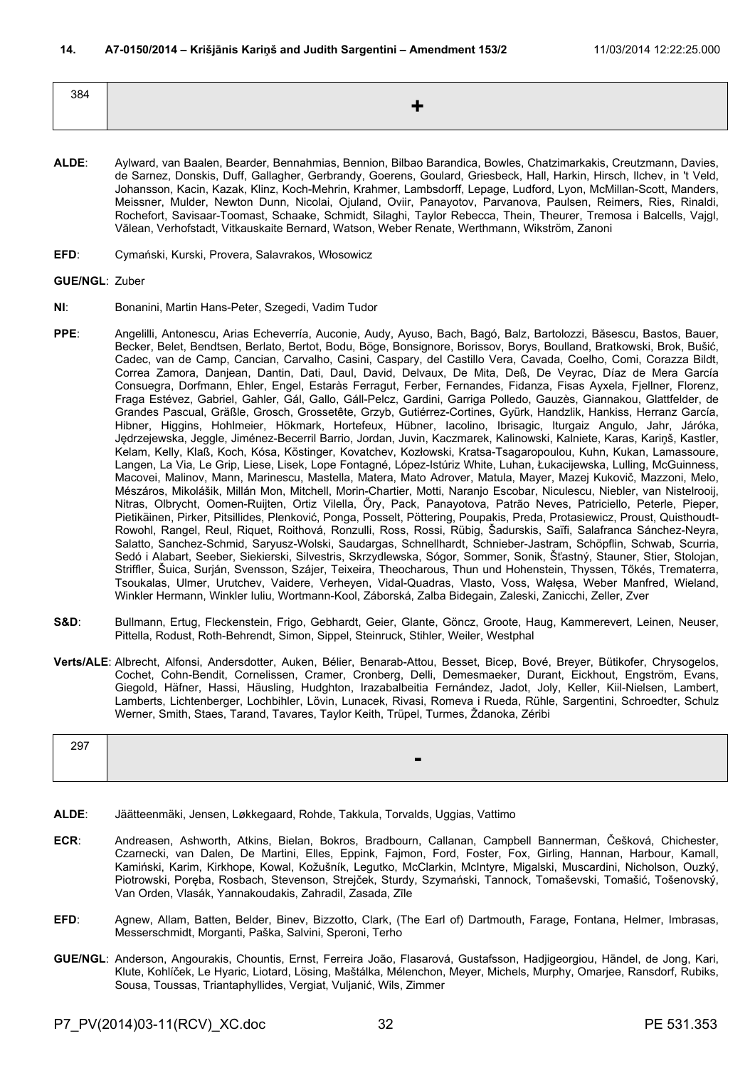## 14. A7-0150/2014 – Krišjānis Kariņš and Judith Sargentini – Amendment 153/2

11/03/2014 12:22:25.000

| 384 | + |
|---|---|

**ALDE**: Aylward, van Baalen, Bearder, Bennahmias, Bennion, Bilbao Barandica, Bowles, Chatzimarkakis, Creutzmann, Davies, de Sarnez, Donskis, Duff, Gallagher, Gerbrandy, Goerens, Goulard, Griesbeck, Hall, Harkin, Hirsch, Ilchev, in 't Veld, Johansson, Kacin, Kazak, Klinz, Koch-Mehrin, Krahmer, Lambsdorff, Lepage, Ludford, Lyon, McMillan-Scott, Manders, Meissner, Mulder, Newton Dunn, Nicolai, Ojuland, Oviir, Panayotov, Parvanova, Paulsen, Reimers, Ries, Rinaldi, Rochefort, Savisaar-Toomast, Schaake, Schmidt, Silaghi, Taylor Rebecca, Thein, Theurer, Tremosa i Balcells, Vajgl, Vălean, Verhofstadt, Vitkauskaite Bernard, Watson, Weber Renate, Werthmann, Wikström, Zanoni

**EFD**: Cymański, Kurski, Provera, Salavrakos, Włosowicz

**GUE/NGL**: Zuber

**NI**: Bonanini, Martin Hans-Peter, Szegedi, Vadim Tudor

**PPE**: Angelilli, Antonescu, Arias Echeverría, Auconie, Audy, Ayuso, Bach, Bagó, Balz, Bartolozzi, Băsescu, Bastos, Bauer, Becker, Belet, Bendtsen, Berlato, Bertot, Bodu, Böge, Bonsignore, Borissov, Borys, Boulland, Bratkowski, Brok, Bušić, Cadec, van de Camp, Cancian, Carvalho, Casini, Caspary, del Castillo Vera, Cavada, Coelho, Comi, Corazza Bildt, Correa Zamora, Danjean, Dantin, Dati, Daul, David, Delvaux, De Mita, Deß, De Veyrac, Díaz de Mera García Consuegra, Dorfmann, Ehler, Engel, Estaràs Ferragut, Ferber, Fernandes, Fidanza, Fisas Ayxela, Fjellner, Florenz, Fraga Estévez, Gabriel, Gahler, Gál, Gallo, Gáll-Pelcz, Gardini, Garriga Polledo, Gauzès, Giannakou, Glattfelder, de Grandes Pascual, Gräßle, Grosch, Grossetête, Grzyb, Gutiérrez-Cortines, Gyürk, Handzlik, Hankiss, Herranz García, Hibner, Higgins, Hohlmeier, Hökmark, Hortefeux, Hübner, Iacolino, Ibrisagic, Iturgaiz Angulo, Jahr, Járóka, Jędrzejewska, Jeggle, Jiménez-Becerril Barrio, Jordan, Juvin, Kaczmarek, Kalinowski, Kalniete, Karas, Kariņš, Kastler, Kelam, Kelly, Klaß, Koch, Kósa, Köstinger, Kovatchev, Kozłowski, Kratsa-Tsagaropoulou, Kuhn, Kukan, Lamassoure, Langen, La Via, Le Grip, Liese, Lisek, Lope Fontagné, López-Istúriz White, Luhan, Łukacijewska, Lulling, McGuinness, Macovei, Malinov, Mann, Marinescu, Mastella, Matera, Mato Adrover, Matula, Mayer, Mazej Kukovič, Mazzoni, Melo, Mészáros, Mikolášik, Millán Mon, Mitchell, Morin-Chartier, Motti, Naranjo Escobar, Niculescu, Niebler, van Nistelrooij, Nitras, Olbrycht, Oomen-Ruijten, Ortiz Vilella, Őry, Pack, Panayotova, Patrão Neves, Patriciello, Peterle, Pieper, Pietikäinen, Pirker, Pitsillides, Plenković, Ponga, Posselt, Pöttering, Poupakis, Preda, Protasiewicz, Proust, Quisthoudt-Rowohl, Rangel, Reul, Riquet, Roithová, Ronzulli, Ross, Rossi, Rübig, Šadurskis, Saïfi, Salafranca Sánchez-Neyra, Salatto, Sanchez-Schmid, Saryusz-Wolski, Saudargas, Schnellhardt, Schnieber-Jastram, Schöpflin, Schwab, Scurria, Sedó i Alabart, Seeber, Siekierski, Silvestris, Skrzydlewska, Sógor, Sommer, Sonik, Šťastný, Stauner, Stier, Stolojan, Striffler, Šuica, Surján, Svensson, Szájer, Teixeira, Theocharous, Thun und Hohenstein, Thyssen, Tőkés, Trematerra, Tsoukalas, Ulmer, Urutchev, Vaidere, Verheyen, Vidal-Quadras, Vlasto, Voss, Wałęsa, Weber Manfred, Wieland, Winkler Hermann, Winkler Iuliu, Wortmann-Kool, Záborská, Zalba Bidegain, Zaleski, Zanicchi, Zeller, Zver

**S&D**: Bullmann, Ertug, Fleckenstein, Frigo, Gebhardt, Geier, Glante, Göncz, Groote, Haug, Kammerevert, Leinen, Neuser, Pittella, Rodust, Roth-Behrendt, Simon, Sippel, Steinruck, Stihler, Weiler, Westphal

**Verts/ALE**: Albrecht, Alfonsi, Andersdotter, Auken, Bélier, Benarab-Attou, Besset, Bicep, Bové, Breyer, Bütikofer, Chrysogelos, Cochet, Cohn-Bendit, Cornelissen, Cramer, Cronberg, Delli, Demesmaeker, Durant, Eickhout, Engström, Evans, Giegold, Häfner, Hassi, Häusling, Hudghton, Irazabalbeitia Fernández, Jadot, Joly, Keller, Kiil-Nielsen, Lambert, Lamberts, Lichtenberger, Lochbihler, Lövin, Lunacek, Rivasi, Romeva i Rueda, Rühle, Sargentini, Schroedter, Schulz Werner, Smith, Staes, Tarand, Tavares, Taylor Keith, Trüpel, Turmes, Ždanoka, Zéribi

| 297 | - |
|---|---|

**ALDE**: Jäätteenmäki, Jensen, Løkkegaard, Rohde, Takkula, Torvalds, Uggias, Vattimo

**ECR**: Andreasen, Ashworth, Atkins, Bielan, Bokros, Bradbourn, Callanan, Campbell Bannerman, Češková, Chichester, Czarnecki, van Dalen, De Martini, Elles, Eppink, Fajmon, Ford, Foster, Fox, Girling, Hannan, Harbour, Kamall, Kamiński, Karim, Kirkhope, Kowal, Kožušník, Legutko, McClarkin, McIntyre, Migalski, Muscardini, Nicholson, Ouzký, Piotrowski, Poręba, Rosbach, Stevenson, Strejček, Sturdy, Szymański, Tannock, Tomaševski, Tomašić, Tošenovský, Van Orden, Vlasák, Yannakoudakis, Zahradil, Zasada, Zīle

**EFD**: Agnew, Allam, Batten, Belder, Binev, Bizzotto, Clark, (The Earl of) Dartmouth, Farage, Fontana, Helmer, Imbrasas, Messerschmidt, Morganti, Paška, Salvini, Speroni, Terho

**GUE/NGL**: Anderson, Angourakis, Chountis, Ernst, Ferreira João, Flasarová, Gustafsson, Hadjigeorgiou, Händel, de Jong, Kari, Klute, Kohlíček, Le Hyaric, Liotard, Lösing, Maštálka, Mélenchon, Meyer, Michels, Murphy, Omarjee, Ransdorf, Rubiks, Sousa, Toussas, Triantaphyllides, Vergiat, Vuljanić, Wils, Zimmer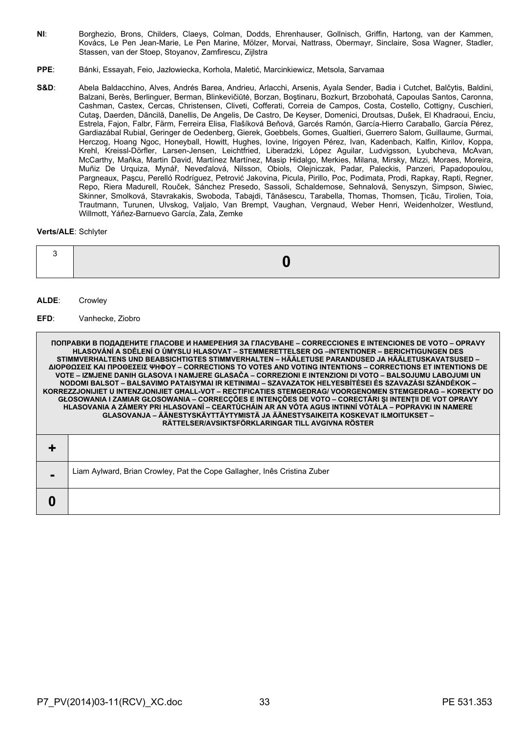**NI**: Borghezio, Brons, Childers, Claeys, Colman, Dodds, Ehrenhauser, Gollnisch, Griffin, Hartong, van der Kammen, Kovács, Le Pen Jean-Marie, Le Pen Marine, Mölzer, Morvai, Nattrass, Obermayr, Sinclaire, Sosa Wagner, Stadler, Stassen, van der Stoep, Stoyanov, Zamfirescu, Zijlstra

**PPE**: Bánki, Essayah, Feio, Jazłowiecka, Korhola, Maletić, Marcinkiewicz, Metsola, Sarvamaa

**S&D**: Abela Baldacchino, Alves, Andrés Barea, Andrieu, Arlacchi, Arsenis, Ayala Sender, Badia i Cutchet, Balčytis, Baldini, Balzani, Berès, Berlinguer, Berman, Blinkevičiūtė, Borzan, Boştinaru, Bozkurt, Brzobohatá, Capoulas Santos, Caronna, Cashman, Castex, Cercas, Christensen, Cliveti, Cofferati, Correia de Campos, Costa, Costello, Cottigny, Cuschieri, Cutaş, Daerden, Dăncilă, Danellis, De Angelis, De Castro, De Keyser, Domenici, Droutsas, Dušek, El Khadraoui, Enciu, Estrela, Fajon, Falbr, Färm, Ferreira Elisa, Flašíková Beňová, Garcés Ramón, García-Hierro Caraballo, García Pérez, Gardiazábal Rubial, Geringer de Oedenberg, Gierek, Goebbels, Gomes, Gualtieri, Guerrero Salom, Guillaume, Gurmai, Herczog, Hoang Ngoc, Honeyball, Howitt, Hughes, Iovine, Irigoyen Pérez, Ivan, Kadenbach, Kalfin, Kirilov, Koppa, Krehl, Kreissl-Dörfler, Larsen-Jensen, Leichtfried, Liberadzki, López Aguilar, Ludvigsson, Lyubcheva, McAvan, McCarthy, Maňka, Martin David, Martínez Martínez, Masip Hidalgo, Merkies, Milana, Mirsky, Mizzi, Moraes, Moreira, Muñiz De Urquiza, Mynář, Neveďalová, Nilsson, Obiols, Olejniczak, Padar, Paleckis, Panzeri, Papadopoulou, Pargneaux, Paşcu, Perelló Rodríguez, Petrović Jakovina, Picula, Pirillo, Poc, Podimata, Prodi, Rapkay, Rapti, Regner, Repo, Riera Madurell, Rouček, Sánchez Presedo, Sassoli, Schaldemose, Sehnalová, Senyszyn, Simpson, Siwiec, Skinner, Smolková, Stavrakakis, Swoboda, Tabajdi, Tănăsescu, Tarabella, Thomas, Thomsen, Ţicău, Tirolien, Toia, Trautmann, Turunen, Ulvskog, Valjalo, Van Brempt, Vaughan, Vergnaud, Weber Henri, Weidenholzer, Westlund, Willmott, Yáñez-Barnuevo García, Zala, Zemke

**Verts/ALE**: Schlyter

| 3 | **0** |
|---|---|

**ALDE**: Crowley

**EFD**: Vanhecke, Ziobro

| **ПОПРАВКИ В ПОДАДЕНИТЕ ГЛАСОВЕ И НАМЕРЕНИЯ ЗА ГЛАСУВАНЕ – CORRECCIONES E INTENCIONES DE VOTO – OPRAVY HLASOVÁNÍ A SDĚLENÍ O ÚMYSLU HLASOVAT – STEMMERETTELSER OG –INTENTIONER – BERICHTIGUNGEN DES STIMMVERHALTENS UND BEABSICHTIGTES STIMMVERHALTEN – HÄÄLETUSE PARANDUSED JA HÄÄLETUSKAVATSUSED – ΔΙΟΡΘΩΣΕΙΣ ΚΑΙ ΠΡΟΘΕΣΕΙΣ ΨΗΦΟΥ – CORRECTIONS TO VOTES AND VOTING INTENTIONS – CORRECTIONS ET INTENTIONS DE VOTE – IZMJENE DANIH GLASOVA I NAMJERE GLASAČA – CORREZIONI E INTENZIONI DI VOTO – BALSOJUMU LABOJUMI UN NODOMI BALSOT – BALSAVIMO PATAISYMAI IR KETINIMAI – SZAVAZATOK HELYESBÍTÉSEI ÉS SZAVAZÁSI SZÁNDÉKOK – KORREZZJONIJIET U INTENZJONIJIET GĦALL-VOT – RECTIFICATIES STEMGEDRAG/ VOORGENOMEN STEMGEDRAG – KOREKTY DO GŁOSOWANIA I ZAMIAR GŁOSOWANIA – CORRECÇÕES E INTENÇÕES DE VOTO – CORECTĂRI ŞI INTENŢII DE VOT OPRAVY HLASOVANIA A ZÁMERY PRI HLASOVANÍ – CEARTÚCHÁIN AR AN VÓTA AGUS INTINNÍ VÓTÁLA – POPRAVKI IN NAMERE GLASOVANJA – ÄÄNESTYSKÄYTTÄYTYMISTÄ JA ÄÄNESTYSAIKEITA KOSKEVAT ILMOITUKSET – RÄTTELSER/AVSIKTSFÖRKLARINGAR TILL AVGIVNA RÖSTER** | |
|---|---|
| **+** | |
| **-** | Liam Aylward, Brian Crowley, Pat the Cope Gallagher, Inês Cristina Zuber |
| **0** | |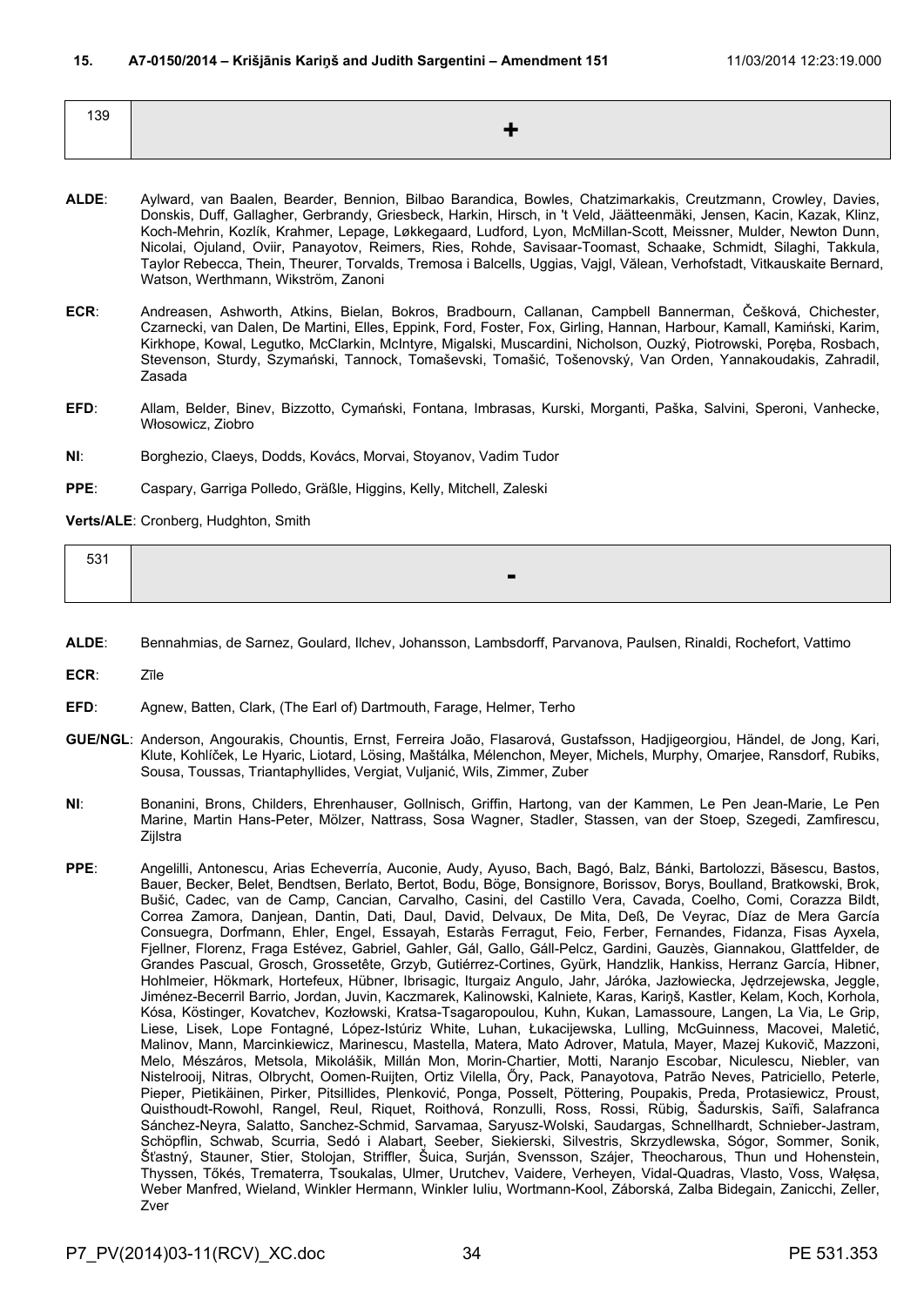## 15. A7-0150/2014 – Krišjānis Kariņš and Judith Sargentini – Amendment 151

11/03/2014 12:23:19.000

| 139 | + |
|---|---|

**ALDE**: Aylward, van Baalen, Bearder, Bennion, Bilbao Barandica, Bowles, Chatzimarkakis, Creutzmann, Crowley, Davies, Donskis, Duff, Gallagher, Gerbrandy, Griesbeck, Harkin, Hirsch, in 't Veld, Jäätteenmäki, Jensen, Kacin, Kazak, Klinz, Koch-Mehrin, Kozlík, Krahmer, Lepage, Løkkegaard, Ludford, Lyon, McMillan-Scott, Meissner, Mulder, Newton Dunn, Nicolai, Ojuland, Oviir, Panayotov, Reimers, Ries, Rohde, Savisaar-Toomast, Schaake, Schmidt, Silaghi, Takkula, Taylor Rebecca, Thein, Theurer, Torvalds, Tremosa i Balcells, Uggias, Vajgl, Vălean, Verhofstadt, Vitkauskaite Bernard, Watson, Werthmann, Wikström, Zanoni

**ECR**: Andreasen, Ashworth, Atkins, Bielan, Bokros, Bradbourn, Callanan, Campbell Bannerman, Češková, Chichester, Czarnecki, van Dalen, De Martini, Elles, Eppink, Ford, Foster, Fox, Girling, Hannan, Harbour, Kamall, Kamiński, Karim, Kirkhope, Kowal, Legutko, McClarkin, McIntyre, Migalski, Muscardini, Nicholson, Ouzký, Piotrowski, Poręba, Rosbach, Stevenson, Sturdy, Szymański, Tannock, Tomaševski, Tomašić, Tošenovský, Van Orden, Yannakoudakis, Zahradil, Zasada

**EFD**: Allam, Belder, Binev, Bizzotto, Cymański, Fontana, Imbrasas, Kurski, Morganti, Paška, Salvini, Speroni, Vanhecke, Włosowicz, Ziobro

**NI**: Borghezio, Claeys, Dodds, Kovács, Morvai, Stoyanov, Vadim Tudor

**PPE**: Caspary, Garriga Polledo, Gräßle, Higgins, Kelly, Mitchell, Zaleski

**Verts/ALE**: Cronberg, Hudghton, Smith

| 531 | - |
|---|---|

**ALDE**: Bennahmias, de Sarnez, Goulard, Ilchev, Johansson, Lambsdorff, Parvanova, Paulsen, Rinaldi, Rochefort, Vattimo

**ECR**: Zīle

**EFD**: Agnew, Batten, Clark, (The Earl of) Dartmouth, Farage, Helmer, Terho

**GUE/NGL**: Anderson, Angourakis, Chountis, Ernst, Ferreira João, Flasarová, Gustafsson, Hadjigeorgiou, Händel, de Jong, Kari, Klute, Kohlíček, Le Hyaric, Liotard, Lösing, Maštálka, Mélenchon, Meyer, Michels, Murphy, Omarjee, Ransdorf, Rubiks, Sousa, Toussas, Triantaphyllides, Vergiat, Vuljanić, Wils, Zimmer, Zuber

**NI**: Bonanini, Brons, Childers, Ehrenhauser, Gollnisch, Griffin, Hartong, van der Kammen, Le Pen Jean-Marie, Le Pen Marine, Martin Hans-Peter, Mölzer, Nattrass, Sosa Wagner, Stadler, Stassen, van der Stoep, Szegedi, Zamfirescu, Zijlstra

**PPE**: Angelilli, Antonescu, Arias Echeverría, Auconie, Audy, Ayuso, Bach, Bagó, Balz, Bánki, Bartolozzi, Băsescu, Bastos, Bauer, Becker, Belet, Bendtsen, Berlato, Bertot, Bodu, Böge, Bonsignore, Borissov, Borys, Boulland, Bratkowski, Brok, Bušić, Cadec, van de Camp, Cancian, Carvalho, Casini, del Castillo Vera, Cavada, Coelho, Comi, Corazza Bildt, Correa Zamora, Danjean, Dantin, Dati, Daul, David, Delvaux, De Mita, Deß, De Veyrac, Díaz de Mera García Consuegra, Dorfmann, Ehler, Engel, Essayah, Estaràs Ferragut, Feio, Ferber, Fernandes, Fidanza, Fisas Ayxela, Fjellner, Florenz, Fraga Estévez, Gabriel, Gahler, Gál, Gallo, Gáll-Pelcz, Gardini, Gauzès, Giannakou, Glattfelder, de Grandes Pascual, Grosch, Grossetête, Grzyb, Gutiérrez-Cortines, Gyürk, Handzlik, Hankiss, Herranz García, Hibner, Hohlmeier, Hökmark, Hortefeux, Hübner, Ibrisagic, Iturgaiz Angulo, Jahr, Járóka, Jazłowiecka, Jędrzejewska, Jeggle, Jiménez-Becerril Barrio, Jordan, Juvin, Kaczmarek, Kalinowski, Kalniete, Karas, Kariņš, Kastler, Kelam, Koch, Korhola, Kósa, Köstinger, Kovatchev, Kozłowski, Kratsa-Tsagaropoulou, Kuhn, Kukan, Lamassoure, Langen, La Via, Le Grip, Liese, Lisek, Lope Fontagné, López-Istúriz White, Luhan, Łukacijewska, Lulling, McGuinness, Macovei, Maletić, Malinov, Mann, Marcinkiewicz, Marinescu, Mastella, Matera, Mato Adrover, Matula, Mayer, Mazej Kukovič, Mazzoni, Melo, Mészáros, Metsola, Mikolášik, Millán Mon, Morin-Chartier, Motti, Naranjo Escobar, Niculescu, Niebler, van Nistelrooij, Nitras, Olbrycht, Oomen-Ruijten, Ortiz Vilella, Őry, Pack, Panayotova, Patrão Neves, Patriciello, Peterle, Pieper, Pietikäinen, Pirker, Pitsillides, Plenković, Ponga, Posselt, Pöttering, Poupakis, Preda, Protasiewicz, Proust, Quisthoudt-Rowohl, Rangel, Reul, Riquet, Roithová, Ronzulli, Ross, Rossi, Rübig, Šadurskis, Saïfi, Salafranca Sánchez-Neyra, Salatto, Sanchez-Schmid, Sarvamaa, Saryusz-Wolski, Saudargas, Schnellhardt, Schnieber-Jastram, Schöpflin, Schwab, Scurria, Sedó i Alabart, Seeber, Siekierski, Silvestris, Skrzydlewska, Sógor, Sommer, Sonik, Šťastný, Stauner, Stier, Stolojan, Striffler, Šuica, Surján, Svensson, Szájer, Theocharous, Thun und Hohenstein, Thyssen, Tőkés, Trematerra, Tsoukalas, Ulmer, Urutchev, Vaidere, Verheyen, Vidal-Quadras, Vlasto, Voss, Wałęsa, Weber Manfred, Wieland, Winkler Hermann, Winkler Iuliu, Wortmann-Kool, Záborská, Zalba Bidegain, Zanicchi, Zeller, Zver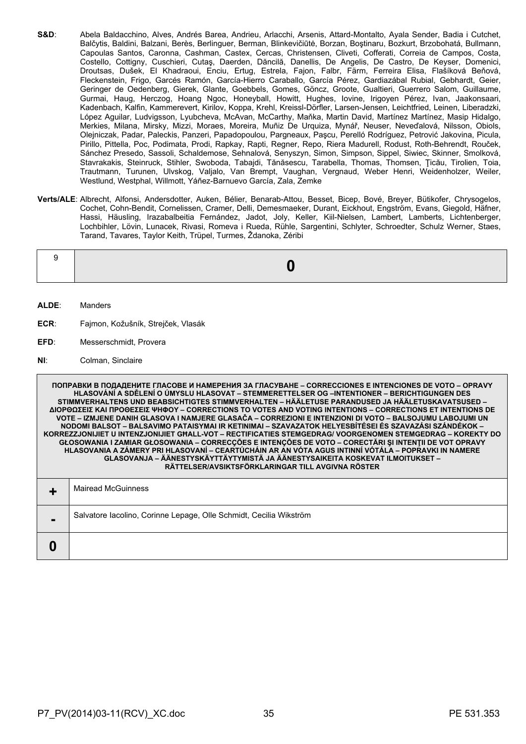**S&D**: Abela Baldacchino, Alves, Andrés Barea, Andrieu, Arlacchi, Arsenis, Attard-Montalto, Ayala Sender, Badia i Cutchet, Balčytis, Baldini, Balzani, Berès, Berlinguer, Berman, Blinkevičiūtė, Borzan, Boştinaru, Bozkurt, Brzobohatá, Bullmann, Capoulas Santos, Caronna, Cashman, Castex, Cercas, Christensen, Cliveti, Cofferati, Correia de Campos, Costa, Costello, Cottigny, Cuschieri, Cutaş, Daerden, Dăncilă, Danellis, De Angelis, De Castro, De Keyser, Domenici, Droutsas, Dušek, El Khadraoui, Enciu, Ertug, Estrela, Fajon, Falbr, Färm, Ferreira Elisa, Flašíková Beňová, Fleckenstein, Frigo, Garcés Ramón, García-Hierro Caraballo, García Pérez, Gardiazábal Rubial, Gebhardt, Geier, Geringer de Oedenberg, Gierek, Glante, Goebbels, Gomes, Göncz, Groote, Gualtieri, Guerrero Salom, Guillaume, Gurmai, Haug, Herczog, Hoang Ngoc, Honeyball, Howitt, Hughes, Iovine, Irigoyen Pérez, Ivan, Jaakonsaari, Kadenbach, Kalfin, Kammerevert, Kirilov, Koppa, Krehl, Kreissl-Dörfler, Larsen-Jensen, Leichtfried, Leinen, Liberadzki, López Aguilar, Ludvigsson, Lyubcheva, McAvan, McCarthy, Maňka, Martin David, Martínez Martínez, Masip Hidalgo, Merkies, Milana, Mirsky, Mizzi, Moraes, Moreira, Muñiz De Urquiza, Mynář, Neuser, Neveďalová, Nilsson, Obiols, Olejniczak, Padar, Paleckis, Panzeri, Papadopoulou, Pargneaux, Paşcu, Perelló Rodríguez, Petrović Jakovina, Picula, Pirillo, Pittella, Poc, Podimata, Prodi, Rapkay, Rapti, Regner, Repo, Riera Madurell, Rodust, Roth-Behrendt, Rouček, Sánchez Presedo, Sassoli, Schaldemose, Sehnalová, Senyszyn, Simon, Simpson, Sippel, Siwiec, Skinner, Smolková, Stavrakakis, Steinruck, Stihler, Swoboda, Tabajdi, Tănăsescu, Tarabella, Thomas, Thomsen, Ţicău, Tirolien, Toia, Trautmann, Turunen, Ulvskog, Valjalo, Van Brempt, Vaughan, Vergnaud, Weber Henri, Weidenholzer, Weiler, Westlund, Westphal, Willmott, Yáñez-Barnuevo García, Zala, Zemke

**Verts/ALE**: Albrecht, Alfonsi, Andersdotter, Auken, Bélier, Benarab-Attou, Besset, Bicep, Bové, Breyer, Bütikofer, Chrysogelos, Cochet, Cohn-Bendit, Cornelissen, Cramer, Delli, Demesmaeker, Durant, Eickhout, Engström, Evans, Giegold, Häfner, Hassi, Häusling, Irazabalbeitia Fernández, Jadot, Joly, Keller, Kiil-Nielsen, Lambert, Lamberts, Lichtenberger, Lochbihler, Lövin, Lunacek, Rivasi, Romeva i Rueda, Rühle, Sargentini, Schlyter, Schroedter, Schulz Werner, Staes, Tarand, Tavares, Taylor Keith, Trüpel, Turmes, Ždanoka, Zéribi

| 9 | **0** |
|---|---|

**ALDE**: Manders

**ECR**: Fajmon, Kožušník, Strejček, Vlasák

**EFD**: Messerschmidt, Provera

**NI**: Colman, Sinclaire

| ПОПРАВКИ В ПОДАДЕНИТЕ ГЛАСОВЕ И НАМЕРЕНИЯ ЗА ГЛАСУВАНЕ – CORRECCIONES E INTENCIONES DE VOTO – OPRAVY HLASOVÁNÍ A SDĚLENÍ O ÚMYSLU HLASOVAT – STEMMERETTELSER OG –INTENTIONER – BERICHTIGUNGEN DES STIMMVERHALTENS UND BEABSICHTIGTES STIMMVERHALTEN – HÄÄLETUSE PARANDUSED JA HÄÄLETUSKAVATSUSED – ΔΙΟΡΘΩΣΕΙΣ ΚΑΙ ΠΡΟΘΕΣΕΙΣ ΨΗΦΟΥ – CORRECTIONS TO VOTES AND VOTING INTENTIONS – CORRECTIONS ET INTENTIONS DE VOTE – IZMJENE DANIH GLASOVA I NAMJERE GLASAČA – CORREZIONI E INTENZIONI DI VOTO – BALSOJUMU LABOJUMI UN NODOMI BALSOT – BALSAVIMO PATAISYMAI IR KETINIMAI – SZAVAZATOK HELYESBÍTÉSEI ÉS SZAVAZÁSI SZÁNDÉKOK – KORREZZJONIJIET U INTENZJONIJIET GĦALL-VOT – RECTIFICATIES STEMGEDRAG/ VOORGENOMEN STEMGEDRAG – KOREKTY DO GŁOSOWANIA I ZAMIAR GŁOSOWANIA – CORRECÇÕES E INTENÇÕES DE VOTO – CORECTĂRI ŞI INTENŢII DE VOT OPRAVY HLASOVANIA A ZÁMERY PRI HLASOVANÍ – CEARTÚCHÁIN AR AN VÓTA AGUS INTINNÍ VÓTÁLA – POPRAVKI IN NAMERE GLASOVANJA – ÄÄNESTYSKÄYTTÄYTYMISTÄ JA ÄÄNESTYSAIKEITA KOSKEVAT ILMOITUKSET – RÄTTELSER/AVSIKTSFÖRKLARINGAR TILL AVGIVNA RÖSTER | |
|---|---|
| **+** | Mairead McGuinness |
| **-** | Salvatore Iacolino, Corinne Lepage, Olle Schmidt, Cecilia Wikström |
| **0** | |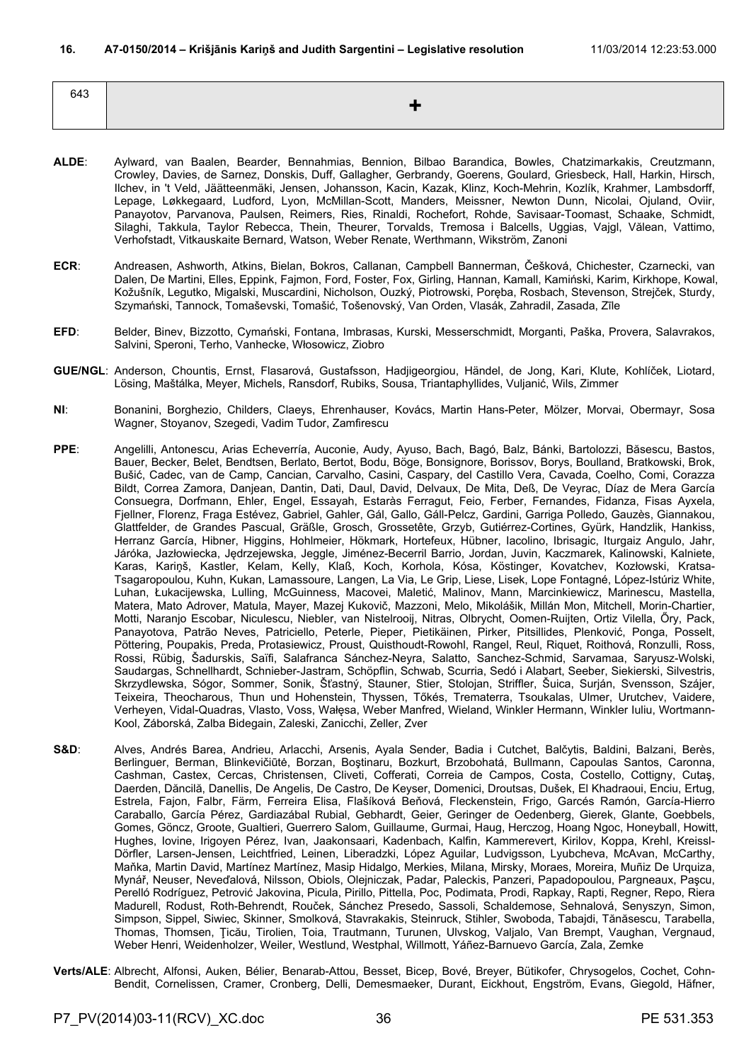**16. A7-0150/2014 – Krišjānis Kariņš and Judith Sargentini – Legislative resolution** 11/03/2014 12:23:53.000

| 643 | + |
|---|---|

**ALDE**: Aylward, van Baalen, Bearder, Bennahmias, Bennion, Bilbao Barandica, Bowles, Chatzimarkakis, Creutzmann, Crowley, Davies, de Sarnez, Donskis, Duff, Gallagher, Gerbrandy, Goerens, Goulard, Griesbeck, Hall, Harkin, Hirsch, Ilchev, in 't Veld, Jäätteenmäki, Jensen, Johansson, Kacin, Kazak, Klinz, Koch-Mehrin, Kozlík, Krahmer, Lambsdorff, Lepage, Løkkegaard, Ludford, Lyon, McMillan-Scott, Manders, Meissner, Newton Dunn, Nicolai, Ojuland, Oviir, Panayotov, Parvanova, Paulsen, Reimers, Ries, Rinaldi, Rochefort, Rohde, Savisaar-Toomast, Schaake, Schmidt, Silaghi, Takkula, Taylor Rebecca, Thein, Theurer, Torvalds, Tremosa i Balcells, Uggias, Vajgl, Vălean, Vattimo, Verhofstadt, Vitkauskaite Bernard, Watson, Weber Renate, Werthmann, Wikström, Zanoni

**ECR**: Andreasen, Ashworth, Atkins, Bielan, Bokros, Callanan, Campbell Bannerman, Češková, Chichester, Czarnecki, van Dalen, De Martini, Elles, Eppink, Fajmon, Ford, Foster, Fox, Girling, Hannan, Kamall, Kamiński, Karim, Kirkhope, Kowal, Kožušník, Legutko, Migalski, Muscardini, Nicholson, Ouzký, Piotrowski, Poręba, Rosbach, Stevenson, Strejček, Sturdy, Szymański, Tannock, Tomaševski, Tomašić, Tošenovský, Van Orden, Vlasák, Zahradil, Zasada, Zīle

**EFD**: Belder, Binev, Bizzotto, Cymański, Fontana, Imbrasas, Kurski, Messerschmidt, Morganti, Paška, Provera, Salavrakos, Salvini, Speroni, Terho, Vanhecke, Włosowicz, Ziobro

**GUE/NGL**: Anderson, Chountis, Ernst, Flasarová, Gustafsson, Hadjigeorgiou, Händel, de Jong, Kari, Klute, Kohlíček, Liotard, Lösing, Maštálka, Meyer, Michels, Ransdorf, Rubiks, Sousa, Triantaphyllides, Vuljanić, Wils, Zimmer

**NI**: Bonanini, Borghezio, Childers, Claeys, Ehrenhauser, Kovács, Martin Hans-Peter, Mölzer, Morvai, Obermayr, Sosa Wagner, Stoyanov, Szegedi, Vadim Tudor, Zamfirescu

**PPE**: Angelilli, Antonescu, Arias Echeverría, Auconie, Audy, Ayuso, Bach, Bagó, Balz, Bánki, Bartolozzi, Băsescu, Bastos, Bauer, Becker, Belet, Bendtsen, Berlato, Bertot, Bodu, Böge, Bonsignore, Borissov, Borys, Boulland, Bratkowski, Brok, Bušić, Cadec, van de Camp, Cancian, Carvalho, Casini, Caspary, del Castillo Vera, Cavada, Coelho, Comi, Corazza Bildt, Correa Zamora, Danjean, Dantin, Dati, Daul, David, Delvaux, De Mita, Deß, De Veyrac, Díaz de Mera García Consuegra, Dorfmann, Ehler, Engel, Essayah, Estaràs Ferragut, Feio, Ferber, Fernandes, Fidanza, Fisas Ayxela, Fjellner, Florenz, Fraga Estévez, Gabriel, Gahler, Gál, Gallo, Gáll-Pelcz, Gardini, Garriga Polledo, Gauzès, Giannakou, Glattfelder, de Grandes Pascual, Gräßle, Grosch, Grossetête, Grzyb, Gutiérrez-Cortines, Gyürk, Handzlik, Hankiss, Herranz García, Hibner, Higgins, Hohlmeier, Hökmark, Hortefeux, Hübner, Iacolino, Ibrisagic, Iturgaiz Angulo, Jahr, Járóka, Jazłowiecka, Jędrzejewska, Jeggle, Jiménez-Becerril Barrio, Jordan, Juvin, Kaczmarek, Kalinowski, Kalniete, Karas, Kariņš, Kastler, Kelam, Kelly, Klaß, Koch, Korhola, Kósa, Köstinger, Kovatchev, Kozłowski, Kratsa-Tsagaropoulou, Kuhn, Kukan, Lamassoure, Langen, La Via, Le Grip, Liese, Lisek, Lope Fontagné, López-Istúriz White, Luhan, Łukacijewska, Lulling, McGuinness, Macovei, Maletić, Malinov, Mann, Marcinkiewicz, Marinescu, Mastella, Matera, Mato Adrover, Matula, Mayer, Mazej Kukovič, Mazzoni, Melo, Mikolášik, Millán Mon, Mitchell, Morin-Chartier, Motti, Naranjo Escobar, Niculescu, Niebler, van Nistelrooij, Nitras, Olbrycht, Oomen-Ruijten, Ortiz Vilella, Őry, Pack, Panayotova, Patrão Neves, Patriciello, Peterle, Pieper, Pietikäinen, Pirker, Pitsillides, Plenković, Ponga, Posselt, Pöttering, Poupakis, Preda, Protasiewicz, Proust, Quisthoudt-Rowohl, Rangel, Reul, Riquet, Roithová, Ronzulli, Ross, Rossi, Rübig, Šadurskis, Saïfi, Salafranca Sánchez-Neyra, Salatto, Sanchez-Schmid, Sarvamaa, Saryusz-Wolski, Saudargas, Schnellhardt, Schnieber-Jastram, Schöpflin, Schwab, Scurria, Sedó i Alabart, Seeber, Siekierski, Silvestris, Skrzydlewska, Sógor, Sommer, Sonik, Šťastný, Stauner, Stier, Stolojan, Striffler, Šuica, Surján, Svensson, Szájer, Teixeira, Theocharous, Thun und Hohenstein, Thyssen, Tőkés, Trematerra, Tsoukalas, Ulmer, Urutchev, Vaidere, Verheyen, Vidal-Quadras, Vlasto, Voss, Wałęsa, Weber Manfred, Wieland, Winkler Hermann, Winkler Iuliu, Wortmann-Kool, Záborská, Zalba Bidegain, Zaleski, Zanicchi, Zeller, Zver

**S&D**: Alves, Andrés Barea, Andrieu, Arlacchi, Arsenis, Ayala Sender, Badia i Cutchet, Balčytis, Baldini, Balzani, Berès, Berlinguer, Berman, Blinkevičiūtė, Borzan, Boştinaru, Bozkurt, Brzobohatá, Bullmann, Capoulas Santos, Caronna, Cashman, Castex, Cercas, Christensen, Cliveti, Cofferati, Correia de Campos, Costa, Costello, Cottigny, Cutaş, Daerden, Dăncilă, Danellis, De Angelis, De Castro, De Keyser, Domenici, Droutsas, Dušek, El Khadraoui, Enciu, Ertug, Estrela, Fajon, Falbr, Färm, Ferreira Elisa, Flašíková Beňová, Fleckenstein, Frigo, Garcés Ramón, García-Hierro Caraballo, García Pérez, Gardiazábal Rubial, Gebhardt, Geier, Geringer de Oedenberg, Gierek, Glante, Goebbels, Gomes, Göncz, Groote, Gualtieri, Guerrero Salom, Guillaume, Gurmai, Haug, Herczog, Hoang Ngoc, Honeyball, Howitt, Hughes, Iovine, Irigoyen Pérez, Ivan, Jaakonsaari, Kadenbach, Kalfin, Kammerevert, Kirilov, Koppa, Krehl, Kreissl-Dörfler, Larsen-Jensen, Leichtfried, Leinen, Liberadzki, López Aguilar, Ludvigsson, Lyubcheva, McAvan, McCarthy, Maňka, Martin David, Martínez Martínez, Masip Hidalgo, Merkies, Milana, Mirsky, Moraes, Moreira, Muñiz De Urquiza, Mynář, Neuser, Neveďalová, Nilsson, Obiols, Olejniczak, Padar, Paleckis, Panzeri, Papadopoulou, Pargneaux, Paşcu, Perelló Rodríguez, Petrović Jakovina, Picula, Pirillo, Pittella, Poc, Podimata, Prodi, Rapkay, Rapti, Regner, Repo, Riera Madurell, Rodust, Roth-Behrendt, Rouček, Sánchez Presedo, Sassoli, Schaldemose, Sehnalová, Senyszyn, Simon, Simpson, Sippel, Siwiec, Skinner, Smolková, Stavrakakis, Steinruck, Stihler, Swoboda, Tabajdi, Tănăsescu, Tarabella, Thomas, Thomsen, Ţicău, Tirolien, Toia, Trautmann, Turunen, Ulvskog, Valjalo, Van Brempt, Vaughan, Vergnaud, Weber Henri, Weidenholzer, Weiler, Westlund, Westphal, Willmott, Yáñez-Barnuevo García, Zala, Zemke

**Verts/ALE**: Albrecht, Alfonsi, Auken, Bélier, Benarab-Attou, Besset, Bicep, Bové, Breyer, Bütikofer, Chrysogelos, Cochet, Cohn-Bendit, Cornelissen, Cramer, Cronberg, Delli, Demesmaeker, Durant, Eickhout, Engström, Evans, Giegold, Häfner,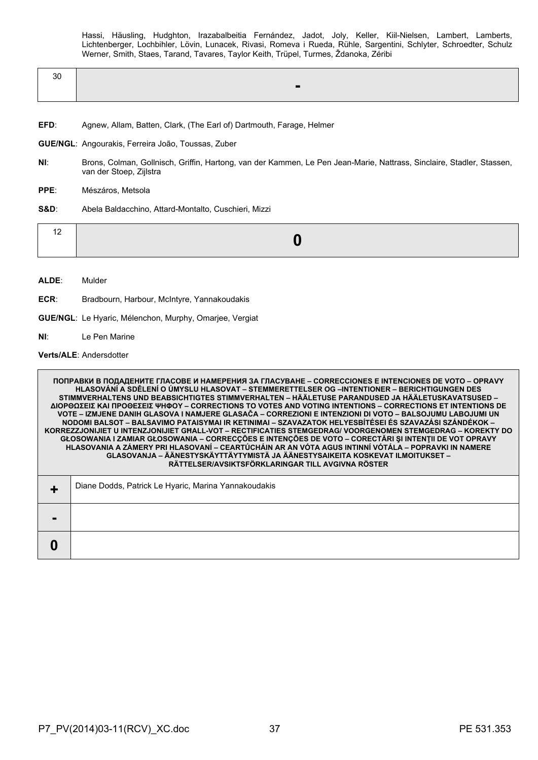Hassi, Häusling, Hudghton, Irazabalbeitia Fernández, Jadot, Joly, Keller, Kiil-Nielsen, Lambert, Lamberts, Lichtenberger, Lochbihler, Lövin, Lunacek, Rivasi, Romeva i Rueda, Rühle, Sargentini, Schlyter, Schroedter, Schulz Werner, Smith, Staes, Tarand, Tavares, Taylor Keith, Trüpel, Turmes, Ždanoka, Zéribi

| 30 | - |
|---|---|

**EFD**: Agnew, Allam, Batten, Clark, (The Earl of) Dartmouth, Farage, Helmer

**GUE/NGL**: Angourakis, Ferreira João, Toussas, Zuber

**NI**: Brons, Colman, Gollnisch, Griffin, Hartong, van der Kammen, Le Pen Jean-Marie, Nattrass, Sinclaire, Stadler, Stassen, van der Stoep, Zijlstra

**PPE**: Mészáros, Metsola

**S&D**: Abela Baldacchino, Attard-Montalto, Cuschieri, Mizzi

| 12 | 0 |
|---|---|

**ALDE**: Mulder

**ECR**: Bradbourn, Harbour, McIntyre, Yannakoudakis

**GUE/NGL**: Le Hyaric, Mélenchon, Murphy, Omarjee, Vergiat

**NI**: Le Pen Marine

**Verts/ALE**: Andersdotter

| ПОПРАВКИ В ПОДАДЕНИТЕ ГЛАСОВЕ И НАМЕРЕНИЯ ЗА ГЛАСУВАНЕ – CORRECCIONES E INTENCIONES DE VOTO – OPRAVY HLASOVÁNÍ A SDĚLENÍ O ÚMYSLU HLASOVAT – STEMMERETTELSER OG –INTENTIONER – BERICHTIGUNGEN DES STIMMVERHALTENS UND BEABSICHTIGTES STIMMVERHALTEN – HÄÄLETUSE PARANDUSED JA HÄÄLETUSKAVATSUSED – ΔΙΟΡΘΩΣΕΙΣ ΚΑΙ ΠΡΟΘΕΣΕΙΣ ΨΗΦΟΥ – CORRECTIONS TO VOTES AND VOTING INTENTIONS – CORRECTIONS ET INTENTIONS DE VOTE – IZMJENE DANIH GLASOVA I NAMJERE GLASAČA – CORREZIONI E INTENZIONI DI VOTO – BALSOJUMU LABOJUMI UN NODOMI BALSOT – BALSAVIMO PATAISYMAI IR KETINIMAI – SZAVAZATOK HELYESBÍTÉSEI ÉS SZAVAZÁSI SZÁNDÉKOK – KORREZZJONIJIET U INTENZJONIJIET GĦALL-VOT – RECTIFICATIES STEMGEDRAG/ VOORGENOMEN STEMGEDRAG – KOREKTY DO GŁOSOWANIA I ZAMIAR GŁOSOWANIA – CORRECÇÕES E INTENÇÕES DE VOTO – CORECTĂRI ŞI INTENŢII DE VOT OPRAVY HLASOVANIA A ZÁMERY PRI HLASOVANÍ – CEARTÚCHÁIN AR AN VÓTA AGUS INTINNÍ VÓTÁLA – POPRAVKI IN NAMERE GLASOVANJA – ÄÄNESTYSKÄYTTÄYTYMISTÄ JA ÄÄNESTYSAIKEITA KOSKEVAT ILMOITUKSET – RÄTTELSER/AVSIKTSFÖRKLARINGAR TILL AVGIVNA RÖSTER | |
|---|---|
| + | Diane Dodds, Patrick Le Hyaric, Marina Yannakoudakis |
| - | |
| 0 | |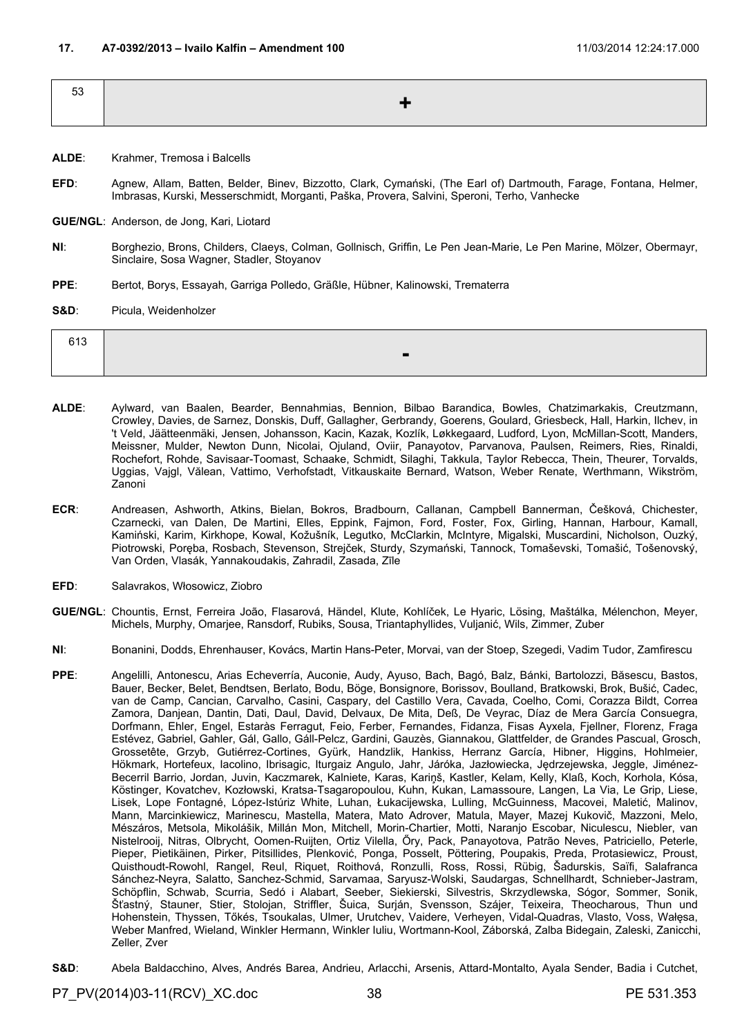**17. A7-0392/2013 – Ivailo Kalfin – Amendment 100** 11/03/2014 12:24:17.000

| 53 | + |
|---|---|

**ALDE**: Krahmer, Tremosa i Balcells

**EFD**: Agnew, Allam, Batten, Belder, Binev, Bizzotto, Clark, Cymański, (The Earl of) Dartmouth, Farage, Fontana, Helmer, Imbrasas, Kurski, Messerschmidt, Morganti, Paška, Provera, Salvini, Speroni, Terho, Vanhecke

**GUE/NGL**: Anderson, de Jong, Kari, Liotard

**NI**: Borghezio, Brons, Childers, Claeys, Colman, Gollnisch, Griffin, Le Pen Jean-Marie, Le Pen Marine, Mölzer, Obermayr, Sinclaire, Sosa Wagner, Stadler, Stoyanov

**PPE**: Bertot, Borys, Essayah, Garriga Polledo, Gräßle, Hübner, Kalinowski, Trematerra

**S&D**: Picula, Weidenholzer

| 613 | - |
|---|---|

**ALDE**: Aylward, van Baalen, Bearder, Bennahmias, Bennion, Bilbao Barandica, Bowles, Chatzimarkakis, Creutzmann, Crowley, Davies, de Sarnez, Donskis, Duff, Gallagher, Gerbrandy, Goerens, Goulard, Griesbeck, Hall, Harkin, Ilchev, in 't Veld, Jäätteenmäki, Jensen, Johansson, Kacin, Kazak, Kozlík, Løkkegaard, Ludford, Lyon, McMillan-Scott, Manders, Meissner, Mulder, Newton Dunn, Nicolai, Ojuland, Oviir, Panayotov, Parvanova, Paulsen, Reimers, Ries, Rinaldi, Rochefort, Rohde, Savisaar-Toomast, Schaake, Schmidt, Silaghi, Takkula, Taylor Rebecca, Thein, Theurer, Torvalds, Uggias, Vajgl, Vălean, Vattimo, Verhofstadt, Vitkauskaite Bernard, Watson, Weber Renate, Werthmann, Wikström, Zanoni

**ECR**: Andreasen, Ashworth, Atkins, Bielan, Bokros, Bradbourn, Callanan, Campbell Bannerman, Češková, Chichester, Czarnecki, van Dalen, De Martini, Elles, Eppink, Fajmon, Ford, Foster, Fox, Girling, Hannan, Harbour, Kamall, Kamiński, Karim, Kirkhope, Kowal, Kožušník, Legutko, McClarkin, McIntyre, Migalski, Muscardini, Nicholson, Ouzký, Piotrowski, Poręba, Rosbach, Stevenson, Strejček, Sturdy, Szymański, Tannock, Tomaševski, Tomašić, Tošenovský, Van Orden, Vlasák, Yannakoudakis, Zahradil, Zasada, Zīle

**EFD**: Salavrakos, Włosowicz, Ziobro

**GUE/NGL**: Chountis, Ernst, Ferreira João, Flasarová, Händel, Klute, Kohlíček, Le Hyaric, Lösing, Maštálka, Mélenchon, Meyer, Michels, Murphy, Omarjee, Ransdorf, Rubiks, Sousa, Triantaphyllides, Vuljanić, Wils, Zimmer, Zuber

**NI**: Bonanini, Dodds, Ehrenhauser, Kovács, Martin Hans-Peter, Morvai, van der Stoep, Szegedi, Vadim Tudor, Zamfirescu

**PPE**: Angelilli, Antonescu, Arias Echeverría, Auconie, Audy, Ayuso, Bach, Bagó, Balz, Bánki, Bartolozzi, Băsescu, Bastos, Bauer, Becker, Belet, Bendtsen, Berlato, Bodu, Böge, Bonsignore, Borissov, Boulland, Bratkowski, Brok, Bušić, Cadec, van de Camp, Cancian, Carvalho, Casini, Caspary, del Castillo Vera, Cavada, Coelho, Comi, Corazza Bildt, Correa Zamora, Danjean, Dantin, Dati, Daul, David, Delvaux, De Mita, Deß, De Veyrac, Díaz de Mera García Consuegra, Dorfmann, Ehler, Engel, Estaràs Ferragut, Feio, Ferber, Fernandes, Fidanza, Fisas Ayxela, Fjellner, Florenz, Fraga Estévez, Gabriel, Gahler, Gál, Gallo, Gáll-Pelcz, Gardini, Gauzès, Giannakou, Glattfelder, de Grandes Pascual, Grosch, Grossetête, Grzyb, Gutiérrez-Cortines, Gyürk, Handzlik, Hankiss, Herranz García, Hibner, Higgins, Hohlmeier, Hökmark, Hortefeux, Iacolino, Ibrisagic, Iturgaiz Angulo, Jahr, Járóka, Jazłowiecka, Jędrzejewska, Jeggle, Jiménez-Becerril Barrio, Jordan, Juvin, Kaczmarek, Kalniete, Karas, Kariņš, Kastler, Kelam, Kelly, Klaß, Koch, Korhola, Kósa, Köstinger, Kovatchev, Kozłowski, Kratsa-Tsagaropoulou, Kuhn, Kukan, Lamassoure, Langen, La Via, Le Grip, Liese, Lisek, Lope Fontagné, López-Istúriz White, Luhan, Łukacijewska, Lulling, McGuinness, Macovei, Maletić, Malinov, Mann, Marcinkiewicz, Marinescu, Mastella, Matera, Mato Adrover, Matula, Mayer, Mazej Kukovič, Mazzoni, Melo, Mészáros, Metsola, Mikolášik, Millán Mon, Mitchell, Morin-Chartier, Motti, Naranjo Escobar, Niculescu, Niebler, van Nistelrooij, Nitras, Olbrycht, Oomen-Ruijten, Ortiz Vilella, Őry, Pack, Panayotova, Patrão Neves, Patriciello, Peterle, Pieper, Pietikäinen, Pirker, Pitsillides, Plenković, Ponga, Posselt, Pöttering, Poupakis, Preda, Protasiewicz, Proust, Quisthoudt-Rowohl, Rangel, Reul, Riquet, Roithová, Ronzulli, Ross, Rossi, Rübig, Šadurskis, Saïfi, Salafranca Sánchez-Neyra, Salatto, Sanchez-Schmid, Sarvamaa, Saryusz-Wolski, Saudargas, Schnellhardt, Schnieber-Jastram, Schöpflin, Schwab, Scurria, Sedó i Alabart, Seeber, Siekierski, Silvestris, Skrzydlewska, Sógor, Sommer, Sonik, Šťastný, Stauner, Stier, Stolojan, Striffler, Šuica, Surján, Svensson, Szájer, Teixeira, Theocharous, Thun und Hohenstein, Thyssen, Tőkés, Tsoukalas, Ulmer, Urutchev, Vaidere, Verheyen, Vidal-Quadras, Vlasto, Voss, Wałęsa, Weber Manfred, Wieland, Winkler Hermann, Winkler Iuliu, Wortmann-Kool, Záborská, Zalba Bidegain, Zaleski, Zanicchi, Zeller, Zver

**S&D**: Abela Baldacchino, Alves, Andrés Barea, Andrieu, Arlacchi, Arsenis, Attard-Montalto, Ayala Sender, Badia i Cutchet,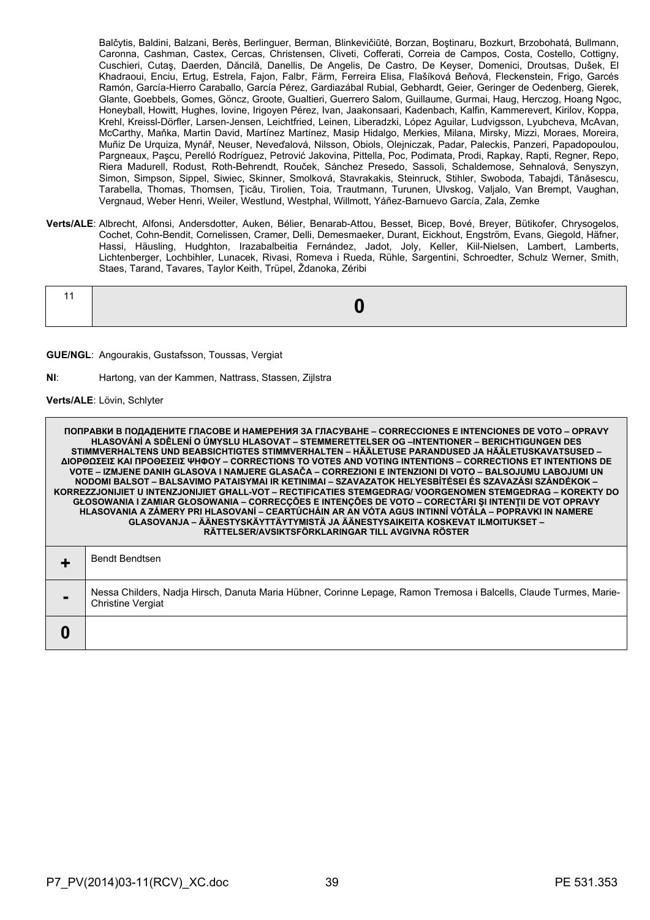Balčytis, Baldini, Balzani, Berès, Berlinguer, Berman, Blinkevičiūtė, Borzan, Boştinaru, Bozkurt, Brzobohatá, Bullmann, Caronna, Cashman, Castex, Cercas, Christensen, Cliveti, Cofferati, Correia de Campos, Costa, Costello, Cottigny, Cuschieri, Cutaş, Daerden, Dăncilă, Danellis, De Angelis, De Castro, De Keyser, Domenici, Droutsas, Dušek, El Khadraoui, Enciu, Ertug, Estrela, Fajon, Falbr, Färm, Ferreira Elisa, Flašíková Beňová, Fleckenstein, Frigo, Garcés Ramón, García-Hierro Caraballo, García Pérez, Gardiazábal Rubial, Gebhardt, Geier, Geringer de Oedenberg, Gierek, Glante, Goebbels, Gomes, Göncz, Groote, Gualtieri, Guerrero Salom, Guillaume, Gurmai, Haug, Herczog, Hoang Ngoc, Honeyball, Howitt, Hughes, Iovine, Irigoyen Pérez, Ivan, Jaakonsaari, Kadenbach, Kalfin, Kammerevert, Kirilov, Koppa, Krehl, Kreissl-Dörfler, Larsen-Jensen, Leichtfried, Leinen, Liberadzki, López Aguilar, Ludvigsson, Lyubcheva, McAvan, McCarthy, Maňka, Martin David, Martínez Martínez, Masip Hidalgo, Merkies, Milana, Mirsky, Mizzi, Moraes, Moreira, Muñiz De Urquiza, Mynář, Neuser, Neveďalová, Nilsson, Obiols, Olejniczak, Padar, Paleckis, Panzeri, Papadopoulou, Pargneaux, Paşcu, Perelló Rodríguez, Petrović Jakovina, Pittella, Poc, Podimata, Prodi, Rapkay, Rapti, Regner, Repo, Riera Madurell, Rodust, Roth-Behrendt, Rouček, Sánchez Presedo, Sassoli, Schaldemose, Sehnalová, Senyszyn, Simon, Simpson, Sippel, Siwiec, Skinner, Smolková, Stavrakakis, Steinruck, Stihler, Swoboda, Tabajdi, Tănăsescu, Tarabella, Thomas, Thomsen, Ţicău, Tirolien, Toia, Trautmann, Turunen, Ulvskog, Valjalo, Van Brempt, Vaughan, Vergnaud, Weber Henri, Weiler, Westlund, Westphal, Willmott, Yáñez-Barnuevo García, Zala, Zemke

**Verts/ALE**: Albrecht, Alfonsi, Andersdotter, Auken, Bélier, Benarab-Attou, Besset, Bicep, Bové, Breyer, Bütikofer, Chrysogelos, Cochet, Cohn-Bendit, Cornelissen, Cramer, Delli, Demesmaeker, Durant, Eickhout, Engström, Evans, Giegold, Häfner, Hassi, Häusling, Hudghton, Irazabalbeitia Fernández, Jadot, Joly, Keller, Kiil-Nielsen, Lambert, Lamberts, Lichtenberger, Lochbihler, Lunacek, Rivasi, Romeva i Rueda, Rühle, Sargentini, Schroedter, Schulz Werner, Smith, Staes, Tarand, Tavares, Taylor Keith, Trüpel, Ždanoka, Zéribi

| 11 | **0** |
|---|---|

**GUE/NGL**: Angourakis, Gustafsson, Toussas, Vergiat

**NI**: Hartong, van der Kammen, Nattrass, Stassen, Zijlstra

**Verts/ALE**: Lövin, Schlyter

| **ПОПРАВКИ В ПОДАДЕНИТЕ ГЛАСОВЕ И НАМЕРЕНИЯ ЗА ГЛАСУВАНЕ – CORRECCIONES E INTENCIONES DE VOTO – OPRAVY HLASOVÁNÍ A SDĚLENÍ O ÚMYSLU HLASOVAT – STEMMERETTELSER OG –INTENTIONER – BERICHTIGUNGEN DES STIMMVERHALTENS UND BEABSICHTIGTES STIMMVERHALTEN – HÄÄLETUSE PARANDUSED JA HÄÄLETUSKAVATSUSED – ΔΙΟΡΘΩΣΕΙΣ ΚΑΙ ΠΡΟΘΕΣΕΙΣ ΨΗΦΟΥ – CORRECTIONS TO VOTES AND VOTING INTENTIONS – CORRECTIONS ET INTENTIONS DE VOTE – IZMJENE DANIH GLASOVA I NAMJERE GLASAČA – CORREZIONI E INTENZIONI DI VOTO – BALSOJUMU LABOJUMI UN NODOMI BALSOT – BALSAVIMO PATAISYMAI IR KETINIMAI – SZAVAZATOK HELYESBÍTÉSEI ÉS SZAVAZÁSI SZÁNDÉKOK – KORREZZJONIJIET U INTENZJONIJIET GĦALL-VOT – RECTIFICATIES STEMGEDRAG/ VOORGENOMEN STEMGEDRAG – KOREKTY DO GŁOSOWANIA I ZAMIAR GŁOSOWANIA – CORRECÇÕES E INTENÇÕES DE VOTO – CORECTĂRI ŞI INTENŢII DE VOT OPRAVY HLASOVANIA A ZÁMERY PRI HLASOVANÍ – CEARTÚCHÁIN AR AN VÓTA AGUS INTINNÍ VÓTÁLA – POPRAVKI IN NAMERE GLASOVANJA – ÄÄNESTYSKÄYTTÄYTYMISTÄ JA ÄÄNESTYSAIKEITA KOSKEVAT ILMOITUKSET – RÄTTELSER/AVSIKTSFÖRKLARINGAR TILL AVGIVNA RÖSTER** | |
|---|---|
| **+** | Bendt Bendtsen |
| **-** | Nessa Childers, Nadja Hirsch, Danuta Maria Hübner, Corinne Lepage, Ramon Tremosa i Balcells, Claude Turmes, Marie-Christine Vergiat |
| **0** | |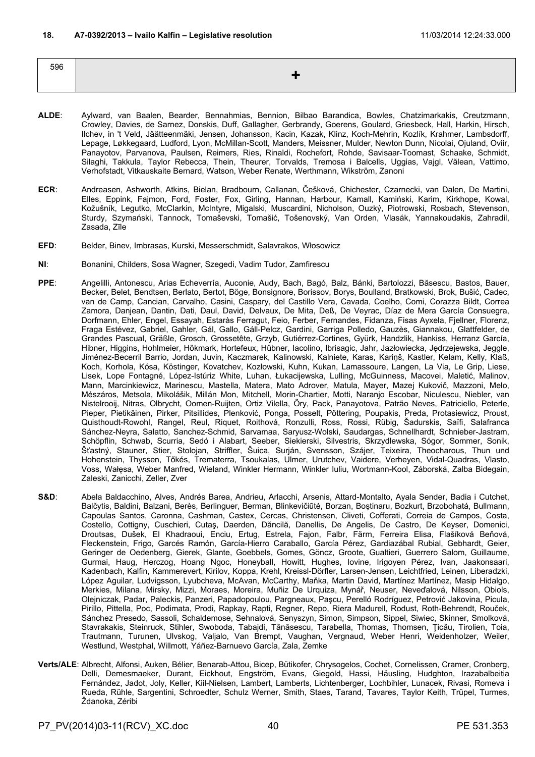**18. A7-0392/2013 – Ivailo Kalfin – Legislative resolution** 11/03/2014 12:24:33.000

| 596 | + |
|---|---|

**ALDE**: Aylward, van Baalen, Bearder, Bennahmias, Bennion, Bilbao Barandica, Bowles, Chatzimarkakis, Creutzmann, Crowley, Davies, de Sarnez, Donskis, Duff, Gallagher, Gerbrandy, Goerens, Goulard, Griesbeck, Hall, Harkin, Hirsch, Ilchev, in 't Veld, Jäätteenmäki, Jensen, Johansson, Kacin, Kazak, Klinz, Koch-Mehrin, Kozlík, Krahmer, Lambsdorff, Lepage, Løkkegaard, Ludford, Lyon, McMillan-Scott, Manders, Meissner, Mulder, Newton Dunn, Nicolai, Ojuland, Oviir, Panayotov, Parvanova, Paulsen, Reimers, Ries, Rinaldi, Rochefort, Rohde, Savisaar-Toomast, Schaake, Schmidt, Silaghi, Takkula, Taylor Rebecca, Thein, Theurer, Torvalds, Tremosa i Balcells, Uggias, Vajgl, Vălean, Vattimo, Verhofstadt, Vitkauskaite Bernard, Watson, Weber Renate, Werthmann, Wikström, Zanoni

**ECR**: Andreasen, Ashworth, Atkins, Bielan, Bradbourn, Callanan, Češková, Chichester, Czarnecki, van Dalen, De Martini, Elles, Eppink, Fajmon, Ford, Foster, Fox, Girling, Hannan, Harbour, Kamall, Kamiński, Karim, Kirkhope, Kowal, Kožušník, Legutko, McClarkin, McIntyre, Migalski, Muscardini, Nicholson, Ouzký, Piotrowski, Rosbach, Stevenson, Sturdy, Szymański, Tannock, Tomaševski, Tomašić, Tošenovský, Van Orden, Vlasák, Yannakoudakis, Zahradil, Zasada, Zīle

**EFD**: Belder, Binev, Imbrasas, Kurski, Messerschmidt, Salavrakos, Włosowicz

**NI**: Bonanini, Childers, Sosa Wagner, Szegedi, Vadim Tudor, Zamfirescu

**PPE**: Angelilli, Antonescu, Arias Echeverría, Auconie, Audy, Bach, Bagó, Balz, Bánki, Bartolozzi, Băsescu, Bastos, Bauer, Becker, Belet, Bendtsen, Berlato, Bertot, Böge, Bonsignore, Borissov, Borys, Boulland, Bratkowski, Brok, Bušić, Cadec, van de Camp, Cancian, Carvalho, Casini, Caspary, del Castillo Vera, Cavada, Coelho, Comi, Corazza Bildt, Correa Zamora, Danjean, Dantin, Dati, Daul, David, Delvaux, De Mita, Deß, De Veyrac, Díaz de Mera García Consuegra, Dorfmann, Ehler, Engel, Essayah, Estaràs Ferragut, Feio, Ferber, Fernandes, Fidanza, Fisas Ayxela, Fjellner, Florenz, Fraga Estévez, Gabriel, Gahler, Gál, Gallo, Gáll-Pelcz, Gardini, Garriga Polledo, Gauzès, Giannakou, Glattfelder, de Grandes Pascual, Gräßle, Grosch, Grossetête, Grzyb, Gutiérrez-Cortines, Gyürk, Handzlik, Hankiss, Herranz García, Hibner, Higgins, Hohlmeier, Hökmark, Hortefeux, Hübner, Iacolino, Ibrisagic, Jahr, Jazłowiecka, Jędrzejewska, Jeggle, Jiménez-Becerril Barrio, Jordan, Juvin, Kaczmarek, Kalinowski, Kalniete, Karas, Kariņš, Kastler, Kelam, Kelly, Klaß, Koch, Korhola, Kósa, Köstinger, Kovatchev, Kozłowski, Kuhn, Kukan, Lamassoure, Langen, La Via, Le Grip, Liese, Lisek, Lope Fontagné, López-Istúriz White, Luhan, Łukacijewska, Lulling, McGuinness, Macovei, Maletić, Malinov, Mann, Marcinkiewicz, Marinescu, Mastella, Matera, Mato Adrover, Matula, Mayer, Mazej Kukovič, Mazzoni, Melo, Mészáros, Metsola, Mikolášik, Millán Mon, Mitchell, Morin-Chartier, Motti, Naranjo Escobar, Niculescu, Niebler, van Nistelrooij, Nitras, Olbrycht, Oomen-Ruijten, Ortiz Vilella, Őry, Pack, Panayotova, Patrão Neves, Patriciello, Peterle, Pieper, Pietikäinen, Pirker, Pitsillides, Plenković, Ponga, Posselt, Pöttering, Poupakis, Preda, Protasiewicz, Proust, Quisthoudt-Rowohl, Rangel, Reul, Riquet, Roithová, Ronzulli, Ross, Rossi, Rübig, Šadurskis, Saïfi, Salafranca Sánchez-Neyra, Salatto, Sanchez-Schmid, Sarvamaa, Saryusz-Wolski, Saudargas, Schnellhardt, Schnieber-Jastram, Schöpflin, Schwab, Scurria, Sedó i Alabart, Seeber, Siekierski, Silvestris, Skrzydlewska, Sógor, Sommer, Sonik, Šťastný, Stauner, Stier, Stolojan, Striffler, Šuica, Surján, Svensson, Szájer, Teixeira, Theocharous, Thun und Hohenstein, Thyssen, Tőkés, Trematerra, Tsoukalas, Ulmer, Urutchev, Vaidere, Verheyen, Vidal-Quadras, Vlasto, Voss, Wałęsa, Weber Manfred, Wieland, Winkler Hermann, Winkler Iuliu, Wortmann-Kool, Záborská, Zalba Bidegain, Zaleski, Zanicchi, Zeller, Zver

**S&D**: Abela Baldacchino, Alves, Andrés Barea, Andrieu, Arlacchi, Arsenis, Attard-Montalto, Ayala Sender, Badia i Cutchet, Balčytis, Baldini, Balzani, Berès, Berlinguer, Berman, Blinkevičiūtė, Borzan, Boştinaru, Bozkurt, Brzobohatá, Bullmann, Capoulas Santos, Caronna, Cashman, Castex, Cercas, Christensen, Cliveti, Cofferati, Correia de Campos, Costa, Costello, Cottigny, Cuschieri, Cutaş, Daerden, Dăncilă, Danellis, De Angelis, De Castro, De Keyser, Domenici, Droutsas, Dušek, El Khadraoui, Enciu, Ertug, Estrela, Fajon, Falbr, Färm, Ferreira Elisa, Flašíková Beňová, Fleckenstein, Frigo, Garcés Ramón, García-Hierro Caraballo, García Pérez, Gardiazábal Rubial, Gebhardt, Geier, Geringer de Oedenberg, Gierek, Glante, Goebbels, Gomes, Göncz, Groote, Gualtieri, Guerrero Salom, Guillaume, Gurmai, Haug, Herczog, Hoang Ngoc, Honeyball, Howitt, Hughes, Iovine, Irigoyen Pérez, Ivan, Jaakonsaari, Kadenbach, Kalfin, Kammerevert, Kirilov, Koppa, Krehl, Kreissl-Dörfler, Larsen-Jensen, Leichtfried, Leinen, Liberadzki, López Aguilar, Ludvigsson, Lyubcheva, McAvan, McCarthy, Maňka, Martin David, Martínez Martínez, Masip Hidalgo, Merkies, Milana, Mirsky, Mizzi, Moraes, Moreira, Muñiz De Urquiza, Mynář, Neuser, Neveďalová, Nilsson, Obiols, Olejniczak, Padar, Paleckis, Panzeri, Papadopoulou, Pargneaux, Paşcu, Perelló Rodríguez, Petrović Jakovina, Picula, Pirillo, Pittella, Poc, Podimata, Prodi, Rapkay, Rapti, Regner, Repo, Riera Madurell, Rodust, Roth-Behrendt, Rouček, Sánchez Presedo, Sassoli, Schaldemose, Sehnalová, Senyszyn, Simon, Simpson, Sippel, Siwiec, Skinner, Smolková, Stavrakakis, Steinruck, Stihler, Swoboda, Tabajdi, Tănăsescu, Tarabella, Thomas, Thomsen, Ţicău, Tirolien, Toia, Trautmann, Turunen, Ulvskog, Valjalo, Van Brempt, Vaughan, Vergnaud, Weber Henri, Weidenholzer, Weiler, Westlund, Westphal, Willmott, Yáñez-Barnuevo García, Zala, Zemke

**Verts/ALE**: Albrecht, Alfonsi, Auken, Bélier, Benarab-Attou, Bicep, Bütikofer, Chrysogelos, Cochet, Cornelissen, Cramer, Cronberg, Delli, Demesmaeker, Durant, Eickhout, Engström, Evans, Giegold, Hassi, Häusling, Hudghton, Irazabalbeitia Fernández, Jadot, Joly, Keller, Kiil-Nielsen, Lambert, Lamberts, Lichtenberger, Lochbihler, Lunacek, Rivasi, Romeva i Rueda, Rühle, Sargentini, Schroedter, Schulz Werner, Smith, Staes, Tarand, Tavares, Taylor Keith, Trüpel, Turmes, Ždanoka, Zéribi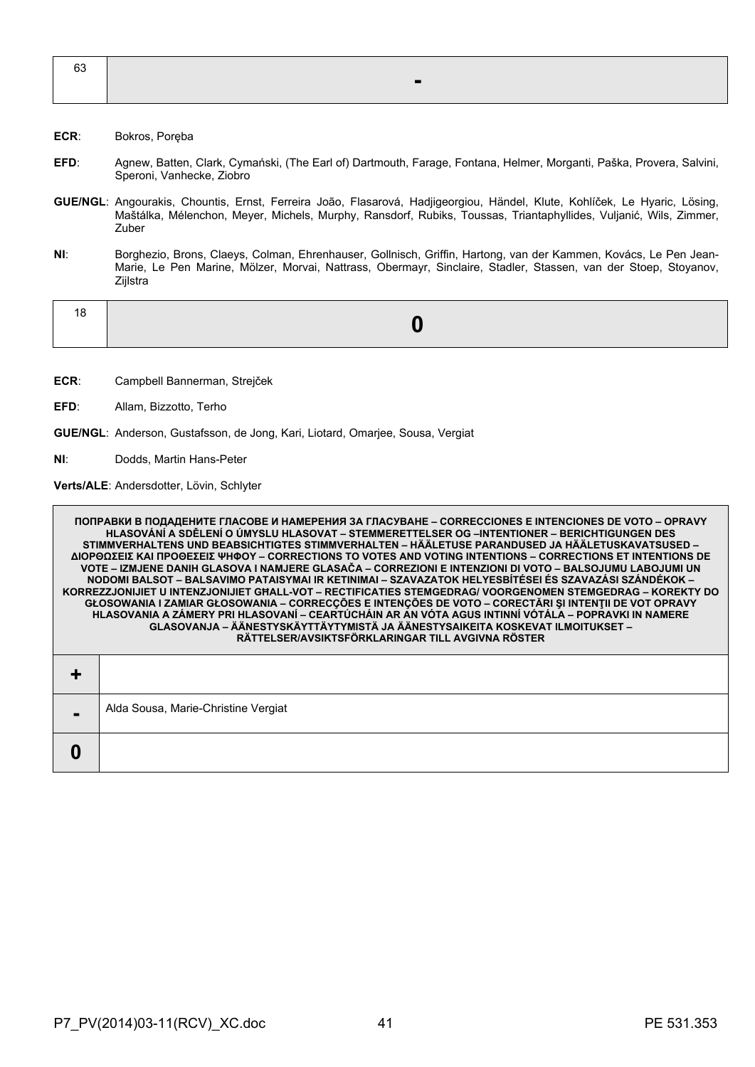| 63 | - |
|---|---|

**ECR**: Bokros, Poręba

**EFD**: Agnew, Batten, Clark, Cymański, (The Earl of) Dartmouth, Farage, Fontana, Helmer, Morganti, Paška, Provera, Salvini, Speroni, Vanhecke, Ziobro

**GUE/NGL**: Angourakis, Chountis, Ernst, Ferreira João, Flasarová, Hadjigeorgiou, Händel, Klute, Kohlíček, Le Hyaric, Lösing, Maštálka, Mélenchon, Meyer, Michels, Murphy, Ransdorf, Rubiks, Toussas, Triantaphyllides, Vuljanić, Wils, Zimmer, Zuber

**NI**: Borghezio, Brons, Claeys, Colman, Ehrenhauser, Gollnisch, Griffin, Hartong, van der Kammen, Kovács, Le Pen Jean-Marie, Le Pen Marine, Mölzer, Morvai, Nattrass, Obermayr, Sinclaire, Stadler, Stassen, van der Stoep, Stoyanov, Zijlstra

| 18 | 0 |
|---|---|

**ECR**: Campbell Bannerman, Strejček

**EFD**: Allam, Bizzotto, Terho

**GUE/NGL**: Anderson, Gustafsson, de Jong, Kari, Liotard, Omarjee, Sousa, Vergiat

**NI**: Dodds, Martin Hans-Peter

**Verts/ALE**: Andersdotter, Lövin, Schlyter

| ПОПРАВКИ В ПОДАДЕНИТЕ ГЛАСОВЕ И НАМЕРЕНИЯ ЗА ГЛАСУВАНЕ – CORRECCIONES E INTENCIONES DE VOTO – OPRAVY HLASOVÁNÍ A SDĚLENÍ O ÚMYSLU HLASOVAT – STEMMERETTELSER OG –INTENTIONER – BERICHTIGUNGEN DES STIMMVERHALTENS UND BEABSICHTIGTES STIMMVERHALTEN – HÄÄLETUSE PARANDUSED JA HÄÄLETUSKAVATSUSED – ΔΙΟΡΘΩΣΕΙΣ ΚΑΙ ΠΡΟΘΕΣΕΙΣ ΨΗΦΟΥ – CORRECTIONS TO VOTES AND VOTING INTENTIONS – CORRECTIONS ET INTENTIONS DE VOTE – IZMJENE DANIH GLASOVA I NAMJERE GLASAČA – CORREZIONI E INTENZIONI DI VOTO – BALSOJUMU LABOJUMI UN NODOMI BALSOT – BALSAVIMO PATAISYMAI IR KETINIMAI – SZAVAZATOK HELYESBÍTÉSEI ÉS SZAVAZÁSI SZÁNDÉKOK – KORREZZJONIJIET U INTENZJONIJIET GĦALL-VOT – RECTIFICATIES STEMGEDRAG/ VOORGENOMEN STEMGEDRAG – KOREKTY DO GŁOSOWANIA I ZAMIAR GŁOSOWANIA – CORRECÇÕES E INTENÇÕES DE VOTO – CORECTĂRI ŞI INTENŢII DE VOT OPRAVY HLASOVANIA A ZÁMERY PRI HLASOVANÍ – CEARTÚCHÁIN AR AN VÓTA AGUS INTINNÍ VÓTÁLA – POPRAVKI IN NAMERE GLASOVANJA – ÄÄNESTYSKÄYTTÄYTYMISTÄ JA ÄÄNESTYSAIKEITA KOSKEVAT ILMOITUKSET – RÄTTELSER/AVSIKTSFÖRKLARINGAR TILL AVGIVNA RÖSTER | |
|---|---|
| + | |
| - | Alda Sousa, Marie-Christine Vergiat |
| 0 | |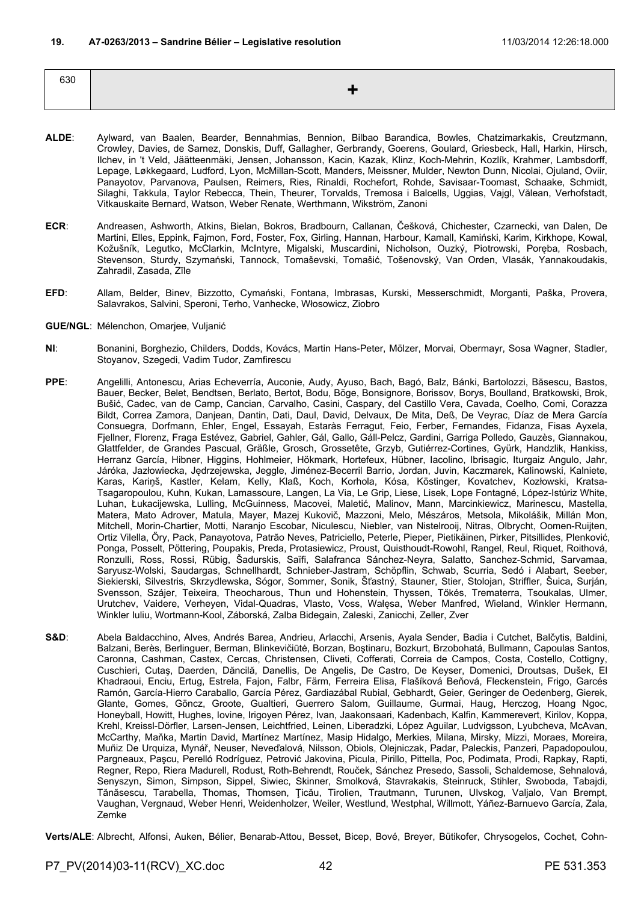## 19. A7-0263/2013 – Sandrine Bélier – Legislative resolution

11/03/2014 12:26:18.000

| 630 | + |
|---|---|

**ALDE**: Aylward, van Baalen, Bearder, Bennahmias, Bennion, Bilbao Barandica, Bowles, Chatzimarkakis, Creutzmann, Crowley, Davies, de Sarnez, Donskis, Duff, Gallagher, Gerbrandy, Goerens, Goulard, Griesbeck, Hall, Harkin, Hirsch, Ilchev, in 't Veld, Jäätteenmäki, Jensen, Johansson, Kacin, Kazak, Klinz, Koch-Mehrin, Kozlík, Krahmer, Lambsdorff, Lepage, Løkkegaard, Ludford, Lyon, McMillan-Scott, Manders, Meissner, Mulder, Newton Dunn, Nicolai, Ojuland, Oviir, Panayotov, Parvanova, Paulsen, Reimers, Ries, Rinaldi, Rochefort, Rohde, Savisaar-Toomast, Schaake, Schmidt, Silaghi, Takkula, Taylor Rebecca, Thein, Theurer, Torvalds, Tremosa i Balcells, Uggias, Vajgl, Vălean, Verhofstadt, Vitkauskaite Bernard, Watson, Weber Renate, Werthmann, Wikström, Zanoni

**ECR**: Andreasen, Ashworth, Atkins, Bielan, Bokros, Bradbourn, Callanan, Češková, Chichester, Czarnecki, van Dalen, De Martini, Elles, Eppink, Fajmon, Ford, Foster, Fox, Girling, Hannan, Harbour, Kamall, Kamiński, Karim, Kirkhope, Kowal, Kožušník, Legutko, McClarkin, McIntyre, Migalski, Muscardini, Nicholson, Ouzký, Piotrowski, Poręba, Rosbach, Stevenson, Sturdy, Szymański, Tannock, Tomaševski, Tomašić, Tošenovský, Van Orden, Vlasák, Yannakoudakis, Zahradil, Zasada, Zīle

**EFD**: Allam, Belder, Binev, Bizzotto, Cymański, Fontana, Imbrasas, Kurski, Messerschmidt, Morganti, Paška, Provera, Salavrakos, Salvini, Speroni, Terho, Vanhecke, Włosowicz, Ziobro

**GUE/NGL**: Mélenchon, Omarjee, Vuljanić

**NI**: Bonanini, Borghezio, Childers, Dodds, Kovács, Martin Hans-Peter, Mölzer, Morvai, Obermayr, Sosa Wagner, Stadler, Stoyanov, Szegedi, Vadim Tudor, Zamfirescu

**PPE**: Angelilli, Antonescu, Arias Echeverría, Auconie, Audy, Ayuso, Bach, Bagó, Balz, Bánki, Bartolozzi, Băsescu, Bastos, Bauer, Becker, Belet, Bendtsen, Berlato, Bertot, Bodu, Böge, Bonsignore, Borissov, Borys, Boulland, Bratkowski, Brok, Bušić, Cadec, van de Camp, Cancian, Carvalho, Casini, Caspary, del Castillo Vera, Cavada, Coelho, Comi, Corazza Bildt, Correa Zamora, Danjean, Dantin, Dati, Daul, David, Delvaux, De Mita, Deß, De Veyrac, Díaz de Mera García Consuegra, Dorfmann, Ehler, Engel, Essayah, Estaràs Ferragut, Feio, Ferber, Fernandes, Fidanza, Fisas Ayxela, Fjellner, Florenz, Fraga Estévez, Gabriel, Gahler, Gál, Gallo, Gáll-Pelcz, Gardini, Garriga Polledo, Gauzès, Giannakou, Glattfelder, de Grandes Pascual, Gräßle, Grosch, Grossetête, Grzyb, Gutiérrez-Cortines, Gyürk, Handzlik, Hankiss, Herranz García, Hibner, Higgins, Hohlmeier, Hökmark, Hortefeux, Hübner, Iacolino, Ibrisagic, Iturgaiz Angulo, Jahr, Járóka, Jazłowiecka, Jędrzejewska, Jeggle, Jiménez-Becerril Barrio, Jordan, Juvin, Kaczmarek, Kalinowski, Kalniete, Karas, Kariņš, Kastler, Kelam, Kelly, Klaß, Koch, Korhola, Kósa, Köstinger, Kovatchev, Kozłowski, Kratsa-Tsagaropoulou, Kuhn, Kukan, Lamassoure, Langen, La Via, Le Grip, Liese, Lisek, Lope Fontagné, López-Istúriz White, Luhan, Łukacijewska, Lulling, McGuinness, Macovei, Maletić, Malinov, Mann, Marcinkiewicz, Marinescu, Mastella, Matera, Mato Adrover, Matula, Mayer, Mazej Kukovič, Mazzoni, Melo, Mészáros, Metsola, Mikolášik, Millán Mon, Mitchell, Morin-Chartier, Motti, Naranjo Escobar, Niculescu, Niebler, van Nistelrooij, Nitras, Olbrycht, Oomen-Ruijten, Ortiz Vilella, Őry, Pack, Panayotova, Patrão Neves, Patriciello, Peterle, Pieper, Pietikäinen, Pirker, Pitsillides, Plenković, Ponga, Posselt, Pöttering, Poupakis, Preda, Protasiewicz, Proust, Quisthoudt-Rowohl, Rangel, Reul, Riquet, Roithová, Ronzulli, Ross, Rossi, Rübig, Šadurskis, Saïfi, Salafranca Sánchez-Neyra, Salatto, Sanchez-Schmid, Sarvamaa, Saryusz-Wolski, Saudargas, Schnellhardt, Schnieber-Jastram, Schöpflin, Schwab, Scurria, Sedó i Alabart, Seeber, Siekierski, Silvestris, Skrzydlewska, Sógor, Sommer, Sonik, Šťastný, Stauner, Stier, Stolojan, Striffler, Šuica, Surján, Svensson, Szájer, Teixeira, Theocharous, Thun und Hohenstein, Thyssen, Tőkés, Trematerra, Tsoukalas, Ulmer, Urutchev, Vaidere, Verheyen, Vidal-Quadras, Vlasto, Voss, Wałęsa, Weber Manfred, Wieland, Winkler Hermann, Winkler Iuliu, Wortmann-Kool, Záborská, Zalba Bidegain, Zaleski, Zanicchi, Zeller, Zver

**S&D**: Abela Baldacchino, Alves, Andrés Barea, Andrieu, Arlacchi, Arsenis, Ayala Sender, Badia i Cutchet, Balčytis, Baldini, Balzani, Berès, Berlinguer, Berman, Blinkevičiūtė, Borzan, Boştinaru, Bozkurt, Brzobohatá, Bullmann, Capoulas Santos, Caronna, Cashman, Castex, Cercas, Christensen, Cliveti, Cofferati, Correia de Campos, Costa, Costello, Cottigny, Cuschieri, Cutaş, Daerden, Dăncilă, Danellis, De Angelis, De Castro, De Keyser, Domenici, Droutsas, Dušek, El Khadraoui, Enciu, Ertug, Estrela, Fajon, Falbr, Färm, Ferreira Elisa, Flašíková Beňová, Fleckenstein, Frigo, Garcés Ramón, García-Hierro Caraballo, García Pérez, Gardiazábal Rubial, Gebhardt, Geier, Geringer de Oedenberg, Gierek, Glante, Gomes, Göncz, Groote, Gualtieri, Guerrero Salom, Guillaume, Gurmai, Haug, Herczog, Hoang Ngoc, Honeyball, Howitt, Hughes, Iovine, Irigoyen Pérez, Ivan, Jaakonsaari, Kadenbach, Kalfin, Kammerevert, Kirilov, Koppa, Krehl, Kreissl-Dörfler, Larsen-Jensen, Leichtfried, Leinen, Liberadzki, López Aguilar, Ludvigsson, Lyubcheva, McAvan, McCarthy, Maňka, Martin David, Martínez Martínez, Masip Hidalgo, Merkies, Milana, Mirsky, Mizzi, Moraes, Moreira, Muñiz De Urquiza, Mynář, Neuser, Neveďalová, Nilsson, Obiols, Olejniczak, Padar, Paleckis, Panzeri, Papadopoulou, Pargneaux, Paşcu, Perelló Rodríguez, Petrović Jakovina, Picula, Pirillo, Pittella, Poc, Podimata, Prodi, Rapkay, Rapti, Regner, Repo, Riera Madurell, Rodust, Roth-Behrendt, Rouček, Sánchez Presedo, Sassoli, Schaldemose, Sehnalová, Senyszyn, Simon, Simpson, Sippel, Siwiec, Skinner, Smolková, Stavrakakis, Steinruck, Stihler, Swoboda, Tabajdi, Tănăsescu, Tarabella, Thomas, Thomsen, Ţicău, Tirolien, Trautmann, Turunen, Ulvskog, Valjalo, Van Brempt, Vaughan, Vergnaud, Weber Henri, Weidenholzer, Weiler, Westlund, Westphal, Willmott, Yáñez-Barnuevo García, Zala, Zemke

**Verts/ALE**: Albrecht, Alfonsi, Auken, Bélier, Benarab-Attou, Besset, Bicep, Bové, Breyer, Bütikofer, Chrysogelos, Cochet, Cohn-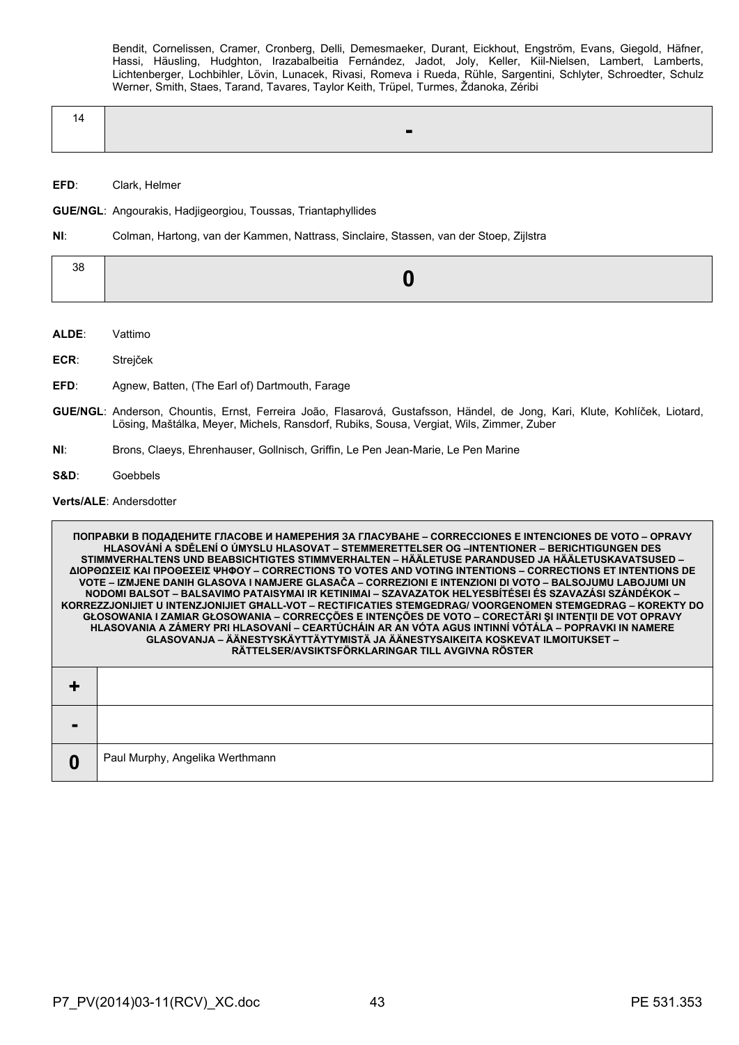Bendit, Cornelissen, Cramer, Cronberg, Delli, Demesmaeker, Durant, Eickhout, Engström, Evans, Giegold, Häfner, Hassi, Häusling, Hudghton, Irazabalbeitia Fernández, Jadot, Joly, Keller, Kiil-Nielsen, Lambert, Lamberts, Lichtenberger, Lochbihler, Lövin, Lunacek, Rivasi, Romeva i Rueda, Rühle, Sargentini, Schlyter, Schroedter, Schulz Werner, Smith, Staes, Tarand, Tavares, Taylor Keith, Trüpel, Turmes, Ždanoka, Zéribi

| 14 | **-** |
|---|---|

**EFD**: Clark, Helmer

**GUE/NGL**: Angourakis, Hadjigeorgiou, Toussas, Triantaphyllides

**NI**: Colman, Hartong, van der Kammen, Nattrass, Sinclaire, Stassen, van der Stoep, Zijlstra

| 38 | **0** |
|---|---|

**ALDE**: Vattimo

**ECR**: Strejček

**EFD**: Agnew, Batten, (The Earl of) Dartmouth, Farage

**GUE/NGL**: Anderson, Chountis, Ernst, Ferreira João, Flasarová, Gustafsson, Händel, de Jong, Kari, Klute, Kohlíček, Liotard, Lösing, Maštálka, Meyer, Michels, Ransdorf, Rubiks, Sousa, Vergiat, Wils, Zimmer, Zuber

**NI**: Brons, Claeys, Ehrenhauser, Gollnisch, Griffin, Le Pen Jean-Marie, Le Pen Marine

**S&D**: Goebbels

**Verts/ALE**: Andersdotter

| **ПОПРАВКИ В ПОДАДЕНИТЕ ГЛАСОВЕ И НАМЕРЕНИЯ ЗА ГЛАСУВАНЕ – CORRECCIONES E INTENCIONES DE VOTO – OPRAVY HLASOVÁNÍ A SDĚLENÍ O ÚMYSLU HLASOVAT – STEMMERETTELSER OG –INTENTIONER – BERICHTIGUNGEN DES STIMMVERHALTENS UND BEABSICHTIGTES STIMMVERHALTEN – HÄÄLETUSE PARANDUSED JA HÄÄLETUSKAVATSUSED – ΔΙΟΡΘΩΣΕΙΣ ΚΑΙ ΠΡΟΘΕΣΕΙΣ ΨΗΦΟΥ – CORRECTIONS TO VOTES AND VOTING INTENTIONS – CORRECTIONS ET INTENTIONS DE VOTE – IZMJENE DANIH GLASOVA I NAMJERE GLASAČA – CORREZIONI E INTENZIONI DI VOTO – BALSOJUMU LABOJUMI UN NODOMI BALSOT – BALSAVIMO PATAISYMAI IR KETINIMAI – SZAVAZATOK HELYESBÍTÉSEI ÉS SZAVAZÁSI SZÁNDÉKOK – KORREZZJONIJIET U INTENZJONIJIET GĦALL-VOT – RECTIFICATIES STEMGEDRAG/ VOORGENOMEN STEMGEDRAG – KOREKTY DO GŁOSOWANIA I ZAMIAR GŁOSOWANIA – CORRECÇÕES E INTENÇÕES DE VOTO – CORECTĂRI ŞI INTENŢII DE VOT OPRAVY HLASOVANIA A ZÁMERY PRI HLASOVANÍ – CEARTÚCHÁIN AR AN VÓTA AGUS INTINNÍ VÓTÁLA – POPRAVKI IN NAMERE GLASOVANJA – ÄÄNESTYSKÄYTTÄYTYMISTÄ JA ÄÄNESTYSAIKEITA KOSKEVAT ILMOITUKSET – RÄTTELSER/AVSIKTSFÖRKLARINGAR TILL AVGIVNA RÖSTER** | |
|---|---|
| **+** | |
| **-** | |
| **0** | Paul Murphy, Angelika Werthmann |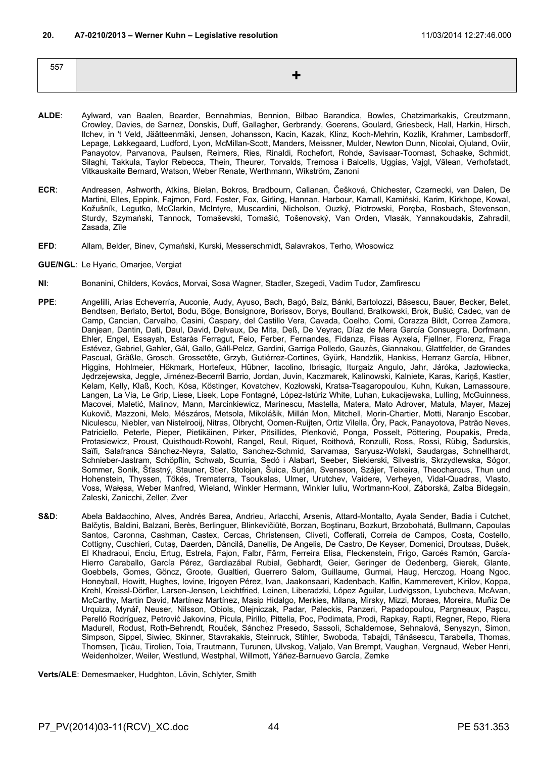**20. A7-0210/2013 – Werner Kuhn – Legislative resolution** 11/03/2014 12:27:46.000

| 557 | + |
|---|---|

**ALDE**: Aylward, van Baalen, Bearder, Bennahmias, Bennion, Bilbao Barandica, Bowles, Chatzimarkakis, Creutzmann, Crowley, Davies, de Sarnez, Donskis, Duff, Gallagher, Gerbrandy, Goerens, Goulard, Griesbeck, Hall, Harkin, Hirsch, Ilchev, in 't Veld, Jäätteenmäki, Jensen, Johansson, Kacin, Kazak, Klinz, Koch-Mehrin, Kozlík, Krahmer, Lambsdorff, Lepage, Løkkegaard, Ludford, Lyon, McMillan-Scott, Manders, Meissner, Mulder, Newton Dunn, Nicolai, Ojuland, Oviir, Panayotov, Parvanova, Paulsen, Reimers, Ries, Rinaldi, Rochefort, Rohde, Savisaar-Toomast, Schaake, Schmidt, Silaghi, Takkula, Taylor Rebecca, Thein, Theurer, Torvalds, Tremosa i Balcells, Uggias, Vajgl, Vălean, Verhofstadt, Vitkauskaite Bernard, Watson, Weber Renate, Werthmann, Wikström, Zanoni

**ECR**: Andreasen, Ashworth, Atkins, Bielan, Bokros, Bradbourn, Callanan, Češková, Chichester, Czarnecki, van Dalen, De Martini, Elles, Eppink, Fajmon, Ford, Foster, Fox, Girling, Hannan, Harbour, Kamall, Kamiński, Karim, Kirkhope, Kowal, Kožušník, Legutko, McClarkin, McIntyre, Muscardini, Nicholson, Ouzký, Piotrowski, Poręba, Rosbach, Stevenson, Sturdy, Szymański, Tannock, Tomaševski, Tomašić, Tošenovský, Van Orden, Vlasák, Yannakoudakis, Zahradil, Zasada, Zīle

**EFD**: Allam, Belder, Binev, Cymański, Kurski, Messerschmidt, Salavrakos, Terho, Włosowicz

**GUE/NGL**: Le Hyaric, Omarjee, Vergiat

**NI**: Bonanini, Childers, Kovács, Morvai, Sosa Wagner, Stadler, Szegedi, Vadim Tudor, Zamfirescu

**PPE**: Angelilli, Arias Echeverría, Auconie, Audy, Ayuso, Bach, Bagó, Balz, Bánki, Bartolozzi, Băsescu, Bauer, Becker, Belet, Bendtsen, Berlato, Bertot, Bodu, Böge, Bonsignore, Borissov, Borys, Boulland, Bratkowski, Brok, Bušić, Cadec, van de Camp, Cancian, Carvalho, Casini, Caspary, del Castillo Vera, Cavada, Coelho, Comi, Corazza Bildt, Correa Zamora, Danjean, Dantin, Dati, Daul, David, Delvaux, De Mita, Deß, De Veyrac, Díaz de Mera García Consuegra, Dorfmann, Ehler, Engel, Essayah, Estaràs Ferragut, Feio, Ferber, Fernandes, Fidanza, Fisas Ayxela, Fjellner, Florenz, Fraga Estévez, Gabriel, Gahler, Gál, Gallo, Gáll-Pelcz, Gardini, Garriga Polledo, Gauzès, Giannakou, Glattfelder, de Grandes Pascual, Gräßle, Grosch, Grossetête, Grzyb, Gutiérrez-Cortines, Gyürk, Handzlik, Hankiss, Herranz García, Hibner, Higgins, Hohlmeier, Hökmark, Hortefeux, Hübner, Iacolino, Ibrisagic, Iturgaiz Angulo, Jahr, Járóka, Jazłowiecka, Jędrzejewska, Jeggle, Jiménez-Becerril Barrio, Jordan, Juvin, Kaczmarek, Kalinowski, Kalniete, Karas, Kariņš, Kastler, Kelam, Kelly, Klaß, Koch, Kósa, Köstinger, Kovatchev, Kozłowski, Kratsa-Tsagaropoulou, Kuhn, Kukan, Lamassoure, Langen, La Via, Le Grip, Liese, Lisek, Lope Fontagné, López-Istúriz White, Luhan, Łukacijewska, Lulling, McGuinness, Macovei, Maletić, Malinov, Mann, Marcinkiewicz, Marinescu, Mastella, Matera, Mato Adrover, Matula, Mayer, Mazej Kukovič, Mazzoni, Melo, Mészáros, Metsola, Mikolášik, Millán Mon, Mitchell, Morin-Chartier, Motti, Naranjo Escobar, Niculescu, Niebler, van Nistelrooij, Nitras, Olbrycht, Oomen-Ruijten, Ortiz Vilella, Őry, Pack, Panayotova, Patrão Neves, Patriciello, Peterle, Pieper, Pietikäinen, Pirker, Pitsillides, Plenković, Ponga, Posselt, Pöttering, Poupakis, Preda, Protasiewicz, Proust, Quisthoudt-Rowohl, Rangel, Reul, Riquet, Roithová, Ronzulli, Ross, Rossi, Rübig, Šadurskis, Saïfi, Salafranca Sánchez-Neyra, Salatto, Sanchez-Schmid, Sarvamaa, Saryusz-Wolski, Saudargas, Schnellhardt, Schnieber-Jastram, Schöpflin, Schwab, Scurria, Sedó i Alabart, Seeber, Siekierski, Silvestris, Skrzydlewska, Sógor, Sommer, Sonik, Šťastný, Stauner, Stier, Stolojan, Šuica, Surján, Svensson, Szájer, Teixeira, Theocharous, Thun und Hohenstein, Thyssen, Tőkés, Trematerra, Tsoukalas, Ulmer, Urutchev, Vaidere, Verheyen, Vidal-Quadras, Vlasto, Voss, Wałęsa, Weber Manfred, Wieland, Winkler Hermann, Winkler Iuliu, Wortmann-Kool, Záborská, Zalba Bidegain, Zaleski, Zanicchi, Zeller, Zver

**S&D**: Abela Baldacchino, Alves, Andrés Barea, Andrieu, Arlacchi, Arsenis, Attard-Montalto, Ayala Sender, Badia i Cutchet, Balčytis, Baldini, Balzani, Berès, Berlinguer, Blinkevičiūtė, Borzan, Boştinaru, Bozkurt, Brzobohatá, Bullmann, Capoulas Santos, Caronna, Cashman, Castex, Cercas, Christensen, Cliveti, Cofferati, Correia de Campos, Costa, Costello, Cottigny, Cuschieri, Cutaş, Daerden, Dăncilă, Danellis, De Angelis, De Castro, De Keyser, Domenici, Droutsas, Dušek, El Khadraoui, Enciu, Ertug, Estrela, Fajon, Falbr, Färm, Ferreira Elisa, Fleckenstein, Frigo, Garcés Ramón, García-Hierro Caraballo, García Pérez, Gardiazábal Rubial, Gebhardt, Geier, Geringer de Oedenberg, Gierek, Glante, Goebbels, Gomes, Göncz, Groote, Gualtieri, Guerrero Salom, Guillaume, Gurmai, Haug, Herczog, Hoang Ngoc, Honeyball, Howitt, Hughes, Iovine, Irigoyen Pérez, Ivan, Jaakonsaari, Kadenbach, Kalfin, Kammerevert, Kirilov, Koppa, Krehl, Kreissl-Dörfler, Larsen-Jensen, Leichtfried, Leinen, Liberadzki, López Aguilar, Ludvigsson, Lyubcheva, McAvan, McCarthy, Martin David, Martínez Martínez, Masip Hidalgo, Merkies, Milana, Mirsky, Mizzi, Moraes, Moreira, Muñiz De Urquiza, Mynář, Neuser, Nilsson, Obiols, Olejniczak, Padar, Paleckis, Panzeri, Papadopoulou, Pargneaux, Paşcu, Perelló Rodríguez, Petrović Jakovina, Picula, Pirillo, Pittella, Poc, Podimata, Prodi, Rapkay, Rapti, Regner, Repo, Riera Madurell, Rodust, Roth-Behrendt, Rouček, Sánchez Presedo, Sassoli, Schaldemose, Sehnalová, Senyszyn, Simon, Simpson, Sippel, Siwiec, Skinner, Stavrakakis, Steinruck, Stihler, Swoboda, Tabajdi, Tănăsescu, Tarabella, Thomas, Thomsen, Ţicău, Tirolien, Toia, Trautmann, Turunen, Ulvskog, Valjalo, Van Brempt, Vaughan, Vergnaud, Weber Henri, Weidenholzer, Weiler, Westlund, Westphal, Willmott, Yáñez-Barnuevo García, Zemke

**Verts/ALE**: Demesmaeker, Hudghton, Lövin, Schlyter, Smith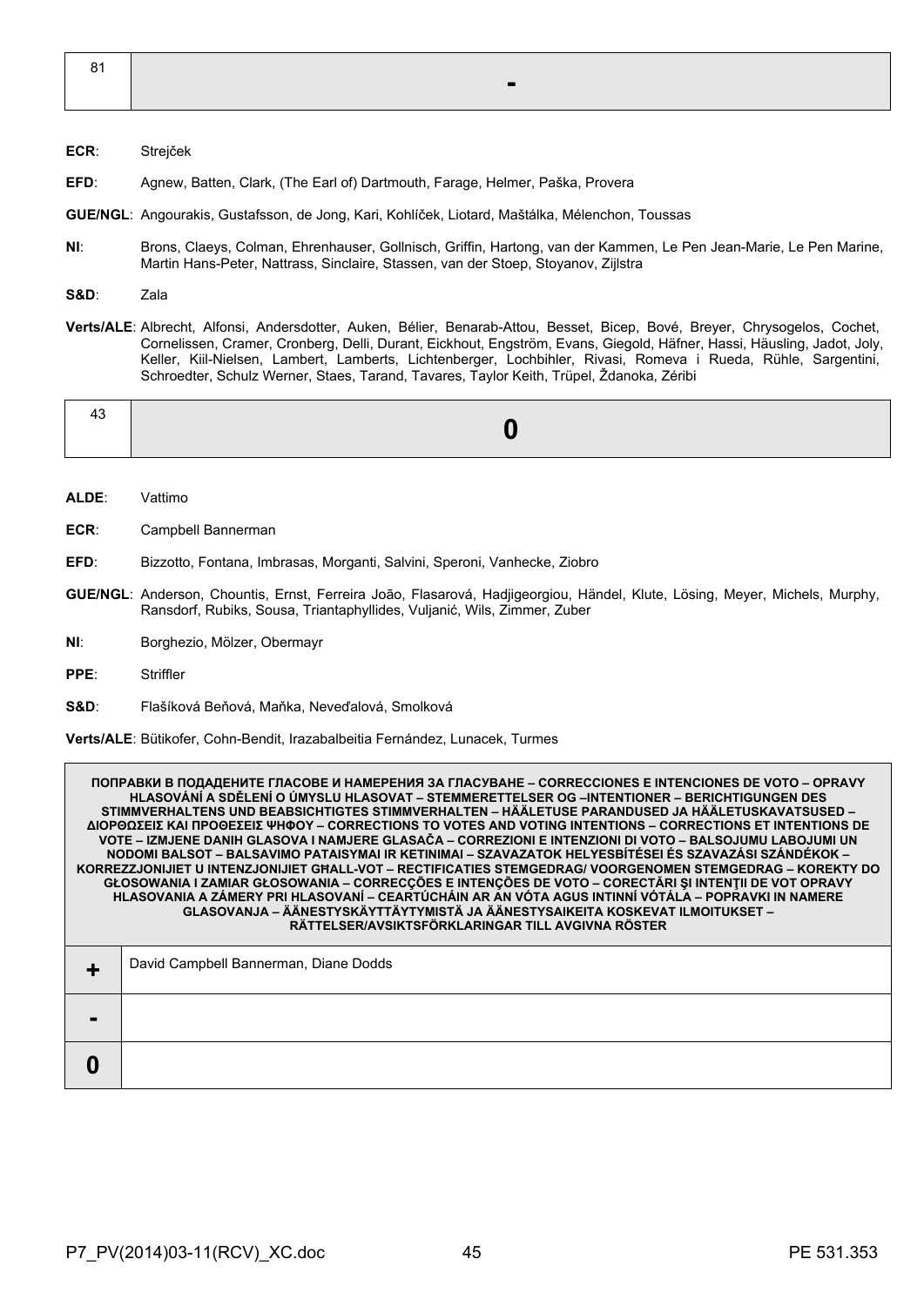| 81 | - |
|---|---|

**ECR**: Strejček

**EFD**: Agnew, Batten, Clark, (The Earl of) Dartmouth, Farage, Helmer, Paška, Provera

**GUE/NGL**: Angourakis, Gustafsson, de Jong, Kari, Kohlíček, Liotard, Maštálka, Mélenchon, Toussas

**NI**: Brons, Claeys, Colman, Ehrenhauser, Gollnisch, Griffin, Hartong, van der Kammen, Le Pen Jean-Marie, Le Pen Marine, Martin Hans-Peter, Nattrass, Sinclaire, Stassen, van der Stoep, Stoyanov, Zijlstra

**S&D**: Zala

**Verts/ALE**: Albrecht, Alfonsi, Andersdotter, Auken, Bélier, Benarab-Attou, Besset, Bicep, Bové, Breyer, Chrysogelos, Cochet, Cornelissen, Cramer, Cronberg, Delli, Durant, Eickhout, Engström, Evans, Giegold, Häfner, Hassi, Häusling, Jadot, Joly, Keller, Kiil-Nielsen, Lambert, Lamberts, Lichtenberger, Lochbihler, Rivasi, Romeva i Rueda, Rühle, Sargentini, Schroedter, Schulz Werner, Staes, Tarand, Tavares, Taylor Keith, Trüpel, Ždanoka, Zéribi

| 43 | 0 |
|---|---|

**ALDE**: Vattimo

**ECR**: Campbell Bannerman

**EFD**: Bizzotto, Fontana, Imbrasas, Morganti, Salvini, Speroni, Vanhecke, Ziobro

**GUE/NGL**: Anderson, Chountis, Ernst, Ferreira João, Flasarová, Hadjigeorgiou, Händel, Klute, Lösing, Meyer, Michels, Murphy, Ransdorf, Rubiks, Sousa, Triantaphyllides, Vuljanić, Wils, Zimmer, Zuber

**NI**: Borghezio, Mölzer, Obermayr

**PPE**: Striffler

**S&D**: Flašíková Beňová, Maňka, Neveďalová, Smolková

**Verts/ALE**: Bütikofer, Cohn-Bendit, Irazabalbeitia Fernández, Lunacek, Turmes

| ПОПРАВКИ В ПОДАДЕНИТЕ ГЛАСОВЕ И НАМЕРЕНИЯ ЗА ГЛАСУВАНЕ – CORRECCIONES E INTENCIONES DE VOTO – OPRAVY HLASOVÁNÍ A SDĚLENÍ O ÚMYSLU HLASOVAT – STEMMERETTELSER OG –INTENTIONER – BERICHTIGUNGEN DES STIMMVERHALTENS UND BEABSICHTIGTES STIMMVERHALTEN – HÄÄLETUSE PARANDUSED JA HÄÄLETUSKAVATSUSED – ΔΙΟΡΘΩΣΕΙΣ ΚΑΙ ΠΡΟΘΕΣΕΙΣ ΨΗΦΟΥ – CORRECTIONS TO VOTES AND VOTING INTENTIONS – CORRECTIONS ET INTENTIONS DE VOTE – IZMJENE DANIH GLASOVA I NAMJERE GLASAČA – CORREZIONI E INTENZIONI DI VOTO – BALSOJUMU LABOJUMI UN NODOMI BALSOT – BALSAVIMO PATAISYMAI IR KETINIMAI – SZAVAZATOK HELYESBÍTÉSEI ÉS SZAVAZÁSI SZÁNDÉKOK – KORREZZJONIJIET U INTENZJONIJIET GĦALL-VOT – RECTIFICATIES STEMGEDRAG/ VOORGENOMEN STEMGEDRAG – KOREKTY DO GŁOSOWANIA I ZAMIAR GŁOSOWANIA – CORRECÇÕES E INTENÇÕES DE VOTO – CORECTĂRI ŞI INTENŢII DE VOT OPRAVY HLASOVANIA A ZÁMERY PRI HLASOVANÍ – CEARTÚCHÁIN AR AN VÓTA AGUS INTINNÍ VÓTÁLA – POPRAVKI IN NAMERE GLASOVANJA – ÄÄNESTYSKÄYTTÄYTYMISTÄ JA ÄÄNESTYSAIKEITA KOSKEVAT ILMOITUKSET – RÄTTELSER/AVSIKTSFÖRKLARINGAR TILL AVGIVNA RÖSTER | |
|---|---|
| + | David Campbell Bannerman, Diane Dodds |
| - | |
| 0 | |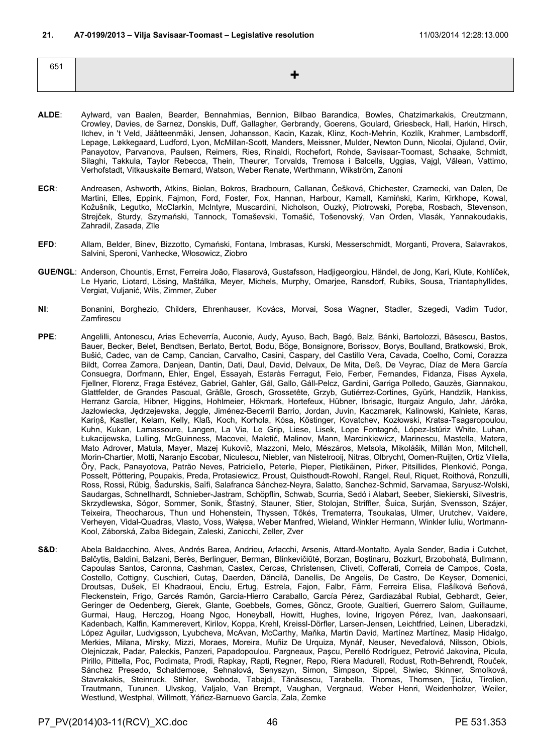**21. A7-0199/2013 – Vilja Savisaar-Toomast – Legislative resolution** 11/03/2014 12:28:13.000

| 651 | **+** |
|---|---|

**ALDE**: Aylward, van Baalen, Bearder, Bennahmias, Bennion, Bilbao Barandica, Bowles, Chatzimarkakis, Creutzmann, Crowley, Davies, de Sarnez, Donskis, Duff, Gallagher, Gerbrandy, Goerens, Goulard, Griesbeck, Hall, Harkin, Hirsch, Ilchev, in 't Veld, Jäätteenmäki, Jensen, Johansson, Kacin, Kazak, Klinz, Koch-Mehrin, Kozlík, Krahmer, Lambsdorff, Lepage, Løkkegaard, Ludford, Lyon, McMillan-Scott, Manders, Meissner, Mulder, Newton Dunn, Nicolai, Ojuland, Oviir, Panayotov, Parvanova, Paulsen, Reimers, Ries, Rinaldi, Rochefort, Rohde, Savisaar-Toomast, Schaake, Schmidt, Silaghi, Takkula, Taylor Rebecca, Thein, Theurer, Torvalds, Tremosa i Balcells, Uggias, Vajgl, Vălean, Vattimo, Verhofstadt, Vitkauskaite Bernard, Watson, Weber Renate, Werthmann, Wikström, Zanoni

**ECR**: Andreasen, Ashworth, Atkins, Bielan, Bokros, Bradbourn, Callanan, Češková, Chichester, Czarnecki, van Dalen, De Martini, Elles, Eppink, Fajmon, Ford, Foster, Fox, Hannan, Harbour, Kamall, Kamiński, Karim, Kirkhope, Kowal, Kožušník, Legutko, McClarkin, McIntyre, Muscardini, Nicholson, Ouzký, Piotrowski, Poręba, Rosbach, Stevenson, Strejček, Sturdy, Szymański, Tannock, Tomaševski, Tomašić, Tošenovský, Van Orden, Vlasák, Yannakoudakis, Zahradil, Zasada, Zīle

**EFD**: Allam, Belder, Binev, Bizzotto, Cymański, Fontana, Imbrasas, Kurski, Messerschmidt, Morganti, Provera, Salavrakos, Salvini, Speroni, Vanhecke, Włosowicz, Ziobro

**GUE/NGL**: Anderson, Chountis, Ernst, Ferreira João, Flasarová, Gustafsson, Hadjigeorgiou, Händel, de Jong, Kari, Klute, Kohlíček, Le Hyaric, Liotard, Lösing, Maštálka, Meyer, Michels, Murphy, Omarjee, Ransdorf, Rubiks, Sousa, Triantaphyllides, Vergiat, Vuljanić, Wils, Zimmer, Zuber

**NI**: Bonanini, Borghezio, Childers, Ehrenhauser, Kovács, Morvai, Sosa Wagner, Stadler, Szegedi, Vadim Tudor, Zamfirescu

**PPE**: Angelilli, Antonescu, Arias Echeverría, Auconie, Audy, Ayuso, Bach, Bagó, Balz, Bánki, Bartolozzi, Băsescu, Bastos, Bauer, Becker, Belet, Bendtsen, Berlato, Bertot, Bodu, Böge, Bonsignore, Borissov, Borys, Boulland, Bratkowski, Brok, Bušić, Cadec, van de Camp, Cancian, Carvalho, Casini, Caspary, del Castillo Vera, Cavada, Coelho, Comi, Corazza Bildt, Correa Zamora, Danjean, Dantin, Dati, Daul, David, Delvaux, De Mita, Deß, De Veyrac, Díaz de Mera García Consuegra, Dorfmann, Ehler, Engel, Essayah, Estaràs Ferragut, Feio, Ferber, Fernandes, Fidanza, Fisas Ayxela, Fjellner, Florenz, Fraga Estévez, Gabriel, Gahler, Gál, Gallo, Gáll-Pelcz, Gardini, Garriga Polledo, Gauzès, Giannakou, Glattfelder, de Grandes Pascual, Gräßle, Grosch, Grossetête, Grzyb, Gutiérrez-Cortines, Gyürk, Handzlik, Hankiss, Herranz García, Hibner, Higgins, Hohlmeier, Hökmark, Hortefeux, Hübner, Ibrisagic, Iturgaiz Angulo, Jahr, Járóka, Jazłowiecka, Jędrzejewska, Jeggle, Jiménez-Becerril Barrio, Jordan, Juvin, Kaczmarek, Kalinowski, Kalniete, Karas, Kariņš, Kastler, Kelam, Kelly, Klaß, Koch, Korhola, Kósa, Köstinger, Kovatchev, Kozłowski, Kratsa-Tsagaropoulou, Kuhn, Kukan, Lamassoure, Langen, La Via, Le Grip, Liese, Lisek, Lope Fontagné, López-Istúriz White, Luhan, Łukacijewska, Lulling, McGuinness, Macovei, Maletić, Malinov, Mann, Marcinkiewicz, Marinescu, Mastella, Matera, Mato Adrover, Matula, Mayer, Mazej Kukovič, Mazzoni, Melo, Mészáros, Metsola, Mikolášik, Millán Mon, Mitchell, Morin-Chartier, Motti, Naranjo Escobar, Niculescu, Niebler, van Nistelrooij, Nitras, Olbrycht, Oomen-Ruijten, Ortiz Vilella, Őry, Pack, Panayotova, Patrão Neves, Patriciello, Peterle, Pieper, Pietikäinen, Pirker, Pitsillides, Plenković, Ponga, Posselt, Pöttering, Poupakis, Preda, Protasiewicz, Proust, Quisthoudt-Rowohl, Rangel, Reul, Riquet, Roithová, Ronzulli, Ross, Rossi, Rübig, Šadurskis, Saïfi, Salafranca Sánchez-Neyra, Salatto, Sanchez-Schmid, Sarvamaa, Saryusz-Wolski, Saudargas, Schnellhardt, Schnieber-Jastram, Schöpflin, Schwab, Scurria, Sedó i Alabart, Seeber, Siekierski, Silvestris, Skrzydlewska, Sógor, Sommer, Sonik, Šťastný, Stauner, Stier, Stolojan, Striffler, Šuica, Surján, Svensson, Szájer, Teixeira, Theocharous, Thun und Hohenstein, Thyssen, Tőkés, Trematerra, Tsoukalas, Ulmer, Urutchev, Vaidere, Verheyen, Vidal-Quadras, Vlasto, Voss, Wałęsa, Weber Manfred, Wieland, Winkler Hermann, Winkler Iuliu, Wortmann-Kool, Záborská, Zalba Bidegain, Zaleski, Zanicchi, Zeller, Zver

**S&D**: Abela Baldacchino, Alves, Andrés Barea, Andrieu, Arlacchi, Arsenis, Attard-Montalto, Ayala Sender, Badia i Cutchet, Balčytis, Baldini, Balzani, Berès, Berlinguer, Berman, Blinkevičiūtė, Borzan, Boştinaru, Bozkurt, Brzobohatá, Bullmann, Capoulas Santos, Caronna, Cashman, Castex, Cercas, Christensen, Cliveti, Cofferati, Correia de Campos, Costa, Costello, Cottigny, Cuschieri, Cutaş, Daerden, Dăncilă, Danellis, De Angelis, De Castro, De Keyser, Domenici, Droutsas, Dušek, El Khadraoui, Enciu, Ertug, Estrela, Fajon, Falbr, Färm, Ferreira Elisa, Flašíková Beňová, Fleckenstein, Frigo, Garcés Ramón, García-Hierro Caraballo, García Pérez, Gardiazábal Rubial, Gebhardt, Geier, Geringer de Oedenberg, Gierek, Glante, Goebbels, Gomes, Göncz, Groote, Gualtieri, Guerrero Salom, Guillaume, Gurmai, Haug, Herczog, Hoang Ngoc, Honeyball, Howitt, Hughes, Iovine, Irigoyen Pérez, Ivan, Jaakonsaari, Kadenbach, Kalfin, Kammerevert, Kirilov, Koppa, Krehl, Kreissl-Dörfler, Larsen-Jensen, Leichtfried, Leinen, Liberadzki, López Aguilar, Ludvigsson, Lyubcheva, McAvan, McCarthy, Maňka, Martin David, Martínez Martínez, Masip Hidalgo, Merkies, Milana, Mirsky, Mizzi, Moraes, Moreira, Muñiz De Urquiza, Mynář, Neuser, Neveďalová, Nilsson, Obiols, Olejniczak, Padar, Paleckis, Panzeri, Papadopoulou, Pargneaux, Paşcu, Perelló Rodríguez, Petrović Jakovina, Picula, Pirillo, Pittella, Poc, Podimata, Prodi, Rapkay, Rapti, Regner, Repo, Riera Madurell, Rodust, Roth-Behrendt, Rouček, Sánchez Presedo, Schaldemose, Sehnalová, Senyszyn, Simon, Simpson, Sippel, Siwiec, Skinner, Smolková, Stavrakakis, Steinruck, Stihler, Swoboda, Tabajdi, Tănăsescu, Tarabella, Thomas, Thomsen, Ţicău, Tirolien, Trautmann, Turunen, Ulvskog, Valjalo, Van Brempt, Vaughan, Vergnaud, Weber Henri, Weidenholzer, Weiler, Westlund, Westphal, Willmott, Yáñez-Barnuevo García, Zala, Zemke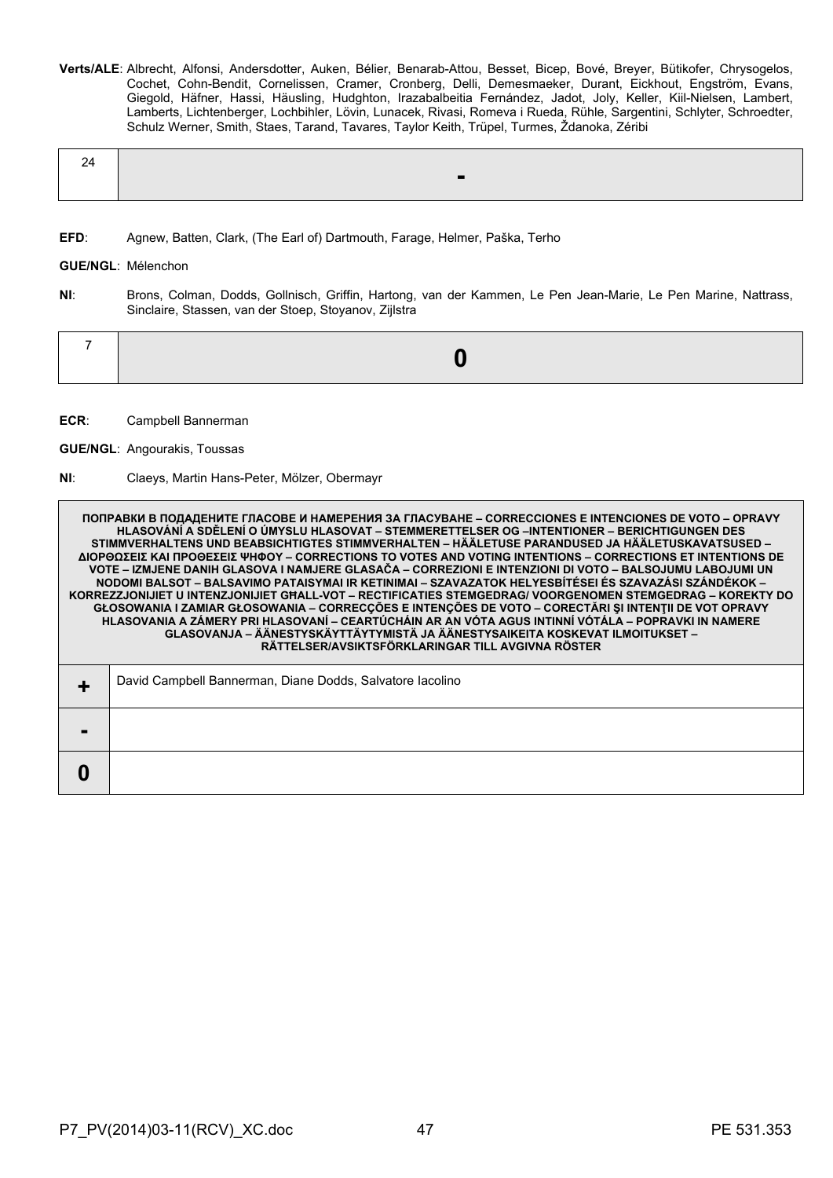**Verts/ALE**: Albrecht, Alfonsi, Andersdotter, Auken, Bélier, Benarab-Attou, Besset, Bicep, Bové, Breyer, Bütikofer, Chrysogelos, Cochet, Cohn-Bendit, Cornelissen, Cramer, Cronberg, Delli, Demesmaeker, Durant, Eickhout, Engström, Evans, Giegold, Häfner, Hassi, Häusling, Hudghton, Irazabalbeitia Fernández, Jadot, Joly, Keller, Kiil-Nielsen, Lambert, Lamberts, Lichtenberger, Lochbihler, Lövin, Lunacek, Rivasi, Romeva i Rueda, Rühle, Sargentini, Schlyter, Schroedter, Schulz Werner, Smith, Staes, Tarand, Tavares, Taylor Keith, Trüpel, Turmes, Ždanoka, Zéribi

| 24 | - |
|---|---|

**EFD**: Agnew, Batten, Clark, (The Earl of) Dartmouth, Farage, Helmer, Paška, Terho

**GUE/NGL**: Mélenchon

**NI**: Brons, Colman, Dodds, Gollnisch, Griffin, Hartong, van der Kammen, Le Pen Jean-Marie, Le Pen Marine, Nattrass, Sinclaire, Stassen, van der Stoep, Stoyanov, Zijlstra

| 7 | 0 |
|---|---|

**ECR**: Campbell Bannerman

**GUE/NGL**: Angourakis, Toussas

**NI**: Claeys, Martin Hans-Peter, Mölzer, Obermayr

| ПОПРАВКИ В ПОДАДЕНИТЕ ГЛАСОВЕ И НАМЕРЕНИЯ ЗА ГЛАСУВАНЕ – CORRECCIONES E INTENCIONES DE VOTO – OPRAVY HLASOVÁNÍ A SDĚLENÍ O ÚMYSLU HLASOVAT – STEMMERETTELSER OG –INTENTIONER – BERICHTIGUNGEN DES STIMMVERHALTENS UND BEABSICHTIGTES STIMMVERHALTEN – HÄÄLETUSE PARANDUSED JA HÄÄLETUSKAVATSUSED – ΔΙΟΡΘΩΣΕΙΣ ΚΑΙ ΠΡΟΘΕΣΕΙΣ ΨΗΦΟΥ – CORRECTIONS TO VOTES AND VOTING INTENTIONS – CORRECTIONS ET INTENTIONS DE VOTE – IZMJENE DANIH GLASOVA I NAMJERE GLASAČA – CORREZIONI E INTENZIONI DI VOTO – BALSOJUMU LABOJUMI UN NODOMI BALSOT – BALSAVIMO PATAISYMAI IR KETINIMAI – SZAVAZATOK HELYESBÍTÉSEI ÉS SZAVAZÁSI SZÁNDÉKOK – KORREZZJONIJIET U INTENZJONIJIET GĦALL-VOT – RECTIFICATIES STEMGEDRAG/ VOORGENOMEN STEMGEDRAG – KOREKTY DO GŁOSOWANIA I ZAMIAR GŁOSOWANIA – CORRECÇÕES E INTENÇÕES DE VOTO – CORECTĂRI ŞI INTENŢII DE VOT OPRAVY HLASOVANIA A ZÁMERY PRI HLASOVANÍ – CEARTÚCHÁIN AR AN VÓTA AGUS INTINNÍ VÓTÁLA – POPRAVKI IN NAMERE GLASOVANJA – ÄÄNESTYSKÄYTTÄYTYMISTÄ JA ÄÄNESTYSAIKEITA KOSKEVAT ILMOITUKSET – RÄTTELSER/AVSIKTSFÖRKLARINGAR TILL AVGIVNA RÖSTER | |
|---|---|
| + | David Campbell Bannerman, Diane Dodds, Salvatore Iacolino |
| - | |
| 0 | |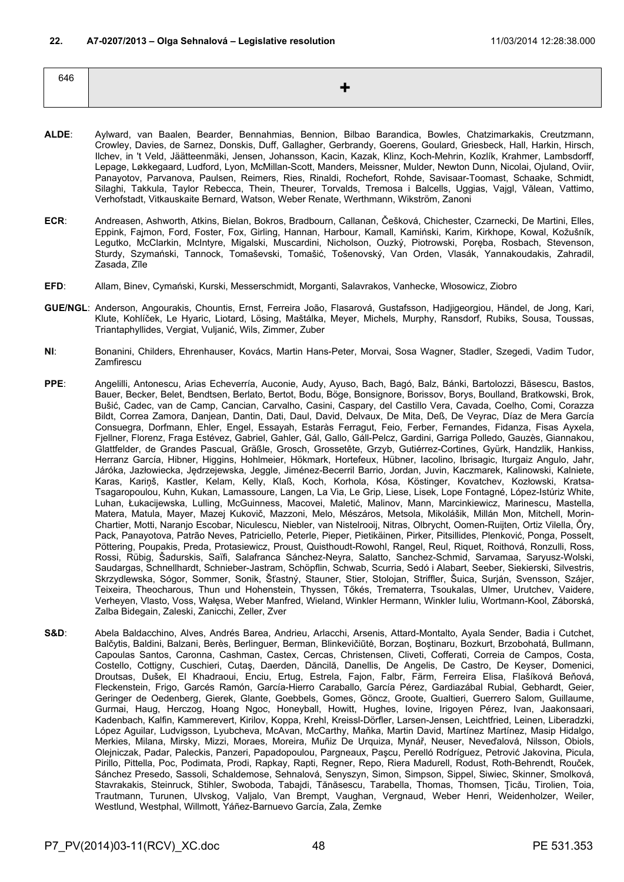**22. A7-0207/2013 – Olga Sehnalová – Legislative resolution** 11/03/2014 12:28:38.000

| 646 | + |
|---|---|

**ALDE**: Aylward, van Baalen, Bearder, Bennahmias, Bennion, Bilbao Barandica, Bowles, Chatzimarkakis, Creutzmann, Crowley, Davies, de Sarnez, Donskis, Duff, Gallagher, Gerbrandy, Goerens, Goulard, Griesbeck, Hall, Harkin, Hirsch, Ilchev, in 't Veld, Jäätteenmäki, Jensen, Johansson, Kacin, Kazak, Klinz, Koch-Mehrin, Kozlík, Krahmer, Lambsdorff, Lepage, Løkkegaard, Ludford, Lyon, McMillan-Scott, Manders, Meissner, Mulder, Newton Dunn, Nicolai, Ojuland, Oviir, Panayotov, Parvanova, Paulsen, Reimers, Ries, Rinaldi, Rochefort, Rohde, Savisaar-Toomast, Schaake, Schmidt, Silaghi, Takkula, Taylor Rebecca, Thein, Theurer, Torvalds, Tremosa i Balcells, Uggias, Vajgl, Vălean, Vattimo, Verhofstadt, Vitkauskaite Bernard, Watson, Weber Renate, Werthmann, Wikström, Zanoni

**ECR**: Andreasen, Ashworth, Atkins, Bielan, Bokros, Bradbourn, Callanan, Češková, Chichester, Czarnecki, De Martini, Elles, Eppink, Fajmon, Ford, Foster, Fox, Girling, Hannan, Harbour, Kamall, Kamiński, Karim, Kirkhope, Kowal, Kožušník, Legutko, McClarkin, McIntyre, Migalski, Muscardini, Nicholson, Ouzký, Piotrowski, Poręba, Rosbach, Stevenson, Sturdy, Szymański, Tannock, Tomaševski, Tomašić, Tošenovský, Van Orden, Vlasák, Yannakoudakis, Zahradil, Zasada, Zīle

**EFD**: Allam, Binev, Cymański, Kurski, Messerschmidt, Morganti, Salavrakos, Vanhecke, Włosowicz, Ziobro

**GUE/NGL**: Anderson, Angourakis, Chountis, Ernst, Ferreira João, Flasarová, Gustafsson, Hadjigeorgiou, Händel, de Jong, Kari, Klute, Kohlíček, Le Hyaric, Liotard, Lösing, Maštálka, Meyer, Michels, Murphy, Ransdorf, Rubiks, Sousa, Toussas, Triantaphyllides, Vergiat, Vuljanić, Wils, Zimmer, Zuber

**NI**: Bonanini, Childers, Ehrenhauser, Kovács, Martin Hans-Peter, Morvai, Sosa Wagner, Stadler, Szegedi, Vadim Tudor, Zamfirescu

**PPE**: Angelilli, Antonescu, Arias Echeverría, Auconie, Audy, Ayuso, Bach, Bagó, Balz, Bánki, Bartolozzi, Băsescu, Bastos, Bauer, Becker, Belet, Bendtsen, Berlato, Bertot, Bodu, Böge, Bonsignore, Borissov, Borys, Boulland, Bratkowski, Brok, Bušić, Cadec, van de Camp, Cancian, Carvalho, Casini, Caspary, del Castillo Vera, Cavada, Coelho, Comi, Corazza Bildt, Correa Zamora, Danjean, Dantin, Dati, Daul, David, Delvaux, De Mita, Deß, De Veyrac, Díaz de Mera García Consuegra, Dorfmann, Ehler, Engel, Essayah, Estaràs Ferragut, Feio, Ferber, Fernandes, Fidanza, Fisas Ayxela, Fjellner, Florenz, Fraga Estévez, Gabriel, Gahler, Gál, Gallo, Gáll-Pelcz, Gardini, Garriga Polledo, Gauzès, Giannakou, Glattfelder, de Grandes Pascual, Gräßle, Grosch, Grossetête, Grzyb, Gutiérrez-Cortines, Gyürk, Handzlik, Hankiss, Herranz García, Hibner, Higgins, Hohlmeier, Hökmark, Hortefeux, Hübner, Iacolino, Ibrisagic, Iturgaiz Angulo, Jahr, Járóka, Jazłowiecka, Jędrzejewska, Jeggle, Jiménez-Becerril Barrio, Jordan, Juvin, Kaczmarek, Kalinowski, Kalniete, Karas, Kariņš, Kastler, Kelam, Kelly, Klaß, Koch, Korhola, Kósa, Köstinger, Kovatchev, Kozłowski, Kratsa-Tsagaropoulou, Kuhn, Kukan, Lamassoure, Langen, La Via, Le Grip, Liese, Lisek, Lope Fontagné, López-Istúriz White, Luhan, Łukacijewska, Lulling, McGuinness, Macovei, Maletić, Malinov, Mann, Marcinkiewicz, Marinescu, Mastella, Matera, Matula, Mayer, Mazej Kukovič, Mazzoni, Melo, Mészáros, Metsola, Mikolášik, Millán Mon, Mitchell, Morin-Chartier, Motti, Naranjo Escobar, Niculescu, Niebler, van Nistelrooij, Nitras, Olbrycht, Oomen-Ruijten, Ortiz Vilella, Őry, Pack, Panayotova, Patrão Neves, Patriciello, Peterle, Pieper, Pietikäinen, Pirker, Pitsillides, Plenković, Ponga, Posselt, Pöttering, Poupakis, Preda, Protasiewicz, Proust, Quisthoudt-Rowohl, Rangel, Reul, Riquet, Roithová, Ronzulli, Ross, Rossi, Rübig, Šadurskis, Saïfi, Salafranca Sánchez-Neyra, Salatto, Sanchez-Schmid, Sarvamaa, Saryusz-Wolski, Saudargas, Schnellhardt, Schnieber-Jastram, Schöpflin, Schwab, Scurria, Sedó i Alabart, Seeber, Siekierski, Silvestris, Skrzydlewska, Sógor, Sommer, Sonik, Šťastný, Stauner, Stier, Stolojan, Striffler, Šuica, Surján, Svensson, Szájer, Teixeira, Theocharous, Thun und Hohenstein, Thyssen, Tőkés, Trematerra, Tsoukalas, Ulmer, Urutchev, Vaidere, Verheyen, Vlasto, Voss, Wałęsa, Weber Manfred, Wieland, Winkler Hermann, Winkler Iuliu, Wortmann-Kool, Záborská, Zalba Bidegain, Zaleski, Zanicchi, Zeller, Zver

**S&D**: Abela Baldacchino, Alves, Andrés Barea, Andrieu, Arlacchi, Arsenis, Attard-Montalto, Ayala Sender, Badia i Cutchet, Balčytis, Baldini, Balzani, Berès, Berlinguer, Berman, Blinkevičiūtė, Borzan, Boştinaru, Bozkurt, Brzobohatá, Bullmann, Capoulas Santos, Caronna, Cashman, Castex, Cercas, Christensen, Cliveti, Cofferati, Correia de Campos, Costa, Costello, Cottigny, Cuschieri, Cutaş, Daerden, Dăncilă, Danellis, De Angelis, De Castro, De Keyser, Domenici, Droutsas, Dušek, El Khadraoui, Enciu, Ertug, Estrela, Fajon, Falbr, Färm, Ferreira Elisa, Flašíková Beňová, Fleckenstein, Frigo, Garcés Ramón, García-Hierro Caraballo, García Pérez, Gardiazábal Rubial, Gebhardt, Geier, Geringer de Oedenberg, Gierek, Glante, Goebbels, Gomes, Göncz, Groote, Gualtieri, Guerrero Salom, Guillaume, Gurmai, Haug, Herczog, Hoang Ngoc, Honeyball, Howitt, Hughes, Iovine, Irigoyen Pérez, Ivan, Jaakonsaari, Kadenbach, Kalfin, Kammerevert, Kirilov, Koppa, Krehl, Kreissl-Dörfler, Larsen-Jensen, Leichtfried, Leinen, Liberadzki, López Aguilar, Ludvigsson, Lyubcheva, McAvan, McCarthy, Maňka, Martin David, Martínez Martínez, Masip Hidalgo, Merkies, Milana, Mirsky, Mizzi, Moraes, Moreira, Muñiz De Urquiza, Mynář, Neuser, Neveďalová, Nilsson, Obiols, Olejniczak, Padar, Paleckis, Panzeri, Papadopoulou, Pargneaux, Paşcu, Perelló Rodríguez, Petrović Jakovina, Picula, Pirillo, Pittella, Poc, Podimata, Prodi, Rapkay, Rapti, Regner, Repo, Riera Madurell, Rodust, Roth-Behrendt, Rouček, Sánchez Presedo, Sassoli, Schaldemose, Sehnalová, Senyszyn, Simon, Simpson, Sippel, Siwiec, Skinner, Smolková, Stavrakakis, Steinruck, Stihler, Swoboda, Tabajdi, Tănăsescu, Tarabella, Thomas, Thomsen, Ţicău, Tirolien, Toia, Trautmann, Turunen, Ulvskog, Valjalo, Van Brempt, Vaughan, Vergnaud, Weber Henri, Weidenholzer, Weiler, Westlund, Westphal, Willmott, Yáñez-Barnuevo García, Zala, Zemke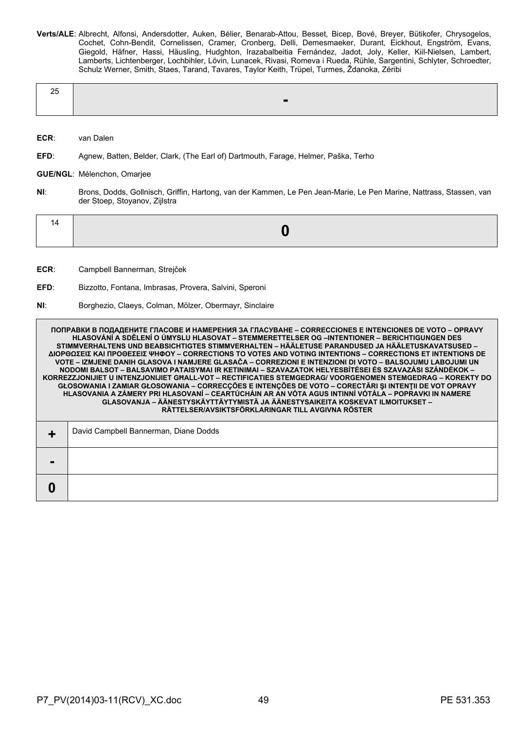**Verts/ALE**: Albrecht, Alfonsi, Andersdotter, Auken, Bélier, Benarab-Attou, Besset, Bicep, Bové, Breyer, Bütikofer, Chrysogelos, Cochet, Cohn-Bendit, Cornelissen, Cramer, Cronberg, Delli, Demesmaeker, Durant, Eickhout, Engström, Evans, Giegold, Häfner, Hassi, Häusling, Hudghton, Irazabalbeitia Fernández, Jadot, Joly, Keller, Kiil-Nielsen, Lambert, Lamberts, Lichtenberger, Lochbihler, Lövin, Lunacek, Rivasi, Romeva i Rueda, Rühle, Sargentini, Schlyter, Schroedter, Schulz Werner, Smith, Staes, Tarand, Tavares, Taylor Keith, Trüpel, Turmes, Ždanoka, Zéribi

| 25 | **-** |
|---|---|

**ECR**: van Dalen

**EFD**: Agnew, Batten, Belder, Clark, (The Earl of) Dartmouth, Farage, Helmer, Paška, Terho

**GUE/NGL**: Mélenchon, Omarjee

**NI**: Brons, Dodds, Gollnisch, Griffin, Hartong, van der Kammen, Le Pen Jean-Marie, Le Pen Marine, Nattrass, Stassen, van der Stoep, Stoyanov, Zijlstra

| 14 | **0** |
|---|---|

**ECR**: Campbell Bannerman, Strejček

**EFD**: Bizzotto, Fontana, Imbrasas, Provera, Salvini, Speroni

**NI**: Borghezio, Claeys, Colman, Mölzer, Obermayr, Sinclaire

| **ПОПРАВКИ В ПОДАДЕНИТЕ ГЛАСОВЕ И НАМЕРЕНИЯ ЗА ГЛАСУВАНЕ – CORRECCIONES E INTENCIONES DE VOTO – OPRAVY HLASOVÁNÍ A SDĚLENÍ O ÚMYSLU HLASOVAT – STEMMERETTELSER OG –INTENTIONER – BERICHTIGUNGEN DES STIMMVERHALTENS UND BEABSICHTIGTES STIMMVERHALTEN – HÄÄLETUSE PARANDUSED JA HÄÄLETUSKAVATSUSED – ΔΙΟΡΘΩΣΕΙΣ ΚΑΙ ΠΡΟΘΕΣΕΙΣ ΨΗΦΟΥ – CORRECTIONS TO VOTES AND VOTING INTENTIONS – CORRECTIONS ET INTENTIONS DE VOTE – IZMJENE DANIH GLASOVA I NAMJERE GLASAČA – CORREZIONI E INTENZIONI DI VOTO – BALSOJUMU LABOJUMI UN NODOMI BALSOT – BALSAVIMO PATAISYMAI IR KETINIMAI – SZAVAZATOK HELYESBÍTÉSEI ÉS SZAVAZÁSI SZÁNDÉKOK – KORREZZJONIJIET U INTENZJONIJIET GĦALL-VOT – RECTIFICATIES STEMGEDRAG/ VOORGENOMEN STEMGEDRAG – KOREKTY DO GŁOSOWANIA I ZAMIAR GŁOSOWANIA – CORRECÇÕES E INTENÇÕES DE VOTO – CORECTĂRI ŞI INTENŢII DE VOT OPRAVY HLASOVANIA A ZÁMERY PRI HLASOVANÍ – CEARTÚCHÁIN AR AN VÓTA AGUS INTINNÍ VÓTÁLA – POPRAVKI IN NAMERE GLASOVANJA – ÄÄNESTYSKÄYTTÄYTYMISTÄ JA ÄÄNESTYSAIKEITA KOSKEVAT ILMOITUKSET – RÄTTELSER/AVSIKTSFÖRKLARINGAR TILL AVGIVNA RÖSTER** | |
|---|---|
| **+** | David Campbell Bannerman, Diane Dodds |
| **-** | |
| **0** | |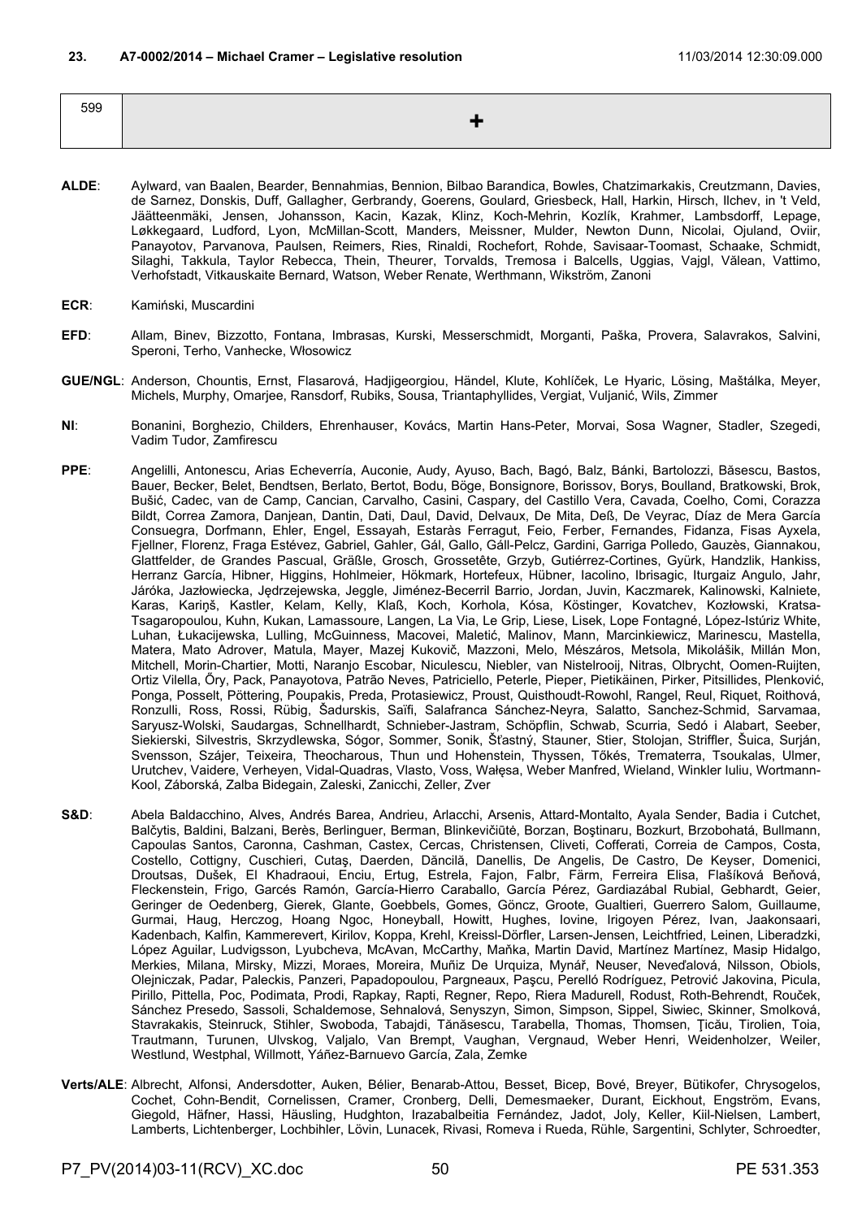**23. A7-0002/2014 – Michael Cramer – Legislative resolution** 11/03/2014 12:30:09.000

| 599 | + |
|---|---|

**ALDE**: Aylward, van Baalen, Bearder, Bennahmias, Bennion, Bilbao Barandica, Bowles, Chatzimarkakis, Creutzmann, Davies, de Sarnez, Donskis, Duff, Gallagher, Gerbrandy, Goerens, Goulard, Griesbeck, Hall, Harkin, Hirsch, Ilchev, in 't Veld, Jäätteenmäki, Jensen, Johansson, Kacin, Kazak, Klinz, Koch-Mehrin, Kozlík, Krahmer, Lambsdorff, Lepage, Løkkegaard, Ludford, Lyon, McMillan-Scott, Manders, Meissner, Mulder, Newton Dunn, Nicolai, Ojuland, Oviir, Panayotov, Parvanova, Paulsen, Reimers, Ries, Rinaldi, Rochefort, Rohde, Savisaar-Toomast, Schaake, Schmidt, Silaghi, Takkula, Taylor Rebecca, Thein, Theurer, Torvalds, Tremosa i Balcells, Uggias, Vajgl, Vălean, Vattimo, Verhofstadt, Vitkauskaite Bernard, Watson, Weber Renate, Werthmann, Wikström, Zanoni

**ECR**: Kamiński, Muscardini

**EFD**: Allam, Binev, Bizzotto, Fontana, Imbrasas, Kurski, Messerschmidt, Morganti, Paška, Provera, Salavrakos, Salvini, Speroni, Terho, Vanhecke, Włosowicz

**GUE/NGL**: Anderson, Chountis, Ernst, Flasarová, Hadjigeorgiou, Händel, Klute, Kohlíček, Le Hyaric, Lösing, Maštálka, Meyer, Michels, Murphy, Omarjee, Ransdorf, Rubiks, Sousa, Triantaphyllides, Vergiat, Vuljanić, Wils, Zimmer

**NI**: Bonanini, Borghezio, Childers, Ehrenhauser, Kovács, Martin Hans-Peter, Morvai, Sosa Wagner, Stadler, Szegedi, Vadim Tudor, Zamfirescu

**PPE**: Angelilli, Antonescu, Arias Echeverría, Auconie, Audy, Ayuso, Bach, Bagó, Balz, Bánki, Bartolozzi, Băsescu, Bastos, Bauer, Becker, Belet, Bendtsen, Berlato, Bertot, Bodu, Böge, Bonsignore, Borissov, Borys, Boulland, Bratkowski, Brok, Bušić, Cadec, van de Camp, Cancian, Carvalho, Casini, Caspary, del Castillo Vera, Cavada, Coelho, Comi, Corazza Bildt, Correa Zamora, Danjean, Dantin, Dati, Daul, David, Delvaux, De Mita, Deß, De Veyrac, Díaz de Mera García Consuegra, Dorfmann, Ehler, Engel, Essayah, Estaràs Ferragut, Feio, Ferber, Fernandes, Fidanza, Fisas Ayxela, Fjellner, Florenz, Fraga Estévez, Gabriel, Gahler, Gál, Gallo, Gáll-Pelcz, Gardini, Garriga Polledo, Gauzès, Giannakou, Glattfelder, de Grandes Pascual, Gräßle, Grosch, Grossetête, Grzyb, Gutiérrez-Cortines, Gyürk, Handzlik, Hankiss, Herranz García, Hibner, Higgins, Hohlmeier, Hökmark, Hortefeux, Hübner, Iacolino, Ibrisagic, Iturgaiz Angulo, Jahr, Járóka, Jazłowiecka, Jędrzejewska, Jeggle, Jiménez-Becerril Barrio, Jordan, Juvin, Kaczmarek, Kalinowski, Kalniete, Karas, Kariņš, Kastler, Kelam, Kelly, Klaß, Koch, Korhola, Kósa, Köstinger, Kovatchev, Kozłowski, Kratsa-Tsagaropoulou, Kuhn, Kukan, Lamassoure, Langen, La Via, Le Grip, Liese, Lisek, Lope Fontagné, López-Istúriz White, Luhan, Łukacijewska, Lulling, McGuinness, Macovei, Maletić, Malinov, Mann, Marcinkiewicz, Marinescu, Mastella, Matera, Mato Adrover, Matula, Mayer, Mazej Kukovič, Mazzoni, Melo, Mészáros, Metsola, Mikolášik, Millán Mon, Mitchell, Morin-Chartier, Motti, Naranjo Escobar, Niculescu, Niebler, van Nistelrooij, Nitras, Olbrycht, Oomen-Ruijten, Ortiz Vilella, Őry, Pack, Panayotova, Patrão Neves, Patriciello, Peterle, Pieper, Pietikäinen, Pirker, Pitsillides, Plenković, Ponga, Posselt, Pöttering, Poupakis, Preda, Protasiewicz, Proust, Quisthoudt-Rowohl, Rangel, Reul, Riquet, Roithová, Ronzulli, Ross, Rossi, Rübig, Šadurskis, Saïfi, Salafranca Sánchez-Neyra, Salatto, Sanchez-Schmid, Sarvamaa, Saryusz-Wolski, Saudargas, Schnellhardt, Schnieber-Jastram, Schöpflin, Schwab, Scurria, Sedó i Alabart, Seeber, Siekierski, Silvestris, Skrzydlewska, Sógor, Sommer, Sonik, Šťastný, Stauner, Stier, Stolojan, Striffler, Šuica, Surján, Svensson, Szájer, Teixeira, Theocharous, Thun und Hohenstein, Thyssen, Tőkés, Trematerra, Tsoukalas, Ulmer, Urutchev, Vaidere, Verheyen, Vidal-Quadras, Vlasto, Voss, Wałęsa, Weber Manfred, Wieland, Winkler Iuliu, Wortmann-Kool, Záborská, Zalba Bidegain, Zaleski, Zanicchi, Zeller, Zver

**S&D**: Abela Baldacchino, Alves, Andrés Barea, Andrieu, Arlacchi, Arsenis, Attard-Montalto, Ayala Sender, Badia i Cutchet, Balčytis, Baldini, Balzani, Berès, Berlinguer, Berman, Blinkevičiūtė, Borzan, Boştinaru, Bozkurt, Brzobohatá, Bullmann, Capoulas Santos, Caronna, Cashman, Castex, Cercas, Christensen, Cliveti, Cofferati, Correia de Campos, Costa, Costello, Cottigny, Cuschieri, Cutaş, Daerden, Dăncilă, Danellis, De Angelis, De Castro, De Keyser, Domenici, Droutsas, Dušek, El Khadraoui, Enciu, Ertug, Estrela, Fajon, Falbr, Färm, Ferreira Elisa, Flašíková Beňová, Fleckenstein, Frigo, Garcés Ramón, García-Hierro Caraballo, García Pérez, Gardiazábal Rubial, Gebhardt, Geier, Geringer de Oedenberg, Gierek, Glante, Goebbels, Gomes, Göncz, Groote, Gualtieri, Guerrero Salom, Guillaume, Gurmai, Haug, Herczog, Hoang Ngoc, Honeyball, Howitt, Hughes, Iovine, Irigoyen Pérez, Ivan, Jaakonsaari, Kadenbach, Kalfin, Kammerevert, Kirilov, Koppa, Krehl, Kreissl-Dörfler, Larsen-Jensen, Leichtfried, Leinen, Liberadzki, López Aguilar, Ludvigsson, Lyubcheva, McAvan, McCarthy, Maňka, Martin David, Martínez Martínez, Masip Hidalgo, Merkies, Milana, Mirsky, Mizzi, Moraes, Moreira, Muñiz De Urquiza, Mynář, Neuser, Neveďalová, Nilsson, Obiols, Olejniczak, Padar, Paleckis, Panzeri, Papadopoulou, Pargneaux, Paşcu, Perelló Rodríguez, Petrović Jakovina, Picula, Pirillo, Pittella, Poc, Podimata, Prodi, Rapkay, Rapti, Regner, Repo, Riera Madurell, Rodust, Roth-Behrendt, Rouček, Sánchez Presedo, Sassoli, Schaldemose, Sehnalová, Senyszyn, Simon, Simpson, Sippel, Siwiec, Skinner, Smolková, Stavrakakis, Steinruck, Stihler, Swoboda, Tabajdi, Tănăsescu, Tarabella, Thomas, Thomsen, Ţicău, Tirolien, Toia, Trautmann, Turunen, Ulvskog, Valjalo, Van Brempt, Vaughan, Vergnaud, Weber Henri, Weidenholzer, Weiler, Westlund, Westphal, Willmott, Yáñez-Barnuevo García, Zala, Zemke

**Verts/ALE**: Albrecht, Alfonsi, Andersdotter, Auken, Bélier, Benarab-Attou, Besset, Bicep, Bové, Breyer, Bütikofer, Chrysogelos, Cochet, Cohn-Bendit, Cornelissen, Cramer, Cronberg, Delli, Demesmaeker, Durant, Eickhout, Engström, Evans, Giegold, Häfner, Hassi, Häusling, Hudghton, Irazabalbeitia Fernández, Jadot, Joly, Keller, Kiil-Nielsen, Lambert, Lamberts, Lichtenberger, Lochbihler, Lövin, Lunacek, Rivasi, Romeva i Rueda, Rühle, Sargentini, Schlyter, Schroedter,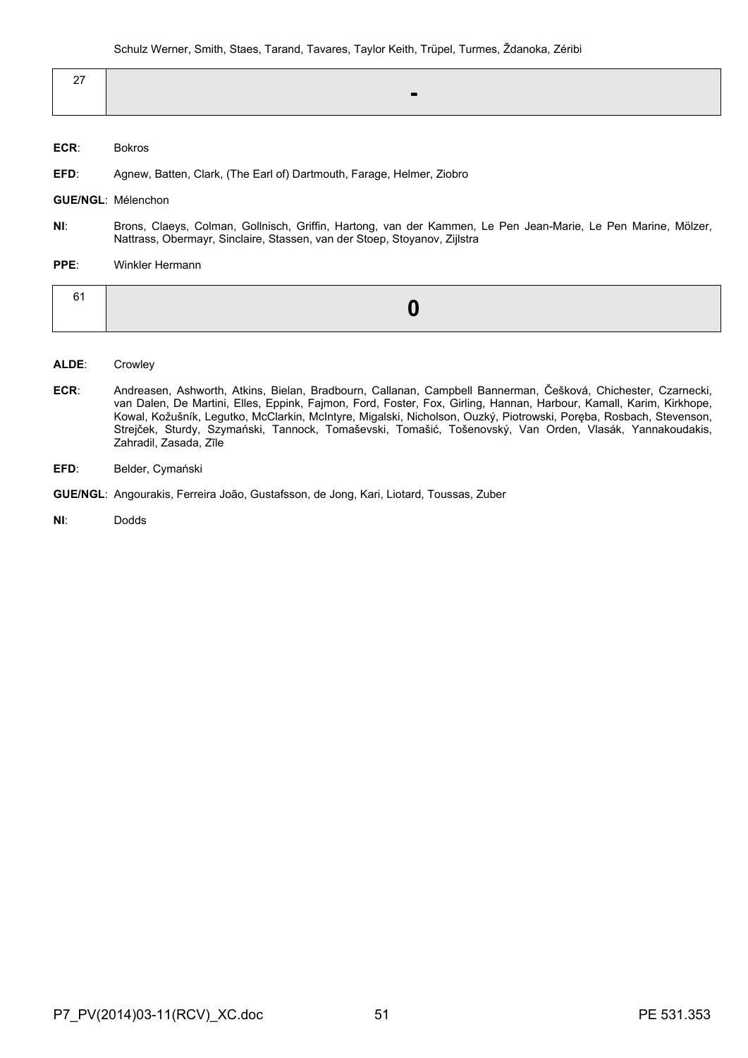Schulz Werner, Smith, Staes, Tarand, Tavares, Taylor Keith, Trüpel, Turmes, Ždanoka, Zéribi

| 27 | **-** |
|---|---|

**ECR**: Bokros

**EFD**: Agnew, Batten, Clark, (The Earl of) Dartmouth, Farage, Helmer, Ziobro

**GUE/NGL**: Mélenchon

**NI**: Brons, Claeys, Colman, Gollnisch, Griffin, Hartong, van der Kammen, Le Pen Jean-Marie, Le Pen Marine, Mölzer, Nattrass, Obermayr, Sinclaire, Stassen, van der Stoep, Stoyanov, Zijlstra

**PPE**: Winkler Hermann

| 61 | **0** |
|---|---|

**ALDE**: Crowley

**ECR**: Andreasen, Ashworth, Atkins, Bielan, Bradbourn, Callanan, Campbell Bannerman, Češková, Chichester, Czarnecki, van Dalen, De Martini, Elles, Eppink, Fajmon, Ford, Foster, Fox, Girling, Hannan, Harbour, Kamall, Karim, Kirkhope, Kowal, Kožušník, Legutko, McClarkin, McIntyre, Migalski, Nicholson, Ouzký, Piotrowski, Poręba, Rosbach, Stevenson, Strejček, Sturdy, Szymański, Tannock, Tomaševski, Tomašić, Tošenovský, Van Orden, Vlasák, Yannakoudakis, Zahradil, Zasada, Zīle

**EFD**: Belder, Cymański

**GUE/NGL**: Angourakis, Ferreira João, Gustafsson, de Jong, Kari, Liotard, Toussas, Zuber

**NI**: Dodds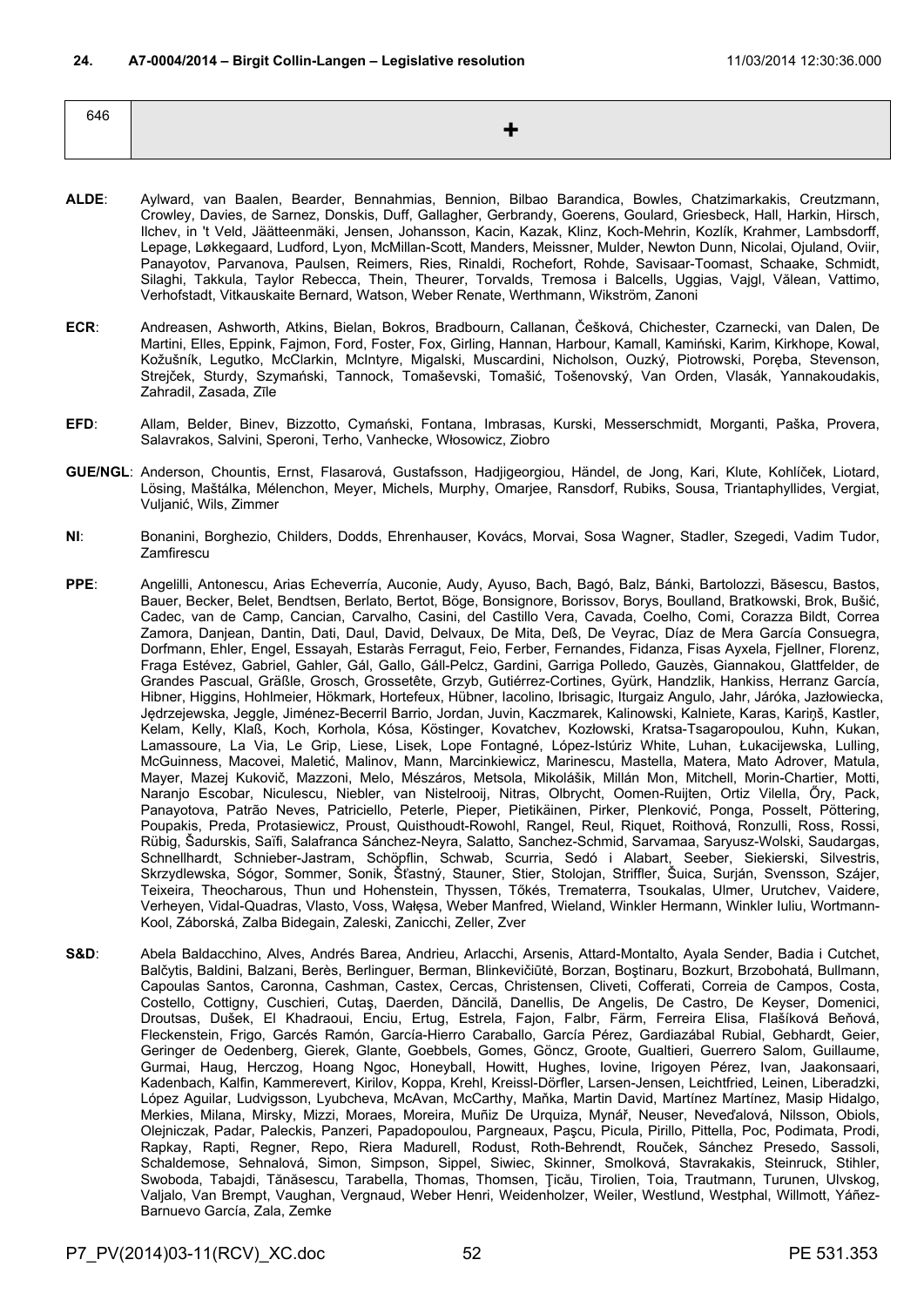**24. A7-0004/2014 – Birgit Collin-Langen – Legislative resolution** 11/03/2014 12:30:36.000

| 646 | + |
|---|---|

**ALDE**: Aylward, van Baalen, Bearder, Bennahmias, Bennion, Bilbao Barandica, Bowles, Chatzimarkakis, Creutzmann, Crowley, Davies, de Sarnez, Donskis, Duff, Gallagher, Gerbrandy, Goerens, Goulard, Griesbeck, Hall, Harkin, Hirsch, Ilchev, in 't Veld, Jäätteenmäki, Jensen, Johansson, Kacin, Kazak, Klinz, Koch-Mehrin, Kozlík, Krahmer, Lambsdorff, Lepage, Løkkegaard, Ludford, Lyon, McMillan-Scott, Manders, Meissner, Mulder, Newton Dunn, Nicolai, Ojuland, Oviir, Panayotov, Parvanova, Paulsen, Reimers, Ries, Rinaldi, Rochefort, Rohde, Savisaar-Toomast, Schaake, Schmidt, Silaghi, Takkula, Taylor Rebecca, Thein, Theurer, Torvalds, Tremosa i Balcells, Uggias, Vajgl, Vălean, Vattimo, Verhofstadt, Vitkauskaite Bernard, Watson, Weber Renate, Werthmann, Wikström, Zanoni

**ECR**: Andreasen, Ashworth, Atkins, Bielan, Bokros, Bradbourn, Callanan, Češková, Chichester, Czarnecki, van Dalen, De Martini, Elles, Eppink, Fajmon, Ford, Foster, Fox, Girling, Hannan, Harbour, Kamall, Kamiński, Karim, Kirkhope, Kowal, Kožušník, Legutko, McClarkin, McIntyre, Migalski, Muscardini, Nicholson, Ouzký, Piotrowski, Poręba, Stevenson, Strejček, Sturdy, Szymański, Tannock, Tomaševski, Tomašić, Tošenovský, Van Orden, Vlasák, Yannakoudakis, Zahradil, Zasada, Zīle

**EFD**: Allam, Belder, Binev, Bizzotto, Cymański, Fontana, Imbrasas, Kurski, Messerschmidt, Morganti, Paška, Provera, Salavrakos, Salvini, Speroni, Terho, Vanhecke, Włosowicz, Ziobro

**GUE/NGL**: Anderson, Chountis, Ernst, Flasarová, Gustafsson, Hadjigeorgiou, Händel, de Jong, Kari, Klute, Kohlíček, Liotard, Lösing, Maštálka, Mélenchon, Meyer, Michels, Murphy, Omarjee, Ransdorf, Rubiks, Sousa, Triantaphyllides, Vergiat, Vuljanić, Wils, Zimmer

**NI**: Bonanini, Borghezio, Childers, Dodds, Ehrenhauser, Kovács, Morvai, Sosa Wagner, Stadler, Szegedi, Vadim Tudor, Zamfirescu

**PPE**: Angelilli, Antonescu, Arias Echeverría, Auconie, Audy, Ayuso, Bach, Bagó, Balz, Bánki, Bartolozzi, Băsescu, Bastos, Bauer, Becker, Belet, Bendtsen, Berlato, Bertot, Böge, Bonsignore, Borissov, Borys, Boulland, Bratkowski, Brok, Bušić, Cadec, van de Camp, Cancian, Carvalho, Casini, del Castillo Vera, Cavada, Coelho, Comi, Corazza Bildt, Correa Zamora, Danjean, Dantin, Dati, Daul, David, Delvaux, De Mita, Deß, De Veyrac, Díaz de Mera García Consuegra, Dorfmann, Ehler, Engel, Essayah, Estaràs Ferragut, Feio, Ferber, Fernandes, Fidanza, Fisas Ayxela, Fjellner, Florenz, Fraga Estévez, Gabriel, Gahler, Gál, Gallo, Gáll-Pelcz, Gardini, Garriga Polledo, Gauzès, Giannakou, Glattfelder, de Grandes Pascual, Gräßle, Grosch, Grossetête, Grzyb, Gutiérrez-Cortines, Gyürk, Handzlik, Hankiss, Herranz García, Hibner, Higgins, Hohlmeier, Hökmark, Hortefeux, Hübner, Iacolino, Ibrisagic, Iturgaiz Angulo, Jahr, Járóka, Jazłowiecka, Jędrzejewska, Jeggle, Jiménez-Becerril Barrio, Jordan, Juvin, Kaczmarek, Kalinowski, Kalniete, Karas, Kariņš, Kastler, Kelam, Kelly, Klaß, Koch, Korhola, Kósa, Köstinger, Kovatchev, Kozłowski, Kratsa-Tsagaropoulou, Kuhn, Kukan, Lamassoure, La Via, Le Grip, Liese, Lisek, Lope Fontagné, López-Istúriz White, Luhan, Łukacijewska, Lulling, McGuinness, Macovei, Maletić, Malinov, Mann, Marcinkiewicz, Marinescu, Mastella, Matera, Mato Adrover, Matula, Mayer, Mazej Kukovič, Mazzoni, Melo, Mészáros, Metsola, Mikolášik, Millán Mon, Mitchell, Morin-Chartier, Motti, Naranjo Escobar, Niculescu, Niebler, van Nistelrooij, Nitras, Olbrycht, Oomen-Ruijten, Ortiz Vilella, Őry, Pack, Panayotova, Patrão Neves, Patriciello, Peterle, Pieper, Pietikäinen, Pirker, Plenković, Ponga, Posselt, Pöttering, Poupakis, Preda, Protasiewicz, Proust, Quisthoudt-Rowohl, Rangel, Reul, Riquet, Roithová, Ronzulli, Ross, Rossi, Rübig, Šadurskis, Saïfi, Salafranca Sánchez-Neyra, Salatto, Sanchez-Schmid, Sarvamaa, Saryusz-Wolski, Saudargas, Schnellhardt, Schnieber-Jastram, Schöpflin, Schwab, Scurria, Sedó i Alabart, Seeber, Siekierski, Silvestris, Skrzydlewska, Sógor, Sommer, Sonik, Šťastný, Stauner, Stier, Stolojan, Striffler, Šuica, Surján, Svensson, Szájer, Teixeira, Theocharous, Thun und Hohenstein, Thyssen, Tőkés, Trematerra, Tsoukalas, Ulmer, Urutchev, Vaidere, Verheyen, Vidal-Quadras, Vlasto, Voss, Wałęsa, Weber Manfred, Wieland, Winkler Hermann, Winkler Iuliu, Wortmann-Kool, Záborská, Zalba Bidegain, Zaleski, Zanicchi, Zeller, Zver

**S&D**: Abela Baldacchino, Alves, Andrés Barea, Andrieu, Arlacchi, Arsenis, Attard-Montalto, Ayala Sender, Badia i Cutchet, Balčytis, Baldini, Balzani, Berès, Berlinguer, Berman, Blinkevičiūtė, Borzan, Boştinaru, Bozkurt, Brzobohatá, Bullmann, Capoulas Santos, Caronna, Cashman, Castex, Cercas, Christensen, Cliveti, Cofferati, Correia de Campos, Costa, Costello, Cottigny, Cuschieri, Cutaş, Daerden, Dăncilă, Danellis, De Angelis, De Castro, De Keyser, Domenici, Droutsas, Dušek, El Khadraoui, Enciu, Ertug, Estrela, Fajon, Falbr, Färm, Ferreira Elisa, Flašíková Beňová, Fleckenstein, Frigo, Garcés Ramón, García-Hierro Caraballo, García Pérez, Gardiazábal Rubial, Gebhardt, Geier, Geringer de Oedenberg, Gierek, Glante, Goebbels, Gomes, Göncz, Groote, Gualtieri, Guerrero Salom, Guillaume, Gurmai, Haug, Herczog, Hoang Ngoc, Honeyball, Howitt, Hughes, Iovine, Irigoyen Pérez, Ivan, Jaakonsaari, Kadenbach, Kalfin, Kammerevert, Kirilov, Koppa, Krehl, Kreissl-Dörfler, Larsen-Jensen, Leichtfried, Leinen, Liberadzki, López Aguilar, Ludvigsson, Lyubcheva, McAvan, McCarthy, Maňka, Martin David, Martínez Martínez, Masip Hidalgo, Merkies, Milana, Mirsky, Mizzi, Moraes, Moreira, Muñiz De Urquiza, Mynář, Neuser, Neveďalová, Nilsson, Obiols, Olejniczak, Padar, Paleckis, Panzeri, Papadopoulou, Pargneaux, Paşcu, Picula, Pirillo, Pittella, Poc, Podimata, Prodi, Rapkay, Rapti, Regner, Repo, Riera Madurell, Rodust, Roth-Behrendt, Rouček, Sánchez Presedo, Sassoli, Schaldemose, Sehnalová, Simon, Simpson, Sippel, Siwiec, Skinner, Smolková, Stavrakakis, Steinruck, Stihler, Swoboda, Tabajdi, Tănăsescu, Tarabella, Thomas, Thomsen, Ţicău, Tirolien, Toia, Trautmann, Turunen, Ulvskog, Valjalo, Van Brempt, Vaughan, Vergnaud, Weber Henri, Weidenholzer, Weiler, Westlund, Westphal, Willmott, Yáñez-Barnuevo García, Zala, Zemke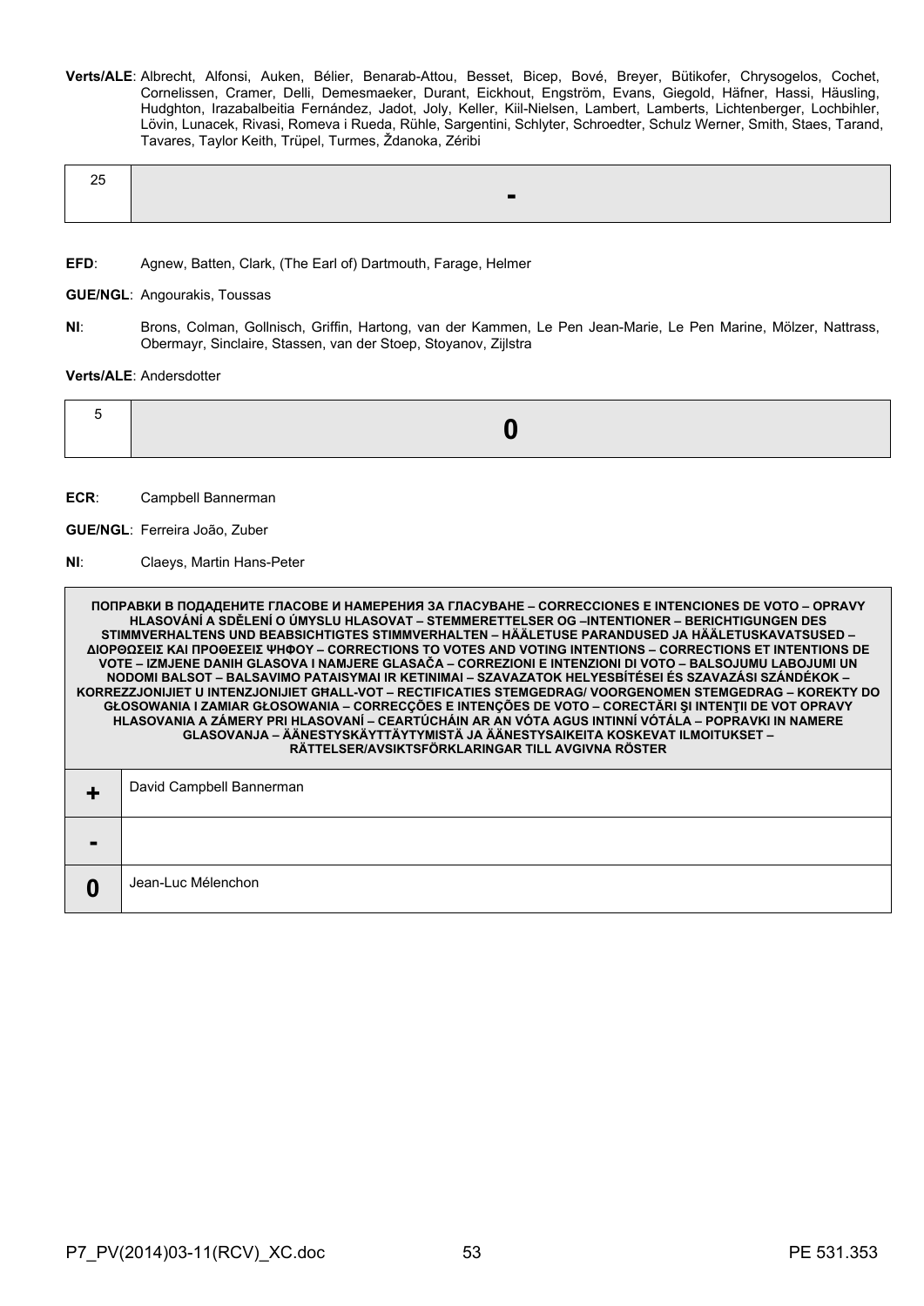**Verts/ALE**: Albrecht, Alfonsi, Auken, Bélier, Benarab-Attou, Besset, Bicep, Bové, Breyer, Bütikofer, Chrysogelos, Cochet, Cornelissen, Cramer, Delli, Demesmaeker, Durant, Eickhout, Engström, Evans, Giegold, Häfner, Hassi, Häusling, Hudghton, Irazabalbeitia Fernández, Jadot, Joly, Keller, Kiil-Nielsen, Lambert, Lamberts, Lichtenberger, Lochbihler, Lövin, Lunacek, Rivasi, Romeva i Rueda, Rühle, Sargentini, Schlyter, Schroedter, Schulz Werner, Smith, Staes, Tarand, Tavares, Taylor Keith, Trüpel, Turmes, Ždanoka, Zéribi

| 25 | - |
|---|---|

**EFD**: Agnew, Batten, Clark, (The Earl of) Dartmouth, Farage, Helmer

**GUE/NGL**: Angourakis, Toussas

**NI**: Brons, Colman, Gollnisch, Griffin, Hartong, van der Kammen, Le Pen Jean-Marie, Le Pen Marine, Mölzer, Nattrass, Obermayr, Sinclaire, Stassen, van der Stoep, Stoyanov, Zijlstra

**Verts/ALE**: Andersdotter

| 5 | 0 |
|---|---|

**ECR**: Campbell Bannerman

**GUE/NGL**: Ferreira João, Zuber

**NI**: Claeys, Martin Hans-Peter

| ПОПРАВКИ В ПОДАДЕНИТЕ ГЛАСОВЕ И НАМЕРЕНИЯ ЗА ГЛАСУВАНЕ – CORRECCIONES E INTENCIONES DE VOTO – OPRAVY HLASOVÁNÍ A SDĚLENÍ O ÚMYSLU HLASOVAT – STEMMERETTELSER OG –INTENTIONER – BERICHTIGUNGEN DES STIMMVERHALTENS UND BEABSICHTIGTES STIMMVERHALTEN – HÄÄLETUSE PARANDUSED JA HÄÄLETUSKAVATSUSED – ΔΙΟΡΘΩΣΕΙΣ ΚΑΙ ΠΡΟΘΕΣΕΙΣ ΨΗΦΟΥ – CORRECTIONS TO VOTES AND VOTING INTENTIONS – CORRECTIONS ET INTENTIONS DE VOTE – IZMJENE DANIH GLASOVA I NAMJERE GLASAČA – CORREZIONI E INTENZIONI DI VOTO – BALSOJUMU LABOJUMI UN NODOMI BALSOT – BALSAVIMO PATAISYMAI IR KETINIMAI – SZAVAZATOK HELYESBÍTÉSEI ÉS SZAVAZÁSI SZÁNDÉKOK – KORREZZJONIJIET U INTENZJONIJIET GĦALL-VOT – RECTIFICATIES STEMGEDRAG/ VOORGENOMEN STEMGEDRAG – KOREKTY DO GŁOSOWANIA I ZAMIAR GŁOSOWANIA – CORRECÇÕES E INTENÇÕES DE VOTO – CORECTĂRI ŞI INTENŢII DE VOT OPRAVY HLASOVANIA A ZÁMERY PRI HLASOVANÍ – CEARTÚCHÁIN AR AN VÓTA AGUS INTINNÍ VÓTÁLA – POPRAVKI IN NAMERE GLASOVANJA – ÄÄNESTYSKÄYTTÄYTYMISTÄ JA ÄÄNESTYSAIKEITA KOSKEVAT ILMOITUKSET – RÄTTELSER/AVSIKTSFÖRKLARINGAR TILL AVGIVNA RÖSTER | |
|---|---|
| + | David Campbell Bannerman |
| - | |
| 0 | Jean-Luc Mélenchon |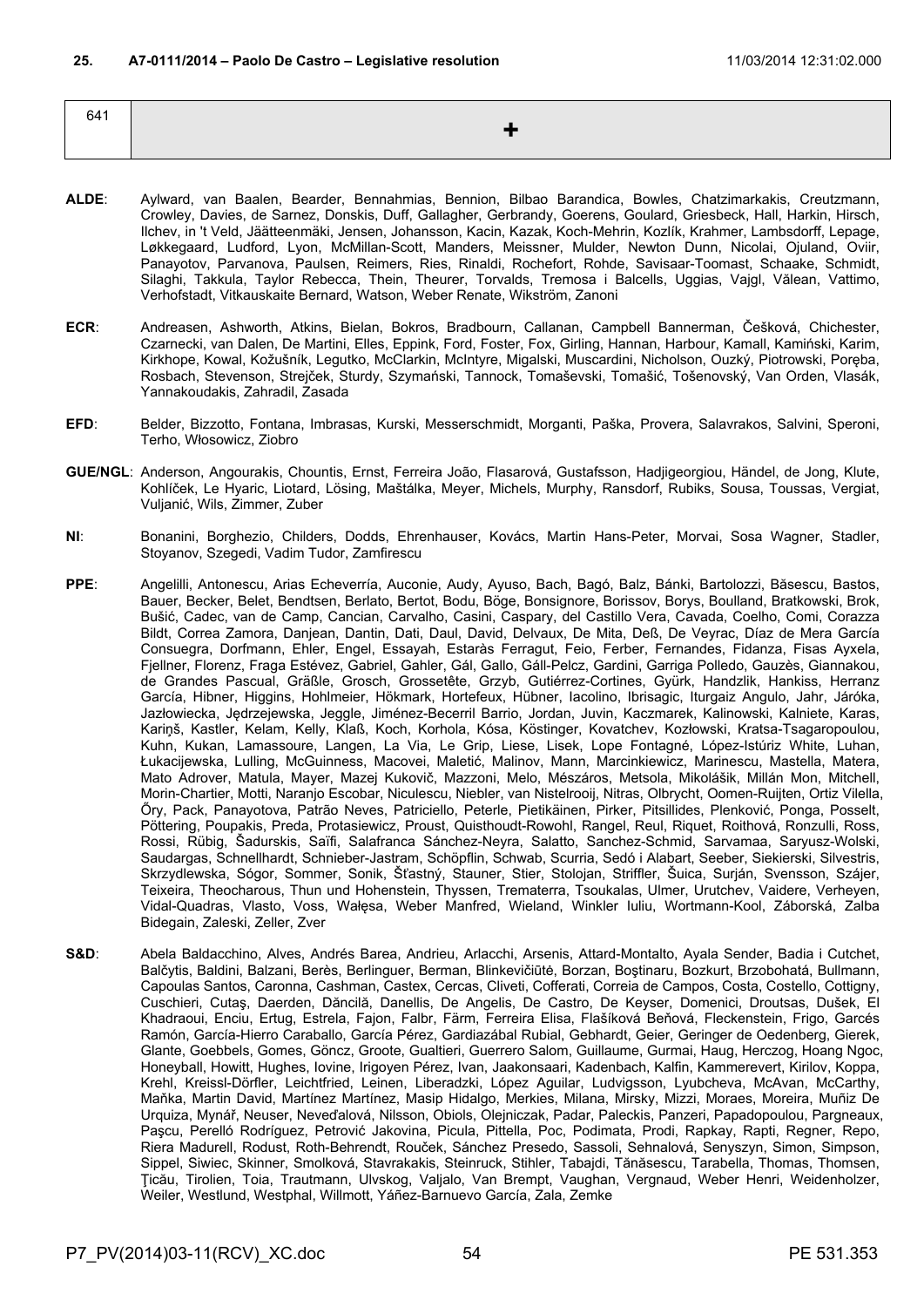**25. A7-0111/2014 – Paolo De Castro – Legislative resolution** 11/03/2014 12:31:02.000

| 641 | + |
|---|---|

**ALDE**: Aylward, van Baalen, Bearder, Bennahmias, Bennion, Bilbao Barandica, Bowles, Chatzimarkakis, Creutzmann, Crowley, Davies, de Sarnez, Donskis, Duff, Gallagher, Gerbrandy, Goerens, Goulard, Griesbeck, Hall, Harkin, Hirsch, Ilchev, in 't Veld, Jäätteenmäki, Jensen, Johansson, Kacin, Kazak, Koch-Mehrin, Kozlík, Krahmer, Lambsdorff, Lepage, Løkkegaard, Ludford, Lyon, McMillan-Scott, Manders, Meissner, Mulder, Newton Dunn, Nicolai, Ojuland, Oviir, Panayotov, Parvanova, Paulsen, Reimers, Ries, Rinaldi, Rochefort, Rohde, Savisaar-Toomast, Schaake, Schmidt, Silaghi, Takkula, Taylor Rebecca, Thein, Theurer, Torvalds, Tremosa i Balcells, Uggias, Vajgl, Vălean, Vattimo, Verhofstadt, Vitkauskaite Bernard, Watson, Weber Renate, Wikström, Zanoni

**ECR**: Andreasen, Ashworth, Atkins, Bielan, Bokros, Bradbourn, Callanan, Campbell Bannerman, Češková, Chichester, Czarnecki, van Dalen, De Martini, Elles, Eppink, Ford, Foster, Fox, Girling, Hannan, Harbour, Kamall, Kamiński, Karim, Kirkhope, Kowal, Kožušník, Legutko, McClarkin, McIntyre, Migalski, Muscardini, Nicholson, Ouzký, Piotrowski, Poręba, Rosbach, Stevenson, Strejček, Sturdy, Szymański, Tannock, Tomaševski, Tomašić, Tošenovský, Van Orden, Vlasák, Yannakoudakis, Zahradil, Zasada

**EFD**: Belder, Bizzotto, Fontana, Imbrasas, Kurski, Messerschmidt, Morganti, Paška, Provera, Salavrakos, Salvini, Speroni, Terho, Włosowicz, Ziobro

**GUE/NGL**: Anderson, Angourakis, Chountis, Ernst, Ferreira João, Flasarová, Gustafsson, Hadjigeorgiou, Händel, de Jong, Klute, Kohlíček, Le Hyaric, Liotard, Lösing, Maštálka, Meyer, Michels, Murphy, Ransdorf, Rubiks, Sousa, Toussas, Vergiat, Vuljanić, Wils, Zimmer, Zuber

**NI**: Bonanini, Borghezio, Childers, Dodds, Ehrenhauser, Kovács, Martin Hans-Peter, Morvai, Sosa Wagner, Stadler, Stoyanov, Szegedi, Vadim Tudor, Zamfirescu

**PPE**: Angelilli, Antonescu, Arias Echeverría, Auconie, Audy, Ayuso, Bach, Bagó, Balz, Bánki, Bartolozzi, Băsescu, Bastos, Bauer, Becker, Belet, Bendtsen, Berlato, Bertot, Bodu, Böge, Bonsignore, Borissov, Borys, Boulland, Bratkowski, Brok, Bušić, Cadec, van de Camp, Cancian, Carvalho, Casini, Caspary, del Castillo Vera, Cavada, Coelho, Comi, Corazza Bildt, Correa Zamora, Danjean, Dantin, Dati, Daul, David, Delvaux, De Mita, Deß, De Veyrac, Díaz de Mera García Consuegra, Dorfmann, Ehler, Engel, Essayah, Estaràs Ferragut, Feio, Ferber, Fernandes, Fidanza, Fisas Ayxela, Fjellner, Florenz, Fraga Estévez, Gabriel, Gahler, Gál, Gallo, Gáll-Pelcz, Gardini, Garriga Polledo, Gauzès, Giannakou, de Grandes Pascual, Gräßle, Grosch, Grossetête, Grzyb, Gutiérrez-Cortines, Gyürk, Handzlik, Hankiss, Herranz García, Hibner, Higgins, Hohlmeier, Hökmark, Hortefeux, Hübner, Iacolino, Ibrisagic, Iturgaiz Angulo, Jahr, Járóka, Jazłowiecka, Jędrzejewska, Jeggle, Jiménez-Becerril Barrio, Jordan, Juvin, Kaczmarek, Kalinowski, Kalniete, Karas, Kariņš, Kastler, Kelam, Kelly, Klaß, Koch, Korhola, Kósa, Köstinger, Kovatchev, Kozłowski, Kratsa-Tsagaropoulou, Kuhn, Kukan, Lamassoure, Langen, La Via, Le Grip, Liese, Lisek, Lope Fontagné, López-Istúriz White, Luhan, Łukacijewska, Lulling, McGuinness, Macovei, Maletić, Malinov, Mann, Marcinkiewicz, Marinescu, Mastella, Matera, Mato Adrover, Matula, Mayer, Mazej Kukovič, Mazzoni, Melo, Mészáros, Metsola, Mikolášik, Millán Mon, Mitchell, Morin-Chartier, Motti, Naranjo Escobar, Niculescu, Niebler, van Nistelrooij, Nitras, Olbrycht, Oomen-Ruijten, Ortiz Vilella, Őry, Pack, Panayotova, Patrão Neves, Patriciello, Peterle, Pietikäinen, Pirker, Pitsillides, Plenković, Ponga, Posselt, Pöttering, Poupakis, Preda, Protasiewicz, Proust, Quisthoudt-Rowohl, Rangel, Reul, Riquet, Roithová, Ronzulli, Ross, Rossi, Rübig, Šadurskis, Saïfi, Salafranca Sánchez-Neyra, Salatto, Sanchez-Schmid, Sarvamaa, Saryusz-Wolski, Saudargas, Schnellhardt, Schnieber-Jastram, Schöpflin, Schwab, Scurria, Sedó i Alabart, Seeber, Siekierski, Silvestris, Skrzydlewska, Sógor, Sommer, Sonik, Šťastný, Stauner, Stier, Stolojan, Striffler, Šuica, Surján, Svensson, Szájer, Teixeira, Theocharous, Thun und Hohenstein, Thyssen, Trematerra, Tsoukalas, Ulmer, Urutchev, Vaidere, Verheyen, Vidal-Quadras, Vlasto, Voss, Wałęsa, Weber Manfred, Wieland, Winkler Iuliu, Wortmann-Kool, Záborská, Zalba Bidegain, Zaleski, Zeller, Zver

**S&D**: Abela Baldacchino, Alves, Andrés Barea, Andrieu, Arlacchi, Arsenis, Attard-Montalto, Ayala Sender, Badia i Cutchet, Balčytis, Baldini, Balzani, Berès, Berlinguer, Berman, Blinkevičiūtė, Borzan, Boştinaru, Bozkurt, Brzobohatá, Bullmann, Capoulas Santos, Caronna, Cashman, Castex, Cercas, Cliveti, Cofferati, Correia de Campos, Costa, Costello, Cottigny, Cuschieri, Cutaş, Daerden, Dăncilă, Danellis, De Angelis, De Castro, De Keyser, Domenici, Droutsas, Dušek, El Khadraoui, Enciu, Ertug, Estrela, Fajon, Falbr, Färm, Ferreira Elisa, Flašíková Beňová, Fleckenstein, Frigo, Garcés Ramón, García-Hierro Caraballo, García Pérez, Gardiazábal Rubial, Gebhardt, Geier, Geringer de Oedenberg, Gierek, Glante, Goebbels, Gomes, Göncz, Groote, Gualtieri, Guerrero Salom, Guillaume, Gurmai, Haug, Herczog, Hoang Ngoc, Honeyball, Howitt, Hughes, Iovine, Irigoyen Pérez, Ivan, Jaakonsaari, Kadenbach, Kalfin, Kammerevert, Kirilov, Koppa, Krehl, Kreissl-Dörfler, Leichtfried, Leinen, Liberadzki, López Aguilar, Ludvigsson, Lyubcheva, McAvan, McCarthy, Maňka, Martin David, Martínez Martínez, Masip Hidalgo, Merkies, Milana, Mirsky, Mizzi, Moraes, Moreira, Muñiz De Urquiza, Mynář, Neuser, Neveďalová, Nilsson, Obiols, Olejniczak, Padar, Paleckis, Panzeri, Papadopoulou, Pargneaux, Paşcu, Perelló Rodríguez, Petrović Jakovina, Picula, Pittella, Poc, Podimata, Prodi, Rapkay, Rapti, Regner, Repo, Riera Madurell, Rodust, Roth-Behrendt, Rouček, Sánchez Presedo, Sassoli, Sehnalová, Senyszyn, Simon, Simpson, Sippel, Siwiec, Skinner, Smolková, Stavrakakis, Steinruck, Stihler, Tabajdi, Tănăsescu, Tarabella, Thomas, Thomsen, Ţicău, Tirolien, Toia, Trautmann, Ulvskog, Valjalo, Van Brempt, Vaughan, Vergnaud, Weber Henri, Weidenholzer, Weiler, Westlund, Westphal, Willmott, Yáñez-Barnuevo García, Zala, Zemke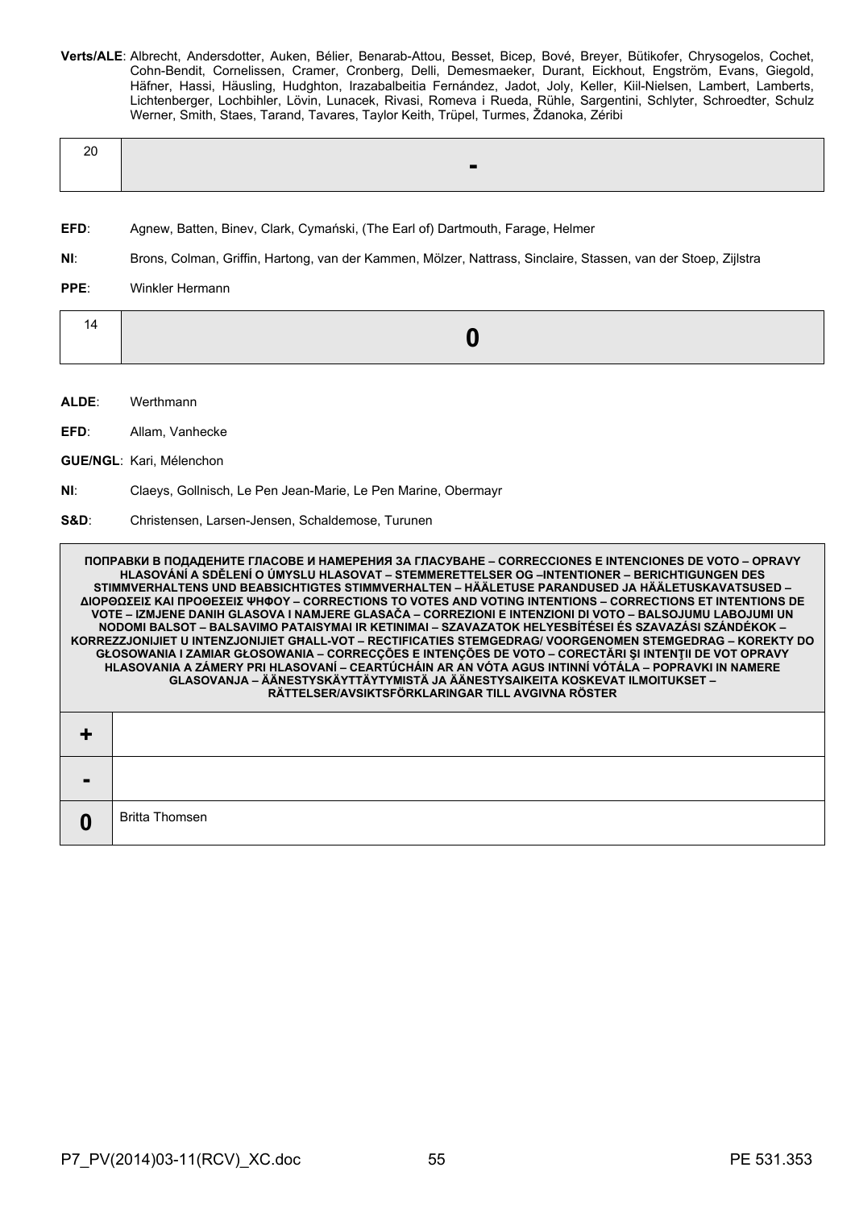**Verts/ALE**: Albrecht, Andersdotter, Auken, Bélier, Benarab-Attou, Besset, Bicep, Bové, Breyer, Bütikofer, Chrysogelos, Cochet, Cohn-Bendit, Cornelissen, Cramer, Cronberg, Delli, Demesmaeker, Durant, Eickhout, Engström, Evans, Giegold, Häfner, Hassi, Häusling, Hudghton, Irazabalbeitia Fernández, Jadot, Joly, Keller, Kiil-Nielsen, Lambert, Lamberts, Lichtenberger, Lochbihler, Lövin, Lunacek, Rivasi, Romeva i Rueda, Rühle, Sargentini, Schlyter, Schroedter, Schulz Werner, Smith, Staes, Tarand, Tavares, Taylor Keith, Trüpel, Turmes, Ždanoka, Zéribi

| 20 | **-** |
|---|---|

**EFD**: Agnew, Batten, Binev, Clark, Cymański, (The Earl of) Dartmouth, Farage, Helmer

**NI**: Brons, Colman, Griffin, Hartong, van der Kammen, Mölzer, Nattrass, Sinclaire, Stassen, van der Stoep, Zijlstra

**PPE**: Winkler Hermann

| 14 | **0** |
|---|---|

**ALDE**: Werthmann

**EFD**: Allam, Vanhecke

**GUE/NGL**: Kari, Mélenchon

**NI**: Claeys, Gollnisch, Le Pen Jean-Marie, Le Pen Marine, Obermayr

**S&D**: Christensen, Larsen-Jensen, Schaldemose, Turunen

| ПОПРАВКИ В ПОДАДЕНИТЕ ГЛАСОВЕ И НАМЕРЕНИЯ ЗА ГЛАСУВАНЕ – CORRECCIONES E INTENCIONES DE VOTO – OPRAVY HLASOVÁNÍ A SDĚLENÍ O ÚMYSLU HLASOVAT – STEMMERETTELSER OG –INTENTIONER – BERICHTIGUNGEN DES STIMMVERHALTENS UND BEABSICHTIGTES STIMMVERHALTEN – HÄÄLETUSE PARANDUSED JA HÄÄLETUSKAVATSUSED – ΔΙΟΡΘΩΣΕΙΣ ΚΑΙ ΠΡΟΘΕΣΕΙΣ ΨΗΦΟΥ – CORRECTIONS TO VOTES AND VOTING INTENTIONS – CORRECTIONS ET INTENTIONS DE VOTE – IZMJENE DANIH GLASOVA I NAMJERE GLASAČA – CORREZIONI E INTENZIONI DI VOTO – BALSOJUMU LABOJUMI UN NODOMI BALSOT – BALSAVIMO PATAISYMAI IR KETINIMAI – SZAVAZATOK HELYESBÍTÉSEI ÉS SZAVAZÁSI SZÁNDÉKOK – KORREZZJONIJIET U INTENZJONIJIET GĦALL-VOT – RECTIFICATIES STEMGEDRAG/ VOORGENOMEN STEMGEDRAG – KOREKTY DO GŁOSOWANIA I ZAMIAR GŁOSOWANIA – CORRECÇÕES E INTENÇÕES DE VOTO – CORECTĂRI ŞI INTENŢII DE VOT OPRAVY HLASOVANIA A ZÁMERY PRI HLASOVANÍ – CEARTÚCHÁIN AR AN VÓTA AGUS INTINNÍ VÓTÁLA – POPRAVKI IN NAMERE GLASOVANJA – ÄÄNESTYSKÄYTTÄYTYMISTÄ JA ÄÄNESTYSAIKEITA KOSKEVAT ILMOITUKSET – RÄTTELSER/AVSIKTSFÖRKLARINGAR TILL AVGIVNA RÖSTER | |
|---|---|
| **+** | |
| **-** | |
| **0** | Britta Thomsen |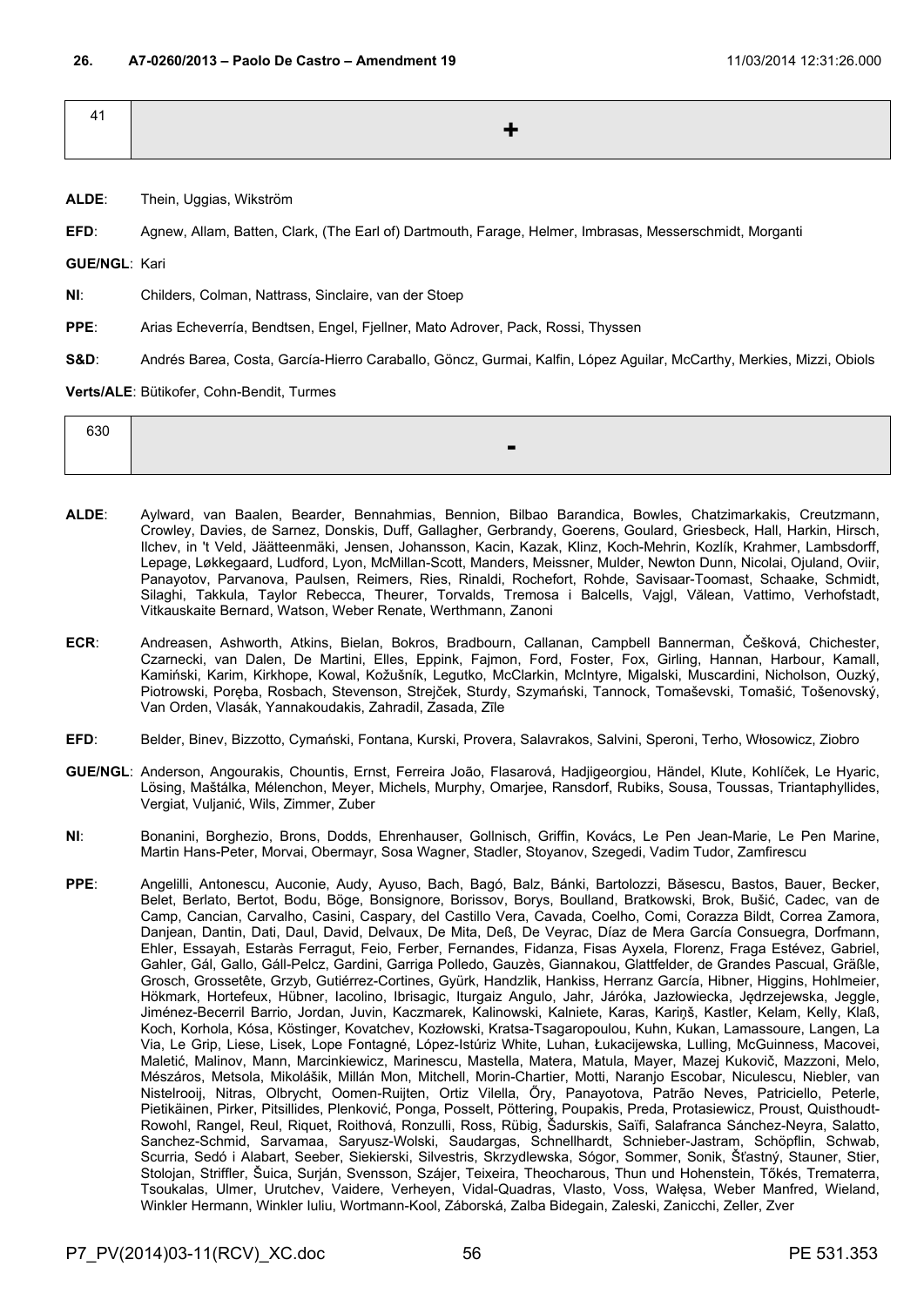**26. A7-0260/2013 – Paolo De Castro – Amendment 19** 11/03/2014 12:31:26.000

| 41 | + |
|---|---|

**ALDE**: Thein, Uggias, Wikström

**EFD**: Agnew, Allam, Batten, Clark, (The Earl of) Dartmouth, Farage, Helmer, Imbrasas, Messerschmidt, Morganti

**GUE/NGL**: Kari

**NI**: Childers, Colman, Nattrass, Sinclaire, van der Stoep

**PPE**: Arias Echeverría, Bendtsen, Engel, Fjellner, Mato Adrover, Pack, Rossi, Thyssen

**S&D**: Andrés Barea, Costa, García-Hierro Caraballo, Göncz, Gurmai, Kalfin, López Aguilar, McCarthy, Merkies, Mizzi, Obiols

**Verts/ALE**: Bütikofer, Cohn-Bendit, Turmes

| 630 | - |
|---|---|

**ALDE**: Aylward, van Baalen, Bearder, Bennahmias, Bennion, Bilbao Barandica, Bowles, Chatzimarkakis, Creutzmann, Crowley, Davies, de Sarnez, Donskis, Duff, Gallagher, Gerbrandy, Goerens, Goulard, Griesbeck, Hall, Harkin, Hirsch, Ilchev, in 't Veld, Jäätteenmäki, Jensen, Johansson, Kacin, Kazak, Klinz, Koch-Mehrin, Kozlík, Krahmer, Lambsdorff, Lepage, Løkkegaard, Ludford, Lyon, McMillan-Scott, Manders, Meissner, Mulder, Newton Dunn, Nicolai, Ojuland, Oviir, Panayotov, Parvanova, Paulsen, Reimers, Ries, Rinaldi, Rochefort, Rohde, Savisaar-Toomast, Schaake, Schmidt, Silaghi, Takkula, Taylor Rebecca, Theurer, Torvalds, Tremosa i Balcells, Vajgl, Vălean, Vattimo, Verhofstadt, Vitkauskaite Bernard, Watson, Weber Renate, Werthmann, Zanoni

**ECR**: Andreasen, Ashworth, Atkins, Bielan, Bokros, Bradbourn, Callanan, Campbell Bannerman, Češková, Chichester, Czarnecki, van Dalen, De Martini, Elles, Eppink, Fajmon, Ford, Foster, Fox, Girling, Hannan, Harbour, Kamall, Kamiński, Karim, Kirkhope, Kowal, Kožušník, Legutko, McClarkin, McIntyre, Migalski, Muscardini, Nicholson, Ouzký, Piotrowski, Poręba, Rosbach, Stevenson, Strejček, Sturdy, Szymański, Tannock, Tomaševski, Tomašić, Tošenovský, Van Orden, Vlasák, Yannakoudakis, Zahradil, Zasada, Zīle

**EFD**: Belder, Binev, Bizzotto, Cymański, Fontana, Kurski, Provera, Salavrakos, Salvini, Speroni, Terho, Włosowicz, Ziobro

**GUE/NGL**: Anderson, Angourakis, Chountis, Ernst, Ferreira João, Flasarová, Hadjigeorgiou, Händel, Klute, Kohlíček, Le Hyaric, Lösing, Maštálka, Mélenchon, Meyer, Michels, Murphy, Omarjee, Ransdorf, Rubiks, Sousa, Toussas, Triantaphyllides, Vergiat, Vuljanić, Wils, Zimmer, Zuber

**NI**: Bonanini, Borghezio, Brons, Dodds, Ehrenhauser, Gollnisch, Griffin, Kovács, Le Pen Jean-Marie, Le Pen Marine, Martin Hans-Peter, Morvai, Obermayr, Sosa Wagner, Stadler, Stoyanov, Szegedi, Vadim Tudor, Zamfirescu

**PPE**: Angelilli, Antonescu, Auconie, Audy, Ayuso, Bach, Bagó, Balz, Bánki, Bartolozzi, Băsescu, Bastos, Bauer, Becker, Belet, Berlato, Bertot, Bodu, Böge, Bonsignore, Borissov, Borys, Boulland, Bratkowski, Brok, Bušić, Cadec, van de Camp, Cancian, Carvalho, Casini, Caspary, del Castillo Vera, Cavada, Coelho, Comi, Corazza Bildt, Correa Zamora, Danjean, Dantin, Dati, Daul, David, Delvaux, De Mita, Deß, De Veyrac, Díaz de Mera García Consuegra, Dorfmann, Ehler, Essayah, Estaràs Ferragut, Feio, Ferber, Fernandes, Fidanza, Fisas Ayxela, Florenz, Fraga Estévez, Gabriel, Gahler, Gál, Gallo, Gáll-Pelcz, Gardini, Garriga Polledo, Gauzès, Giannakou, Glattfelder, de Grandes Pascual, Gräßle, Grosch, Grossetête, Grzyb, Gutiérrez-Cortines, Gyürk, Handzlik, Hankiss, Herranz García, Hibner, Higgins, Hohlmeier, Hökmark, Hortefeux, Hübner, Iacolino, Ibrisagic, Iturgaiz Angulo, Jahr, Járóka, Jazłowiecka, Jędrzejewska, Jeggle, Jiménez-Becerril Barrio, Jordan, Juvin, Kaczmarek, Kalinowski, Kalniete, Karas, Kariņš, Kastler, Kelam, Kelly, Klaß, Koch, Korhola, Kósa, Köstinger, Kovatchev, Kozłowski, Kratsa-Tsagaropoulou, Kuhn, Kukan, Lamassoure, Langen, La Via, Le Grip, Liese, Lisek, Lope Fontagné, López-Istúriz White, Luhan, Łukacijewska, Lulling, McGuinness, Macovei, Maletić, Malinov, Mann, Marcinkiewicz, Marinescu, Mastella, Matera, Matula, Mayer, Mazej Kukovič, Mazzoni, Melo, Mészáros, Metsola, Mikolášik, Millán Mon, Mitchell, Morin-Chartier, Motti, Naranjo Escobar, Niculescu, Niebler, van Nistelrooij, Nitras, Olbrycht, Oomen-Ruijten, Ortiz Vilella, Őry, Panayotova, Patrão Neves, Patriciello, Peterle, Pietikäinen, Pirker, Pitsillides, Plenković, Ponga, Posselt, Pöttering, Poupakis, Preda, Protasiewicz, Proust, Quisthoudt-Rowohl, Rangel, Reul, Riquet, Roithová, Ronzulli, Ross, Rübig, Šadurskis, Saïfi, Salafranca Sánchez-Neyra, Salatto, Sanchez-Schmid, Sarvamaa, Saryusz-Wolski, Saudargas, Schnellhardt, Schnieber-Jastram, Schöpflin, Schwab, Scurria, Sedó i Alabart, Seeber, Siekierski, Silvestris, Skrzydlewska, Sógor, Sommer, Sonik, Šťastný, Stauner, Stier, Stolojan, Striffler, Šuica, Surján, Svensson, Szájer, Teixeira, Theocharous, Thun und Hohenstein, Tőkés, Trematerra, Tsoukalas, Ulmer, Urutchev, Vaidere, Verheyen, Vidal-Quadras, Vlasto, Voss, Wałęsa, Weber Manfred, Wieland, Winkler Hermann, Winkler Iuliu, Wortmann-Kool, Záborská, Zalba Bidegain, Zaleski, Zanicchi, Zeller, Zver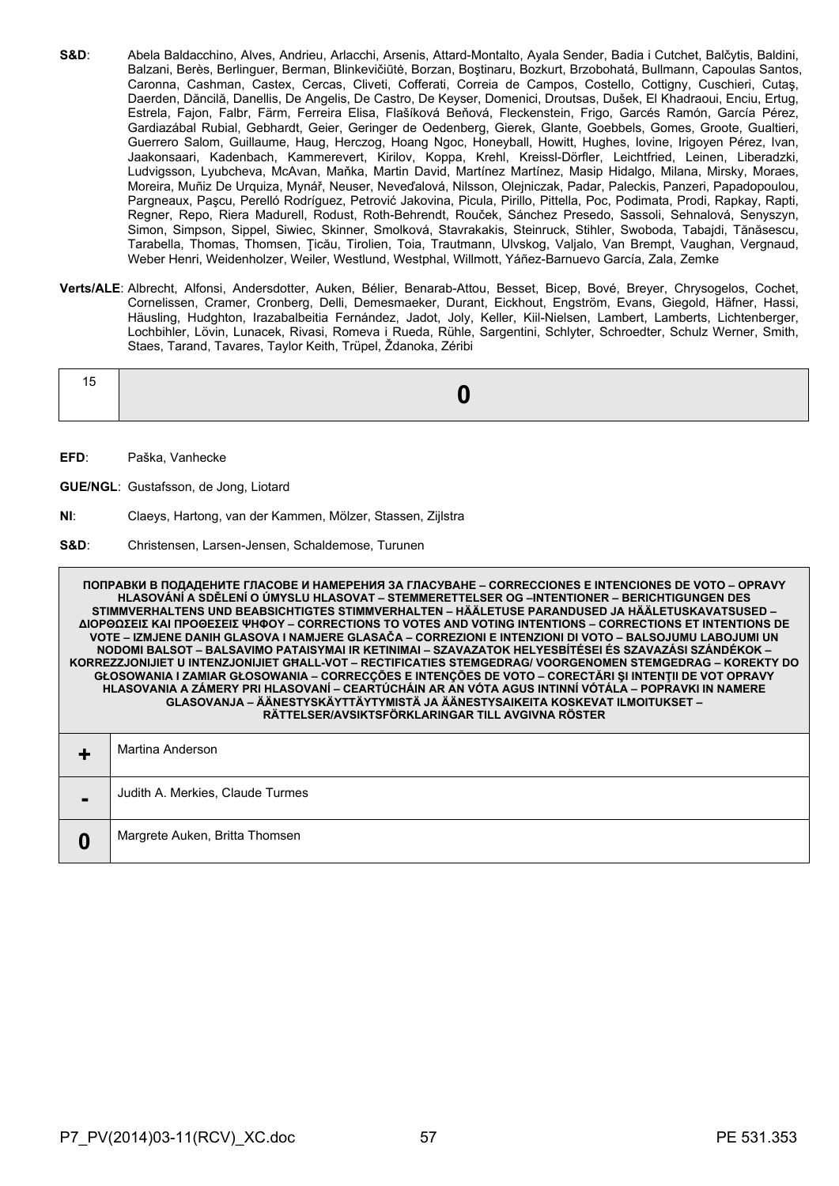**S&D**: Abela Baldacchino, Alves, Andrieu, Arlacchi, Arsenis, Attard-Montalto, Ayala Sender, Badia i Cutchet, Balčytis, Baldini, Balzani, Berès, Berlinguer, Berman, Blinkevičiūtė, Borzan, Boştinaru, Bozkurt, Brzobohatá, Bullmann, Capoulas Santos, Caronna, Cashman, Castex, Cercas, Cliveti, Cofferati, Correia de Campos, Costello, Cottigny, Cuschieri, Cutaş, Daerden, Dăncilă, Danellis, De Angelis, De Castro, De Keyser, Domenici, Droutsas, Dušek, El Khadraoui, Enciu, Ertug, Estrela, Fajon, Falbr, Färm, Ferreira Elisa, Flašíková Beňová, Fleckenstein, Frigo, Garcés Ramón, García Pérez, Gardiazábal Rubial, Gebhardt, Geier, Geringer de Oedenberg, Gierek, Glante, Goebbels, Gomes, Groote, Gualtieri, Guerrero Salom, Guillaume, Haug, Herczog, Hoang Ngoc, Honeyball, Howitt, Hughes, Iovine, Irigoyen Pérez, Ivan, Jaakonsaari, Kadenbach, Kammerevert, Kirilov, Koppa, Krehl, Kreissl-Dörfler, Leichtfried, Leinen, Liberadzki, Ludvigsson, Lyubcheva, McAvan, Maňka, Martin David, Martínez Martínez, Masip Hidalgo, Milana, Mirsky, Moraes, Moreira, Muñiz De Urquiza, Mynář, Neuser, Neveďalová, Nilsson, Olejniczak, Padar, Paleckis, Panzeri, Papadopoulou, Pargneaux, Paşcu, Perelló Rodríguez, Petrović Jakovina, Picula, Pirillo, Pittella, Poc, Podimata, Prodi, Rapkay, Rapti, Regner, Repo, Riera Madurell, Rodust, Roth-Behrendt, Rouček, Sánchez Presedo, Sassoli, Sehnalová, Senyszyn, Simon, Simpson, Sippel, Siwiec, Skinner, Smolková, Stavrakakis, Steinruck, Stihler, Swoboda, Tabajdi, Tănăsescu, Tarabella, Thomas, Thomsen, Ţicău, Tirolien, Toia, Trautmann, Ulvskog, Valjalo, Van Brempt, Vaughan, Vergnaud, Weber Henri, Weidenholzer, Weiler, Westlund, Westphal, Willmott, Yáñez-Barnuevo García, Zala, Zemke

**Verts/ALE**: Albrecht, Alfonsi, Andersdotter, Auken, Bélier, Benarab-Attou, Besset, Bicep, Bové, Breyer, Chrysogelos, Cochet, Cornelissen, Cramer, Cronberg, Delli, Demesmaeker, Durant, Eickhout, Engström, Evans, Giegold, Häfner, Hassi, Häusling, Hudghton, Irazabalbeitia Fernández, Jadot, Joly, Keller, Kiil-Nielsen, Lambert, Lamberts, Lichtenberger, Lochbihler, Lövin, Lunacek, Rivasi, Romeva i Rueda, Rühle, Sargentini, Schlyter, Schroedter, Schulz Werner, Smith, Staes, Tarand, Tavares, Taylor Keith, Trüpel, Ždanoka, Zéribi

| 15 | **0** |
|---|---|

**EFD**: Paška, Vanhecke

**GUE/NGL**: Gustafsson, de Jong, Liotard

**NI**: Claeys, Hartong, van der Kammen, Mölzer, Stassen, Zijlstra

**S&D**: Christensen, Larsen-Jensen, Schaldemose, Turunen

| **ПОПРАВКИ В ПОДАДЕНИТЕ ГЛАСОВЕ И НАМЕРЕНИЯ ЗА ГЛАСУВАНЕ – CORRECCIONES E INTENCIONES DE VOTO – OPRAVY HLASOVÁNÍ A SDĚLENÍ O ÚMYSLU HLASOVAT – STEMMERETTELSER OG –INTENTIONER – BERICHTIGUNGEN DES STIMMVERHALTENS UND BEABSICHTIGTES STIMMVERHALTEN – HÄÄLETUSE PARANDUSED JA HÄÄLETUSKAVATSUSED – ΔΙΟΡΘΩΣΕΙΣ ΚΑΙ ΠΡΟΘΕΣΕΙΣ ΨΗΦΟΥ – CORRECTIONS TO VOTES AND VOTING INTENTIONS – CORRECTIONS ET INTENTIONS DE VOTE – IZMJENE DANIH GLASOVA I NAMJERE GLASAČA – CORREZIONI E INTENZIONI DI VOTO – BALSOJUMU LABOJUMI UN NODOMI BALSOT – BALSAVIMO PATAISYMAI IR KETINIMAI – SZAVAZATOK HELYESBÍTÉSEI ÉS SZAVAZÁSI SZÁNDÉKOK – KORREZZJONIJIET U INTENZJONIJIET GĦALL-VOT – RECTIFICATIES STEMGEDRAG/ VOORGENOMEN STEMGEDRAG – KOREKTY DO GŁOSOWANIA I ZAMIAR GŁOSOWANIA – CORRECÇÕES E INTENÇÕES DE VOTO – CORECTĂRI ŞI INTENŢII DE VOT OPRAVY HLASOVANIA A ZÁMERY PRI HLASOVANÍ – CEARTÚCHÁIN AR AN VÓTA AGUS INTINNÍ VÓTÁLA – POPRAVKI IN NAMERE GLASOVANJA – ÄÄNESTYSKÄYTTÄYTYMISTÄ JA ÄÄNESTYSAIKEITA KOSKEVAT ILMOITUKSET – RÄTTELSER/AVSIKTSFÖRKLARINGAR TILL AVGIVNA RÖSTER** | |
|---|---|
| **+** | Martina Anderson |
| **-** | Judith A. Merkies, Claude Turmes |
| **0** | Margrete Auken, Britta Thomsen |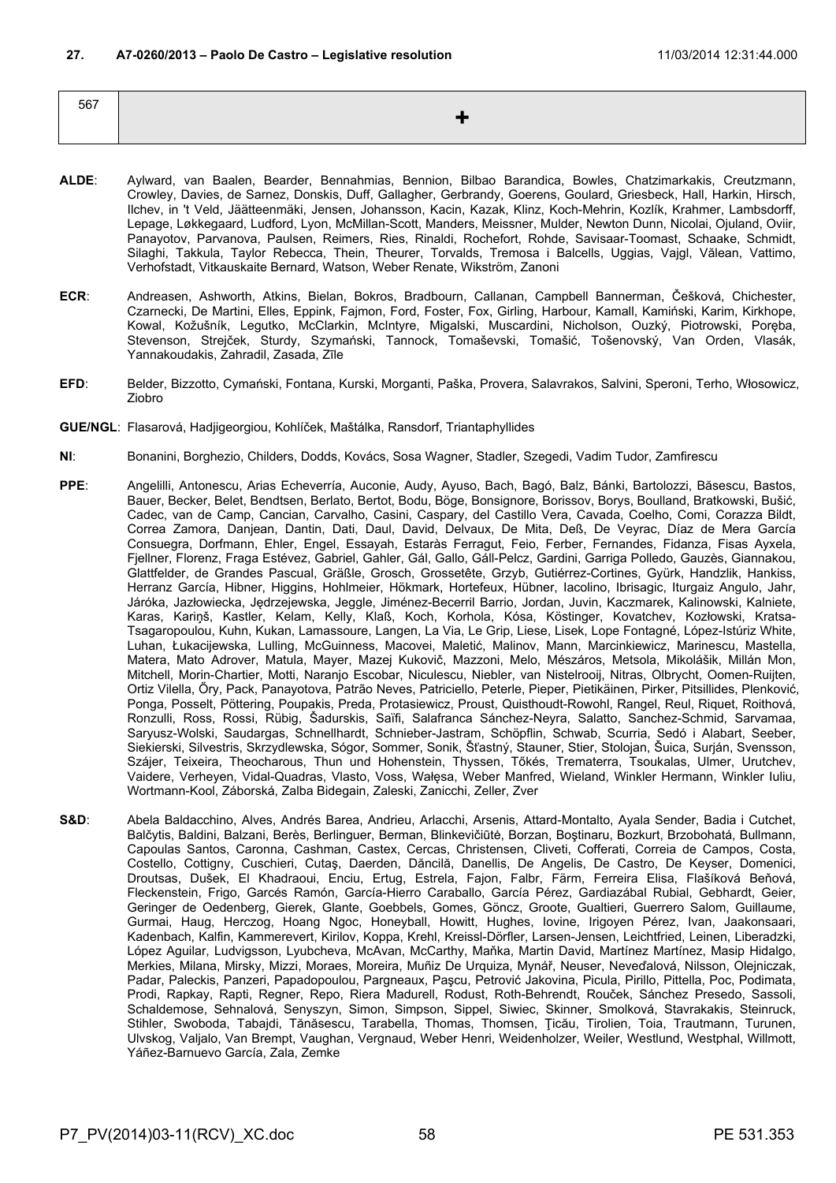**27. A7-0260/2013 – Paolo De Castro – Legislative resolution 11/03/2014 12:31:44.000**

| 567 | + |
|---|---|

**ALDE**: Aylward, van Baalen, Bearder, Bennahmias, Bennion, Bilbao Barandica, Bowles, Chatzimarkakis, Creutzmann, Crowley, Davies, de Sarnez, Donskis, Duff, Gallagher, Gerbrandy, Goerens, Goulard, Griesbeck, Hall, Harkin, Hirsch, Ilchev, in 't Veld, Jäätteenmäki, Jensen, Johansson, Kacin, Kazak, Klinz, Koch-Mehrin, Kozlík, Krahmer, Lambsdorff, Lepage, Løkkegaard, Ludford, Lyon, McMillan-Scott, Manders, Meissner, Mulder, Newton Dunn, Nicolai, Ojuland, Oviir, Panayotov, Parvanova, Paulsen, Reimers, Ries, Rinaldi, Rochefort, Rohde, Savisaar-Toomast, Schaake, Schmidt, Silaghi, Takkula, Taylor Rebecca, Thein, Theurer, Torvalds, Tremosa i Balcells, Uggias, Vajgl, Vălean, Vattimo, Verhofstadt, Vitkauskaite Bernard, Watson, Weber Renate, Wikström, Zanoni

**ECR**: Andreasen, Ashworth, Atkins, Bielan, Bokros, Bradbourn, Callanan, Campbell Bannerman, Češková, Chichester, Czarnecki, De Martini, Elles, Eppink, Fajmon, Ford, Foster, Fox, Girling, Harbour, Kamall, Kamiński, Karim, Kirkhope, Kowal, Kožušník, Legutko, McClarkin, McIntyre, Migalski, Muscardini, Nicholson, Ouzký, Piotrowski, Poręba, Stevenson, Strejček, Sturdy, Szymański, Tannock, Tomaševski, Tomašić, Tošenovský, Van Orden, Vlasák, Yannakoudakis, Zahradil, Zasada, Zīle

**EFD**: Belder, Bizzotto, Cymański, Fontana, Kurski, Morganti, Paška, Provera, Salavrakos, Salvini, Speroni, Terho, Włosowicz, Ziobro

**GUE/NGL**: Flasarová, Hadjigeorgiou, Kohlíček, Maštálka, Ransdorf, Triantaphyllides

**NI**: Bonanini, Borghezio, Childers, Dodds, Kovács, Sosa Wagner, Stadler, Szegedi, Vadim Tudor, Zamfirescu

**PPE**: Angelilli, Antonescu, Arias Echeverría, Auconie, Audy, Ayuso, Bach, Bagó, Balz, Bánki, Bartolozzi, Băsescu, Bastos, Bauer, Becker, Belet, Bendtsen, Berlato, Bertot, Bodu, Böge, Bonsignore, Borissov, Borys, Boulland, Bratkowski, Bušić, Cadec, van de Camp, Cancian, Carvalho, Casini, Caspary, del Castillo Vera, Cavada, Coelho, Comi, Corazza Bildt, Correa Zamora, Danjean, Dantin, Dati, Daul, David, Delvaux, De Mita, Deß, De Veyrac, Díaz de Mera García Consuegra, Dorfmann, Ehler, Engel, Essayah, Estaràs Ferragut, Feio, Ferber, Fernandes, Fidanza, Fisas Ayxela, Fjellner, Florenz, Fraga Estévez, Gabriel, Gahler, Gál, Gallo, Gáll-Pelcz, Gardini, Garriga Polledo, Gauzès, Giannakou, Glattfelder, de Grandes Pascual, Gräßle, Grosch, Grossetête, Grzyb, Gutiérrez-Cortines, Gyürk, Handzlik, Hankiss, Herranz García, Hibner, Higgins, Hohlmeier, Hökmark, Hortefeux, Hübner, Iacolino, Ibrisagic, Iturgaiz Angulo, Jahr, Járóka, Jazłowiecka, Jędrzejewska, Jeggle, Jiménez-Becerril Barrio, Jordan, Juvin, Kaczmarek, Kalinowski, Kalniete, Karas, Kariņš, Kastler, Kelam, Kelly, Klaß, Koch, Korhola, Kósa, Köstinger, Kovatchev, Kozłowski, Kratsa-Tsagaropoulou, Kuhn, Kukan, Lamassoure, Langen, La Via, Le Grip, Liese, Lisek, Lope Fontagné, López-Istúriz White, Luhan, Łukacijewska, Lulling, McGuinness, Macovei, Maletić, Malinov, Mann, Marcinkiewicz, Marinescu, Mastella, Matera, Mato Adrover, Matula, Mayer, Mazej Kukovič, Mazzoni, Melo, Mészáros, Metsola, Mikolášik, Millán Mon, Mitchell, Morin-Chartier, Motti, Naranjo Escobar, Niculescu, Niebler, van Nistelrooij, Nitras, Olbrycht, Oomen-Ruijten, Ortiz Vilella, Őry, Pack, Panayotova, Patrão Neves, Patriciello, Peterle, Pieper, Pietikäinen, Pirker, Pitsillides, Plenković, Ponga, Posselt, Pöttering, Poupakis, Preda, Protasiewicz, Proust, Quisthoudt-Rowohl, Rangel, Reul, Riquet, Roithová, Ronzulli, Ross, Rossi, Rübig, Šadurskis, Saïfi, Salafranca Sánchez-Neyra, Salatto, Sanchez-Schmid, Sarvamaa, Saryusz-Wolski, Saudargas, Schnellhardt, Schnieber-Jastram, Schöpflin, Schwab, Scurria, Sedó i Alabart, Seeber, Siekierski, Silvestris, Skrzydlewska, Sógor, Sommer, Sonik, Šťastný, Stauner, Stier, Stolojan, Šuica, Surján, Svensson, Szájer, Teixeira, Theocharous, Thun und Hohenstein, Thyssen, Tőkés, Trematerra, Tsoukalas, Ulmer, Urutchev, Vaidere, Verheyen, Vidal-Quadras, Vlasto, Voss, Wałęsa, Weber Manfred, Wieland, Winkler Hermann, Winkler Iuliu, Wortmann-Kool, Záborská, Zalba Bidegain, Zaleski, Zanicchi, Zeller, Zver

**S&D**: Abela Baldacchino, Alves, Andrés Barea, Andrieu, Arlacchi, Arsenis, Attard-Montalto, Ayala Sender, Badia i Cutchet, Balčytis, Baldini, Balzani, Berès, Berlinguer, Berman, Blinkevičiūtė, Borzan, Boştinaru, Bozkurt, Brzobohatá, Bullmann, Capoulas Santos, Caronna, Cashman, Castex, Cercas, Christensen, Cliveti, Cofferati, Correia de Campos, Costa, Costello, Cottigny, Cuschieri, Cutaş, Daerden, Dăncilă, Danellis, De Angelis, De Castro, De Keyser, Domenici, Droutsas, Dušek, El Khadraoui, Enciu, Ertug, Estrela, Fajon, Falbr, Färm, Ferreira Elisa, Flašíková Beňová, Fleckenstein, Frigo, Garcés Ramón, García-Hierro Caraballo, García Pérez, Gardiazábal Rubial, Gebhardt, Geier, Geringer de Oedenberg, Gierek, Glante, Goebbels, Gomes, Göncz, Groote, Gualtieri, Guerrero Salom, Guillaume, Gurmai, Haug, Herczog, Hoang Ngoc, Honeyball, Howitt, Hughes, Iovine, Irigoyen Pérez, Ivan, Jaakonsaari, Kadenbach, Kalfin, Kammerevert, Kirilov, Koppa, Krehl, Kreissl-Dörfler, Larsen-Jensen, Leichtfried, Leinen, Liberadzki, López Aguilar, Ludvigsson, Lyubcheva, McAvan, McCarthy, Maňka, Martin David, Martínez Martínez, Masip Hidalgo, Merkies, Milana, Mirsky, Mizzi, Moraes, Moreira, Muñiz De Urquiza, Mynář, Neuser, Neveďalová, Nilsson, Olejniczak, Padar, Paleckis, Panzeri, Papadopoulou, Pargneaux, Paşcu, Petrović Jakovina, Picula, Pirillo, Pittella, Poc, Podimata, Prodi, Rapkay, Rapti, Regner, Repo, Riera Madurell, Rodust, Roth-Behrendt, Rouček, Sánchez Presedo, Sassoli, Schaldemose, Sehnalová, Senyszyn, Simon, Simpson, Sippel, Siwiec, Skinner, Smolková, Stavrakakis, Steinruck, Stihler, Swoboda, Tabajdi, Tănăsescu, Tarabella, Thomas, Thomsen, Ţicău, Tirolien, Toia, Trautmann, Turunen, Ulvskog, Valjalo, Van Brempt, Vaughan, Vergnaud, Weber Henri, Weidenholzer, Weiler, Westlund, Westphal, Willmott, Yáñez-Barnuevo García, Zala, Zemke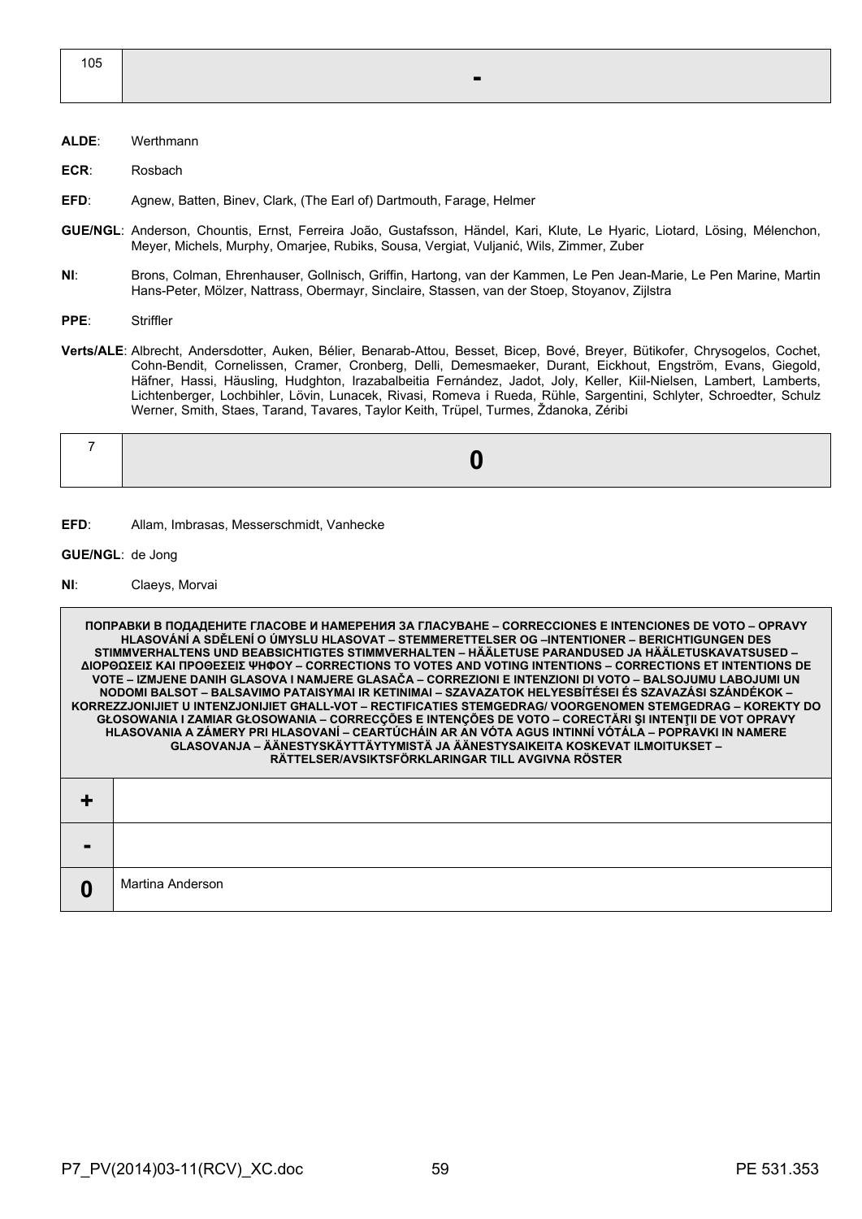| 105 | - |
|---|---|

**ALDE**: Werthmann

**ECR**: Rosbach

**EFD**: Agnew, Batten, Binev, Clark, (The Earl of) Dartmouth, Farage, Helmer

**GUE/NGL**: Anderson, Chountis, Ernst, Ferreira João, Gustafsson, Händel, Kari, Klute, Le Hyaric, Liotard, Lösing, Mélenchon, Meyer, Michels, Murphy, Omarjee, Rubiks, Sousa, Vergiat, Vuljanić, Wils, Zimmer, Zuber

**NI**: Brons, Colman, Ehrenhauser, Gollnisch, Griffin, Hartong, van der Kammen, Le Pen Jean-Marie, Le Pen Marine, Martin Hans-Peter, Mölzer, Nattrass, Obermayr, Sinclaire, Stassen, van der Stoep, Stoyanov, Zijlstra

**PPE**: Striffler

**Verts/ALE**: Albrecht, Andersdotter, Auken, Bélier, Benarab-Attou, Besset, Bicep, Bové, Breyer, Bütikofer, Chrysogelos, Cochet, Cohn-Bendit, Cornelissen, Cramer, Cronberg, Delli, Demesmaeker, Durant, Eickhout, Engström, Evans, Giegold, Häfner, Hassi, Häusling, Hudghton, Irazabalbeitia Fernández, Jadot, Joly, Keller, Kiil-Nielsen, Lambert, Lamberts, Lichtenberger, Lochbihler, Lövin, Lunacek, Rivasi, Romeva i Rueda, Rühle, Sargentini, Schlyter, Schroedter, Schulz Werner, Smith, Staes, Tarand, Tavares, Taylor Keith, Trüpel, Turmes, Ždanoka, Zéribi

| 7 | 0 |
|---|---|

**EFD**: Allam, Imbrasas, Messerschmidt, Vanhecke

**GUE/NGL**: de Jong

**NI**: Claeys, Morvai

| ПОПРАВКИ В ПОДАДЕНИТЕ ГЛАСОВЕ И НАМЕРЕНИЯ ЗА ГЛАСУВАНЕ – CORRECCIONES E INTENCIONES DE VOTO – OPRAVY HLASOVÁNÍ A SDĚLENÍ O ÚMYSLU HLASOVAT – STEMMERETTELSER OG –INTENTIONER – BERICHTIGUNGEN DES STIMMVERHALTENS UND BEABSICHTIGTES STIMMVERHALTEN – HÄÄLETUSE PARANDUSED JA HÄÄLETUSKAVATSUSED – ΔΙΟΡΘΩΣΕΙΣ ΚΑΙ ΠΡΟΘΕΣΕΙΣ ΨΗΦΟΥ – CORRECTIONS TO VOTES AND VOTING INTENTIONS – CORRECTIONS ET INTENTIONS DE VOTE – IZMJENE DANIH GLASOVA I NAMJERE GLASAČA – CORREZIONI E INTENZIONI DI VOTO – BALSOJUMU LABOJUMI UN NODOMI BALSOT – BALSAVIMO PATAISYMAI IR KETINIMAI – SZAVAZATOK HELYESBÍTÉSEI ÉS SZAVAZÁSI SZÁNDÉKOK – KORREZZJONIJIET U INTENZJONIJIET GĦALL-VOT – RECTIFICATIES STEMGEDRAG/ VOORGENOMEN STEMGEDRAG – KOREKTY DO GŁOSOWANIA I ZAMIAR GŁOSOWANIA – CORRECÇÕES E INTENÇÕES DE VOTO – CORECTĂRI ŞI INTENŢII DE VOT OPRAVY HLASOVANIA A ZÁMERY PRI HLASOVANÍ – CEARTÚCHÁIN AR AN VÓTA AGUS INTINNÍ VÓTÁLA – POPRAVKI IN NAMERE GLASOVANJA – ÄÄNESTYSKÄYTTÄYTYMISTÄ JA ÄÄNESTYSAIKEITA KOSKEVAT ILMOITUKSET – RÄTTELSER/AVSIKTSFÖRKLARINGAR TILL AVGIVNA RÖSTER | |
|---|---|
| + | |
| - | |
| 0 | Martina Anderson |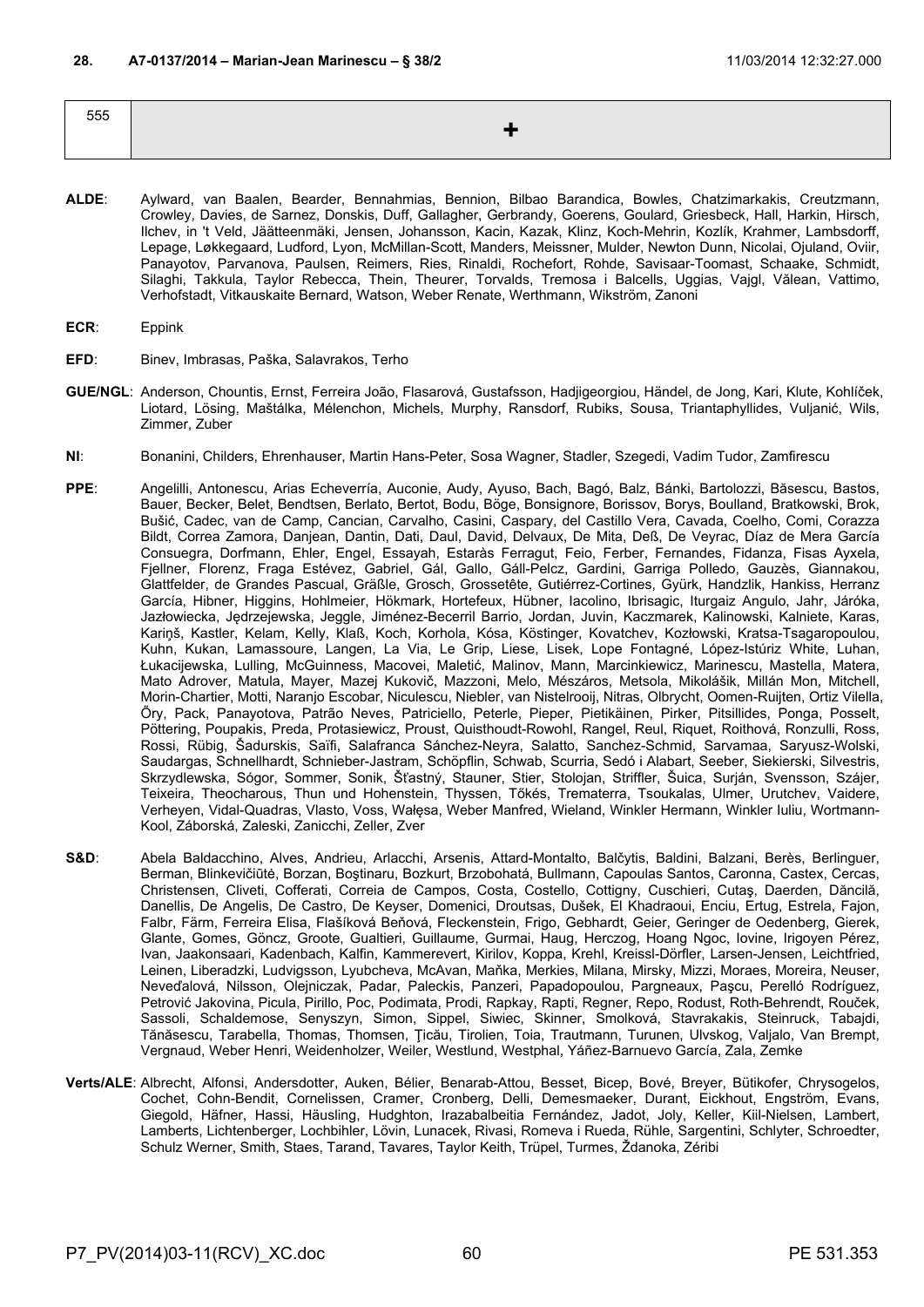**28. A7-0137/2014 – Marian-Jean Marinescu – § 38/2** 11/03/2014 12:32:27.000

| 555 | + |
|---|---|

**ALDE**: Aylward, van Baalen, Bearder, Bennahmias, Bennion, Bilbao Barandica, Bowles, Chatzimarkakis, Creutzmann, Crowley, Davies, de Sarnez, Donskis, Duff, Gallagher, Gerbrandy, Goerens, Goulard, Griesbeck, Hall, Harkin, Hirsch, Ilchev, in 't Veld, Jäätteenmäki, Jensen, Johansson, Kacin, Kazak, Klinz, Koch-Mehrin, Kozlík, Krahmer, Lambsdorff, Lepage, Løkkegaard, Ludford, Lyon, McMillan-Scott, Manders, Meissner, Mulder, Newton Dunn, Nicolai, Ojuland, Oviir, Panayotov, Parvanova, Paulsen, Reimers, Ries, Rinaldi, Rochefort, Rohde, Savisaar-Toomast, Schaake, Schmidt, Silaghi, Takkula, Taylor Rebecca, Thein, Theurer, Torvalds, Tremosa i Balcells, Uggias, Vajgl, Vălean, Vattimo, Verhofstadt, Vitkauskaite Bernard, Watson, Weber Renate, Werthmann, Wikström, Zanoni

**ECR**: Eppink

**EFD**: Binev, Imbrasas, Paška, Salavrakos, Terho

**GUE/NGL**: Anderson, Chountis, Ernst, Ferreira João, Flasarová, Gustafsson, Hadjigeorgiou, Händel, de Jong, Kari, Klute, Kohlíček, Liotard, Lösing, Maštálka, Mélenchon, Michels, Murphy, Ransdorf, Rubiks, Sousa, Triantaphyllides, Vuljanić, Wils, Zimmer, Zuber

**NI**: Bonanini, Childers, Ehrenhauser, Martin Hans-Peter, Sosa Wagner, Stadler, Szegedi, Vadim Tudor, Zamfirescu

**PPE**: Angelilli, Antonescu, Arias Echeverría, Auconie, Audy, Ayuso, Bach, Bagó, Balz, Bánki, Bartolozzi, Băsescu, Bastos, Bauer, Becker, Belet, Bendtsen, Berlato, Bertot, Bodu, Böge, Bonsignore, Borissov, Borys, Boulland, Bratkowski, Brok, Bušić, Cadec, van de Camp, Cancian, Carvalho, Casini, Caspary, del Castillo Vera, Cavada, Coelho, Comi, Corazza Bildt, Correa Zamora, Danjean, Dantin, Dati, Daul, David, Delvaux, De Mita, Deß, De Veyrac, Díaz de Mera García Consuegra, Dorfmann, Ehler, Engel, Essayah, Estaràs Ferragut, Feio, Ferber, Fernandes, Fidanza, Fisas Ayxela, Fjellner, Florenz, Fraga Estévez, Gabriel, Gál, Gallo, Gáll-Pelcz, Gardini, Garriga Polledo, Gauzès, Giannakou, Glattfelder, de Grandes Pascual, Gräßle, Grosch, Grossetête, Gutiérrez-Cortines, Gyürk, Handzlik, Hankiss, Herranz García, Hibner, Higgins, Hohlmeier, Hökmark, Hortefeux, Hübner, Iacolino, Ibrisagic, Iturgaiz Angulo, Jahr, Járóka, Jazłowiecka, Jędrzejewska, Jeggle, Jiménez-Becerril Barrio, Jordan, Juvin, Kaczmarek, Kalinowski, Kalniete, Karas, Kariņš, Kastler, Kelam, Kelly, Klaß, Koch, Korhola, Kósa, Köstinger, Kovatchev, Kozłowski, Kratsa-Tsagaropoulou, Kuhn, Kukan, Lamassoure, Langen, La Via, Le Grip, Liese, Lisek, Lope Fontagné, López-Istúriz White, Luhan, Łukacijewska, Lulling, McGuinness, Macovei, Maletić, Malinov, Mann, Marcinkiewicz, Marinescu, Mastella, Matera, Mato Adrover, Matula, Mayer, Mazej Kukovič, Mazzoni, Melo, Mészáros, Metsola, Mikolášik, Millán Mon, Mitchell, Morin-Chartier, Motti, Naranjo Escobar, Niculescu, Niebler, van Nistelrooij, Nitras, Olbrycht, Oomen-Ruijten, Ortiz Vilella, Őry, Pack, Panayotova, Patrão Neves, Patriciello, Peterle, Pieper, Pietikäinen, Pirker, Pitsillides, Ponga, Posselt, Pöttering, Poupakis, Preda, Protasiewicz, Proust, Quisthoudt-Rowohl, Rangel, Reul, Riquet, Roithová, Ronzulli, Ross, Rossi, Rübig, Šadurskis, Saïfi, Salafranca Sánchez-Neyra, Salatto, Sanchez-Schmid, Sarvamaa, Saryusz-Wolski, Saudargas, Schnellhardt, Schnieber-Jastram, Schöpflin, Schwab, Scurria, Sedó i Alabart, Seeber, Siekierski, Silvestris, Skrzydlewska, Sógor, Sommer, Sonik, Šťastný, Stauner, Stier, Stolojan, Striffler, Šuica, Surján, Svensson, Szájer, Teixeira, Theocharous, Thun und Hohenstein, Thyssen, Tőkés, Trematerra, Tsoukalas, Ulmer, Urutchev, Vaidere, Verheyen, Vidal-Quadras, Vlasto, Voss, Wałęsa, Weber Manfred, Wieland, Winkler Hermann, Winkler Iuliu, Wortmann-Kool, Záborská, Zaleski, Zanicchi, Zeller, Zver

**S&D**: Abela Baldacchino, Alves, Andrieu, Arlacchi, Arsenis, Attard-Montalto, Balčytis, Baldini, Balzani, Berès, Berlinguer, Berman, Blinkevičiūtė, Borzan, Boştinaru, Bozkurt, Brzobohatá, Bullmann, Capoulas Santos, Caronna, Castex, Cercas, Christensen, Cliveti, Cofferati, Correia de Campos, Costa, Costello, Cottigny, Cuschieri, Cutaş, Daerden, Dăncilă, Danellis, De Angelis, De Castro, De Keyser, Domenici, Droutsas, Dušek, El Khadraoui, Enciu, Ertug, Estrela, Fajon, Falbr, Färm, Ferreira Elisa, Flašíková Beňová, Fleckenstein, Frigo, Gebhardt, Geier, Geringer de Oedenberg, Gierek, Glante, Gomes, Göncz, Groote, Gualtieri, Guillaume, Gurmai, Haug, Herczog, Hoang Ngoc, Iovine, Irigoyen Pérez, Ivan, Jaakonsaari, Kadenbach, Kalfin, Kammerevert, Kirilov, Koppa, Krehl, Kreissl-Dörfler, Larsen-Jensen, Leichtfried, Leinen, Liberadzki, Ludvigsson, Lyubcheva, McAvan, Maňka, Merkies, Milana, Mirsky, Mizzi, Moraes, Moreira, Neuser, Neveďalová, Nilsson, Olejniczak, Padar, Paleckis, Panzeri, Papadopoulou, Pargneaux, Paşcu, Perelló Rodríguez, Petrović Jakovina, Picula, Pirillo, Poc, Podimata, Prodi, Rapkay, Rapti, Regner, Repo, Rodust, Roth-Behrendt, Rouček, Sassoli, Schaldemose, Senyszyn, Simon, Sippel, Siwiec, Skinner, Smolková, Stavrakakis, Steinruck, Tabajdi, Tănăsescu, Tarabella, Thomas, Thomsen, Ţicău, Tirolien, Toia, Trautmann, Turunen, Ulvskog, Valjalo, Van Brempt, Vergnaud, Weber Henri, Weidenholzer, Weiler, Westlund, Westphal, Yáñez-Barnuevo García, Zala, Zemke

**Verts/ALE**: Albrecht, Alfonsi, Andersdotter, Auken, Bélier, Benarab-Attou, Besset, Bicep, Bové, Breyer, Bütikofer, Chrysogelos, Cochet, Cohn-Bendit, Cornelissen, Cramer, Cronberg, Delli, Demesmaeker, Durant, Eickhout, Engström, Evans, Giegold, Häfner, Hassi, Häusling, Hudghton, Irazabalbeitia Fernández, Jadot, Joly, Keller, Kiil-Nielsen, Lambert, Lamberts, Lichtenberger, Lochbihler, Lövin, Lunacek, Rivasi, Romeva i Rueda, Rühle, Sargentini, Schlyter, Schroedter, Schulz Werner, Smith, Staes, Tarand, Tavares, Taylor Keith, Trüpel, Turmes, Ždanoka, Zéribi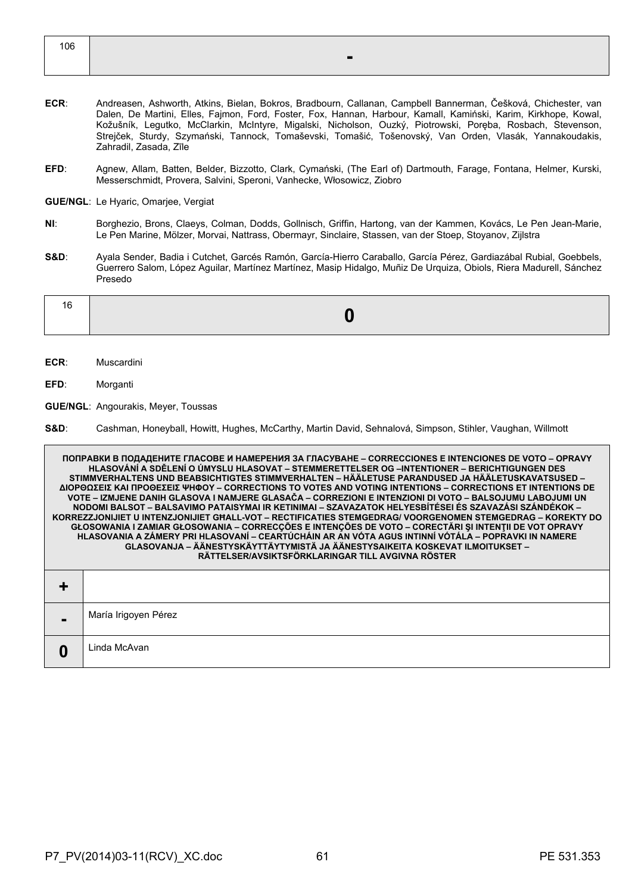| 106 | - |
|---|---|

**ECR**: Andreasen, Ashworth, Atkins, Bielan, Bokros, Bradbourn, Callanan, Campbell Bannerman, Češková, Chichester, van Dalen, De Martini, Elles, Fajmon, Ford, Foster, Fox, Hannan, Harbour, Kamall, Kamiński, Karim, Kirkhope, Kowal, Kožušník, Legutko, McClarkin, McIntyre, Migalski, Nicholson, Ouzký, Piotrowski, Poręba, Rosbach, Stevenson, Strejček, Sturdy, Szymański, Tannock, Tomaševski, Tomašić, Tošenovský, Van Orden, Vlasák, Yannakoudakis, Zahradil, Zasada, Zīle

**EFD**: Agnew, Allam, Batten, Belder, Bizzotto, Clark, Cymański, (The Earl of) Dartmouth, Farage, Fontana, Helmer, Kurski, Messerschmidt, Provera, Salvini, Speroni, Vanhecke, Włosowicz, Ziobro

**GUE/NGL**: Le Hyaric, Omarjee, Vergiat

**NI**: Borghezio, Brons, Claeys, Colman, Dodds, Gollnisch, Griffin, Hartong, van der Kammen, Kovács, Le Pen Jean-Marie, Le Pen Marine, Mölzer, Morvai, Nattrass, Obermayr, Sinclaire, Stassen, van der Stoep, Stoyanov, Zijlstra

**S&D**: Ayala Sender, Badia i Cutchet, Garcés Ramón, García-Hierro Caraballo, García Pérez, Gardiazábal Rubial, Goebbels, Guerrero Salom, López Aguilar, Martínez Martínez, Masip Hidalgo, Muñiz De Urquiza, Obiols, Riera Madurell, Sánchez Presedo

| 16 | 0 |
|---|---|

**ECR**: Muscardini

**EFD**: Morganti

**GUE/NGL**: Angourakis, Meyer, Toussas

**S&D**: Cashman, Honeyball, Howitt, Hughes, McCarthy, Martin David, Sehnalová, Simpson, Stihler, Vaughan, Willmott

| ПОПРАВКИ В ПОДАДЕНИТЕ ГЛАСОВЕ И НАМЕРЕНИЯ ЗА ГЛАСУВАНЕ – CORRECCIONES E INTENCIONES DE VOTO – OPRAVY HLASOVÁNÍ A SDĚLENÍ O ÚMYSLU HLASOVAT – STEMMERETTELSER OG –INTENTIONER – BERICHTIGUNGEN DES STIMMVERHALTENS UND BEABSICHTIGTES STIMMVERHALTEN – HÄÄLETUSE PARANDUSED JA HÄÄLETUSKAVATSUSED – ΔΙΟΡΘΩΣΕΙΣ ΚΑΙ ΠΡΟΘΕΣΕΙΣ ΨΗΦΟΥ – CORRECTIONS TO VOTES AND VOTING INTENTIONS – CORRECTIONS ET INTENTIONS DE VOTE – IZMJENE DANIH GLASOVA I NAMJERE GLASAČA – CORREZIONI E INTENZIONI DI VOTO – BALSOJUMU LABOJUMI UN NODOMI BALSOT – BALSAVIMO PATAISYMAI IR KETINIMAI – SZAVAZATOK HELYESBÍTÉSEI ÉS SZAVAZÁSI SZÁNDÉKOK – KORREZZJONIJIET U INTENZJONIJIET GĦALL-VOT – RECTIFICATIES STEMGEDRAG/ VOORGENOMEN STEMGEDRAG – KOREKTY DO GŁOSOWANIA I ZAMIAR GŁOSOWANIA – CORRECÇÕES E INTENÇÕES DE VOTO – CORECTĂRI ŞI INTENŢII DE VOT OPRAVY HLASOVANIA A ZÁMERY PRI HLASOVANÍ – CEARTÚCHÁIN AR AN VÓTA AGUS INTINNÍ VÓTÁLA – POPRAVKI IN NAMERE GLASOVANJA – ÄÄNESTYSKÄYTTÄYTYMISTÄ JA ÄÄNESTYSAIKEITA KOSKEVAT ILMOITUKSET – RÄTTELSER/AVSIKTSFÖRKLARINGAR TILL AVGIVNA RÖSTER | |
|---|---|
| + | |
| - | María Irigoyen Pérez |
| 0 | Linda McAvan |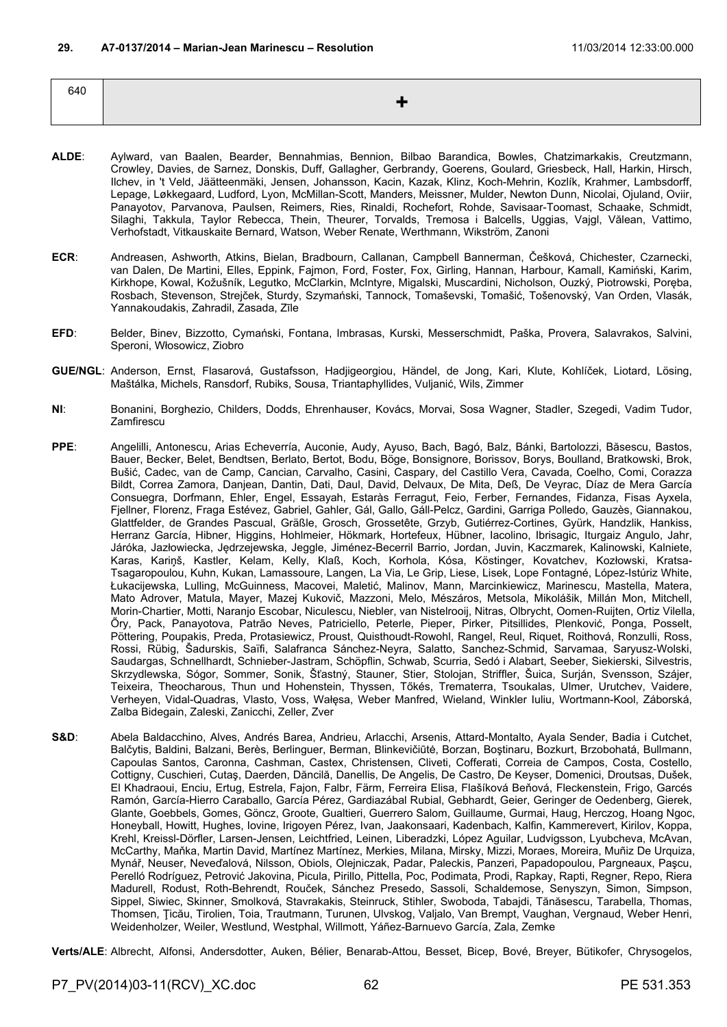**29. A7-0137/2014 – Marian-Jean Marinescu – Resolution** 11/03/2014 12:33:00.000

| 640 | + |
|---|---|

**ALDE**: Aylward, van Baalen, Bearder, Bennahmias, Bennion, Bilbao Barandica, Bowles, Chatzimarkakis, Creutzmann, Crowley, Davies, de Sarnez, Donskis, Duff, Gallagher, Gerbrandy, Goerens, Goulard, Griesbeck, Hall, Harkin, Hirsch, Ilchev, in 't Veld, Jäätteenmäki, Jensen, Johansson, Kacin, Kazak, Klinz, Koch-Mehrin, Kozlík, Krahmer, Lambsdorff, Lepage, Løkkegaard, Ludford, Lyon, McMillan-Scott, Manders, Meissner, Mulder, Newton Dunn, Nicolai, Ojuland, Oviir, Panayotov, Parvanova, Paulsen, Reimers, Ries, Rinaldi, Rochefort, Rohde, Savisaar-Toomast, Schaake, Schmidt, Silaghi, Takkula, Taylor Rebecca, Thein, Theurer, Torvalds, Tremosa i Balcells, Uggias, Vajgl, Vălean, Vattimo, Verhofstadt, Vitkauskaite Bernard, Watson, Weber Renate, Werthmann, Wikström, Zanoni

**ECR**: Andreasen, Ashworth, Atkins, Bielan, Bradbourn, Callanan, Campbell Bannerman, Češková, Chichester, Czarnecki, van Dalen, De Martini, Elles, Eppink, Fajmon, Ford, Foster, Fox, Girling, Hannan, Harbour, Kamall, Kamiński, Karim, Kirkhope, Kowal, Kožušník, Legutko, McClarkin, McIntyre, Migalski, Muscardini, Nicholson, Ouzký, Piotrowski, Poręba, Rosbach, Stevenson, Strejček, Sturdy, Szymański, Tannock, Tomaševski, Tomašić, Tošenovský, Van Orden, Vlasák, Yannakoudakis, Zahradil, Zasada, Zīle

**EFD**: Belder, Binev, Bizzotto, Cymański, Fontana, Imbrasas, Kurski, Messerschmidt, Paška, Provera, Salavrakos, Salvini, Speroni, Włosowicz, Ziobro

**GUE/NGL**: Anderson, Ernst, Flasarová, Gustafsson, Hadjigeorgiou, Händel, de Jong, Kari, Klute, Kohlíček, Liotard, Lösing, Maštálka, Michels, Ransdorf, Rubiks, Sousa, Triantaphyllides, Vuljanić, Wils, Zimmer

**NI**: Bonanini, Borghezio, Childers, Dodds, Ehrenhauser, Kovács, Morvai, Sosa Wagner, Stadler, Szegedi, Vadim Tudor, Zamfirescu

**PPE**: Angelilli, Antonescu, Arias Echeverría, Auconie, Audy, Ayuso, Bach, Bagó, Balz, Bánki, Bartolozzi, Băsescu, Bastos, Bauer, Becker, Belet, Bendtsen, Berlato, Bertot, Bodu, Böge, Bonsignore, Borissov, Borys, Boulland, Bratkowski, Brok, Bušić, Cadec, van de Camp, Cancian, Carvalho, Casini, Caspary, del Castillo Vera, Cavada, Coelho, Comi, Corazza Bildt, Correa Zamora, Danjean, Dantin, Dati, Daul, David, Delvaux, De Mita, Deß, De Veyrac, Díaz de Mera García Consuegra, Dorfmann, Ehler, Engel, Essayah, Estaràs Ferragut, Feio, Ferber, Fernandes, Fidanza, Fisas Ayxela, Fjellner, Florenz, Fraga Estévez, Gabriel, Gahler, Gál, Gallo, Gáll-Pelcz, Gardini, Garriga Polledo, Gauzès, Giannakou, Glattfelder, de Grandes Pascual, Gräßle, Grosch, Grossetête, Grzyb, Gutiérrez-Cortines, Gyürk, Handzlik, Hankiss, Herranz García, Hibner, Higgins, Hohlmeier, Hökmark, Hortefeux, Hübner, Iacolino, Ibrisagic, Iturgaiz Angulo, Jahr, Járóka, Jazłowiecka, Jędrzejewska, Jeggle, Jiménez-Becerril Barrio, Jordan, Juvin, Kaczmarek, Kalinowski, Kalniete, Karas, Kariņš, Kastler, Kelam, Kelly, Klaß, Koch, Korhola, Kósa, Köstinger, Kovatchev, Kozłowski, Kratsa-Tsagaropoulou, Kuhn, Kukan, Lamassoure, Langen, La Via, Le Grip, Liese, Lisek, Lope Fontagné, López-Istúriz White, Łukacijewska, Lulling, McGuinness, Macovei, Maletić, Malinov, Mann, Marcinkiewicz, Marinescu, Mastella, Matera, Mato Adrover, Matula, Mayer, Mazej Kukovič, Mazzoni, Melo, Mészáros, Metsola, Mikolášik, Millán Mon, Mitchell, Morin-Chartier, Motti, Naranjo Escobar, Niculescu, Niebler, van Nistelrooij, Nitras, Olbrycht, Oomen-Ruijten, Ortiz Vilella, Őry, Pack, Panayotova, Patrão Neves, Patriciello, Peterle, Pieper, Pirker, Pitsillides, Plenković, Ponga, Posselt, Pöttering, Poupakis, Preda, Protasiewicz, Proust, Quisthoudt-Rowohl, Rangel, Reul, Riquet, Roithová, Ronzulli, Ross, Rossi, Rübig, Šadurskis, Saïfi, Salafranca Sánchez-Neyra, Salatto, Sanchez-Schmid, Sarvamaa, Saryusz-Wolski, Saudargas, Schnellhardt, Schnieber-Jastram, Schöpflin, Schwab, Scurria, Sedó i Alabart, Seeber, Siekierski, Silvestris, Skrzydlewska, Sógor, Sommer, Sonik, Šťastný, Stauner, Stier, Stolojan, Striffler, Šuica, Surján, Svensson, Szájer, Teixeira, Theocharous, Thun und Hohenstein, Thyssen, Tőkés, Trematerra, Tsoukalas, Ulmer, Urutchev, Vaidere, Verheyen, Vidal-Quadras, Vlasto, Voss, Wałęsa, Weber Manfred, Wieland, Winkler Iuliu, Wortmann-Kool, Záborská, Zalba Bidegain, Zaleski, Zanicchi, Zeller, Zver

**S&D**: Abela Baldacchino, Alves, Andrés Barea, Andrieu, Arlacchi, Arsenis, Attard-Montalto, Ayala Sender, Badia i Cutchet, Balčytis, Baldini, Balzani, Berès, Berlinguer, Berman, Blinkevičiūtė, Borzan, Boştinaru, Bozkurt, Brzobohatá, Bullmann, Capoulas Santos, Caronna, Cashman, Castex, Christensen, Cliveti, Cofferati, Correia de Campos, Costa, Costello, Cottigny, Cuschieri, Cutaş, Daerden, Dăncilă, Danellis, De Angelis, De Castro, De Keyser, Domenici, Droutsas, Dušek, El Khadraoui, Enciu, Ertug, Estrela, Fajon, Falbr, Färm, Ferreira Elisa, Flašíková Beňová, Fleckenstein, Frigo, Garcés Ramón, García-Hierro Caraballo, García Pérez, Gardiazábal Rubial, Gebhardt, Geier, Geringer de Oedenberg, Gierek, Glante, Goebbels, Gomes, Göncz, Groote, Gualtieri, Guerrero Salom, Guillaume, Gurmai, Haug, Herczog, Hoang Ngoc, Honeyball, Howitt, Hughes, Iovine, Irigoyen Pérez, Ivan, Jaakonsaari, Kadenbach, Kalfin, Kammerevert, Kirilov, Koppa, Krehl, Kreissl-Dörfler, Larsen-Jensen, Leichtfried, Leinen, Liberadzki, López Aguilar, Ludvigsson, Lyubcheva, McAvan, McCarthy, Maňka, Martin David, Martínez Martínez, Merkies, Milana, Mirsky, Mizzi, Moraes, Moreira, Muñiz De Urquiza, Mynář, Neuser, Neveďalová, Nilsson, Obiols, Olejniczak, Padar, Paleckis, Panzeri, Papadopoulou, Pargneaux, Paşcu, Perelló Rodríguez, Petrović Jakovina, Picula, Pirillo, Pittella, Poc, Podimata, Prodi, Rapkay, Rapti, Regner, Repo, Riera Madurell, Rodust, Roth-Behrendt, Rouček, Sánchez Presedo, Sassoli, Schaldemose, Senyszyn, Simon, Simpson, Sippel, Siwiec, Skinner, Smolková, Stavrakakis, Steinruck, Stihler, Swoboda, Tabajdi, Tănăsescu, Tarabella, Thomas, Thomsen, Ţicău, Tirolien, Toia, Trautmann, Turunen, Ulvskog, Valjalo, Van Brempt, Vaughan, Vergnaud, Weber Henri, Weidenholzer, Weiler, Westlund, Westphal, Willmott, Yáñez-Barnuevo García, Zala, Zemke

**Verts/ALE**: Albrecht, Alfonsi, Andersdotter, Auken, Bélier, Benarab-Attou, Besset, Bicep, Bové, Breyer, Bütikofer, Chrysogelos,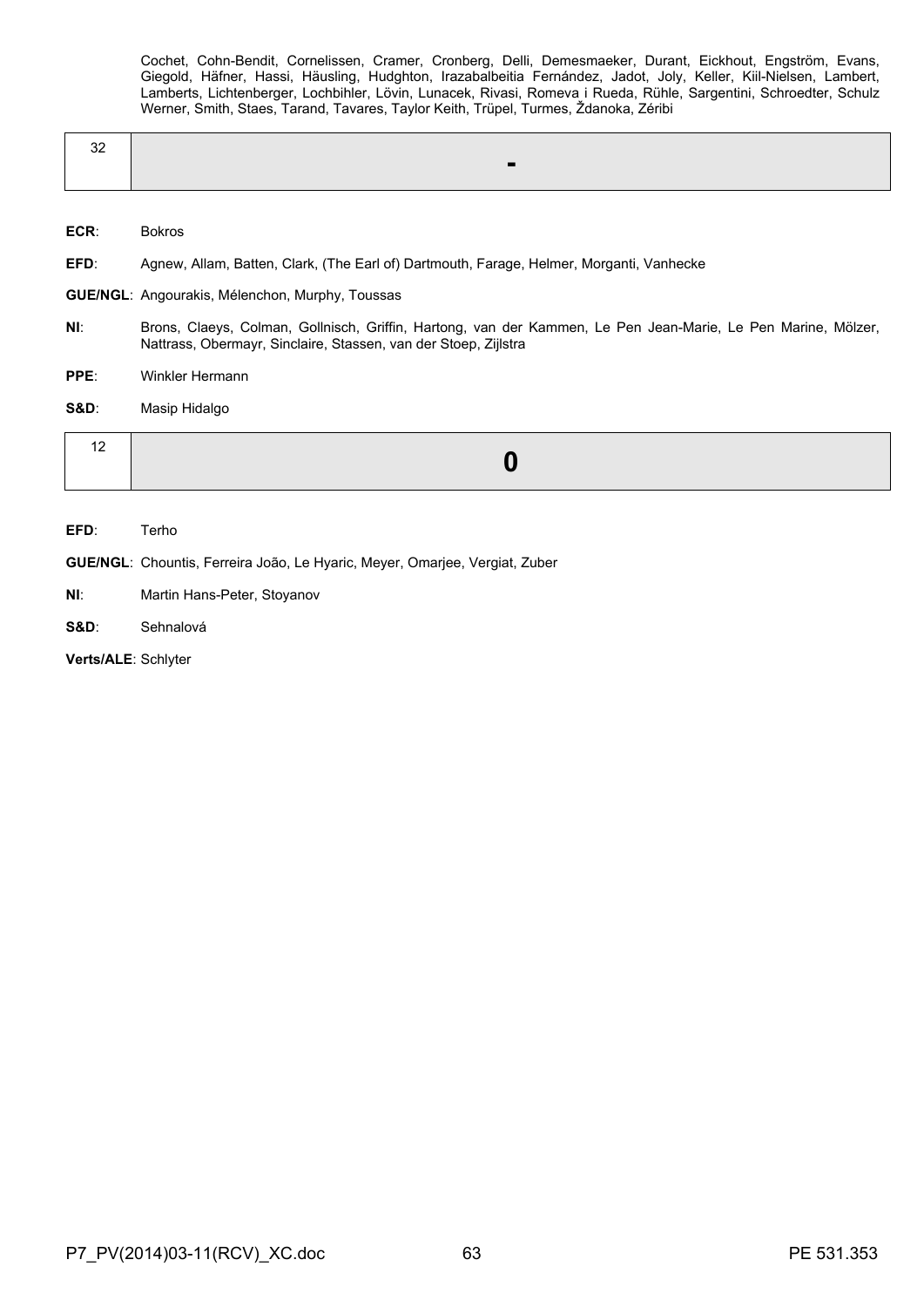Cochet, Cohn-Bendit, Cornelissen, Cramer, Cronberg, Delli, Demesmaeker, Durant, Eickhout, Engström, Evans, Giegold, Häfner, Hassi, Häusling, Hudghton, Irazabalbeitia Fernández, Jadot, Joly, Keller, Kiil-Nielsen, Lambert, Lamberts, Lichtenberger, Lochbihler, Lövin, Lunacek, Rivasi, Romeva i Rueda, Rühle, Sargentini, Schroedter, Schulz Werner, Smith, Staes, Tarand, Tavares, Taylor Keith, Trüpel, Turmes, Ždanoka, Zéribi

| 32 | - |
|---|---|

**ECR**: Bokros

**EFD**: Agnew, Allam, Batten, Clark, (The Earl of) Dartmouth, Farage, Helmer, Morganti, Vanhecke

**GUE/NGL**: Angourakis, Mélenchon, Murphy, Toussas

**NI**: Brons, Claeys, Colman, Gollnisch, Griffin, Hartong, van der Kammen, Le Pen Jean-Marie, Le Pen Marine, Mölzer, Nattrass, Obermayr, Sinclaire, Stassen, van der Stoep, Zijlstra

**PPE**: Winkler Hermann

**S&D**: Masip Hidalgo

| 12 | 0 |
|---|---|

**EFD**: Terho

**GUE/NGL**: Chountis, Ferreira João, Le Hyaric, Meyer, Omarjee, Vergiat, Zuber

**NI**: Martin Hans-Peter, Stoyanov

**S&D**: Sehnalová

**Verts/ALE**: Schlyter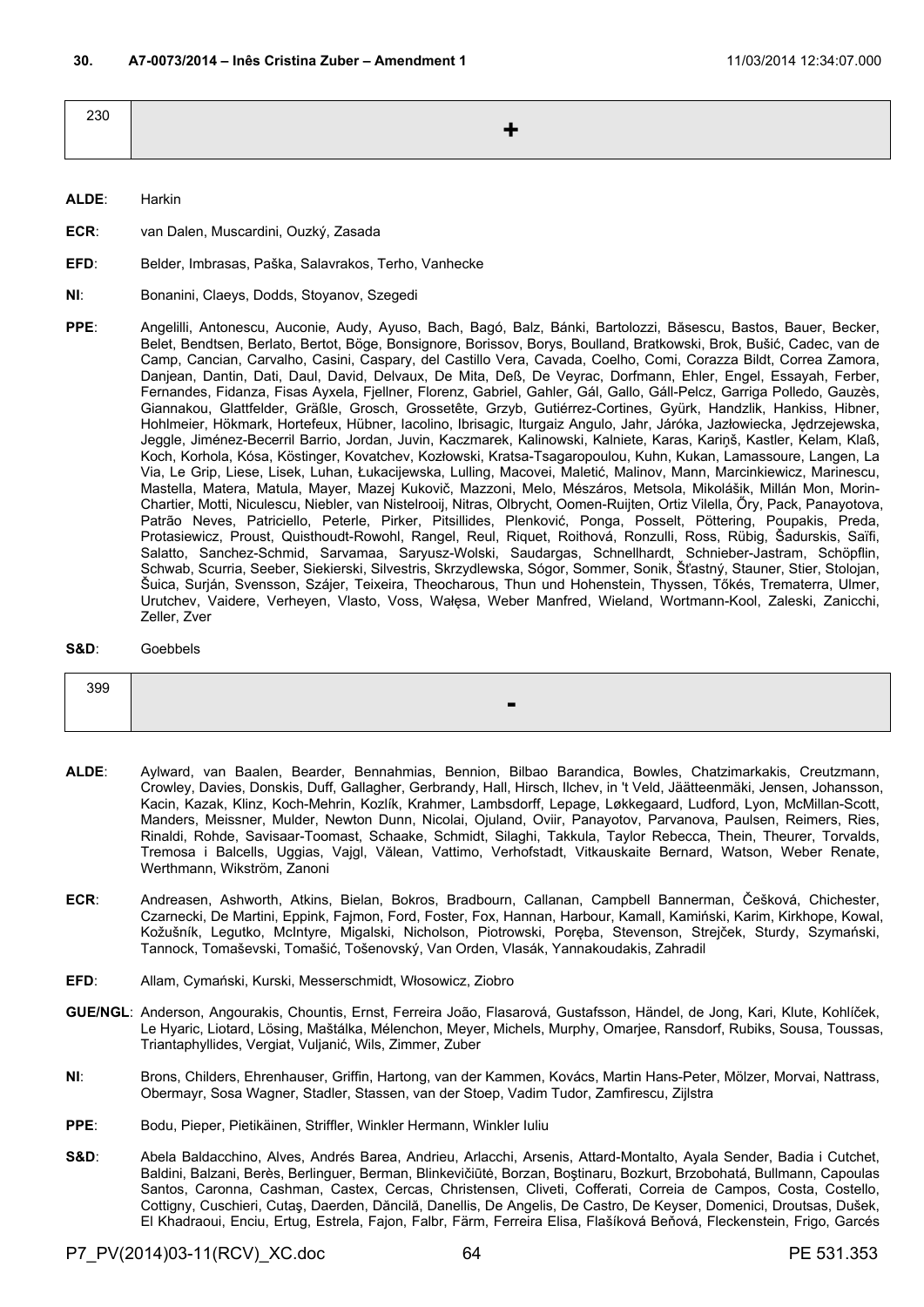**30. A7-0073/2014 – Inês Cristina Zuber – Amendment 1** 11/03/2014 12:34:07.000

| 230 | + |
|---|---|

**ALDE**: Harkin

**ECR**: van Dalen, Muscardini, Ouzký, Zasada

**EFD**: Belder, Imbrasas, Paška, Salavrakos, Terho, Vanhecke

**NI**: Bonanini, Claeys, Dodds, Stoyanov, Szegedi

**PPE**: Angelilli, Antonescu, Auconie, Audy, Ayuso, Bach, Bagó, Balz, Bánki, Bartolozzi, Băsescu, Bastos, Bauer, Becker, Belet, Bendtsen, Berlato, Bertot, Böge, Bonsignore, Borissov, Borys, Boulland, Bratkowski, Brok, Bušić, Cadec, van de Camp, Cancian, Carvalho, Casini, Caspary, del Castillo Vera, Cavada, Coelho, Comi, Corazza Bildt, Correa Zamora, Danjean, Dantin, Dati, Daul, David, Delvaux, De Mita, Deß, De Veyrac, Dorfmann, Ehler, Engel, Essayah, Ferber, Fernandes, Fidanza, Fisas Ayxela, Fjellner, Florenz, Gabriel, Gahler, Gál, Gallo, Gáll-Pelcz, Garriga Polledo, Gauzès, Giannakou, Glattfelder, Gräßle, Grosch, Grossetête, Grzyb, Gutiérrez-Cortines, Gyürk, Handzlik, Hankiss, Hibner, Hohlmeier, Hökmark, Hortefeux, Hübner, Iacolino, Ibrisagic, Iturgaiz Angulo, Jahr, Járóka, Jazłowiecka, Jędrzejewska, Jeggle, Jiménez-Becerril Barrio, Jordan, Juvin, Kaczmarek, Kalinowski, Kalniete, Karas, Kariņš, Kastler, Kelam, Klaß, Koch, Korhola, Kósa, Köstinger, Kovatchev, Kozłowski, Kratsa-Tsagaropoulou, Kuhn, Kukan, Lamassoure, Langen, La Via, Le Grip, Liese, Lisek, Luhan, Łukacijewska, Lulling, Macovei, Maletić, Malinov, Mann, Marcinkiewicz, Marinescu, Mastella, Matera, Matula, Mayer, Mazej Kukovič, Mazzoni, Melo, Mészáros, Metsola, Mikolášik, Millán Mon, Morin-Chartier, Motti, Niculescu, Niebler, van Nistelrooij, Nitras, Olbrycht, Oomen-Ruijten, Ortiz Vilella, Őry, Pack, Panayotova, Patrão Neves, Patriciello, Peterle, Pirker, Pitsillides, Plenković, Ponga, Posselt, Pöttering, Poupakis, Preda, Protasiewicz, Proust, Quisthoudt-Rowohl, Rangel, Reul, Riquet, Roithová, Ronzulli, Ross, Rübig, Šadurskis, Saïfi, Salatto, Sanchez-Schmid, Sarvamaa, Saryusz-Wolski, Saudargas, Schnellhardt, Schnieber-Jastram, Schöpflin, Schwab, Scurria, Seeber, Siekierski, Silvestris, Skrzydlewska, Sógor, Sommer, Sonik, Šťastný, Stauner, Stier, Stolojan, Šuica, Surján, Svensson, Szájer, Teixeira, Theocharous, Thun und Hohenstein, Thyssen, Tőkés, Trematerra, Ulmer, Urutchev, Vaidere, Verheyen, Vlasto, Voss, Wałęsa, Weber Manfred, Wieland, Wortmann-Kool, Zaleski, Zanicchi, Zeller, Zver

**S&D**: Goebbels

| 399 | - |
|---|---|

**ALDE**: Aylward, van Baalen, Bearder, Bennahmias, Bennion, Bilbao Barandica, Bowles, Chatzimarkakis, Creutzmann, Crowley, Davies, Donskis, Duff, Gallagher, Gerbrandy, Hall, Hirsch, Ilchev, in 't Veld, Jäätteenmäki, Jensen, Johansson, Kacin, Kazak, Klinz, Koch-Mehrin, Kozlík, Krahmer, Lambsdorff, Lepage, Løkkegaard, Ludford, Lyon, McMillan-Scott, Manders, Meissner, Mulder, Newton Dunn, Nicolai, Ojuland, Oviir, Panayotov, Parvanova, Paulsen, Reimers, Ries, Rinaldi, Rohde, Savisaar-Toomast, Schaake, Schmidt, Silaghi, Takkula, Taylor Rebecca, Thein, Theurer, Torvalds, Tremosa i Balcells, Uggias, Vajgl, Vălean, Vattimo, Verhofstadt, Vitkauskaite Bernard, Watson, Weber Renate, Werthmann, Wikström, Zanoni

**ECR**: Andreasen, Ashworth, Atkins, Bielan, Bokros, Bradbourn, Callanan, Campbell Bannerman, Češková, Chichester, Czarnecki, De Martini, Eppink, Fajmon, Ford, Foster, Fox, Hannan, Harbour, Kamall, Kamiński, Karim, Kirkhope, Kowal, Kožušník, Legutko, McIntyre, Migalski, Nicholson, Piotrowski, Poręba, Stevenson, Strejček, Sturdy, Szymański, Tannock, Tomaševski, Tomašić, Tošenovský, Van Orden, Vlasák, Yannakoudakis, Zahradil

**EFD**: Allam, Cymański, Kurski, Messerschmidt, Włosowicz, Ziobro

**GUE/NGL**: Anderson, Angourakis, Chountis, Ernst, Ferreira João, Flasarová, Gustafsson, Händel, de Jong, Kari, Klute, Kohlíček, Le Hyaric, Liotard, Lösing, Maštálka, Mélenchon, Meyer, Michels, Murphy, Omarjee, Ransdorf, Rubiks, Sousa, Toussas, Triantaphyllides, Vergiat, Vuljanić, Wils, Zimmer, Zuber

**NI**: Brons, Childers, Ehrenhauser, Griffin, Hartong, van der Kammen, Kovács, Martin Hans-Peter, Mölzer, Morvai, Nattrass, Obermayr, Sosa Wagner, Stadler, Stassen, van der Stoep, Vadim Tudor, Zamfirescu, Zijlstra

**PPE**: Bodu, Pieper, Pietikäinen, Striffler, Winkler Hermann, Winkler Iuliu

**S&D**: Abela Baldacchino, Alves, Andrés Barea, Andrieu, Arlacchi, Arsenis, Attard-Montalto, Ayala Sender, Badia i Cutchet, Baldini, Balzani, Berès, Berlinguer, Berman, Blinkevičiūtė, Borzan, Boştinaru, Bozkurt, Brzobohatá, Bullmann, Capoulas Santos, Caronna, Cashman, Castex, Cercas, Christensen, Cliveti, Cofferati, Correia de Campos, Costa, Costello, Cottigny, Cuschieri, Cutaş, Daerden, Dăncilă, Danellis, De Angelis, De Castro, De Keyser, Domenici, Droutsas, Dušek, El Khadraoui, Enciu, Ertug, Estrela, Fajon, Falbr, Färm, Ferreira Elisa, Flašíková Beňová, Fleckenstein, Frigo, Garcés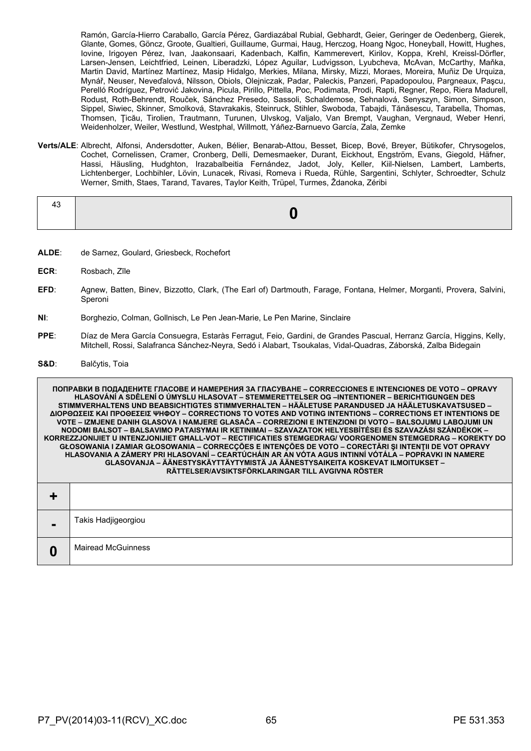Ramón, García-Hierro Caraballo, García Pérez, Gardiazábal Rubial, Gebhardt, Geier, Geringer de Oedenberg, Gierek, Glante, Gomes, Göncz, Groote, Gualtieri, Guillaume, Gurmai, Haug, Herczog, Hoang Ngoc, Honeyball, Howitt, Hughes, Iovine, Irigoyen Pérez, Ivan, Jaakonsaari, Kadenbach, Kalfin, Kammerevert, Kirilov, Koppa, Krehl, Kreissl-Dörfler, Larsen-Jensen, Leichtfried, Leinen, Liberadzki, López Aguilar, Ludvigsson, Lyubcheva, McAvan, McCarthy, Maňka, Martin David, Martínez Martínez, Masip Hidalgo, Merkies, Milana, Mirsky, Mizzi, Moraes, Moreira, Muñiz De Urquiza, Mynář, Neuser, Neveďalová, Nilsson, Obiols, Olejniczak, Padar, Paleckis, Panzeri, Papadopoulou, Pargneaux, Paşcu, Perelló Rodríguez, Petrović Jakovina, Picula, Pirillo, Pittella, Poc, Podimata, Prodi, Rapti, Regner, Repo, Riera Madurell, Rodust, Roth-Behrendt, Rouček, Sánchez Presedo, Sassoli, Schaldemose, Sehnalová, Senyszyn, Simon, Simpson, Sippel, Siwiec, Skinner, Smolková, Stavrakakis, Steinruck, Stihler, Swoboda, Tabajdi, Tănăsescu, Tarabella, Thomas, Thomsen, Ţicău, Tirolien, Trautmann, Turunen, Ulvskog, Valjalo, Van Brempt, Vaughan, Vergnaud, Weber Henri, Weidenholzer, Weiler, Westlund, Westphal, Willmott, Yáñez-Barnuevo García, Zala, Zemke

**Verts/ALE**: Albrecht, Alfonsi, Andersdotter, Auken, Bélier, Benarab-Attou, Besset, Bicep, Bové, Breyer, Bütikofer, Chrysogelos, Cochet, Cornelissen, Cramer, Cronberg, Delli, Demesmaeker, Durant, Eickhout, Engström, Evans, Giegold, Häfner, Hassi, Häusling, Hudghton, Irazabalbeitia Fernández, Jadot, Joly, Keller, Kiil-Nielsen, Lambert, Lamberts, Lichtenberger, Lochbihler, Lövin, Lunacek, Rivasi, Romeva i Rueda, Rühle, Sargentini, Schlyter, Schroedter, Schulz Werner, Smith, Staes, Tarand, Tavares, Taylor Keith, Trüpel, Turmes, Ždanoka, Zéribi

| 43 | **0** |
|---|---|

**ALDE**: de Sarnez, Goulard, Griesbeck, Rochefort

**ECR**: Rosbach, Zīle

**EFD**: Agnew, Batten, Binev, Bizzotto, Clark, (The Earl of) Dartmouth, Farage, Fontana, Helmer, Morganti, Provera, Salvini, Speroni

**NI**: Borghezio, Colman, Gollnisch, Le Pen Jean-Marie, Le Pen Marine, Sinclaire

**PPE**: Díaz de Mera García Consuegra, Estaràs Ferragut, Feio, Gardini, de Grandes Pascual, Herranz García, Higgins, Kelly, Mitchell, Rossi, Salafranca Sánchez-Neyra, Sedó i Alabart, Tsoukalas, Vidal-Quadras, Záborská, Zalba Bidegain

**S&D**: Balčytis, Toia

| ПОПРАВКИ В ПОДАДЕНИТЕ ГЛАСОВЕ И НАМЕРЕНИЯ ЗА ГЛАСУВАНЕ – CORRECCIONES E INTENCIONES DE VOTO – OPRAVY HLASOVÁNÍ A SDĚLENÍ O ÚMYSLU HLASOVAT – STEMMERETTELSER OG –INTENTIONER – BERICHTIGUNGEN DES STIMMVERHALTENS UND BEABSICHTIGTES STIMMVERHALTEN – HÄÄLETUSE PARANDUSED JA HÄÄLETUSKAVATSUSED – ΔΙΟΡΘΩΣΕΙΣ ΚΑΙ ΠΡΟΘΕΣΕΙΣ ΨΗΦΟΥ – CORRECTIONS TO VOTES AND VOTING INTENTIONS – CORRECTIONS ET INTENTIONS DE VOTE – IZMJENE DANIH GLASOVA I NAMJERE GLASAČA – CORREZIONI E INTENZIONI DI VOTO – BALSOJUMU LABOJUMI UN NODOMI BALSOT – BALSAVIMO PATAISYMAI IR KETINIMAI – SZAVAZATOK HELYESBÍTÉSEI ÉS SZAVAZÁSI SZÁNDÉKOK – KORREZZJONIJIET U INTENZJONIJIET GĦALL-VOT – RECTIFICATIES STEMGEDRAG/ VOORGENOMEN STEMGEDRAG – KOREKTY DO GŁOSOWANIA I ZAMIAR GŁOSOWANIA – CORRECÇÕES E INTENÇÕES DE VOTO – CORECTĂRI ŞI INTENŢII DE VOT OPRAVY HLASOVANIA A ZÁMERY PRI HLASOVANÍ – CEARTÚCHÁIN AR AN VÓTA AGUS INTINNÍ VÓTÁLA – POPRAVKI IN NAMERE GLASOVANJA – ÄÄNESTYSKÄYTTÄYTYMISTÄ JA ÄÄNESTYSAIKEITA KOSKEVAT ILMOITUKSET – RÄTTELSER/AVSIKTSFÖRKLARINGAR TILL AVGIVNA RÖSTER | |
|---|---|
| **+** | |
| **-** | Takis Hadjigeorgiou |
| **0** | Mairead McGuinness |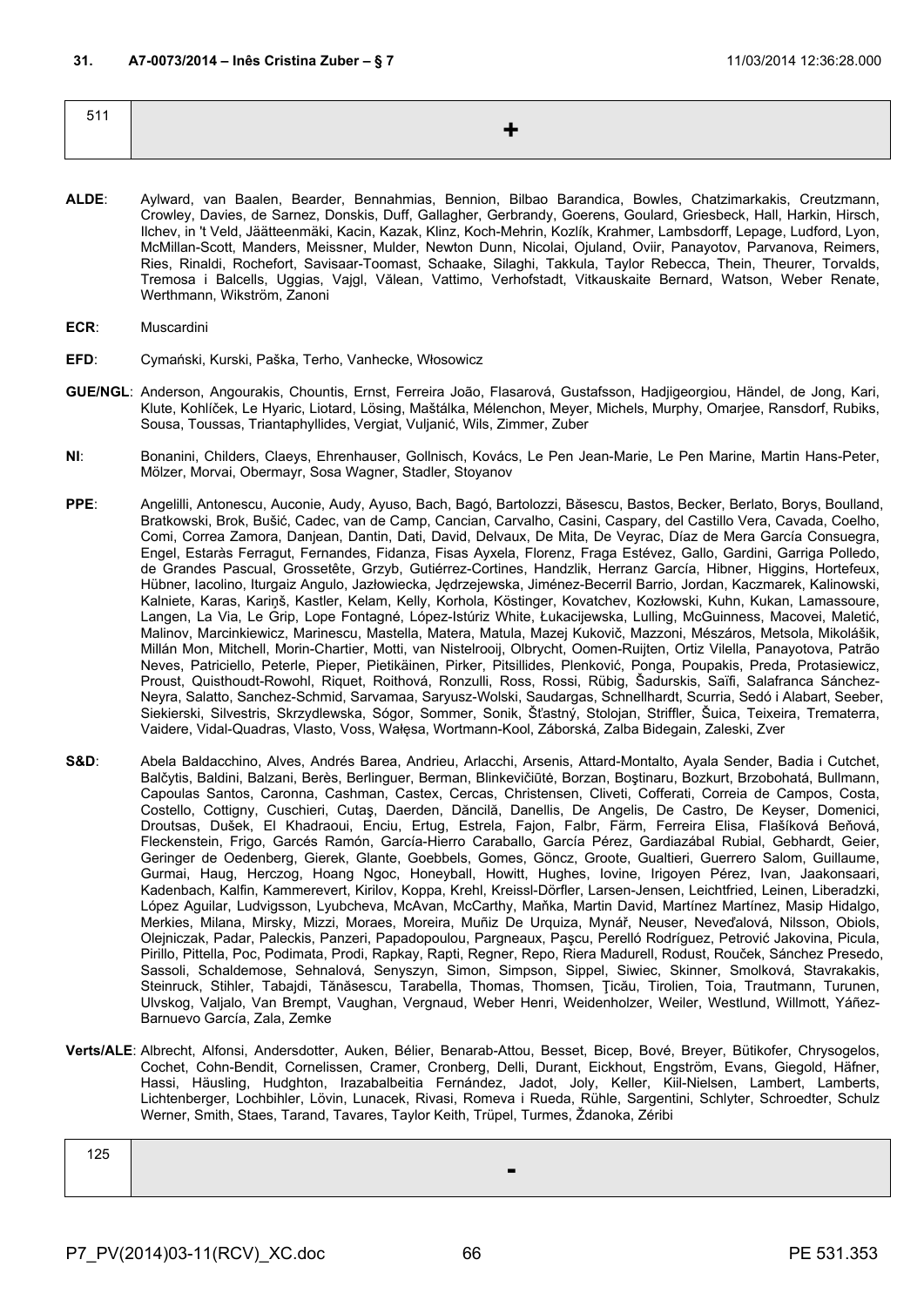**31. A7-0073/2014 – Inês Cristina Zuber – § 7** 11/03/2014 12:36:28.000

| 511 | + |
|---|---|

**ALDE**: Aylward, van Baalen, Bearder, Bennahmias, Bennion, Bilbao Barandica, Bowles, Chatzimarkakis, Creutzmann, Crowley, Davies, de Sarnez, Donskis, Duff, Gallagher, Gerbrandy, Goerens, Goulard, Griesbeck, Hall, Harkin, Hirsch, Ilchev, in 't Veld, Jäätteenmäki, Kacin, Kazak, Klinz, Koch-Mehrin, Kozlík, Krahmer, Lambsdorff, Lepage, Ludford, Lyon, McMillan-Scott, Manders, Meissner, Mulder, Newton Dunn, Nicolai, Ojuland, Oviir, Panayotov, Parvanova, Reimers, Ries, Rinaldi, Rochefort, Savisaar-Toomast, Schaake, Silaghi, Takkula, Taylor Rebecca, Thein, Theurer, Torvalds, Tremosa i Balcells, Uggias, Vajgl, Vălean, Vattimo, Verhofstadt, Vitkauskaite Bernard, Watson, Weber Renate, Werthmann, Wikström, Zanoni

**ECR**: Muscardini

**EFD**: Cymański, Kurski, Paška, Terho, Vanhecke, Włosowicz

**GUE/NGL**: Anderson, Angourakis, Chountis, Ernst, Ferreira João, Flasarová, Gustafsson, Hadjigeorgiou, Händel, de Jong, Kari, Klute, Kohlíček, Le Hyaric, Liotard, Lösing, Maštálka, Mélenchon, Meyer, Michels, Murphy, Omarjee, Ransdorf, Rubiks, Sousa, Toussas, Triantaphyllides, Vergiat, Vuljanić, Wils, Zimmer, Zuber

**NI**: Bonanini, Childers, Claeys, Ehrenhauser, Gollnisch, Kovács, Le Pen Jean-Marie, Le Pen Marine, Martin Hans-Peter, Mölzer, Morvai, Obermayr, Sosa Wagner, Stadler, Stoyanov

**PPE**: Angelilli, Antonescu, Auconie, Audy, Ayuso, Bach, Bagó, Bartolozzi, Băsescu, Bastos, Becker, Berlato, Borys, Boulland, Bratkowski, Brok, Bušić, Cadec, van de Camp, Cancian, Carvalho, Casini, Caspary, del Castillo Vera, Cavada, Coelho, Comi, Correa Zamora, Danjean, Dantin, Dati, David, Delvaux, De Mita, De Veyrac, Díaz de Mera García Consuegra, Engel, Estaràs Ferragut, Fernandes, Fidanza, Fisas Ayxela, Florenz, Fraga Estévez, Gallo, Gardini, Garriga Polledo, de Grandes Pascual, Grossetête, Grzyb, Gutiérrez-Cortines, Handzlik, Herranz García, Hibner, Higgins, Hortefeux, Hübner, Iacolino, Iturgaiz Angulo, Jazłowiecka, Jędrzejewska, Jiménez-Becerril Barrio, Jordan, Kaczmarek, Kalinowski, Kalniete, Karas, Kariņš, Kastler, Kelam, Kelly, Korhola, Köstinger, Kovatchev, Kozłowski, Kuhn, Kukan, Lamassoure, Langen, La Via, Le Grip, Lope Fontagné, López-Istúriz White, Łukacijewska, Lulling, McGuinness, Macovei, Maletić, Malinov, Marcinkiewicz, Marinescu, Mastella, Matera, Matula, Mazej Kukovič, Mazzoni, Mészáros, Metsola, Mikolášik, Millán Mon, Mitchell, Morin-Chartier, Motti, van Nistelrooij, Olbrycht, Oomen-Ruijten, Ortiz Vilella, Panayotova, Patrão Neves, Patriciello, Peterle, Pieper, Pietikäinen, Pirker, Pitsillides, Plenković, Ponga, Poupakis, Preda, Protasiewicz, Proust, Quisthoudt-Rowohl, Riquet, Roithová, Ronzulli, Ross, Rossi, Rübig, Šadurskis, Saïfi, Salafranca Sánchez-Neyra, Salatto, Sanchez-Schmid, Sarvamaa, Saryusz-Wolski, Saudargas, Schnellhardt, Scurria, Sedó i Alabart, Seeber, Siekierski, Silvestris, Skrzydlewska, Sógor, Sommer, Sonik, Šťastný, Stolojan, Striffler, Šuica, Teixeira, Trematerra, Vaidere, Vidal-Quadras, Vlasto, Voss, Wałęsa, Wortmann-Kool, Záborská, Zalba Bidegain, Zaleski, Zver

**S&D**: Abela Baldacchino, Alves, Andrés Barea, Andrieu, Arlacchi, Arsenis, Attard-Montalto, Ayala Sender, Badia i Cutchet, Balčytis, Baldini, Balzani, Berès, Berlinguer, Berman, Blinkevičiūtė, Borzan, Boştinaru, Bozkurt, Brzobohatá, Bullmann, Capoulas Santos, Caronna, Cashman, Castex, Cercas, Christensen, Cliveti, Cofferati, Correia de Campos, Costa, Costello, Cottigny, Cuschieri, Cutaş, Daerden, Dăncilă, Danellis, De Angelis, De Castro, De Keyser, Domenici, Droutsas, Dušek, El Khadraoui, Enciu, Ertug, Estrela, Fajon, Falbr, Färm, Ferreira Elisa, Flašíková Beňová, Fleckenstein, Frigo, Garcés Ramón, García-Hierro Caraballo, García Pérez, Gardiazábal Rubial, Gebhardt, Geier, Geringer de Oedenberg, Gierek, Glante, Goebbels, Gomes, Göncz, Groote, Gualtieri, Guerrero Salom, Guillaume, Gurmai, Haug, Herczog, Hoang Ngoc, Honeyball, Howitt, Hughes, Iovine, Irigoyen Pérez, Ivan, Jaakonsaari, Kadenbach, Kalfin, Kammerevert, Kirilov, Koppa, Krehl, Kreissl-Dörfler, Larsen-Jensen, Leichtfried, Leinen, Liberadzki, López Aguilar, Ludvigsson, Lyubcheva, McAvan, McCarthy, Maňka, Martin David, Martínez Martínez, Masip Hidalgo, Merkies, Milana, Mirsky, Mizzi, Moraes, Moreira, Muñiz De Urquiza, Mynář, Neuser, Neveďalová, Nilsson, Obiols, Olejniczak, Padar, Paleckis, Panzeri, Papadopoulou, Pargneaux, Paşcu, Perelló Rodríguez, Petrović Jakovina, Picula, Pirillo, Pittella, Poc, Podimata, Prodi, Rapkay, Rapti, Regner, Repo, Riera Madurell, Rodust, Rouček, Sánchez Presedo, Sassoli, Schaldemose, Sehnalová, Senyszyn, Simon, Simpson, Sippel, Siwiec, Skinner, Smolková, Stavrakakis, Steinruck, Stihler, Tabajdi, Tănăsescu, Tarabella, Thomas, Thomsen, Ţicău, Tirolien, Toia, Trautmann, Turunen, Ulvskog, Valjalo, Van Brempt, Vaughan, Vergnaud, Weber Henri, Weidenholzer, Weiler, Westlund, Willmott, Yáñez-Barnuevo García, Zala, Zemke

**Verts/ALE**: Albrecht, Alfonsi, Andersdotter, Auken, Bélier, Benarab-Attou, Besset, Bicep, Bové, Breyer, Bütikofer, Chrysogelos, Cochet, Cohn-Bendit, Cornelissen, Cramer, Cronberg, Delli, Durant, Eickhout, Engström, Evans, Giegold, Häfner, Hassi, Häusling, Hudghton, Irazabalbeitia Fernández, Jadot, Joly, Keller, Kiil-Nielsen, Lambert, Lamberts, Lichtenberger, Lochbihler, Lövin, Lunacek, Rivasi, Romeva i Rueda, Rühle, Sargentini, Schlyter, Schroedter, Schulz Werner, Smith, Staes, Tarand, Tavares, Taylor Keith, Trüpel, Turmes, Ždanoka, Zéribi

| 125 | - |
|---|---|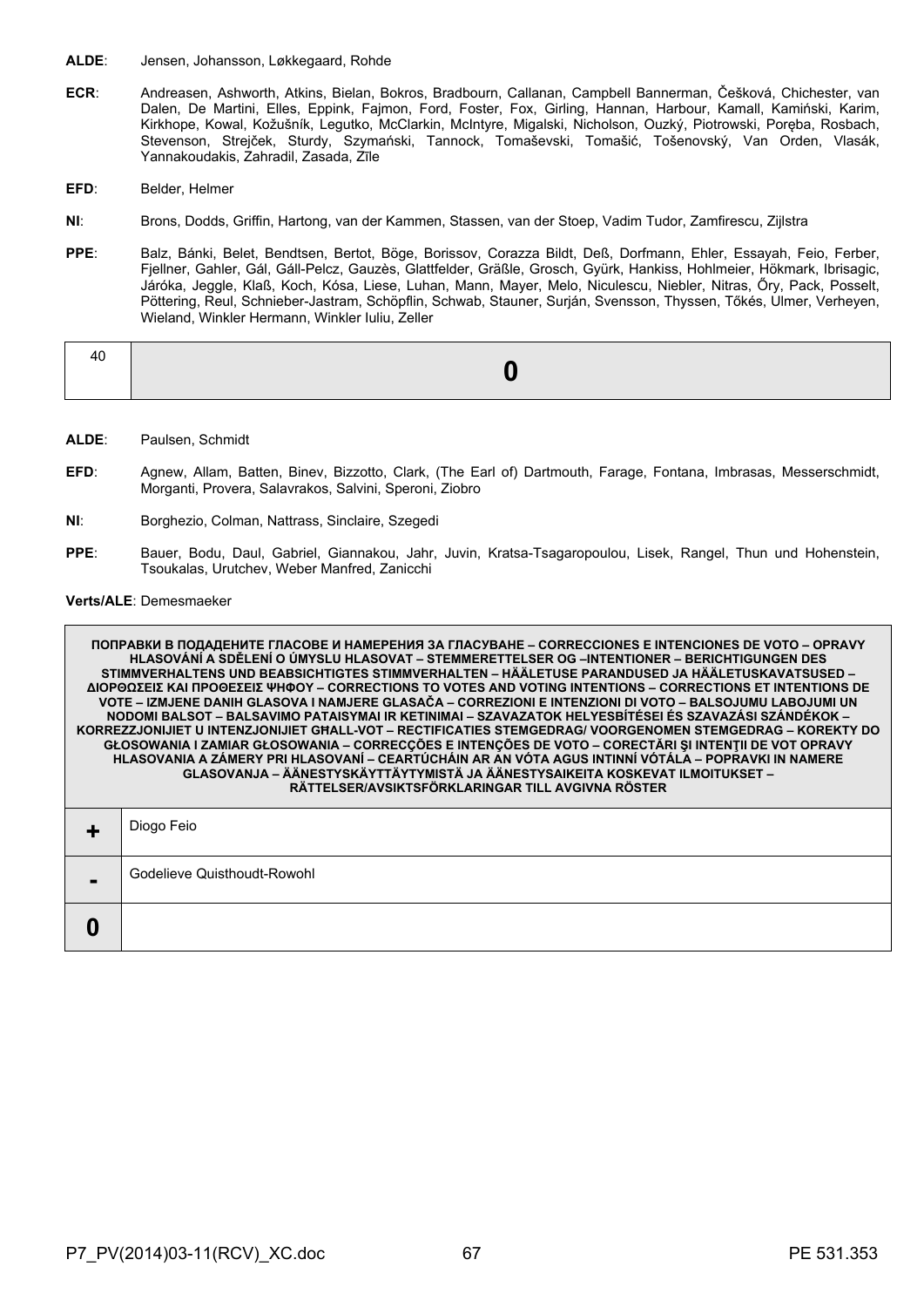**ALDE**: Jensen, Johansson, Løkkegaard, Rohde

**ECR**: Andreasen, Ashworth, Atkins, Bielan, Bokros, Bradbourn, Callanan, Campbell Bannerman, Češková, Chichester, van Dalen, De Martini, Elles, Eppink, Fajmon, Ford, Foster, Fox, Girling, Hannan, Harbour, Kamall, Kamiński, Karim, Kirkhope, Kowal, Kožušník, Legutko, McClarkin, McIntyre, Migalski, Nicholson, Ouzký, Piotrowski, Poręba, Rosbach, Stevenson, Strejček, Sturdy, Szymański, Tannock, Tomaševski, Tomašić, Tošenovský, Van Orden, Vlasák, Yannakoudakis, Zahradil, Zasada, Zīle

**EFD**: Belder, Helmer

**NI**: Brons, Dodds, Griffin, Hartong, van der Kammen, Stassen, van der Stoep, Vadim Tudor, Zamfirescu, Zijlstra

**PPE**: Balz, Bánki, Belet, Bendtsen, Bertot, Böge, Borissov, Corazza Bildt, Deß, Dorfmann, Ehler, Essayah, Feio, Ferber, Fjellner, Gahler, Gál, Gáll-Pelcz, Gauzès, Glattfelder, Gräßle, Grosch, Gyürk, Hankiss, Hohlmeier, Hökmark, Ibrisagic, Járóka, Jeggle, Klaß, Koch, Kósa, Liese, Luhan, Mann, Mayer, Melo, Niculescu, Niebler, Nitras, Őry, Pack, Posselt, Pöttering, Reul, Schnieber-Jastram, Schöpflin, Schwab, Stauner, Surján, Svensson, Thyssen, Tőkés, Ulmer, Verheyen, Wieland, Winkler Hermann, Winkler Iuliu, Zeller

| 40 | **0** |
|---|---|

**ALDE**: Paulsen, Schmidt

**EFD**: Agnew, Allam, Batten, Binev, Bizzotto, Clark, (The Earl of) Dartmouth, Farage, Fontana, Imbrasas, Messerschmidt, Morganti, Provera, Salavrakos, Salvini, Speroni, Ziobro

**NI**: Borghezio, Colman, Nattrass, Sinclaire, Szegedi

**PPE**: Bauer, Bodu, Daul, Gabriel, Giannakou, Jahr, Juvin, Kratsa-Tsagaropoulou, Lisek, Rangel, Thun und Hohenstein, Tsoukalas, Urutchev, Weber Manfred, Zanicchi

**Verts/ALE**: Demesmaeker

| **ПОПРАВКИ В ПОДАДЕНИТЕ ГЛАСОВЕ И НАМЕРЕНИЯ ЗА ГЛАСУВАНЕ – CORRECCIONES E INTENCIONES DE VOTO – OPRAVY HLASOVÁNÍ A SDĚLENÍ O ÚMYSLU HLASOVAT – STEMMERETTELSER OG –INTENTIONER – BERICHTIGUNGEN DES STIMMVERHALTENS UND BEABSICHTIGTES STIMMVERHALTEN – HÄÄLETUSE PARANDUSED JA HÄÄLETUSKAVATSUSED – ΔΙΟΡΘΩΣΕΙΣ ΚΑΙ ΠΡΟΘΕΣΕΙΣ ΨΗΦΟΥ – CORRECTIONS TO VOTES AND VOTING INTENTIONS – CORRECTIONS ET INTENTIONS DE VOTE – IZMJENE DANIH GLASOVA I NAMJERE GLASAČA – CORREZIONI E INTENZIONI DI VOTO – BALSOJUMU LABOJUMI UN NODOMI BALSOT – BALSAVIMO PATAISYMAI IR KETINIMAI – SZAVAZATOK HELYESBÍTÉSEI ÉS SZAVAZÁSI SZÁNDÉKOK – KORREZZJONIJIET U INTENZJONIJIET GĦALL-VOT – RECTIFICATIES STEMGEDRAG/ VOORGENOMEN STEMGEDRAG – KOREKTY DO GŁOSOWANIA I ZAMIAR GŁOSOWANIA – CORRECÇÕES E INTENÇÕES DE VOTO – CORECTĂRI ŞI INTENŢII DE VOT OPRAVY HLASOVANIA A ZÁMERY PRI HLASOVANÍ – CEARTÚCHÁIN AR AN VÓTA AGUS INTINNÍ VÓTÁLA – POPRAVKI IN NAMERE GLASOVANJA – ÄÄNESTYSKÄYTTÄYTYMISTÄ JA ÄÄNESTYSAIKEITA KOSKEVAT ILMOITUKSET – RÄTTELSER/AVSIKTSFÖRKLARINGAR TILL AVGIVNA RÖSTER** | |
|---|---|
| **+** | Diogo Feio |
| **-** | Godelieve Quisthoudt-Rowohl |
| **0** | |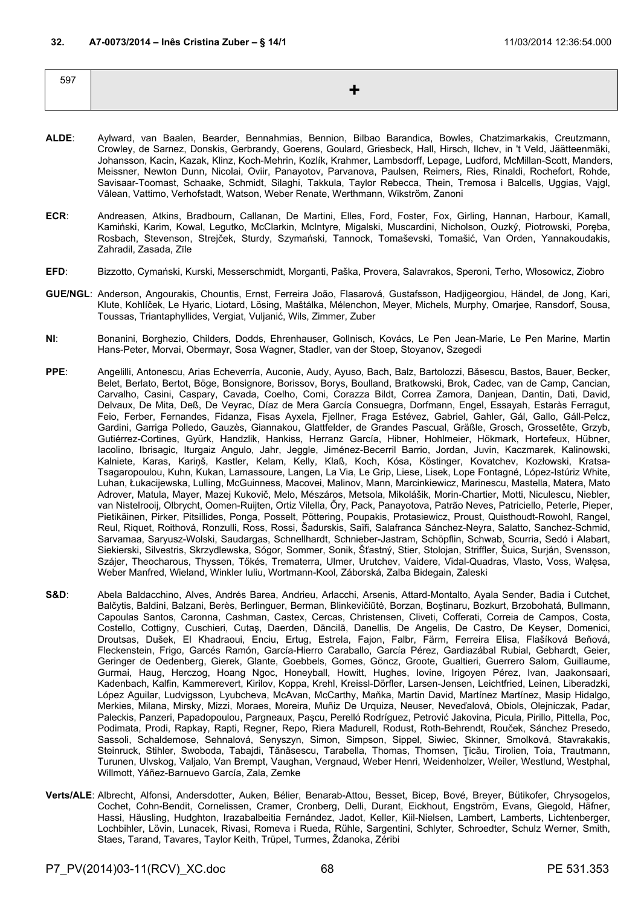**32. A7-0073/2014 – Inês Cristina Zuber – § 14/1** 11/03/2014 12:36:54.000

| 597 | + |
|---|---|

**ALDE**: Aylward, van Baalen, Bearder, Bennahmias, Bennion, Bilbao Barandica, Bowles, Chatzimarkakis, Creutzmann, Crowley, de Sarnez, Donskis, Gerbrandy, Goerens, Goulard, Griesbeck, Hall, Hirsch, Ilchev, in 't Veld, Jäätteenmäki, Johansson, Kacin, Kazak, Klinz, Koch-Mehrin, Kozlík, Krahmer, Lambsdorff, Lepage, Ludford, McMillan-Scott, Manders, Meissner, Newton Dunn, Nicolai, Oviir, Panayotov, Parvanova, Paulsen, Reimers, Ries, Rinaldi, Rochefort, Rohde, Savisaar-Toomast, Schaake, Schmidt, Silaghi, Takkula, Taylor Rebecca, Thein, Tremosa i Balcells, Uggias, Vajgl, Vălean, Vattimo, Verhofstadt, Watson, Weber Renate, Werthmann, Wikström, Zanoni

**ECR**: Andreasen, Atkins, Bradbourn, Callanan, De Martini, Elles, Ford, Foster, Fox, Girling, Hannan, Harbour, Kamall, Kamiński, Karim, Kowal, Legutko, McClarkin, McIntyre, Migalski, Muscardini, Nicholson, Ouzký, Piotrowski, Poręba, Rosbach, Stevenson, Strejček, Sturdy, Szymański, Tannock, Tomaševski, Tomašić, Van Orden, Yannakoudakis, Zahradil, Zasada, Zīle

**EFD**: Bizzotto, Cymański, Kurski, Messerschmidt, Morganti, Paška, Provera, Salavrakos, Speroni, Terho, Włosowicz, Ziobro

**GUE/NGL**: Anderson, Angourakis, Chountis, Ernst, Ferreira João, Flasarová, Gustafsson, Hadjigeorgiou, Händel, de Jong, Kari, Klute, Kohlíček, Le Hyaric, Liotard, Lösing, Maštálka, Mélenchon, Meyer, Michels, Murphy, Omarjee, Ransdorf, Sousa, Toussas, Triantaphyllides, Vergiat, Vuljanić, Wils, Zimmer, Zuber

**NI**: Bonanini, Borghezio, Childers, Dodds, Ehrenhauser, Gollnisch, Kovács, Le Pen Jean-Marie, Le Pen Marine, Martin Hans-Peter, Morvai, Obermayr, Sosa Wagner, Stadler, van der Stoep, Stoyanov, Szegedi

**PPE**: Angelilli, Antonescu, Arias Echeverría, Auconie, Audy, Ayuso, Bach, Balz, Bartolozzi, Băsescu, Bastos, Bauer, Becker, Belet, Berlato, Bertot, Böge, Bonsignore, Borissov, Borys, Boulland, Bratkowski, Brok, Cadec, van de Camp, Cancian, Carvalho, Casini, Caspary, Cavada, Coelho, Comi, Corazza Bildt, Correa Zamora, Danjean, Dantin, Dati, David, Delvaux, De Mita, Deß, De Veyrac, Díaz de Mera García Consuegra, Dorfmann, Engel, Essayah, Estaràs Ferragut, Feio, Ferber, Fernandes, Fidanza, Fisas Ayxela, Fjellner, Fraga Estévez, Gabriel, Gahler, Gál, Gallo, Gáll-Pelcz, Gardini, Garriga Polledo, Gauzès, Giannakou, Glattfelder, de Grandes Pascual, Gräßle, Grosch, Grossetête, Grzyb, Gutiérrez-Cortines, Gyürk, Handzlik, Hankiss, Herranz García, Hibner, Hohlmeier, Hökmark, Hortefeux, Hübner, Iacolino, Ibrisagic, Iturgaiz Angulo, Jahr, Jeggle, Jiménez-Becerril Barrio, Jordan, Juvin, Kaczmarek, Kalinowski, Kalniete, Karas, Kariņš, Kastler, Kelam, Kelly, Klaß, Koch, Kósa, Köstinger, Kovatchev, Kozłowski, Kratsa-Tsagaropoulou, Kuhn, Kukan, Lamassoure, Langen, La Via, Le Grip, Liese, Lisek, Lope Fontagné, López-Istúriz White, Luhan, Łukacijewska, Lulling, McGuinness, Macovei, Malinov, Mann, Marcinkiewicz, Marinescu, Mastella, Matera, Mato Adrover, Matula, Mayer, Mazej Kukovič, Melo, Mészáros, Metsola, Mikolášik, Morin-Chartier, Motti, Niculescu, Niebler, van Nistelrooij, Olbrycht, Oomen-Ruijten, Ortiz Vilella, Őry, Pack, Panayotova, Patrão Neves, Patriciello, Peterle, Pieper, Pietikäinen, Pirker, Pitsillides, Ponga, Posselt, Pöttering, Poupakis, Protasiewicz, Proust, Quisthoudt-Rowohl, Rangel, Reul, Riquet, Roithová, Ronzulli, Ross, Rossi, Šadurskis, Saïfi, Salafranca Sánchez-Neyra, Salatto, Sanchez-Schmid, Sarvamaa, Saryusz-Wolski, Saudargas, Schnellhardt, Schnieber-Jastram, Schöpflin, Schwab, Scurria, Sedó i Alabart, Siekierski, Silvestris, Skrzydlewska, Sógor, Sommer, Sonik, Šťastný, Stier, Stolojan, Striffler, Šuica, Surján, Svensson, Szájer, Theocharous, Thyssen, Tőkés, Trematerra, Ulmer, Urutchev, Vaidere, Vidal-Quadras, Vlasto, Voss, Wałęsa, Weber Manfred, Wieland, Winkler Iuliu, Wortmann-Kool, Záborská, Zalba Bidegain, Zaleski

**S&D**: Abela Baldacchino, Alves, Andrés Barea, Andrieu, Arlacchi, Arsenis, Attard-Montalto, Ayala Sender, Badia i Cutchet, Balčytis, Baldini, Balzani, Berès, Berlinguer, Berman, Blinkevičiūtė, Borzan, Boştinaru, Bozkurt, Brzobohatá, Bullmann, Capoulas Santos, Caronna, Cashman, Castex, Cercas, Christensen, Cliveti, Cofferati, Correia de Campos, Costa, Costello, Cottigny, Cuschieri, Cutaş, Daerden, Dăncilă, Danellis, De Angelis, De Castro, De Keyser, Domenici, Droutsas, Dušek, El Khadraoui, Enciu, Ertug, Estrela, Fajon, Falbr, Färm, Ferreira Elisa, Flašíková Beňová, Fleckenstein, Frigo, Garcés Ramón, García-Hierro Caraballo, García Pérez, Gardiazábal Rubial, Gebhardt, Geier, Geringer de Oedenberg, Gierek, Glante, Goebbels, Gomes, Göncz, Groote, Gualtieri, Guerrero Salom, Guillaume, Gurmai, Haug, Herczog, Hoang Ngoc, Honeyball, Howitt, Hughes, Iovine, Irigoyen Pérez, Ivan, Jaakonsaari, Kadenbach, Kalfin, Kammerevert, Kirilov, Koppa, Krehl, Kreissl-Dörfler, Larsen-Jensen, Leichtfried, Leinen, Liberadzki, López Aguilar, Ludvigsson, Lyubcheva, McAvan, McCarthy, Maňka, Martin David, Martínez Martínez, Masip Hidalgo, Merkies, Milana, Mirsky, Mizzi, Moraes, Moreira, Muñiz De Urquiza, Neuser, Neveďalová, Obiols, Olejniczak, Padar, Paleckis, Panzeri, Papadopoulou, Pargneaux, Paşcu, Perelló Rodríguez, Petrović Jakovina, Picula, Pirillo, Pittella, Poc, Podimata, Prodi, Rapkay, Rapti, Regner, Repo, Riera Madurell, Rodust, Roth-Behrendt, Rouček, Sánchez Presedo, Sassoli, Schaldemose, Sehnalová, Senyszyn, Simon, Simpson, Sippel, Siwiec, Skinner, Smolková, Stavrakakis, Steinruck, Stihler, Swoboda, Tabajdi, Tănăsescu, Tarabella, Thomas, Thomsen, Ţicău, Tirolien, Toia, Trautmann, Turunen, Ulvskog, Valjalo, Van Brempt, Vaughan, Vergnaud, Weber Henri, Weidenholzer, Weiler, Westlund, Westphal, Willmott, Yáñez-Barnuevo García, Zala, Zemke

**Verts/ALE**: Albrecht, Alfonsi, Andersdotter, Auken, Bélier, Benarab-Attou, Besset, Bicep, Bové, Breyer, Bütikofer, Chrysogelos, Cochet, Cohn-Bendit, Cornelissen, Cramer, Cronberg, Delli, Durant, Eickhout, Engström, Evans, Giegold, Häfner, Hassi, Häusling, Hudghton, Irazabalbeitia Fernández, Jadot, Keller, Kiil-Nielsen, Lambert, Lamberts, Lichtenberger, Lochbihler, Lövin, Lunacek, Rivasi, Romeva i Rueda, Rühle, Sargentini, Schlyter, Schroedter, Schulz Werner, Smith, Staes, Tarand, Tavares, Taylor Keith, Trüpel, Turmes, Ždanoka, Zéribi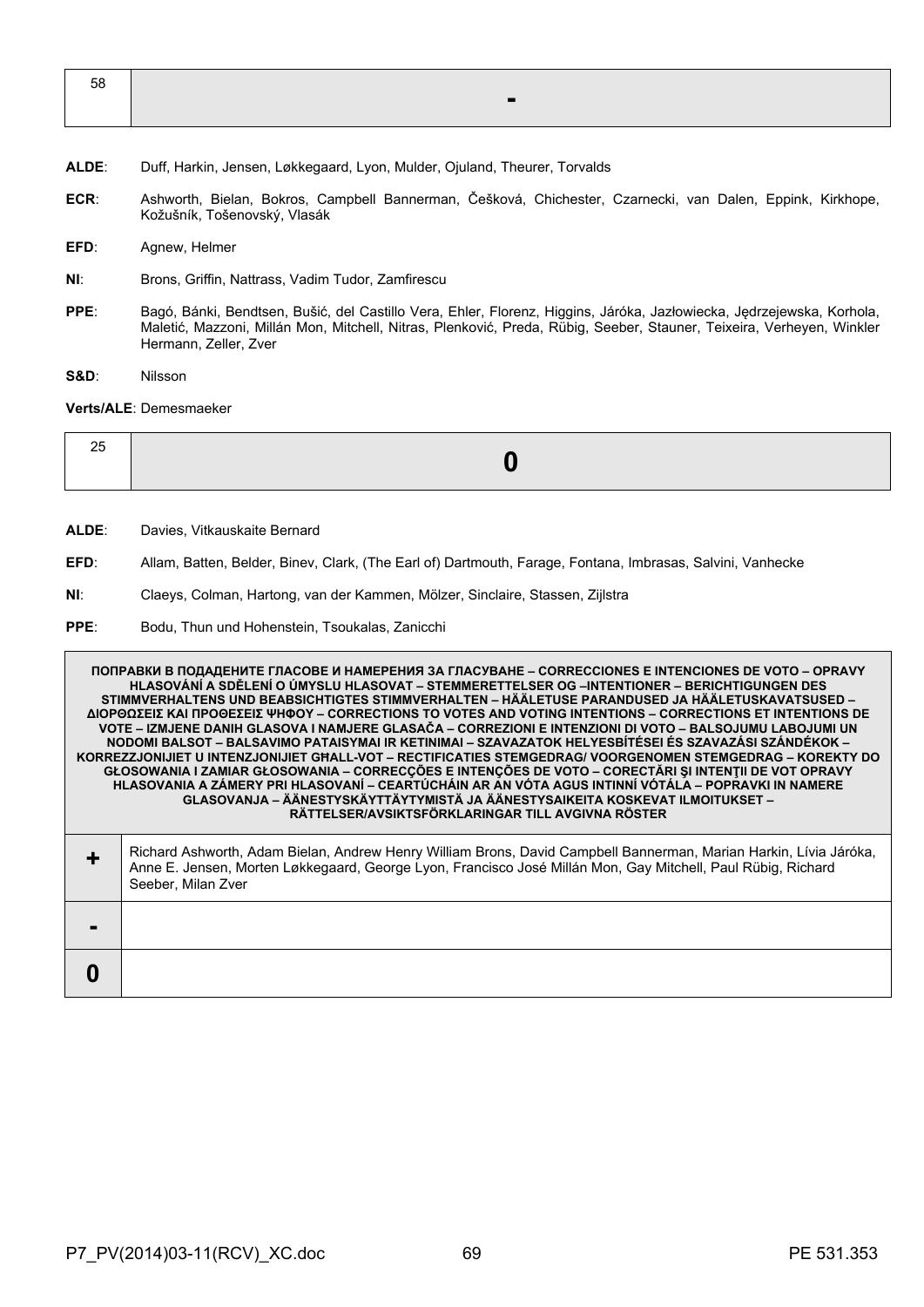| 58 | - |
|---|---|

**ALDE**: Duff, Harkin, Jensen, Løkkegaard, Lyon, Mulder, Ojuland, Theurer, Torvalds

**ECR**: Ashworth, Bielan, Bokros, Campbell Bannerman, Češková, Chichester, Czarnecki, van Dalen, Eppink, Kirkhope, Kožušník, Tošenovský, Vlasák

**EFD**: Agnew, Helmer

**NI**: Brons, Griffin, Nattrass, Vadim Tudor, Zamfirescu

**PPE**: Bagó, Bánki, Bendtsen, Bušić, del Castillo Vera, Ehler, Florenz, Higgins, Járóka, Jazłowiecka, Jędrzejewska, Korhola, Maletić, Mazzoni, Millán Mon, Mitchell, Nitras, Plenković, Preda, Rübig, Seeber, Stauner, Teixeira, Verheyen, Winkler Hermann, Zeller, Zver

**S&D**: Nilsson

**Verts/ALE**: Demesmaeker

| 25 | 0 |
|---|---|

**ALDE**: Davies, Vitkauskaite Bernard

**EFD**: Allam, Batten, Belder, Binev, Clark, (The Earl of) Dartmouth, Farage, Fontana, Imbrasas, Salvini, Vanhecke

**NI**: Claeys, Colman, Hartong, van der Kammen, Mölzer, Sinclaire, Stassen, Zijlstra

**PPE**: Bodu, Thun und Hohenstein, Tsoukalas, Zanicchi

| ПОПРАВКИ В ПОДАДЕНИТЕ ГЛАСОВЕ И НАМЕРЕНИЯ ЗА ГЛАСУВАНЕ – CORRECCIONES E INTENCIONES DE VOTO – OPRAVY HLASOVÁNÍ A SDĚLENÍ O ÚMYSLU HLASOVAT – STEMMERETTELSER OG –INTENTIONER – BERICHTIGUNGEN DES STIMMVERHALTENS UND BEABSICHTIGTES STIMMVERHALTEN – HÄÄLETUSE PARANDUSED JA HÄÄLETUSKAVATSUSED – ΔΙΟΡΘΩΣΕΙΣ ΚΑΙ ΠΡΟΘΕΣΕΙΣ ΨΗΦΟΥ – CORRECTIONS TO VOTES AND VOTING INTENTIONS – CORRECTIONS ET INTENTIONS DE VOTE – IZMJENE DANIH GLASOVA I NAMJERE GLASAČA – CORREZIONI E INTENZIONI DI VOTO – BALSOJUMU LABOJUMI UN NODOMI BALSOT – BALSAVIMO PATAISYMAI IR KETINIMAI – SZAVAZATOK HELYESBÍTÉSEI ÉS SZAVAZÁSI SZÁNDÉKOK – KORREZZJONIJIET U INTENZJONIJIET GĦALL-VOT – RECTIFICATIES STEMGEDRAG/ VOORGENOMEN STEMGEDRAG – KOREKTY DO GŁOSOWANIA I ZAMIAR GŁOSOWANIA – CORRECÇÕES E INTENÇÕES DE VOTO – CORECTĂRI ŞI INTENŢII DE VOT OPRAVY HLASOVANIA A ZÁMERY PRI HLASOVANÍ – CEARTÚCHÁIN AR AN VÓTA AGUS INTINNÍ VÓTÁLA – POPRAVKI IN NAMERE GLASOVANJA – ÄÄNESTYSKÄYTTÄYTYMISTÄ JA ÄÄNESTYSAIKEITA KOSKEVAT ILMOITUKSET – RÄTTELSER/AVSIKTSFÖRKLARINGAR TILL AVGIVNA RÖSTER | |
|---|---|
| + | Richard Ashworth, Adam Bielan, Andrew Henry William Brons, David Campbell Bannerman, Marian Harkin, Lívia Járóka, Anne E. Jensen, Morten Løkkegaard, George Lyon, Francisco José Millán Mon, Gay Mitchell, Paul Rübig, Richard Seeber, Milan Zver |
| - | |
| 0 | |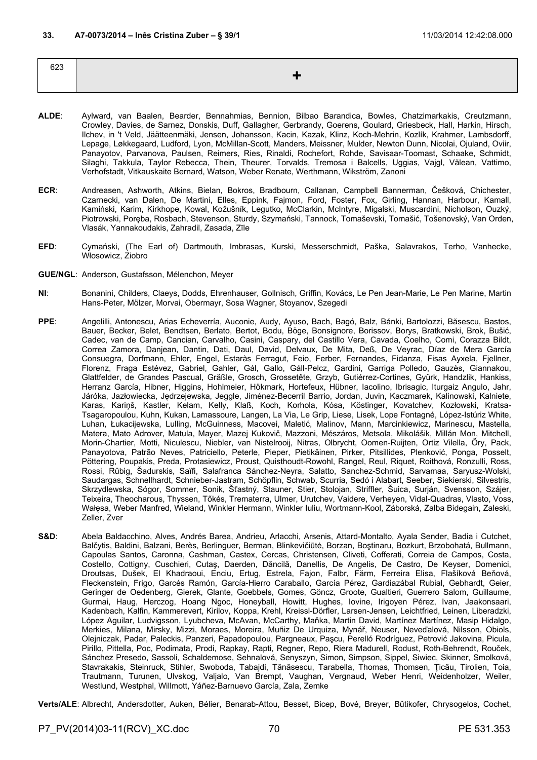**33. A7-0073/2014 – Inês Cristina Zuber – § 39/1** 11/03/2014 12:42:08.000

| 623 | + |
|---|---|

**ALDE**: Aylward, van Baalen, Bearder, Bennahmias, Bennion, Bilbao Barandica, Bowles, Chatzimarkakis, Creutzmann, Crowley, Davies, de Sarnez, Donskis, Duff, Gallagher, Gerbrandy, Goerens, Goulard, Griesbeck, Hall, Harkin, Hirsch, Ilchev, in 't Veld, Jäätteenmäki, Jensen, Johansson, Kacin, Kazak, Klinz, Koch-Mehrin, Kozlík, Krahmer, Lambsdorff, Lepage, Løkkegaard, Ludford, Lyon, McMillan-Scott, Manders, Meissner, Mulder, Newton Dunn, Nicolai, Ojuland, Oviir, Panayotov, Parvanova, Paulsen, Reimers, Ries, Rinaldi, Rochefort, Rohde, Savisaar-Toomast, Schaake, Schmidt, Silaghi, Takkula, Taylor Rebecca, Thein, Theurer, Torvalds, Tremosa i Balcells, Uggias, Vajgl, Vălean, Vattimo, Verhofstadt, Vitkauskaite Bernard, Watson, Weber Renate, Werthmann, Wikström, Zanoni

**ECR**: Andreasen, Ashworth, Atkins, Bielan, Bokros, Bradbourn, Callanan, Campbell Bannerman, Češková, Chichester, Czarnecki, van Dalen, De Martini, Elles, Eppink, Fajmon, Ford, Foster, Fox, Girling, Hannan, Harbour, Kamall, Kamiński, Karim, Kirkhope, Kowal, Kožušník, Legutko, McClarkin, McIntyre, Migalski, Muscardini, Nicholson, Ouzký, Piotrowski, Poręba, Rosbach, Stevenson, Sturdy, Szymański, Tannock, Tomaševski, Tomašić, Tošenovský, Van Orden, Vlasák, Yannakoudakis, Zahradil, Zasada, Zīle

**EFD**: Cymański, (The Earl of) Dartmouth, Imbrasas, Kurski, Messerschmidt, Paška, Salavrakos, Terho, Vanhecke, Włosowicz, Ziobro

**GUE/NGL**: Anderson, Gustafsson, Mélenchon, Meyer

**NI**: Bonanini, Childers, Claeys, Dodds, Ehrenhauser, Gollnisch, Griffin, Kovács, Le Pen Jean-Marie, Le Pen Marine, Martin Hans-Peter, Mölzer, Morvai, Obermayr, Sosa Wagner, Stoyanov, Szegedi

**PPE**: Angelilli, Antonescu, Arias Echeverría, Auconie, Audy, Ayuso, Bach, Bagó, Balz, Bánki, Bartolozzi, Băsescu, Bastos, Bauer, Becker, Belet, Bendtsen, Berlato, Bertot, Bodu, Böge, Bonsignore, Borissov, Borys, Bratkowski, Brok, Bušić, Cadec, van de Camp, Cancian, Carvalho, Casini, Caspary, del Castillo Vera, Cavada, Coelho, Comi, Corazza Bildt, Correa Zamora, Danjean, Dantin, Dati, Daul, David, Delvaux, De Mita, Deß, De Veyrac, Díaz de Mera García Consuegra, Dorfmann, Ehler, Engel, Estaràs Ferragut, Feio, Ferber, Fernandes, Fidanza, Fisas Ayxela, Fjellner, Florenz, Fraga Estévez, Gabriel, Gahler, Gál, Gallo, Gáll-Pelcz, Gardini, Garriga Polledo, Gauzès, Giannakou, Glattfelder, de Grandes Pascual, Gräßle, Grosch, Grossetête, Grzyb, Gutiérrez-Cortines, Gyürk, Handzlik, Hankiss, Herranz García, Hibner, Higgins, Hohlmeier, Hökmark, Hortefeux, Hübner, Iacolino, Ibrisagic, Iturgaiz Angulo, Jahr, Járóka, Jazłowiecka, Jędrzejewska, Jeggle, Jiménez-Becerril Barrio, Jordan, Juvin, Kaczmarek, Kalinowski, Kalniete, Karas, Kariņš, Kastler, Kelam, Kelly, Klaß, Koch, Korhola, Kósa, Köstinger, Kovatchev, Kozłowski, Kratsa-Tsagaropoulou, Kuhn, Kukan, Lamassoure, Langen, La Via, Le Grip, Liese, Lisek, Lope Fontagné, López-Istúriz White, Luhan, Łukacijewska, Lulling, McGuinness, Macovei, Maletić, Malinov, Mann, Marcinkiewicz, Marinescu, Mastella, Matera, Mato Adrover, Matula, Mayer, Mazej Kukovič, Mazzoni, Mészáros, Metsola, Mikolášik, Millán Mon, Mitchell, Morin-Chartier, Motti, Niculescu, Niebler, van Nistelrooij, Nitras, Olbrycht, Oomen-Ruijten, Ortiz Vilella, Őry, Pack, Panayotova, Patrão Neves, Patriciello, Peterle, Pieper, Pietikäinen, Pirker, Pitsillides, Plenković, Ponga, Posselt, Pöttering, Poupakis, Preda, Protasiewicz, Proust, Quisthoudt-Rowohl, Rangel, Reul, Riquet, Roithová, Ronzulli, Ross, Rossi, Rübig, Šadurskis, Saïfi, Salafranca Sánchez-Neyra, Salatto, Sanchez-Schmid, Sarvamaa, Saryusz-Wolski, Saudargas, Schnellhardt, Schnieber-Jastram, Schöpflin, Schwab, Scurria, Sedó i Alabart, Seeber, Siekierski, Silvestris, Skrzydlewska, Sógor, Sommer, Sonik, Šťastný, Stauner, Stier, Stolojan, Striffler, Šuica, Surján, Svensson, Szájer, Teixeira, Theocharous, Thyssen, Tőkés, Trematerra, Ulmer, Urutchev, Vaidere, Verheyen, Vidal-Quadras, Vlasto, Voss, Wałęsa, Weber Manfred, Wieland, Winkler Hermann, Winkler Iuliu, Wortmann-Kool, Záborská, Zalba Bidegain, Zaleski, Zeller, Zver

**S&D**: Abela Baldacchino, Alves, Andrés Barea, Andrieu, Arlacchi, Arsenis, Attard-Montalto, Ayala Sender, Badia i Cutchet, Balčytis, Baldini, Balzani, Berès, Berlinguer, Berman, Blinkevičiūtė, Borzan, Boştinaru, Bozkurt, Brzobohatá, Bullmann, Capoulas Santos, Caronna, Cashman, Castex, Cercas, Christensen, Cliveti, Cofferati, Correia de Campos, Costa, Costello, Cottigny, Cuschieri, Cutaş, Daerden, Dăncilă, Danellis, De Angelis, De Castro, De Keyser, Domenici, Droutsas, Dušek, El Khadraoui, Enciu, Ertug, Estrela, Fajon, Falbr, Färm, Ferreira Elisa, Flašíková Beňová, Fleckenstein, Frigo, Garcés Ramón, García-Hierro Caraballo, García Pérez, Gardiazábal Rubial, Gebhardt, Geier, Geringer de Oedenberg, Gierek, Glante, Goebbels, Gomes, Göncz, Groote, Gualtieri, Guerrero Salom, Guillaume, Gurmai, Haug, Herczog, Hoang Ngoc, Honeyball, Howitt, Hughes, Iovine, Irigoyen Pérez, Ivan, Jaakonsaari, Kadenbach, Kalfin, Kammerevert, Kirilov, Koppa, Krehl, Kreissl-Dörfler, Larsen-Jensen, Leichtfried, Leinen, Liberadzki, López Aguilar, Ludvigsson, Lyubcheva, McAvan, McCarthy, Maňka, Martin David, Martínez Martínez, Masip Hidalgo, Merkies, Milana, Mirsky, Mizzi, Moraes, Moreira, Muñiz De Urquiza, Mynář, Neuser, Neveďalová, Nilsson, Obiols, Olejniczak, Padar, Paleckis, Panzeri, Papadopoulou, Pargneaux, Paşcu, Perelló Rodríguez, Petrović Jakovina, Picula, Pirillo, Pittella, Poc, Podimata, Prodi, Rapkay, Rapti, Regner, Repo, Riera Madurell, Rodust, Roth-Behrendt, Rouček, Sánchez Presedo, Sassoli, Schaldemose, Sehnalová, Senyszyn, Simon, Simpson, Sippel, Siwiec, Skinner, Smolková, Stavrakakis, Steinruck, Stihler, Swoboda, Tabajdi, Tănăsescu, Tarabella, Thomas, Thomsen, Ţicău, Tirolien, Toia, Trautmann, Turunen, Ulvskog, Valjalo, Van Brempt, Vaughan, Vergnaud, Weber Henri, Weidenholzer, Weiler, Westlund, Westphal, Willmott, Yáñez-Barnuevo García, Zala, Zemke

**Verts/ALE**: Albrecht, Andersdotter, Auken, Bélier, Benarab-Attou, Besset, Bicep, Bové, Breyer, Bütikofer, Chrysogelos, Cochet,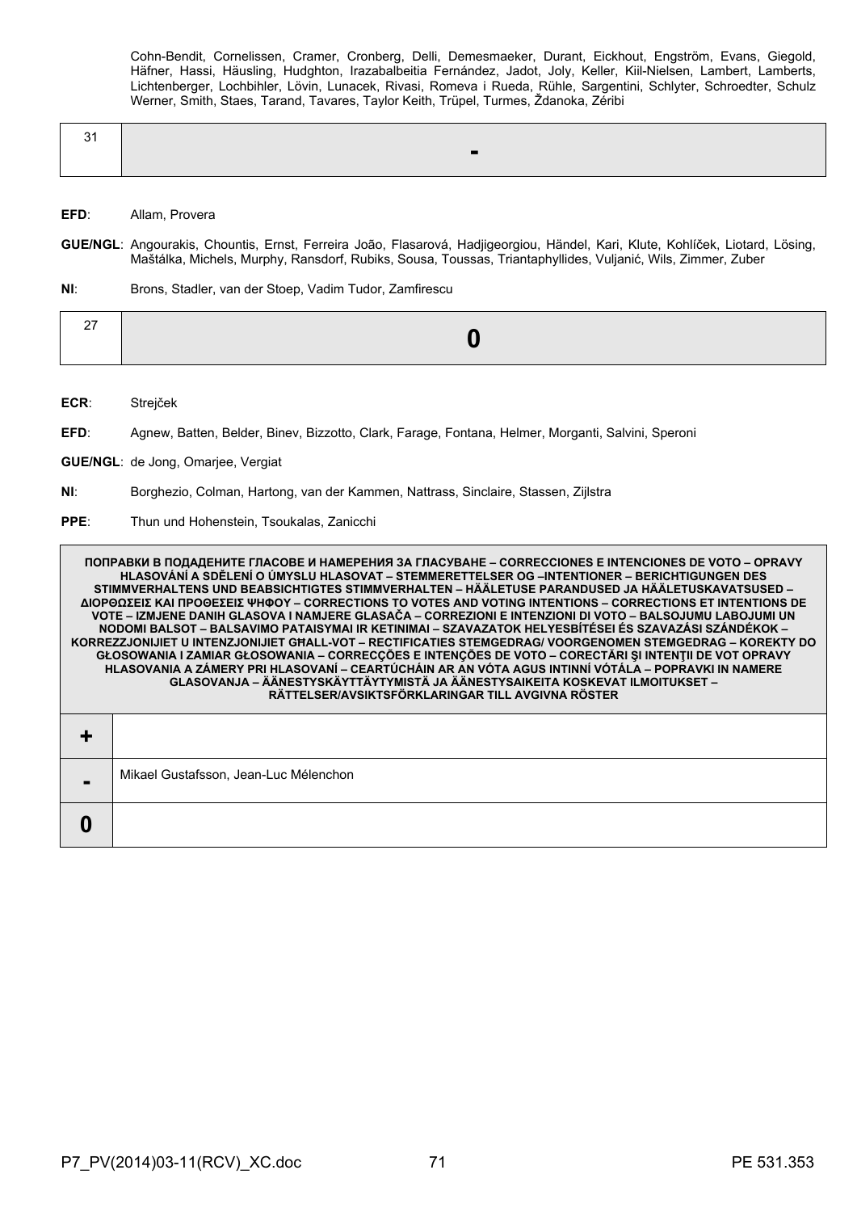Cohn-Bendit, Cornelissen, Cramer, Cronberg, Delli, Demesmaeker, Durant, Eickhout, Engström, Evans, Giegold, Häfner, Hassi, Häusling, Hudghton, Irazabalbeitia Fernández, Jadot, Joly, Keller, Kiil-Nielsen, Lambert, Lamberts, Lichtenberger, Lochbihler, Lövin, Lunacek, Rivasi, Romeva i Rueda, Rühle, Sargentini, Schlyter, Schroedter, Schulz Werner, Smith, Staes, Tarand, Tavares, Taylor Keith, Trüpel, Turmes, Ždanoka, Zéribi

| 31 | - |
|---|---|

**EFD**: Allam, Provera

**GUE/NGL**: Angourakis, Chountis, Ernst, Ferreira João, Flasarová, Hadjigeorgiou, Händel, Kari, Klute, Kohlíček, Liotard, Lösing, Maštálka, Michels, Murphy, Ransdorf, Rubiks, Sousa, Toussas, Triantaphyllides, Vuljanić, Wils, Zimmer, Zuber

**NI**: Brons, Stadler, van der Stoep, Vadim Tudor, Zamfirescu

| 27 | 0 |
|---|---|

**ECR**: Strejček

**EFD**: Agnew, Batten, Belder, Binev, Bizzotto, Clark, Farage, Fontana, Helmer, Morganti, Salvini, Speroni

**GUE/NGL**: de Jong, Omarjee, Vergiat

**NI**: Borghezio, Colman, Hartong, van der Kammen, Nattrass, Sinclaire, Stassen, Zijlstra

**PPE**: Thun und Hohenstein, Tsoukalas, Zanicchi

| ПОПРАВКИ В ПОДАДЕНИТЕ ГЛАСОВЕ И НАМЕРЕНИЯ ЗА ГЛАСУВАНЕ – CORRECCIONES E INTENCIONES DE VOTO – OPRAVY HLASOVÁNÍ A SDĚLENÍ O ÚMYSLU HLASOVAT – STEMMERETTELSER OG –INTENTIONER – BERICHTIGUNGEN DES STIMMVERHALTENS UND BEABSICHTIGTES STIMMVERHALTEN – HÄÄLETUSE PARANDUSED JA HÄÄLETUSKAVATSUSED – ΔΙΟΡΘΩΣΕΙΣ ΚΑΙ ΠΡΟΘΕΣΕΙΣ ΨΗΦΟΥ – CORRECTIONS TO VOTES AND VOTING INTENTIONS – CORRECTIONS ET INTENTIONS DE VOTE – IZMJENE DANIH GLASOVA I NAMJERE GLASAČA – CORREZIONI E INTENZIONI DI VOTO – BALSOJUMU LABOJUMI UN NODOMI BALSOT – BALSAVIMO PATAISYMAI IR KETINIMAI – SZAVAZATOK HELYESBÍTÉSEI ÉS SZAVAZÁSI SZÁNDÉKOK – KORREZZJONIJIET U INTENZJONIJIET GĦALL-VOT – RECTIFICATIES STEMGEDRAG/ VOORGENOMEN STEMGEDRAG – KOREKTY DO GŁOSOWANIA I ZAMIAR GŁOSOWANIA – CORRECÇÕES E INTENÇÕES DE VOTO – CORECTĂRI ŞI INTENŢII DE VOT OPRAVY HLASOVANIA A ZÁMERY PRI HLASOVANÍ – CEARTÚCHÁIN AR AN VÓTA AGUS INTINNÍ VÓTÁLA – POPRAVKI IN NAMERE GLASOVANJA – ÄÄNESTYSKÄYTTÄYTYMISTÄ JA ÄÄNESTYSAIKEITA KOSKEVAT ILMOITUKSET – RÄTTELSER/AVSIKTSFÖRKLARINGAR TILL AVGIVNA RÖSTER | |
|---|---|
| + | |
| - | Mikael Gustafsson, Jean-Luc Mélenchon |
| 0 | |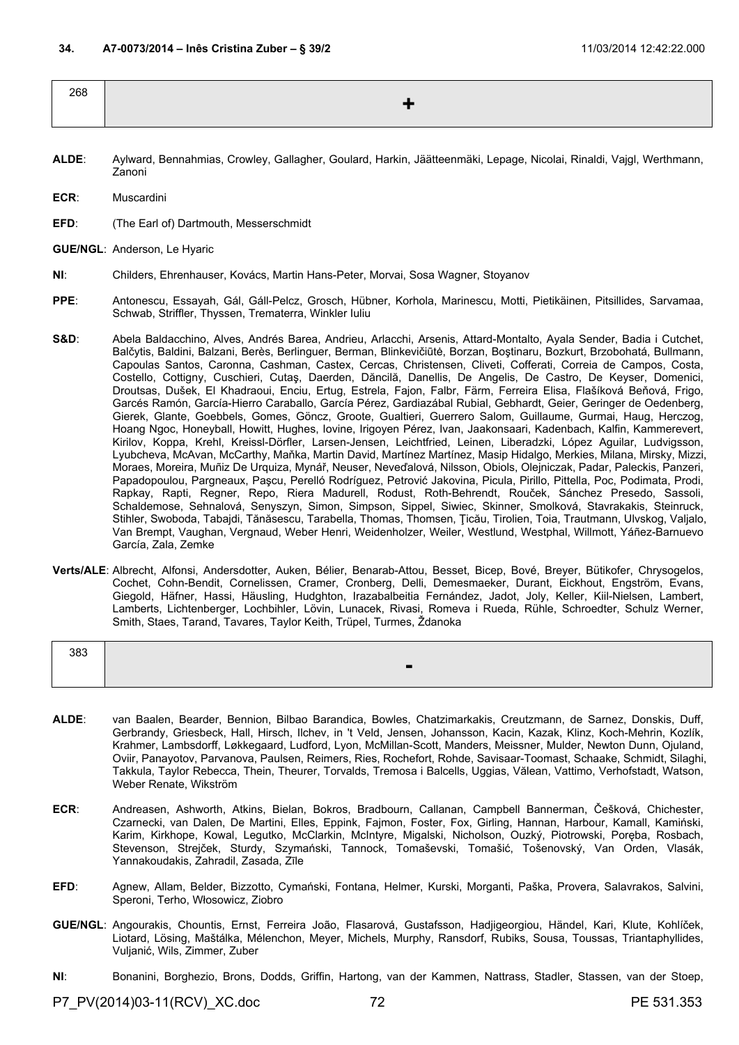### 34. A7-0073/2014 – Inês Cristina Zuber – § 39/2 11/03/2014 12:42:22.000

| 268 | + |
|---|---|

**ALDE**: Aylward, Bennahmias, Crowley, Gallagher, Goulard, Harkin, Jäätteenmäki, Lepage, Nicolai, Rinaldi, Vajgl, Werthmann, Zanoni

**ECR**: Muscardini

**EFD**: (The Earl of) Dartmouth, Messerschmidt

**GUE/NGL**: Anderson, Le Hyaric

**NI**: Childers, Ehrenhauser, Kovács, Martin Hans-Peter, Morvai, Sosa Wagner, Stoyanov

**PPE**: Antonescu, Essayah, Gál, Gáll-Pelcz, Grosch, Hübner, Korhola, Marinescu, Motti, Pietikäinen, Pitsillides, Sarvamaa, Schwab, Striffler, Thyssen, Trematerra, Winkler Iuliu

**S&D**: Abela Baldacchino, Alves, Andrés Barea, Andrieu, Arlacchi, Arsenis, Attard-Montalto, Ayala Sender, Badia i Cutchet, Balčytis, Baldini, Balzani, Berès, Berlinguer, Berman, Blinkevičiūtė, Borzan, Boştinaru, Bozkurt, Brzobohatá, Bullmann, Capoulas Santos, Caronna, Cashman, Castex, Cercas, Christensen, Cliveti, Cofferati, Correia de Campos, Costa, Costello, Cottigny, Cuschieri, Cutaş, Daerden, Dăncilă, Danellis, De Angelis, De Castro, De Keyser, Domenici, Droutsas, Dušek, El Khadraoui, Enciu, Ertug, Estrela, Fajon, Falbr, Färm, Ferreira Elisa, Flašíková Beňová, Frigo, Garcés Ramón, García-Hierro Caraballo, García Pérez, Gardiazábal Rubial, Gebhardt, Geier, Geringer de Oedenberg, Gierek, Glante, Goebbels, Gomes, Göncz, Groote, Gualtieri, Guerrero Salom, Guillaume, Gurmai, Haug, Herczog, Hoang Ngoc, Honeyball, Howitt, Hughes, Iovine, Irigoyen Pérez, Ivan, Jaakonsaari, Kadenbach, Kalfin, Kammerevert, Kirilov, Koppa, Krehl, Kreissl-Dörfler, Larsen-Jensen, Leichtfried, Leinen, Liberadzki, López Aguilar, Ludvigsson, Lyubcheva, McAvan, McCarthy, Maňka, Martin David, Martínez Martínez, Masip Hidalgo, Merkies, Milana, Mirsky, Mizzi, Moraes, Moreira, Muñiz De Urquiza, Mynář, Neuser, Neveďalová, Nilsson, Obiols, Olejniczak, Padar, Paleckis, Panzeri, Papadopoulou, Pargneaux, Paşcu, Perelló Rodríguez, Petrović Jakovina, Picula, Pirillo, Pittella, Poc, Podimata, Prodi, Rapkay, Rapti, Regner, Repo, Riera Madurell, Rodust, Roth-Behrendt, Rouček, Sánchez Presedo, Sassoli, Schaldemose, Sehnalová, Senyszyn, Simon, Simpson, Sippel, Siwiec, Skinner, Smolková, Stavrakakis, Steinruck, Stihler, Swoboda, Tabajdi, Tănăsescu, Tarabella, Thomas, Thomsen, Ţicău, Tirolien, Toia, Trautmann, Ulvskog, Valjalo, Van Brempt, Vaughan, Vergnaud, Weber Henri, Weidenholzer, Weiler, Westlund, Westphal, Willmott, Yáñez-Barnuevo García, Zala, Zemke

**Verts/ALE**: Albrecht, Alfonsi, Andersdotter, Auken, Bélier, Benarab-Attou, Besset, Bicep, Bové, Breyer, Bütikofer, Chrysogelos, Cochet, Cohn-Bendit, Cornelissen, Cramer, Cronberg, Delli, Demesmaeker, Durant, Eickhout, Engström, Evans, Giegold, Häfner, Hassi, Häusling, Hudghton, Irazabalbeitia Fernández, Jadot, Joly, Keller, Kiil-Nielsen, Lambert, Lamberts, Lichtenberger, Lochbihler, Lövin, Lunacek, Rivasi, Romeva i Rueda, Rühle, Schroedter, Schulz Werner, Smith, Staes, Tarand, Tavares, Taylor Keith, Trüpel, Turmes, Ždanoka

| 383 | - |
|---|---|

**ALDE**: van Baalen, Bearder, Bennion, Bilbao Barandica, Bowles, Chatzimarkakis, Creutzmann, de Sarnez, Donskis, Duff, Gerbrandy, Griesbeck, Hall, Hirsch, Ilchev, in 't Veld, Jensen, Johansson, Kacin, Kazak, Klinz, Koch-Mehrin, Kozlík, Krahmer, Lambsdorff, Løkkegaard, Ludford, Lyon, McMillan-Scott, Manders, Meissner, Mulder, Newton Dunn, Ojuland, Oviir, Panayotov, Parvanova, Paulsen, Reimers, Ries, Rochefort, Rohde, Savisaar-Toomast, Schaake, Schmidt, Silaghi, Takkula, Taylor Rebecca, Thein, Theurer, Torvalds, Tremosa i Balcells, Uggias, Vălean, Vattimo, Verhofstadt, Watson, Weber Renate, Wikström

**ECR**: Andreasen, Ashworth, Atkins, Bielan, Bokros, Bradbourn, Callanan, Campbell Bannerman, Češková, Chichester, Czarnecki, van Dalen, De Martini, Elles, Eppink, Fajmon, Foster, Fox, Girling, Hannan, Harbour, Kamall, Kamiński, Karim, Kirkhope, Kowal, Legutko, McClarkin, McIntyre, Migalski, Nicholson, Ouzký, Piotrowski, Poręba, Rosbach, Stevenson, Strejček, Sturdy, Szymański, Tannock, Tomaševski, Tomašić, Tošenovský, Van Orden, Vlasák, Yannakoudakis, Zahradil, Zasada, Zīle

**EFD**: Agnew, Allam, Belder, Bizzotto, Cymański, Fontana, Helmer, Kurski, Morganti, Paška, Provera, Salavrakos, Salvini, Speroni, Terho, Włosowicz, Ziobro

**GUE/NGL**: Angourakis, Chountis, Ernst, Ferreira João, Flasarová, Gustafsson, Hadjigeorgiou, Händel, Kari, Klute, Kohlíček, Liotard, Lösing, Maštálka, Mélenchon, Meyer, Michels, Murphy, Ransdorf, Rubiks, Sousa, Toussas, Triantaphyllides, Vuljanić, Wils, Zimmer, Zuber

**NI**: Bonanini, Borghezio, Brons, Dodds, Griffin, Hartong, van der Kammen, Nattrass, Stadler, Stassen, van der Stoep,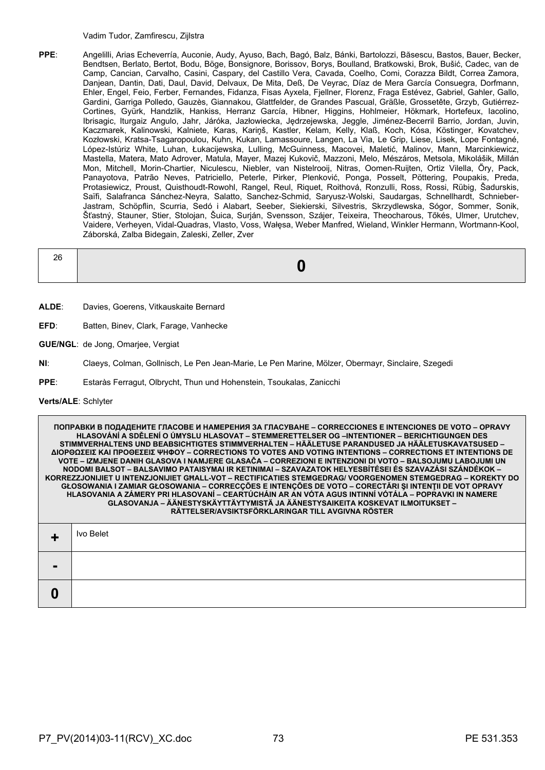Vadim Tudor, Zamfirescu, Zijlstra

**PPE**: Angelilli, Arias Echeverría, Auconie, Audy, Ayuso, Bach, Bagó, Balz, Bánki, Bartolozzi, Băsescu, Bastos, Bauer, Becker, Bendtsen, Berlato, Bertot, Bodu, Böge, Bonsignore, Borissov, Borys, Boulland, Bratkowski, Brok, Bušić, Cadec, van de Camp, Cancian, Carvalho, Casini, Caspary, del Castillo Vera, Cavada, Coelho, Comi, Corazza Bildt, Correa Zamora, Danjean, Dantin, Dati, Daul, David, Delvaux, De Mita, Deß, De Veyrac, Díaz de Mera García Consuegra, Dorfmann, Ehler, Engel, Feio, Ferber, Fernandes, Fidanza, Fisas Ayxela, Fjellner, Florenz, Fraga Estévez, Gabriel, Gahler, Gallo, Gardini, Garriga Polledo, Gauzès, Giannakou, Glattfelder, de Grandes Pascual, Gräßle, Grossetête, Grzyb, Gutiérrez-Cortines, Gyürk, Handzlik, Hankiss, Herranz García, Hibner, Higgins, Hohlmeier, Hökmark, Hortefeux, Iacolino, Ibrisagic, Iturgaiz Angulo, Jahr, Járóka, Jazłowiecka, Jędrzejewska, Jeggle, Jiménez-Becerril Barrio, Jordan, Juvin, Kaczmarek, Kalinowski, Kalniete, Karas, Kariņš, Kastler, Kelam, Kelly, Klaß, Koch, Kósa, Köstinger, Kovatchev, Kozłowski, Kratsa-Tsagaropoulou, Kuhn, Kukan, Lamassoure, Langen, La Via, Le Grip, Liese, Lisek, Lope Fontagné, López-Istúriz White, Luhan, Łukacijewska, Lulling, McGuinness, Macovei, Maletić, Malinov, Mann, Marcinkiewicz, Mastella, Matera, Mato Adrover, Matula, Mayer, Mazej Kukovič, Mazzoni, Melo, Mészáros, Metsola, Mikolášik, Millán Mon, Mitchell, Morin-Chartier, Niculescu, Niebler, van Nistelrooij, Nitras, Oomen-Ruijten, Ortiz Vilella, Őry, Pack, Panayotova, Patrão Neves, Patriciello, Peterle, Pirker, Plenković, Ponga, Posselt, Pöttering, Poupakis, Preda, Protasiewicz, Proust, Quisthoudt-Rowohl, Rangel, Reul, Riquet, Roithová, Ronzulli, Ross, Rossi, Rübig, Šadurskis, Saïfi, Salafranca Sánchez-Neyra, Salatto, Sanchez-Schmid, Saryusz-Wolski, Saudargas, Schnellhardt, Schnieber-Jastram, Schöpflin, Scurria, Sedó i Alabart, Seeber, Siekierski, Silvestris, Skrzydlewska, Sógor, Sommer, Sonik, Šťastný, Stauner, Stier, Stolojan, Šuica, Surján, Svensson, Szájer, Teixeira, Theocharous, Tőkés, Ulmer, Urutchev, Vaidere, Verheyen, Vidal-Quadras, Vlasto, Voss, Wałęsa, Weber Manfred, Wieland, Winkler Hermann, Wortmann-Kool, Záborská, Zalba Bidegain, Zaleski, Zeller, Zver

| 26 | **0** |
|---|---|

**ALDE**: Davies, Goerens, Vitkauskaite Bernard

**EFD**: Batten, Binev, Clark, Farage, Vanhecke

**GUE/NGL**: de Jong, Omarjee, Vergiat

**NI**: Claeys, Colman, Gollnisch, Le Pen Jean-Marie, Le Pen Marine, Mölzer, Obermayr, Sinclaire, Szegedi

**PPE**: Estaràs Ferragut, Olbrycht, Thun und Hohenstein, Tsoukalas, Zanicchi

**Verts/ALE**: Schlyter

| **ПОПРАВКИ В ПОДАДЕНИТЕ ГЛАСОВЕ И НАМЕРЕНИЯ ЗА ГЛАСУВАНЕ – CORRECCIONES E INTENCIONES DE VOTO – OPRAVY HLASOVÁNÍ A SDĚLENÍ O ÚMYSLU HLASOVAT – STEMMERETTELSER OG –INTENTIONER – BERICHTIGUNGEN DES STIMMVERHALTENS UND BEABSICHTIGTES STIMMVERHALTEN – HÄÄLETUSE PARANDUSED JA HÄÄLETUSKAVATSUSED – ΔΙΟΡΘΩΣΕΙΣ ΚΑΙ ΠΡΟΘΕΣΕΙΣ ΨΗΦΟΥ – CORRECTIONS TO VOTES AND VOTING INTENTIONS – CORRECTIONS ET INTENTIONS DE VOTE – IZMJENE DANIH GLASOVA I NAMJERE GLASAČA – CORREZIONI E INTENZIONI DI VOTO – BALSOJUMU LABOJUMI UN NODOMI BALSOT – BALSAVIMO PATAISYMAI IR KETINIMAI – SZAVAZATOK HELYESBÍTÉSEI ÉS SZAVAZÁSI SZÁNDÉKOK – KORREZZJONIJIET U INTENZJONIJIET GĦALL-VOT – RECTIFICATIES STEMGEDRAG/ VOORGENOMEN STEMGEDRAG – KOREKTY DO GŁOSOWANIA I ZAMIAR GŁOSOWANIA – CORRECÇÕES E INTENÇÕES DE VOTO – CORECTĂRI ŞI INTENŢII DE VOT OPRAVY HLASOVANIA A ZÁMERY PRI HLASOVANÍ – CEARTÚCHÁIN AR AN VÓTA AGUS INTINNÍ VÓTÁLA – POPRAVKI IN NAMERE GLASOVANJA – ÄÄNESTYSKÄYTTÄYTYMISTÄ JA ÄÄNESTYSAIKEITA KOSKEVAT ILMOITUKSET – RÄTTELSER/AVSIKTSFÖRKLARINGAR TILL AVGIVNA RÖSTER** | |
|---|---|
| **+** | Ivo Belet |
| **-** | |
| **0** | |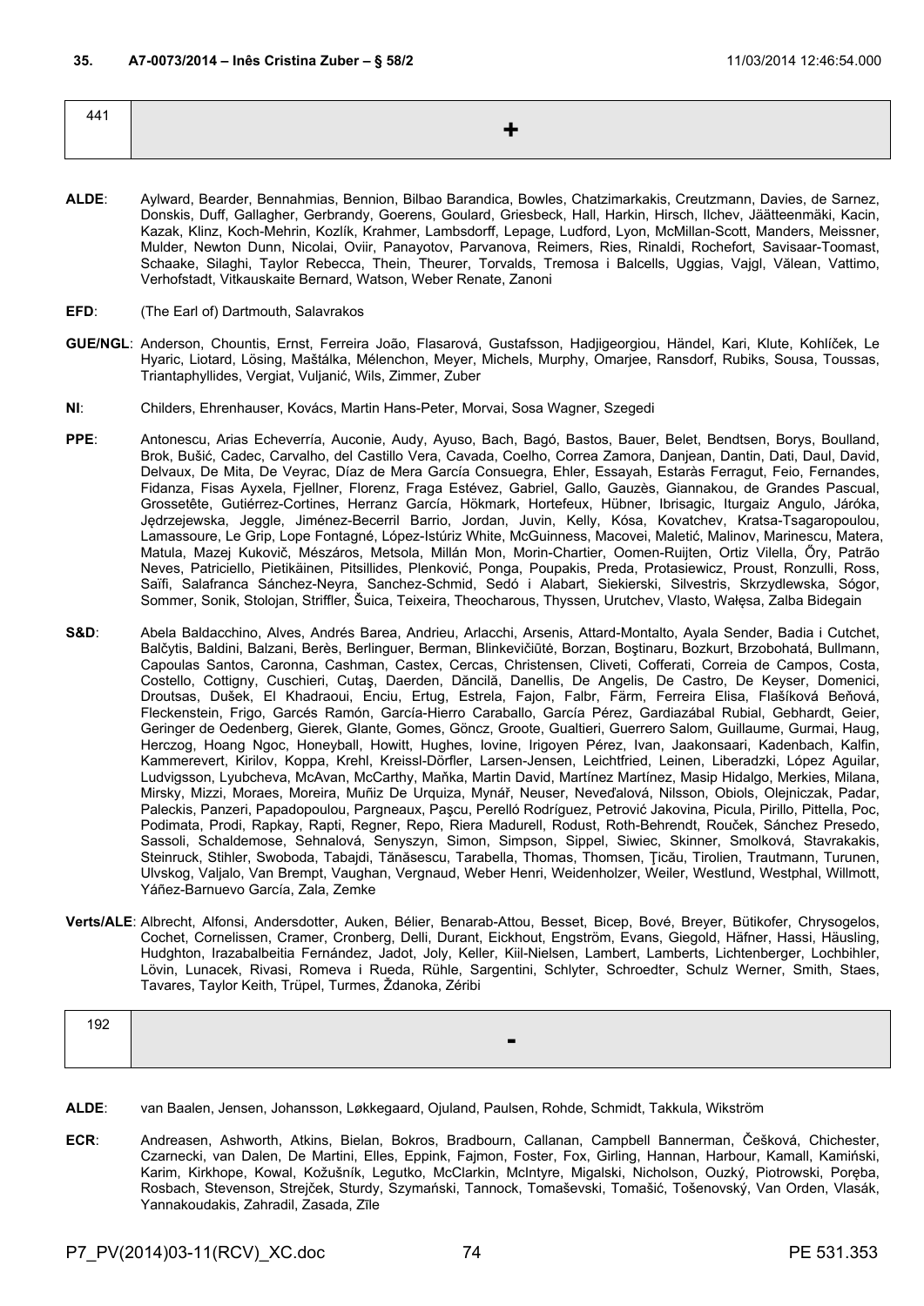**35. A7-0073/2014 – Inês Cristina Zuber – § 58/2** 11/03/2014 12:46:54.000

| 441 | + |
|---|---|

**ALDE**: Aylward, Bearder, Bennahmias, Bennion, Bilbao Barandica, Bowles, Chatzimarkakis, Creutzmann, Davies, de Sarnez, Donskis, Duff, Gallagher, Gerbrandy, Goerens, Goulard, Griesbeck, Hall, Harkin, Hirsch, Ilchev, Jäätteenmäki, Kacin, Kazak, Klinz, Koch-Mehrin, Kozlík, Krahmer, Lambsdorff, Lepage, Ludford, Lyon, McMillan-Scott, Manders, Meissner, Mulder, Newton Dunn, Nicolai, Oviir, Panayotov, Parvanova, Reimers, Ries, Rinaldi, Rochefort, Savisaar-Toomast, Schaake, Silaghi, Taylor Rebecca, Thein, Theurer, Torvalds, Tremosa i Balcells, Uggias, Vajgl, Vălean, Vattimo, Verhofstadt, Vitkauskaite Bernard, Watson, Weber Renate, Zanoni

**EFD**: (The Earl of) Dartmouth, Salavrakos

**GUE/NGL**: Anderson, Chountis, Ernst, Ferreira João, Flasarová, Gustafsson, Hadjigeorgiou, Händel, Kari, Klute, Kohlíček, Le Hyaric, Liotard, Lösing, Maštálka, Mélenchon, Meyer, Michels, Murphy, Omarjee, Ransdorf, Rubiks, Sousa, Toussas, Triantaphyllides, Vergiat, Vuljanić, Wils, Zimmer, Zuber

**NI**: Childers, Ehrenhauser, Kovács, Martin Hans-Peter, Morvai, Sosa Wagner, Szegedi

**PPE**: Antonescu, Arias Echeverría, Auconie, Audy, Ayuso, Bach, Bagó, Bastos, Bauer, Belet, Bendtsen, Borys, Boulland, Brok, Bušić, Cadec, Carvalho, del Castillo Vera, Cavada, Coelho, Correa Zamora, Danjean, Dantin, Dati, Daul, David, Delvaux, De Mita, De Veyrac, Díaz de Mera García Consuegra, Ehler, Essayah, Estaràs Ferragut, Feio, Fernandes, Fidanza, Fisas Ayxela, Fjellner, Florenz, Fraga Estévez, Gabriel, Gallo, Gauzès, Giannakou, de Grandes Pascual, Grossetête, Gutiérrez-Cortines, Herranz García, Hökmark, Hortefeux, Hübner, Ibrisagic, Iturgaiz Angulo, Járóka, Jędrzejewska, Jeggle, Jiménez-Becerril Barrio, Jordan, Juvin, Kelly, Kósa, Kovatchev, Kratsa-Tsagaropoulou, Lamassoure, Le Grip, Lope Fontagné, López-Istúriz White, McGuinness, Macovei, Maletić, Malinov, Marinescu, Matera, Matula, Mazej Kukovič, Mészáros, Metsola, Millán Mon, Morin-Chartier, Oomen-Ruijten, Ortiz Vilella, Őry, Patrão Neves, Patriciello, Pietikäinen, Pitsillides, Plenković, Ponga, Poupakis, Preda, Protasiewicz, Proust, Ronzulli, Ross, Saïfi, Salafranca Sánchez-Neyra, Sanchez-Schmid, Sedó i Alabart, Siekierski, Silvestris, Skrzydlewska, Sógor, Sommer, Sonik, Stolojan, Striffler, Šuica, Teixeira, Theocharous, Thyssen, Urutchev, Vlasto, Wałęsa, Zalba Bidegain

**S&D**: Abela Baldacchino, Alves, Andrés Barea, Andrieu, Arlacchi, Arsenis, Attard-Montalto, Ayala Sender, Badia i Cutchet, Balčytis, Baldini, Balzani, Berès, Berlinguer, Berman, Blinkevičiūtė, Borzan, Boştinaru, Bozkurt, Brzobohatá, Bullmann, Capoulas Santos, Caronna, Cashman, Castex, Cercas, Christensen, Cliveti, Cofferati, Correia de Campos, Costa, Costello, Cottigny, Cuschieri, Cutaş, Daerden, Dăncilă, Danellis, De Angelis, De Castro, De Keyser, Domenici, Droutsas, Dušek, El Khadraoui, Enciu, Ertug, Estrela, Fajon, Falbr, Färm, Ferreira Elisa, Flašíková Beňová, Fleckenstein, Frigo, Garcés Ramón, García-Hierro Caraballo, García Pérez, Gardiazábal Rubial, Gebhardt, Geier, Geringer de Oedenberg, Gierek, Glante, Gomes, Göncz, Groote, Gualtieri, Guerrero Salom, Guillaume, Gurmai, Haug, Herczog, Hoang Ngoc, Honeyball, Howitt, Hughes, Iovine, Irigoyen Pérez, Ivan, Jaakonsaari, Kadenbach, Kalfin, Kammerevert, Kirilov, Koppa, Krehl, Kreissl-Dörfler, Larsen-Jensen, Leichtfried, Leinen, Liberadzki, López Aguilar, Ludvigsson, Lyubcheva, McAvan, McCarthy, Maňka, Martin David, Martínez Martínez, Masip Hidalgo, Merkies, Milana, Mirsky, Mizzi, Moraes, Moreira, Muñiz De Urquiza, Mynář, Neuser, Neveďalová, Nilsson, Obiols, Olejniczak, Padar, Paleckis, Panzeri, Papadopoulou, Pargneaux, Paşcu, Perelló Rodríguez, Petrović Jakovina, Picula, Pirillo, Pittella, Poc, Podimata, Prodi, Rapkay, Rapti, Regner, Repo, Riera Madurell, Rodust, Roth-Behrendt, Rouček, Sánchez Presedo, Sassoli, Schaldemose, Sehnalová, Senyszyn, Simon, Simpson, Sippel, Siwiec, Skinner, Smolková, Stavrakakis, Steinruck, Stihler, Swoboda, Tabajdi, Tănăsescu, Tarabella, Thomas, Thomsen, Ţicău, Tirolien, Trautmann, Turunen, Ulvskog, Valjalo, Van Brempt, Vaughan, Vergnaud, Weber Henri, Weidenholzer, Weiler, Westlund, Westphal, Willmott, Yáñez-Barnuevo García, Zala, Zemke

**Verts/ALE**: Albrecht, Alfonsi, Andersdotter, Auken, Bélier, Benarab-Attou, Besset, Bicep, Bové, Breyer, Bütikofer, Chrysogelos, Cochet, Cornelissen, Cramer, Cronberg, Delli, Durant, Eickhout, Engström, Evans, Giegold, Häfner, Hassi, Häusling, Hudghton, Irazabalbeitia Fernández, Jadot, Joly, Keller, Kiil-Nielsen, Lambert, Lamberts, Lichtenberger, Lochbihler, Lövin, Lunacek, Rivasi, Romeva i Rueda, Rühle, Sargentini, Schlyter, Schroedter, Schulz Werner, Smith, Staes, Tavares, Taylor Keith, Trüpel, Turmes, Ždanoka, Zéribi

| 192 | - |
|---|---|

**ALDE**: van Baalen, Jensen, Johansson, Løkkegaard, Ojuland, Paulsen, Rohde, Schmidt, Takkula, Wikström

**ECR**: Andreasen, Ashworth, Atkins, Bielan, Bokros, Bradbourn, Callanan, Campbell Bannerman, Češková, Chichester, Czarnecki, van Dalen, De Martini, Elles, Eppink, Fajmon, Foster, Fox, Girling, Hannan, Harbour, Kamall, Kamiński, Karim, Kirkhope, Kowal, Kožušník, Legutko, McClarkin, McIntyre, Migalski, Nicholson, Ouzký, Piotrowski, Poręba, Rosbach, Stevenson, Strejček, Sturdy, Szymański, Tannock, Tomaševski, Tomašić, Tošenovský, Van Orden, Vlasák, Yannakoudakis, Zahradil, Zasada, Zīle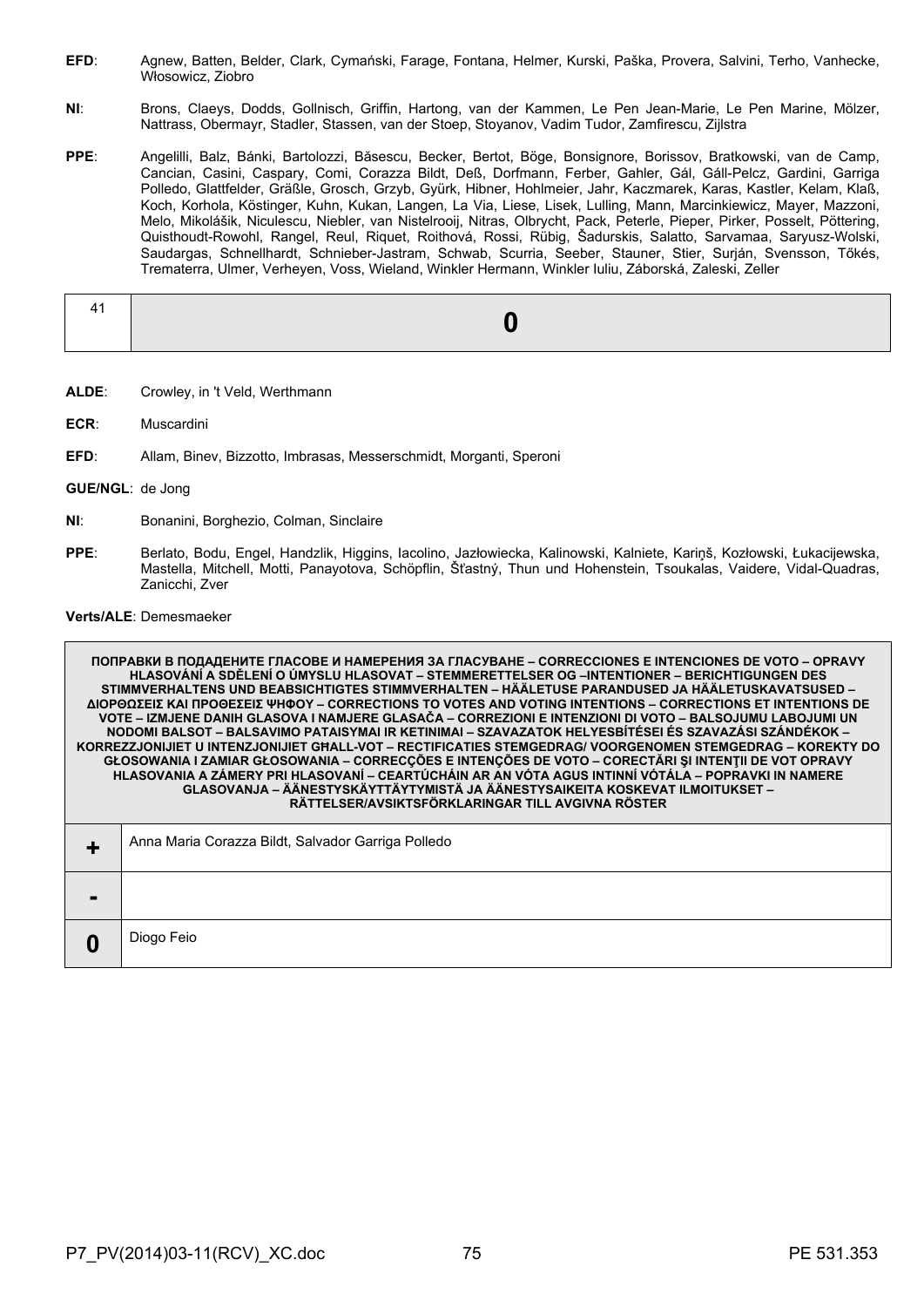**EFD**: Agnew, Batten, Belder, Clark, Cymański, Farage, Fontana, Helmer, Kurski, Paška, Provera, Salvini, Terho, Vanhecke, Włosowicz, Ziobro

**NI**: Brons, Claeys, Dodds, Gollnisch, Griffin, Hartong, van der Kammen, Le Pen Jean-Marie, Le Pen Marine, Mölzer, Nattrass, Obermayr, Stadler, Stassen, van der Stoep, Stoyanov, Vadim Tudor, Zamfirescu, Zijlstra

**PPE**: Angelilli, Balz, Bánki, Bartolozzi, Băsescu, Becker, Bertot, Böge, Bonsignore, Borissov, Bratkowski, van de Camp, Cancian, Casini, Caspary, Comi, Corazza Bildt, Deß, Dorfmann, Ferber, Gahler, Gál, Gáll-Pelcz, Gardini, Garriga Polledo, Glattfelder, Gräßle, Grosch, Grzyb, Gyürk, Hibner, Hohlmeier, Jahr, Kaczmarek, Karas, Kastler, Kelam, Klaß, Koch, Korhola, Köstinger, Kuhn, Kukan, Langen, La Via, Liese, Lisek, Lulling, Mann, Marcinkiewicz, Mayer, Mazzoni, Melo, Mikolášik, Niculescu, Niebler, van Nistelrooij, Nitras, Olbrycht, Pack, Peterle, Pieper, Pirker, Posselt, Pöttering, Quisthoudt-Rowohl, Rangel, Reul, Riquet, Roithová, Rossi, Rübig, Šadurskis, Salatto, Sarvamaa, Saryusz-Wolski, Saudargas, Schnellhardt, Schnieber-Jastram, Schwab, Scurria, Seeber, Stauner, Stier, Surján, Svensson, Tőkés, Trematerra, Ulmer, Verheyen, Voss, Wieland, Winkler Hermann, Winkler Iuliu, Záborská, Zaleski, Zeller

| 41 | **0** |
|---|---|

**ALDE**: Crowley, in 't Veld, Werthmann

**ECR**: Muscardini

**EFD**: Allam, Binev, Bizzotto, Imbrasas, Messerschmidt, Morganti, Speroni

**GUE/NGL**: de Jong

**NI**: Bonanini, Borghezio, Colman, Sinclaire

**PPE**: Berlato, Bodu, Engel, Handzlik, Higgins, Iacolino, Jazłowiecka, Kalinowski, Kalniete, Kariņš, Kozłowski, Łukacijewska, Mastella, Mitchell, Motti, Panayotova, Schöpflin, Šťastný, Thun und Hohenstein, Tsoukalas, Vaidere, Vidal-Quadras, Zanicchi, Zver

**Verts/ALE**: Demesmaeker

| ПОПРАВКИ В ПОДАДЕНИТЕ ГЛАСОВЕ И НАМЕРЕНИЯ ЗА ГЛАСУВАНЕ – CORRECCIONES E INTENCIONES DE VOTO – OPRAVY HLASOVÁNÍ A SDĚLENÍ O ÚMYSLU HLASOVAT – STEMMERETTELSER OG –INTENTIONER – BERICHTIGUNGEN DES STIMMVERHALTENS UND BEABSICHTIGTES STIMMVERHALTEN – HÄÄLETUSE PARANDUSED JA HÄÄLETUSKAVATSUSED – ΔΙΟΡΘΩΣΕΙΣ ΚΑΙ ΠΡΟΘΕΣΕΙΣ ΨΗΦΟΥ – CORRECTIONS TO VOTES AND VOTING INTENTIONS – CORRECTIONS ET INTENTIONS DE VOTE – IZMJENE DANIH GLASOVA I NAMJERE GLASAČA – CORREZIONI E INTENZIONI DI VOTO – BALSOJUMU LABOJUMI UN NODOMI BALSOT – BALSAVIMO PATAISYMAI IR KETINIMAI – SZAVAZATOK HELYESBÍTÉSEI ÉS SZAVAZÁSI SZÁNDÉKOK – KORREZZJONIJIET U INTENZJONIJIET GĦALL-VOT – RECTIFICATIES STEMGEDRAG/ VOORGENOMEN STEMGEDRAG – KOREKTY DO GŁOSOWANIA I ZAMIAR GŁOSOWANIA – CORRECÇÕES E INTENÇÕES DE VOTO – CORECTĂRI ŞI INTENŢII DE VOT OPRAVY HLASOVANIA A ZÁMERY PRI HLASOVANÍ – CEARTÚCHÁIN AR AN VÓTA AGUS INTINNÍ VÓTÁLA – POPRAVKI IN NAMERE GLASOVANJA – ÄÄNESTYSKÄYTTÄYTYMISTÄ JA ÄÄNESTYSAIKEITA KOSKEVAT ILMOITUKSET – RÄTTELSER/AVSIKTSFÖRKLARINGAR TILL AVGIVNA RÖSTER | |
|---|---|
| **+** | Anna Maria Corazza Bildt, Salvador Garriga Polledo |
| **-** | |
| **0** | Diogo Feio |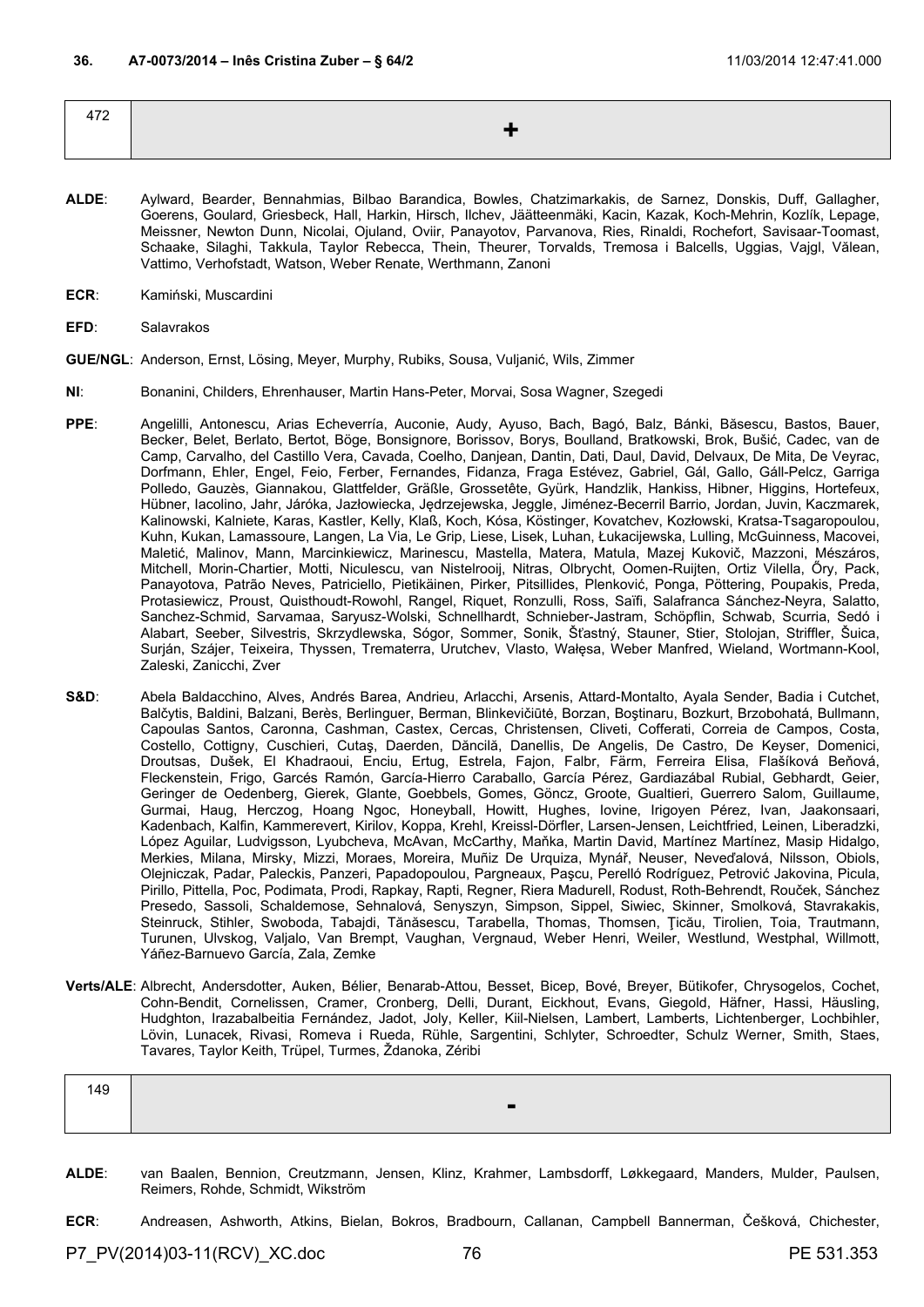**36. A7-0073/2014 – Inês Cristina Zuber – § 64/2** 11/03/2014 12:47:41.000

| 472 | + |
|---|---|

**ALDE**: Aylward, Bearder, Bennahmias, Bilbao Barandica, Bowles, Chatzimarkakis, de Sarnez, Donskis, Duff, Gallagher, Goerens, Goulard, Griesbeck, Hall, Harkin, Hirsch, Ilchev, Jäätteenmäki, Kacin, Kazak, Koch-Mehrin, Kozlík, Lepage, Meissner, Newton Dunn, Nicolai, Ojuland, Oviir, Panayotov, Parvanova, Ries, Rinaldi, Rochefort, Savisaar-Toomast, Schaake, Silaghi, Takkula, Taylor Rebecca, Thein, Theurer, Torvalds, Tremosa i Balcells, Uggias, Vajgl, Vălean, Vattimo, Verhofstadt, Watson, Weber Renate, Werthmann, Zanoni

**ECR**: Kamiński, Muscardini

**EFD**: Salavrakos

**GUE/NGL**: Anderson, Ernst, Lösing, Meyer, Murphy, Rubiks, Sousa, Vuljanić, Wils, Zimmer

**NI**: Bonanini, Childers, Ehrenhauser, Martin Hans-Peter, Morvai, Sosa Wagner, Szegedi

**PPE**: Angelilli, Antonescu, Arias Echeverría, Auconie, Audy, Ayuso, Bach, Bagó, Balz, Bánki, Băsescu, Bastos, Bauer, Becker, Belet, Berlato, Bertot, Böge, Bonsignore, Borissov, Borys, Boulland, Bratkowski, Brok, Bušić, Cadec, van de Camp, Carvalho, del Castillo Vera, Cavada, Coelho, Danjean, Dantin, Dati, Daul, David, Delvaux, De Mita, De Veyrac, Dorfmann, Ehler, Engel, Feio, Ferber, Fernandes, Fidanza, Fraga Estévez, Gabriel, Gál, Gallo, Gáll-Pelcz, Garriga Polledo, Gauzès, Giannakou, Glattfelder, Gräßle, Grossetête, Gyürk, Handzlik, Hankiss, Hibner, Higgins, Hortefeux, Hübner, Iacolino, Jahr, Járóka, Jazłowiecka, Jędrzejewska, Jeggle, Jiménez-Becerril Barrio, Jordan, Juvin, Kaczmarek, Kalinowski, Kalniete, Karas, Kastler, Kelly, Klaß, Koch, Kósa, Köstinger, Kovatchev, Kozłowski, Kratsa-Tsagaropoulou, Kuhn, Kukan, Lamassoure, Langen, La Via, Le Grip, Liese, Lisek, Luhan, Łukacijewska, Lulling, McGuinness, Macovei, Maletić, Malinov, Mann, Marcinkiewicz, Marinescu, Mastella, Matera, Matula, Mazej Kukovič, Mazzoni, Mészáros, Mitchell, Morin-Chartier, Motti, Niculescu, van Nistelrooij, Nitras, Olbrycht, Oomen-Ruijten, Ortiz Vilella, Őry, Pack, Panayotova, Patrão Neves, Patriciello, Pietikäinen, Pirker, Pitsillides, Plenković, Ponga, Pöttering, Poupakis, Preda, Protasiewicz, Proust, Quisthoudt-Rowohl, Rangel, Riquet, Ronzulli, Ross, Saïfi, Salafranca Sánchez-Neyra, Salatto, Sanchez-Schmid, Sarvamaa, Saryusz-Wolski, Schnellhardt, Schnieber-Jastram, Schöpflin, Schwab, Scurria, Sedó i Alabart, Seeber, Silvestris, Skrzydlewska, Sógor, Sommer, Sonik, Šťastný, Stauner, Stier, Stolojan, Striffler, Šuica, Surján, Szájer, Teixeira, Thyssen, Trematerra, Urutchev, Vlasto, Wałęsa, Weber Manfred, Wieland, Wortmann-Kool, Zaleski, Zanicchi, Zver

**S&D**: Abela Baldacchino, Alves, Andrés Barea, Andrieu, Arlacchi, Arsenis, Attard-Montalto, Ayala Sender, Badia i Cutchet, Balčytis, Baldini, Balzani, Berès, Berlinguer, Berman, Blinkevičiūtė, Borzan, Boştinaru, Bozkurt, Brzobohatá, Bullmann, Capoulas Santos, Caronna, Cashman, Castex, Cercas, Christensen, Cliveti, Cofferati, Correia de Campos, Costa, Costello, Cottigny, Cuschieri, Cutaş, Daerden, Dăncilă, Danellis, De Angelis, De Castro, De Keyser, Domenici, Droutsas, Dušek, El Khadraoui, Enciu, Ertug, Estrela, Fajon, Falbr, Färm, Ferreira Elisa, Flašíková Beňová, Fleckenstein, Frigo, Garcés Ramón, García-Hierro Caraballo, García Pérez, Gardiazábal Rubial, Gebhardt, Geier, Geringer de Oedenberg, Gierek, Glante, Goebbels, Gomes, Göncz, Groote, Gualtieri, Guerrero Salom, Guillaume, Gurmai, Haug, Herczog, Hoang Ngoc, Honeyball, Howitt, Hughes, Iovine, Irigoyen Pérez, Ivan, Jaakonsaari, Kadenbach, Kalfin, Kammerevert, Kirilov, Koppa, Krehl, Kreissl-Dörfler, Larsen-Jensen, Leichtfried, Leinen, Liberadzki, López Aguilar, Ludvigsson, Lyubcheva, McAvan, McCarthy, Maňka, Martin David, Martínez Martínez, Masip Hidalgo, Merkies, Milana, Mirsky, Mizzi, Moraes, Moreira, Muñiz De Urquiza, Mynář, Neuser, Neveďalová, Nilsson, Obiols, Olejniczak, Padar, Paleckis, Panzeri, Papadopoulou, Pargneaux, Paşcu, Perelló Rodríguez, Petrović Jakovina, Picula, Pirillo, Pittella, Poc, Podimata, Prodi, Rapkay, Rapti, Regner, Riera Madurell, Rodust, Roth-Behrendt, Rouček, Sánchez Presedo, Sassoli, Schaldemose, Sehnalová, Senyszyn, Simpson, Sippel, Siwiec, Skinner, Smolková, Stavrakakis, Steinruck, Stihler, Swoboda, Tabajdi, Tănăsescu, Tarabella, Thomas, Thomsen, Ţicău, Tirolien, Toia, Trautmann, Turunen, Ulvskog, Valjalo, Van Brempt, Vaughan, Vergnaud, Weber Henri, Weiler, Westlund, Westphal, Willmott, Yáñez-Barnuevo García, Zala, Zemke

**Verts/ALE**: Albrecht, Andersdotter, Auken, Bélier, Benarab-Attou, Besset, Bicep, Bové, Breyer, Bütikofer, Chrysogelos, Cochet, Cohn-Bendit, Cornelissen, Cramer, Cronberg, Delli, Durant, Eickhout, Evans, Giegold, Häfner, Hassi, Häusling, Hudghton, Irazabalbeitia Fernández, Jadot, Joly, Keller, Kiil-Nielsen, Lambert, Lamberts, Lichtenberger, Lochbihler, Lövin, Lunacek, Rivasi, Romeva i Rueda, Rühle, Sargentini, Schlyter, Schroedter, Schulz Werner, Smith, Staes, Tavares, Taylor Keith, Trüpel, Turmes, Ždanoka, Zéribi

| 149 | - |
|---|---|

**ALDE**: van Baalen, Bennion, Creutzmann, Jensen, Klinz, Krahmer, Lambsdorff, Løkkegaard, Manders, Mulder, Paulsen, Reimers, Rohde, Schmidt, Wikström

**ECR**: Andreasen, Ashworth, Atkins, Bielan, Bokros, Bradbourn, Callanan, Campbell Bannerman, Češková, Chichester,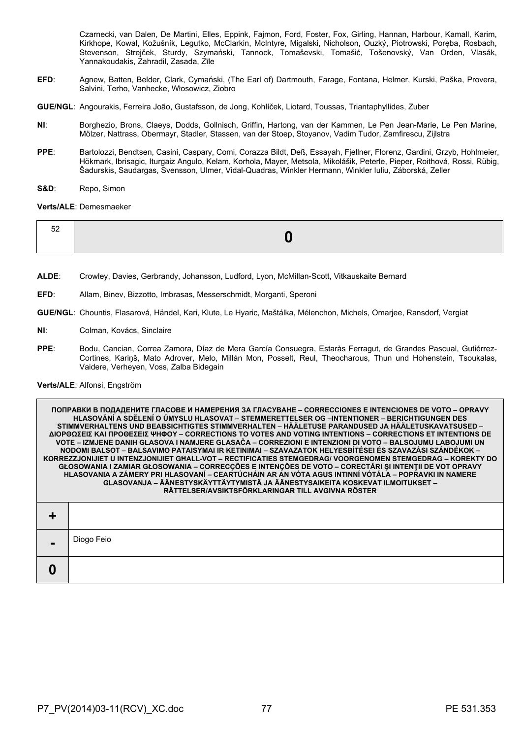Czarnecki, van Dalen, De Martini, Elles, Eppink, Fajmon, Ford, Foster, Fox, Girling, Hannan, Harbour, Kamall, Karim, Kirkhope, Kowal, Kožušník, Legutko, McClarkin, McIntyre, Migalski, Nicholson, Ouzký, Piotrowski, Poręba, Rosbach, Stevenson, Strejček, Sturdy, Szymański, Tannock, Tomaševski, Tomašić, Tošenovský, Van Orden, Vlasák, Yannakoudakis, Zahradil, Zasada, Zīle

**EFD**: Agnew, Batten, Belder, Clark, Cymański, (The Earl of) Dartmouth, Farage, Fontana, Helmer, Kurski, Paška, Provera, Salvini, Terho, Vanhecke, Włosowicz, Ziobro

**GUE/NGL**: Angourakis, Ferreira João, Gustafsson, de Jong, Kohlíček, Liotard, Toussas, Triantaphyllides, Zuber

**NI**: Borghezio, Brons, Claeys, Dodds, Gollnisch, Griffin, Hartong, van der Kammen, Le Pen Jean-Marie, Le Pen Marine, Mölzer, Nattrass, Obermayr, Stadler, Stassen, van der Stoep, Stoyanov, Vadim Tudor, Zamfirescu, Zijlstra

**PPE**: Bartolozzi, Bendtsen, Casini, Caspary, Comi, Corazza Bildt, Deß, Essayah, Fjellner, Florenz, Gardini, Grzyb, Hohlmeier, Hökmark, Ibrisagic, Iturgaiz Angulo, Kelam, Korhola, Mayer, Metsola, Mikolášik, Peterle, Pieper, Roithová, Rossi, Rübig, Šadurskis, Saudargas, Svensson, Ulmer, Vidal-Quadras, Winkler Hermann, Winkler Iuliu, Záborská, Zeller

**S&D**: Repo, Simon

**Verts/ALE**: Demesmaeker

| 52 | **0** |
|---|---|

**ALDE**: Crowley, Davies, Gerbrandy, Johansson, Ludford, Lyon, McMillan-Scott, Vitkauskaite Bernard

**EFD**: Allam, Binev, Bizzotto, Imbrasas, Messerschmidt, Morganti, Speroni

**GUE/NGL**: Chountis, Flasarová, Händel, Kari, Klute, Le Hyaric, Maštálka, Mélenchon, Michels, Omarjee, Ransdorf, Vergiat

**NI**: Colman, Kovács, Sinclaire

**PPE**: Bodu, Cancian, Correa Zamora, Díaz de Mera García Consuegra, Estaràs Ferragut, de Grandes Pascual, Gutiérrez-Cortines, Kariņš, Mato Adrover, Melo, Millán Mon, Posselt, Reul, Theocharous, Thun und Hohenstein, Tsoukalas, Vaidere, Verheyen, Voss, Zalba Bidegain

**Verts/ALE**: Alfonsi, Engström

| **ПОПРАВКИ В ПОДАДЕНИТЕ ГЛАСОВЕ И НАМЕРЕНИЯ ЗА ГЛАСУВАНЕ – CORRECCIONES E INTENCIONES DE VOTO – OPRAVY HLASOVÁNÍ A SDĚLENÍ O ÚMYSLU HLASOVAT – STEMMERETTELSER OG –INTENTIONER – BERICHTIGUNGEN DES STIMMVERHALTENS UND BEABSICHTIGTES STIMMVERHALTEN – HÄÄLETUSE PARANDUSED JA HÄÄLETUSKAVATSUSED – ΔΙΟΡΘΩΣΕΙΣ ΚΑΙ ΠΡΟΘΕΣΕΙΣ ΨΗΦΟΥ – CORRECTIONS TO VOTES AND VOTING INTENTIONS – CORRECTIONS ET INTENTIONS DE VOTE – IZMJENE DANIH GLASOVA I NAMJERE GLASAČA – CORREZIONI E INTENZIONI DI VOTO – BALSOJUMU LABOJUMI UN NODOMI BALSOT – BALSAVIMO PATAISYMAI IR KETINIMAI – SZAVAZATOK HELYESBÍTÉSEI ÉS SZAVAZÁSI SZÁNDÉKOK – KORREZZJONIJIET U INTENZJONIJIET GĦALL-VOT – RECTIFICATIES STEMGEDRAG/ VOORGENOMEN STEMGEDRAG – KOREKTY DO GŁOSOWANIA I ZAMIAR GŁOSOWANIA – CORRECÇÕES E INTENÇÕES DE VOTO – CORECTĂRI ŞI INTENŢII DE VOT OPRAVY HLASOVANIA A ZÁMERY PRI HLASOVANÍ – CEARTÚCHÁIN AR AN VÓTA AGUS INTINNÍ VÓTÁLA – POPRAVKI IN NAMERE GLASOVANJA – ÄÄNESTYSKÄYTTÄYTYMISTÄ JA ÄÄNESTYSAIKEITA KOSKEVAT ILMOITUKSET – RÄTTELSER/AVSIKTSFÖRKLARINGAR TILL AVGIVNA RÖSTER** | |
|---|---|
| **+** | |
| **-** | Diogo Feio |
| **0** | |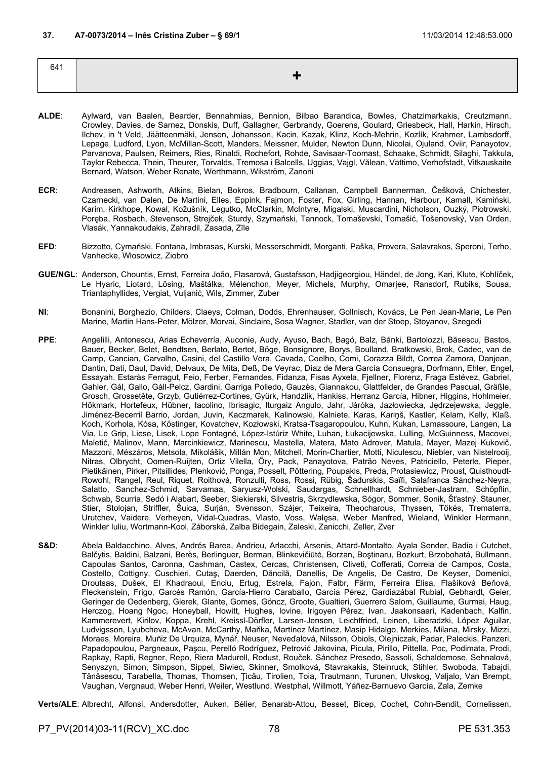**37. A7-0073/2014 – Inês Cristina Zuber – § 69/1** 11/03/2014 12:48:53.000

| 641 | + |
|---|---|

**ALDE**: Aylward, van Baalen, Bearder, Bennahmias, Bennion, Bilbao Barandica, Bowles, Chatzimarkakis, Creutzmann, Crowley, Davies, de Sarnez, Donskis, Duff, Gallagher, Gerbrandy, Goerens, Goulard, Griesbeck, Hall, Harkin, Hirsch, Ilchev, in 't Veld, Jäätteenmäki, Jensen, Johansson, Kacin, Kazak, Klinz, Koch-Mehrin, Kozlík, Krahmer, Lambsdorff, Lepage, Ludford, Lyon, McMillan-Scott, Manders, Meissner, Mulder, Newton Dunn, Nicolai, Ojuland, Oviir, Panayotov, Parvanova, Paulsen, Reimers, Ries, Rinaldi, Rochefort, Rohde, Savisaar-Toomast, Schaake, Schmidt, Silaghi, Takkula, Taylor Rebecca, Thein, Theurer, Torvalds, Tremosa i Balcells, Uggias, Vajgl, Vălean, Vattimo, Verhofstadt, Vitkauskaite Bernard, Watson, Weber Renate, Werthmann, Wikström, Zanoni

**ECR**: Andreasen, Ashworth, Atkins, Bielan, Bokros, Bradbourn, Callanan, Campbell Bannerman, Češková, Chichester, Czarnecki, van Dalen, De Martini, Elles, Eppink, Fajmon, Foster, Fox, Girling, Hannan, Harbour, Kamall, Kamiński, Karim, Kirkhope, Kowal, Kožušník, Legutko, McClarkin, McIntyre, Migalski, Muscardini, Nicholson, Ouzký, Piotrowski, Poręba, Rosbach, Stevenson, Strejček, Sturdy, Szymański, Tannock, Tomaševski, Tomašić, Tošenovský, Van Orden, Vlasák, Yannakoudakis, Zahradil, Zasada, Zīle

**EFD**: Bizzotto, Cymański, Fontana, Imbrasas, Kurski, Messerschmidt, Morganti, Paška, Provera, Salavrakos, Speroni, Terho, Vanhecke, Włosowicz, Ziobro

**GUE/NGL**: Anderson, Chountis, Ernst, Ferreira João, Flasarová, Gustafsson, Hadjigeorgiou, Händel, de Jong, Kari, Klute, Kohlíček, Le Hyaric, Liotard, Lösing, Maštálka, Mélenchon, Meyer, Michels, Murphy, Omarjee, Ransdorf, Rubiks, Sousa, Triantaphyllides, Vergiat, Vuljanić, Wils, Zimmer, Zuber

**NI**: Bonanini, Borghezio, Childers, Claeys, Colman, Dodds, Ehrenhauser, Gollnisch, Kovács, Le Pen Jean-Marie, Le Pen Marine, Martin Hans-Peter, Mölzer, Morvai, Sinclaire, Sosa Wagner, Stadler, van der Stoep, Stoyanov, Szegedi

**PPE**: Angelilli, Antonescu, Arias Echeverría, Auconie, Audy, Ayuso, Bach, Bagó, Balz, Bánki, Bartolozzi, Băsescu, Bastos, Bauer, Becker, Belet, Bendtsen, Berlato, Bertot, Böge, Bonsignore, Borys, Boulland, Bratkowski, Brok, Cadec, van de Camp, Cancian, Carvalho, Casini, del Castillo Vera, Cavada, Coelho, Comi, Corazza Bildt, Correa Zamora, Danjean, Dantin, Dati, Daul, David, Delvaux, De Mita, Deß, De Veyrac, Díaz de Mera García Consuegra, Dorfmann, Ehler, Engel, Essayah, Estaràs Ferragut, Feio, Ferber, Fernandes, Fidanza, Fisas Ayxela, Fjellner, Florenz, Fraga Estévez, Gabriel, Gahler, Gál, Gallo, Gáll-Pelcz, Gardini, Garriga Polledo, Gauzès, Giannakou, Glattfelder, de Grandes Pascual, Gräßle, Grosch, Grossetête, Grzyb, Gutiérrez-Cortines, Gyürk, Handzlik, Hankiss, Herranz García, Hibner, Higgins, Hohlmeier, Hökmark, Hortefeux, Hübner, Iacolino, Ibrisagic, Iturgaiz Angulo, Jahr, Járóka, Jazłowiecka, Jędrzejewska, Jeggle, Jiménez-Becerril Barrio, Jordan, Juvin, Kaczmarek, Kalinowski, Kalniete, Karas, Kariņš, Kastler, Kelam, Kelly, Klaß, Koch, Korhola, Kósa, Köstinger, Kovatchev, Kozłowski, Kratsa-Tsagaropoulou, Kuhn, Kukan, Lamassoure, Langen, La Via, Le Grip, Liese, Lisek, Lope Fontagné, López-Istúriz White, Luhan, Łukacijewska, Lulling, McGuinness, Macovei, Maletić, Malinov, Mann, Marcinkiewicz, Marinescu, Mastella, Matera, Mato Adrover, Matula, Mayer, Mazej Kukovič, Mazzoni, Mészáros, Metsola, Mikolášik, Millán Mon, Mitchell, Morin-Chartier, Motti, Niculescu, Niebler, van Nistelrooij, Nitras, Olbrycht, Oomen-Ruijten, Ortiz Vilella, Őry, Pack, Panayotova, Patrão Neves, Patriciello, Peterle, Pieper, Pietikäinen, Pirker, Pitsillides, Plenković, Ponga, Posselt, Pöttering, Poupakis, Preda, Protasiewicz, Proust, Quisthoudt-Rowohl, Rangel, Reul, Riquet, Roithová, Ronzulli, Ross, Rossi, Rübig, Šadurskis, Saïfi, Salafranca Sánchez-Neyra, Salatto, Sanchez-Schmid, Sarvamaa, Saryusz-Wolski, Saudargas, Schnellhardt, Schnieber-Jastram, Schöpflin, Schwab, Scurria, Sedó i Alabart, Seeber, Siekierski, Silvestris, Skrzydlewska, Sógor, Sommer, Sonik, Šťastný, Stauner, Stier, Stolojan, Striffler, Šuica, Surján, Svensson, Szájer, Teixeira, Theocharous, Thyssen, Tőkés, Trematerra, Urutchev, Vaidere, Verheyen, Vidal-Quadras, Vlasto, Voss, Wałęsa, Weber Manfred, Wieland, Winkler Hermann, Winkler Iuliu, Wortmann-Kool, Záborská, Zalba Bidegain, Zaleski, Zanicchi, Zeller, Zver

**S&D**: Abela Baldacchino, Alves, Andrés Barea, Andrieu, Arlacchi, Arsenis, Attard-Montalto, Ayala Sender, Badia i Cutchet, Balčytis, Baldini, Balzani, Berès, Berlinguer, Berman, Blinkevičiūtė, Borzan, Boştinaru, Bozkurt, Brzobohatá, Bullmann, Capoulas Santos, Caronna, Cashman, Castex, Cercas, Christensen, Cliveti, Cofferati, Correia de Campos, Costa, Costello, Cottigny, Cuschieri, Cutaş, Daerden, Dăncilă, Danellis, De Angelis, De Castro, De Keyser, Domenici, Droutsas, Dušek, El Khadraoui, Enciu, Ertug, Estrela, Fajon, Falbr, Färm, Ferreira Elisa, Flašíková Beňová, Fleckenstein, Frigo, Garcés Ramón, García-Hierro Caraballo, García Pérez, Gardiazábal Rubial, Gebhardt, Geier, Geringer de Oedenberg, Gierek, Glante, Gomes, Göncz, Groote, Gualtieri, Guerrero Salom, Guillaume, Gurmai, Haug, Herczog, Hoang Ngoc, Honeyball, Howitt, Hughes, Iovine, Irigoyen Pérez, Ivan, Jaakonsaari, Kadenbach, Kalfin, Kammerevert, Kirilov, Koppa, Krehl, Kreissl-Dörfler, Larsen-Jensen, Leichtfried, Leinen, Liberadzki, López Aguilar, Ludvigsson, Lyubcheva, McAvan, McCarthy, Maňka, Martínez Martínez, Masip Hidalgo, Merkies, Milana, Mirsky, Mizzi, Moraes, Moreira, Muñiz De Urquiza, Mynář, Neuser, Neveďalová, Nilsson, Obiols, Olejniczak, Padar, Paleckis, Panzeri, Papadopoulou, Pargneaux, Paşcu, Perelló Rodríguez, Petrović Jakovina, Picula, Pirillo, Pittella, Poc, Podimata, Prodi, Rapkay, Rapti, Regner, Repo, Riera Madurell, Rodust, Rouček, Sánchez Presedo, Sassoli, Schaldemose, Sehnalová, Senyszyn, Simon, Simpson, Sippel, Siwiec, Skinner, Smolková, Stavrakakis, Steinruck, Stihler, Swoboda, Tabajdi, Tănăsescu, Tarabella, Thomas, Thomsen, Ţicău, Tirolien, Toia, Trautmann, Turunen, Ulvskog, Valjalo, Van Brempt, Vaughan, Vergnaud, Weber Henri, Weiler, Westlund, Westphal, Willmott, Yáñez-Barnuevo García, Zala, Zemke

**Verts/ALE**: Albrecht, Alfonsi, Andersdotter, Auken, Bélier, Benarab-Attou, Besset, Bicep, Cochet, Cohn-Bendit, Cornelissen,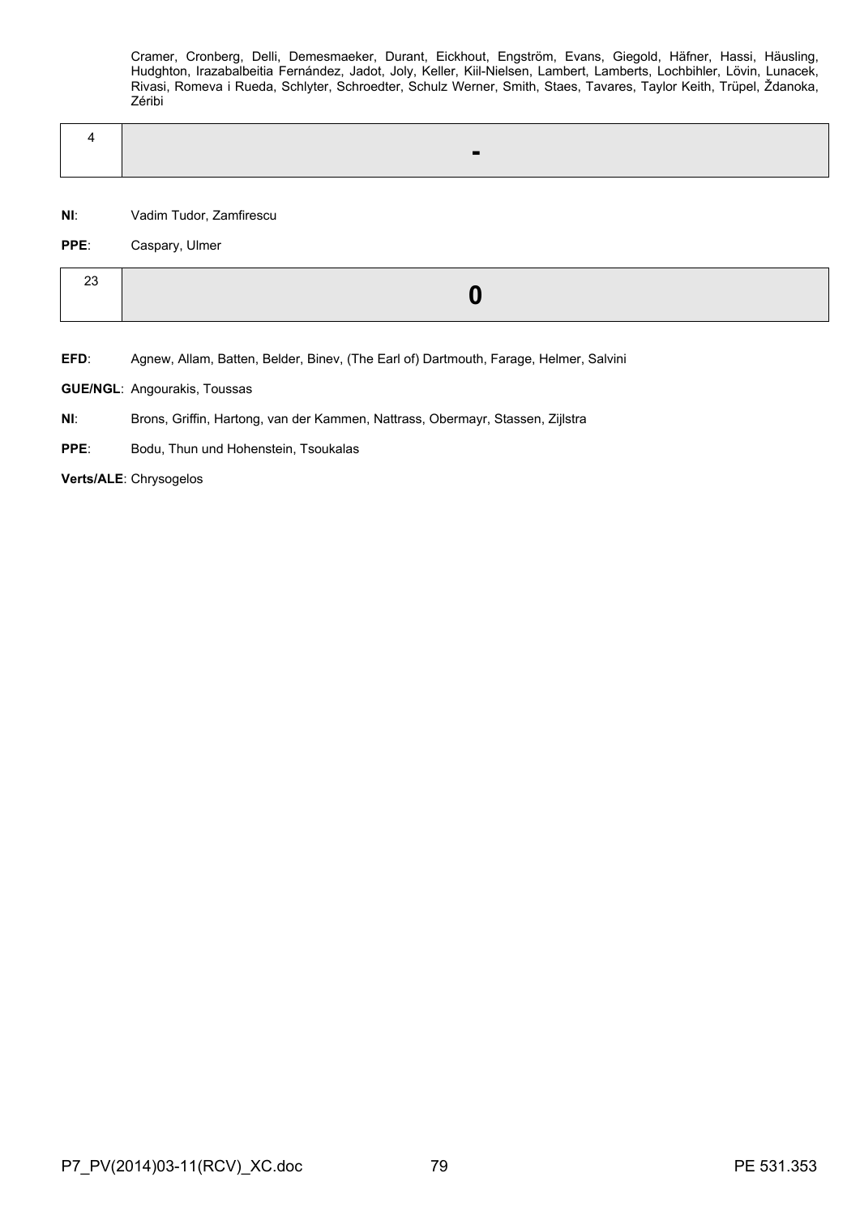Cramer, Cronberg, Delli, Demesmaeker, Durant, Eickhout, Engström, Evans, Giegold, Häfner, Hassi, Häusling, Hudghton, Irazabalbeitia Fernández, Jadot, Joly, Keller, Kiil-Nielsen, Lambert, Lamberts, Lochbihler, Lövin, Lunacek, Rivasi, Romeva i Rueda, Schlyter, Schroedter, Schulz Werner, Smith, Staes, Tavares, Taylor Keith, Trüpel, Ždanoka, Zéribi

| 4 | - |
|---|---|

**NI**: Vadim Tudor, Zamfirescu

**PPE**: Caspary, Ulmer

| 23 | 0 |
|---|---|

**EFD**: Agnew, Allam, Batten, Belder, Binev, (The Earl of) Dartmouth, Farage, Helmer, Salvini

**GUE/NGL**: Angourakis, Toussas

**NI**: Brons, Griffin, Hartong, van der Kammen, Nattrass, Obermayr, Stassen, Zijlstra

**PPE**: Bodu, Thun und Hohenstein, Tsoukalas

**Verts/ALE**: Chrysogelos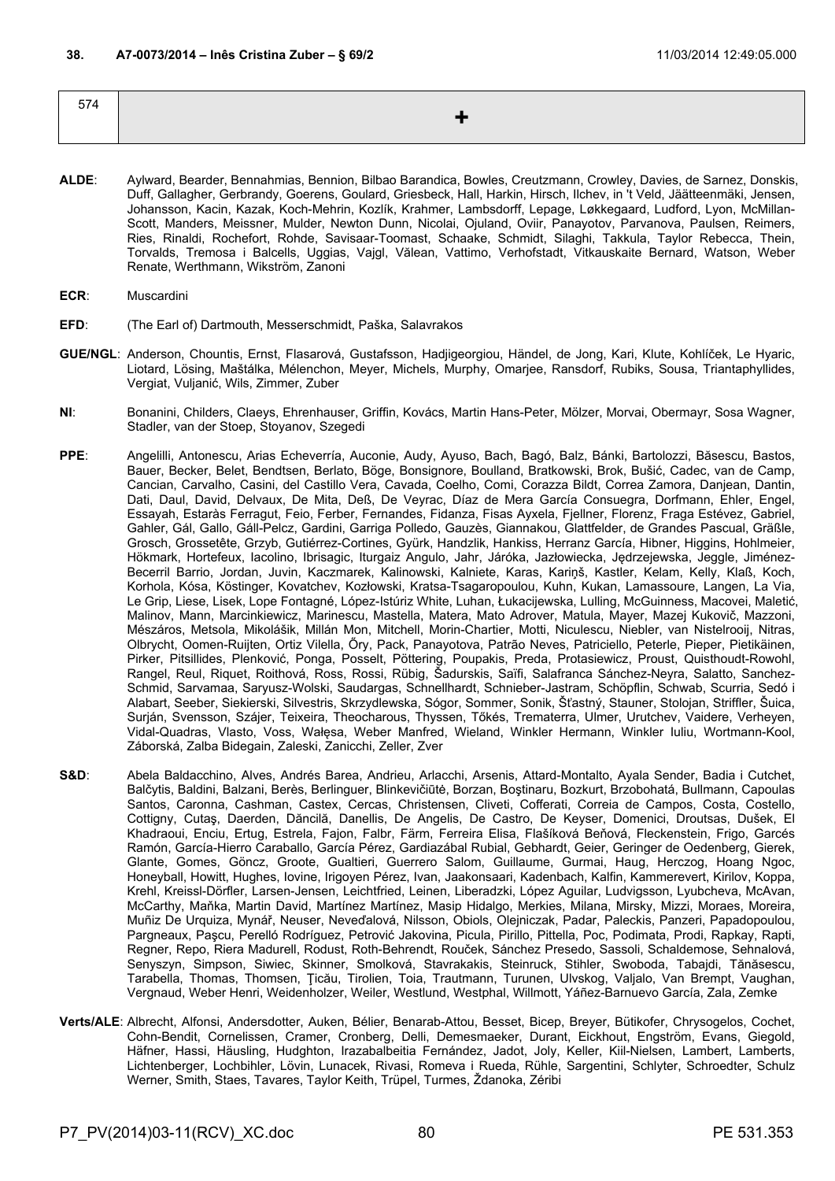**38. A7-0073/2014 – Inês Cristina Zuber – § 69/2** 11/03/2014 12:49:05.000

| 574 | + |
|---|---|

**ALDE**: Aylward, Bearder, Bennahmias, Bennion, Bilbao Barandica, Bowles, Creutzmann, Crowley, Davies, de Sarnez, Donskis, Duff, Gallagher, Gerbrandy, Goerens, Goulard, Griesbeck, Hall, Harkin, Hirsch, Ilchev, in 't Veld, Jäätteenmäki, Jensen, Johansson, Kacin, Kazak, Koch-Mehrin, Kozlík, Krahmer, Lambsdorff, Lepage, Løkkegaard, Ludford, Lyon, McMillan-Scott, Manders, Meissner, Mulder, Newton Dunn, Nicolai, Ojuland, Oviir, Panayotov, Parvanova, Paulsen, Reimers, Ries, Rinaldi, Rochefort, Rohde, Savisaar-Toomast, Schaake, Schmidt, Silaghi, Takkula, Taylor Rebecca, Thein, Torvalds, Tremosa i Balcells, Uggias, Vajgl, Vălean, Vattimo, Verhofstadt, Vitkauskaite Bernard, Watson, Weber Renate, Werthmann, Wikström, Zanoni

**ECR**: Muscardini

**EFD**: (The Earl of) Dartmouth, Messerschmidt, Paška, Salavrakos

**GUE/NGL**: Anderson, Chountis, Ernst, Flasarová, Gustafsson, Hadjigeorgiou, Händel, de Jong, Kari, Klute, Kohlíček, Le Hyaric, Liotard, Lösing, Maštálka, Mélenchon, Meyer, Michels, Murphy, Omarjee, Ransdorf, Rubiks, Sousa, Triantaphyllides, Vergiat, Vuljanić, Wils, Zimmer, Zuber

**NI**: Bonanini, Childers, Claeys, Ehrenhauser, Griffin, Kovács, Martin Hans-Peter, Mölzer, Morvai, Obermayr, Sosa Wagner, Stadler, van der Stoep, Stoyanov, Szegedi

**PPE**: Angelilli, Antonescu, Arias Echeverría, Auconie, Audy, Ayuso, Bach, Bagó, Balz, Bánki, Bartolozzi, Băsescu, Bastos, Bauer, Becker, Belet, Bendtsen, Berlato, Böge, Bonsignore, Boulland, Bratkowski, Brok, Bušić, Cadec, van de Camp, Cancian, Carvalho, Casini, del Castillo Vera, Cavada, Coelho, Comi, Corazza Bildt, Correa Zamora, Danjean, Dantin, Dati, Daul, David, Delvaux, De Mita, Deß, De Veyrac, Díaz de Mera García Consuegra, Dorfmann, Ehler, Engel, Essayah, Estaràs Ferragut, Feio, Ferber, Fernandes, Fidanza, Fisas Ayxela, Fjellner, Florenz, Fraga Estévez, Gabriel, Gahler, Gál, Gallo, Gáll-Pelcz, Gardini, Garriga Polledo, Gauzès, Giannakou, Glattfelder, de Grandes Pascual, Gräßle, Grosch, Grossetête, Grzyb, Gutiérrez-Cortines, Gyürk, Handzlik, Hankiss, Herranz García, Hibner, Higgins, Hohlmeier, Hökmark, Hortefeux, Iacolino, Ibrisagic, Iturgaiz Angulo, Jahr, Járóka, Jazłowiecka, Jędrzejewska, Jeggle, Jiménez-Becerril Barrio, Jordan, Juvin, Kaczmarek, Kalinowski, Kalniete, Karas, Kariņš, Kastler, Kelam, Kelly, Klaß, Koch, Korhola, Kósa, Köstinger, Kovatchev, Kozłowski, Kratsa-Tsagaropoulou, Kuhn, Kukan, Lamassoure, Langen, La Via, Le Grip, Liese, Lisek, Lope Fontagné, López-Istúriz White, Luhan, Łukacijewska, Lulling, McGuinness, Macovei, Maletić, Malinov, Mann, Marcinkiewicz, Marinescu, Mastella, Matera, Mato Adrover, Matula, Mayer, Mazej Kukovič, Mazzoni, Mészáros, Metsola, Mikolášik, Millán Mon, Mitchell, Morin-Chartier, Motti, Niculescu, Niebler, van Nistelrooij, Nitras, Olbrycht, Oomen-Ruijten, Ortiz Vilella, Őry, Pack, Panayotova, Patrão Neves, Patriciello, Peterle, Pieper, Pietikäinen, Pirker, Pitsillides, Plenković, Ponga, Posselt, Pöttering, Poupakis, Preda, Protasiewicz, Proust, Quisthoudt-Rowohl, Rangel, Reul, Riquet, Roithová, Ross, Rossi, Rübig, Šadurskis, Saïfi, Salafranca Sánchez-Neyra, Salatto, Sanchez-Schmid, Sarvamaa, Saryusz-Wolski, Saudargas, Schnellhardt, Schnieber-Jastram, Schöpflin, Schwab, Scurria, Sedó i Alabart, Seeber, Siekierski, Silvestris, Skrzydlewska, Sógor, Sommer, Sonik, Šťastný, Stauner, Stolojan, Striffler, Šuica, Surján, Svensson, Szájer, Teixeira, Theocharous, Thyssen, Tőkés, Trematerra, Ulmer, Urutchev, Vaidere, Verheyen, Vidal-Quadras, Vlasto, Voss, Wałęsa, Weber Manfred, Wieland, Winkler Hermann, Winkler Iuliu, Wortmann-Kool, Záborská, Zalba Bidegain, Zaleski, Zanicchi, Zeller, Zver

**S&D**: Abela Baldacchino, Alves, Andrés Barea, Andrieu, Arlacchi, Arsenis, Attard-Montalto, Ayala Sender, Badia i Cutchet, Balčytis, Baldini, Balzani, Berès, Berlinguer, Blinkevičiūtė, Borzan, Boştinaru, Bozkurt, Brzobohatá, Bullmann, Capoulas Santos, Caronna, Cashman, Castex, Cercas, Christensen, Cliveti, Cofferati, Correia de Campos, Costa, Costello, Cottigny, Cutaş, Daerden, Dăncilă, Danellis, De Angelis, De Castro, De Keyser, Domenici, Droutsas, Dušek, El Khadraoui, Enciu, Ertug, Estrela, Fajon, Falbr, Färm, Ferreira Elisa, Flašíková Beňová, Fleckenstein, Frigo, Garcés Ramón, García-Hierro Caraballo, García Pérez, Gardiazábal Rubial, Gebhardt, Geier, Geringer de Oedenberg, Gierek, Glante, Gomes, Göncz, Groote, Gualtieri, Guerrero Salom, Guillaume, Gurmai, Haug, Herczog, Hoang Ngoc, Honeyball, Howitt, Hughes, Iovine, Irigoyen Pérez, Ivan, Jaakonsaari, Kadenbach, Kalfin, Kammerevert, Kirilov, Koppa, Krehl, Kreissl-Dörfler, Larsen-Jensen, Leichtfried, Leinen, Liberadzki, López Aguilar, Ludvigsson, Lyubcheva, McAvan, McCarthy, Maňka, Martin David, Martínez Martínez, Masip Hidalgo, Merkies, Milana, Mirsky, Mizzi, Moraes, Moreira, Muñiz De Urquiza, Mynář, Neuser, Neveďalová, Nilsson, Obiols, Olejniczak, Padar, Paleckis, Panzeri, Papadopoulou, Pargneaux, Paşcu, Perelló Rodríguez, Petrović Jakovina, Picula, Pirillo, Pittella, Poc, Podimata, Prodi, Rapkay, Rapti, Regner, Repo, Riera Madurell, Rodust, Roth-Behrendt, Rouček, Sánchez Presedo, Sassoli, Schaldemose, Sehnalová, Senyszyn, Simpson, Siwiec, Skinner, Smolková, Stavrakakis, Steinruck, Stihler, Swoboda, Tabajdi, Tănăsescu, Tarabella, Thomas, Thomsen, Ţicău, Tirolien, Toia, Trautmann, Turunen, Ulvskog, Valjalo, Van Brempt, Vaughan, Vergnaud, Weber Henri, Weidenholzer, Weiler, Westlund, Westphal, Willmott, Yáñez-Barnuevo García, Zala, Zemke

**Verts/ALE**: Albrecht, Alfonsi, Andersdotter, Auken, Bélier, Benarab-Attou, Besset, Bicep, Breyer, Bütikofer, Chrysogelos, Cochet, Cohn-Bendit, Cornelissen, Cramer, Cronberg, Delli, Demesmaeker, Durant, Eickhout, Engström, Evans, Giegold, Häfner, Hassi, Häusling, Hudghton, Irazabalbeitia Fernández, Jadot, Joly, Keller, Kiil-Nielsen, Lambert, Lamberts, Lichtenberger, Lochbihler, Lövin, Lunacek, Rivasi, Romeva i Rueda, Rühle, Sargentini, Schlyter, Schroedter, Schulz Werner, Smith, Staes, Tavares, Taylor Keith, Trüpel, Turmes, Ždanoka, Zéribi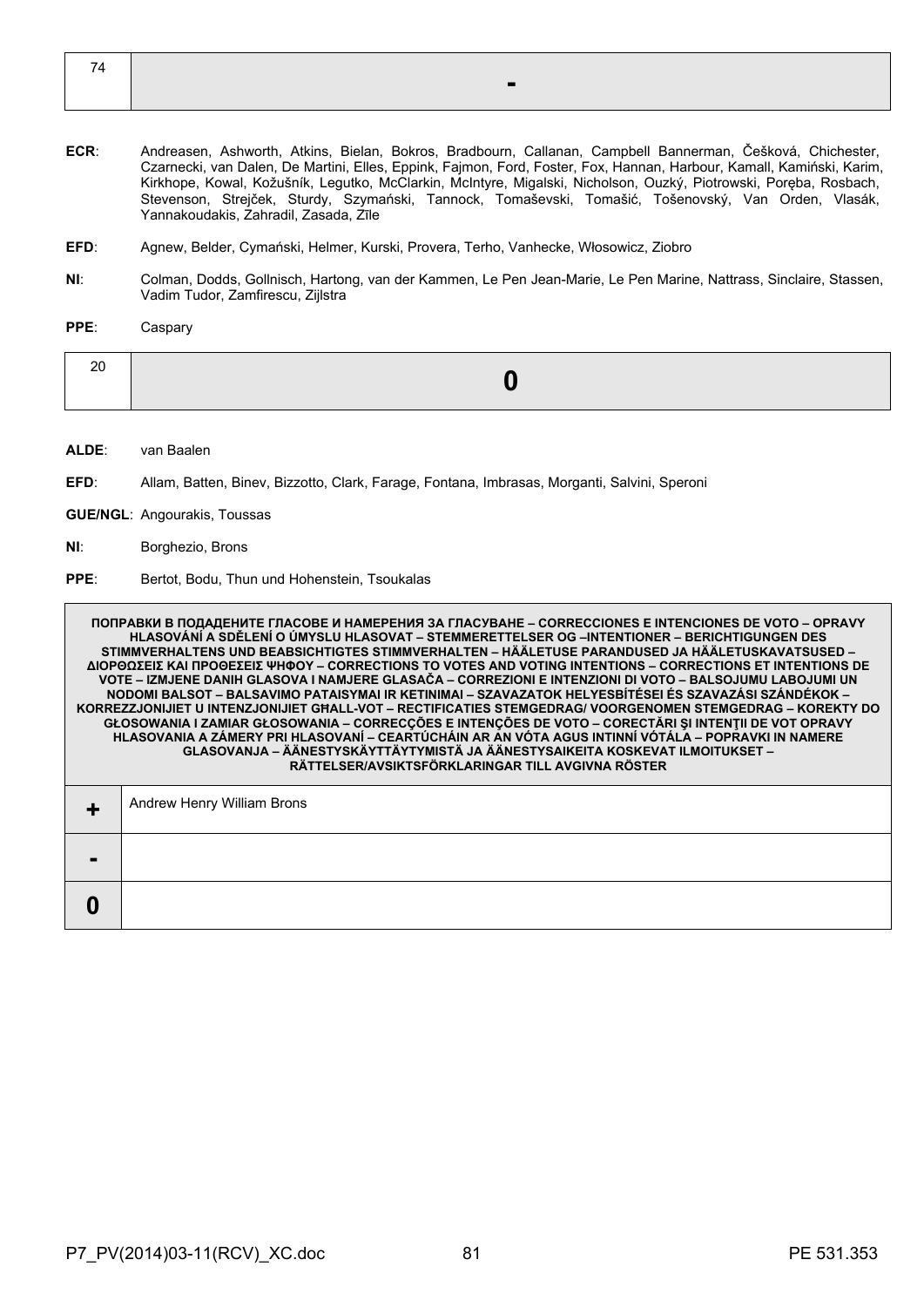| 74 | - |
|---|---|

**ECR**: Andreasen, Ashworth, Atkins, Bielan, Bokros, Bradbourn, Callanan, Campbell Bannerman, Češková, Chichester, Czarnecki, van Dalen, De Martini, Elles, Eppink, Fajmon, Ford, Foster, Fox, Hannan, Harbour, Kamall, Kamiński, Karim, Kirkhope, Kowal, Kožušník, Legutko, McClarkin, McIntyre, Migalski, Nicholson, Ouzký, Piotrowski, Poręba, Rosbach, Stevenson, Strejček, Sturdy, Szymański, Tannock, Tomaševski, Tomašić, Tošenovský, Van Orden, Vlasák, Yannakoudakis, Zahradil, Zasada, Zīle

**EFD**: Agnew, Belder, Cymański, Helmer, Kurski, Provera, Terho, Vanhecke, Włosowicz, Ziobro

**NI**: Colman, Dodds, Gollnisch, Hartong, van der Kammen, Le Pen Jean-Marie, Le Pen Marine, Nattrass, Sinclaire, Stassen, Vadim Tudor, Zamfirescu, Zijlstra

**PPE**: Caspary

| 20 | 0 |
|---|---|

**ALDE**: van Baalen

**EFD**: Allam, Batten, Binev, Bizzotto, Clark, Farage, Fontana, Imbrasas, Morganti, Salvini, Speroni

**GUE/NGL**: Angourakis, Toussas

**NI**: Borghezio, Brons

**PPE**: Bertot, Bodu, Thun und Hohenstein, Tsoukalas

| ПОПРАВКИ В ПОДАДЕНИТЕ ГЛАСОВЕ И НАМЕРЕНИЯ ЗА ГЛАСУВАНЕ – CORRECCIONES E INTENCIONES DE VOTO – OPRAVY HLASOVÁNÍ A SDĚLENÍ O ÚMYSLU HLASOVAT – STEMMERETTELSER OG –INTENTIONER – BERICHTIGUNGEN DES STIMMVERHALTENS UND BEABSICHTIGTES STIMMVERHALTEN – HÄÄLETUSE PARANDUSED JA HÄÄLETUSKAVATSUSED – ΔΙΟΡΘΩΣΕΙΣ ΚΑΙ ΠΡΟΘΕΣΕΙΣ ΨΗΦΟΥ – CORRECTIONS TO VOTES AND VOTING INTENTIONS – CORRECTIONS ET INTENTIONS DE VOTE – IZMJENE DANIH GLASOVA I NAMJERE GLASAČA – CORREZIONI E INTENZIONI DI VOTO – BALSOJUMU LABOJUMI UN NODOMI BALSOT – BALSAVIMO PATAISYMAI IR KETINIMAI – SZAVAZATOK HELYESBÍTÉSEI ÉS SZAVAZÁSI SZÁNDÉKOK – KORREZZJONIJIET U INTENZJONIJIET GĦALL-VOT – RECTIFICATIES STEMGEDRAG/ VOORGENOMEN STEMGEDRAG – KOREKTY DO GŁOSOWANIA I ZAMIAR GŁOSOWANIA – CORRECÇÕES E INTENÇÕES DE VOTO – CORECTĂRI ŞI INTENŢII DE VOT OPRAVY HLASOVANIA A ZÁMERY PRI HLASOVANÍ – CEARTÚCHÁIN AR AN VÓTA AGUS INTINNÍ VÓTÁLA – POPRAVKI IN NAMERE GLASOVANJA – ÄÄNESTYSKÄYTTÄYTYMISTÄ JA ÄÄNESTYSAIKEITA KOSKEVAT ILMOITUKSET – RÄTTELSER/AVSIKTSFÖRKLARINGAR TILL AVGIVNA RÖSTER | |
|---|---|
| + | Andrew Henry William Brons |
| - | |
| 0 | |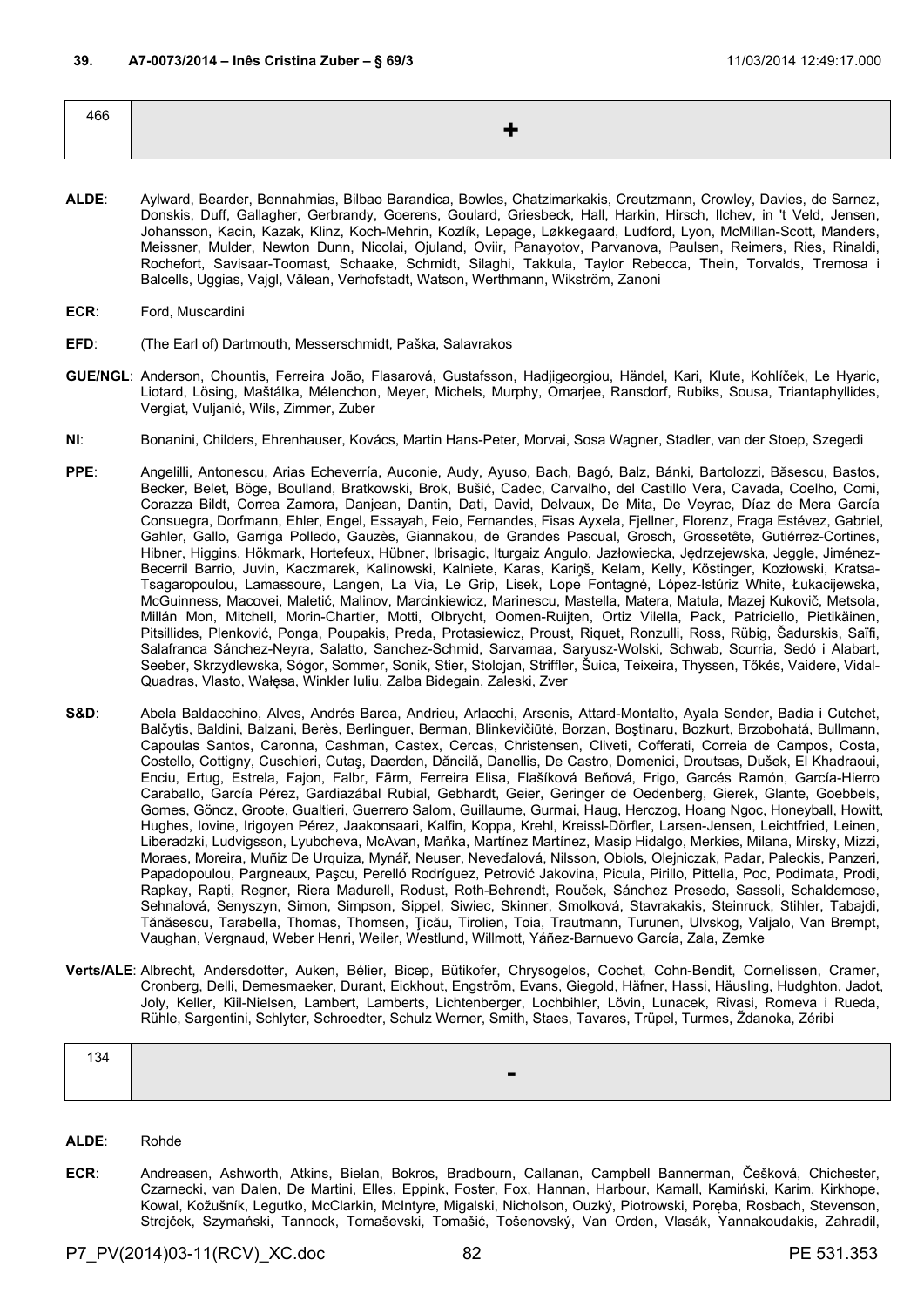**39. A7-0073/2014 – Inês Cristina Zuber – § 69/3** 11/03/2014 12:49:17.000

| 466 | **+** |
|---|---|

**ALDE**: Aylward, Bearder, Bennahmias, Bilbao Barandica, Bowles, Chatzimarkakis, Creutzmann, Crowley, Davies, de Sarnez, Donskis, Duff, Gallagher, Gerbrandy, Goerens, Goulard, Griesbeck, Hall, Harkin, Hirsch, Ilchev, in 't Veld, Jensen, Johansson, Kacin, Kazak, Klinz, Koch-Mehrin, Kozlík, Lepage, Løkkegaard, Ludford, Lyon, McMillan-Scott, Manders, Meissner, Mulder, Newton Dunn, Nicolai, Ojuland, Oviir, Panayotov, Parvanova, Paulsen, Reimers, Ries, Rinaldi, Rochefort, Savisaar-Toomast, Schaake, Schmidt, Silaghi, Takkula, Taylor Rebecca, Thein, Torvalds, Tremosa i Balcells, Uggias, Vajgl, Vălean, Verhofstadt, Watson, Werthmann, Wikström, Zanoni

**ECR**: Ford, Muscardini

**EFD**: (The Earl of) Dartmouth, Messerschmidt, Paška, Salavrakos

**GUE/NGL**: Anderson, Chountis, Ferreira João, Flasarová, Gustafsson, Hadjigeorgiou, Händel, Kari, Klute, Kohlíček, Le Hyaric, Liotard, Lösing, Maštálka, Mélenchon, Meyer, Michels, Murphy, Omarjee, Ransdorf, Rubiks, Sousa, Triantaphyllides, Vergiat, Vuljanić, Wils, Zimmer, Zuber

**NI**: Bonanini, Childers, Ehrenhauser, Kovács, Martin Hans-Peter, Morvai, Sosa Wagner, Stadler, van der Stoep, Szegedi

**PPE**: Angelilli, Antonescu, Arias Echeverría, Auconie, Audy, Ayuso, Bach, Bagó, Balz, Bánki, Bartolozzi, Băsescu, Bastos, Becker, Belet, Böge, Boulland, Bratkowski, Brok, Bušić, Cadec, Carvalho, del Castillo Vera, Cavada, Coelho, Comi, Corazza Bildt, Correa Zamora, Danjean, Dantin, Dati, David, Delvaux, De Mita, De Veyrac, Díaz de Mera García Consuegra, Dorfmann, Ehler, Engel, Essayah, Feio, Fernandes, Fisas Ayxela, Fjellner, Florenz, Fraga Estévez, Gabriel, Gahler, Gallo, Garriga Polledo, Gauzès, Giannakou, de Grandes Pascual, Grosch, Grossetête, Gutiérrez-Cortines, Hibner, Higgins, Hökmark, Hortefeux, Hübner, Ibrisagic, Iturgaiz Angulo, Jazłowiecka, Jędrzejewska, Jeggle, Jiménez-Becerril Barrio, Juvin, Kaczmarek, Kalinowski, Kalniete, Karas, Kariņš, Kelam, Kelly, Köstinger, Kozłowski, Kratsa-Tsagaropoulou, Lamassoure, Langen, La Via, Le Grip, Lisek, Lope Fontagné, López-Istúriz White, Łukacijewska, McGuinness, Macovei, Maletić, Malinov, Marcinkiewicz, Marinescu, Mastella, Matera, Matula, Mazej Kukovič, Metsola, Millán Mon, Mitchell, Morin-Chartier, Motti, Olbrycht, Oomen-Ruijten, Ortiz Vilella, Pack, Patriciello, Pietikäinen, Pitsillides, Plenković, Ponga, Poupakis, Preda, Protasiewicz, Proust, Riquet, Ronzulli, Ross, Rübig, Šadurskis, Saïfi, Salafranca Sánchez-Neyra, Salatto, Sanchez-Schmid, Sarvamaa, Saryusz-Wolski, Schwab, Scurria, Sedó i Alabart, Seeber, Skrzydlewska, Sógor, Sommer, Sonik, Stier, Stolojan, Striffler, Šuica, Teixeira, Thyssen, Tőkés, Vaidere, Vidal-Quadras, Vlasto, Wałęsa, Winkler Iuliu, Zalba Bidegain, Zaleski, Zver

**S&D**: Abela Baldacchino, Alves, Andrés Barea, Andrieu, Arlacchi, Arsenis, Attard-Montalto, Ayala Sender, Badia i Cutchet, Balčytis, Baldini, Balzani, Berès, Berlinguer, Berman, Blinkevičiūtė, Borzan, Boştinaru, Bozkurt, Brzobohatá, Bullmann, Capoulas Santos, Caronna, Cashman, Castex, Cercas, Christensen, Cliveti, Cofferati, Correia de Campos, Costa, Costello, Cottigny, Cuschieri, Cutaş, Daerden, Dăncilă, Danellis, De Castro, Domenici, Droutsas, Dušek, El Khadraoui, Enciu, Ertug, Estrela, Fajon, Falbr, Färm, Ferreira Elisa, Flašíková Beňová, Frigo, Garcés Ramón, García-Hierro Caraballo, García Pérez, Gardiazábal Rubial, Gebhardt, Geier, Geringer de Oedenberg, Gierek, Glante, Goebbels, Gomes, Göncz, Groote, Gualtieri, Guerrero Salom, Guillaume, Gurmai, Haug, Herczog, Hoang Ngoc, Honeyball, Howitt, Hughes, Iovine, Irigoyen Pérez, Jaakonsaari, Kalfin, Koppa, Krehl, Kreissl-Dörfler, Larsen-Jensen, Leichtfried, Leinen, Liberadzki, Ludvigsson, Lyubcheva, McAvan, Maňka, Martínez Martínez, Masip Hidalgo, Merkies, Milana, Mirsky, Mizzi, Moraes, Moreira, Muñiz De Urquiza, Mynář, Neuser, Neveďalová, Nilsson, Obiols, Olejniczak, Padar, Paleckis, Panzeri, Papadopoulou, Pargneaux, Paşcu, Perelló Rodríguez, Petrović Jakovina, Picula, Pirillo, Pittella, Poc, Podimata, Prodi, Rapkay, Rapti, Regner, Riera Madurell, Rodust, Roth-Behrendt, Rouček, Sánchez Presedo, Sassoli, Schaldemose, Sehnalová, Senyszyn, Simon, Simpson, Sippel, Siwiec, Skinner, Smolková, Stavrakakis, Steinruck, Stihler, Tabajdi, Tănăsescu, Tarabella, Thomas, Thomsen, Ţicău, Tirolien, Toia, Trautmann, Turunen, Ulvskog, Valjalo, Van Brempt, Vaughan, Vergnaud, Weber Henri, Weiler, Westlund, Willmott, Yáñez-Barnuevo García, Zala, Zemke

**Verts/ALE**: Albrecht, Andersdotter, Auken, Bélier, Bicep, Bütikofer, Chrysogelos, Cochet, Cohn-Bendit, Cornelissen, Cramer, Cronberg, Delli, Demesmaeker, Durant, Eickhout, Engström, Evans, Giegold, Häfner, Hassi, Häusling, Hudghton, Jadot, Joly, Keller, Kiil-Nielsen, Lambert, Lamberts, Lichtenberger, Lochbihler, Lövin, Lunacek, Rivasi, Romeva i Rueda, Rühle, Sargentini, Schlyter, Schroedter, Schulz Werner, Smith, Staes, Tavares, Trüpel, Turmes, Ždanoka, Zéribi

| 134 | **-** |
|---|---|

**ALDE**: Rohde

**ECR**: Andreasen, Ashworth, Atkins, Bielan, Bokros, Bradbourn, Callanan, Campbell Bannerman, Češková, Chichester, Czarnecki, van Dalen, De Martini, Elles, Eppink, Foster, Fox, Hannan, Harbour, Kamall, Kamiński, Karim, Kirkhope, Kowal, Kožušník, Legutko, McClarkin, McIntyre, Migalski, Nicholson, Ouzký, Piotrowski, Poręba, Rosbach, Stevenson, Strejček, Szymański, Tannock, Tomaševski, Tomašić, Tošenovský, Van Orden, Vlasák, Yannakoudakis, Zahradil,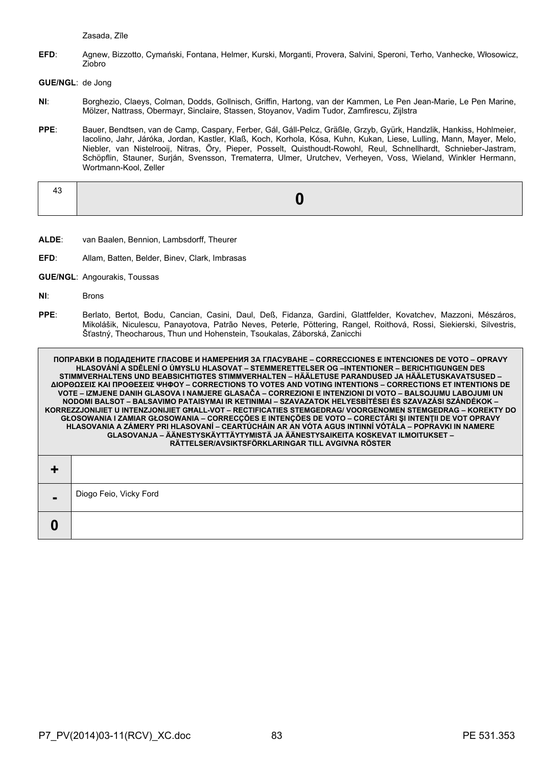Zasada, Zīle

**EFD**: Agnew, Bizzotto, Cymański, Fontana, Helmer, Kurski, Morganti, Provera, Salvini, Speroni, Terho, Vanhecke, Włosowicz, Ziobro

**GUE/NGL**: de Jong

**NI**: Borghezio, Claeys, Colman, Dodds, Gollnisch, Griffin, Hartong, van der Kammen, Le Pen Jean-Marie, Le Pen Marine, Mölzer, Nattrass, Obermayr, Sinclaire, Stassen, Stoyanov, Vadim Tudor, Zamfirescu, Zijlstra

**PPE**: Bauer, Bendtsen, van de Camp, Caspary, Ferber, Gál, Gáll-Pelcz, Gräßle, Grzyb, Gyürk, Handzlik, Hankiss, Hohlmeier, Iacolino, Jahr, Járóka, Jordan, Kastler, Klaß, Koch, Korhola, Kósa, Kuhn, Kukan, Liese, Lulling, Mann, Mayer, Melo, Niebler, van Nistelrooij, Nitras, Őry, Pieper, Posselt, Quisthoudt-Rowohl, Reul, Schnellhardt, Schnieber-Jastram, Schöpflin, Stauner, Surján, Svensson, Trematerra, Ulmer, Urutchev, Verheyen, Voss, Wieland, Winkler Hermann, Wortmann-Kool, Zeller

| 43 | **0** |
|---|---|

**ALDE**: van Baalen, Bennion, Lambsdorff, Theurer

**EFD**: Allam, Batten, Belder, Binev, Clark, Imbrasas

**GUE/NGL**: Angourakis, Toussas

**NI**: Brons

**PPE**: Berlato, Bertot, Bodu, Cancian, Casini, Daul, Deß, Fidanza, Gardini, Glattfelder, Kovatchev, Mazzoni, Mészáros, Mikolášik, Niculescu, Panayotova, Patrão Neves, Peterle, Pöttering, Rangel, Roithová, Rossi, Siekierski, Silvestris, Šťastný, Theocharous, Thun und Hohenstein, Tsoukalas, Záborská, Zanicchi

| **ПОПРАВКИ В ПОДАДЕНИТЕ ГЛАСОВЕ И НАМЕРЕНИЯ ЗА ГЛАСУВАНЕ – CORRECCIONES E INTENCIONES DE VOTO – OPRAVY HLASOVÁNÍ A SDĚLENÍ O ÚMYSLU HLASOVAT – STEMMERETTELSER OG –INTENTIONER – BERICHTIGUNGEN DES STIMMVERHALTENS UND BEABSICHTIGTES STIMMVERHALTEN – HÄÄLETUSE PARANDUSED JA HÄÄLETUSKAVATSUSED – ΔΙΟΡΘΩΣΕΙΣ ΚΑΙ ΠΡΟΘΕΣΕΙΣ ΨΗΦΟΥ – CORRECTIONS TO VOTES AND VOTING INTENTIONS – CORRECTIONS ET INTENTIONS DE VOTE – IZMJENE DANIH GLASOVA I NAMJERE GLASAČA – CORREZIONI E INTENZIONI DI VOTO – BALSOJUMU LABOJUMI UN NODOMI BALSOT – BALSAVIMO PATAISYMAI IR KETINIMAI – SZAVAZATOK HELYESBÍTÉSEI ÉS SZAVAZÁSI SZÁNDÉKOK – KORREZZJONIJIET U INTENZJONIJIET GĦALL-VOT – RECTIFICATIES STEMGEDRAG/ VOORGENOMEN STEMGEDRAG – KOREKTY DO GŁOSOWANIA I ZAMIAR GŁOSOWANIA – CORRECÇÕES E INTENÇÕES DE VOTO – CORECTĂRI ŞI INTENŢII DE VOT OPRAVY HLASOVANIA A ZÁMERY PRI HLASOVANÍ – CEARTÚCHÁIN AR AN VÓTA AGUS INTINNÍ VÓTÁLA – POPRAVKI IN NAMERE GLASOVANJA – ÄÄNESTYSKÄYTTÄYTYMISTÄ JA ÄÄNESTYSAIKEITA KOSKEVAT ILMOITUKSET – RÄTTELSER/AVSIKTSFÖRKLARINGAR TILL AVGIVNA RÖSTER** | |
|---|---|
| **+** | |
| **-** | Diogo Feio, Vicky Ford |
| **0** | |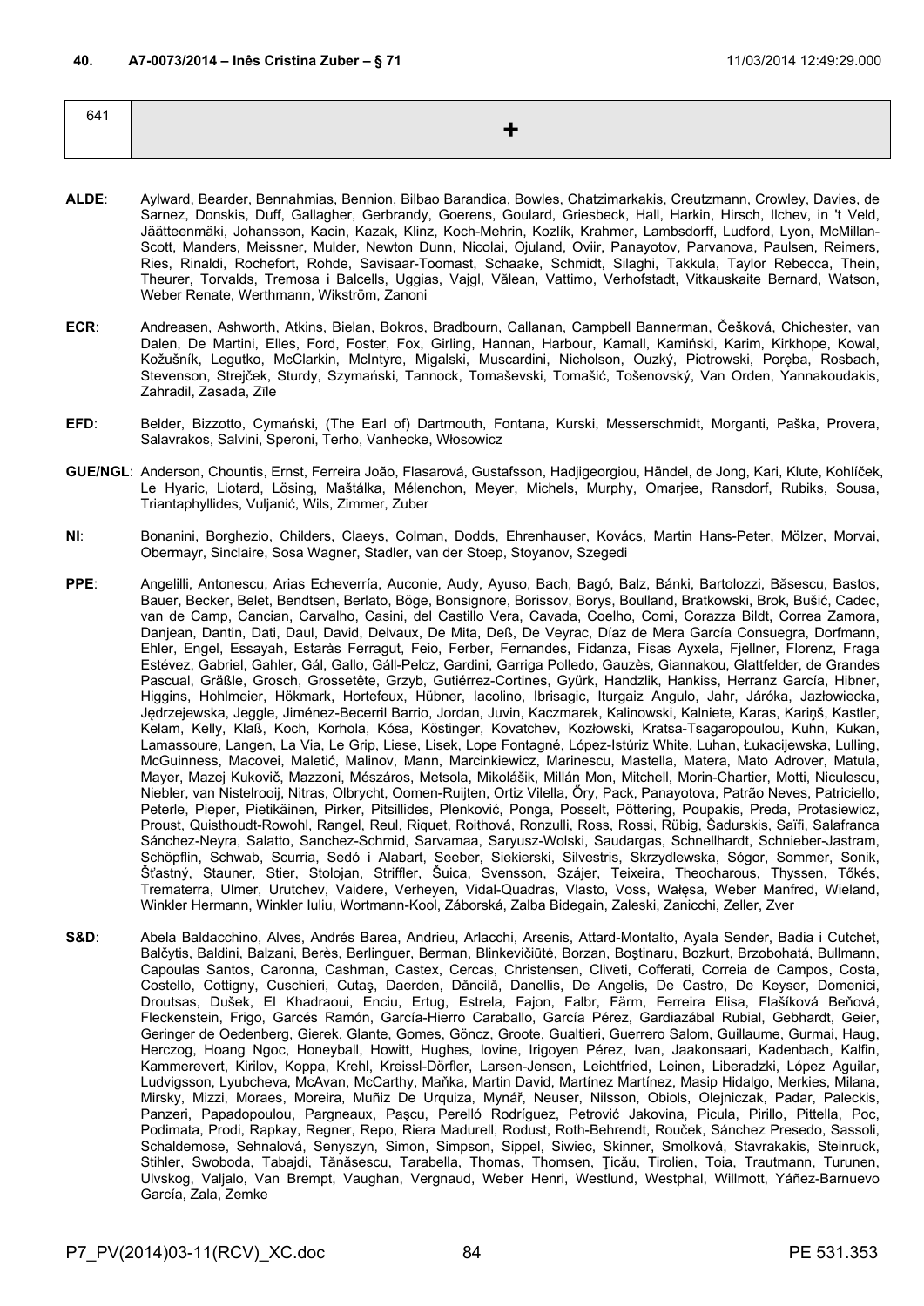**40. A7-0073/2014 – Inês Cristina Zuber – § 71** 11/03/2014 12:49:29.000

| 641 | + |
|---|---|

**ALDE**: Aylward, Bearder, Bennahmias, Bennion, Bilbao Barandica, Bowles, Chatzimarkakis, Creutzmann, Crowley, Davies, de Sarnez, Donskis, Duff, Gallagher, Gerbrandy, Goerens, Goulard, Griesbeck, Hall, Harkin, Hirsch, Ilchev, in 't Veld, Jäätteenmäki, Johansson, Kacin, Kazak, Klinz, Koch-Mehrin, Kozlík, Krahmer, Lambsdorff, Ludford, Lyon, McMillan-Scott, Manders, Meissner, Mulder, Newton Dunn, Nicolai, Ojuland, Oviir, Panayotov, Parvanova, Paulsen, Reimers, Ries, Rinaldi, Rochefort, Rohde, Savisaar-Toomast, Schaake, Schmidt, Silaghi, Takkula, Taylor Rebecca, Thein, Theurer, Torvalds, Tremosa i Balcells, Uggias, Vajgl, Vălean, Vattimo, Verhofstadt, Vitkauskaite Bernard, Watson, Weber Renate, Werthmann, Wikström, Zanoni

**ECR**: Andreasen, Ashworth, Atkins, Bielan, Bokros, Bradbourn, Callanan, Campbell Bannerman, Češková, Chichester, van Dalen, De Martini, Elles, Ford, Foster, Fox, Girling, Hannan, Harbour, Kamall, Kamiński, Karim, Kirkhope, Kowal, Kožušník, Legutko, McClarkin, McIntyre, Migalski, Muscardini, Nicholson, Ouzký, Piotrowski, Poręba, Rosbach, Stevenson, Strejček, Sturdy, Szymański, Tannock, Tomaševski, Tomašić, Tošenovský, Van Orden, Yannakoudakis, Zahradil, Zasada, Zīle

**EFD**: Belder, Bizzotto, Cymański, (The Earl of) Dartmouth, Fontana, Kurski, Messerschmidt, Morganti, Paška, Provera, Salavrakos, Salvini, Speroni, Terho, Vanhecke, Włosowicz

**GUE/NGL**: Anderson, Chountis, Ernst, Ferreira João, Flasarová, Gustafsson, Hadjigeorgiou, Händel, de Jong, Kari, Klute, Kohlíček, Le Hyaric, Liotard, Lösing, Maštálka, Mélenchon, Meyer, Michels, Murphy, Omarjee, Ransdorf, Rubiks, Sousa, Triantaphyllides, Vuljanić, Wils, Zimmer, Zuber

**NI**: Bonanini, Borghezio, Childers, Claeys, Colman, Dodds, Ehrenhauser, Kovács, Martin Hans-Peter, Mölzer, Morvai, Obermayr, Sinclaire, Sosa Wagner, Stadler, van der Stoep, Stoyanov, Szegedi

**PPE**: Angelilli, Antonescu, Arias Echeverría, Auconie, Audy, Ayuso, Bach, Bagó, Balz, Bánki, Bartolozzi, Băsescu, Bastos, Bauer, Becker, Belet, Bendtsen, Berlato, Böge, Bonsignore, Borissov, Borys, Boulland, Bratkowski, Brok, Bušić, Cadec, van de Camp, Cancian, Carvalho, Casini, del Castillo Vera, Cavada, Coelho, Comi, Corazza Bildt, Correa Zamora, Danjean, Dantin, Dati, Daul, David, Delvaux, De Mita, Deß, De Veyrac, Díaz de Mera García Consuegra, Dorfmann, Ehler, Engel, Essayah, Estaràs Ferragut, Feio, Ferber, Fernandes, Fidanza, Fisas Ayxela, Fjellner, Florenz, Fraga Estévez, Gabriel, Gahler, Gál, Gallo, Gáll-Pelcz, Gardini, Garriga Polledo, Gauzès, Giannakou, Glattfelder, de Grandes Pascual, Gräßle, Grosch, Grossetête, Grzyb, Gutiérrez-Cortines, Gyürk, Handzlik, Hankiss, Herranz García, Hibner, Higgins, Hohlmeier, Hökmark, Hortefeux, Hübner, Iacolino, Ibrisagic, Iturgaiz Angulo, Jahr, Járóka, Jazłowiecka, Jędrzejewska, Jeggle, Jiménez-Becerril Barrio, Jordan, Juvin, Kaczmarek, Kalinowski, Kalniete, Karas, Kariņš, Kastler, Kelam, Kelly, Klaß, Koch, Korhola, Kósa, Köstinger, Kovatchev, Kozłowski, Kratsa-Tsagaropoulou, Kuhn, Kukan, Lamassoure, Langen, La Via, Le Grip, Liese, Lisek, Lope Fontagné, López-Istúriz White, Luhan, Łukacijewska, Lulling, McGuinness, Macovei, Maletić, Malinov, Mann, Marcinkiewicz, Marinescu, Mastella, Matera, Mato Adrover, Matula, Mayer, Mazej Kukovič, Mazzoni, Mészáros, Metsola, Mikolášik, Millán Mon, Mitchell, Morin-Chartier, Motti, Niculescu, Niebler, van Nistelrooij, Nitras, Olbrycht, Oomen-Ruijten, Ortiz Vilella, Őry, Pack, Panayotova, Patrão Neves, Patriciello, Peterle, Pieper, Pietikäinen, Pirker, Pitsillides, Plenković, Ponga, Posselt, Pöttering, Poupakis, Preda, Protasiewicz, Proust, Quisthoudt-Rowohl, Rangel, Reul, Riquet, Roithová, Ronzulli, Ross, Rossi, Rübig, Šadurskis, Saïfi, Salafranca Sánchez-Neyra, Salatto, Sanchez-Schmid, Sarvamaa, Saryusz-Wolski, Saudargas, Schnellhardt, Schnieber-Jastram, Schöpflin, Schwab, Scurria, Sedó i Alabart, Seeber, Siekierski, Silvestris, Skrzydlewska, Sógor, Sommer, Sonik, Šťastný, Stauner, Stier, Stolojan, Striffler, Šuica, Svensson, Szájer, Teixeira, Theocharous, Thyssen, Tőkés, Trematerra, Ulmer, Urutchev, Vaidere, Verheyen, Vidal-Quadras, Vlasto, Voss, Wałęsa, Weber Manfred, Wieland, Winkler Hermann, Winkler Iuliu, Wortmann-Kool, Záborská, Zalba Bidegain, Zaleski, Zanicchi, Zeller, Zver

**S&D**: Abela Baldacchino, Alves, Andrés Barea, Andrieu, Arlacchi, Arsenis, Attard-Montalto, Ayala Sender, Badia i Cutchet, Balčytis, Baldini, Balzani, Berès, Berlinguer, Berman, Blinkevičiūtė, Borzan, Boştinaru, Bozkurt, Brzobohatá, Bullmann, Capoulas Santos, Caronna, Cashman, Castex, Cercas, Christensen, Cliveti, Cofferati, Correia de Campos, Costa, Costello, Cottigny, Cuschieri, Cutaş, Daerden, Dăncilă, Danellis, De Angelis, De Castro, De Keyser, Domenici, Droutsas, Dušek, El Khadraoui, Enciu, Ertug, Estrela, Fajon, Falbr, Färm, Ferreira Elisa, Flašíková Beňová, Fleckenstein, Frigo, Garcés Ramón, García-Hierro Caraballo, García Pérez, Gardiazábal Rubial, Gebhardt, Geier, Geringer de Oedenberg, Gierek, Glante, Gomes, Göncz, Groote, Gualtieri, Guerrero Salom, Guillaume, Gurmai, Haug, Herczog, Hoang Ngoc, Honeyball, Howitt, Hughes, Iovine, Irigoyen Pérez, Ivan, Jaakonsaari, Kadenbach, Kalfin, Kammerevert, Kirilov, Koppa, Krehl, Kreissl-Dörfler, Larsen-Jensen, Leichtfried, Leinen, Liberadzki, López Aguilar, Ludvigsson, Lyubcheva, McAvan, McCarthy, Maňka, Martin David, Martínez Martínez, Masip Hidalgo, Merkies, Milana, Mirsky, Mizzi, Moraes, Moreira, Muñiz De Urquiza, Mynář, Neuser, Nilsson, Obiols, Olejniczak, Padar, Paleckis, Panzeri, Papadopoulou, Pargneaux, Paşcu, Perelló Rodríguez, Petrović Jakovina, Picula, Pirillo, Pittella, Poc, Podimata, Prodi, Rapkay, Regner, Repo, Riera Madurell, Rodust, Roth-Behrendt, Rouček, Sánchez Presedo, Sassoli, Schaldemose, Sehnalová, Senyszyn, Simon, Simpson, Sippel, Siwiec, Skinner, Smolková, Stavrakakis, Steinruck, Stihler, Swoboda, Tabajdi, Tănăsescu, Tarabella, Thomas, Thomsen, Ţicău, Tirolien, Toia, Trautmann, Turunen, Ulvskog, Valjalo, Van Brempt, Vaughan, Vergnaud, Weber Henri, Westlund, Westphal, Willmott, Yáñez-Barnuevo García, Zala, Zemke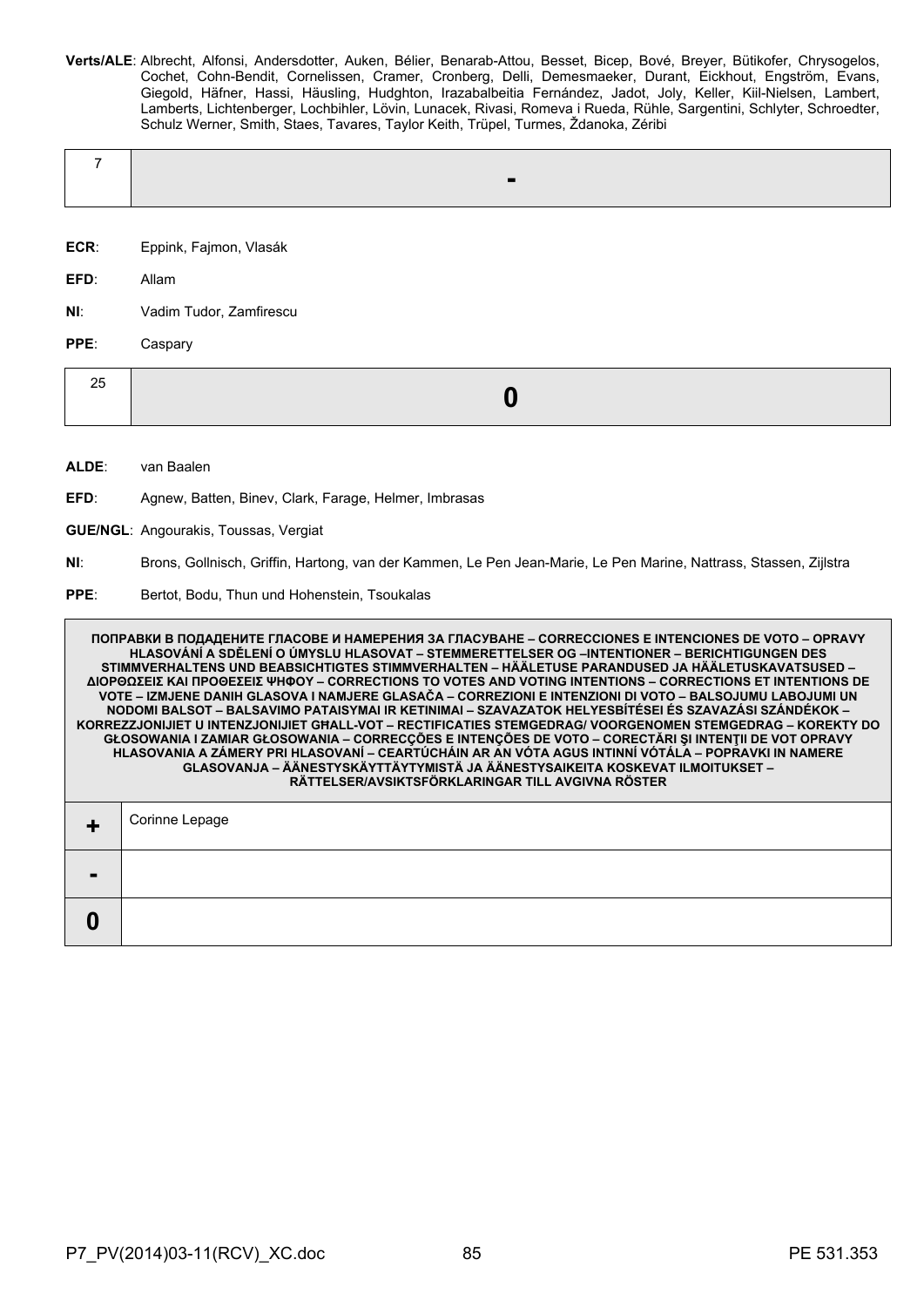**Verts/ALE**: Albrecht, Alfonsi, Andersdotter, Auken, Bélier, Benarab-Attou, Besset, Bicep, Bové, Breyer, Bütikofer, Chrysogelos, Cochet, Cohn-Bendit, Cornelissen, Cramer, Cronberg, Delli, Demesmaeker, Durant, Eickhout, Engström, Evans, Giegold, Häfner, Hassi, Häusling, Hudghton, Irazabalbeitia Fernández, Jadot, Joly, Keller, Kiil-Nielsen, Lambert, Lamberts, Lichtenberger, Lochbihler, Lövin, Lunacek, Rivasi, Romeva i Rueda, Rühle, Sargentini, Schlyter, Schroedter, Schulz Werner, Smith, Staes, Tavares, Taylor Keith, Trüpel, Turmes, Ždanoka, Zéribi

| 7 | - |
|---|---|

**ECR**: Eppink, Fajmon, Vlasák

**EFD**: Allam

**NI**: Vadim Tudor, Zamfirescu

**PPE**: Caspary

| 25 | 0 |
|---|---|

**ALDE**: van Baalen

**EFD**: Agnew, Batten, Binev, Clark, Farage, Helmer, Imbrasas

**GUE/NGL**: Angourakis, Toussas, Vergiat

**NI**: Brons, Gollnisch, Griffin, Hartong, van der Kammen, Le Pen Jean-Marie, Le Pen Marine, Nattrass, Stassen, Zijlstra

**PPE**: Bertot, Bodu, Thun und Hohenstein, Tsoukalas

| ПОПРАВКИ В ПОДАДЕНИТЕ ГЛАСОВЕ И НАМЕРЕНИЯ ЗА ГЛАСУВАНЕ – CORRECCIONES E INTENCIONES DE VOTO – OPRAVY HLASOVÁNÍ A SDĚLENÍ O ÚMYSLU HLASOVAT – STEMMERETTELSER OG –INTENTIONER – BERICHTIGUNGEN DES STIMMVERHALTENS UND BEABSICHTIGTES STIMMVERHALTEN – HÄÄLETUSE PARANDUSED JA HÄÄLETUSKAVATSUSED – ΔΙΟΡΘΩΣΕΙΣ ΚΑΙ ΠΡΟΘΕΣΕΙΣ ΨΗΦΟΥ – CORRECTIONS TO VOTES AND VOTING INTENTIONS – CORRECTIONS ET INTENTIONS DE VOTE – IZMJENE DANIH GLASOVA I NAMJERE GLASAČA – CORREZIONI E INTENZIONI DI VOTO – BALSOJUMU LABOJUMI UN NODOMI BALSOT – BALSAVIMO PATAISYMAI IR KETINIMAI – SZAVAZATOK HELYESBÍTÉSEI ÉS SZAVAZÁSI SZÁNDÉKOK – KORREZZJONIJIET U INTENZJONIJIET GĦALL-VOT – RECTIFICATIES STEMGEDRAG/ VOORGENOMEN STEMGEDRAG – KOREKTY DO GŁOSOWANIA I ZAMIAR GŁOSOWANIA – CORRECÇÕES E INTENÇÕES DE VOTO – CORECTĂRI ŞI INTENŢII DE VOT OPRAVY HLASOVANIA A ZÁMERY PRI HLASOVANÍ – CEARTÚCHÁIN AR AN VÓTA AGUS INTINNÍ VÓTÁLA – POPRAVKI IN NAMERE GLASOVANJA – ÄÄNESTYSKÄYTTÄYTYMISTÄ JA ÄÄNESTYSAIKEITA KOSKEVAT ILMOITUKSET – RÄTTELSER/AVSIKTSFÖRKLARINGAR TILL AVGIVNA RÖSTER | |
|---|---|
| + | Corinne Lepage |
| - | |
| 0 | |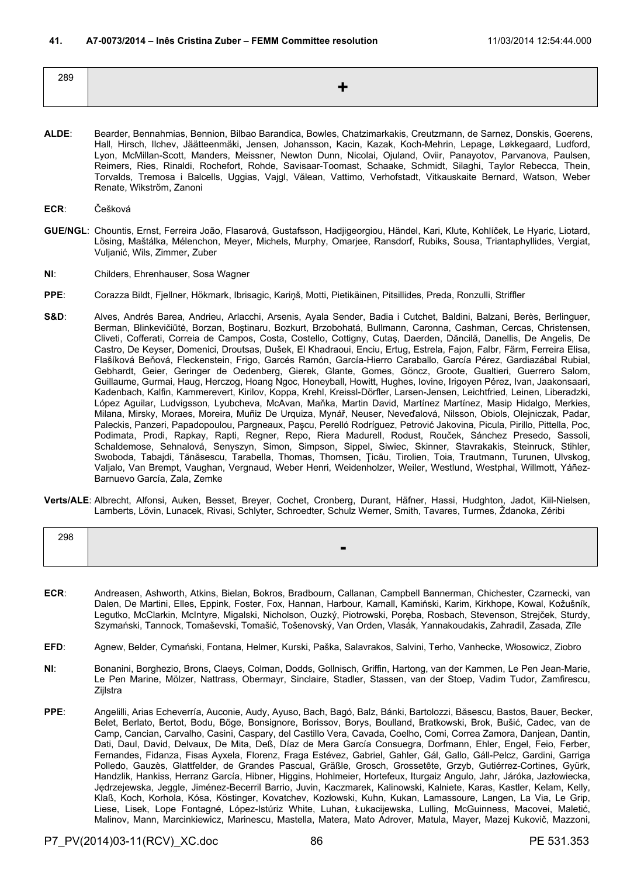**41. A7-0073/2014 – Inês Cristina Zuber – FEMM Committee resolution** 11/03/2014 12:54:44.000

| 289 | + |
|---|---|

**ALDE**: Bearder, Bennahmias, Bennion, Bilbao Barandica, Bowles, Chatzimarkakis, Creutzmann, de Sarnez, Donskis, Goerens, Hall, Hirsch, Ilchev, Jäätteenmäki, Jensen, Johansson, Kacin, Kazak, Koch-Mehrin, Lepage, Løkkegaard, Ludford, Lyon, McMillan-Scott, Manders, Meissner, Newton Dunn, Nicolai, Ojuland, Oviir, Panayotov, Parvanova, Paulsen, Reimers, Ries, Rinaldi, Rochefort, Rohde, Savisaar-Toomast, Schaake, Schmidt, Silaghi, Taylor Rebecca, Thein, Torvalds, Tremosa i Balcells, Uggias, Vajgl, Vălean, Vattimo, Verhofstadt, Vitkauskaite Bernard, Watson, Weber Renate, Wikström, Zanoni

**ECR**: Češková

**GUE/NGL**: Chountis, Ernst, Ferreira João, Flasarová, Gustafsson, Hadjigeorgiou, Händel, Kari, Klute, Kohlíček, Le Hyaric, Liotard, Lösing, Maštálka, Mélenchon, Meyer, Michels, Murphy, Omarjee, Ransdorf, Rubiks, Sousa, Triantaphyllides, Vergiat, Vuljanić, Wils, Zimmer, Zuber

**NI**: Childers, Ehrenhauser, Sosa Wagner

**PPE**: Corazza Bildt, Fjellner, Hökmark, Ibrisagic, Kariņš, Motti, Pietikäinen, Pitsillides, Preda, Ronzulli, Striffler

**S&D**: Alves, Andrés Barea, Andrieu, Arlacchi, Arsenis, Ayala Sender, Badia i Cutchet, Baldini, Balzani, Berès, Berlinguer, Berman, Blinkevičiūtė, Borzan, Boştinaru, Bozkurt, Brzobohatá, Bullmann, Caronna, Cashman, Cercas, Christensen, Cliveti, Cofferati, Correia de Campos, Costa, Costello, Cottigny, Cutaş, Daerden, Dăncilă, Danellis, De Angelis, De Castro, De Keyser, Domenici, Droutsas, Dušek, El Khadraoui, Enciu, Ertug, Estrela, Fajon, Falbr, Färm, Ferreira Elisa, Flašíková Beňová, Fleckenstein, Frigo, Garcés Ramón, García-Hierro Caraballo, García Pérez, Gardiazábal Rubial, Gebhardt, Geier, Geringer de Oedenberg, Gierek, Glante, Gomes, Göncz, Groote, Gualtieri, Guerrero Salom, Guillaume, Gurmai, Haug, Herczog, Hoang Ngoc, Honeyball, Howitt, Hughes, Iovine, Irigoyen Pérez, Ivan, Jaakonsaari, Kadenbach, Kalfin, Kammerevert, Kirilov, Koppa, Krehl, Kreissl-Dörfler, Larsen-Jensen, Leichtfried, Leinen, Liberadzki, López Aguilar, Ludvigsson, Lyubcheva, McAvan, Maňka, Martin David, Martínez Martínez, Masip Hidalgo, Merkies, Milana, Mirsky, Moraes, Moreira, Muñiz De Urquiza, Mynář, Neuser, Neveďalová, Nilsson, Obiols, Olejniczak, Padar, Paleckis, Panzeri, Papadopoulou, Pargneaux, Paşcu, Perelló Rodríguez, Petrović Jakovina, Picula, Pirillo, Pittella, Poc, Podimata, Prodi, Rapkay, Rapti, Regner, Repo, Riera Madurell, Rodust, Rouček, Sánchez Presedo, Sassoli, Schaldemose, Sehnalová, Senyszyn, Simon, Simpson, Sippel, Siwiec, Skinner, Stavrakakis, Steinruck, Stihler, Swoboda, Tabajdi, Tănăsescu, Tarabella, Thomas, Thomsen, Ţicău, Tirolien, Toia, Trautmann, Turunen, Ulvskog, Valjalo, Van Brempt, Vaughan, Vergnaud, Weber Henri, Weidenholzer, Weiler, Westlund, Westphal, Willmott, Yáñez-Barnuevo García, Zala, Zemke

**Verts/ALE**: Albrecht, Alfonsi, Auken, Besset, Breyer, Cochet, Cronberg, Durant, Häfner, Hassi, Hudghton, Jadot, Kiil-Nielsen, Lamberts, Lövin, Lunacek, Rivasi, Schlyter, Schroedter, Schulz Werner, Smith, Tavares, Turmes, Ždanoka, Zéribi

| 298 | - |
|---|---|

**ECR**: Andreasen, Ashworth, Atkins, Bielan, Bokros, Bradbourn, Callanan, Campbell Bannerman, Chichester, Czarnecki, van Dalen, De Martini, Elles, Eppink, Foster, Fox, Hannan, Harbour, Kamall, Kamiński, Karim, Kirkhope, Kowal, Kožušník, Legutko, McClarkin, McIntyre, Migalski, Nicholson, Ouzký, Piotrowski, Poręba, Rosbach, Stevenson, Strejček, Sturdy, Szymański, Tannock, Tomaševski, Tomašić, Tošenovský, Van Orden, Vlasák, Yannakoudakis, Zahradil, Zasada, Zīle

**EFD**: Agnew, Belder, Cymański, Fontana, Helmer, Kurski, Paška, Salavrakos, Salvini, Terho, Vanhecke, Włosowicz, Ziobro

**NI**: Bonanini, Borghezio, Brons, Claeys, Colman, Dodds, Gollnisch, Griffin, Hartong, van der Kammen, Le Pen Jean-Marie, Le Pen Marine, Mölzer, Nattrass, Obermayr, Sinclaire, Stadler, Stassen, van der Stoep, Vadim Tudor, Zamfirescu, Zijlstra

**PPE**: Angelilli, Arias Echeverría, Auconie, Audy, Ayuso, Bach, Bagó, Balz, Bánki, Bartolozzi, Băsescu, Bastos, Bauer, Becker, Belet, Berlato, Bertot, Bodu, Böge, Bonsignore, Borissov, Borys, Boulland, Bratkowski, Brok, Bušić, Cadec, van de Camp, Cancian, Carvalho, Casini, Caspary, del Castillo Vera, Cavada, Coelho, Comi, Correa Zamora, Danjean, Dantin, Dati, Daul, David, Delvaux, De Mita, Deß, Díaz de Mera García Consuegra, Dorfmann, Ehler, Engel, Feio, Ferber, Fernandes, Fidanza, Fisas Ayxela, Florenz, Fraga Estévez, Gabriel, Gahler, Gál, Gallo, Gáll-Pelcz, Gardini, Garriga Polledo, Gauzès, Glattfelder, de Grandes Pascual, Gräßle, Grosch, Grossetête, Grzyb, Gutiérrez-Cortines, Gyürk, Handzlik, Hankiss, Herranz García, Hibner, Higgins, Hohlmeier, Hortefeux, Iturgaiz Angulo, Jahr, Járóka, Jazłowiecka, Jędrzejewska, Jeggle, Jiménez-Becerril Barrio, Juvin, Kaczmarek, Kalinowski, Kalniete, Karas, Kastler, Kelam, Kelly, Klaß, Koch, Korhola, Kósa, Köstinger, Kovatchev, Kozłowski, Kuhn, Kukan, Lamassoure, Langen, La Via, Le Grip, Liese, Lisek, Lope Fontagné, López-Istúriz White, Luhan, Łukacijewska, Lulling, McGuinness, Macovei, Maletić, Malinov, Mann, Marcinkiewicz, Marinescu, Mastella, Matera, Mato Adrover, Matula, Mayer, Mazej Kukovič, Mazzoni,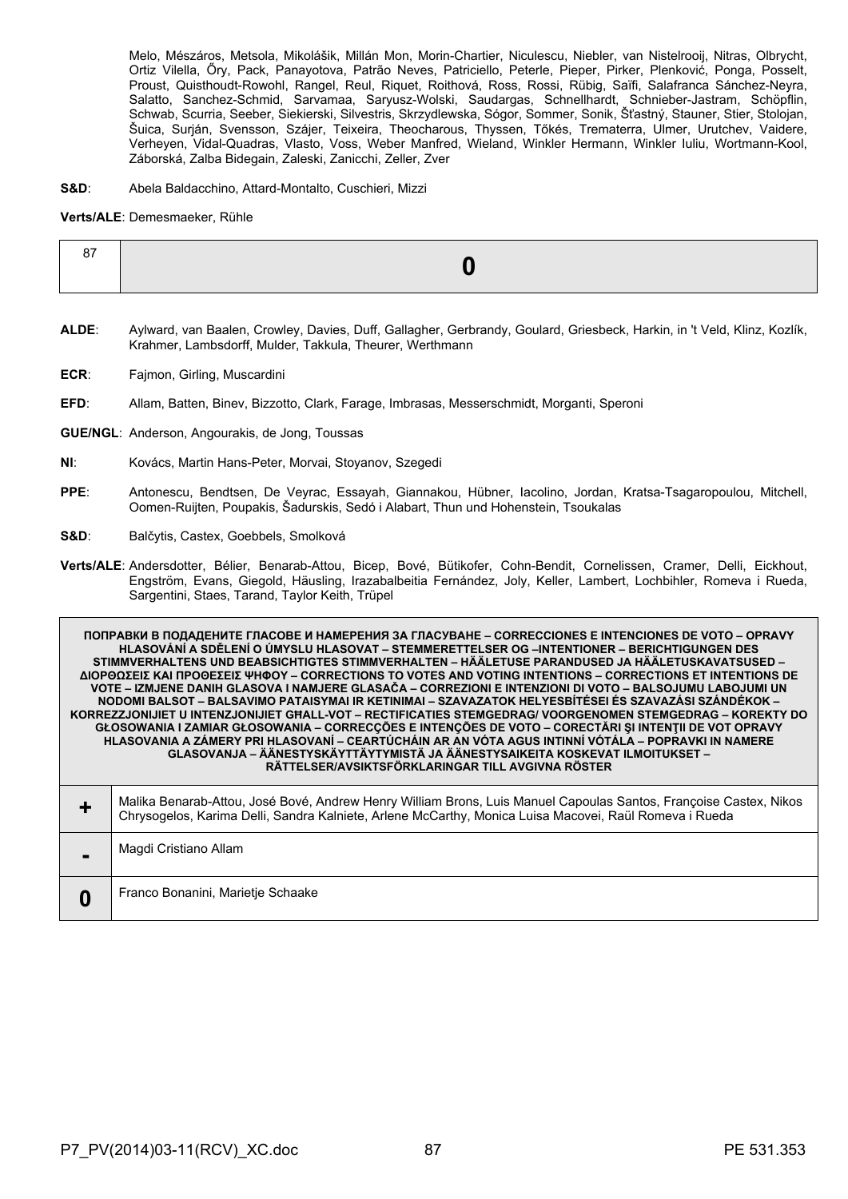Melo, Mészáros, Metsola, Mikolášik, Millán Mon, Morin-Chartier, Niculescu, Niebler, van Nistelrooij, Nitras, Olbrycht, Ortiz Vilella, Őry, Pack, Panayotova, Patrão Neves, Patriciello, Peterle, Pieper, Pirker, Plenković, Ponga, Posselt, Proust, Quisthoudt-Rowohl, Rangel, Reul, Riquet, Roithová, Ross, Rossi, Rübig, Saïfi, Salafranca Sánchez-Neyra, Salatto, Sanchez-Schmid, Sarvamaa, Saryusz-Wolski, Saudargas, Schnellhardt, Schnieber-Jastram, Schöpflin, Schwab, Scurria, Seeber, Siekierski, Silvestris, Skrzydlewska, Sógor, Sommer, Sonik, Šťastný, Stauner, Stier, Stolojan, Šuica, Surján, Svensson, Szájer, Teixeira, Theocharous, Thyssen, Tőkés, Trematerra, Ulmer, Urutchev, Vaidere, Verheyen, Vidal-Quadras, Vlasto, Voss, Weber Manfred, Wieland, Winkler Hermann, Winkler Iuliu, Wortmann-Kool, Záborská, Zalba Bidegain, Zaleski, Zanicchi, Zeller, Zver

**S&D**: Abela Baldacchino, Attard-Montalto, Cuschieri, Mizzi

**Verts/ALE**: Demesmaeker, Rühle

| 87 | **0** |
|---|---|

**ALDE**: Aylward, van Baalen, Crowley, Davies, Duff, Gallagher, Gerbrandy, Goulard, Griesbeck, Harkin, in 't Veld, Klinz, Kozlík, Krahmer, Lambsdorff, Mulder, Takkula, Theurer, Werthmann

**ECR**: Fajmon, Girling, Muscardini

**EFD**: Allam, Batten, Binev, Bizzotto, Clark, Farage, Imbrasas, Messerschmidt, Morganti, Speroni

**GUE/NGL**: Anderson, Angourakis, de Jong, Toussas

**NI**: Kovács, Martin Hans-Peter, Morvai, Stoyanov, Szegedi

**PPE**: Antonescu, Bendtsen, De Veyrac, Essayah, Giannakou, Hübner, Iacolino, Jordan, Kratsa-Tsagaropoulou, Mitchell, Oomen-Ruijten, Poupakis, Šadurskis, Sedó i Alabart, Thun und Hohenstein, Tsoukalas

**S&D**: Balčytis, Castex, Goebbels, Smolková

**Verts/ALE**: Andersdotter, Bélier, Benarab-Attou, Bicep, Bové, Bütikofer, Cohn-Bendit, Cornelissen, Cramer, Delli, Eickhout, Engström, Evans, Giegold, Häusling, Irazabalbeitia Fernández, Joly, Keller, Lambert, Lochbihler, Romeva i Rueda, Sargentini, Staes, Tarand, Taylor Keith, Trüpel

| ПОПРАВКИ В ПОДАДЕНИТЕ ГЛАСОВЕ И НАМЕРЕНИЯ ЗА ГЛАСУВАНЕ – CORRECCIONES E INTENCIONES DE VOTO – OPRAVY HLASOVÁNÍ A SDĚLENÍ O ÚMYSLU HLASOVAT – STEMMERETTELSER OG –INTENTIONER – BERICHTIGUNGEN DES STIMMVERHALTENS UND BEABSICHTIGTES STIMMVERHALTEN – HÄÄLETUSE PARANDUSED JA HÄÄLETUSKAVATSUSED – ΔΙΟΡΘΩΣΕΙΣ ΚΑΙ ΠΡΟΘΕΣΕΙΣ ΨΗΦΟΥ – CORRECTIONS TO VOTES AND VOTING INTENTIONS – CORRECTIONS ET INTENTIONS DE VOTE – IZMJENE DANIH GLASOVA I NAMJERE GLASAČA – CORREZIONI E INTENZIONI DI VOTO – BALSOJUMU LABOJUMI UN NODOMI BALSOT – BALSAVIMO PATAISYMAI IR KETINIMAI – SZAVAZATOK HELYESBÍTÉSEI ÉS SZAVAZÁSI SZÁNDÉKOK – KORREZZJONIJIET U INTENZJONIJIET GĦALL-VOT – RECTIFICATIES STEMGEDRAG/ VOORGENOMEN STEMGEDRAG – KOREKTY DO GŁOSOWANIA I ZAMIAR GŁOSOWANIA – CORRECÇÕES E INTENÇÕES DE VOTO – CORECTĂRI ŞI INTENŢII DE VOT OPRAVY HLASOVANIA A ZÁMERY PRI HLASOVANÍ – CEARTÚCHÁIN AR AN VÓTA AGUS INTINNÍ VÓTÁLA – POPRAVKI IN NAMERE GLASOVANJA – ÄÄNESTYSKÄYTTÄYTYMISTÄ JA ÄÄNESTYSAIKEITA KOSKEVAT ILMOITUKSET – RÄTTELSER/AVSIKTSFÖRKLARINGAR TILL AVGIVNA RÖSTER | |
|---|---|
| **+** | Malika Benarab-Attou, José Bové, Andrew Henry William Brons, Luis Manuel Capoulas Santos, Françoise Castex, Nikos Chrysogelos, Karima Delli, Sandra Kalniete, Arlene McCarthy, Monica Luisa Macovei, Raül Romeva i Rueda |
| **-** | Magdi Cristiano Allam |
| **0** | Franco Bonanini, Marietje Schaake |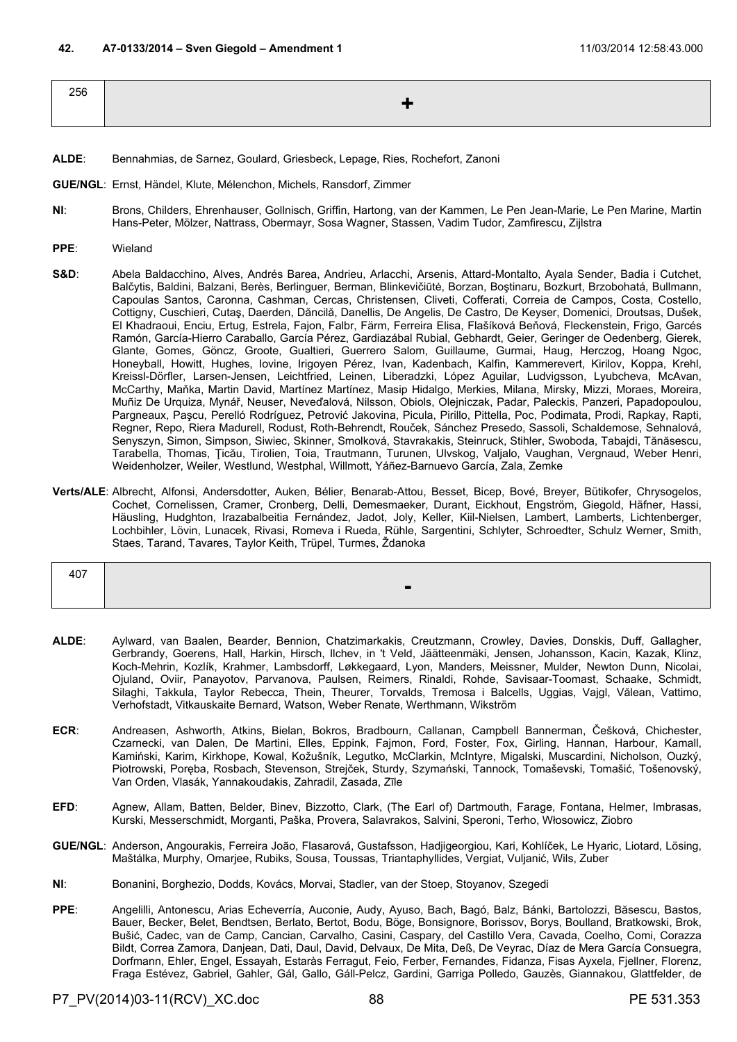**42. A7-0133/2014 – Sven Giegold – Amendment 1** 11/03/2014 12:58:43.000

| 256 | + |
|---|---|

**ALDE**: Bennahmias, de Sarnez, Goulard, Griesbeck, Lepage, Ries, Rochefort, Zanoni

**GUE/NGL**: Ernst, Händel, Klute, Mélenchon, Michels, Ransdorf, Zimmer

**NI**: Brons, Childers, Ehrenhauser, Gollnisch, Griffin, Hartong, van der Kammen, Le Pen Jean-Marie, Le Pen Marine, Martin Hans-Peter, Mölzer, Nattrass, Obermayr, Sosa Wagner, Stassen, Vadim Tudor, Zamfirescu, Zijlstra

**PPE**: Wieland

**S&D**: Abela Baldacchino, Alves, Andrés Barea, Andrieu, Arlacchi, Arsenis, Attard-Montalto, Ayala Sender, Badia i Cutchet, Balčytis, Baldini, Balzani, Berès, Berlinguer, Berman, Blinkevičiūtė, Borzan, Boştinaru, Bozkurt, Brzobohatá, Bullmann, Capoulas Santos, Caronna, Cashman, Cercas, Christensen, Cliveti, Cofferati, Correia de Campos, Costa, Costello, Cottigny, Cuschieri, Cutaş, Daerden, Dăncilă, Danellis, De Angelis, De Castro, De Keyser, Domenici, Droutsas, Dušek, El Khadraoui, Enciu, Ertug, Estrela, Fajon, Falbr, Färm, Ferreira Elisa, Flašíková Beňová, Fleckenstein, Frigo, Garcés Ramón, García-Hierro Caraballo, García Pérez, Gardiazábal Rubial, Gebhardt, Geier, Geringer de Oedenberg, Gierek, Glante, Gomes, Göncz, Groote, Gualtieri, Guerrero Salom, Guillaume, Gurmai, Haug, Herczog, Hoang Ngoc, Honeyball, Howitt, Hughes, Iovine, Irigoyen Pérez, Ivan, Kadenbach, Kalfin, Kammerevert, Kirilov, Koppa, Krehl, Kreissl-Dörfler, Larsen-Jensen, Leichtfried, Leinen, Liberadzki, López Aguilar, Ludvigsson, Lyubcheva, McAvan, McCarthy, Maňka, Martin David, Martínez Martínez, Masip Hidalgo, Merkies, Milana, Mirsky, Mizzi, Moraes, Moreira, Muñiz De Urquiza, Mynář, Neuser, Neveďalová, Nilsson, Obiols, Olejniczak, Padar, Paleckis, Panzeri, Papadopoulou, Pargneaux, Paşcu, Perelló Rodríguez, Petrović Jakovina, Picula, Pirillo, Pittella, Poc, Podimata, Prodi, Rapkay, Rapti, Regner, Repo, Riera Madurell, Rodust, Roth-Behrendt, Rouček, Sánchez Presedo, Sassoli, Schaldemose, Sehnalová, Senyszyn, Simon, Simpson, Siwiec, Skinner, Smolková, Stavrakakis, Steinruck, Stihler, Swoboda, Tabajdi, Tănăsescu, Tarabella, Thomas, Ţicău, Tirolien, Toia, Trautmann, Turunen, Ulvskog, Valjalo, Vaughan, Vergnaud, Weber Henri, Weidenholzer, Weiler, Westlund, Westphal, Willmott, Yáñez-Barnuevo García, Zala, Zemke

**Verts/ALE**: Albrecht, Alfonsi, Andersdotter, Auken, Bélier, Benarab-Attou, Besset, Bicep, Bové, Breyer, Bütikofer, Chrysogelos, Cochet, Cornelissen, Cramer, Cronberg, Delli, Demesmaeker, Durant, Eickhout, Engström, Giegold, Häfner, Hassi, Häusling, Hudghton, Irazabalbeitia Fernández, Jadot, Joly, Keller, Kiil-Nielsen, Lambert, Lamberts, Lichtenberger, Lochbihler, Lövin, Lunacek, Rivasi, Romeva i Rueda, Rühle, Sargentini, Schlyter, Schroedter, Schulz Werner, Smith, Staes, Tarand, Tavares, Taylor Keith, Trüpel, Turmes, Ždanoka

| 407 | - |
|---|---|

**ALDE**: Aylward, van Baalen, Bearder, Bennion, Chatzimarkakis, Creutzmann, Crowley, Davies, Donskis, Duff, Gallagher, Gerbrandy, Goerens, Hall, Harkin, Hirsch, Ilchev, in 't Veld, Jäätteenmäki, Jensen, Johansson, Kacin, Kazak, Klinz, Koch-Mehrin, Kozlík, Krahmer, Lambsdorff, Løkkegaard, Lyon, Manders, Meissner, Mulder, Newton Dunn, Nicolai, Ojuland, Oviir, Panayotov, Parvanova, Paulsen, Reimers, Rinaldi, Rohde, Savisaar-Toomast, Schaake, Schmidt, Silaghi, Takkula, Taylor Rebecca, Thein, Theurer, Torvalds, Tremosa i Balcells, Uggias, Vajgl, Vălean, Vattimo, Verhofstadt, Vitkauskaite Bernard, Watson, Weber Renate, Werthmann, Wikström

**ECR**: Andreasen, Ashworth, Atkins, Bielan, Bokros, Bradbourn, Callanan, Campbell Bannerman, Češková, Chichester, Czarnecki, van Dalen, De Martini, Elles, Eppink, Fajmon, Ford, Foster, Fox, Girling, Hannan, Harbour, Kamall, Kamiński, Karim, Kirkhope, Kowal, Kožušník, Legutko, McClarkin, McIntyre, Migalski, Muscardini, Nicholson, Ouzký, Piotrowski, Poręba, Rosbach, Stevenson, Strejček, Sturdy, Szymański, Tannock, Tomaševski, Tomašić, Tošenovský, Van Orden, Vlasák, Yannakoudakis, Zahradil, Zasada, Zīle

**EFD**: Agnew, Allam, Batten, Belder, Binev, Bizzotto, Clark, (The Earl of) Dartmouth, Farage, Fontana, Helmer, Imbrasas, Kurski, Messerschmidt, Morganti, Paška, Provera, Salavrakos, Salvini, Speroni, Terho, Włosowicz, Ziobro

**GUE/NGL**: Anderson, Angourakis, Ferreira João, Flasarová, Gustafsson, Hadjigeorgiou, Kari, Kohlíček, Le Hyaric, Liotard, Lösing, Maštálka, Murphy, Omarjee, Rubiks, Sousa, Toussas, Triantaphyllides, Vergiat, Vuljanić, Wils, Zuber

**NI**: Bonanini, Borghezio, Dodds, Kovács, Morvai, Stadler, van der Stoep, Stoyanov, Szegedi

**PPE**: Angelilli, Antonescu, Arias Echeverría, Auconie, Audy, Ayuso, Bach, Bagó, Balz, Bánki, Bartolozzi, Băsescu, Bastos, Bauer, Becker, Belet, Bendtsen, Berlato, Bertot, Bodu, Böge, Bonsignore, Borissov, Borys, Boulland, Bratkowski, Brok, Bušić, Cadec, van de Camp, Cancian, Carvalho, Casini, Caspary, del Castillo Vera, Cavada, Coelho, Comi, Corazza Bildt, Correa Zamora, Danjean, Dati, Daul, David, Delvaux, De Mita, Deß, De Veyrac, Díaz de Mera García Consuegra, Dorfmann, Ehler, Engel, Essayah, Estaràs Ferragut, Feio, Ferber, Fernandes, Fidanza, Fisas Ayxela, Fjellner, Florenz, Fraga Estévez, Gabriel, Gahler, Gál, Gallo, Gáll-Pelcz, Gardini, Garriga Polledo, Gauzès, Giannakou, Glattfelder, de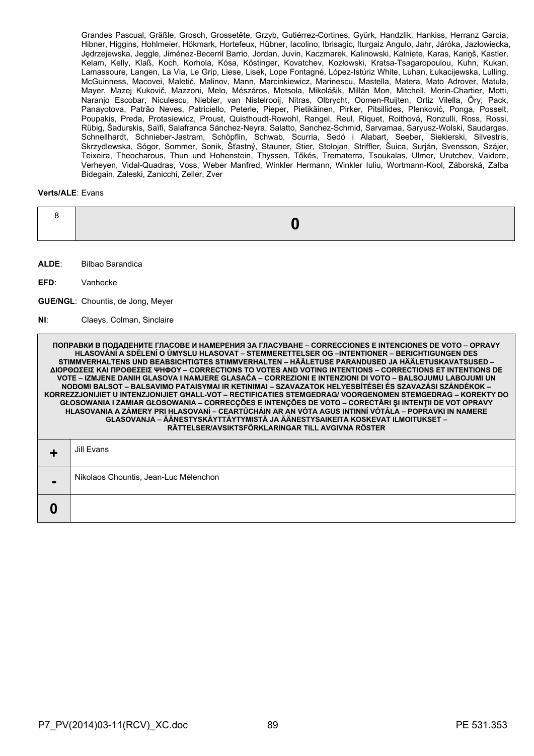Grandes Pascual, Gräßle, Grosch, Grossetête, Grzyb, Gutiérrez-Cortines, Gyürk, Handzlik, Hankiss, Herranz García, Hibner, Higgins, Hohlmeier, Hökmark, Hortefeux, Hübner, Iacolino, Ibrisagic, Iturgaiz Angulo, Jahr, Járóka, Jazłowiecka, Jędrzejewska, Jeggle, Jiménez-Becerril Barrio, Jordan, Juvin, Kaczmarek, Kalinowski, Kalniete, Karas, Kariņš, Kastler, Kelam, Kelly, Klaß, Koch, Korhola, Kósa, Köstinger, Kovatchev, Kozłowski, Kratsa-Tsagaropoulou, Kuhn, Kukan, Lamassoure, Langen, La Via, Le Grip, Liese, Lisek, Lope Fontagné, López-Istúriz White, Luhan, Łukacijewska, Lulling, McGuinness, Macovei, Maletić, Malinov, Mann, Marcinkiewicz, Marinescu, Mastella, Matera, Mato Adrover, Matula, Mayer, Mazej Kukovič, Mazzoni, Melo, Mészáros, Metsola, Mikolášik, Millán Mon, Mitchell, Morin-Chartier, Motti, Naranjo Escobar, Niculescu, Niebler, van Nistelrooij, Nitras, Olbrycht, Oomen-Ruijten, Ortiz Vilella, Őry, Pack, Panayotova, Patrão Neves, Patriciello, Peterle, Pieper, Pietikäinen, Pirker, Pitsillides, Plenković, Ponga, Posselt, Poupakis, Preda, Protasiewicz, Proust, Quisthoudt-Rowohl, Rangel, Reul, Riquet, Roithová, Ronzulli, Ross, Rossi, Rübig, Šadurskis, Saïfi, Salafranca Sánchez-Neyra, Salatto, Sanchez-Schmid, Sarvamaa, Saryusz-Wolski, Saudargas, Schnellhardt, Schnieber-Jastram, Schöpflin, Schwab, Scurria, Sedó i Alabart, Seeber, Siekierski, Silvestris, Skrzydlewska, Sógor, Sommer, Sonik, Šťastný, Stauner, Stier, Stolojan, Striffler, Šuica, Surján, Svensson, Szájer, Teixeira, Theocharous, Thun und Hohenstein, Thyssen, Tőkés, Trematerra, Tsoukalas, Ulmer, Urutchev, Vaidere, Verheyen, Vidal-Quadras, Voss, Weber Manfred, Winkler Hermann, Winkler Iuliu, Wortmann-Kool, Záborská, Zalba Bidegain, Zaleski, Zanicchi, Zeller, Zver

**Verts/ALE**: Evans

| 8 | **0** |
|---|---|

**ALDE**: Bilbao Barandica

**EFD**: Vanhecke

**GUE/NGL**: Chountis, de Jong, Meyer

**NI**: Claeys, Colman, Sinclaire

| ПОПРАВКИ В ПОДАДЕНИТЕ ГЛАСОВЕ И НАМЕРЕНИЯ ЗА ГЛАСУВАНЕ – CORRECCIONES E INTENCIONES DE VOTO – OPRAVY HLASOVÁNÍ A SDĚLENÍ O ÚMYSLU HLASOVAT – STEMMERETTELSER OG –INTENTIONER – BERICHTIGUNGEN DES STIMMVERHALTENS UND BEABSICHTIGTES STIMMVERHALTEN – HÄÄLETUSE PARANDUSED JA HÄÄLETUSKAVATSUSED – ΔΙΟΡΘΩΣΕΙΣ ΚΑΙ ΠΡΟΘΕΣΕΙΣ ΨΗΦΟΥ – CORRECTIONS TO VOTES AND VOTING INTENTIONS – CORRECTIONS ET INTENTIONS DE VOTE – IZMJENE DANIH GLASOVA I NAMJERE GLASAČA – CORREZIONI E INTENZIONI DI VOTO – BALSOJUMU LABOJUMI UN NODOMI BALSOT – BALSAVIMO PATAISYMAI IR KETINIMAI – SZAVAZATOK HELYESBÍTÉSEI ÉS SZAVAZÁSI SZÁNDÉKOK – KORREZZJONIJIET U INTENZJONIJIET GĦALL-VOT – RECTIFICATIES STEMGEDRAG/ VOORGENOMEN STEMGEDRAG – KOREKTY DO GŁOSOWANIA I ZAMIAR GŁOSOWANIA – CORRECÇÕES E INTENÇÕES DE VOTO – CORECTĂRI ŞI INTENŢII DE VOT OPRAVY HLASOVANIA A ZÁMERY PRI HLASOVANÍ – CEARTÚCHÁIN AR AN VÓTA AGUS INTINNÍ VÓTÁLA – POPRAVKI IN NAMERE GLASOVANJA – ÄÄNESTYSKÄYTTÄYTYMISTÄ JA ÄÄNESTYSAIKEITA KOSKEVAT ILMOITUKSET – RÄTTELSER/AVSIKTSFÖRKLARINGAR TILL AVGIVNA RÖSTER | |
|---|---|
| **+** | Jill Evans |
| **-** | Nikolaos Chountis, Jean-Luc Mélenchon |
| **0** | |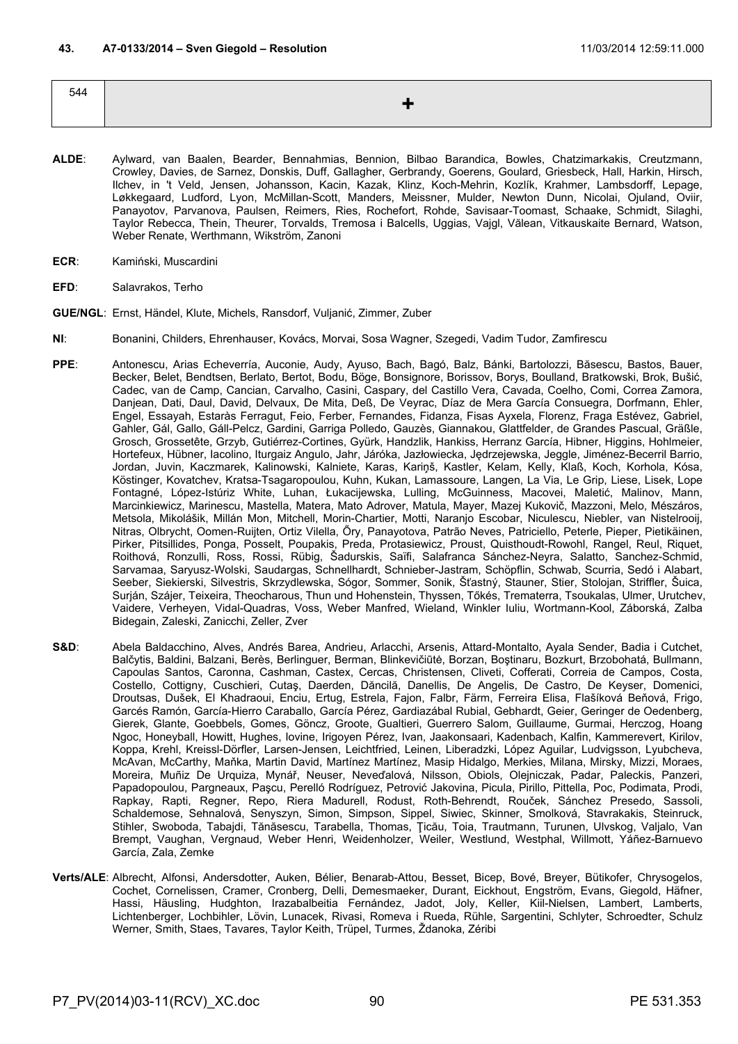**43. A7-0133/2014 – Sven Giegold – Resolution** 11/03/2014 12:59:11.000

| 544 | + |
|---|---|

**ALDE**: Aylward, van Baalen, Bearder, Bennahmias, Bennion, Bilbao Barandica, Bowles, Chatzimarkakis, Creutzmann, Crowley, Davies, de Sarnez, Donskis, Duff, Gallagher, Gerbrandy, Goerens, Goulard, Griesbeck, Hall, Harkin, Hirsch, Ilchev, in 't Veld, Jensen, Johansson, Kacin, Kazak, Klinz, Koch-Mehrin, Kozlík, Krahmer, Lambsdorff, Lepage, Løkkegaard, Ludford, Lyon, McMillan-Scott, Manders, Meissner, Mulder, Newton Dunn, Nicolai, Ojuland, Oviir, Panayotov, Parvanova, Paulsen, Reimers, Ries, Rochefort, Rohde, Savisaar-Toomast, Schaake, Schmidt, Silaghi, Taylor Rebecca, Thein, Theurer, Torvalds, Tremosa i Balcells, Uggias, Vajgl, Vălean, Vitkauskaite Bernard, Watson, Weber Renate, Werthmann, Wikström, Zanoni

**ECR**: Kamiński, Muscardini

**EFD**: Salavrakos, Terho

**GUE/NGL**: Ernst, Händel, Klute, Michels, Ransdorf, Vuljanić, Zimmer, Zuber

**NI**: Bonanini, Childers, Ehrenhauser, Kovács, Morvai, Sosa Wagner, Szegedi, Vadim Tudor, Zamfirescu

**PPE**: Antonescu, Arias Echeverría, Auconie, Audy, Ayuso, Bach, Bagó, Balz, Bánki, Bartolozzi, Băsescu, Bastos, Bauer, Becker, Belet, Bendtsen, Berlato, Bertot, Bodu, Böge, Bonsignore, Borissov, Borys, Boulland, Bratkowski, Brok, Bušić, Cadec, van de Camp, Cancian, Carvalho, Casini, Caspary, del Castillo Vera, Cavada, Coelho, Comi, Correa Zamora, Danjean, Dati, Daul, David, Delvaux, De Mita, Deß, De Veyrac, Díaz de Mera García Consuegra, Dorfmann, Ehler, Engel, Essayah, Estaràs Ferragut, Feio, Ferber, Fernandes, Fidanza, Fisas Ayxela, Florenz, Fraga Estévez, Gabriel, Gahler, Gál, Gallo, Gáll-Pelcz, Gardini, Garriga Polledo, Gauzès, Giannakou, Glattfelder, de Grandes Pascual, Gräßle, Grosch, Grossetête, Grzyb, Gutiérrez-Cortines, Gyürk, Handzlik, Hankiss, Herranz García, Hibner, Higgins, Hohlmeier, Hortefeux, Hübner, Iacolino, Iturgaiz Angulo, Jahr, Járóka, Jazłowiecka, Jędrzejewska, Jeggle, Jiménez-Becerril Barrio, Jordan, Juvin, Kaczmarek, Kalinowski, Kalniete, Karas, Kariņš, Kastler, Kelam, Kelly, Klaß, Koch, Korhola, Kósa, Köstinger, Kovatchev, Kratsa-Tsagaropoulou, Kuhn, Kukan, Lamassoure, Langen, La Via, Le Grip, Liese, Lisek, Lope Fontagné, López-Istúriz White, Luhan, Łukacijewska, Lulling, McGuinness, Macovei, Maletić, Malinov, Mann, Marcinkiewicz, Marinescu, Mastella, Matera, Mato Adrover, Matula, Mayer, Mazej Kukovič, Mazzoni, Melo, Mészáros, Metsola, Mikolášik, Millán Mon, Mitchell, Morin-Chartier, Motti, Naranjo Escobar, Niculescu, Niebler, van Nistelrooij, Nitras, Olbrycht, Oomen-Ruijten, Ortiz Vilella, Őry, Panayotova, Patrão Neves, Patriciello, Peterle, Pieper, Pietikäinen, Pirker, Pitsillides, Ponga, Posselt, Poupakis, Preda, Protasiewicz, Proust, Quisthoudt-Rowohl, Rangel, Reul, Riquet, Roithová, Ronzulli, Ross, Rossi, Rübig, Šadurskis, Saïfi, Salafranca Sánchez-Neyra, Salatto, Sanchez-Schmid, Sarvamaa, Saryusz-Wolski, Saudargas, Schnellhardt, Schnieber-Jastram, Schöpflin, Schwab, Scurria, Sedó i Alabart, Seeber, Siekierski, Silvestris, Skrzydlewska, Sógor, Sommer, Sonik, Šťastný, Stauner, Stier, Stolojan, Striffler, Šuica, Surján, Szájer, Teixeira, Theocharous, Thun und Hohenstein, Thyssen, Tőkés, Trematerra, Tsoukalas, Ulmer, Urutchev, Vaidere, Verheyen, Vidal-Quadras, Voss, Weber Manfred, Wieland, Winkler Iuliu, Wortmann-Kool, Záborská, Zalba Bidegain, Zaleski, Zanicchi, Zeller, Zver

**S&D**: Abela Baldacchino, Alves, Andrés Barea, Andrieu, Arlacchi, Arsenis, Attard-Montalto, Ayala Sender, Badia i Cutchet, Balčytis, Baldini, Balzani, Berès, Berlinguer, Berman, Blinkevičiūtė, Borzan, Boştinaru, Bozkurt, Brzobohatá, Bullmann, Capoulas Santos, Caronna, Cashman, Castex, Cercas, Christensen, Cliveti, Cofferati, Correia de Campos, Costa, Costello, Cottigny, Cuschieri, Cutaş, Daerden, Dăncilă, Danellis, De Angelis, De Castro, De Keyser, Domenici, Droutsas, Dušek, El Khadraoui, Enciu, Ertug, Estrela, Fajon, Falbr, Färm, Ferreira Elisa, Flašíková Beňová, Frigo, Garcés Ramón, García-Hierro Caraballo, García Pérez, Gardiazábal Rubial, Gebhardt, Geier, Geringer de Oedenberg, Gierek, Glante, Goebbels, Gomes, Göncz, Groote, Gualtieri, Guerrero Salom, Guillaume, Gurmai, Herczog, Hoang Ngoc, Honeyball, Howitt, Hughes, Iovine, Irigoyen Pérez, Ivan, Jaakonsaari, Kadenbach, Kalfin, Kammerevert, Kirilov, Koppa, Krehl, Kreissl-Dörfler, Larsen-Jensen, Leichtfried, Leinen, Liberadzki, López Aguilar, Ludvigsson, Lyubcheva, McAvan, McCarthy, Maňka, Martin David, Martínez Martínez, Masip Hidalgo, Merkies, Milana, Mirsky, Mizzi, Moraes, Moreira, Muñiz De Urquiza, Mynář, Neuser, Neveďalová, Nilsson, Obiols, Olejniczak, Padar, Paleckis, Panzeri, Papadopoulou, Pargneaux, Paşcu, Perelló Rodríguez, Petrović Jakovina, Picula, Pirillo, Pittella, Poc, Podimata, Prodi, Rapkay, Rapti, Regner, Repo, Riera Madurell, Rodust, Roth-Behrendt, Rouček, Sánchez Presedo, Sassoli, Schaldemose, Sehnalová, Senyszyn, Simon, Simpson, Sippel, Siwiec, Skinner, Smolková, Stavrakakis, Steinruck, Stihler, Swoboda, Tabajdi, Tănăsescu, Tarabella, Thomas, Ţicău, Toia, Trautmann, Turunen, Ulvskog, Valjalo, Van Brempt, Vaughan, Vergnaud, Weber Henri, Weidenholzer, Weiler, Westlund, Westphal, Willmott, Yáñez-Barnuevo García, Zala, Zemke

**Verts/ALE**: Albrecht, Alfonsi, Andersdotter, Auken, Bélier, Benarab-Attou, Besset, Bicep, Bové, Breyer, Bütikofer, Chrysogelos, Cochet, Cornelissen, Cramer, Cronberg, Delli, Demesmaeker, Durant, Eickhout, Engström, Evans, Giegold, Häfner, Hassi, Häusling, Hudghton, Irazabalbeitia Fernández, Jadot, Joly, Keller, Kiil-Nielsen, Lambert, Lamberts, Lichtenberger, Lochbihler, Lövin, Lunacek, Rivasi, Romeva i Rueda, Rühle, Sargentini, Schlyter, Schroedter, Schulz Werner, Smith, Staes, Tavares, Taylor Keith, Trüpel, Turmes, Ždanoka, Zéribi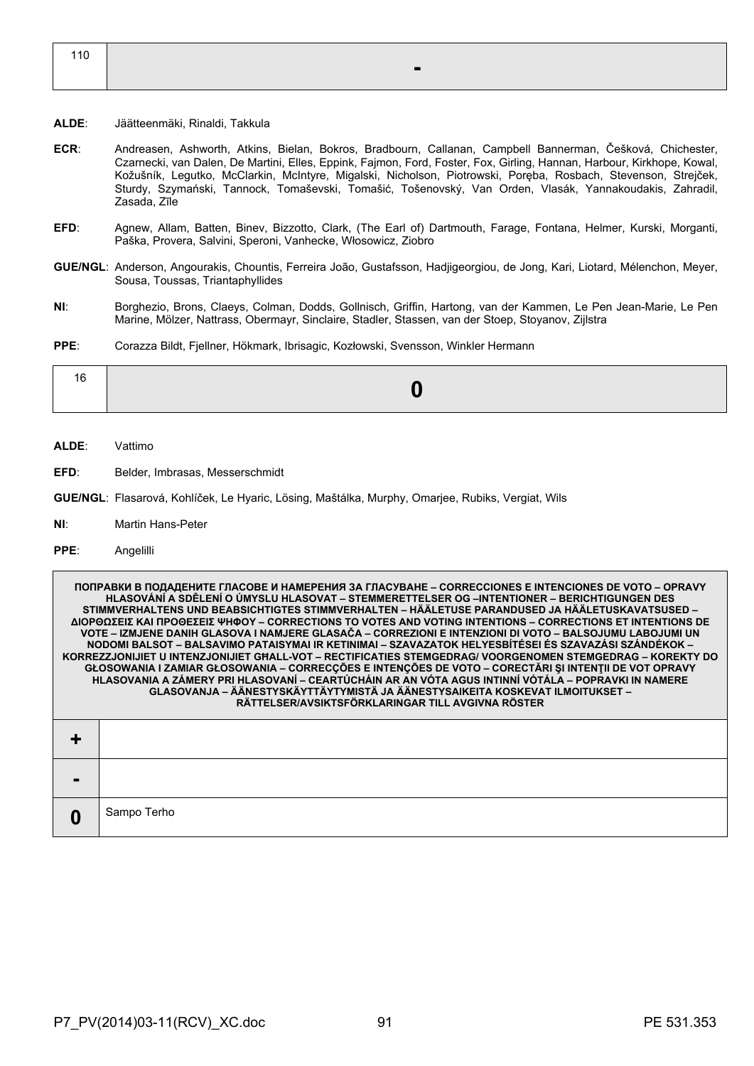| 110 | - |
|---|---|

**ALDE**: Jäätteenmäki, Rinaldi, Takkula

**ECR**: Andreasen, Ashworth, Atkins, Bielan, Bokros, Bradbourn, Callanan, Campbell Bannerman, Češková, Chichester, Czarnecki, van Dalen, De Martini, Elles, Eppink, Fajmon, Ford, Foster, Fox, Girling, Hannan, Harbour, Kirkhope, Kowal, Kožušník, Legutko, McClarkin, McIntyre, Migalski, Nicholson, Piotrowski, Poręba, Rosbach, Stevenson, Strejček, Sturdy, Szymański, Tannock, Tomaševski, Tomašić, Tošenovský, Van Orden, Vlasák, Yannakoudakis, Zahradil, Zasada, Zīle

**EFD**: Agnew, Allam, Batten, Binev, Bizzotto, Clark, (The Earl of) Dartmouth, Farage, Fontana, Helmer, Kurski, Morganti, Paška, Provera, Salvini, Speroni, Vanhecke, Włosowicz, Ziobro

**GUE/NGL**: Anderson, Angourakis, Chountis, Ferreira João, Gustafsson, Hadjigeorgiou, de Jong, Kari, Liotard, Mélenchon, Meyer, Sousa, Toussas, Triantaphyllides

**NI**: Borghezio, Brons, Claeys, Colman, Dodds, Gollnisch, Griffin, Hartong, van der Kammen, Le Pen Jean-Marie, Le Pen Marine, Mölzer, Nattrass, Obermayr, Sinclaire, Stadler, Stassen, van der Stoep, Stoyanov, Zijlstra

**PPE**: Corazza Bildt, Fjellner, Hökmark, Ibrisagic, Kozłowski, Svensson, Winkler Hermann

| 16 | 0 |
|---|---|

**ALDE**: Vattimo

**EFD**: Belder, Imbrasas, Messerschmidt

**GUE/NGL**: Flasarová, Kohlíček, Le Hyaric, Lösing, Maštálka, Murphy, Omarjee, Rubiks, Vergiat, Wils

**NI**: Martin Hans-Peter

**PPE**: Angelilli

| ПОПРАВКИ В ПОДАДЕНИТЕ ГЛАСОВЕ И НАМЕРЕНИЯ ЗА ГЛАСУВАНЕ – CORRECCIONES E INTENCIONES DE VOTO – OPRAVY HLASOVÁNÍ A SDĚLENÍ O ÚMYSLU HLASOVAT – STEMMERETTELSER OG –INTENTIONER – BERICHTIGUNGEN DES STIMMVERHALTENS UND BEABSICHTIGTES STIMMVERHALTEN – HÄÄLETUSE PARANDUSED JA HÄÄLETUSKAVATSUSED – ΔΙΟΡΘΩΣΕΙΣ ΚΑΙ ΠΡΟΘΕΣΕΙΣ ΨΗΦΟΥ – CORRECTIONS TO VOTES AND VOTING INTENTIONS – CORRECTIONS ET INTENTIONS DE VOTE – IZMJENE DANIH GLASOVA I NAMJERE GLASAČA – CORREZIONI E INTENZIONI DI VOTO – BALSOJUMU LABOJUMI UN NODOMI BALSOT – BALSAVIMO PATAISYMAI IR KETINIMAI – SZAVAZATOK HELYESBÍTÉSEI ÉS SZAVAZÁSI SZÁNDÉKOK – KORREZZJONIJIET U INTENZJONIJIET GĦALL-VOT – RECTIFICATIES STEMGEDRAG/ VOORGENOMEN STEMGEDRAG – KOREKTY DO GŁOSOWANIA I ZAMIAR GŁOSOWANIA – CORRECÇÕES E INTENÇÕES DE VOTO – CORECTĂRI ŞI INTENŢII DE VOT OPRAVY HLASOVANIA A ZÁMERY PRI HLASOVANÍ – CEARTÚCHÁIN AR AN VÓTA AGUS INTINNÍ VÓTÁLA – POPRAVKI IN NAMERE GLASOVANJA – ÄÄNESTYSKÄYTTÄYTYMISTÄ JA ÄÄNESTYSAIKEITA KOSKEVAT ILMOITUKSET – RÄTTELSER/AVSIKTSFÖRKLARINGAR TILL AVGIVNA RÖSTER | |
|---|---|
| + | |
| - | |
| 0 | Sampo Terho |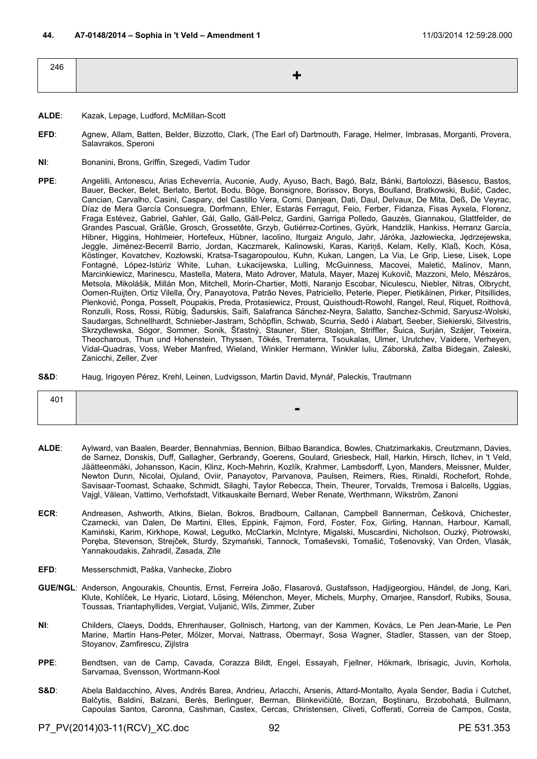**44. A7-0148/2014 – Sophia in 't Veld – Amendment 1** 11/03/2014 12:59:28.000

| 246 | + |
|---|---|

**ALDE**: Kazak, Lepage, Ludford, McMillan-Scott

**EFD**: Agnew, Allam, Batten, Belder, Bizzotto, Clark, (The Earl of) Dartmouth, Farage, Helmer, Imbrasas, Morganti, Provera, Salavrakos, Speroni

**NI**: Bonanini, Brons, Griffin, Szegedi, Vadim Tudor

**PPE**: Angelilli, Antonescu, Arias Echeverría, Auconie, Audy, Ayuso, Bach, Bagó, Balz, Bánki, Bartolozzi, Băsescu, Bastos, Bauer, Becker, Belet, Berlato, Bertot, Bodu, Böge, Bonsignore, Borissov, Borys, Boulland, Bratkowski, Bušić, Cadec, Cancian, Carvalho, Casini, Caspary, del Castillo Vera, Comi, Danjean, Dati, Daul, Delvaux, De Mita, Deß, De Veyrac, Díaz de Mera García Consuegra, Dorfmann, Ehler, Estaràs Ferragut, Feio, Ferber, Fidanza, Fisas Ayxela, Florenz, Fraga Estévez, Gabriel, Gahler, Gál, Gallo, Gáll-Pelcz, Gardini, Garriga Polledo, Gauzès, Giannakou, Glattfelder, de Grandes Pascual, Gräßle, Grosch, Grossetête, Grzyb, Gutiérrez-Cortines, Gyürk, Handzlik, Hankiss, Herranz García, Hibner, Higgins, Hohlmeier, Hortefeux, Hübner, Iacolino, Iturgaiz Angulo, Jahr, Járóka, Jazłowiecka, Jędrzejewska, Jeggle, Jiménez-Becerril Barrio, Jordan, Kaczmarek, Kalinowski, Karas, Kariņš, Kelam, Kelly, Klaß, Koch, Kósa, Köstinger, Kovatchev, Kozłowski, Kratsa-Tsagaropoulou, Kuhn, Kukan, Langen, La Via, Le Grip, Liese, Lisek, Lope Fontagné, López-Istúriz White, Luhan, Łukacijewska, Lulling, McGuinness, Macovei, Maletić, Malinov, Mann, Marcinkiewicz, Marinescu, Mastella, Matera, Mato Adrover, Matula, Mayer, Mazej Kukovič, Mazzoni, Melo, Mészáros, Metsola, Mikolášik, Millán Mon, Mitchell, Morin-Chartier, Motti, Naranjo Escobar, Niculescu, Niebler, Nitras, Olbrycht, Oomen-Ruijten, Ortiz Vilella, Őry, Panayotova, Patrão Neves, Patriciello, Peterle, Pieper, Pietikäinen, Pirker, Pitsillides, Plenković, Ponga, Posselt, Poupakis, Preda, Protasiewicz, Proust, Quisthoudt-Rowohl, Rangel, Reul, Riquet, Roithová, Ronzulli, Ross, Rossi, Rübig, Šadurskis, Saïfi, Salafranca Sánchez-Neyra, Salatto, Sanchez-Schmid, Saryusz-Wolski, Saudargas, Schnellhardt, Schnieber-Jastram, Schöpflin, Schwab, Scurria, Sedó i Alabart, Seeber, Siekierski, Silvestris, Skrzydlewska, Sógor, Sommer, Sonik, Šťastný, Stauner, Stier, Stolojan, Striffler, Šuica, Surján, Szájer, Teixeira, Theocharous, Thun und Hohenstein, Thyssen, Tőkés, Trematerra, Tsoukalas, Ulmer, Urutchev, Vaidere, Verheyen, Vidal-Quadras, Voss, Weber Manfred, Wieland, Winkler Hermann, Winkler Iuliu, Záborská, Zalba Bidegain, Zaleski, Zanicchi, Zeller, Zver

**S&D**: Haug, Irigoyen Pérez, Krehl, Leinen, Ludvigsson, Martin David, Mynář, Paleckis, Trautmann

| 401 | - |
|---|---|

**ALDE**: Aylward, van Baalen, Bearder, Bennahmias, Bennion, Bilbao Barandica, Bowles, Chatzimarkakis, Creutzmann, Davies, de Sarnez, Donskis, Duff, Gallagher, Gerbrandy, Goerens, Goulard, Griesbeck, Hall, Harkin, Hirsch, Ilchev, in 't Veld, Jäätteenmäki, Johansson, Kacin, Klinz, Koch-Mehrin, Kozlík, Krahmer, Lambsdorff, Lyon, Manders, Meissner, Mulder, Newton Dunn, Nicolai, Ojuland, Oviir, Panayotov, Parvanova, Paulsen, Reimers, Ries, Rinaldi, Rochefort, Rohde, Savisaar-Toomast, Schaake, Schmidt, Silaghi, Taylor Rebecca, Thein, Theurer, Torvalds, Tremosa i Balcells, Uggias, Vajgl, Vălean, Vattimo, Verhofstadt, Vitkauskaite Bernard, Weber Renate, Werthmann, Wikström, Zanoni

**ECR**: Andreasen, Ashworth, Atkins, Bielan, Bokros, Bradbourn, Callanan, Campbell Bannerman, Češková, Chichester, Czarnecki, van Dalen, De Martini, Elles, Eppink, Fajmon, Ford, Foster, Fox, Girling, Hannan, Harbour, Kamall, Kamiński, Karim, Kirkhope, Kowal, Legutko, McClarkin, McIntyre, Migalski, Muscardini, Nicholson, Ouzký, Piotrowski, Poręba, Stevenson, Strejček, Sturdy, Szymański, Tannock, Tomaševski, Tomašić, Tošenovský, Van Orden, Vlasák, Yannakoudakis, Zahradil, Zasada, Zīle

**EFD**: Messerschmidt, Paška, Vanhecke, Ziobro

**GUE/NGL**: Anderson, Angourakis, Chountis, Ernst, Ferreira João, Flasarová, Gustafsson, Hadjigeorgiou, Händel, de Jong, Kari, Klute, Kohlíček, Le Hyaric, Liotard, Lösing, Mélenchon, Meyer, Michels, Murphy, Omarjee, Ransdorf, Rubiks, Sousa, Toussas, Triantaphyllides, Vergiat, Vuljanić, Wils, Zimmer, Zuber

**NI**: Childers, Claeys, Dodds, Ehrenhauser, Gollnisch, Hartong, van der Kammen, Kovács, Le Pen Jean-Marie, Le Pen Marine, Martin Hans-Peter, Mölzer, Morvai, Nattrass, Obermayr, Sosa Wagner, Stadler, Stassen, van der Stoep, Stoyanov, Zamfirescu, Zijlstra

**PPE**: Bendtsen, van de Camp, Cavada, Corazza Bildt, Engel, Essayah, Fjellner, Hökmark, Ibrisagic, Juvin, Korhola, Sarvamaa, Svensson, Wortmann-Kool

**S&D**: Abela Baldacchino, Alves, Andrés Barea, Andrieu, Arlacchi, Arsenis, Attard-Montalto, Ayala Sender, Badia i Cutchet, Balčytis, Baldini, Balzani, Berès, Berlinguer, Berman, Blinkevičiūtė, Borzan, Boştinaru, Brzobohatá, Bullmann, Capoulas Santos, Caronna, Cashman, Castex, Cercas, Christensen, Cliveti, Cofferati, Correia de Campos, Costa,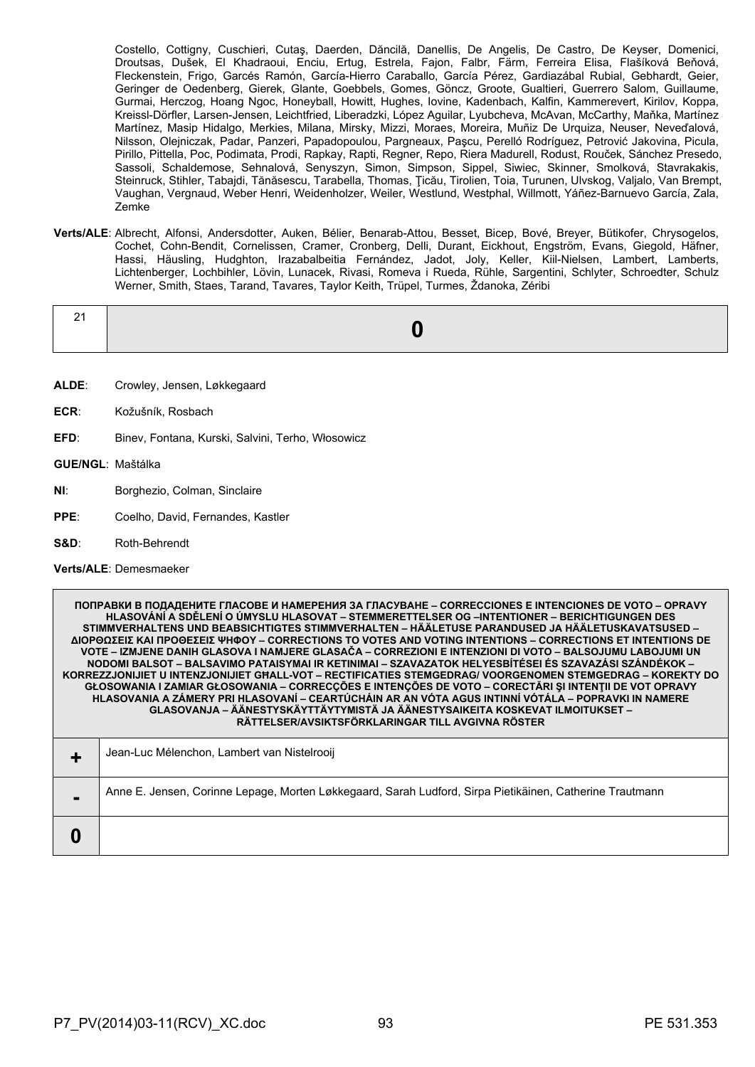Costello, Cottigny, Cuschieri, Cutaş, Daerden, Dăncilă, Danellis, De Angelis, De Castro, De Keyser, Domenici, Droutsas, Dušek, El Khadraoui, Enciu, Ertug, Estrela, Fajon, Falbr, Färm, Ferreira Elisa, Flašíková Beňová, Fleckenstein, Frigo, Garcés Ramón, García-Hierro Caraballo, García Pérez, Gardiazábal Rubial, Gebhardt, Geier, Geringer de Oedenberg, Gierek, Glante, Goebbels, Gomes, Göncz, Groote, Gualtieri, Guerrero Salom, Guillaume, Gurmai, Herczog, Hoang Ngoc, Honeyball, Howitt, Hughes, Iovine, Kadenbach, Kalfin, Kammerevert, Kirilov, Koppa, Kreissl-Dörfler, Larsen-Jensen, Leichtfried, Liberadzki, López Aguilar, Lyubcheva, McAvan, McCarthy, Maňka, Martínez Martínez, Masip Hidalgo, Merkies, Milana, Mirsky, Mizzi, Moraes, Moreira, Muñiz De Urquiza, Neuser, Neveďalová, Nilsson, Olejniczak, Padar, Panzeri, Papadopoulou, Pargneaux, Paşcu, Perelló Rodríguez, Petrović Jakovina, Picula, Pirillo, Pittella, Poc, Podimata, Prodi, Rapkay, Rapti, Regner, Repo, Riera Madurell, Rodust, Rouček, Sánchez Presedo, Sassoli, Schaldemose, Sehnalová, Senyszyn, Simon, Simpson, Sippel, Siwiec, Skinner, Smolková, Stavrakakis, Steinruck, Stihler, Tabajdi, Tănăsescu, Tarabella, Thomas, Ţicău, Tirolien, Toia, Turunen, Ulvskog, Valjalo, Van Brempt, Vaughan, Vergnaud, Weber Henri, Weidenholzer, Weiler, Westlund, Westphal, Willmott, Yáñez-Barnuevo García, Zala, Zemke

**Verts/ALE**: Albrecht, Alfonsi, Andersdotter, Auken, Bélier, Benarab-Attou, Besset, Bicep, Bové, Breyer, Bütikofer, Chrysogelos, Cochet, Cohn-Bendit, Cornelissen, Cramer, Cronberg, Delli, Durant, Eickhout, Engström, Evans, Giegold, Häfner, Hassi, Häusling, Hudghton, Irazabalbeitia Fernández, Jadot, Joly, Keller, Kiil-Nielsen, Lambert, Lamberts, Lichtenberger, Lochbihler, Lövin, Lunacek, Rivasi, Romeva i Rueda, Rühle, Sargentini, Schlyter, Schroedter, Schulz Werner, Smith, Staes, Tarand, Tavares, Taylor Keith, Trüpel, Turmes, Ždanoka, Zéribi

| 21 | **0** |
|---|---|

**ALDE**: Crowley, Jensen, Løkkegaard

**ECR**: Kožušník, Rosbach

**EFD**: Binev, Fontana, Kurski, Salvini, Terho, Włosowicz

**GUE/NGL**: Maštálka

**NI**: Borghezio, Colman, Sinclaire

**PPE**: Coelho, David, Fernandes, Kastler

**S&D**: Roth-Behrendt

**Verts/ALE**: Demesmaeker

| **ПОПРАВКИ В ПОДАДЕНИТЕ ГЛАСОВЕ И НАМЕРЕНИЯ ЗА ГЛАСУВАНЕ – CORRECCIONES E INTENCIONES DE VOTO – OPRAVY HLASOVÁNÍ A SDĚLENÍ O ÚMYSLU HLASOVAT – STEMMERETTELSER OG –INTENTIONER – BERICHTIGUNGEN DES STIMMVERHALTENS UND BEABSICHTIGTES STIMMVERHALTEN – HÄÄLETUSE PARANDUSED JA HÄÄLETUSKAVATSUSED – ΔΙΟΡΘΩΣΕΙΣ ΚΑΙ ΠΡΟΘΕΣΕΙΣ ΨΗΦΟΥ – CORRECTIONS TO VOTES AND VOTING INTENTIONS – CORRECTIONS ET INTENTIONS DE VOTE – IZMJENE DANIH GLASOVA I NAMJERE GLASAČA – CORREZIONI E INTENZIONI DI VOTO – BALSOJUMU LABOJUMI UN NODOMI BALSOT – BALSAVIMO PATAISYMAI IR KETINIMAI – SZAVAZATOK HELYESBÍTÉSEI ÉS SZAVAZÁSI SZÁNDÉKOK – KORREZZJONIJIET U INTENZJONIJIET GĦALL-VOT – RECTIFICATIES STEMGEDRAG/ VOORGENOMEN STEMGEDRAG – KOREKTY DO GŁOSOWANIA I ZAMIAR GŁOSOWANIA – CORRECÇÕES E INTENÇÕES DE VOTO – CORECTĂRI ŞI INTENŢII DE VOT OPRAVY HLASOVANIA A ZÁMERY PRI HLASOVANÍ – CEARTÚCHÁIN AR AN VÓTA AGUS INTINNÍ VÓTÁLA – POPRAVKI IN NAMERE GLASOVANJA – ÄÄNESTYSKÄYTTÄYTYMISTÄ JA ÄÄNESTYSAIKEITA KOSKEVAT ILMOITUKSET – RÄTTELSER/AVSIKTSFÖRKLARINGAR TILL AVGIVNA RÖSTER** | |
|---|---|
| **+** | Jean-Luc Mélenchon, Lambert van Nistelrooij |
| **-** | Anne E. Jensen, Corinne Lepage, Morten Løkkegaard, Sarah Ludford, Sirpa Pietikäinen, Catherine Trautmann |
| **0** | |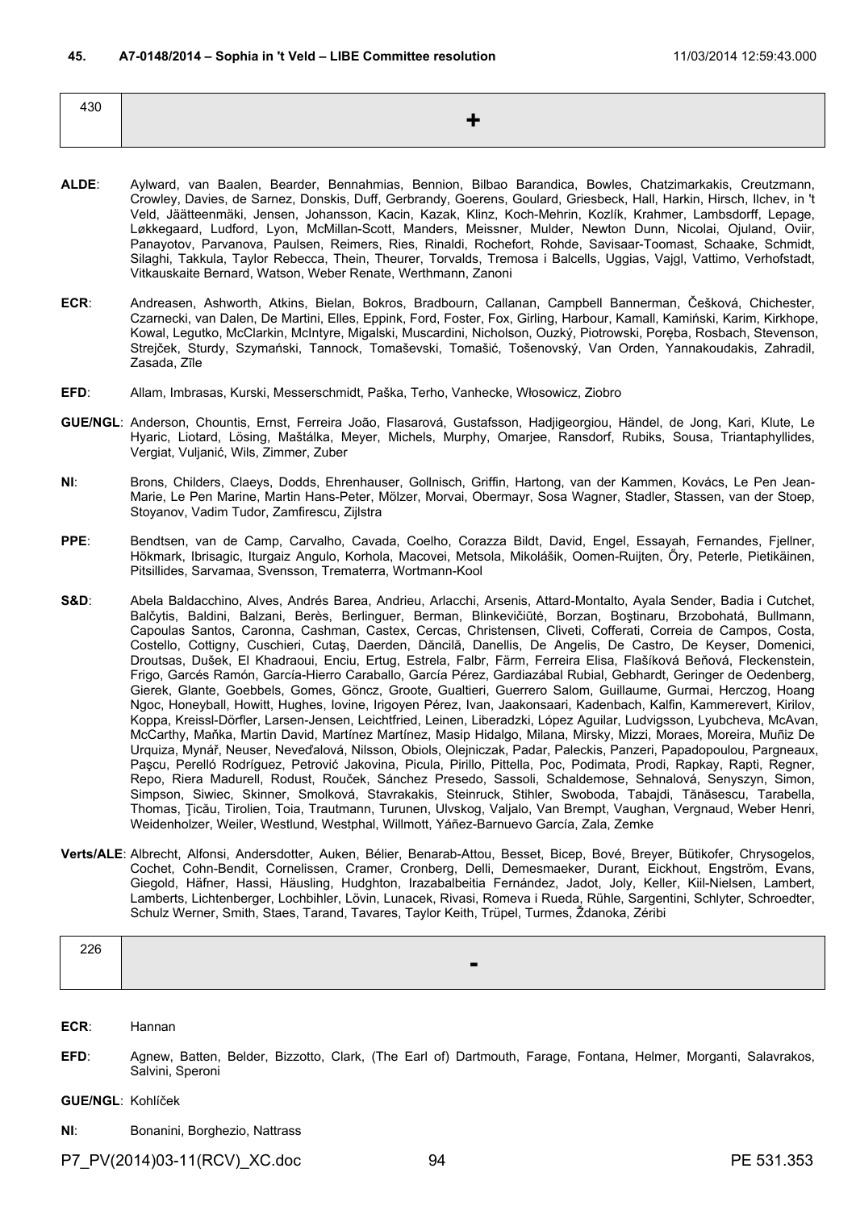**45. A7-0148/2014 – Sophia in 't Veld – LIBE Committee resolution** 11/03/2014 12:59:43.000

| 430 | + |
|---|---|

**ALDE**: Aylward, van Baalen, Bearder, Bennahmias, Bennion, Bilbao Barandica, Bowles, Chatzimarkakis, Creutzmann, Crowley, Davies, de Sarnez, Donskis, Duff, Gerbrandy, Goerens, Goulard, Griesbeck, Hall, Harkin, Hirsch, Ilchev, in 't Veld, Jäätteenmäki, Jensen, Johansson, Kacin, Kazak, Klinz, Koch-Mehrin, Kozlík, Krahmer, Lambsdorff, Lepage, Løkkegaard, Ludford, Lyon, McMillan-Scott, Manders, Meissner, Mulder, Newton Dunn, Nicolai, Ojuland, Oviir, Panayotov, Parvanova, Paulsen, Reimers, Ries, Rinaldi, Rochefort, Rohde, Savisaar-Toomast, Schaake, Schmidt, Silaghi, Takkula, Taylor Rebecca, Thein, Theurer, Torvalds, Tremosa i Balcells, Uggias, Vajgl, Vattimo, Verhofstadt, Vitkauskaite Bernard, Watson, Weber Renate, Werthmann, Zanoni

**ECR**: Andreasen, Ashworth, Atkins, Bielan, Bokros, Bradbourn, Callanan, Campbell Bannerman, Češková, Chichester, Czarnecki, van Dalen, De Martini, Elles, Eppink, Ford, Foster, Fox, Girling, Harbour, Kamall, Kamiński, Karim, Kirkhope, Kowal, Legutko, McClarkin, McIntyre, Migalski, Muscardini, Nicholson, Ouzký, Piotrowski, Poręba, Rosbach, Stevenson, Strejček, Sturdy, Szymański, Tannock, Tomaševski, Tomašić, Tošenovský, Van Orden, Yannakoudakis, Zahradil, Zasada, Zīle

**EFD**: Allam, Imbrasas, Kurski, Messerschmidt, Paška, Terho, Vanhecke, Włosowicz, Ziobro

**GUE/NGL**: Anderson, Chountis, Ernst, Ferreira João, Flasarová, Gustafsson, Hadjigeorgiou, Händel, de Jong, Kari, Klute, Le Hyaric, Liotard, Lösing, Maštálka, Meyer, Michels, Murphy, Omarjee, Ransdorf, Rubiks, Sousa, Triantaphyllides, Vergiat, Vuljanić, Wils, Zimmer, Zuber

**NI**: Brons, Childers, Claeys, Dodds, Ehrenhauser, Gollnisch, Griffin, Hartong, van der Kammen, Kovács, Le Pen Jean-Marie, Le Pen Marine, Martin Hans-Peter, Mölzer, Morvai, Obermayr, Sosa Wagner, Stadler, Stassen, van der Stoep, Stoyanov, Vadim Tudor, Zamfirescu, Zijlstra

**PPE**: Bendtsen, van de Camp, Carvalho, Cavada, Coelho, Corazza Bildt, David, Engel, Essayah, Fernandes, Fjellner, Hökmark, Ibrisagic, Iturgaiz Angulo, Korhola, Macovei, Metsola, Mikolášik, Oomen-Ruijten, Őry, Peterle, Pietikäinen, Pitsillides, Sarvamaa, Svensson, Trematerra, Wortmann-Kool

**S&D**: Abela Baldacchino, Alves, Andrés Barea, Andrieu, Arlacchi, Arsenis, Attard-Montalto, Ayala Sender, Badia i Cutchet, Balčytis, Baldini, Balzani, Berès, Berlinguer, Berman, Blinkevičiūtė, Borzan, Boştinaru, Brzobohatá, Bullmann, Capoulas Santos, Caronna, Cashman, Castex, Cercas, Christensen, Cliveti, Cofferati, Correia de Campos, Costa, Costello, Cottigny, Cuschieri, Cutaş, Daerden, Dăncilă, Danellis, De Angelis, De Castro, De Keyser, Domenici, Droutsas, Dušek, El Khadraoui, Enciu, Ertug, Estrela, Falbr, Färm, Ferreira Elisa, Flašíková Beňová, Fleckenstein, Frigo, Garcés Ramón, García-Hierro Caraballo, García Pérez, Gardiazábal Rubial, Gebhardt, Geringer de Oedenberg, Gierek, Glante, Goebbels, Gomes, Göncz, Groote, Gualtieri, Guerrero Salom, Guillaume, Gurmai, Herczog, Hoang Ngoc, Honeyball, Howitt, Hughes, Iovine, Irigoyen Pérez, Ivan, Jaakonsaari, Kadenbach, Kalfin, Kammerevert, Kirilov, Koppa, Kreissl-Dörfler, Larsen-Jensen, Leichtfried, Leinen, Liberadzki, López Aguilar, Ludvigsson, Lyubcheva, McAvan, McCarthy, Maňka, Martin David, Martínez Martínez, Masip Hidalgo, Milana, Mirsky, Mizzi, Moraes, Moreira, Muñiz De Urquiza, Mynář, Neuser, Neveďalová, Nilsson, Obiols, Olejniczak, Padar, Paleckis, Panzeri, Papadopoulou, Pargneaux, Paşcu, Perelló Rodríguez, Petrović Jakovina, Picula, Pirillo, Pittella, Poc, Podimata, Prodi, Rapkay, Rapti, Regner, Repo, Riera Madurell, Rodust, Rouček, Sánchez Presedo, Sassoli, Schaldemose, Sehnalová, Senyszyn, Simon, Simpson, Siwiec, Skinner, Smolková, Stavrakakis, Steinruck, Stihler, Swoboda, Tabajdi, Tănăsescu, Tarabella, Thomas, Ţicău, Tirolien, Toia, Trautmann, Turunen, Ulvskog, Valjalo, Van Brempt, Vaughan, Vergnaud, Weber Henri, Weidenholzer, Weiler, Westlund, Westphal, Willmott, Yáñez-Barnuevo García, Zala, Zemke

**Verts/ALE**: Albrecht, Alfonsi, Andersdotter, Auken, Bélier, Benarab-Attou, Besset, Bicep, Bové, Breyer, Bütikofer, Chrysogelos, Cochet, Cohn-Bendit, Cornelissen, Cramer, Cronberg, Delli, Demesmaeker, Durant, Eickhout, Engström, Evans, Giegold, Häfner, Hassi, Häusling, Hudghton, Irazabalbeitia Fernández, Jadot, Joly, Keller, Kiil-Nielsen, Lambert, Lamberts, Lichtenberger, Lochbihler, Lövin, Lunacek, Rivasi, Romeva i Rueda, Rühle, Sargentini, Schlyter, Schroedter, Schulz Werner, Smith, Staes, Tarand, Tavares, Taylor Keith, Trüpel, Turmes, Ždanoka, Zéribi

| 226 | - |
|---|---|

**ECR**: Hannan

**EFD**: Agnew, Batten, Belder, Bizzotto, Clark, (The Earl of) Dartmouth, Farage, Fontana, Helmer, Morganti, Salavrakos, Salvini, Speroni

**GUE/NGL**: Kohlíček

**NI**: Bonanini, Borghezio, Nattrass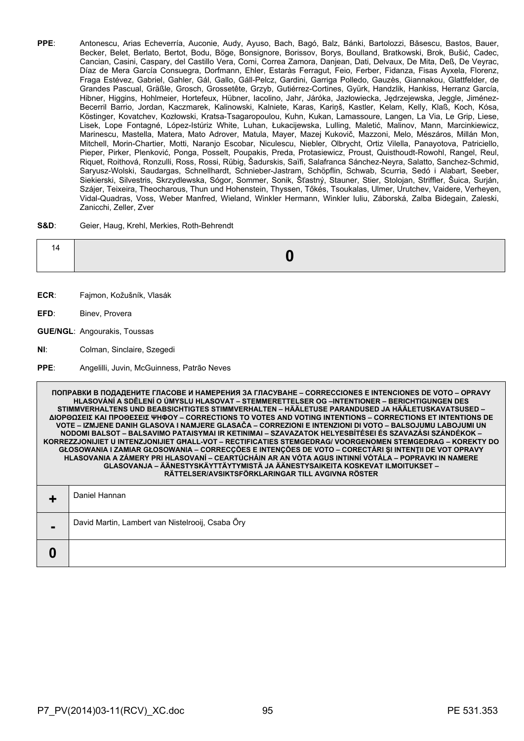**PPE**: Antonescu, Arias Echeverría, Auconie, Audy, Ayuso, Bach, Bagó, Balz, Bánki, Bartolozzi, Băsescu, Bastos, Bauer, Becker, Belet, Berlato, Bertot, Bodu, Böge, Bonsignore, Borissov, Borys, Boulland, Bratkowski, Brok, Bušić, Cadec, Cancian, Casini, Caspary, del Castillo Vera, Comi, Correa Zamora, Danjean, Dati, Delvaux, De Mita, Deß, De Veyrac, Díaz de Mera García Consuegra, Dorfmann, Ehler, Estaràs Ferragut, Feio, Ferber, Fidanza, Fisas Ayxela, Florenz, Fraga Estévez, Gabriel, Gahler, Gál, Gallo, Gáll-Pelcz, Gardini, Garriga Polledo, Gauzès, Giannakou, Glattfelder, de Grandes Pascual, Gräßle, Grosch, Grossetête, Grzyb, Gutiérrez-Cortines, Gyürk, Handzlik, Hankiss, Herranz García, Hibner, Higgins, Hohlmeier, Hortefeux, Hübner, Iacolino, Jahr, Járóka, Jazłowiecka, Jędrzejewska, Jeggle, Jiménez-Becerril Barrio, Jordan, Kaczmarek, Kalinowski, Kalniete, Karas, Kariņš, Kastler, Kelam, Kelly, Klaß, Koch, Kósa, Köstinger, Kovatchev, Kozłowski, Kratsa-Tsagaropoulou, Kuhn, Kukan, Lamassoure, Langen, La Via, Le Grip, Liese, Lisek, Lope Fontagné, López-Istúriz White, Luhan, Łukacijewska, Lulling, Maletić, Malinov, Mann, Marcinkiewicz, Marinescu, Mastella, Matera, Mato Adrover, Matula, Mayer, Mazej Kukovič, Mazzoni, Melo, Mészáros, Millán Mon, Mitchell, Morin-Chartier, Motti, Naranjo Escobar, Niculescu, Niebler, Olbrycht, Ortiz Vilella, Panayotova, Patriciello, Pieper, Pirker, Plenković, Ponga, Posselt, Poupakis, Preda, Protasiewicz, Proust, Quisthoudt-Rowohl, Rangel, Reul, Riquet, Roithová, Ronzulli, Ross, Rossi, Rübig, Šadurskis, Saïfi, Salafranca Sánchez-Neyra, Salatto, Sanchez-Schmid, Saryusz-Wolski, Saudargas, Schnellhardt, Schnieber-Jastram, Schöpflin, Schwab, Scurria, Sedó i Alabart, Seeber, Siekierski, Silvestris, Skrzydlewska, Sógor, Sommer, Sonik, Šťastný, Stauner, Stier, Stolojan, Striffler, Šuica, Surján, Szájer, Teixeira, Theocharous, Thun und Hohenstein, Thyssen, Tőkés, Tsoukalas, Ulmer, Urutchev, Vaidere, Verheyen, Vidal-Quadras, Voss, Weber Manfred, Wieland, Winkler Hermann, Winkler Iuliu, Záborská, Zalba Bidegain, Zaleski, Zanicchi, Zeller, Zver

**S&D**: Geier, Haug, Krehl, Merkies, Roth-Behrendt

| 14 | **0** |
|---|---|

**ECR**: Fajmon, Kožušník, Vlasák

**EFD**: Binev, Provera

**GUE/NGL**: Angourakis, Toussas

**NI**: Colman, Sinclaire, Szegedi

**PPE**: Angelilli, Juvin, McGuinness, Patrão Neves

| ПОПРАВКИ В ПОДАДЕНИТЕ ГЛАСОВЕ И НАМЕРЕНИЯ ЗА ГЛАСУВАНЕ – CORRECCIONES E INTENCIONES DE VOTO – OPRAVY HLASOVÁNÍ A SDĚLENÍ O ÚMYSLU HLASOVAT – STEMMERETTELSER OG –INTENTIONER – BERICHTIGUNGEN DES STIMMVERHALTENS UND BEABSICHTIGTES STIMMVERHALTEN – HÄÄLETUSE PARANDUSED JA HÄÄLETUSKAVATSUSED – ΔΙΟΡΘΩΣΕΙΣ ΚΑΙ ΠΡΟΘΕΣΕΙΣ ΨΗΦΟΥ – CORRECTIONS TO VOTES AND VOTING INTENTIONS – CORRECTIONS ET INTENTIONS DE VOTE – IZMJENE DANIH GLASOVA I NAMJERE GLASAČA – CORREZIONI E INTENZIONI DI VOTO – BALSOJUMU LABOJUMI UN NODOMI BALSOT – BALSAVIMO PATAISYMAI IR KETINIMAI – SZAVAZATOK HELYESBÍTÉSEI ÉS SZAVAZÁSI SZÁNDÉKOK – KORREZZJONIJIET U INTENZJONIJIET GĦALL-VOT – RECTIFICATIES STEMGEDRAG/ VOORGENOMEN STEMGEDRAG – KOREKTY DO GŁOSOWANIA I ZAMIAR GŁOSOWANIA – CORRECÇÕES E INTENÇÕES DE VOTO – CORECTĂRI ŞI INTENŢII DE VOT OPRAVY HLASOVANIA A ZÁMERY PRI HLASOVANÍ – CEARTÚCHÁIN AR AN VÓTA AGUS INTINNÍ VÓTÁLA – POPRAVKI IN NAMERE GLASOVANJA – ÄÄNESTYSKÄYTTÄYTYMISTÄ JA ÄÄNESTYSAIKEITA KOSKEVAT ILMOITUKSET – RÄTTELSER/AVSIKTSFÖRKLARINGAR TILL AVGIVNA RÖSTER | |
|---|---|
| **+** | Daniel Hannan |
| **-** | David Martin, Lambert van Nistelrooij, Csaba Őry |
| **0** | |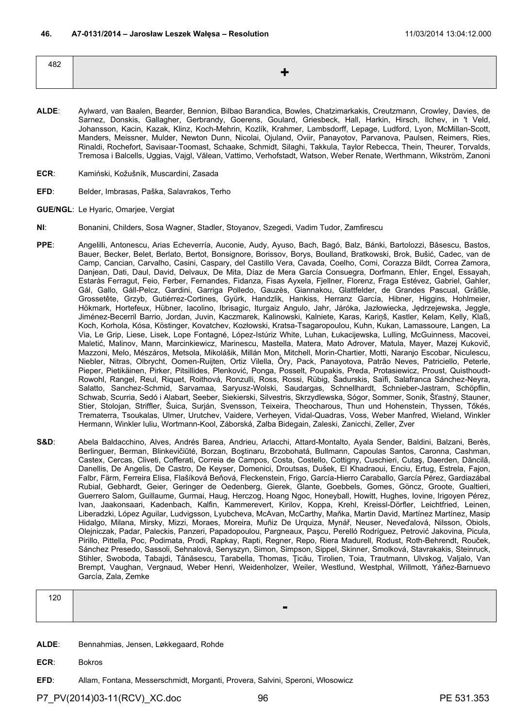**46. A7-0131/2014 – Jarosław Leszek Wałęsa – Resolution** 11/03/2014 13:04:12.000

| 482 | + |
|---|---|

**ALDE**: Aylward, van Baalen, Bearder, Bennion, Bilbao Barandica, Bowles, Chatzimarkakis, Creutzmann, Crowley, Davies, de Sarnez, Donskis, Gallagher, Gerbrandy, Goerens, Goulard, Griesbeck, Hall, Harkin, Hirsch, Ilchev, in 't Veld, Johansson, Kacin, Kazak, Klinz, Koch-Mehrin, Kozlík, Krahmer, Lambsdorff, Lepage, Ludford, Lyon, McMillan-Scott, Manders, Meissner, Mulder, Newton Dunn, Nicolai, Ojuland, Oviir, Panayotov, Parvanova, Paulsen, Reimers, Ries, Rinaldi, Rochefort, Savisaar-Toomast, Schaake, Schmidt, Silaghi, Takkula, Taylor Rebecca, Thein, Theurer, Torvalds, Tremosa i Balcells, Uggias, Vajgl, Vălean, Vattimo, Verhofstadt, Watson, Weber Renate, Werthmann, Wikström, Zanoni

**ECR**: Kamiński, Kožušník, Muscardini, Zasada

**EFD**: Belder, Imbrasas, Paška, Salavrakos, Terho

**GUE/NGL**: Le Hyaric, Omarjee, Vergiat

**NI**: Bonanini, Childers, Sosa Wagner, Stadler, Stoyanov, Szegedi, Vadim Tudor, Zamfirescu

**PPE**: Angelilli, Antonescu, Arias Echeverría, Auconie, Audy, Ayuso, Bach, Bagó, Balz, Bánki, Bartolozzi, Băsescu, Bastos, Bauer, Becker, Belet, Berlato, Bertot, Bonsignore, Borissov, Borys, Boulland, Bratkowski, Brok, Bušić, Cadec, van de Camp, Cancian, Carvalho, Casini, Caspary, del Castillo Vera, Cavada, Coelho, Comi, Corazza Bildt, Correa Zamora, Danjean, Dati, Daul, David, Delvaux, De Mita, Díaz de Mera García Consuegra, Dorfmann, Ehler, Engel, Essayah, Estaràs Ferragut, Feio, Ferber, Fernandes, Fidanza, Fisas Ayxela, Fjellner, Florenz, Fraga Estévez, Gabriel, Gahler, Gál, Gallo, Gáll-Pelcz, Gardini, Garriga Polledo, Gauzès, Giannakou, Glattfelder, de Grandes Pascual, Gräßle, Grossetête, Grzyb, Gutiérrez-Cortines, Gyürk, Handzlik, Hankiss, Herranz García, Hibner, Higgins, Hohlmeier, Hökmark, Hortefeux, Hübner, Iacolino, Ibrisagic, Iturgaiz Angulo, Jahr, Járóka, Jazłowiecka, Jędrzejewska, Jeggle, Jiménez-Becerril Barrio, Jordan, Juvin, Kaczmarek, Kalinowski, Kalniete, Karas, Kariņš, Kastler, Kelam, Kelly, Klaß, Koch, Korhola, Kósa, Köstinger, Kovatchev, Kozłowski, Kratsa-Tsagaropoulou, Kuhn, Kukan, Lamassoure, Langen, La Via, Le Grip, Liese, Lisek, Lope Fontagné, López-Istúriz White, Luhan, Łukacijewska, Lulling, McGuinness, Macovei, Maletić, Malinov, Mann, Marcinkiewicz, Marinescu, Mastella, Matera, Mato Adrover, Matula, Mayer, Mazej Kukovič, Mazzoni, Melo, Mészáros, Metsola, Mikolášik, Millán Mon, Mitchell, Morin-Chartier, Motti, Naranjo Escobar, Niculescu, Niebler, Nitras, Olbrycht, Oomen-Ruijten, Ortiz Vilella, Őry, Pack, Panayotova, Patrão Neves, Patriciello, Peterle, Pieper, Pietikäinen, Pirker, Pitsillides, Plenković, Ponga, Posselt, Poupakis, Preda, Protasiewicz, Proust, Quisthoudt-Rowohl, Rangel, Reul, Riquet, Roithová, Ronzulli, Ross, Rossi, Rübig, Šadurskis, Saïfi, Salafranca Sánchez-Neyra, Salatto, Sanchez-Schmid, Sarvamaa, Saryusz-Wolski, Saudargas, Schnellhardt, Schnieber-Jastram, Schöpflin, Schwab, Scurria, Sedó i Alabart, Seeber, Siekierski, Silvestris, Skrzydlewska, Sógor, Sommer, Sonik, Šťastný, Stauner, Stier, Stolojan, Striffler, Šuica, Surján, Svensson, Teixeira, Theocharous, Thun und Hohenstein, Thyssen, Tőkés, Trematerra, Tsoukalas, Ulmer, Urutchev, Vaidere, Verheyen, Vidal-Quadras, Voss, Weber Manfred, Wieland, Winkler Hermann, Winkler Iuliu, Wortmann-Kool, Záborská, Zalba Bidegain, Zaleski, Zanicchi, Zeller, Zver

**S&D**: Abela Baldacchino, Alves, Andrés Barea, Andrieu, Arlacchi, Attard-Montalto, Ayala Sender, Baldini, Balzani, Berès, Berlinguer, Berman, Blinkevičiūtė, Borzan, Boştinaru, Brzobohatá, Bullmann, Capoulas Santos, Caronna, Cashman, Castex, Cercas, Cliveti, Cofferati, Correia de Campos, Costa, Costello, Cottigny, Cuschieri, Cutaş, Daerden, Dăncilă, Danellis, De Angelis, De Castro, De Keyser, Domenici, Droutsas, Dušek, El Khadraoui, Enciu, Ertug, Estrela, Fajon, Falbr, Färm, Ferreira Elisa, Flašíková Beňová, Fleckenstein, Frigo, García-Hierro Caraballo, García Pérez, Gardiazábal Rubial, Gebhardt, Geier, Geringer de Oedenberg, Gierek, Glante, Goebbels, Gomes, Göncz, Groote, Gualtieri, Guerrero Salom, Guillaume, Gurmai, Haug, Herczog, Hoang Ngoc, Honeyball, Howitt, Hughes, Iovine, Irigoyen Pérez, Ivan, Jaakonsaari, Kadenbach, Kalfin, Kammerevert, Kirilov, Koppa, Krehl, Kreissl-Dörfler, Leichtfried, Leinen, Liberadzki, López Aguilar, Ludvigsson, Lyubcheva, McAvan, McCarthy, Maňka, Martin David, Martínez Martínez, Masip Hidalgo, Milana, Mirsky, Mizzi, Moraes, Moreira, Muñiz De Urquiza, Mynář, Neuser, Neveďalová, Nilsson, Obiols, Olejniczak, Padar, Paleckis, Panzeri, Papadopoulou, Pargneaux, Paşcu, Perelló Rodríguez, Petrović Jakovina, Picula, Pirillo, Pittella, Poc, Podimata, Prodi, Rapkay, Rapti, Regner, Repo, Riera Madurell, Rodust, Roth-Behrendt, Rouček, Sánchez Presedo, Sassoli, Sehnalová, Senyszyn, Simon, Simpson, Sippel, Skinner, Smolková, Stavrakakis, Steinruck, Stihler, Swoboda, Tabajdi, Tănăsescu, Tarabella, Thomas, Ţicău, Tirolien, Toia, Trautmann, Ulvskog, Valjalo, Van Brempt, Vaughan, Vergnaud, Weber Henri, Weidenholzer, Weiler, Westlund, Westphal, Willmott, Yáñez-Barnuevo García, Zala, Zemke

| 120 | - |
|---|---|

**ALDE**: Bennahmias, Jensen, Løkkegaard, Rohde

**ECR**: Bokros

**EFD**: Allam, Fontana, Messerschmidt, Morganti, Provera, Salvini, Speroni, Włosowicz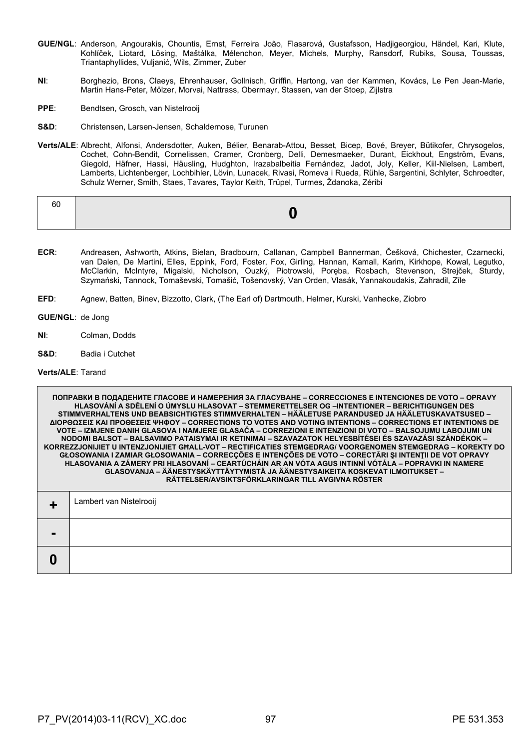**GUE/NGL**: Anderson, Angourakis, Chountis, Ernst, Ferreira João, Flasarová, Gustafsson, Hadjigeorgiou, Händel, Kari, Klute, Kohlíček, Liotard, Lösing, Maštálka, Mélenchon, Meyer, Michels, Murphy, Ransdorf, Rubiks, Sousa, Toussas, Triantaphyllides, Vuljanić, Wils, Zimmer, Zuber

**NI**: Borghezio, Brons, Claeys, Ehrenhauser, Gollnisch, Griffin, Hartong, van der Kammen, Kovács, Le Pen Jean-Marie, Martin Hans-Peter, Mölzer, Morvai, Nattrass, Obermayr, Stassen, van der Stoep, Zijlstra

**PPE**: Bendtsen, Grosch, van Nistelrooij

**S&D**: Christensen, Larsen-Jensen, Schaldemose, Turunen

**Verts/ALE**: Albrecht, Alfonsi, Andersdotter, Auken, Bélier, Benarab-Attou, Besset, Bicep, Bové, Breyer, Bütikofer, Chrysogelos, Cochet, Cohn-Bendit, Cornelissen, Cramer, Cronberg, Delli, Demesmaeker, Durant, Eickhout, Engström, Evans, Giegold, Häfner, Hassi, Häusling, Hudghton, Irazabalbeitia Fernández, Jadot, Joly, Keller, Kiil-Nielsen, Lambert, Lamberts, Lichtenberger, Lochbihler, Lövin, Lunacek, Rivasi, Romeva i Rueda, Rühle, Sargentini, Schlyter, Schroedter, Schulz Werner, Smith, Staes, Tavares, Taylor Keith, Trüpel, Turmes, Ždanoka, Zéribi

| 60 | **0** |
|---|---|

**ECR**: Andreasen, Ashworth, Atkins, Bielan, Bradbourn, Callanan, Campbell Bannerman, Češková, Chichester, Czarnecki, van Dalen, De Martini, Elles, Eppink, Ford, Foster, Fox, Girling, Hannan, Kamall, Karim, Kirkhope, Kowal, Legutko, McClarkin, McIntyre, Migalski, Nicholson, Ouzký, Piotrowski, Poręba, Rosbach, Stevenson, Strejček, Sturdy, Szymański, Tannock, Tomaševski, Tomašić, Tošenovský, Van Orden, Vlasák, Yannakoudakis, Zahradil, Zīle

**EFD**: Agnew, Batten, Binev, Bizzotto, Clark, (The Earl of) Dartmouth, Helmer, Kurski, Vanhecke, Ziobro

**GUE/NGL**: de Jong

**NI**: Colman, Dodds

**S&D**: Badia i Cutchet

**Verts/ALE**: Tarand

| ПОПРАВКИ В ПОДАДЕНИТЕ ГЛАСОВЕ И НАМЕРЕНИЯ ЗА ГЛАСУВАНЕ – CORRECCIONES E INTENCIONES DE VOTO – OPRAVY HLASOVÁNÍ A SDĚLENÍ O ÚMYSLU HLASOVAT – STEMMERETTELSER OG –INTENTIONER – BERICHTIGUNGEN DES STIMMVERHALTENS UND BEABSICHTIGTES STIMMVERHALTEN – HÄÄLETUSE PARANDUSED JA HÄÄLETUSKAVATSUSED – ΔΙΟΡΘΩΣΕΙΣ ΚΑΙ ΠΡΟΘΕΣΕΙΣ ΨΗΦΟΥ – CORRECTIONS TO VOTES AND VOTING INTENTIONS – CORRECTIONS ET INTENTIONS DE VOTE – IZMJENE DANIH GLASOVA I NAMJERE GLASAČA – CORREZIONI E INTENZIONI DI VOTO – BALSOJUMU LABOJUMI UN NODOMI BALSOT – BALSAVIMO PATAISYMAI IR KETINIMAI – SZAVAZATOK HELYESBÍTÉSEI ÉS SZAVAZÁSI SZÁNDÉKOK – KORREZZJONIJIET U INTENZJONIJIET GĦALL-VOT – RECTIFICATIES STEMGEDRAG/ VOORGENOMEN STEMGEDRAG – KOREKTY DO GŁOSOWANIA I ZAMIAR GŁOSOWANIA – CORRECÇÕES E INTENÇÕES DE VOTO – CORECTĂRI ŞI INTENŢII DE VOT OPRAVY HLASOVANIA A ZÁMERY PRI HLASOVANÍ – CEARTÚCHÁIN AR AN VÓTA AGUS INTINNÍ VÓTÁLA – POPRAVKI IN NAMERE GLASOVANJA – ÄÄNESTYSKÄYTTÄYTYMISTÄ JA ÄÄNESTYSAIKEITA KOSKEVAT ILMOITUKSET – RÄTTELSER/AVSIKTSFÖRKLARINGAR TILL AVGIVNA RÖSTER | |
|---|---|
| **+** | Lambert van Nistelrooij |
| **-** | |
| **0** | |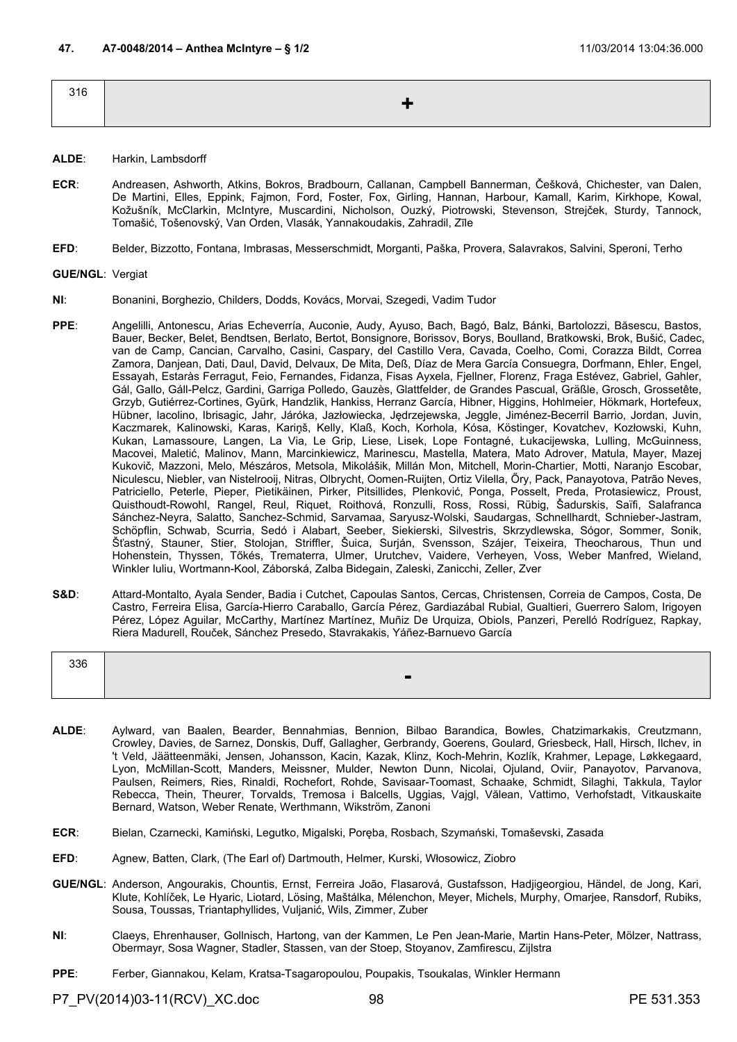**47. A7-0048/2014 – Anthea McIntyre – § 1/2** 11/03/2014 13:04:36.000

| 316 | + |
|---|---|

**ALDE**: Harkin, Lambsdorff

**ECR**: Andreasen, Ashworth, Atkins, Bokros, Bradbourn, Callanan, Campbell Bannerman, Češková, Chichester, van Dalen, De Martini, Elles, Eppink, Fajmon, Ford, Foster, Fox, Girling, Hannan, Harbour, Kamall, Karim, Kirkhope, Kowal, Kožušník, McClarkin, McIntyre, Muscardini, Nicholson, Ouzký, Piotrowski, Stevenson, Strejček, Sturdy, Tannock, Tomašić, Tošenovský, Van Orden, Vlasák, Yannakoudakis, Zahradil, Zīle

**EFD**: Belder, Bizzotto, Fontana, Imbrasas, Messerschmidt, Morganti, Paška, Provera, Salavrakos, Salvini, Speroni, Terho

**GUE/NGL**: Vergiat

**NI**: Bonanini, Borghezio, Childers, Dodds, Kovács, Morvai, Szegedi, Vadim Tudor

**PPE**: Angelilli, Antonescu, Arias Echeverría, Auconie, Audy, Ayuso, Bach, Bagó, Balz, Bánki, Bartolozzi, Băsescu, Bastos, Bauer, Becker, Belet, Bendtsen, Berlato, Bertot, Bonsignore, Borissov, Borys, Boulland, Bratkowski, Brok, Bušić, Cadec, van de Camp, Cancian, Carvalho, Casini, Caspary, del Castillo Vera, Cavada, Coelho, Comi, Corazza Bildt, Correa Zamora, Danjean, Dati, Daul, David, Delvaux, De Mita, Deß, Díaz de Mera García Consuegra, Dorfmann, Ehler, Engel, Essayah, Estaràs Ferragut, Feio, Fernandes, Fidanza, Fisas Ayxela, Fjellner, Florenz, Fraga Estévez, Gabriel, Gahler, Gál, Gallo, Gáll-Pelcz, Gardini, Garriga Polledo, Gauzès, Glattfelder, de Grandes Pascual, Gräßle, Grosch, Grossetête, Grzyb, Gutiérrez-Cortines, Gyürk, Handzlik, Hankiss, Herranz García, Hibner, Higgins, Hohlmeier, Hökmark, Hortefeux, Hübner, Iacolino, Ibrisagic, Jahr, Járóka, Jazłowiecka, Jędrzejewska, Jeggle, Jiménez-Becerril Barrio, Jordan, Juvin, Kaczmarek, Kalinowski, Karas, Kariņš, Kelly, Klaß, Koch, Korhola, Kósa, Köstinger, Kovatchev, Kozłowski, Kuhn, Kukan, Lamassoure, Langen, La Via, Le Grip, Liese, Lisek, Lope Fontagné, Łukacijewska, Lulling, McGuinness, Macovei, Maletić, Malinov, Mann, Marcinkiewicz, Marinescu, Mastella, Matera, Mato Adrover, Matula, Mayer, Mazej Kukovič, Mazzoni, Melo, Mészáros, Metsola, Mikolášik, Millán Mon, Mitchell, Morin-Chartier, Motti, Naranjo Escobar, Niculescu, Niebler, van Nistelrooij, Nitras, Olbrycht, Oomen-Ruijten, Ortiz Vilella, Őry, Pack, Panayotova, Patrão Neves, Patriciello, Peterle, Pieper, Pietikäinen, Pirker, Pitsillides, Plenković, Ponga, Posselt, Preda, Protasiewicz, Proust, Quisthoudt-Rowohl, Rangel, Reul, Riquet, Roithová, Ronzulli, Ross, Rossi, Rübig, Šadurskis, Saïfi, Salafranca Sánchez-Neyra, Salatto, Sanchez-Schmid, Sarvamaa, Saryusz-Wolski, Saudargas, Schnellhardt, Schnieber-Jastram, Schöpflin, Schwab, Scurria, Sedó i Alabart, Seeber, Siekierski, Silvestris, Skrzydlewska, Sógor, Sommer, Sonik, Šťastný, Stauner, Stier, Stolojan, Striffler, Šuica, Surján, Svensson, Szájer, Teixeira, Theocharous, Thun und Hohenstein, Thyssen, Tőkés, Trematerra, Ulmer, Urutchev, Vaidere, Verheyen, Voss, Weber Manfred, Wieland, Winkler Iuliu, Wortmann-Kool, Záborská, Zalba Bidegain, Zaleski, Zanicchi, Zeller, Zver

**S&D**: Attard-Montalto, Ayala Sender, Badia i Cutchet, Capoulas Santos, Cercas, Christensen, Correia de Campos, Costa, De Castro, Ferreira Elisa, García-Hierro Caraballo, García Pérez, Gardiazábal Rubial, Gualtieri, Guerrero Salom, Irigoyen Pérez, López Aguilar, McCarthy, Martínez Martínez, Muñiz De Urquiza, Obiols, Panzeri, Perelló Rodríguez, Rapkay, Riera Madurell, Rouček, Sánchez Presedo, Stavrakakis, Yáñez-Barnuevo García

| 336 | - |
|---|---|

**ALDE**: Aylward, van Baalen, Bearder, Bennahmias, Bennion, Bilbao Barandica, Bowles, Chatzimarkakis, Creutzmann, Crowley, Davies, de Sarnez, Donskis, Duff, Gallagher, Gerbrandy, Goerens, Goulard, Griesbeck, Hall, Hirsch, Ilchev, in 't Veld, Jäätteenmäki, Jensen, Johansson, Kacin, Kazak, Klinz, Koch-Mehrin, Kozlík, Krahmer, Lepage, Løkkegaard, Lyon, McMillan-Scott, Manders, Meissner, Mulder, Newton Dunn, Nicolai, Ojuland, Oviir, Panayotov, Parvanova, Paulsen, Reimers, Ries, Rinaldi, Rochefort, Rohde, Savisaar-Toomast, Schaake, Schmidt, Silaghi, Takkula, Taylor Rebecca, Thein, Theurer, Torvalds, Tremosa i Balcells, Uggias, Vajgl, Vălean, Vattimo, Verhofstadt, Vitkauskaite Bernard, Watson, Weber Renate, Werthmann, Wikström, Zanoni

**ECR**: Bielan, Czarnecki, Kamiński, Legutko, Migalski, Poręba, Rosbach, Szymański, Tomaševski, Zasada

**EFD**: Agnew, Batten, Clark, (The Earl of) Dartmouth, Helmer, Kurski, Włosowicz, Ziobro

**GUE/NGL**: Anderson, Angourakis, Chountis, Ernst, Ferreira João, Flasarová, Gustafsson, Hadjigeorgiou, Händel, de Jong, Kari, Klute, Kohlíček, Le Hyaric, Liotard, Lösing, Maštálka, Mélenchon, Meyer, Michels, Murphy, Omarjee, Ransdorf, Rubiks, Sousa, Toussas, Triantaphyllides, Vuljanić, Wils, Zimmer, Zuber

**NI**: Claeys, Ehrenhauser, Gollnisch, Hartong, van der Kammen, Le Pen Jean-Marie, Martin Hans-Peter, Mölzer, Nattrass, Obermayr, Sosa Wagner, Stadler, Stassen, van der Stoep, Stoyanov, Zamfirescu, Zijlstra

**PPE**: Ferber, Giannakou, Kelam, Kratsa-Tsagaropoulou, Poupakis, Tsoukalas, Winkler Hermann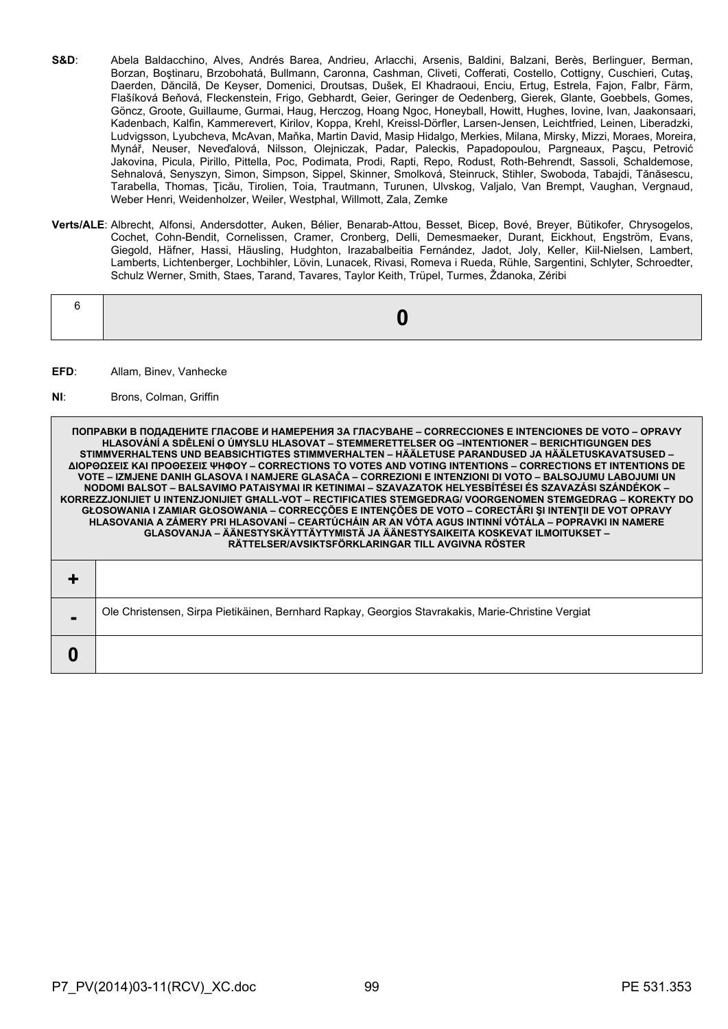**S&D**: Abela Baldacchino, Alves, Andrés Barea, Andrieu, Arlacchi, Arsenis, Baldini, Balzani, Berès, Berlinguer, Berman, Borzan, Boştinaru, Brzobohatá, Bullmann, Caronna, Cashman, Cliveti, Cofferati, Costello, Cottigny, Cuschieri, Cutaş, Daerden, Dăncilă, De Keyser, Domenici, Droutsas, Dušek, El Khadraoui, Enciu, Ertug, Estrela, Fajon, Falbr, Färm, Flašíková Beňová, Fleckenstein, Frigo, Gebhardt, Geier, Geringer de Oedenberg, Gierek, Glante, Goebbels, Gomes, Göncz, Groote, Guillaume, Gurmai, Haug, Herczog, Hoang Ngoc, Honeyball, Howitt, Hughes, Iovine, Ivan, Jaakonsaari, Kadenbach, Kalfin, Kammerevert, Kirilov, Koppa, Krehl, Kreissl-Dörfler, Larsen-Jensen, Leichtfried, Leinen, Liberadzki, Ludvigsson, Lyubcheva, McAvan, Maňka, Martin David, Masip Hidalgo, Merkies, Milana, Mirsky, Mizzi, Moraes, Moreira, Mynář, Neuser, Neveďalová, Nilsson, Olejniczak, Padar, Paleckis, Papadopoulou, Pargneaux, Paşcu, Petrović Jakovina, Picula, Pirillo, Pittella, Poc, Podimata, Prodi, Rapti, Repo, Rodust, Roth-Behrendt, Sassoli, Schaldemose, Sehnalová, Senyszyn, Simon, Simpson, Sippel, Skinner, Smolková, Steinruck, Stihler, Swoboda, Tabajdi, Tănăsescu, Tarabella, Thomas, Ţicău, Tirolien, Toia, Trautmann, Turunen, Ulvskog, Valjalo, Van Brempt, Vaughan, Vergnaud, Weber Henri, Weidenholzer, Weiler, Westphal, Willmott, Zala, Zemke

**Verts/ALE**: Albrecht, Alfonsi, Andersdotter, Auken, Bélier, Benarab-Attou, Besset, Bicep, Bové, Breyer, Bütikofer, Chrysogelos, Cochet, Cohn-Bendit, Cornelissen, Cramer, Cronberg, Delli, Demesmaeker, Durant, Eickhout, Engström, Evans, Giegold, Häfner, Hassi, Häusling, Hudghton, Irazabalbeitia Fernández, Jadot, Joly, Keller, Kiil-Nielsen, Lambert, Lamberts, Lichtenberger, Lochbihler, Lövin, Lunacek, Rivasi, Romeva i Rueda, Rühle, Sargentini, Schlyter, Schroedter, Schulz Werner, Smith, Staes, Tarand, Tavares, Taylor Keith, Trüpel, Turmes, Ždanoka, Zéribi

| 6 | **0** |
|---|---|

**EFD**: Allam, Binev, Vanhecke

**NI**: Brons, Colman, Griffin

| **ПОПРАВКИ В ПОДАДЕНИТЕ ГЛАСОВЕ И НАМЕРЕНИЯ ЗА ГЛАСУВАНЕ – CORRECCIONES E INTENCIONES DE VOTO – OPRAVY HLASOVÁNÍ A SDĚLENÍ O ÚMYSLU HLASOVAT – STEMMERETTELSER OG –INTENTIONER – BERICHTIGUNGEN DES STIMMVERHALTENS UND BEABSICHTIGTES STIMMVERHALTEN – HÄÄLETUSE PARANDUSED JA HÄÄLETUSKAVATSUSED – ΔΙΟΡΘΩΣΕΙΣ ΚΑΙ ΠΡΟΘΕΣΕΙΣ ΨΗΦΟΥ – CORRECTIONS TO VOTES AND VOTING INTENTIONS – CORRECTIONS ET INTENTIONS DE VOTE – IZMJENE DANIH GLASOVA I NAMJERE GLASAČA – CORREZIONI E INTENZIONI DI VOTO – BALSOJUMU LABOJUMI UN NODOMI BALSOT – BALSAVIMO PATAISYMAI IR KETINIMAI – SZAVAZATOK HELYESBÍTÉSEI ÉS SZAVAZÁSI SZÁNDÉKOK – KORREZZJONIJIET U INTENZJONIJIET GĦALL-VOT – RECTIFICATIES STEMGEDRAG/ VOORGENOMEN STEMGEDRAG – KOREKTY DO GŁOSOWANIA I ZAMIAR GŁOSOWANIA – CORRECÇÕES E INTENÇÕES DE VOTO – CORECTĂRI ŞI INTENŢII DE VOT OPRAVY HLASOVANIA A ZÁMERY PRI HLASOVANÍ – CEARTÚCHÁIN AR AN VÓTA AGUS INTINNÍ VÓTÁLA – POPRAVKI IN NAMERE GLASOVANJA – ÄÄNESTYSKÄYTTÄYTYMISTÄ JA ÄÄNESTYSAIKEITA KOSKEVAT ILMOITUKSET – RÄTTELSER/AVSIKTSFÖRKLARINGAR TILL AVGIVNA RÖSTER** | |
|---|---|
| **+** | |
| **-** | Ole Christensen, Sirpa Pietikäinen, Bernhard Rapkay, Georgios Stavrakakis, Marie-Christine Vergiat |
| **0** | |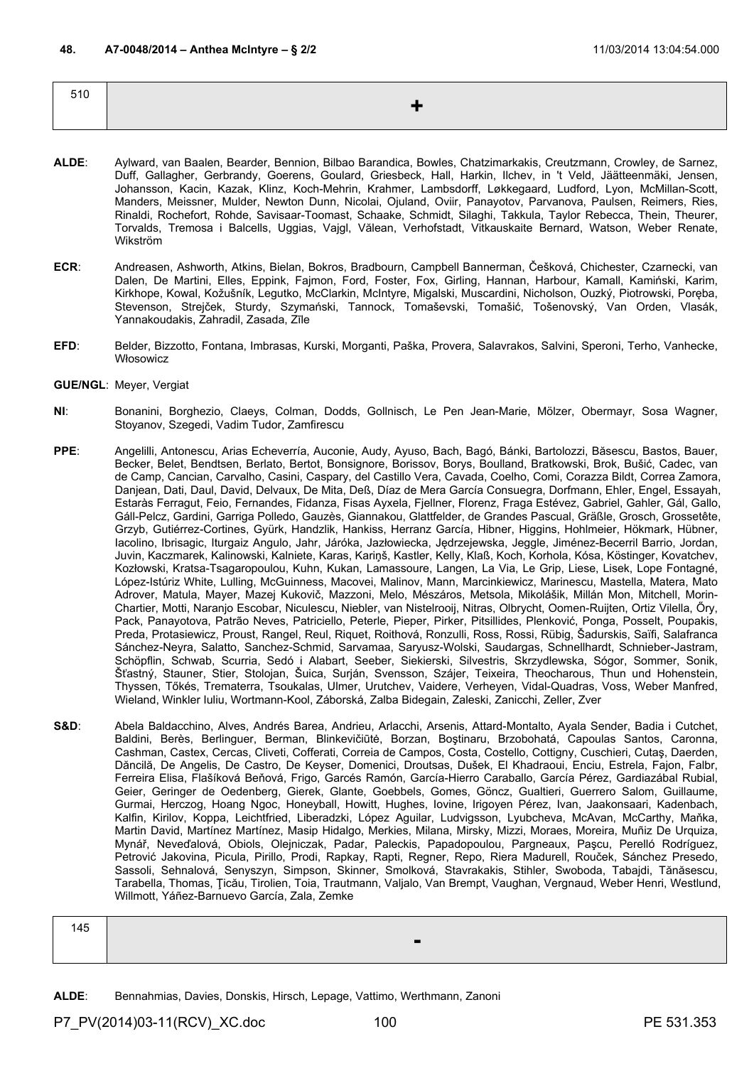**48. A7-0048/2014 – Anthea McIntyre – § 2/2** 11/03/2014 13:04:54.000

| 510 | + |
|---|---|

**ALDE**: Aylward, van Baalen, Bearder, Bennion, Bilbao Barandica, Bowles, Chatzimarkakis, Creutzmann, Crowley, de Sarnez, Duff, Gallagher, Gerbrandy, Goerens, Goulard, Griesbeck, Hall, Harkin, Ilchev, in 't Veld, Jäätteenmäki, Jensen, Johansson, Kacin, Kazak, Klinz, Koch-Mehrin, Krahmer, Lambsdorff, Løkkegaard, Ludford, Lyon, McMillan-Scott, Manders, Meissner, Mulder, Newton Dunn, Nicolai, Ojuland, Oviir, Panayotov, Parvanova, Paulsen, Reimers, Ries, Rinaldi, Rochefort, Rohde, Savisaar-Toomast, Schaake, Schmidt, Silaghi, Takkula, Taylor Rebecca, Thein, Theurer, Torvalds, Tremosa i Balcells, Uggias, Vajgl, Vălean, Verhofstadt, Vitkauskaite Bernard, Watson, Weber Renate, Wikström

**ECR**: Andreasen, Ashworth, Atkins, Bielan, Bokros, Bradbourn, Campbell Bannerman, Češková, Chichester, Czarnecki, van Dalen, De Martini, Elles, Eppink, Fajmon, Ford, Foster, Fox, Girling, Hannan, Harbour, Kamall, Kamiński, Karim, Kirkhope, Kowal, Kožušník, Legutko, McClarkin, McIntyre, Migalski, Muscardini, Nicholson, Ouzký, Piotrowski, Poręba, Stevenson, Strejček, Sturdy, Szymański, Tannock, Tomaševski, Tomašić, Tošenovský, Van Orden, Vlasák, Yannakoudakis, Zahradil, Zasada, Zīle

**EFD**: Belder, Bizzotto, Fontana, Imbrasas, Kurski, Morganti, Paška, Provera, Salavrakos, Salvini, Speroni, Terho, Vanhecke, Włosowicz

**GUE/NGL**: Meyer, Vergiat

**NI**: Bonanini, Borghezio, Claeys, Colman, Dodds, Gollnisch, Le Pen Jean-Marie, Mölzer, Obermayr, Sosa Wagner, Stoyanov, Szegedi, Vadim Tudor, Zamfirescu

**PPE**: Angelilli, Antonescu, Arias Echeverría, Auconie, Audy, Ayuso, Bach, Bagó, Bánki, Bartolozzi, Băsescu, Bastos, Bauer, Becker, Belet, Bendtsen, Berlato, Bertot, Bonsignore, Borissov, Borys, Boulland, Bratkowski, Brok, Bušić, Cadec, van de Camp, Cancian, Carvalho, Casini, Caspary, del Castillo Vera, Cavada, Coelho, Comi, Corazza Bildt, Correa Zamora, Danjean, Dati, Daul, David, Delvaux, De Mita, Deß, Díaz de Mera García Consuegra, Dorfmann, Ehler, Engel, Essayah, Estaràs Ferragut, Feio, Fernandes, Fidanza, Fisas Ayxela, Fjellner, Florenz, Fraga Estévez, Gabriel, Gahler, Gál, Gallo, Gáll-Pelcz, Gardini, Garriga Polledo, Gauzès, Giannakou, Glattfelder, de Grandes Pascual, Gräßle, Grosch, Grossetête, Grzyb, Gutiérrez-Cortines, Gyürk, Handzlik, Hankiss, Herranz García, Hibner, Higgins, Hohlmeier, Hökmark, Hübner, Iacolino, Ibrisagic, Iturgaiz Angulo, Jahr, Járóka, Jazłowiecka, Jędrzejewska, Jeggle, Jiménez-Becerril Barrio, Jordan, Juvin, Kaczmarek, Kalinowski, Kalniete, Karas, Kariņš, Kastler, Kelly, Klaß, Koch, Korhola, Kósa, Köstinger, Kovatchev, Kozłowski, Kratsa-Tsagaropoulou, Kuhn, Kukan, Lamassoure, Langen, La Via, Le Grip, Liese, Lisek, Lope Fontagné, López-Istúriz White, Lulling, McGuinness, Macovei, Malinov, Mann, Marcinkiewicz, Marinescu, Mastella, Matera, Mato Adrover, Matula, Mayer, Mazej Kukovič, Mazzoni, Melo, Mészáros, Metsola, Mikolášik, Millán Mon, Mitchell, Morin-Chartier, Motti, Naranjo Escobar, Niculescu, Niebler, van Nistelrooij, Nitras, Olbrycht, Oomen-Ruijten, Ortiz Vilella, Őry, Pack, Panayotova, Patrão Neves, Patriciello, Peterle, Pieper, Pirker, Pitsillides, Plenković, Ponga, Posselt, Poupakis, Preda, Protasiewicz, Proust, Rangel, Reul, Riquet, Roithová, Ronzulli, Ross, Rossi, Rübig, Šadurskis, Saïfi, Salafranca Sánchez-Neyra, Salatto, Sanchez-Schmid, Sarvamaa, Saryusz-Wolski, Saudargas, Schnellhardt, Schnieber-Jastram, Schöpflin, Schwab, Scurria, Sedó i Alabart, Seeber, Siekierski, Silvestris, Skrzydlewska, Sógor, Sommer, Sonik, Šťastný, Stauner, Stier, Stolojan, Šuica, Surján, Svensson, Szájer, Teixeira, Theocharous, Thun und Hohenstein, Thyssen, Tőkés, Trematerra, Tsoukalas, Ulmer, Urutchev, Vaidere, Verheyen, Vidal-Quadras, Voss, Weber Manfred, Wieland, Winkler Iuliu, Wortmann-Kool, Záborská, Zalba Bidegain, Zaleski, Zanicchi, Zeller, Zver

**S&D**: Abela Baldacchino, Alves, Andrés Barea, Andrieu, Arlacchi, Arsenis, Attard-Montalto, Ayala Sender, Badia i Cutchet, Baldini, Berès, Berlinguer, Berman, Blinkevičiūtė, Borzan, Boştinaru, Brzobohatá, Capoulas Santos, Caronna, Cashman, Castex, Cercas, Cliveti, Cofferati, Correia de Campos, Costa, Costello, Cottigny, Cuschieri, Cutaş, Daerden, Dăncilă, De Angelis, De Castro, De Keyser, Domenici, Droutsas, Dušek, El Khadraoui, Enciu, Estrela, Fajon, Falbr, Ferreira Elisa, Flašíková Beňová, Frigo, Garcés Ramón, García-Hierro Caraballo, García Pérez, Gardiazábal Rubial, Geier, Geringer de Oedenberg, Gierek, Glante, Goebbels, Gomes, Göncz, Gualtieri, Guerrero Salom, Guillaume, Gurmai, Herczog, Hoang Ngoc, Honeyball, Howitt, Hughes, Iovine, Irigoyen Pérez, Ivan, Jaakonsaari, Kadenbach, Kalfin, Kirilov, Koppa, Leichtfried, Liberadzki, López Aguilar, Ludvigsson, Lyubcheva, McAvan, McCarthy, Maňka, Martin David, Martínez Martínez, Masip Hidalgo, Merkies, Milana, Mirsky, Mizzi, Moraes, Moreira, Muñiz De Urquiza, Mynář, Neveďalová, Obiols, Olejniczak, Padar, Paleckis, Papadopoulou, Pargneaux, Paşcu, Perelló Rodríguez, Petrović Jakovina, Picula, Pirillo, Prodi, Rapkay, Rapti, Regner, Repo, Riera Madurell, Rouček, Sánchez Presedo, Sassoli, Sehnalová, Senyszyn, Simpson, Skinner, Smolková, Stavrakakis, Stihler, Swoboda, Tabajdi, Tănăsescu, Tarabella, Thomas, Ţicău, Tirolien, Toia, Trautmann, Valjalo, Van Brempt, Vaughan, Vergnaud, Weber Henri, Westlund, Willmott, Yáñez-Barnuevo García, Zala, Zemke

| 145 | - |
|---|---|

**ALDE**: Bennahmias, Davies, Donskis, Hirsch, Lepage, Vattimo, Werthmann, Zanoni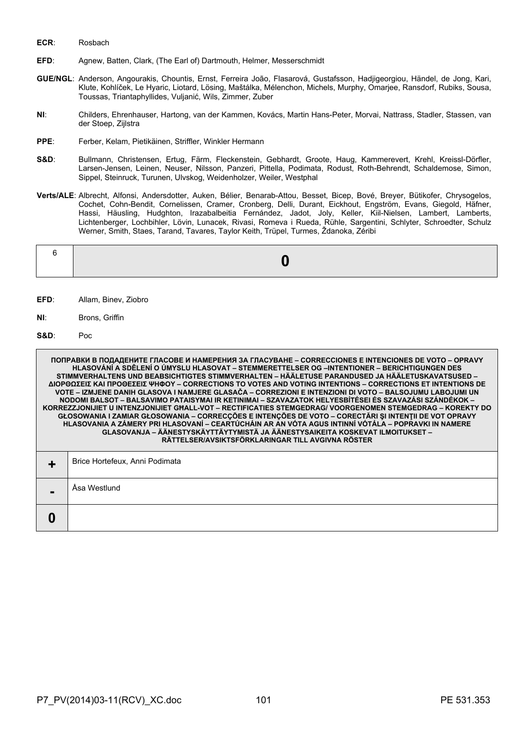**ECR**: Rosbach

**EFD**: Agnew, Batten, Clark, (The Earl of) Dartmouth, Helmer, Messerschmidt

**GUE/NGL**: Anderson, Angourakis, Chountis, Ernst, Ferreira João, Flasarová, Gustafsson, Hadjigeorgiou, Händel, de Jong, Kari, Klute, Kohlíček, Le Hyaric, Liotard, Lösing, Maštálka, Mélenchon, Michels, Murphy, Omarjee, Ransdorf, Rubiks, Sousa, Toussas, Triantaphyllides, Vuljanić, Wils, Zimmer, Zuber

**NI**: Childers, Ehrenhauser, Hartong, van der Kammen, Kovács, Martin Hans-Peter, Morvai, Nattrass, Stadler, Stassen, van der Stoep, Zijlstra

**PPE**: Ferber, Kelam, Pietikäinen, Striffler, Winkler Hermann

**S&D**: Bullmann, Christensen, Ertug, Färm, Fleckenstein, Gebhardt, Groote, Haug, Kammerevert, Krehl, Kreissl-Dörfler, Larsen-Jensen, Leinen, Neuser, Nilsson, Panzeri, Pittella, Podimata, Rodust, Roth-Behrendt, Schaldemose, Simon, Sippel, Steinruck, Turunen, Ulvskog, Weidenholzer, Weiler, Westphal

**Verts/ALE**: Albrecht, Alfonsi, Andersdotter, Auken, Bélier, Benarab-Attou, Besset, Bicep, Bové, Breyer, Bütikofer, Chrysogelos, Cochet, Cohn-Bendit, Cornelissen, Cramer, Cronberg, Delli, Durant, Eickhout, Engström, Evans, Giegold, Häfner, Hassi, Häusling, Hudghton, Irazabalbeitia Fernández, Jadot, Joly, Keller, Kiil-Nielsen, Lambert, Lamberts, Lichtenberger, Lochbihler, Lövin, Lunacek, Rivasi, Romeva i Rueda, Rühle, Sargentini, Schlyter, Schroedter, Schulz Werner, Smith, Staes, Tarand, Tavares, Taylor Keith, Trüpel, Turmes, Ždanoka, Zéribi

| 6 | **0** |
|---|---|

**EFD**: Allam, Binev, Ziobro

**NI**: Brons, Griffin

**S&D**: Poc

| ПОПРАВКИ В ПОДАДЕНИТЕ ГЛАСОВЕ И НАМЕРЕНИЯ ЗА ГЛАСУВАНЕ – CORRECCIONES E INTENCIONES DE VOTO – OPRAVY HLASOVÁNÍ A SDĚLENÍ O ÚMYSLU HLASOVAT – STEMMERETTELSER OG –INTENTIONER – BERICHTIGUNGEN DES STIMMVERHALTENS UND BEABSICHTIGTES STIMMVERHALTEN – HÄÄLETUSE PARANDUSED JA HÄÄLETUSKAVATSUSED – ΔΙΟΡΘΩΣΕΙΣ ΚΑΙ ΠΡΟΘΕΣΕΙΣ ΨΗΦΟΥ – CORRECTIONS TO VOTES AND VOTING INTENTIONS – CORRECTIONS ET INTENTIONS DE VOTE – IZMJENE DANIH GLASOVA I NAMJERE GLASAČA – CORREZIONI E INTENZIONI DI VOTO – BALSOJUMU LABOJUMI UN NODOMI BALSOT – BALSAVIMO PATAISYMAI IR KETINIMAI – SZAVAZATOK HELYESBÍTÉSEI ÉS SZAVAZÁSI SZÁNDÉKOK – KORREZZJONIJIET U INTENZJONIJIET GĦALL-VOT – RECTIFICATIES STEMGEDRAG/ VOORGENOMEN STEMGEDRAG – KOREKTY DO GŁOSOWANIA I ZAMIAR GŁOSOWANIA – CORRECÇÕES E INTENÇÕES DE VOTO – CORECTĂRI ŞI INTENŢII DE VOT OPRAVY HLASOVANIA A ZÁMERY PRI HLASOVANÍ – CEARTÚCHÁIN AR AN VÓTA AGUS INTINNÍ VÓTÁLA – POPRAVKI IN NAMERE GLASOVANJA – ÄÄNESTYSKÄYTTÄYTYMISTÄ JA ÄÄNESTYSAIKEITA KOSKEVAT ILMOITUKSET – RÄTTELSER/AVSIKTSFÖRKLARINGAR TILL AVGIVNA RÖSTER | |
|---|---|
| **+** | Brice Hortefeux, Anni Podimata |
| **-** | Åsa Westlund |
| **0** | |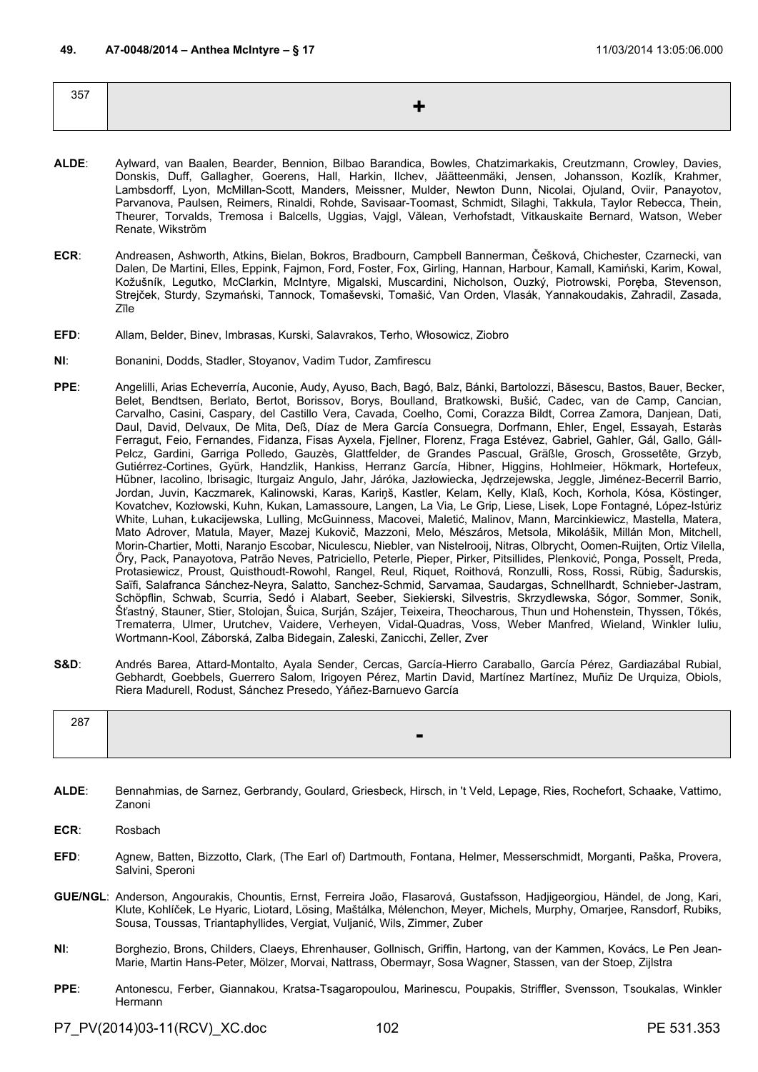**49. A7-0048/2014 – Anthea McIntyre – § 17** 11/03/2014 13:05:06.000

| 357 | + |
|---|---|

**ALDE**: Aylward, van Baalen, Bearder, Bennion, Bilbao Barandica, Bowles, Chatzimarkakis, Creutzmann, Crowley, Davies, Donskis, Duff, Gallagher, Goerens, Hall, Harkin, Ilchev, Jäätteenmäki, Jensen, Johansson, Kozlík, Krahmer, Lambsdorff, Lyon, McMillan-Scott, Manders, Meissner, Mulder, Newton Dunn, Nicolai, Ojuland, Oviir, Panayotov, Parvanova, Paulsen, Reimers, Rinaldi, Rohde, Savisaar-Toomast, Schmidt, Silaghi, Takkula, Taylor Rebecca, Thein, Theurer, Torvalds, Tremosa i Balcells, Uggias, Vajgl, Vălean, Verhofstadt, Vitkauskaite Bernard, Watson, Weber Renate, Wikström

**ECR**: Andreasen, Ashworth, Atkins, Bielan, Bokros, Bradbourn, Campbell Bannerman, Češková, Chichester, Czarnecki, van Dalen, De Martini, Elles, Eppink, Fajmon, Ford, Foster, Fox, Girling, Hannan, Harbour, Kamall, Kamiński, Karim, Kowal, Kožušník, Legutko, McClarkin, McIntyre, Migalski, Muscardini, Nicholson, Ouzký, Piotrowski, Poręba, Stevenson, Strejček, Sturdy, Szymański, Tannock, Tomaševski, Tomašić, Van Orden, Vlasák, Yannakoudakis, Zahradil, Zasada, Zīle

**EFD**: Allam, Belder, Binev, Imbrasas, Kurski, Salavrakos, Terho, Włosowicz, Ziobro

**NI**: Bonanini, Dodds, Stadler, Stoyanov, Vadim Tudor, Zamfirescu

**PPE**: Angelilli, Arias Echeverría, Auconie, Audy, Ayuso, Bach, Bagó, Balz, Bánki, Bartolozzi, Băsescu, Bastos, Bauer, Becker, Belet, Bendtsen, Berlato, Bertot, Borissov, Borys, Boulland, Bratkowski, Bušić, Cadec, van de Camp, Cancian, Carvalho, Casini, Caspary, del Castillo Vera, Cavada, Coelho, Comi, Corazza Bildt, Correa Zamora, Danjean, Dati, Daul, David, Delvaux, De Mita, Deß, Díaz de Mera García Consuegra, Dorfmann, Ehler, Engel, Essayah, Estaràs Ferragut, Feio, Fernandes, Fidanza, Fisas Ayxela, Fjellner, Florenz, Fraga Estévez, Gabriel, Gahler, Gál, Gallo, Gáll-Pelcz, Gardini, Garriga Polledo, Gauzès, Glattfelder, de Grandes Pascual, Gräßle, Grosch, Grossetête, Grzyb, Gutiérrez-Cortines, Gyürk, Handzlik, Hankiss, Herranz García, Hibner, Higgins, Hohlmeier, Hökmark, Hortefeux, Hübner, Iacolino, Ibrisagic, Iturgaiz Angulo, Jahr, Járóka, Jazłowiecka, Jędrzejewska, Jeggle, Jiménez-Becerril Barrio, Jordan, Juvin, Kaczmarek, Kalinowski, Karas, Kariņš, Kastler, Kelam, Kelly, Klaß, Koch, Korhola, Kósa, Köstinger, Kovatchev, Kozłowski, Kuhn, Kukan, Lamassoure, Langen, La Via, Le Grip, Liese, Lisek, Lope Fontagné, López-Istúriz White, Luhan, Łukacijewska, Lulling, McGuinness, Macovei, Maletić, Malinov, Mann, Marcinkiewicz, Mastella, Matera, Mato Adrover, Matula, Mayer, Mazej Kukovič, Mazzoni, Melo, Mészáros, Metsola, Mikolášik, Millán Mon, Mitchell, Morin-Chartier, Motti, Naranjo Escobar, Niculescu, Niebler, van Nistelrooij, Nitras, Olbrycht, Oomen-Ruijten, Ortiz Vilella, Őry, Pack, Panayotova, Patrão Neves, Patriciello, Peterle, Pieper, Pirker, Pitsillides, Plenković, Ponga, Posselt, Preda, Protasiewicz, Proust, Quisthoudt-Rowohl, Rangel, Reul, Riquet, Roithová, Ronzulli, Ross, Rossi, Rübig, Šadurskis, Saïfi, Salafranca Sánchez-Neyra, Salatto, Sanchez-Schmid, Sarvamaa, Saudargas, Schnellhardt, Schnieber-Jastram, Schöpflin, Schwab, Scurria, Sedó i Alabart, Seeber, Siekierski, Silvestris, Skrzydlewska, Sógor, Sommer, Sonik, Šťastný, Stauner, Stier, Stolojan, Šuica, Surján, Szájer, Teixeira, Theocharous, Thun und Hohenstein, Thyssen, Tőkés, Trematerra, Ulmer, Urutchev, Vaidere, Verheyen, Vidal-Quadras, Voss, Weber Manfred, Wieland, Winkler Iuliu, Wortmann-Kool, Záborská, Zalba Bidegain, Zaleski, Zanicchi, Zeller, Zver

**S&D**: Andrés Barea, Attard-Montalto, Ayala Sender, Cercas, García-Hierro Caraballo, García Pérez, Gardiazábal Rubial, Gebhardt, Goebbels, Guerrero Salom, Irigoyen Pérez, Martin David, Martínez Martínez, Muñiz De Urquiza, Obiols, Riera Madurell, Rodust, Sánchez Presedo, Yáñez-Barnuevo García

| 287 | - |
|---|---|

**ALDE**: Bennahmias, de Sarnez, Gerbrandy, Goulard, Griesbeck, Hirsch, in 't Veld, Lepage, Ries, Rochefort, Schaake, Vattimo, Zanoni

**ECR**: Rosbach

**EFD**: Agnew, Batten, Bizzotto, Clark, (The Earl of) Dartmouth, Fontana, Helmer, Messerschmidt, Morganti, Paška, Provera, Salvini, Speroni

**GUE/NGL**: Anderson, Angourakis, Chountis, Ernst, Ferreira João, Flasarová, Gustafsson, Hadjigeorgiou, Händel, de Jong, Kari, Klute, Kohlíček, Le Hyaric, Liotard, Lösing, Maštálka, Mélenchon, Meyer, Michels, Murphy, Omarjee, Ransdorf, Rubiks, Sousa, Toussas, Triantaphyllides, Vergiat, Vuljanić, Wils, Zimmer, Zuber

**NI**: Borghezio, Brons, Childers, Claeys, Ehrenhauser, Gollnisch, Griffin, Hartong, van der Kammen, Kovács, Le Pen Jean-Marie, Martin Hans-Peter, Mölzer, Morvai, Nattrass, Obermayr, Sosa Wagner, Stassen, van der Stoep, Zijlstra

**PPE**: Antonescu, Ferber, Giannakou, Kratsa-Tsagaropoulou, Marinescu, Poupakis, Striffler, Svensson, Tsoukalas, Winkler Hermann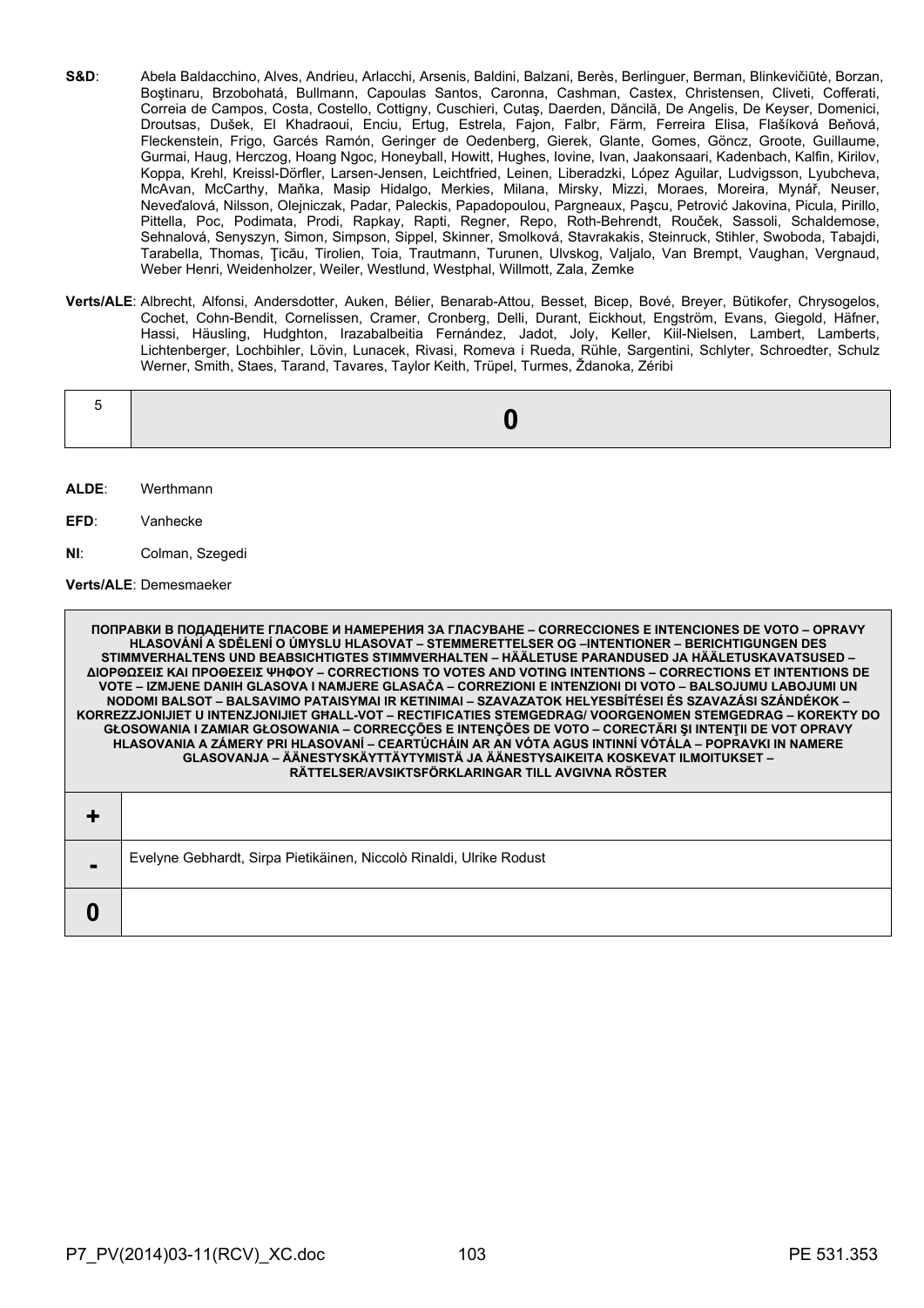**S&D**: Abela Baldacchino, Alves, Andrieu, Arlacchi, Arsenis, Baldini, Balzani, Berès, Berlinguer, Berman, Blinkevičiūtė, Borzan, Boştinaru, Brzobohatá, Bullmann, Capoulas Santos, Caronna, Cashman, Castex, Christensen, Cliveti, Cofferati, Correia de Campos, Costa, Costello, Cottigny, Cuschieri, Cutaş, Daerden, Dăncilă, De Angelis, De Keyser, Domenici, Droutsas, Dušek, El Khadraoui, Enciu, Ertug, Estrela, Fajon, Falbr, Färm, Ferreira Elisa, Flašíková Beňová, Fleckenstein, Frigo, Garcés Ramón, Geringer de Oedenberg, Gierek, Glante, Gomes, Göncz, Groote, Guillaume, Gurmai, Haug, Herczog, Hoang Ngoc, Honeyball, Howitt, Hughes, Iovine, Ivan, Jaakonsaari, Kadenbach, Kalfin, Kirilov, Koppa, Krehl, Kreissl-Dörfler, Larsen-Jensen, Leichtfried, Leinen, Liberadzki, López Aguilar, Ludvigsson, Lyubcheva, McAvan, McCarthy, Maňka, Masip Hidalgo, Merkies, Milana, Mirsky, Mizzi, Moraes, Moreira, Mynář, Neuser, Neveďalová, Nilsson, Olejniczak, Padar, Paleckis, Papadopoulou, Pargneaux, Paşcu, Petrović Jakovina, Picula, Pirillo, Pittella, Poc, Podimata, Prodi, Rapkay, Rapti, Regner, Repo, Roth-Behrendt, Rouček, Sassoli, Schaldemose, Sehnalová, Senyszyn, Simon, Simpson, Sippel, Skinner, Smolková, Stavrakakis, Steinruck, Stihler, Swoboda, Tabajdi, Tarabella, Thomas, Ţicău, Tirolien, Toia, Trautmann, Turunen, Ulvskog, Valjalo, Van Brempt, Vaughan, Vergnaud, Weber Henri, Weidenholzer, Weiler, Westlund, Westphal, Willmott, Zala, Zemke

**Verts/ALE**: Albrecht, Alfonsi, Andersdotter, Auken, Bélier, Benarab-Attou, Besset, Bicep, Bové, Breyer, Bütikofer, Chrysogelos, Cochet, Cohn-Bendit, Cornelissen, Cramer, Cronberg, Delli, Durant, Eickhout, Engström, Evans, Giegold, Häfner, Hassi, Häusling, Hudghton, Irazabalbeitia Fernández, Jadot, Joly, Keller, Kiil-Nielsen, Lambert, Lamberts, Lichtenberger, Lochbihler, Lövin, Lunacek, Rivasi, Romeva i Rueda, Rühle, Sargentini, Schlyter, Schroedter, Schulz Werner, Smith, Staes, Tarand, Tavares, Taylor Keith, Trüpel, Turmes, Ždanoka, Zéribi

| 5 | **0** |
|---|---|

**ALDE**: Werthmann

**EFD**: Vanhecke

**NI**: Colman, Szegedi

**Verts/ALE**: Demesmaeker

| ПОПРАВКИ В ПОДАДЕНИТЕ ГЛАСОВЕ И НАМЕРЕНИЯ ЗА ГЛАСУВАНЕ – CORRECCIONES E INTENCIONES DE VOTO – OPRAVY HLASOVÁNÍ A SDĚLENÍ O ÚMYSLU HLASOVAT – STEMMERETTELSER OG –INTENTIONER – BERICHTIGUNGEN DES STIMMVERHALTENS UND BEABSICHTIGTES STIMMVERHALTEN – HÄÄLETUSE PARANDUSED JA HÄÄLETUSKAVATSUSED – ΔΙΟΡΘΩΣΕΙΣ ΚΑΙ ΠΡΟΘΕΣΕΙΣ ΨΗΦΟΥ – CORRECTIONS TO VOTES AND VOTING INTENTIONS – CORRECTIONS ET INTENTIONS DE VOTE – IZMJENE DANIH GLASOVA I NAMJERE GLASAČA – CORREZIONI E INTENZIONI DI VOTO – BALSOJUMU LABOJUMI UN NODOMI BALSOT – BALSAVIMO PATAISYMAI IR KETINIMAI – SZAVAZATOK HELYESBÍTÉSEI ÉS SZAVAZÁSI SZÁNDÉKOK – KORREZZJONIJIET U INTENZJONIJIET GĦALL-VOT – RECTIFICATIES STEMGEDRAG/ VOORGENOMEN STEMGEDRAG – KOREKTY DO GŁOSOWANIA I ZAMIAR GŁOSOWANIA – CORRECÇÕES E INTENÇÕES DE VOTO – CORECTĂRI ŞI INTENŢII DE VOT OPRAVY HLASOVANIA A ZÁMERY PRI HLASOVANÍ – CEARTÚCHÁIN AR AN VÓTA AGUS INTINNÍ VÓTÁLA – POPRAVKI IN NAMERE GLASOVANJA – ÄÄNESTYSKÄYTTÄYTYMISTÄ JA ÄÄNESTYSAIKEITA KOSKEVAT ILMOITUKSET – RÄTTELSER/AVSIKTSFÖRKLARINGAR TILL AVGIVNA RÖSTER | |
|---|---|
| **+** | |
| **-** | Evelyne Gebhardt, Sirpa Pietikäinen, Niccolò Rinaldi, Ulrike Rodust |
| **0** | |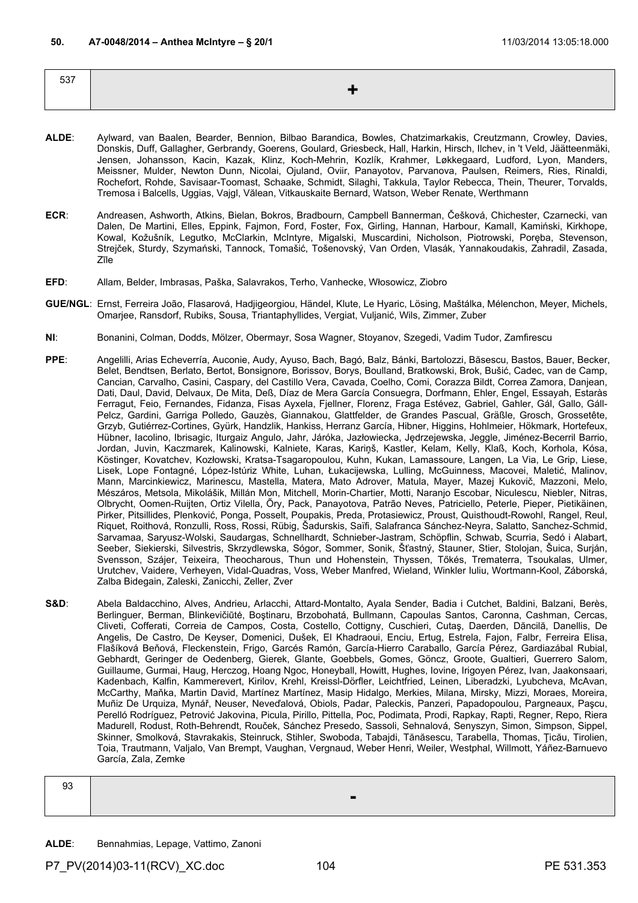**50. A7-0048/2014 – Anthea McIntyre – § 20/1** 11/03/2014 13:05:18.000

| 537 | + |
|---|---|

**ALDE**: Aylward, van Baalen, Bearder, Bennion, Bilbao Barandica, Bowles, Chatzimarkakis, Creutzmann, Crowley, Davies, Donskis, Duff, Gallagher, Gerbrandy, Goerens, Goulard, Griesbeck, Hall, Harkin, Hirsch, Ilchev, in 't Veld, Jäätteenmäki, Jensen, Johansson, Kacin, Kazak, Klinz, Koch-Mehrin, Kozlík, Krahmer, Løkkegaard, Ludford, Lyon, Manders, Meissner, Mulder, Newton Dunn, Nicolai, Ojuland, Oviir, Panayotov, Parvanova, Paulsen, Reimers, Ries, Rinaldi, Rochefort, Rohde, Savisaar-Toomast, Schaake, Schmidt, Silaghi, Takkula, Taylor Rebecca, Thein, Theurer, Torvalds, Tremosa i Balcells, Uggias, Vajgl, Vălean, Vitkauskaite Bernard, Watson, Weber Renate, Werthmann

**ECR**: Andreasen, Ashworth, Atkins, Bielan, Bokros, Bradbourn, Campbell Bannerman, Češková, Chichester, Czarnecki, van Dalen, De Martini, Elles, Eppink, Fajmon, Ford, Foster, Fox, Girling, Hannan, Harbour, Kamall, Kamiński, Kirkhope, Kowal, Kožušník, Legutko, McClarkin, McIntyre, Migalski, Muscardini, Nicholson, Piotrowski, Poręba, Stevenson, Strejček, Sturdy, Szymański, Tannock, Tomašić, Tošenovský, Van Orden, Vlasák, Yannakoudakis, Zahradil, Zasada, Zīle

**EFD**: Allam, Belder, Imbrasas, Paška, Salavrakos, Terho, Vanhecke, Włosowicz, Ziobro

**GUE/NGL**: Ernst, Ferreira João, Flasarová, Hadjigeorgiou, Händel, Klute, Le Hyaric, Lösing, Maštálka, Mélenchon, Meyer, Michels, Omarjee, Ransdorf, Rubiks, Sousa, Triantaphyllides, Vergiat, Vuljanić, Wils, Zimmer, Zuber

**NI**: Bonanini, Colman, Dodds, Mölzer, Obermayr, Sosa Wagner, Stoyanov, Szegedi, Vadim Tudor, Zamfirescu

**PPE**: Angelilli, Arias Echeverría, Auconie, Audy, Ayuso, Bach, Bagó, Balz, Bánki, Bartolozzi, Băsescu, Bastos, Bauer, Becker, Belet, Bendtsen, Berlato, Bertot, Bonsignore, Borissov, Borys, Boulland, Bratkowski, Brok, Bušić, Cadec, van de Camp, Cancian, Carvalho, Casini, Caspary, del Castillo Vera, Cavada, Coelho, Comi, Corazza Bildt, Correa Zamora, Danjean, Dati, Daul, David, Delvaux, De Mita, Deß, Díaz de Mera García Consuegra, Dorfmann, Ehler, Engel, Essayah, Estaràs Ferragut, Feio, Fernandes, Fidanza, Fisas Ayxela, Fjellner, Florenz, Fraga Estévez, Gabriel, Gahler, Gál, Gallo, Gáll-Pelcz, Gardini, Garriga Polledo, Gauzès, Giannakou, Glattfelder, de Grandes Pascual, Gräßle, Grosch, Grossetête, Grzyb, Gutiérrez-Cortines, Gyürk, Handzlik, Hankiss, Herranz García, Hibner, Higgins, Hohlmeier, Hökmark, Hortefeux, Hübner, Iacolino, Ibrisagic, Iturgaiz Angulo, Jahr, Járóka, Jazłowiecka, Jędrzejewska, Jeggle, Jiménez-Becerril Barrio, Jordan, Juvin, Kaczmarek, Kalinowski, Kalniete, Karas, Kariņš, Kastler, Kelam, Kelly, Klaß, Koch, Korhola, Kósa, Köstinger, Kovatchev, Kozłowski, Kratsa-Tsagaropoulou, Kuhn, Kukan, Lamassoure, Langen, La Via, Le Grip, Liese, Lisek, Lope Fontagné, López-Istúriz White, Luhan, Łukacijewska, Lulling, McGuinness, Macovei, Maletić, Malinov, Mann, Marcinkiewicz, Marinescu, Mastella, Matera, Mato Adrover, Matula, Mayer, Mazej Kukovič, Mazzoni, Melo, Mészáros, Metsola, Mikolášik, Millán Mon, Mitchell, Morin-Chartier, Motti, Naranjo Escobar, Niculescu, Niebler, Nitras, Olbrycht, Oomen-Ruijten, Ortiz Vilella, Őry, Pack, Panayotova, Patrão Neves, Patriciello, Peterle, Pieper, Pietikäinen, Pirker, Pitsillides, Plenković, Ponga, Posselt, Poupakis, Preda, Protasiewicz, Proust, Quisthoudt-Rowohl, Rangel, Reul, Riquet, Roithová, Ronzulli, Ross, Rossi, Rübig, Šadurskis, Saïfi, Salafranca Sánchez-Neyra, Salatto, Sanchez-Schmid, Sarvamaa, Saryusz-Wolski, Saudargas, Schnellhardt, Schnieber-Jastram, Schöpflin, Schwab, Scurria, Sedó i Alabart, Seeber, Siekierski, Silvestris, Skrzydlewska, Sógor, Sommer, Sonik, Šťastný, Stauner, Stier, Stolojan, Šuica, Surján, Svensson, Szájer, Teixeira, Theocharous, Thun und Hohenstein, Thyssen, Tőkés, Trematerra, Tsoukalas, Ulmer, Urutchev, Vaidere, Verheyen, Vidal-Quadras, Voss, Weber Manfred, Wieland, Winkler Iuliu, Wortmann-Kool, Záborská, Zalba Bidegain, Zaleski, Zanicchi, Zeller, Zver

**S&D**: Abela Baldacchino, Alves, Andrieu, Arlacchi, Attard-Montalto, Ayala Sender, Badia i Cutchet, Baldini, Balzani, Berès, Berlinguer, Berman, Blinkevičiūtė, Boştinaru, Brzobohatá, Bullmann, Capoulas Santos, Caronna, Cashman, Cercas, Cliveti, Cofferati, Correia de Campos, Costa, Costello, Cottigny, Cuschieri, Cutaş, Daerden, Dăncilă, Danellis, De Angelis, De Castro, De Keyser, Domenici, Dušek, El Khadraoui, Enciu, Ertug, Estrela, Fajon, Falbr, Ferreira Elisa, Flašíková Beňová, Fleckenstein, Frigo, Garcés Ramón, García-Hierro Caraballo, García Pérez, Gardiazábal Rubial, Gebhardt, Geringer de Oedenberg, Gierek, Glante, Goebbels, Gomes, Göncz, Groote, Gualtieri, Guerrero Salom, Guillaume, Gurmai, Haug, Herczog, Hoang Ngoc, Honeyball, Howitt, Hughes, Iovine, Irigoyen Pérez, Ivan, Jaakonsaari, Kadenbach, Kalfin, Kammerevert, Kirilov, Krehl, Kreissl-Dörfler, Leichtfried, Leinen, Liberadzki, Lyubcheva, McAvan, McCarthy, Maňka, Martin David, Martínez Martínez, Masip Hidalgo, Merkies, Milana, Mirsky, Mizzi, Moraes, Moreira, Muñiz De Urquiza, Mynář, Neuser, Neveďalová, Obiols, Padar, Paleckis, Panzeri, Papadopoulou, Pargneaux, Paşcu, Perelló Rodríguez, Petrović Jakovina, Picula, Pirillo, Pittella, Poc, Podimata, Prodi, Rapkay, Rapti, Regner, Repo, Riera Madurell, Rodust, Roth-Behrendt, Rouček, Sánchez Presedo, Sassoli, Sehnalová, Senyszyn, Simon, Simpson, Sippel, Skinner, Smolková, Stavrakakis, Steinruck, Stihler, Swoboda, Tabajdi, Tănăsescu, Tarabella, Thomas, Ţicău, Tirolien, Toia, Trautmann, Valjalo, Van Brempt, Vaughan, Vergnaud, Weber Henri, Weiler, Westphal, Willmott, Yáñez-Barnuevo García, Zala, Zemke

| 93 | - |
|---|---|

**ALDE**: Bennahmias, Lepage, Vattimo, Zanoni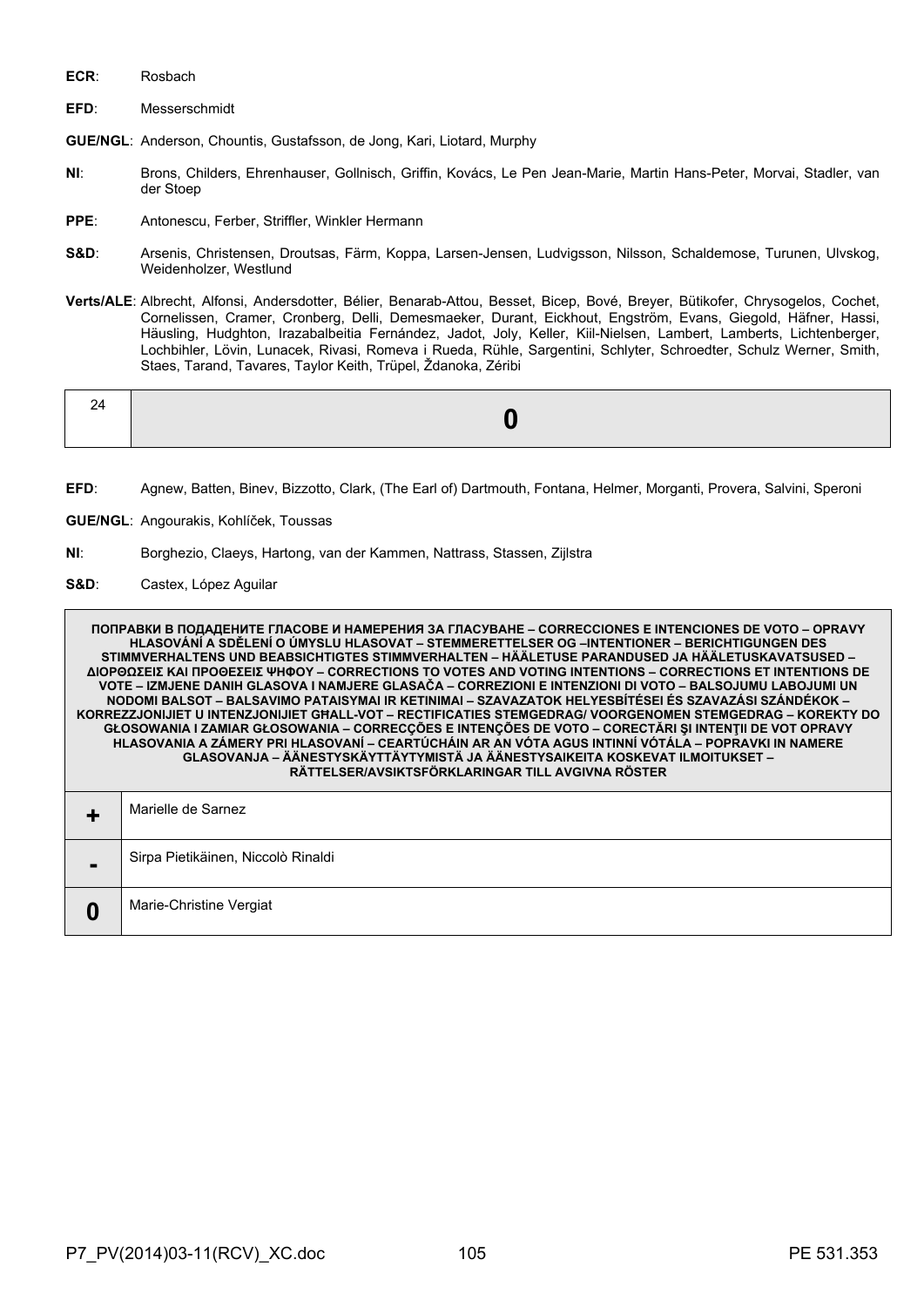**ECR**: Rosbach

**EFD**: Messerschmidt

**GUE/NGL**: Anderson, Chountis, Gustafsson, de Jong, Kari, Liotard, Murphy

**NI**: Brons, Childers, Ehrenhauser, Gollnisch, Griffin, Kovács, Le Pen Jean-Marie, Martin Hans-Peter, Morvai, Stadler, van der Stoep

**PPE**: Antonescu, Ferber, Striffler, Winkler Hermann

**S&D**: Arsenis, Christensen, Droutsas, Färm, Koppa, Larsen-Jensen, Ludvigsson, Nilsson, Schaldemose, Turunen, Ulvskog, Weidenholzer, Westlund

**Verts/ALE**: Albrecht, Alfonsi, Andersdotter, Bélier, Benarab-Attou, Besset, Bicep, Bové, Breyer, Bütikofer, Chrysogelos, Cochet, Cornelissen, Cramer, Cronberg, Delli, Demesmaeker, Durant, Eickhout, Engström, Evans, Giegold, Häfner, Hassi, Häusling, Hudghton, Irazabalbeitia Fernández, Jadot, Joly, Keller, Kiil-Nielsen, Lambert, Lamberts, Lichtenberger, Lochbihler, Lövin, Lunacek, Rivasi, Romeva i Rueda, Rühle, Sargentini, Schlyter, Schroedter, Schulz Werner, Smith, Staes, Tarand, Tavares, Taylor Keith, Trüpel, Ždanoka, Zéribi

| 24 | **0** |
|---|---|

**EFD**: Agnew, Batten, Binev, Bizzotto, Clark, (The Earl of) Dartmouth, Fontana, Helmer, Morganti, Provera, Salvini, Speroni

**GUE/NGL**: Angourakis, Kohlíček, Toussas

**NI**: Borghezio, Claeys, Hartong, van der Kammen, Nattrass, Stassen, Zijlstra

**S&D**: Castex, López Aguilar

| ПОПРАВКИ В ПОДАДЕНИТЕ ГЛАСОВЕ И НАМЕРЕНИЯ ЗА ГЛАСУВАНЕ – CORRECCIONES E INTENCIONES DE VOTO – OPRAVY HLASOVÁNÍ A SDĚLENÍ O ÚMYSLU HLASOVAT – STEMMERETTELSER OG –INTENTIONER – BERICHTIGUNGEN DES STIMMVERHALTENS UND BEABSICHTIGTES STIMMVERHALTEN – HÄÄLETUSE PARANDUSED JA HÄÄLETUSKAVATSUSED – ΔΙΟΡΘΩΣΕΙΣ ΚΑΙ ΠΡΟΘΕΣΕΙΣ ΨΗΦΟΥ – CORRECTIONS TO VOTES AND VOTING INTENTIONS – CORRECTIONS ET INTENTIONS DE VOTE – IZMJENE DANIH GLASOVA I NAMJERE GLASAČA – CORREZIONI E INTENZIONI DI VOTO – BALSOJUMU LABOJUMI UN NODOMI BALSOT – BALSAVIMO PATAISYMAI IR KETINIMAI – SZAVAZATOK HELYESBÍTÉSEI ÉS SZAVAZÁSI SZÁNDÉKOK – KORREZZJONIJIET U INTENZJONIJIET GĦALL-VOT – RECTIFICATIES STEMGEDRAG/ VOORGENOMEN STEMGEDRAG – KOREKTY DO GŁOSOWANIA I ZAMIAR GŁOSOWANIA – CORRECÇÕES E INTENÇÕES DE VOTO – CORECTĂRI ŞI INTENŢII DE VOT OPRAVY HLASOVANIA A ZÁMERY PRI HLASOVANÍ – CEARTÚCHÁIN AR AN VÓTA AGUS INTINNÍ VÓTÁLA – POPRAVKI IN NAMERE GLASOVANJA – ÄÄNESTYSKÄYTTÄYTYMISTÄ JA ÄÄNESTYSAIKEITA KOSKEVAT ILMOITUKSET – RÄTTELSER/AVSIKTSFÖRKLARINGAR TILL AVGIVNA RÖSTER | |
|---|---|
| **+** | Marielle de Sarnez |
| **-** | Sirpa Pietikäinen, Niccolò Rinaldi |
| **0** | Marie-Christine Vergiat |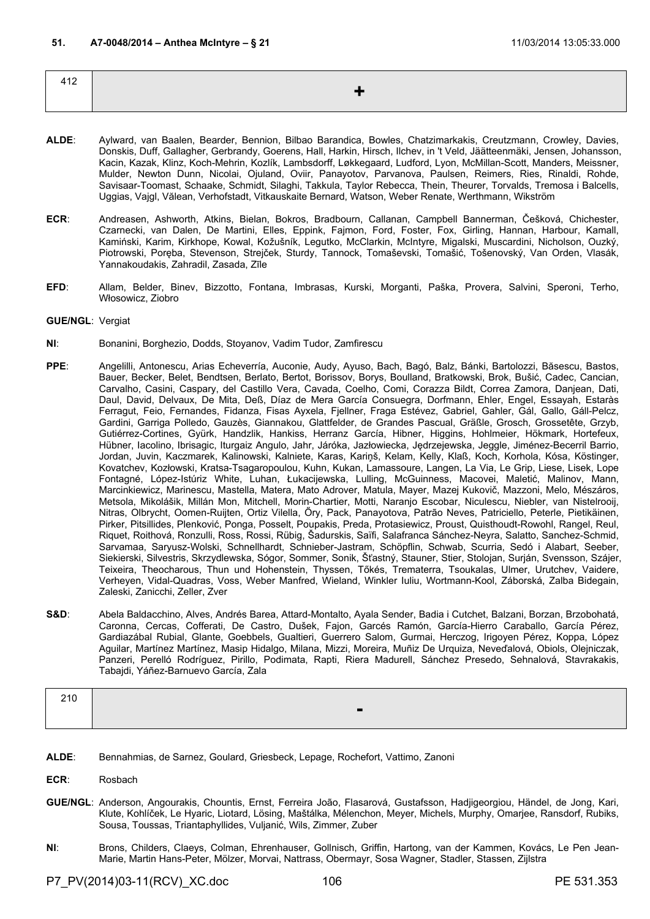**51. A7-0048/2014 – Anthea McIntyre – § 21** 11/03/2014 13:05:33.000

| 412 | + |
|---|---|

**ALDE**: Aylward, van Baalen, Bearder, Bennion, Bilbao Barandica, Bowles, Chatzimarkakis, Creutzmann, Crowley, Davies, Donskis, Duff, Gallagher, Gerbrandy, Goerens, Hall, Harkin, Hirsch, Ilchev, in 't Veld, Jäätteenmäki, Jensen, Johansson, Kacin, Kazak, Klinz, Koch-Mehrin, Kozlík, Lambsdorff, Løkkegaard, Ludford, Lyon, McMillan-Scott, Manders, Meissner, Mulder, Newton Dunn, Nicolai, Ojuland, Oviir, Panayotov, Parvanova, Paulsen, Reimers, Ries, Rinaldi, Rohde, Savisaar-Toomast, Schaake, Schmidt, Silaghi, Takkula, Taylor Rebecca, Thein, Theurer, Torvalds, Tremosa i Balcells, Uggias, Vajgl, Vălean, Verhofstadt, Vitkauskaite Bernard, Watson, Weber Renate, Werthmann, Wikström

**ECR**: Andreasen, Ashworth, Atkins, Bielan, Bokros, Bradbourn, Callanan, Campbell Bannerman, Češková, Chichester, Czarnecki, van Dalen, De Martini, Elles, Eppink, Fajmon, Ford, Foster, Fox, Girling, Hannan, Harbour, Kamall, Kamiński, Karim, Kirkhope, Kowal, Kožušník, Legutko, McClarkin, McIntyre, Migalski, Muscardini, Nicholson, Ouzký, Piotrowski, Poręba, Stevenson, Strejček, Sturdy, Tannock, Tomaševski, Tomašić, Tošenovský, Van Orden, Vlasák, Yannakoudakis, Zahradil, Zasada, Zīle

**EFD**: Allam, Belder, Binev, Bizzotto, Fontana, Imbrasas, Kurski, Morganti, Paška, Provera, Salvini, Speroni, Terho, Włosowicz, Ziobro

**GUE/NGL**: Vergiat

**NI**: Bonanini, Borghezio, Dodds, Stoyanov, Vadim Tudor, Zamfirescu

**PPE**: Angelilli, Antonescu, Arias Echeverría, Auconie, Audy, Ayuso, Bach, Bagó, Balz, Bánki, Bartolozzi, Băsescu, Bastos, Bauer, Becker, Belet, Bendtsen, Berlato, Bertot, Borissov, Borys, Boulland, Bratkowski, Brok, Bušić, Cadec, Cancian, Carvalho, Casini, Caspary, del Castillo Vera, Cavada, Coelho, Comi, Corazza Bildt, Correa Zamora, Danjean, Dati, Daul, David, Delvaux, De Mita, Deß, Díaz de Mera García Consuegra, Dorfmann, Ehler, Engel, Essayah, Estaràs Ferragut, Feio, Fernandes, Fidanza, Fisas Ayxela, Fjellner, Fraga Estévez, Gabriel, Gahler, Gál, Gallo, Gáll-Pelcz, Gardini, Garriga Polledo, Gauzès, Giannakou, Glattfelder, de Grandes Pascual, Gräßle, Grosch, Grossetête, Grzyb, Gutiérrez-Cortines, Gyürk, Handzlik, Hankiss, Herranz García, Hibner, Higgins, Hohlmeier, Hökmark, Hortefeux, Hübner, Iacolino, Ibrisagic, Iturgaiz Angulo, Jahr, Járóka, Jazłowiecka, Jędrzejewska, Jeggle, Jiménez-Becerril Barrio, Jordan, Juvin, Kaczmarek, Kalinowski, Kalniete, Karas, Kariņš, Kelam, Kelly, Klaß, Koch, Korhola, Kósa, Köstinger, Kovatchev, Kozłowski, Kratsa-Tsagaropoulou, Kuhn, Kukan, Lamassoure, Langen, La Via, Le Grip, Liese, Lisek, Lope Fontagné, López-Istúriz White, Luhan, Łukacijewska, Lulling, McGuinness, Macovei, Maletić, Malinov, Mann, Marcinkiewicz, Marinescu, Mastella, Matera, Mato Adrover, Matula, Mayer, Mazej Kukovič, Mazzoni, Melo, Mészáros, Metsola, Mikolášik, Millán Mon, Mitchell, Morin-Chartier, Motti, Naranjo Escobar, Niculescu, Niebler, van Nistelrooij, Nitras, Olbrycht, Oomen-Ruijten, Ortiz Vilella, Őry, Pack, Panayotova, Patrão Neves, Patriciello, Peterle, Pietikäinen, Pirker, Pitsillides, Plenković, Ponga, Posselt, Poupakis, Preda, Protasiewicz, Proust, Quisthoudt-Rowohl, Rangel, Reul, Riquet, Roithová, Ronzulli, Ross, Rossi, Rübig, Šadurskis, Saïfi, Salafranca Sánchez-Neyra, Salatto, Sanchez-Schmid, Sarvamaa, Saryusz-Wolski, Schnellhardt, Schnieber-Jastram, Schöpflin, Schwab, Scurria, Sedó i Alabart, Seeber, Siekierski, Silvestris, Skrzydlewska, Sógor, Sommer, Sonik, Šťastný, Stauner, Stier, Stolojan, Surján, Svensson, Szájer, Teixeira, Theocharous, Thun und Hohenstein, Thyssen, Tőkés, Trematerra, Tsoukalas, Ulmer, Urutchev, Vaidere, Verheyen, Vidal-Quadras, Voss, Weber Manfred, Wieland, Winkler Iuliu, Wortmann-Kool, Záborská, Zalba Bidegain, Zaleski, Zanicchi, Zeller, Zver

**S&D**: Abela Baldacchino, Alves, Andrés Barea, Attard-Montalto, Ayala Sender, Badia i Cutchet, Balzani, Borzan, Brzobohatá, Caronna, Cercas, Cofferati, De Castro, Dušek, Fajon, Garcés Ramón, García-Hierro Caraballo, García Pérez, Gardiazábal Rubial, Glante, Goebbels, Gualtieri, Guerrero Salom, Gurmai, Herczog, Irigoyen Pérez, Koppa, López Aguilar, Martínez Martínez, Masip Hidalgo, Milana, Mizzi, Moreira, Muñiz De Urquiza, Neveďalová, Obiols, Olejniczak, Panzeri, Perelló Rodríguez, Pirillo, Podimata, Rapti, Riera Madurell, Sánchez Presedo, Sehnalová, Stavrakakis, Tabajdi, Yáñez-Barnuevo García, Zala

| 210 | - |
|---|---|

**ALDE**: Bennahmias, de Sarnez, Goulard, Griesbeck, Lepage, Rochefort, Vattimo, Zanoni

**ECR**: Rosbach

**GUE/NGL**: Anderson, Angourakis, Chountis, Ernst, Ferreira João, Flasarová, Gustafsson, Hadjigeorgiou, Händel, de Jong, Kari, Klute, Kohlíček, Le Hyaric, Liotard, Lösing, Maštálka, Mélenchon, Meyer, Michels, Murphy, Omarjee, Ransdorf, Rubiks, Sousa, Toussas, Triantaphyllides, Vuljanić, Wils, Zimmer, Zuber

**NI**: Brons, Childers, Claeys, Colman, Ehrenhauser, Gollnisch, Griffin, Hartong, van der Kammen, Kovács, Le Pen Jean-Marie, Martin Hans-Peter, Mölzer, Morvai, Nattrass, Obermayr, Sosa Wagner, Stadler, Stassen, Zijlstra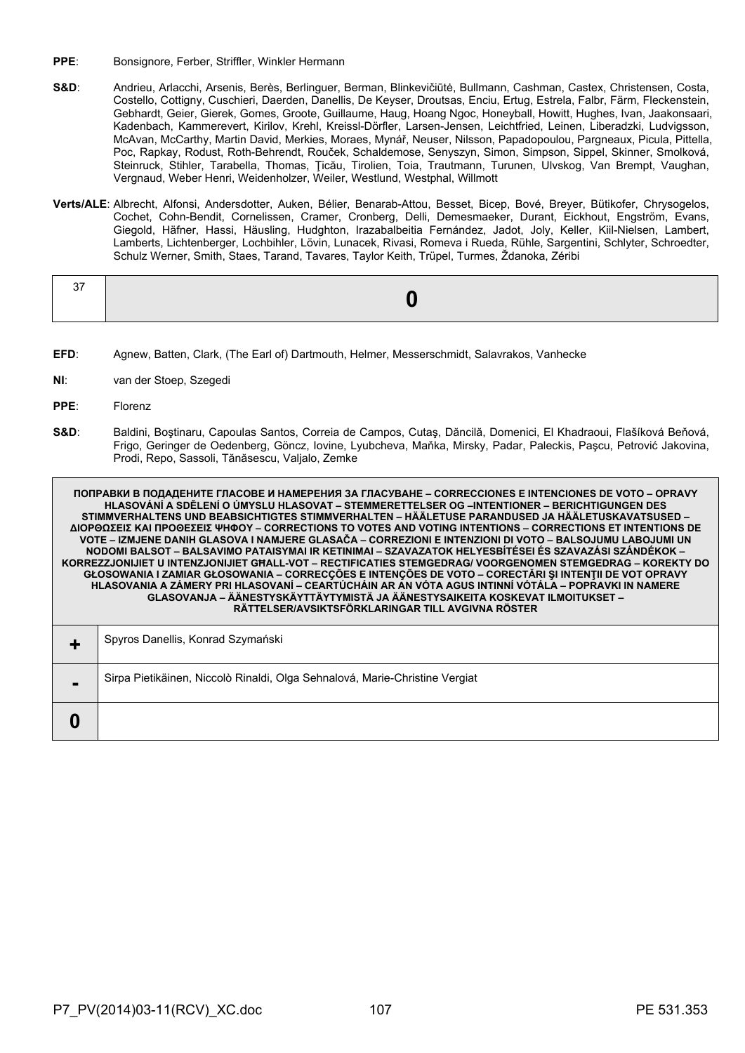**PPE**: Bonsignore, Ferber, Striffler, Winkler Hermann

**S&D**: Andrieu, Arlacchi, Arsenis, Berès, Berlinguer, Berman, Blinkevičiūtė, Bullmann, Cashman, Castex, Christensen, Costa, Costello, Cottigny, Cuschieri, Daerden, Danellis, De Keyser, Droutsas, Enciu, Ertug, Estrela, Falbr, Färm, Fleckenstein, Gebhardt, Geier, Gierek, Gomes, Groote, Guillaume, Haug, Hoang Ngoc, Honeyball, Howitt, Hughes, Ivan, Jaakonsaari, Kadenbach, Kammerevert, Kirilov, Krehl, Kreissl-Dörfler, Larsen-Jensen, Leichtfried, Leinen, Liberadzki, Ludvigsson, McAvan, McCarthy, Martin David, Merkies, Moraes, Mynář, Neuser, Nilsson, Papadopoulou, Pargneaux, Picula, Pittella, Poc, Rapkay, Rodust, Roth-Behrendt, Rouček, Schaldemose, Senyszyn, Simon, Simpson, Sippel, Skinner, Smolková, Steinruck, Stihler, Tarabella, Thomas, Ţicău, Tirolien, Toia, Trautmann, Turunen, Ulvskog, Van Brempt, Vaughan, Vergnaud, Weber Henri, Weidenholzer, Weiler, Westlund, Westphal, Willmott

**Verts/ALE**: Albrecht, Alfonsi, Andersdotter, Auken, Bélier, Benarab-Attou, Besset, Bicep, Bové, Breyer, Bütikofer, Chrysogelos, Cochet, Cohn-Bendit, Cornelissen, Cramer, Cronberg, Delli, Demesmaeker, Durant, Eickhout, Engström, Evans, Giegold, Häfner, Hassi, Häusling, Hudghton, Irazabalbeitia Fernández, Jadot, Joly, Keller, Kiil-Nielsen, Lambert, Lamberts, Lichtenberger, Lochbihler, Lövin, Lunacek, Rivasi, Romeva i Rueda, Rühle, Sargentini, Schlyter, Schroedter, Schulz Werner, Smith, Staes, Tarand, Tavares, Taylor Keith, Trüpel, Turmes, Ždanoka, Zéribi

| 37 | **0** |
|---|---|

**EFD**: Agnew, Batten, Clark, (The Earl of) Dartmouth, Helmer, Messerschmidt, Salavrakos, Vanhecke

**NI**: van der Stoep, Szegedi

**PPE**: Florenz

**S&D**: Baldini, Boştinaru, Capoulas Santos, Correia de Campos, Cutaş, Dăncilă, Domenici, El Khadraoui, Flašíková Beňová, Frigo, Geringer de Oedenberg, Göncz, Iovine, Lyubcheva, Maňka, Mirsky, Padar, Paleckis, Paşcu, Petrović Jakovina, Prodi, Repo, Sassoli, Tănăsescu, Valjalo, Zemke

| **ПОПРАВКИ В ПОДАДЕНИТЕ ГЛАСОВЕ И НАМЕРЕНИЯ ЗА ГЛАСУВАНЕ – CORRECCIONES E INTENCIONES DE VOTO – OPRAVY HLASOVÁNÍ A SDĚLENÍ O ÚMYSLU HLASOVAT – STEMMERETTELSER OG –INTENTIONER – BERICHTIGUNGEN DES STIMMVERHALTENS UND BEABSICHTIGTES STIMMVERHALTEN – HÄÄLETUSE PARANDUSED JA HÄÄLETUSKAVATSUSED – ΔΙΟΡΘΩΣΕΙΣ ΚΑΙ ΠΡΟΘΕΣΕΙΣ ΨΗΦΟΥ – CORRECTIONS TO VOTES AND VOTING INTENTIONS – CORRECTIONS ET INTENTIONS DE VOTE – IZMJENE DANIH GLASOVA I NAMJERE GLASAČA – CORREZIONI E INTENZIONI DI VOTO – BALSOJUMU LABOJUMI UN NODOMI BALSOT – BALSAVIMO PATAISYMAI IR KETINIMAI – SZAVAZATOK HELYESBÍTÉSEI ÉS SZAVAZÁSI SZÁNDÉKOK – KORREZZJONIJIET U INTENZJONIJIET GĦALL-VOT – RECTIFICATIES STEMGEDRAG/ VOORGENOMEN STEMGEDRAG – KOREKTY DO GŁOSOWANIA I ZAMIAR GŁOSOWANIA – CORRECÇÕES E INTENÇÕES DE VOTO – CORECTĂRI ŞI INTENŢII DE VOT OPRAVY HLASOVANIA A ZÁMERY PRI HLASOVANÍ – CEARTÚCHÁIN AR AN VÓTA AGUS INTINNÍ VÓTÁLA – POPRAVKI IN NAMERE GLASOVANJA – ÄÄNESTYSKÄYTTÄYTYMISTÄ JA ÄÄNESTYSAIKEITA KOSKEVAT ILMOITUKSET – RÄTTELSER/AVSIKTSFÖRKLARINGAR TILL AVGIVNA RÖSTER** | |
|---|---|
| **+** | Spyros Danellis, Konrad Szymański |
| **-** | Sirpa Pietikäinen, Niccolò Rinaldi, Olga Sehnalová, Marie-Christine Vergiat |
| **0** | |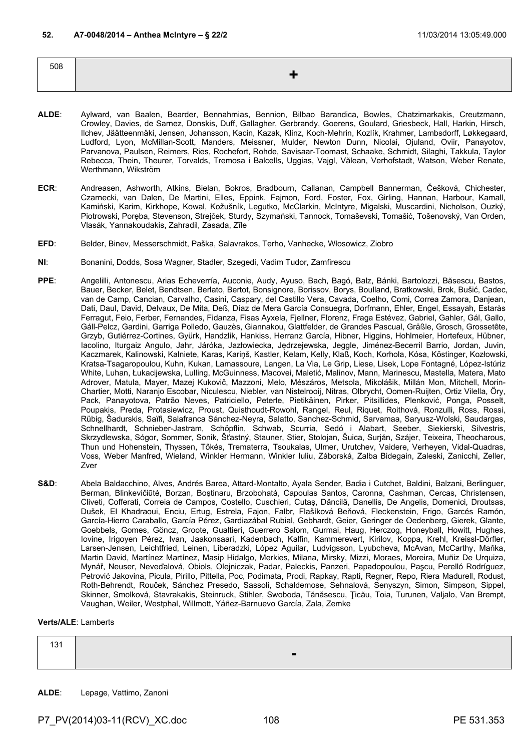**52. A7-0048/2014 – Anthea McIntyre – § 22/2** 11/03/2014 13:05:49.000

| 508 | + |
|---|---|

**ALDE**: Aylward, van Baalen, Bearder, Bennahmias, Bennion, Bilbao Barandica, Bowles, Chatzimarkakis, Creutzmann, Crowley, Davies, de Sarnez, Donskis, Duff, Gallagher, Gerbrandy, Goerens, Goulard, Griesbeck, Hall, Harkin, Hirsch, Ilchev, Jäätteenmäki, Jensen, Johansson, Kacin, Kazak, Klinz, Koch-Mehrin, Kozlík, Krahmer, Lambsdorff, Løkkegaard, Ludford, Lyon, McMillan-Scott, Manders, Meissner, Mulder, Newton Dunn, Nicolai, Ojuland, Oviir, Panayotov, Parvanova, Paulsen, Reimers, Ries, Rochefort, Rohde, Savisaar-Toomast, Schaake, Schmidt, Silaghi, Takkula, Taylor Rebecca, Thein, Theurer, Torvalds, Tremosa i Balcells, Uggias, Vajgl, Vălean, Verhofstadt, Watson, Weber Renate, Werthmann, Wikström

**ECR**: Andreasen, Ashworth, Atkins, Bielan, Bokros, Bradbourn, Callanan, Campbell Bannerman, Češková, Chichester, Czarnecki, van Dalen, De Martini, Elles, Eppink, Fajmon, Ford, Foster, Fox, Girling, Hannan, Harbour, Kamall, Kamiński, Karim, Kirkhope, Kowal, Kožušník, Legutko, McClarkin, McIntyre, Migalski, Muscardini, Nicholson, Ouzký, Piotrowski, Poręba, Stevenson, Strejček, Sturdy, Szymański, Tannock, Tomaševski, Tomašić, Tošenovský, Van Orden, Vlasák, Yannakoudakis, Zahradil, Zasada, Zīle

**EFD**: Belder, Binev, Messerschmidt, Paška, Salavrakos, Terho, Vanhecke, Włosowicz, Ziobro

**NI**: Bonanini, Dodds, Sosa Wagner, Stadler, Szegedi, Vadim Tudor, Zamfirescu

**PPE**: Angelilli, Antonescu, Arias Echeverría, Auconie, Audy, Ayuso, Bach, Bagó, Balz, Bánki, Bartolozzi, Băsescu, Bastos, Bauer, Becker, Belet, Bendtsen, Berlato, Bertot, Bonsignore, Borissov, Borys, Boulland, Bratkowski, Brok, Bušić, Cadec, van de Camp, Cancian, Carvalho, Casini, Caspary, del Castillo Vera, Cavada, Coelho, Comi, Correa Zamora, Danjean, Dati, Daul, David, Delvaux, De Mita, Deß, Díaz de Mera García Consuegra, Dorfmann, Ehler, Engel, Essayah, Estaràs Ferragut, Feio, Ferber, Fernandes, Fidanza, Fisas Ayxela, Fjellner, Florenz, Fraga Estévez, Gabriel, Gahler, Gál, Gallo, Gáll-Pelcz, Gardini, Garriga Polledo, Gauzès, Giannakou, Glattfelder, de Grandes Pascual, Gräßle, Grosch, Grossetête, Grzyb, Gutiérrez-Cortines, Gyürk, Handzlik, Hankiss, Herranz García, Hibner, Higgins, Hohlmeier, Hortefeux, Hübner, Iacolino, Iturgaiz Angulo, Jahr, Járóka, Jazłowiecka, Jędrzejewska, Jeggle, Jiménez-Becerril Barrio, Jordan, Juvin, Kaczmarek, Kalinowski, Kalniete, Karas, Kariņš, Kastler, Kelam, Kelly, Klaß, Koch, Korhola, Kósa, Köstinger, Kozłowski, Kratsa-Tsagaropoulou, Kuhn, Kukan, Lamassoure, Langen, La Via, Le Grip, Liese, Lisek, Lope Fontagné, López-Istúriz White, Luhan, Łukacijewska, Lulling, McGuinness, Macovei, Maletić, Malinov, Mann, Marinescu, Mastella, Matera, Mato Adrover, Matula, Mayer, Mazej Kukovič, Mazzoni, Melo, Mészáros, Metsola, Mikolášik, Millán Mon, Mitchell, Morin-Chartier, Motti, Naranjo Escobar, Niculescu, Niebler, van Nistelrooij, Nitras, Olbrycht, Oomen-Ruijten, Ortiz Vilella, Őry, Pack, Panayotova, Patrão Neves, Patriciello, Peterle, Pietikäinen, Pirker, Pitsillides, Plenković, Ponga, Posselt, Poupakis, Preda, Protasiewicz, Proust, Quisthoudt-Rowohl, Rangel, Reul, Riquet, Roithová, Ronzulli, Ross, Rossi, Rübig, Šadurskis, Saïfi, Salafranca Sánchez-Neyra, Salatto, Sanchez-Schmid, Sarvamaa, Saryusz-Wolski, Saudargas, Schnellhardt, Schnieber-Jastram, Schöpflin, Schwab, Scurria, Sedó i Alabart, Seeber, Siekierski, Silvestris, Skrzydlewska, Sógor, Sommer, Sonik, Šťastný, Stauner, Stier, Stolojan, Šuica, Surján, Szájer, Teixeira, Theocharous, Thun und Hohenstein, Thyssen, Tőkés, Trematerra, Tsoukalas, Ulmer, Urutchev, Vaidere, Verheyen, Vidal-Quadras, Voss, Weber Manfred, Wieland, Winkler Hermann, Winkler Iuliu, Záborská, Zalba Bidegain, Zaleski, Zanicchi, Zeller, Zver

**S&D**: Abela Baldacchino, Alves, Andrés Barea, Attard-Montalto, Ayala Sender, Badia i Cutchet, Baldini, Balzani, Berlinguer, Berman, Blinkevičiūtė, Borzan, Boştinaru, Brzobohatá, Capoulas Santos, Caronna, Cashman, Cercas, Christensen, Cliveti, Cofferati, Correia de Campos, Costello, Cuschieri, Cutaş, Dăncilă, Danellis, De Angelis, Domenici, Droutsas, Dušek, El Khadraoui, Enciu, Ertug, Estrela, Fajon, Falbr, Flašíková Beňová, Fleckenstein, Frigo, Garcés Ramón, García-Hierro Caraballo, García Pérez, Gardiazábal Rubial, Gebhardt, Geier, Geringer de Oedenberg, Gierek, Glante, Goebbels, Gomes, Göncz, Groote, Gualtieri, Guerrero Salom, Gurmai, Haug, Herczog, Honeyball, Howitt, Hughes, Iovine, Irigoyen Pérez, Ivan, Jaakonsaari, Kadenbach, Kalfin, Kammerevert, Kirilov, Koppa, Krehl, Kreissl-Dörfler, Larsen-Jensen, Leichtfried, Leinen, Liberadzki, López Aguilar, Ludvigsson, Lyubcheva, McAvan, McCarthy, Maňka, Martin David, Martínez Martínez, Masip Hidalgo, Merkies, Milana, Mirsky, Mizzi, Moraes, Moreira, Muñiz De Urquiza, Mynář, Neuser, Neveďalová, Obiols, Olejniczak, Padar, Paleckis, Panzeri, Papadopoulou, Paşcu, Perelló Rodríguez, Petrović Jakovina, Picula, Pirillo, Pittella, Poc, Podimata, Prodi, Rapkay, Rapti, Regner, Repo, Riera Madurell, Rodust, Roth-Behrendt, Rouček, Sánchez Presedo, Sassoli, Schaldemose, Sehnalová, Senyszyn, Simon, Simpson, Sippel, Skinner, Smolková, Stavrakakis, Steinruck, Stihler, Swoboda, Tănăsescu, Ţicău, Toia, Turunen, Valjalo, Van Brempt, Vaughan, Weiler, Westphal, Willmott, Yáñez-Barnuevo García, Zala, Zemke

**Verts/ALE**: Lamberts

| 131 | - |
|---|---|

**ALDE**: Lepage, Vattimo, Zanoni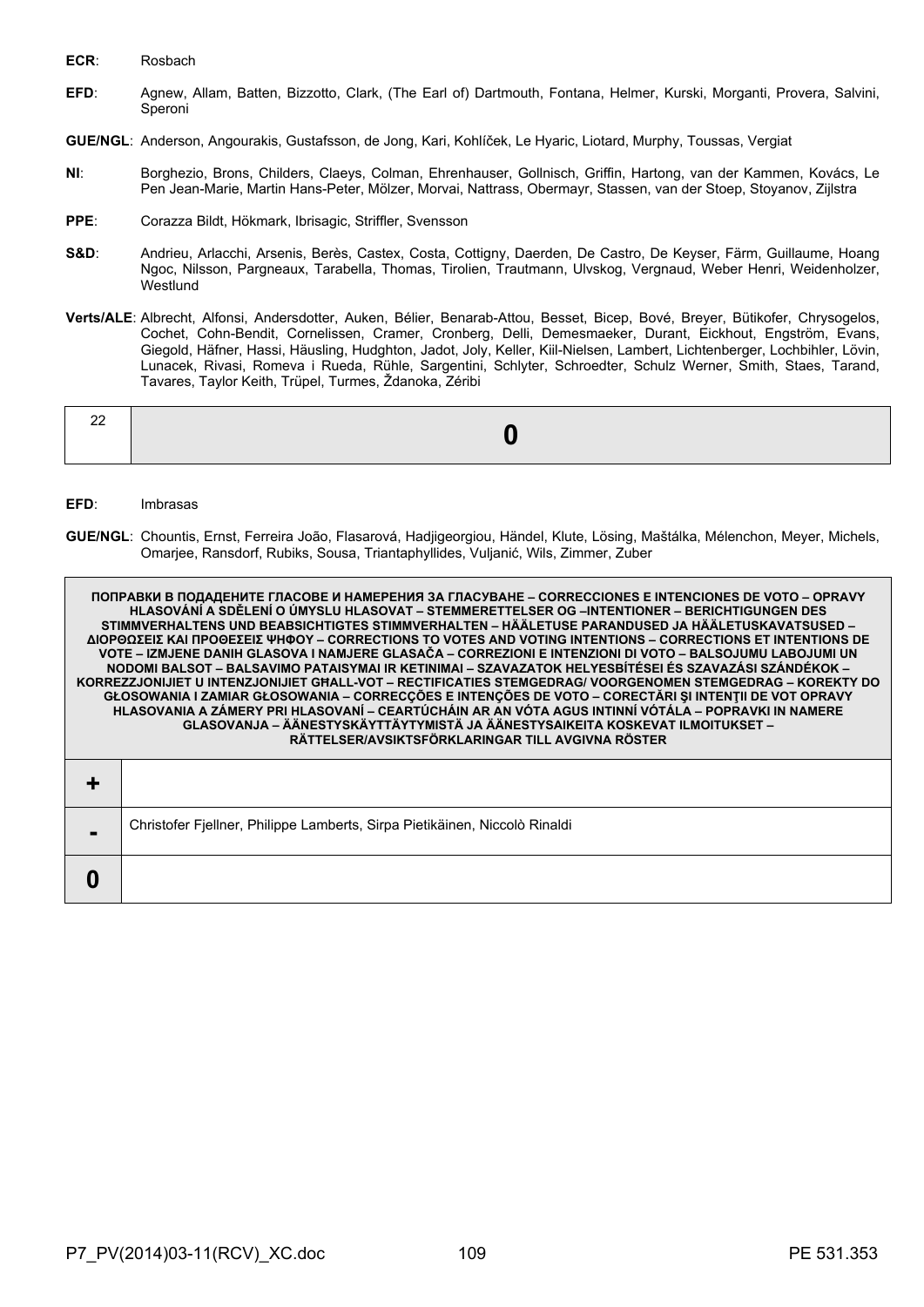**ECR**: Rosbach

**EFD**: Agnew, Allam, Batten, Bizzotto, Clark, (The Earl of) Dartmouth, Fontana, Helmer, Kurski, Morganti, Provera, Salvini, Speroni

**GUE/NGL**: Anderson, Angourakis, Gustafsson, de Jong, Kari, Kohlíček, Le Hyaric, Liotard, Murphy, Toussas, Vergiat

**NI**: Borghezio, Brons, Childers, Claeys, Colman, Ehrenhauser, Gollnisch, Griffin, Hartong, van der Kammen, Kovács, Le Pen Jean-Marie, Martin Hans-Peter, Mölzer, Morvai, Nattrass, Obermayr, Stassen, van der Stoep, Stoyanov, Zijlstra

**PPE**: Corazza Bildt, Hökmark, Ibrisagic, Striffler, Svensson

**S&D**: Andrieu, Arlacchi, Arsenis, Berès, Castex, Costa, Cottigny, Daerden, De Castro, De Keyser, Färm, Guillaume, Hoang Ngoc, Nilsson, Pargneaux, Tarabella, Thomas, Tirolien, Trautmann, Ulvskog, Vergnaud, Weber Henri, Weidenholzer, Westlund

**Verts/ALE**: Albrecht, Alfonsi, Andersdotter, Auken, Bélier, Benarab-Attou, Besset, Bicep, Bové, Breyer, Bütikofer, Chrysogelos, Cochet, Cohn-Bendit, Cornelissen, Cramer, Cronberg, Delli, Demesmaeker, Durant, Eickhout, Engström, Evans, Giegold, Häfner, Hassi, Häusling, Hudghton, Jadot, Joly, Keller, Kiil-Nielsen, Lambert, Lichtenberger, Lochbihler, Lövin, Lunacek, Rivasi, Romeva i Rueda, Rühle, Sargentini, Schlyter, Schroedter, Schulz Werner, Smith, Staes, Tarand, Tavares, Taylor Keith, Trüpel, Turmes, Ždanoka, Zéribi

| 22 | **0** |
|---|---|

**EFD**: Imbrasas

**GUE/NGL**: Chountis, Ernst, Ferreira João, Flasarová, Hadjigeorgiou, Händel, Klute, Lösing, Maštálka, Mélenchon, Meyer, Michels, Omarjee, Ransdorf, Rubiks, Sousa, Triantaphyllides, Vuljanić, Wils, Zimmer, Zuber

| **ПОПРАВКИ В ПОДАДЕНИТЕ ГЛАСОВЕ И НАМЕРЕНИЯ ЗА ГЛАСУВАНЕ – CORRECCIONES E INTENCIONES DE VOTO – OPRAVY HLASOVÁNÍ A SDĚLENÍ O ÚMYSLU HLASOVAT – STEMMERETTELSER OG –INTENTIONER – BERICHTIGUNGEN DES STIMMVERHALTENS UND BEABSICHTIGTES STIMMVERHALTEN – HÄÄLETUSE PARANDUSED JA HÄÄLETUSKAVATSUSED – ΔΙΟΡΘΩΣΕΙΣ ΚΑΙ ΠΡΟΘΕΣΕΙΣ ΨΗΦΟΥ – CORRECTIONS TO VOTES AND VOTING INTENTIONS – CORRECTIONS ET INTENTIONS DE VOTE – IZMJENE DANIH GLASOVA I NAMJERE GLASAČA – CORREZIONI E INTENZIONI DI VOTO – BALSOJUMU LABOJUMI UN NODOMI BALSOT – BALSAVIMO PATAISYMAI IR KETINIMAI – SZAVAZATOK HELYESBÍTÉSEI ÉS SZAVAZÁSI SZÁNDÉKOK – KORREZZJONIJIET U INTENZJONIJIET GĦALL-VOT – RECTIFICATIES STEMGEDRAG/ VOORGENOMEN STEMGEDRAG – KOREKTY DO GŁOSOWANIA I ZAMIAR GŁOSOWANIA – CORRECÇÕES E INTENÇÕES DE VOTO – CORECTĂRI ŞI INTENŢII DE VOT OPRAVY HLASOVANIA A ZÁMERY PRI HLASOVANÍ – CEARTÚCHÁIN AR AN VÓTA AGUS INTINNÍ VÓTÁLA – POPRAVKI IN NAMERE GLASOVANJA – ÄÄNESTYSKÄYTTÄYTYMISTÄ JA ÄÄNESTYSAIKEITA KOSKEVAT ILMOITUKSET – RÄTTELSER/AVSIKTSFÖRKLARINGAR TILL AVGIVNA RÖSTER** | |
|---|---|
| **+** | |
| **-** | Christofer Fjellner, Philippe Lamberts, Sirpa Pietikäinen, Niccolò Rinaldi |
| **0** | |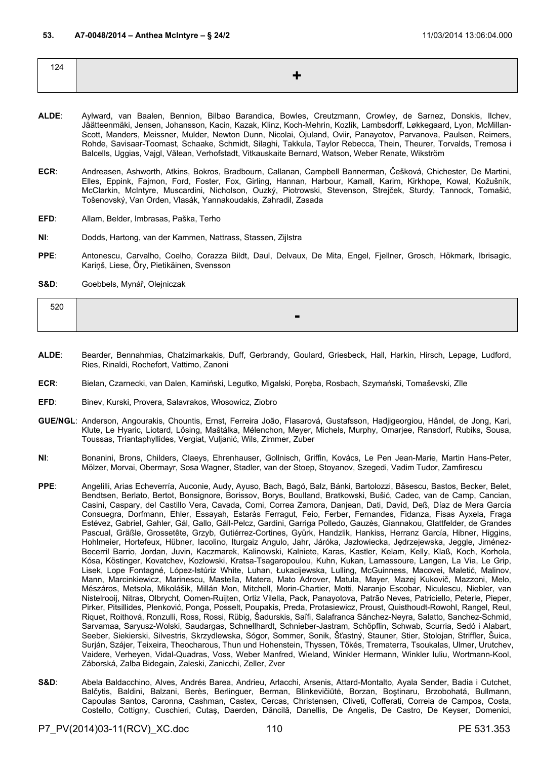**53. A7-0048/2014 – Anthea McIntyre – § 24/2** 11/03/2014 13:06:04.000

| 124 | + |
|---|---|

**ALDE**: Aylward, van Baalen, Bennion, Bilbao Barandica, Bowles, Creutzmann, Crowley, de Sarnez, Donskis, Ilchev, Jäätteenmäki, Jensen, Johansson, Kacin, Kazak, Klinz, Koch-Mehrin, Kozlík, Lambsdorff, Løkkegaard, Lyon, McMillan-Scott, Manders, Meissner, Mulder, Newton Dunn, Nicolai, Ojuland, Oviir, Panayotov, Parvanova, Paulsen, Reimers, Rohde, Savisaar-Toomast, Schaake, Schmidt, Silaghi, Takkula, Taylor Rebecca, Thein, Theurer, Torvalds, Tremosa i Balcells, Uggias, Vajgl, Vălean, Verhofstadt, Vitkauskaite Bernard, Watson, Weber Renate, Wikström

**ECR**: Andreasen, Ashworth, Atkins, Bokros, Bradbourn, Callanan, Campbell Bannerman, Češková, Chichester, De Martini, Elles, Eppink, Fajmon, Ford, Foster, Fox, Girling, Hannan, Harbour, Kamall, Karim, Kirkhope, Kowal, Kožušník, McClarkin, McIntyre, Muscardini, Nicholson, Ouzký, Piotrowski, Stevenson, Strejček, Sturdy, Tannock, Tomašić, Tošenovský, Van Orden, Vlasák, Yannakoudakis, Zahradil, Zasada

**EFD**: Allam, Belder, Imbrasas, Paška, Terho

**NI**: Dodds, Hartong, van der Kammen, Nattrass, Stassen, Zijlstra

**PPE**: Antonescu, Carvalho, Coelho, Corazza Bildt, Daul, Delvaux, De Mita, Engel, Fjellner, Grosch, Hökmark, Ibrisagic, Kariņš, Liese, Őry, Pietikäinen, Svensson

**S&D**: Goebbels, Mynář, Olejniczak

| 520 | - |
|---|---|

**ALDE**: Bearder, Bennahmias, Chatzimarkakis, Duff, Gerbrandy, Goulard, Griesbeck, Hall, Harkin, Hirsch, Lepage, Ludford, Ries, Rinaldi, Rochefort, Vattimo, Zanoni

**ECR**: Bielan, Czarnecki, van Dalen, Kamiński, Legutko, Migalski, Poręba, Rosbach, Szymański, Tomaševski, Zīle

**EFD**: Binev, Kurski, Provera, Salavrakos, Włosowicz, Ziobro

**GUE/NGL**: Anderson, Angourakis, Chountis, Ernst, Ferreira João, Flasarová, Gustafsson, Hadjigeorgiou, Händel, de Jong, Kari, Klute, Le Hyaric, Liotard, Lösing, Maštálka, Mélenchon, Meyer, Michels, Murphy, Omarjee, Ransdorf, Rubiks, Sousa, Toussas, Triantaphyllides, Vergiat, Vuljanić, Wils, Zimmer, Zuber

**NI**: Bonanini, Brons, Childers, Claeys, Ehrenhauser, Gollnisch, Griffin, Kovács, Le Pen Jean-Marie, Martin Hans-Peter, Mölzer, Morvai, Obermayr, Sosa Wagner, Stadler, van der Stoep, Stoyanov, Szegedi, Vadim Tudor, Zamfirescu

**PPE**: Angelilli, Arias Echeverría, Auconie, Audy, Ayuso, Bach, Bagó, Balz, Bánki, Bartolozzi, Băsescu, Bastos, Becker, Belet, Bendtsen, Berlato, Bertot, Bonsignore, Borissov, Borys, Boulland, Bratkowski, Bušić, Cadec, van de Camp, Cancian, Casini, Caspary, del Castillo Vera, Cavada, Comi, Correa Zamora, Danjean, Dati, David, Deß, Díaz de Mera García Consuegra, Dorfmann, Ehler, Essayah, Estaràs Ferragut, Feio, Ferber, Fernandes, Fidanza, Fisas Ayxela, Fraga Estévez, Gabriel, Gahler, Gál, Gallo, Gáll-Pelcz, Gardini, Garriga Polledo, Gauzès, Giannakou, Glattfelder, de Grandes Pascual, Gräßle, Grossetête, Grzyb, Gutiérrez-Cortines, Gyürk, Handzlik, Hankiss, Herranz García, Hibner, Higgins, Hohlmeier, Hortefeux, Hübner, Iacolino, Iturgaiz Angulo, Jahr, Járóka, Jazłowiecka, Jędrzejewska, Jeggle, Jiménez-Becerril Barrio, Jordan, Juvin, Kaczmarek, Kalinowski, Kalniete, Karas, Kastler, Kelam, Kelly, Klaß, Koch, Korhola, Kósa, Köstinger, Kovatchev, Kozłowski, Kratsa-Tsagaropoulou, Kuhn, Kukan, Lamassoure, Langen, La Via, Le Grip, Lisek, Lope Fontagné, López-Istúriz White, Luhan, Łukacijewska, Lulling, McGuinness, Macovei, Maletić, Malinov, Mann, Marcinkiewicz, Marinescu, Mastella, Matera, Mato Adrover, Matula, Mayer, Mazej Kukovič, Mazzoni, Melo, Mészáros, Metsola, Mikolášik, Millán Mon, Mitchell, Morin-Chartier, Motti, Naranjo Escobar, Niculescu, Niebler, van Nistelrooij, Nitras, Olbrycht, Oomen-Ruijten, Ortiz Vilella, Pack, Panayotova, Patrão Neves, Patriciello, Peterle, Pieper, Pirker, Pitsillides, Plenković, Ponga, Posselt, Poupakis, Preda, Protasiewicz, Proust, Quisthoudt-Rowohl, Rangel, Reul, Riquet, Roithová, Ronzulli, Ross, Rossi, Rübig, Šadurskis, Saïfi, Salafranca Sánchez-Neyra, Salatto, Sanchez-Schmid, Sarvamaa, Saryusz-Wolski, Saudargas, Schnellhardt, Schnieber-Jastram, Schöpflin, Schwab, Scurria, Sedó i Alabart, Seeber, Siekierski, Silvestris, Skrzydlewska, Sógor, Sommer, Sonik, Šťastný, Stauner, Stier, Stolojan, Striffler, Šuica, Surján, Szájer, Teixeira, Theocharous, Thun und Hohenstein, Thyssen, Tőkés, Trematerra, Tsoukalas, Ulmer, Urutchev, Vaidere, Verheyen, Vidal-Quadras, Voss, Weber Manfred, Wieland, Winkler Hermann, Winkler Iuliu, Wortmann-Kool, Záborská, Zalba Bidegain, Zaleski, Zanicchi, Zeller, Zver

**S&D**: Abela Baldacchino, Alves, Andrés Barea, Andrieu, Arlacchi, Arsenis, Attard-Montalto, Ayala Sender, Badia i Cutchet, Balčytis, Baldini, Balzani, Berès, Berlinguer, Berman, Blinkevičiūtė, Borzan, Boştinaru, Brzobohatá, Bullmann, Capoulas Santos, Caronna, Cashman, Castex, Cercas, Christensen, Cliveti, Cofferati, Correia de Campos, Costa, Costello, Cottigny, Cuschieri, Cutaş, Daerden, Dăncilă, Danellis, De Angelis, De Castro, De Keyser, Domenici,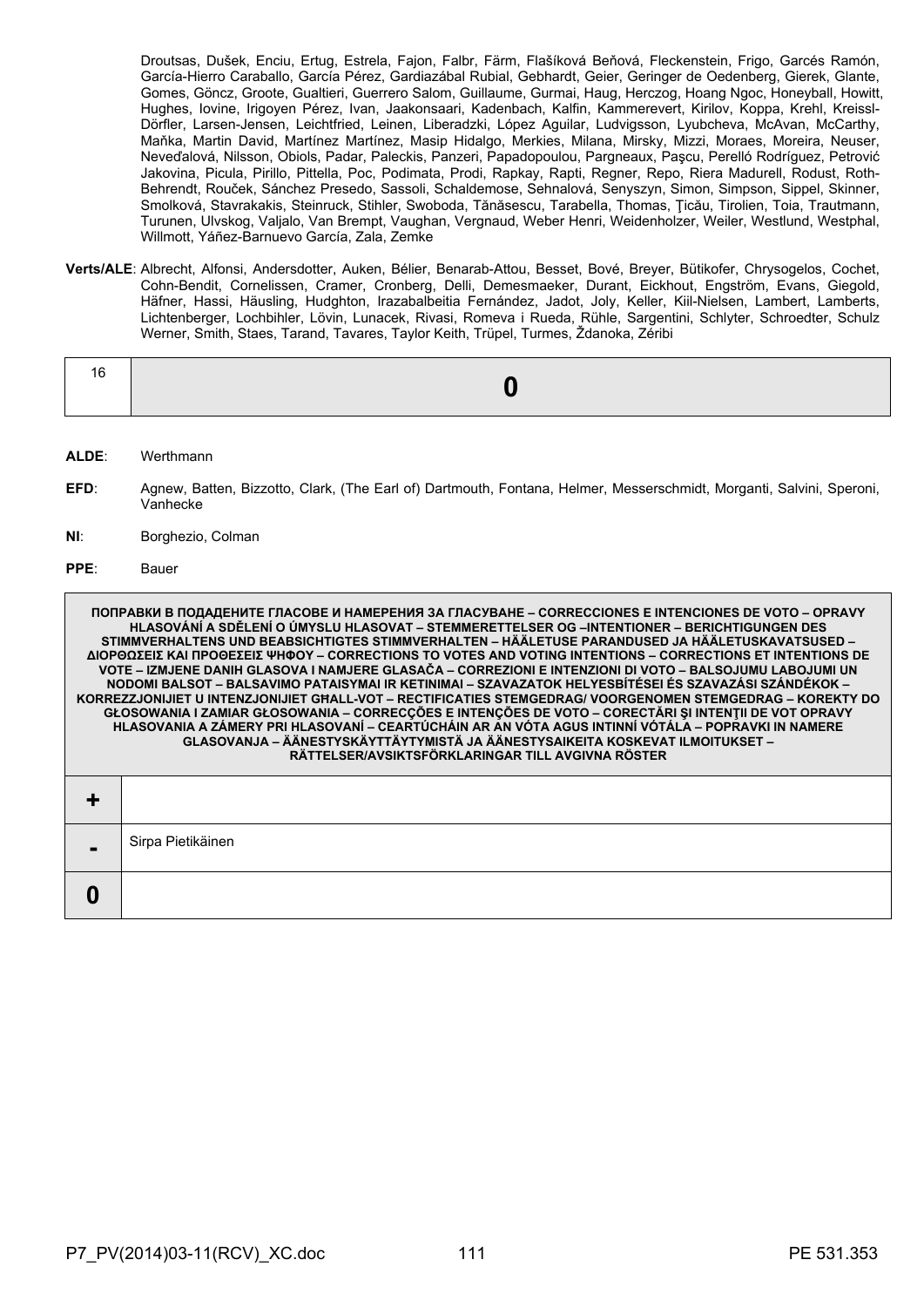Droutsas, Dušek, Enciu, Ertug, Estrela, Fajon, Falbr, Färm, Flašíková Beňová, Fleckenstein, Frigo, Garcés Ramón, García-Hierro Caraballo, García Pérez, Gardiazábal Rubial, Gebhardt, Geier, Geringer de Oedenberg, Gierek, Glante, Gomes, Göncz, Groote, Gualtieri, Guerrero Salom, Guillaume, Gurmai, Haug, Herczog, Hoang Ngoc, Honeyball, Howitt, Hughes, Iovine, Irigoyen Pérez, Ivan, Jaakonsaari, Kadenbach, Kalfin, Kammerevert, Kirilov, Koppa, Krehl, Kreissl-Dörfler, Larsen-Jensen, Leichtfried, Leinen, Liberadzki, López Aguilar, Ludvigsson, Lyubcheva, McAvan, McCarthy, Maňka, Martin David, Martínez Martínez, Masip Hidalgo, Merkies, Milana, Mirsky, Mizzi, Moraes, Moreira, Neuser, Neveďalová, Nilsson, Obiols, Padar, Paleckis, Panzeri, Papadopoulou, Pargneaux, Paşcu, Perelló Rodríguez, Petrović Jakovina, Picula, Pirillo, Pittella, Poc, Podimata, Prodi, Rapkay, Rapti, Regner, Repo, Riera Madurell, Rodust, Roth-Behrendt, Rouček, Sánchez Presedo, Sassoli, Schaldemose, Sehnalová, Senyszyn, Simon, Simpson, Sippel, Skinner, Smolková, Stavrakakis, Steinruck, Stihler, Swoboda, Tănăsescu, Tarabella, Thomas, Ţicău, Tirolien, Toia, Trautmann, Turunen, Ulvskog, Valjalo, Van Brempt, Vaughan, Vergnaud, Weber Henri, Weidenholzer, Weiler, Westlund, Westphal, Willmott, Yáñez-Barnuevo García, Zala, Zemke

**Verts/ALE**: Albrecht, Alfonsi, Andersdotter, Auken, Bélier, Benarab-Attou, Besset, Bové, Breyer, Bütikofer, Chrysogelos, Cochet, Cohn-Bendit, Cornelissen, Cramer, Cronberg, Delli, Demesmaeker, Durant, Eickhout, Engström, Evans, Giegold, Häfner, Hassi, Häusling, Hudghton, Irazabalbeitia Fernández, Jadot, Joly, Keller, Kiil-Nielsen, Lambert, Lamberts, Lichtenberger, Lochbihler, Lövin, Lunacek, Rivasi, Romeva i Rueda, Rühle, Sargentini, Schlyter, Schroedter, Schulz Werner, Smith, Staes, Tarand, Tavares, Taylor Keith, Trüpel, Turmes, Ždanoka, Zéribi

| 16 | **0** |
|---|---|

**ALDE**: Werthmann

**EFD**: Agnew, Batten, Bizzotto, Clark, (The Earl of) Dartmouth, Fontana, Helmer, Messerschmidt, Morganti, Salvini, Speroni, Vanhecke

**NI**: Borghezio, Colman

**PPE**: Bauer

| ПОПРАВКИ В ПОДАДЕНИТЕ ГЛАСОВЕ И НАМЕРЕНИЯ ЗА ГЛАСУВАНЕ – CORRECCIONES E INTENCIONES DE VOTO – OPRAVY HLASOVÁNÍ A SDĚLENÍ O ÚMYSLU HLASOVAT – STEMMERETTELSER OG –INTENTIONER – BERICHTIGUNGEN DES STIMMVERHALTENS UND BEABSICHTIGTES STIMMVERHALTEN – HÄÄLETUSE PARANDUSED JA HÄÄLETUSKAVATSUSED – ΔΙΟΡΘΩΣΕΙΣ ΚΑΙ ΠΡΟΘΕΣΕΙΣ ΨΗΦΟΥ – CORRECTIONS TO VOTES AND VOTING INTENTIONS – CORRECTIONS ET INTENTIONS DE VOTE – IZMJENE DANIH GLASOVA I NAMJERE GLASAČA – CORREZIONI E INTENZIONI DI VOTO – BALSOJUMU LABOJUMI UN NODOMI BALSOT – BALSAVIMO PATAISYMAI IR KETINIMAI – SZAVAZATOK HELYESBÍTÉSEI ÉS SZAVAZÁSI SZÁNDÉKOK – KORREZZJONIJIET U INTENZJONIJIET GĦALL-VOT – RECTIFICATIES STEMGEDRAG/ VOORGENOMEN STEMGEDRAG – KOREKTY DO GŁOSOWANIA I ZAMIAR GŁOSOWANIA – CORRECÇÕES E INTENÇÕES DE VOTO – CORECTĂRI ŞI INTENŢII DE VOT OPRAVY HLASOVANIA A ZÁMERY PRI HLASOVANÍ – CEARTÚCHÁIN AR AN VÓTA AGUS INTINNÍ VÓTÁLA – POPRAVKI IN NAMERE GLASOVANJA – ÄÄNESTYSKÄYTTÄYTYMISTÄ JA ÄÄNESTYSAIKEITA KOSKEVAT ILMOITUKSET – RÄTTELSER/AVSIKTSFÖRKLARINGAR TILL AVGIVNA RÖSTER | |
|---|---|
| **+** | |
| **-** | Sirpa Pietikäinen |
| **0** | |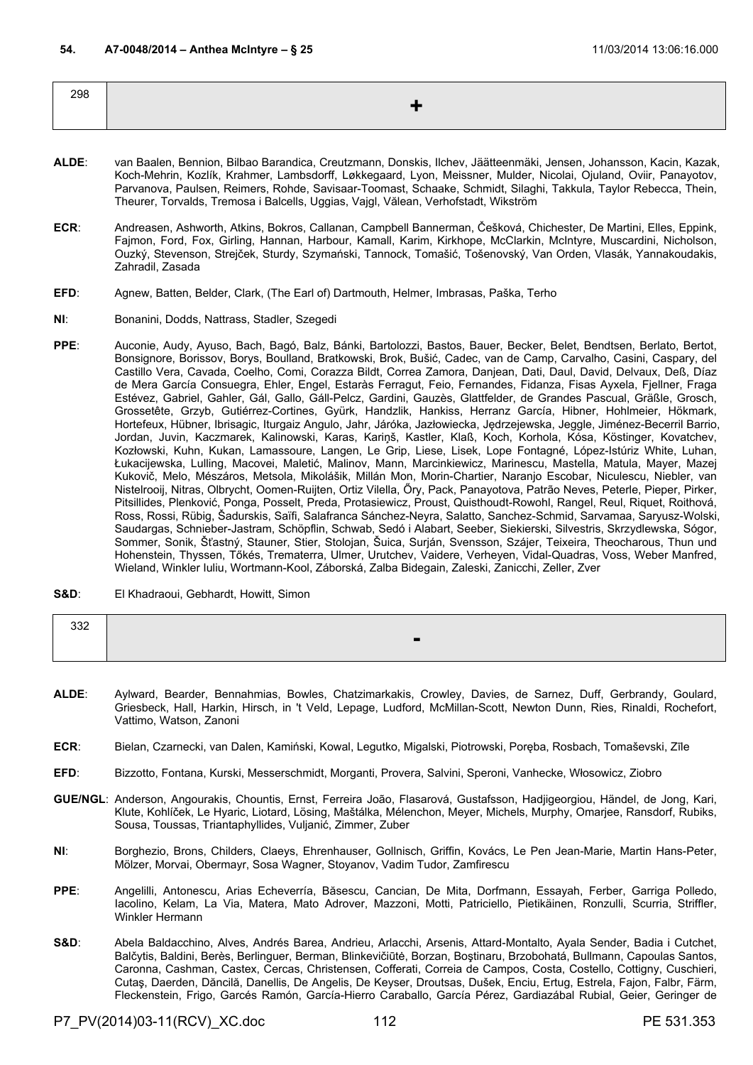**54. A7-0048/2014 – Anthea McIntyre – § 25** 11/03/2014 13:06:16.000

| 298 | + |
|---|---|

**ALDE**: van Baalen, Bennion, Bilbao Barandica, Creutzmann, Donskis, Ilchev, Jäätteenmäki, Jensen, Johansson, Kacin, Kazak, Koch-Mehrin, Kozlík, Krahmer, Lambsdorff, Løkkegaard, Lyon, Meissner, Mulder, Nicolai, Ojuland, Oviir, Panayotov, Parvanova, Paulsen, Reimers, Rohde, Savisaar-Toomast, Schaake, Schmidt, Silaghi, Takkula, Taylor Rebecca, Thein, Theurer, Torvalds, Tremosa i Balcells, Uggias, Vajgl, Vălean, Verhofstadt, Wikström

**ECR**: Andreasen, Ashworth, Atkins, Bokros, Callanan, Campbell Bannerman, Češková, Chichester, De Martini, Elles, Eppink, Fajmon, Ford, Fox, Girling, Hannan, Harbour, Kamall, Karim, Kirkhope, McClarkin, McIntyre, Muscardini, Nicholson, Ouzký, Stevenson, Strejček, Sturdy, Szymański, Tannock, Tomašić, Tošenovský, Van Orden, Vlasák, Yannakoudakis, Zahradil, Zasada

**EFD**: Agnew, Batten, Belder, Clark, (The Earl of) Dartmouth, Helmer, Imbrasas, Paška, Terho

**NI**: Bonanini, Dodds, Nattrass, Stadler, Szegedi

**PPE**: Auconie, Audy, Ayuso, Bach, Bagó, Balz, Bánki, Bartolozzi, Bastos, Bauer, Becker, Belet, Bendtsen, Berlato, Bertot, Bonsignore, Borissov, Borys, Boulland, Bratkowski, Brok, Bušić, Cadec, van de Camp, Carvalho, Casini, Caspary, del Castillo Vera, Cavada, Coelho, Comi, Corazza Bildt, Correa Zamora, Danjean, Dati, Daul, David, Delvaux, Deß, Díaz de Mera García Consuegra, Ehler, Engel, Estaràs Ferragut, Feio, Fernandes, Fidanza, Fisas Ayxela, Fjellner, Fraga Estévez, Gabriel, Gahler, Gál, Gallo, Gáll-Pelcz, Gardini, Gauzès, Glattfelder, de Grandes Pascual, Gräßle, Grosch, Grossetête, Grzyb, Gutiérrez-Cortines, Gyürk, Handzlik, Hankiss, Herranz García, Hibner, Hohlmeier, Hökmark, Hortefeux, Hübner, Ibrisagic, Iturgaiz Angulo, Jahr, Járóka, Jazłowiecka, Jędrzejewska, Jeggle, Jiménez-Becerril Barrio, Jordan, Juvin, Kaczmarek, Kalinowski, Karas, Kariņš, Kastler, Klaß, Koch, Korhola, Kósa, Köstinger, Kovatchev, Kozłowski, Kuhn, Kukan, Lamassoure, Langen, Le Grip, Liese, Lisek, Lope Fontagné, López-Istúriz White, Luhan, Łukacijewska, Lulling, Macovei, Maletić, Malinov, Mann, Marcinkiewicz, Marinescu, Mastella, Matula, Mayer, Mazej Kukovič, Melo, Mészáros, Metsola, Mikolášik, Millán Mon, Morin-Chartier, Naranjo Escobar, Niculescu, Niebler, van Nistelrooij, Nitras, Olbrycht, Oomen-Ruijten, Ortiz Vilella, Őry, Pack, Panayotova, Patrão Neves, Peterle, Pieper, Pirker, Pitsillides, Plenković, Ponga, Posselt, Preda, Protasiewicz, Proust, Quisthoudt-Rowohl, Rangel, Reul, Riquet, Roithová, Ross, Rossi, Rübig, Šadurskis, Saïfi, Salafranca Sánchez-Neyra, Salatto, Sanchez-Schmid, Sarvamaa, Saryusz-Wolski, Saudargas, Schnieber-Jastram, Schöpflin, Schwab, Sedó i Alabart, Seeber, Siekierski, Silvestris, Skrzydlewska, Sógor, Sommer, Sonik, Šťastný, Stauner, Stier, Stolojan, Šuica, Surján, Svensson, Szájer, Teixeira, Theocharous, Thun und Hohenstein, Thyssen, Tőkés, Trematerra, Ulmer, Urutchev, Vaidere, Verheyen, Vidal-Quadras, Voss, Weber Manfred, Wieland, Winkler Iuliu, Wortmann-Kool, Záborská, Zalba Bidegain, Zaleski, Zanicchi, Zeller, Zver

**S&D**: El Khadraoui, Gebhardt, Howitt, Simon

| 332 | - |
|---|---|

**ALDE**: Aylward, Bearder, Bennahmias, Bowles, Chatzimarkakis, Crowley, Davies, de Sarnez, Duff, Gerbrandy, Goulard, Griesbeck, Hall, Harkin, Hirsch, in 't Veld, Lepage, Ludford, McMillan-Scott, Newton Dunn, Ries, Rinaldi, Rochefort, Vattimo, Watson, Zanoni

**ECR**: Bielan, Czarnecki, van Dalen, Kamiński, Kowal, Legutko, Migalski, Piotrowski, Poręba, Rosbach, Tomaševski, Zīle

**EFD**: Bizzotto, Fontana, Kurski, Messerschmidt, Morganti, Provera, Salvini, Speroni, Vanhecke, Włosowicz, Ziobro

**GUE/NGL**: Anderson, Angourakis, Chountis, Ernst, Ferreira João, Flasarová, Gustafsson, Hadjigeorgiou, Händel, de Jong, Kari, Klute, Kohlíček, Le Hyaric, Liotard, Lösing, Maštálka, Mélenchon, Meyer, Michels, Murphy, Omarjee, Ransdorf, Rubiks, Sousa, Toussas, Triantaphyllides, Vuljanić, Zimmer, Zuber

**NI**: Borghezio, Brons, Childers, Claeys, Ehrenhauser, Gollnisch, Griffin, Kovács, Le Pen Jean-Marie, Martin Hans-Peter, Mölzer, Morvai, Obermayr, Sosa Wagner, Stoyanov, Vadim Tudor, Zamfirescu

**PPE**: Angelilli, Antonescu, Arias Echeverría, Băsescu, Cancian, De Mita, Dorfmann, Essayah, Ferber, Garriga Polledo, Iacolino, Kelam, La Via, Matera, Mato Adrover, Mazzoni, Motti, Patriciello, Pietikäinen, Ronzulli, Scurria, Striffler, Winkler Hermann

**S&D**: Abela Baldacchino, Alves, Andrés Barea, Andrieu, Arlacchi, Arsenis, Attard-Montalto, Ayala Sender, Badia i Cutchet, Balčytis, Baldini, Berès, Berlinguer, Berman, Blinkevičiūtė, Borzan, Boştinaru, Brzobohatá, Bullmann, Capoulas Santos, Caronna, Cashman, Castex, Cercas, Christensen, Cofferati, Correia de Campos, Costa, Costello, Cottigny, Cuschieri, Cutaş, Daerden, Dăncilă, Danellis, De Angelis, De Keyser, Droutsas, Dušek, Enciu, Ertug, Estrela, Fajon, Falbr, Färm, Fleckenstein, Frigo, Garcés Ramón, García-Hierro Caraballo, García Pérez, Gardiazábal Rubial, Geier, Geringer de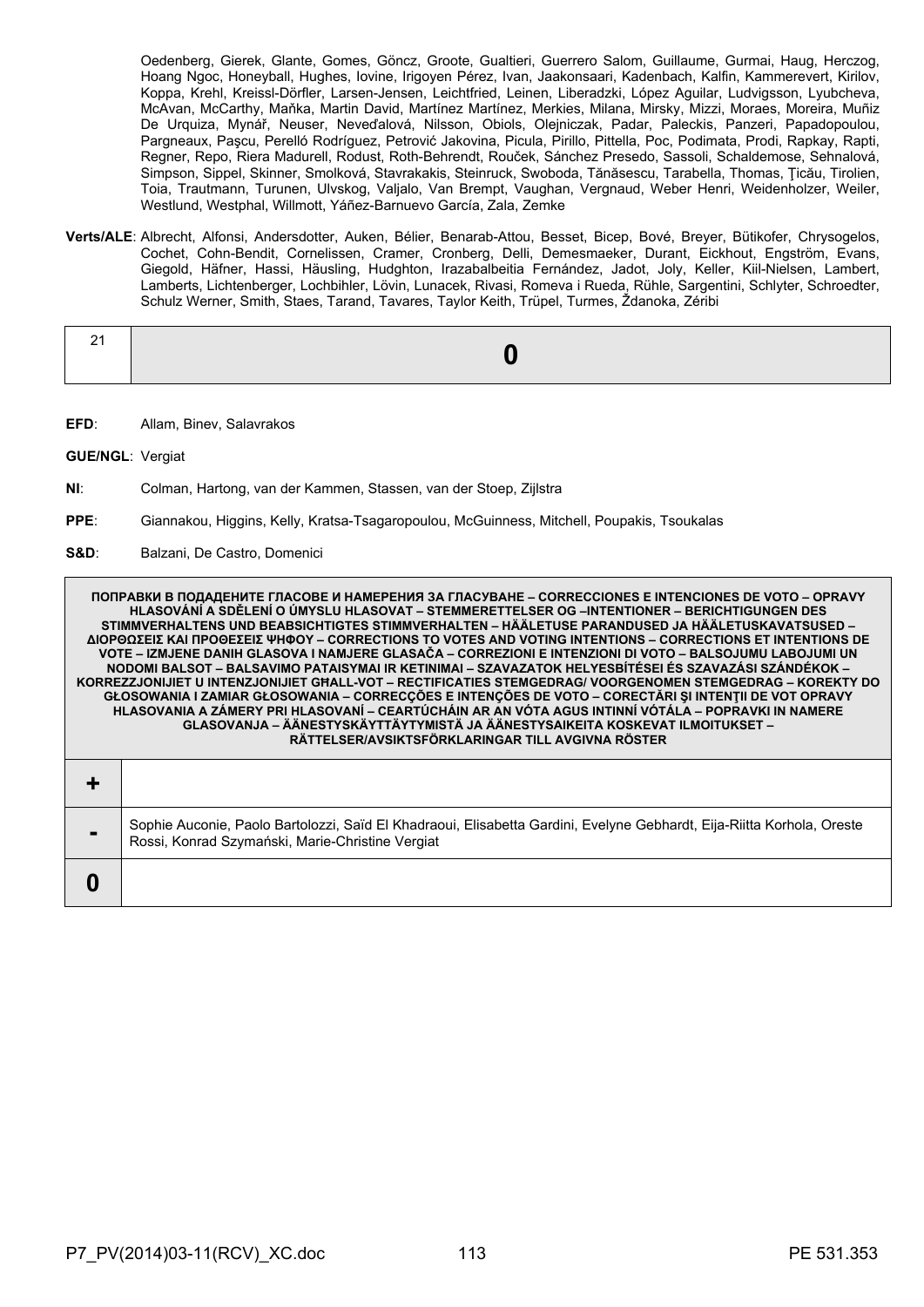Oedenberg, Gierek, Glante, Gomes, Göncz, Groote, Gualtieri, Guerrero Salom, Guillaume, Gurmai, Haug, Herczog, Hoang Ngoc, Honeyball, Hughes, Iovine, Irigoyen Pérez, Ivan, Jaakonsaari, Kadenbach, Kalfin, Kammerevert, Kirilov, Koppa, Krehl, Kreissl-Dörfler, Larsen-Jensen, Leichtfried, Leinen, Liberadzki, López Aguilar, Ludvigsson, Lyubcheva, McAvan, McCarthy, Maňka, Martin David, Martínez Martínez, Merkies, Milana, Mirsky, Mizzi, Moraes, Moreira, Muñiz De Urquiza, Mynář, Neuser, Neveďalová, Nilsson, Obiols, Olejniczak, Padar, Paleckis, Panzeri, Papadopoulou, Pargneaux, Paşcu, Perelló Rodríguez, Petrović Jakovina, Picula, Pirillo, Pittella, Poc, Podimata, Prodi, Rapkay, Rapti, Regner, Repo, Riera Madurell, Rodust, Roth-Behrendt, Rouček, Sánchez Presedo, Sassoli, Schaldemose, Sehnalová, Simpson, Sippel, Skinner, Smolková, Stavrakakis, Steinruck, Swoboda, Tănăsescu, Tarabella, Thomas, Ţicău, Tirolien, Toia, Trautmann, Turunen, Ulvskog, Valjalo, Van Brempt, Vaughan, Vergnaud, Weber Henri, Weidenholzer, Weiler, Westlund, Westphal, Willmott, Yáñez-Barnuevo García, Zala, Zemke

**Verts/ALE**: Albrecht, Alfonsi, Andersdotter, Auken, Bélier, Benarab-Attou, Besset, Bicep, Bové, Breyer, Bütikofer, Chrysogelos, Cochet, Cohn-Bendit, Cornelissen, Cramer, Cronberg, Delli, Demesmaeker, Durant, Eickhout, Engström, Evans, Giegold, Häfner, Hassi, Häusling, Hudghton, Irazabalbeitia Fernández, Jadot, Joly, Keller, Kiil-Nielsen, Lambert, Lamberts, Lichtenberger, Lochbihler, Lövin, Lunacek, Rivasi, Romeva i Rueda, Rühle, Sargentini, Schlyter, Schroedter, Schulz Werner, Smith, Staes, Tarand, Tavares, Taylor Keith, Trüpel, Turmes, Ždanoka, Zéribi

| 21 | **0** |
|---|---|

**EFD**: Allam, Binev, Salavrakos

**GUE/NGL**: Vergiat

**NI**: Colman, Hartong, van der Kammen, Stassen, van der Stoep, Zijlstra

**PPE**: Giannakou, Higgins, Kelly, Kratsa-Tsagaropoulou, McGuinness, Mitchell, Poupakis, Tsoukalas

**S&D**: Balzani, De Castro, Domenici

| **ПОПРАВКИ В ПОДАДЕНИТЕ ГЛАСОВЕ И НАМЕРЕНИЯ ЗА ГЛАСУВАНЕ – CORRECCIONES E INTENCIONES DE VOTO – OPRAVY HLASOVÁNÍ A SDĚLENÍ O ÚMYSLU HLASOVAT – STEMMERETTELSER OG –INTENTIONER – BERICHTIGUNGEN DES STIMMVERHALTENS UND BEABSICHTIGTES STIMMVERHALTEN – HÄÄLETUSE PARANDUSED JA HÄÄLETUSKAVATSUSED – ΔΙΟΡΘΩΣΕΙΣ ΚΑΙ ΠΡΟΘΕΣΕΙΣ ΨΗΦΟΥ – CORRECTIONS TO VOTES AND VOTING INTENTIONS – CORRECTIONS ET INTENTIONS DE VOTE – IZMJENE DANIH GLASOVA I NAMJERE GLASAČA – CORREZIONI E INTENZIONI DI VOTO – BALSOJUMU LABOJUMI UN NODOMI BALSOT – BALSAVIMO PATAISYMAI IR KETINIMAI – SZAVAZATOK HELYESBÍTÉSEI ÉS SZAVAZÁSI SZÁNDÉKOK – KORREZZJONIJIET U INTENZJONIJIET GĦALL-VOT – RECTIFICATIES STEMGEDRAG/ VOORGENOMEN STEMGEDRAG – KOREKTY DO GŁOSOWANIA I ZAMIAR GŁOSOWANIA – CORRECÇÕES E INTENÇÕES DE VOTO – CORECTĂRI ŞI INTENŢII DE VOT OPRAVY HLASOVANIA A ZÁMERY PRI HLASOVANÍ – CEARTÚCHÁIN AR AN VÓTA AGUS INTINNÍ VÓTÁLA – POPRAVKI IN NAMERE GLASOVANJA – ÄÄNESTYSKÄYTTÄYTYMISTÄ JA ÄÄNESTYSAIKEITA KOSKEVAT ILMOITUKSET – RÄTTELSER/AVSIKTSFÖRKLARINGAR TILL AVGIVNA RÖSTER** | |
|---|---|
| **+** | |
| **-** | Sophie Auconie, Paolo Bartolozzi, Saïd El Khadraoui, Elisabetta Gardini, Evelyne Gebhardt, Eija-Riitta Korhola, Oreste Rossi, Konrad Szymański, Marie-Christine Vergiat |
| **0** | |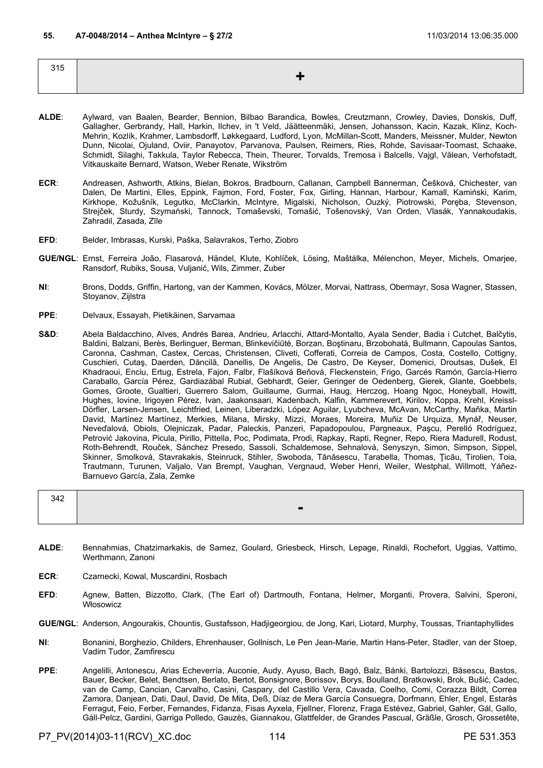**55. A7-0048/2014 – Anthea McIntyre – § 27/2** 11/03/2014 13:06:35.000

| 315 | + |
|---|---|

**ALDE**: Aylward, van Baalen, Bearder, Bennion, Bilbao Barandica, Bowles, Creutzmann, Crowley, Davies, Donskis, Duff, Gallagher, Gerbrandy, Hall, Harkin, Ilchev, in 't Veld, Jäätteenmäki, Jensen, Johansson, Kacin, Kazak, Klinz, Koch-Mehrin, Kozlík, Krahmer, Lambsdorff, Løkkegaard, Ludford, Lyon, McMillan-Scott, Manders, Meissner, Mulder, Newton Dunn, Nicolai, Ojuland, Oviir, Panayotov, Parvanova, Paulsen, Reimers, Ries, Rohde, Savisaar-Toomast, Schaake, Schmidt, Silaghi, Takkula, Taylor Rebecca, Thein, Theurer, Torvalds, Tremosa i Balcells, Vajgl, Vălean, Verhofstadt, Vitkauskaite Bernard, Watson, Weber Renate, Wikström

**ECR**: Andreasen, Ashworth, Atkins, Bielan, Bokros, Bradbourn, Callanan, Campbell Bannerman, Češková, Chichester, van Dalen, De Martini, Elles, Eppink, Fajmon, Ford, Foster, Fox, Girling, Hannan, Harbour, Kamall, Kamiński, Karim, Kirkhope, Kožušník, Legutko, McClarkin, McIntyre, Migalski, Nicholson, Ouzký, Piotrowski, Poręba, Stevenson, Strejček, Sturdy, Szymański, Tannock, Tomaševski, Tomašić, Tošenovský, Van Orden, Vlasák, Yannakoudakis, Zahradil, Zasada, Zīle

**EFD**: Belder, Imbrasas, Kurski, Paška, Salavrakos, Terho, Ziobro

**GUE/NGL**: Ernst, Ferreira João, Flasarová, Händel, Klute, Kohlíček, Lösing, Maštálka, Mélenchon, Meyer, Michels, Omarjee, Ransdorf, Rubiks, Sousa, Vuljanić, Wils, Zimmer, Zuber

**NI**: Brons, Dodds, Griffin, Hartong, van der Kammen, Kovács, Mölzer, Morvai, Nattrass, Obermayr, Sosa Wagner, Stassen, Stoyanov, Zijlstra

**PPE**: Delvaux, Essayah, Pietikäinen, Sarvamaa

**S&D**: Abela Baldacchino, Alves, Andrés Barea, Andrieu, Arlacchi, Attard-Montalto, Ayala Sender, Badia i Cutchet, Balčytis, Baldini, Balzani, Berès, Berlinguer, Berman, Blinkevičiūtė, Borzan, Boştinaru, Brzobohatá, Bullmann, Capoulas Santos, Caronna, Cashman, Castex, Cercas, Christensen, Cliveti, Cofferati, Correia de Campos, Costa, Costello, Cottigny, Cuschieri, Cutaş, Daerden, Dăncilă, Danellis, De Angelis, De Castro, De Keyser, Domenici, Droutsas, Dušek, El Khadraoui, Enciu, Ertug, Estrela, Fajon, Falbr, Flašíková Beňová, Fleckenstein, Frigo, Garcés Ramón, García-Hierro Caraballo, García Pérez, Gardiazábal Rubial, Gebhardt, Geier, Geringer de Oedenberg, Gierek, Glante, Goebbels, Gomes, Groote, Gualtieri, Guerrero Salom, Guillaume, Gurmai, Haug, Herczog, Hoang Ngoc, Honeyball, Howitt, Hughes, Iovine, Irigoyen Pérez, Ivan, Jaakonsaari, Kadenbach, Kalfin, Kammerevert, Kirilov, Koppa, Krehl, Kreissl-Dörfler, Larsen-Jensen, Leichtfried, Leinen, Liberadzki, López Aguilar, Lyubcheva, McAvan, McCarthy, Maňka, Martin David, Martínez Martínez, Merkies, Milana, Mirsky, Mizzi, Moraes, Moreira, Muñiz De Urquiza, Mynář, Neuser, Neveďalová, Obiols, Olejniczak, Padar, Paleckis, Panzeri, Papadopoulou, Pargneaux, Paşcu, Perelló Rodríguez, Petrović Jakovina, Picula, Pirillo, Pittella, Poc, Podimata, Prodi, Rapkay, Rapti, Regner, Repo, Riera Madurell, Rodust, Roth-Behrendt, Rouček, Sánchez Presedo, Sassoli, Schaldemose, Sehnalová, Senyszyn, Simon, Simpson, Sippel, Skinner, Smolková, Stavrakakis, Steinruck, Stihler, Swoboda, Tănăsescu, Tarabella, Thomas, Ţicău, Tirolien, Toia, Trautmann, Turunen, Valjalo, Van Brempt, Vaughan, Vergnaud, Weber Henri, Weiler, Westphal, Willmott, Yáñez-Barnuevo García, Zala, Zemke

| 342 | - |
|---|---|

**ALDE**: Bennahmias, Chatzimarkakis, de Sarnez, Goulard, Griesbeck, Hirsch, Lepage, Rinaldi, Rochefort, Uggias, Vattimo, Werthmann, Zanoni

**ECR**: Czarnecki, Kowal, Muscardini, Rosbach

**EFD**: Agnew, Batten, Bizzotto, Clark, (The Earl of) Dartmouth, Fontana, Helmer, Morganti, Provera, Salvini, Speroni, Włosowicz

**GUE/NGL**: Anderson, Angourakis, Chountis, Gustafsson, Hadjigeorgiou, de Jong, Kari, Liotard, Murphy, Toussas, Triantaphyllides

**NI**: Bonanini, Borghezio, Childers, Ehrenhauser, Gollnisch, Le Pen Jean-Marie, Martin Hans-Peter, Stadler, van der Stoep, Vadim Tudor, Zamfirescu

**PPE**: Angelilli, Antonescu, Arias Echeverría, Auconie, Audy, Ayuso, Bach, Bagó, Balz, Bánki, Bartolozzi, Băsescu, Bastos, Bauer, Becker, Belet, Bendtsen, Berlato, Bertot, Bonsignore, Borissov, Borys, Boulland, Bratkowski, Brok, Bušić, Cadec, van de Camp, Cancian, Carvalho, Casini, Caspary, del Castillo Vera, Cavada, Coelho, Comi, Corazza Bildt, Correa Zamora, Danjean, Dati, Daul, David, De Mita, Deß, Díaz de Mera García Consuegra, Dorfmann, Ehler, Engel, Estaràs Ferragut, Feio, Ferber, Fernandes, Fidanza, Fisas Ayxela, Fjellner, Florenz, Fraga Estévez, Gabriel, Gahler, Gál, Gallo, Gáll-Pelcz, Gardini, Garriga Polledo, Gauzès, Giannakou, Glattfelder, de Grandes Pascual, Gräßle, Grosch, Grossetête,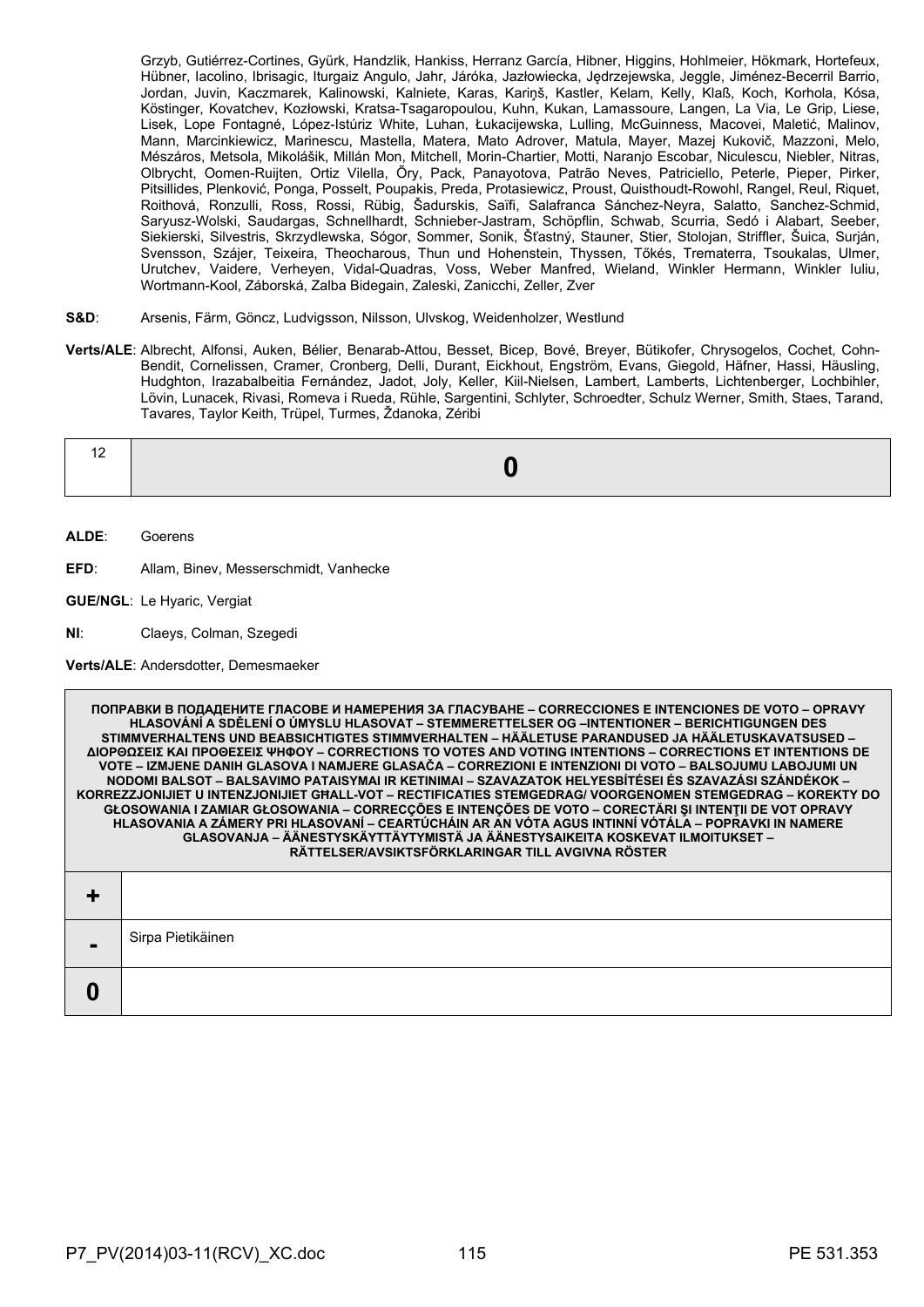Grzyb, Gutiérrez-Cortines, Gyürk, Handzlik, Hankiss, Herranz García, Hibner, Higgins, Hohlmeier, Hökmark, Hortefeux, Hübner, Iacolino, Ibrisagic, Iturgaiz Angulo, Jahr, Járóka, Jazłowiecka, Jędrzejewska, Jeggle, Jiménez-Becerril Barrio, Jordan, Juvin, Kaczmarek, Kalinowski, Kalniete, Karas, Kariņš, Kastler, Kelam, Kelly, Klaß, Koch, Korhola, Kósa, Köstinger, Kovatchev, Kozłowski, Kratsa-Tsagaropoulou, Kuhn, Kukan, Lamassoure, Langen, La Via, Le Grip, Liese, Lisek, Lope Fontagné, López-Istúriz White, Luhan, Łukacijewska, Lulling, McGuinness, Macovei, Maletić, Malinov, Mann, Marcinkiewicz, Marinescu, Mastella, Matera, Mato Adrover, Matula, Mayer, Mazej Kukovič, Mazzoni, Melo, Mészáros, Metsola, Mikolášik, Millán Mon, Mitchell, Morin-Chartier, Motti, Naranjo Escobar, Niculescu, Niebler, Nitras, Olbrycht, Oomen-Ruijten, Ortiz Vilella, Őry, Pack, Panayotova, Patrão Neves, Patriciello, Peterle, Pieper, Pirker, Pitsillides, Plenković, Ponga, Posselt, Poupakis, Preda, Protasiewicz, Proust, Quisthoudt-Rowohl, Rangel, Reul, Riquet, Roithová, Ronzulli, Ross, Rossi, Rübig, Šadurskis, Saïfi, Salafranca Sánchez-Neyra, Salatto, Sanchez-Schmid, Saryusz-Wolski, Saudargas, Schnellhardt, Schnieber-Jastram, Schöpflin, Schwab, Scurria, Sedó i Alabart, Seeber, Siekierski, Silvestris, Skrzydlewska, Sógor, Sommer, Sonik, Šťastný, Stauner, Stier, Stolojan, Striffler, Šuica, Surján, Svensson, Szájer, Teixeira, Theocharous, Thun und Hohenstein, Thyssen, Tőkés, Trematerra, Tsoukalas, Ulmer, Urutchev, Vaidere, Verheyen, Vidal-Quadras, Voss, Weber Manfred, Wieland, Winkler Hermann, Winkler Iuliu, Wortmann-Kool, Záborská, Zalba Bidegain, Zaleski, Zanicchi, Zeller, Zver

**S&D**: Arsenis, Färm, Göncz, Ludvigsson, Nilsson, Ulvskog, Weidenholzer, Westlund

**Verts/ALE**: Albrecht, Alfonsi, Auken, Bélier, Benarab-Attou, Besset, Bicep, Bové, Breyer, Bütikofer, Chrysogelos, Cochet, Cohn-Bendit, Cornelissen, Cramer, Cronberg, Delli, Durant, Eickhout, Engström, Evans, Giegold, Häfner, Hassi, Häusling, Hudghton, Irazabalbeitia Fernández, Jadot, Joly, Keller, Kiil-Nielsen, Lambert, Lamberts, Lichtenberger, Lochbihler, Lövin, Lunacek, Rivasi, Romeva i Rueda, Rühle, Sargentini, Schlyter, Schroedter, Schulz Werner, Smith, Staes, Tarand, Tavares, Taylor Keith, Trüpel, Turmes, Ždanoka, Zéribi

| 12 | **0** |
|---|---|

**ALDE**: Goerens

**EFD**: Allam, Binev, Messerschmidt, Vanhecke

**GUE/NGL**: Le Hyaric, Vergiat

**NI**: Claeys, Colman, Szegedi

**Verts/ALE**: Andersdotter, Demesmaeker

| **ПОПРАВКИ В ПОДАДЕНИТЕ ГЛАСОВЕ И НАМЕРЕНИЯ ЗА ГЛАСУВАНЕ – CORRECCIONES E INTENCIONES DE VOTO – OPRAVY HLASOVÁNÍ A SDĚLENÍ O ÚMYSLU HLASOVAT – STEMMERETTELSER OG –INTENTIONER – BERICHTIGUNGEN DES STIMMVERHALTENS UND BEABSICHTIGTES STIMMVERHALTEN – HÄÄLETUSE PARANDUSED JA HÄÄLETUSKAVATSUSED – ΔΙΟΡΘΩΣΕΙΣ ΚΑΙ ΠΡΟΘΕΣΕΙΣ ΨΗΦΟΥ – CORRECTIONS TO VOTES AND VOTING INTENTIONS – CORRECTIONS ET INTENTIONS DE VOTE – IZMJENE DANIH GLASOVA I NAMJERE GLASAČA – CORREZIONI E INTENZIONI DI VOTO – BALSOJUMU LABOJUMI UN NODOMI BALSOT – BALSAVIMO PATAISYMAI IR KETINIMAI – SZAVAZATOK HELYESBÍTÉSEI ÉS SZAVAZÁSI SZÁNDÉKOK – KORREZZJONIJIET U INTENZJONIJIET GĦALL-VOT – RECTIFICATIES STEMGEDRAG/ VOORGENOMEN STEMGEDRAG – KOREKTY DO GŁOSOWANIA I ZAMIAR GŁOSOWANIA – CORRECÇÕES E INTENÇÕES DE VOTO – CORECTĂRI ŞI INTENŢII DE VOT OPRAVY HLASOVANIA A ZÁMERY PRI HLASOVANÍ – CEARTÚCHÁIN AR AN VÓTA AGUS INTINNÍ VÓTÁLA – POPRAVKI IN NAMERE GLASOVANJA – ÄÄNESTYSKÄYTTÄYTYMISTÄ JA ÄÄNESTYSAIKEITA KOSKEVAT ILMOITUKSET – RÄTTELSER/AVSIKTSFÖRKLARINGAR TILL AVGIVNA RÖSTER** | |
|---|---|
| **+** | |
| **-** | Sirpa Pietikäinen |
| **0** | |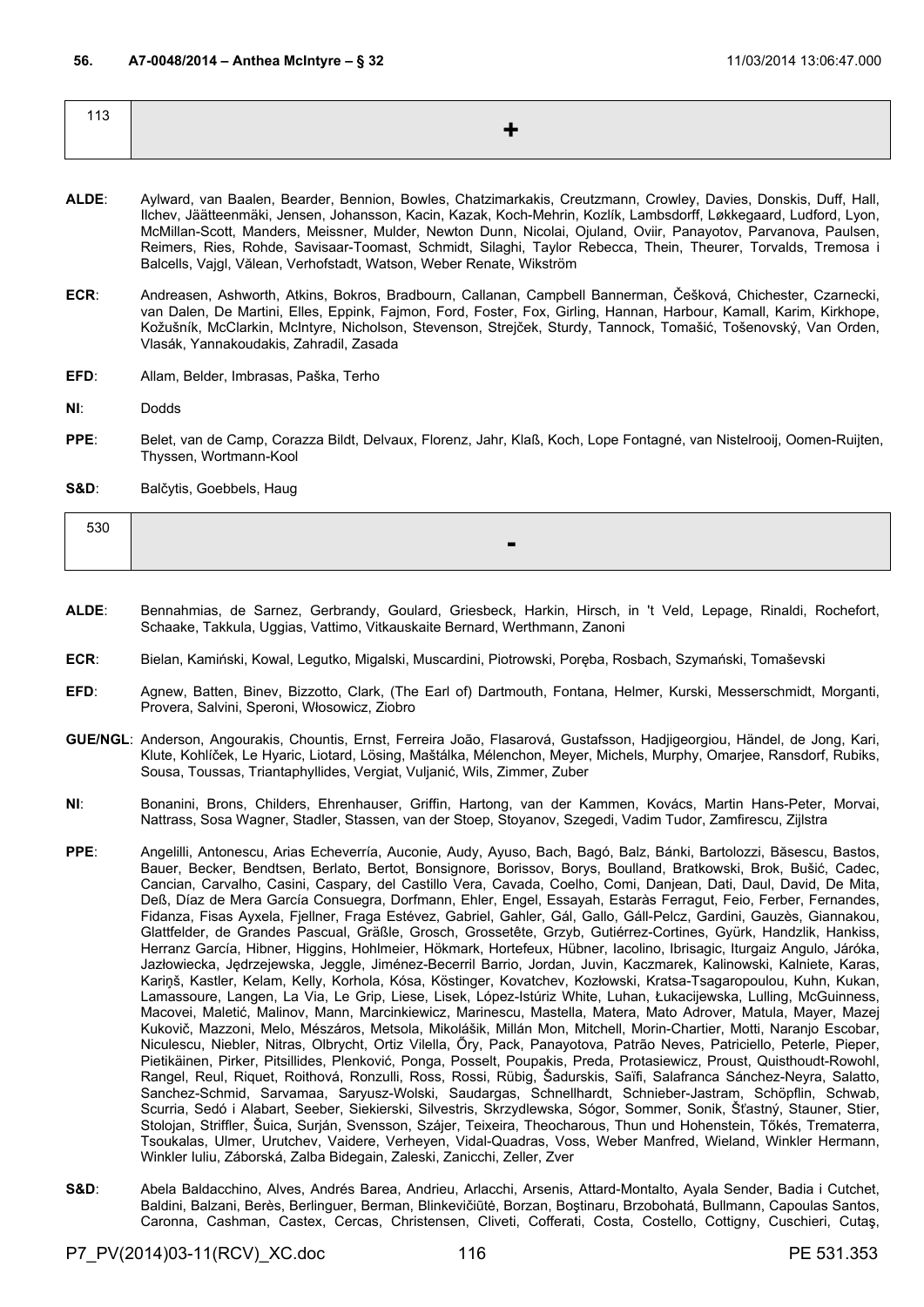**56. A7-0048/2014 – Anthea McIntyre – § 32** 11/03/2014 13:06:47.000

| 113 | + |
|---|---|

**ALDE**: Aylward, van Baalen, Bearder, Bennion, Bowles, Chatzimarkakis, Creutzmann, Crowley, Davies, Donskis, Duff, Hall, Ilchev, Jäätteenmäki, Jensen, Johansson, Kacin, Kazak, Koch-Mehrin, Kozlík, Lambsdorff, Løkkegaard, Ludford, Lyon, McMillan-Scott, Manders, Meissner, Mulder, Newton Dunn, Nicolai, Ojuland, Oviir, Panayotov, Parvanova, Paulsen, Reimers, Ries, Rohde, Savisaar-Toomast, Schmidt, Silaghi, Taylor Rebecca, Thein, Theurer, Torvalds, Tremosa i Balcells, Vajgl, Vălean, Verhofstadt, Watson, Weber Renate, Wikström

**ECR**: Andreasen, Ashworth, Atkins, Bokros, Bradbourn, Callanan, Campbell Bannerman, Češková, Chichester, Czarnecki, van Dalen, De Martini, Elles, Eppink, Fajmon, Ford, Foster, Fox, Girling, Hannan, Harbour, Kamall, Karim, Kirkhope, Kožušník, McClarkin, McIntyre, Nicholson, Stevenson, Strejček, Sturdy, Tannock, Tomašić, Tošenovský, Van Orden, Vlasák, Yannakoudakis, Zahradil, Zasada

**EFD**: Allam, Belder, Imbrasas, Paška, Terho

**NI**: Dodds

**PPE**: Belet, van de Camp, Corazza Bildt, Delvaux, Florenz, Jahr, Klaß, Koch, Lope Fontagné, van Nistelrooij, Oomen-Ruijten, Thyssen, Wortmann-Kool

**S&D**: Balčytis, Goebbels, Haug

| 530 | - |
|---|---|

**ALDE**: Bennahmias, de Sarnez, Gerbrandy, Goulard, Griesbeck, Harkin, Hirsch, in 't Veld, Lepage, Rinaldi, Rochefort, Schaake, Takkula, Uggias, Vattimo, Vitkauskaite Bernard, Werthmann, Zanoni

**ECR**: Bielan, Kamiński, Kowal, Legutko, Migalski, Muscardini, Piotrowski, Poręba, Rosbach, Szymański, Tomaševski

**EFD**: Agnew, Batten, Binev, Bizzotto, Clark, (The Earl of) Dartmouth, Fontana, Helmer, Kurski, Messerschmidt, Morganti, Provera, Salvini, Speroni, Włosowicz, Ziobro

**GUE/NGL**: Anderson, Angourakis, Chountis, Ernst, Ferreira João, Flasarová, Gustafsson, Hadjigeorgiou, Händel, de Jong, Kari, Klute, Kohlíček, Le Hyaric, Liotard, Lösing, Maštálka, Mélenchon, Meyer, Michels, Murphy, Omarjee, Ransdorf, Rubiks, Sousa, Toussas, Triantaphyllides, Vergiat, Vuljanić, Wils, Zimmer, Zuber

**NI**: Bonanini, Brons, Childers, Ehrenhauser, Griffin, Hartong, van der Kammen, Kovács, Martin Hans-Peter, Morvai, Nattrass, Sosa Wagner, Stadler, Stassen, van der Stoep, Stoyanov, Szegedi, Vadim Tudor, Zamfirescu, Zijlstra

**PPE**: Angelilli, Antonescu, Arias Echeverría, Auconie, Audy, Ayuso, Bach, Bagó, Balz, Bánki, Bartolozzi, Băsescu, Bastos, Bauer, Becker, Bendtsen, Berlato, Bertot, Bonsignore, Borissov, Borys, Boulland, Bratkowski, Brok, Bušić, Cadec, Cancian, Carvalho, Casini, Caspary, del Castillo Vera, Cavada, Coelho, Comi, Danjean, Dati, Daul, David, De Mita, Deß, Díaz de Mera García Consuegra, Dorfmann, Ehler, Engel, Essayah, Estaràs Ferragut, Feio, Ferber, Fernandes, Fidanza, Fisas Ayxela, Fjellner, Fraga Estévez, Gabriel, Gahler, Gál, Gallo, Gáll-Pelcz, Gardini, Gauzès, Giannakou, Glattfelder, de Grandes Pascual, Gräßle, Grosch, Grossetête, Grzyb, Gutiérrez-Cortines, Gyürk, Handzlik, Hankiss, Herranz García, Hibner, Higgins, Hohlmeier, Hökmark, Hortefeux, Hübner, Iacolino, Ibrisagic, Iturgaiz Angulo, Járóka, Jazłowiecka, Jędrzejewska, Jeggle, Jiménez-Becerril Barrio, Jordan, Juvin, Kaczmarek, Kalinowski, Kalniete, Karas, Kariņš, Kastler, Kelam, Kelly, Korhola, Kósa, Köstinger, Kovatchev, Kozłowski, Kratsa-Tsagaropoulou, Kuhn, Kukan, Lamassoure, Langen, La Via, Le Grip, Liese, Lisek, López-Istúriz White, Luhan, Łukacijewska, Lulling, McGuinness, Macovei, Maletić, Malinov, Mann, Marcinkiewicz, Marinescu, Mastella, Matera, Mato Adrover, Matula, Mayer, Mazej Kukovič, Mazzoni, Melo, Mészáros, Metsola, Mikolášik, Millán Mon, Mitchell, Morin-Chartier, Motti, Naranjo Escobar, Niculescu, Niebler, Nitras, Olbrycht, Ortiz Vilella, Őry, Pack, Panayotova, Patrão Neves, Patriciello, Peterle, Pieper, Pietikäinen, Pirker, Pitsillides, Plenković, Ponga, Posselt, Poupakis, Preda, Protasiewicz, Proust, Quisthoudt-Rowohl, Rangel, Reul, Riquet, Roithová, Ronzulli, Ross, Rossi, Rübig, Šadurskis, Saïfi, Salafranca Sánchez-Neyra, Salatto, Sanchez-Schmid, Sarvamaa, Saryusz-Wolski, Saudargas, Schnellhardt, Schnieber-Jastram, Schöpflin, Schwab, Scurria, Sedó i Alabart, Seeber, Siekierski, Silvestris, Skrzydlewska, Sógor, Sommer, Sonik, Šťastný, Stauner, Stier, Stolojan, Striffler, Šuica, Surján, Svensson, Szájer, Teixeira, Theocharous, Thun und Hohenstein, Tőkés, Trematerra, Tsoukalas, Ulmer, Urutchev, Vaidere, Verheyen, Vidal-Quadras, Voss, Weber Manfred, Wieland, Winkler Hermann, Winkler Iuliu, Záborská, Zalba Bidegain, Zaleski, Zanicchi, Zeller, Zver

**S&D**: Abela Baldacchino, Alves, Andrés Barea, Andrieu, Arlacchi, Arsenis, Attard-Montalto, Ayala Sender, Badia i Cutchet, Baldini, Balzani, Berès, Berlinguer, Berman, Blinkevičiūtė, Borzan, Boştinaru, Brzobohatá, Bullmann, Capoulas Santos, Caronna, Cashman, Castex, Cercas, Christensen, Cliveti, Cofferati, Costa, Costello, Cottigny, Cuschieri, Cutaş,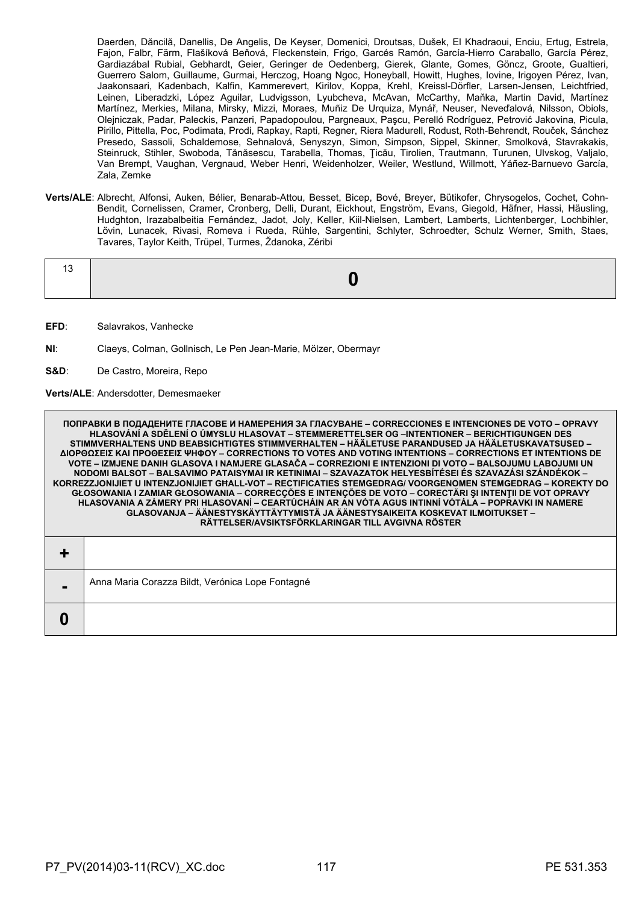Daerden, Dăncilă, Danellis, De Angelis, De Keyser, Domenici, Droutsas, Dušek, El Khadraoui, Enciu, Ertug, Estrela, Fajon, Falbr, Färm, Flašíková Beňová, Fleckenstein, Frigo, Garcés Ramón, García-Hierro Caraballo, García Pérez, Gardiazábal Rubial, Gebhardt, Geier, Geringer de Oedenberg, Gierek, Glante, Gomes, Göncz, Groote, Gualtieri, Guerrero Salom, Guillaume, Gurmai, Herczog, Hoang Ngoc, Honeyball, Howitt, Hughes, Iovine, Irigoyen Pérez, Ivan, Jaakonsaari, Kadenbach, Kalfin, Kammerevert, Kirilov, Koppa, Krehl, Kreissl-Dörfler, Larsen-Jensen, Leichtfried, Leinen, Liberadzki, López Aguilar, Ludvigsson, Lyubcheva, McAvan, McCarthy, Maňka, Martin David, Martínez Martínez, Merkies, Milana, Mirsky, Mizzi, Moraes, Muñiz De Urquiza, Mynář, Neuser, Neveďalová, Nilsson, Obiols, Olejniczak, Padar, Paleckis, Panzeri, Papadopoulou, Pargneaux, Paşcu, Perelló Rodríguez, Petrović Jakovina, Picula, Pirillo, Pittella, Poc, Podimata, Prodi, Rapkay, Rapti, Regner, Riera Madurell, Rodust, Roth-Behrendt, Rouček, Sánchez Presedo, Sassoli, Schaldemose, Sehnalová, Senyszyn, Simon, Simpson, Sippel, Skinner, Smolková, Stavrakakis, Steinruck, Stihler, Swoboda, Tănăsescu, Tarabella, Thomas, Ţicău, Tirolien, Trautmann, Turunen, Ulvskog, Valjalo, Van Brempt, Vaughan, Vergnaud, Weber Henri, Weidenholzer, Weiler, Westlund, Willmott, Yáñez-Barnuevo García, Zala, Zemke

**Verts/ALE**: Albrecht, Alfonsi, Auken, Bélier, Benarab-Attou, Besset, Bicep, Bové, Breyer, Bütikofer, Chrysogelos, Cochet, Cohn-Bendit, Cornelissen, Cramer, Cronberg, Delli, Durant, Eickhout, Engström, Evans, Giegold, Häfner, Hassi, Häusling, Hudghton, Irazabalbeitia Fernández, Jadot, Joly, Keller, Kiil-Nielsen, Lambert, Lamberts, Lichtenberger, Lochbihler, Lövin, Lunacek, Rivasi, Romeva i Rueda, Rühle, Sargentini, Schlyter, Schroedter, Schulz Werner, Smith, Staes, Tavares, Taylor Keith, Trüpel, Turmes, Ždanoka, Zéribi

| 13 | **0** |
|---|---|

**EFD**: Salavrakos, Vanhecke

**NI**: Claeys, Colman, Gollnisch, Le Pen Jean-Marie, Mölzer, Obermayr

**S&D**: De Castro, Moreira, Repo

**Verts/ALE**: Andersdotter, Demesmaeker

| **ПОПРАВКИ В ПОДАДЕНИТЕ ГЛАСОВЕ И НАМЕРЕНИЯ ЗА ГЛАСУВАНЕ – CORRECCIONES E INTENCIONES DE VOTO – OPRAVY HLASOVÁNÍ A SDĚLENÍ O ÚMYSLU HLASOVAT – STEMMERETTELSER OG –INTENTIONER – BERICHTIGUNGEN DES STIMMVERHALTENS UND BEABSICHTIGTES STIMMVERHALTEN – HÄÄLETUSE PARANDUSED JA HÄÄLETUSKAVATSUSED – ΔΙΟΡΘΩΣΕΙΣ ΚΑΙ ΠΡΟΘΕΣΕΙΣ ΨΗΦΟΥ – CORRECTIONS TO VOTES AND VOTING INTENTIONS – CORRECTIONS ET INTENTIONS DE VOTE – IZMJENE DANIH GLASOVA I NAMJERE GLASAČA – CORREZIONI E INTENZIONI DI VOTO – BALSOJUMU LABOJUMI UN NODOMI BALSOT – BALSAVIMO PATAISYMAI IR KETINIMAI – SZAVAZATOK HELYESBÍTÉSEI ÉS SZAVAZÁSI SZÁNDÉKOK – KORREZZJONIJIET U INTENZJONIJIET GĦALL-VOT – RECTIFICATIES STEMGEDRAG/ VOORGENOMEN STEMGEDRAG – KOREKTY DO GŁOSOWANIA I ZAMIAR GŁOSOWANIA – CORRECÇÕES E INTENÇÕES DE VOTO – CORECTĂRI ŞI INTENŢII DE VOT OPRAVY HLASOVANIA A ZÁMERY PRI HLASOVANÍ – CEARTÚCHÁIN AR AN VÓTA AGUS INTINNÍ VÓTÁLA – POPRAVKI IN NAMERE GLASOVANJA – ÄÄNESTYSKÄYTTÄYTYMISTÄ JA ÄÄNESTYSAIKEITA KOSKEVAT ILMOITUKSET – RÄTTELSER/AVSIKTSFÖRKLARINGAR TILL AVGIVNA RÖSTER** | |
|---|---|
| **+** | |
| **-** | Anna Maria Corazza Bildt, Verónica Lope Fontagné |
| **0** | |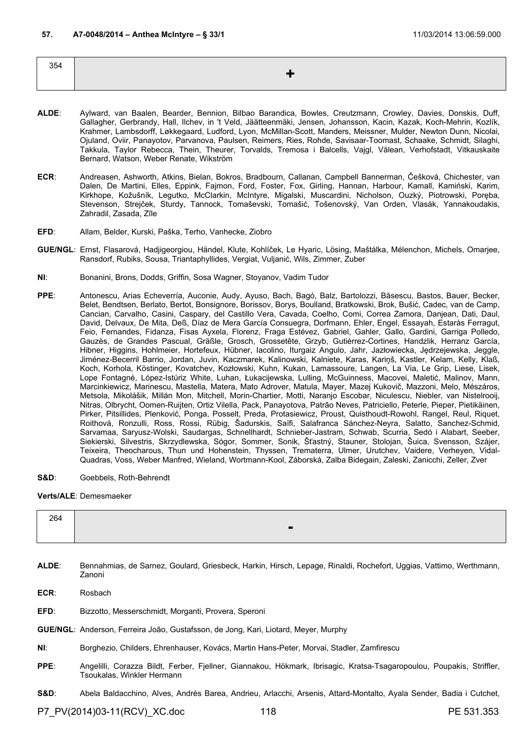### 57. A7-0048/2014 – Anthea McIntyre – § 33/1 11/03/2014 13:06:59.000

| 354 | + |
|---|---|

**ALDE**: Aylward, van Baalen, Bearder, Bennion, Bilbao Barandica, Bowles, Creutzmann, Crowley, Davies, Donskis, Duff, Gallagher, Gerbrandy, Hall, Ilchev, in 't Veld, Jäätteenmäki, Jensen, Johansson, Kacin, Kazak, Koch-Mehrin, Kozlík, Krahmer, Lambsdorff, Løkkegaard, Ludford, Lyon, McMillan-Scott, Manders, Meissner, Mulder, Newton Dunn, Nicolai, Ojuland, Oviir, Panayotov, Parvanova, Paulsen, Reimers, Ries, Rohde, Savisaar-Toomast, Schaake, Schmidt, Silaghi, Takkula, Taylor Rebecca, Thein, Theurer, Torvalds, Tremosa i Balcells, Vajgl, Vălean, Verhofstadt, Vitkauskaite Bernard, Watson, Weber Renate, Wikström

**ECR**: Andreasen, Ashworth, Atkins, Bielan, Bokros, Bradbourn, Callanan, Campbell Bannerman, Češková, Chichester, van Dalen, De Martini, Elles, Eppink, Fajmon, Ford, Foster, Fox, Girling, Hannan, Harbour, Kamall, Kamiński, Karim, Kirkhope, Kožušník, Legutko, McClarkin, McIntyre, Migalski, Muscardini, Nicholson, Ouzký, Piotrowski, Poręba, Stevenson, Strejček, Sturdy, Tannock, Tomaševski, Tomašić, Tošenovský, Van Orden, Vlasák, Yannakoudakis, Zahradil, Zasada, Zīle

**EFD**: Allam, Belder, Kurski, Paška, Terho, Vanhecke, Ziobro

**GUE/NGL**: Ernst, Flasarová, Hadjigeorgiou, Händel, Klute, Kohlíček, Le Hyaric, Lösing, Maštálka, Mélenchon, Michels, Omarjee, Ransdorf, Rubiks, Sousa, Triantaphyllides, Vergiat, Vuljanić, Wils, Zimmer, Zuber

**NI**: Bonanini, Brons, Dodds, Griffin, Sosa Wagner, Stoyanov, Vadim Tudor

**PPE**: Antonescu, Arias Echeverría, Auconie, Audy, Ayuso, Bach, Bagó, Balz, Bartolozzi, Băsescu, Bastos, Bauer, Becker, Belet, Bendtsen, Berlato, Bertot, Bonsignore, Borissov, Borys, Boulland, Bratkowski, Brok, Bušić, Cadec, van de Camp, Cancian, Carvalho, Casini, Caspary, del Castillo Vera, Cavada, Coelho, Comi, Correa Zamora, Danjean, Dati, Daul, David, Delvaux, De Mita, Deß, Díaz de Mera García Consuegra, Dorfmann, Ehler, Engel, Essayah, Estaràs Ferragut, Feio, Fernandes, Fidanza, Fisas Ayxela, Florenz, Fraga Estévez, Gabriel, Gahler, Gallo, Gardini, Garriga Polledo, Gauzès, de Grandes Pascual, Gräßle, Grosch, Grossetête, Grzyb, Gutiérrez-Cortines, Handzlik, Herranz García, Hibner, Higgins, Hohlmeier, Hortefeux, Hübner, Iacolino, Iturgaiz Angulo, Jahr, Jazłowiecka, Jędrzejewska, Jeggle, Jiménez-Becerril Barrio, Jordan, Juvin, Kaczmarek, Kalinowski, Kalniete, Karas, Kariņš, Kastler, Kelam, Kelly, Klaß, Koch, Korhola, Köstinger, Kovatchev, Kozłowski, Kuhn, Kukan, Lamassoure, Langen, La Via, Le Grip, Liese, Lisek, Lope Fontagné, López-Istúriz White, Luhan, Łukacijewska, Lulling, McGuinness, Macovei, Maletić, Malinov, Mann, Marcinkiewicz, Marinescu, Mastella, Matera, Mato Adrover, Matula, Mayer, Mazej Kukovič, Mazzoni, Melo, Mészáros, Metsola, Mikolášik, Millán Mon, Mitchell, Morin-Chartier, Motti, Naranjo Escobar, Niculescu, Niebler, van Nistelrooij, Nitras, Olbrycht, Oomen-Ruijten, Ortiz Vilella, Pack, Panayotova, Patrão Neves, Patriciello, Peterle, Pieper, Pietikäinen, Pirker, Pitsillides, Plenković, Ponga, Posselt, Preda, Protasiewicz, Proust, Quisthoudt-Rowohl, Rangel, Reul, Riquet, Roithová, Ronzulli, Ross, Rossi, Rübig, Šadurskis, Saïfi, Salafranca Sánchez-Neyra, Salatto, Sanchez-Schmid, Sarvamaa, Saryusz-Wolski, Saudargas, Schnellhardt, Schnieber-Jastram, Schwab, Scurria, Sedó i Alabart, Seeber, Siekierski, Silvestris, Skrzydlewska, Sógor, Sommer, Sonik, Šťastný, Stauner, Stolojan, Šuica, Svensson, Szájer, Teixeira, Theocharous, Thun und Hohenstein, Thyssen, Trematerra, Ulmer, Urutchev, Vaidere, Verheyen, Vidal-Quadras, Voss, Weber Manfred, Wieland, Wortmann-Kool, Záborská, Zalba Bidegain, Zaleski, Zanicchi, Zeller, Zver

**S&D**: Goebbels, Roth-Behrendt

**Verts/ALE**: Demesmaeker

| 264 | - |
|---|---|

**ALDE**: Bennahmias, de Sarnez, Goulard, Griesbeck, Harkin, Hirsch, Lepage, Rinaldi, Rochefort, Uggias, Vattimo, Werthmann, Zanoni

**ECR**: Rosbach

**EFD**: Bizzotto, Messerschmidt, Morganti, Provera, Speroni

**GUE/NGL**: Anderson, Ferreira João, Gustafsson, de Jong, Kari, Liotard, Meyer, Murphy

**NI**: Borghezio, Childers, Ehrenhauser, Kovács, Martin Hans-Peter, Morvai, Stadler, Zamfirescu

**PPE**: Angelilli, Corazza Bildt, Ferber, Fjellner, Giannakou, Hökmark, Ibrisagic, Kratsa-Tsagaropoulou, Poupakis, Striffler, Tsoukalas, Winkler Hermann

**S&D**: Abela Baldacchino, Alves, Andrés Barea, Andrieu, Arlacchi, Arsenis, Attard-Montalto, Ayala Sender, Badia i Cutchet,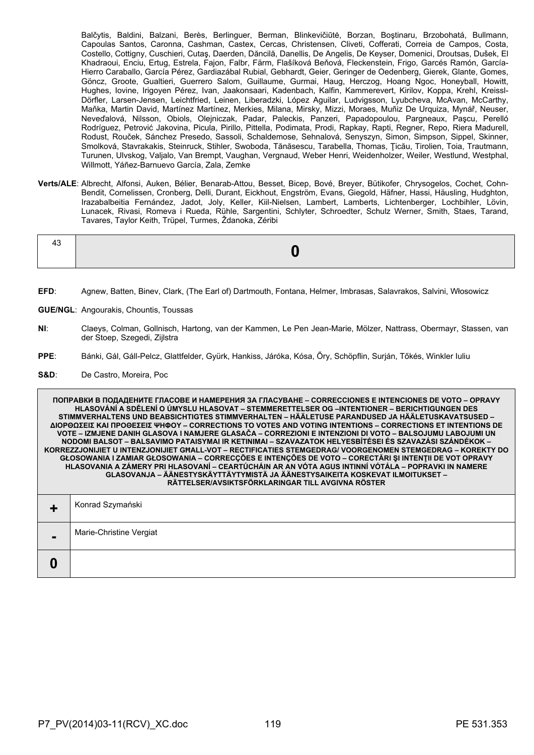Balčytis, Baldini, Balzani, Berès, Berlinguer, Berman, Blinkevičiūtė, Borzan, Boştinaru, Brzobohatá, Bullmann, Capoulas Santos, Caronna, Cashman, Castex, Cercas, Christensen, Cliveti, Cofferati, Correia de Campos, Costa, Costello, Cottigny, Cuschieri, Cutaş, Daerden, Dăncilă, Danellis, De Angelis, De Keyser, Domenici, Droutsas, Dušek, El Khadraoui, Enciu, Ertug, Estrela, Fajon, Falbr, Färm, Flašíková Beňová, Fleckenstein, Frigo, Garcés Ramón, García-Hierro Caraballo, García Pérez, Gardiazábal Rubial, Gebhardt, Geier, Geringer de Oedenberg, Gierek, Glante, Gomes, Göncz, Groote, Gualtieri, Guerrero Salom, Guillaume, Gurmai, Haug, Herczog, Hoang Ngoc, Honeyball, Howitt, Hughes, Iovine, Irigoyen Pérez, Ivan, Jaakonsaari, Kadenbach, Kalfin, Kammerevert, Kirilov, Koppa, Krehl, Kreissl-Dörfler, Larsen-Jensen, Leichtfried, Leinen, Liberadzki, López Aguilar, Ludvigsson, Lyubcheva, McAvan, McCarthy, Maňka, Martin David, Martínez Martínez, Merkies, Milana, Mirsky, Mizzi, Moraes, Muñiz De Urquiza, Mynář, Neuser, Neveďalová, Nilsson, Obiols, Olejniczak, Padar, Paleckis, Panzeri, Papadopoulou, Pargneaux, Paşcu, Perelló Rodríguez, Petrović Jakovina, Picula, Pirillo, Pittella, Podimata, Prodi, Rapkay, Rapti, Regner, Repo, Riera Madurell, Rodust, Rouček, Sánchez Presedo, Sassoli, Schaldemose, Sehnalová, Senyszyn, Simon, Simpson, Sippel, Skinner, Smolková, Stavrakakis, Steinruck, Stihler, Swoboda, Tănăsescu, Tarabella, Thomas, Ţicău, Tirolien, Toia, Trautmann, Turunen, Ulvskog, Valjalo, Van Brempt, Vaughan, Vergnaud, Weber Henri, Weidenholzer, Weiler, Westlund, Westphal, Willmott, Yáñez-Barnuevo García, Zala, Zemke

**Verts/ALE**: Albrecht, Alfonsi, Auken, Bélier, Benarab-Attou, Besset, Bicep, Bové, Breyer, Bütikofer, Chrysogelos, Cochet, Cohn-Bendit, Cornelissen, Cronberg, Delli, Durant, Eickhout, Engström, Evans, Giegold, Häfner, Hassi, Häusling, Hudghton, Irazabalbeitia Fernández, Jadot, Joly, Keller, Kiil-Nielsen, Lambert, Lamberts, Lichtenberger, Lochbihler, Lövin, Lunacek, Rivasi, Romeva i Rueda, Rühle, Sargentini, Schlyter, Schroedter, Schulz Werner, Smith, Staes, Tarand, Tavares, Taylor Keith, Trüpel, Turmes, Ždanoka, Zéribi

| 43 | **0** |
|---|---|

**EFD**: Agnew, Batten, Binev, Clark, (The Earl of) Dartmouth, Fontana, Helmer, Imbrasas, Salavrakos, Salvini, Włosowicz

**GUE/NGL**: Angourakis, Chountis, Toussas

**NI**: Claeys, Colman, Gollnisch, Hartong, van der Kammen, Le Pen Jean-Marie, Mölzer, Nattrass, Obermayr, Stassen, van der Stoep, Szegedi, Zijlstra

**PPE**: Bánki, Gál, Gáll-Pelcz, Glattfelder, Gyürk, Hankiss, Járóka, Kósa, Őry, Schöpflin, Surján, Tőkés, Winkler Iuliu

**S&D**: De Castro, Moreira, Poc

| ПОПРАВКИ В ПОДАДЕНИТЕ ГЛАСОВЕ И НАМЕРЕНИЯ ЗА ГЛАСУВАНЕ – CORRECCIONES E INTENCIONES DE VOTO – OPRAVY HLASOVÁNÍ A SDĚLENÍ O ÚMYSLU HLASOVAT – STEMMERETTELSER OG –INTENTIONER – BERICHTIGUNGEN DES STIMMVERHALTENS UND BEABSICHTIGTES STIMMVERHALTEN – HÄÄLETUSE PARANDUSED JA HÄÄLETUSKAVATSUSED – ΔΙΟΡΘΩΣΕΙΣ ΚΑΙ ΠΡΟΘΕΣΕΙΣ ΨΗΦΟΥ – CORRECTIONS TO VOTES AND VOTING INTENTIONS – CORRECTIONS ET INTENTIONS DE VOTE – IZMJENE DANIH GLASOVA I NAMJERE GLASAČA – CORREZIONI E INTENZIONI DI VOTO – BALSOJUMU LABOJUMI UN NODOMI BALSOT – BALSAVIMO PATAISYMAI IR KETINIMAI – SZAVAZATOK HELYESBÍTÉSEI ÉS SZAVAZÁSI SZÁNDÉKOK – KORREZZJONIJIET U INTENZJONIJIET GĦALL-VOT – RECTIFICATIES STEMGEDRAG/ VOORGENOMEN STEMGEDRAG – KOREKTY DO GŁOSOWANIA I ZAMIAR GŁOSOWANIA – CORRECÇÕES E INTENÇÕES DE VOTO – CORECTĂRI ŞI INTENŢII DE VOT OPRAVY HLASOVANIA A ZÁMERY PRI HLASOVANÍ – CEARTÚCHÁIN AR AN VÓTA AGUS INTINNÍ VÓTÁLA – POPRAVKI IN NAMERE GLASOVANJA – ÄÄNESTYSKÄYTTÄYTYMISTÄ JA ÄÄNESTYSAIKEITA KOSKEVAT ILMOITUKSET – RÄTTELSER/AVSIKTSFÖRKLARINGAR TILL AVGIVNA RÖSTER | |
|---|---|
| **+** | Konrad Szymański |
| **-** | Marie-Christine Vergiat |
| **0** | |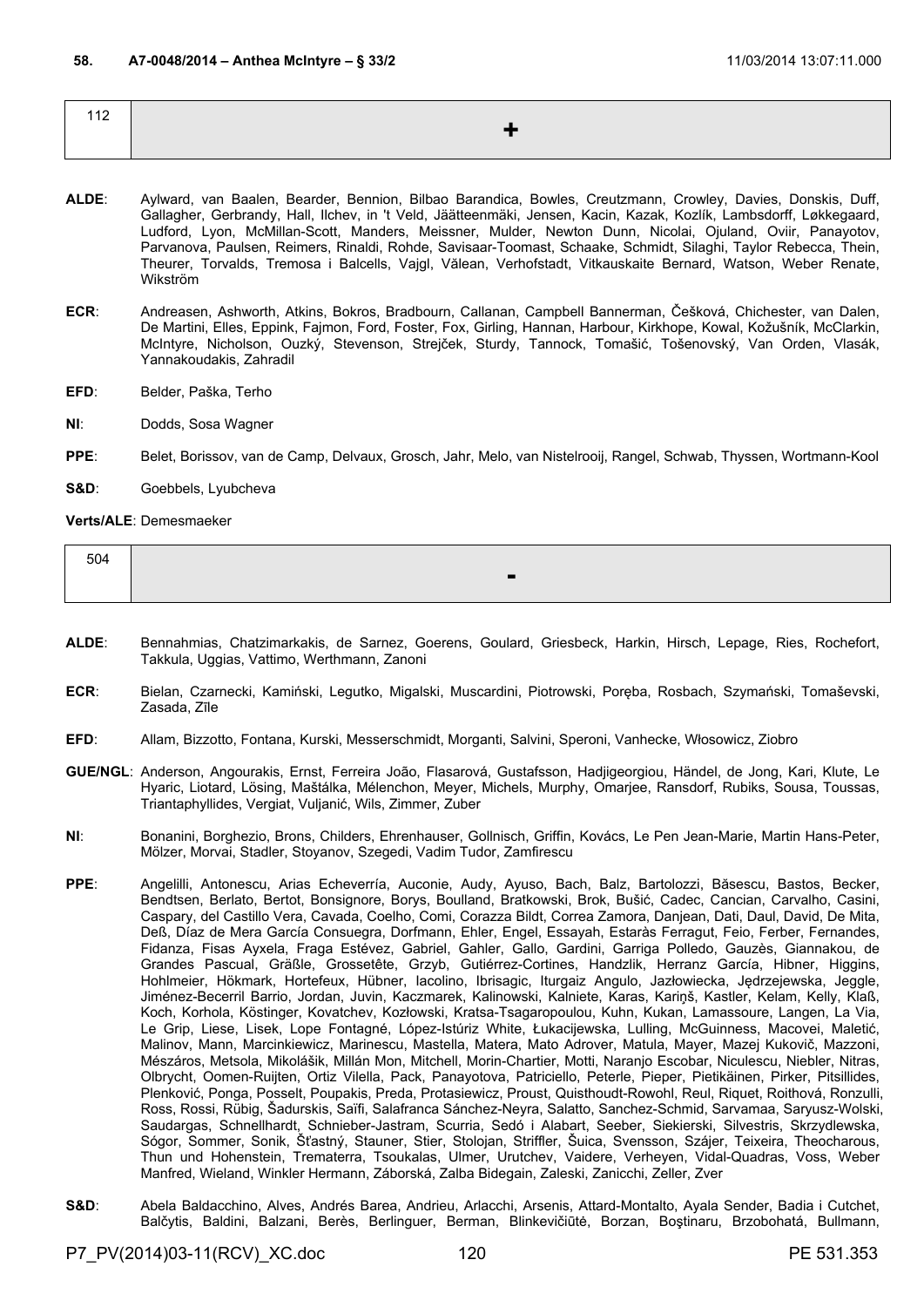**58. A7-0048/2014 – Anthea McIntyre – § 33/2** 11/03/2014 13:07:11.000

| 112 | + |
|---|---|

**ALDE**: Aylward, van Baalen, Bearder, Bennion, Bilbao Barandica, Bowles, Creutzmann, Crowley, Davies, Donskis, Duff, Gallagher, Gerbrandy, Hall, Ilchev, in 't Veld, Jäätteenmäki, Jensen, Kacin, Kazak, Kozlík, Lambsdorff, Løkkegaard, Ludford, Lyon, McMillan-Scott, Manders, Meissner, Mulder, Newton Dunn, Nicolai, Ojuland, Oviir, Panayotov, Parvanova, Paulsen, Reimers, Rinaldi, Rohde, Savisaar-Toomast, Schaake, Schmidt, Silaghi, Taylor Rebecca, Thein, Theurer, Torvalds, Tremosa i Balcells, Vajgl, Vălean, Verhofstadt, Vitkauskaite Bernard, Watson, Weber Renate, Wikström

**ECR**: Andreasen, Ashworth, Atkins, Bokros, Bradbourn, Callanan, Campbell Bannerman, Češková, Chichester, van Dalen, De Martini, Elles, Eppink, Fajmon, Ford, Foster, Fox, Girling, Hannan, Harbour, Kirkhope, Kowal, Kožušník, McClarkin, McIntyre, Nicholson, Ouzký, Stevenson, Strejček, Sturdy, Tannock, Tomašić, Tošenovský, Van Orden, Vlasák, Yannakoudakis, Zahradil

**EFD**: Belder, Paška, Terho

**NI**: Dodds, Sosa Wagner

**PPE**: Belet, Borissov, van de Camp, Delvaux, Grosch, Jahr, Melo, van Nistelrooij, Rangel, Schwab, Thyssen, Wortmann-Kool

**S&D**: Goebbels, Lyubcheva

**Verts/ALE**: Demesmaeker

| 504 | - |
|---|---|

**ALDE**: Bennahmias, Chatzimarkakis, de Sarnez, Goerens, Goulard, Griesbeck, Harkin, Hirsch, Lepage, Ries, Rochefort, Takkula, Uggias, Vattimo, Werthmann, Zanoni

**ECR**: Bielan, Czarnecki, Kamiński, Legutko, Migalski, Muscardini, Piotrowski, Poręba, Rosbach, Szymański, Tomaševski, Zasada, Zīle

**EFD**: Allam, Bizzotto, Fontana, Kurski, Messerschmidt, Morganti, Salvini, Speroni, Vanhecke, Włosowicz, Ziobro

**GUE/NGL**: Anderson, Angourakis, Ernst, Ferreira João, Flasarová, Gustafsson, Hadjigeorgiou, Händel, de Jong, Kari, Klute, Le Hyaric, Liotard, Lösing, Maštálka, Mélenchon, Meyer, Michels, Murphy, Omarjee, Ransdorf, Rubiks, Sousa, Toussas, Triantaphyllides, Vergiat, Vuljanić, Wils, Zimmer, Zuber

**NI**: Bonanini, Borghezio, Brons, Childers, Ehrenhauser, Gollnisch, Griffin, Kovács, Le Pen Jean-Marie, Martin Hans-Peter, Mölzer, Morvai, Stadler, Stoyanov, Szegedi, Vadim Tudor, Zamfirescu

**PPE**: Angelilli, Antonescu, Arias Echeverría, Auconie, Audy, Ayuso, Bach, Balz, Bartolozzi, Băsescu, Bastos, Becker, Bendtsen, Berlato, Bertot, Bonsignore, Borys, Boulland, Bratkowski, Brok, Bušić, Cadec, Cancian, Carvalho, Casini, Caspary, del Castillo Vera, Cavada, Coelho, Comi, Corazza Bildt, Correa Zamora, Danjean, Dati, Daul, David, De Mita, Deß, Díaz de Mera García Consuegra, Dorfmann, Ehler, Engel, Essayah, Estaràs Ferragut, Feio, Ferber, Fernandes, Fidanza, Fisas Ayxela, Fraga Estévez, Gabriel, Gahler, Gallo, Gardini, Garriga Polledo, Gauzès, Giannakou, de Grandes Pascual, Gräßle, Grossetête, Grzyb, Gutiérrez-Cortines, Handzlik, Herranz García, Hibner, Higgins, Hohlmeier, Hökmark, Hortefeux, Hübner, Iacolino, Ibrisagic, Iturgaiz Angulo, Jazłowiecka, Jędrzejewska, Jeggle, Jiménez-Becerril Barrio, Jordan, Juvin, Kaczmarek, Kalinowski, Kalniete, Karas, Kariņš, Kastler, Kelam, Kelly, Klaß, Koch, Korhola, Köstinger, Kovatchev, Kozłowski, Kratsa-Tsagaropoulou, Kuhn, Kukan, Lamassoure, Langen, La Via, Le Grip, Liese, Lisek, Lope Fontagné, López-Istúriz White, Łukacijewska, Lulling, McGuinness, Macovei, Maletić, Malinov, Mann, Marcinkiewicz, Marinescu, Mastella, Matera, Mato Adrover, Matula, Mayer, Mazej Kukovič, Mazzoni, Mészáros, Metsola, Mikolášik, Millán Mon, Mitchell, Morin-Chartier, Motti, Naranjo Escobar, Niculescu, Niebler, Nitras, Olbrycht, Oomen-Ruijten, Ortiz Vilella, Pack, Panayotova, Patriciello, Peterle, Pieper, Pietikäinen, Pirker, Pitsillides, Plenković, Ponga, Posselt, Poupakis, Preda, Protasiewicz, Proust, Quisthoudt-Rowohl, Reul, Riquet, Roithová, Ronzulli, Ross, Rossi, Rübig, Šadurskis, Saïfi, Salafranca Sánchez-Neyra, Salatto, Sanchez-Schmid, Sarvamaa, Saryusz-Wolski, Saudargas, Schnellhardt, Schnieber-Jastram, Scurria, Sedó i Alabart, Seeber, Siekierski, Silvestris, Skrzydlewska, Sógor, Sommer, Sonik, Šťastný, Stauner, Stier, Stolojan, Striffler, Šuica, Svensson, Szájer, Teixeira, Theocharous, Thun und Hohenstein, Trematerra, Tsoukalas, Ulmer, Urutchev, Vaidere, Verheyen, Vidal-Quadras, Voss, Weber Manfred, Wieland, Winkler Hermann, Záborská, Zalba Bidegain, Zaleski, Zanicchi, Zeller, Zver

**S&D**: Abela Baldacchino, Alves, Andrés Barea, Andrieu, Arlacchi, Arsenis, Attard-Montalto, Ayala Sender, Badia i Cutchet, Balčytis, Baldini, Balzani, Berès, Berlinguer, Berman, Blinkevičiūtė, Borzan, Boştinaru, Brzobohatá, Bullmann,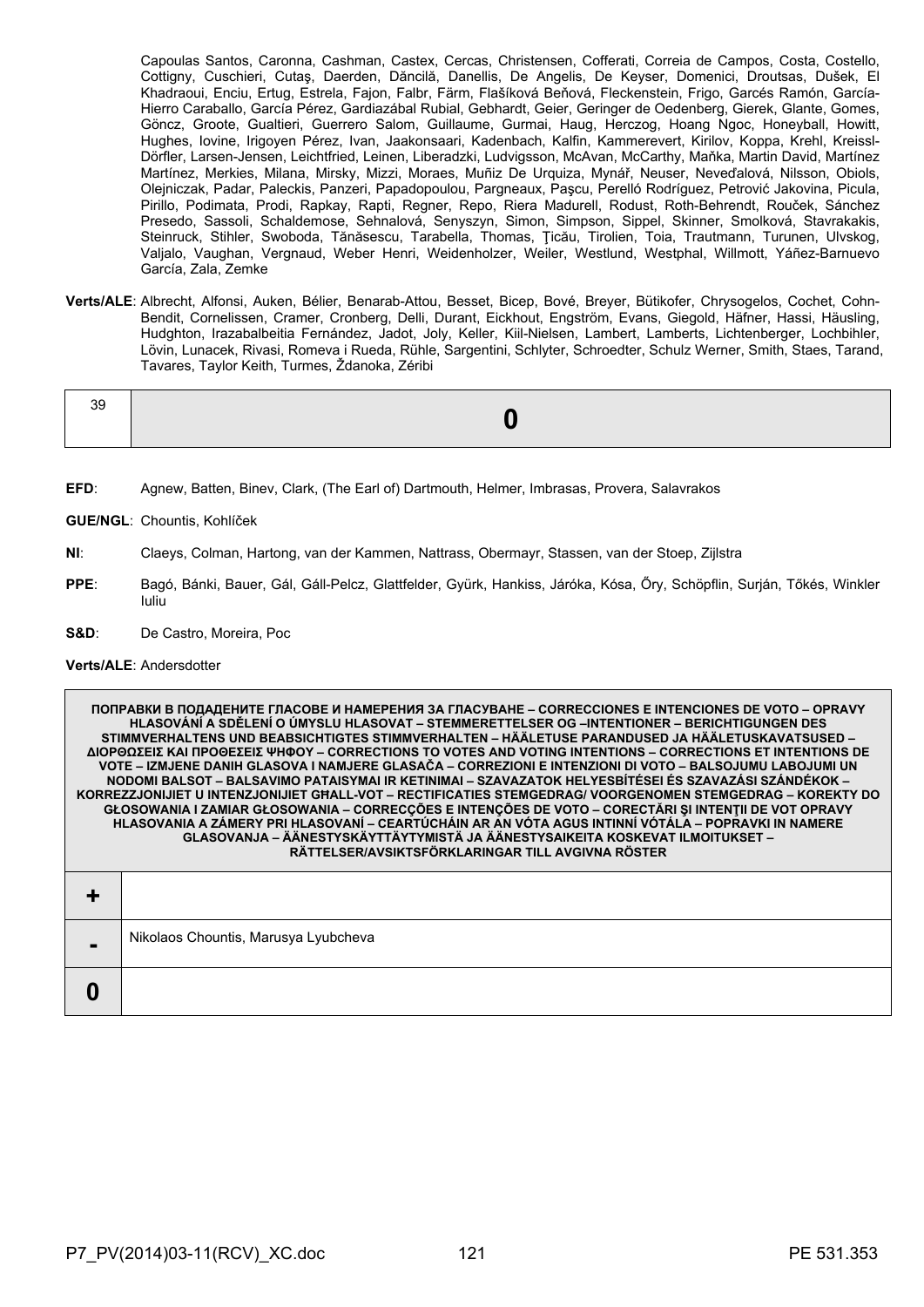Capoulas Santos, Caronna, Cashman, Castex, Cercas, Christensen, Cofferati, Correia de Campos, Costa, Costello, Cottigny, Cuschieri, Cutaş, Daerden, Dăncilă, Danellis, De Angelis, De Keyser, Domenici, Droutsas, Dušek, El Khadraoui, Enciu, Ertug, Estrela, Fajon, Falbr, Färm, Flašíková Beňová, Fleckenstein, Frigo, Garcés Ramón, García-Hierro Caraballo, García Pérez, Gardiazábal Rubial, Gebhardt, Geier, Geringer de Oedenberg, Gierek, Glante, Gomes, Göncz, Groote, Gualtieri, Guerrero Salom, Guillaume, Gurmai, Haug, Herczog, Hoang Ngoc, Honeyball, Howitt, Hughes, Iovine, Irigoyen Pérez, Ivan, Jaakonsaari, Kadenbach, Kalfin, Kammerevert, Kirilov, Koppa, Krehl, Kreissl-Dörfler, Larsen-Jensen, Leichtfried, Leinen, Liberadzki, Ludvigsson, McAvan, McCarthy, Maňka, Martin David, Martínez Martínez, Merkies, Milana, Mirsky, Mizzi, Moraes, Muñiz De Urquiza, Mynář, Neuser, Neveďalová, Nilsson, Obiols, Olejniczak, Padar, Paleckis, Panzeri, Papadopoulou, Pargneaux, Paşcu, Perelló Rodríguez, Petrović Jakovina, Picula, Pirillo, Podimata, Prodi, Rapkay, Rapti, Regner, Repo, Riera Madurell, Rodust, Roth-Behrendt, Rouček, Sánchez Presedo, Sassoli, Schaldemose, Sehnalová, Senyszyn, Simon, Simpson, Sippel, Skinner, Smolková, Stavrakakis, Steinruck, Stihler, Swoboda, Tănăsescu, Tarabella, Thomas, Ţicău, Tirolien, Toia, Trautmann, Turunen, Ulvskog, Valjalo, Vaughan, Vergnaud, Weber Henri, Weidenholzer, Weiler, Westlund, Westphal, Willmott, Yáñez-Barnuevo García, Zala, Zemke

**Verts/ALE**: Albrecht, Alfonsi, Auken, Bélier, Benarab-Attou, Besset, Bicep, Bové, Breyer, Bütikofer, Chrysogelos, Cochet, Cohn-Bendit, Cornelissen, Cramer, Cronberg, Delli, Durant, Eickhout, Engström, Evans, Giegold, Häfner, Hassi, Häusling, Hudghton, Irazabalbeitia Fernández, Jadot, Joly, Keller, Kiil-Nielsen, Lambert, Lamberts, Lichtenberger, Lochbihler, Lövin, Lunacek, Rivasi, Romeva i Rueda, Rühle, Sargentini, Schlyter, Schroedter, Schulz Werner, Smith, Staes, Tarand, Tavares, Taylor Keith, Turmes, Ždanoka, Zéribi

| 39 | **0** |
|---|---|

**EFD**: Agnew, Batten, Binev, Clark, (The Earl of) Dartmouth, Helmer, Imbrasas, Provera, Salavrakos

**GUE/NGL**: Chountis, Kohlíček

**NI**: Claeys, Colman, Hartong, van der Kammen, Nattrass, Obermayr, Stassen, van der Stoep, Zijlstra

**PPE**: Bagó, Bánki, Bauer, Gál, Gáll-Pelcz, Glattfelder, Gyürk, Hankiss, Járóka, Kósa, Őry, Schöpflin, Surján, Tőkés, Winkler Iuliu

**S&D**: De Castro, Moreira, Poc

**Verts/ALE**: Andersdotter

| ПОПРАВКИ В ПОДАДЕНИТЕ ГЛАСОВЕ И НАМЕРЕНИЯ ЗА ГЛАСУВАНЕ – CORRECCIONES E INTENCIONES DE VOTO – OPRAVY HLASOVÁNÍ A SDĚLENÍ O ÚMYSLU HLASOVAT – STEMMERETTELSER OG –INTENTIONER – BERICHTIGUNGEN DES STIMMVERHALTENS UND BEABSICHTIGTES STIMMVERHALTEN – HÄÄLETUSE PARANDUSED JA HÄÄLETUSKAVATSUSED – ΔΙΟΡΘΩΣΕΙΣ ΚΑΙ ΠΡΟΘΕΣΕΙΣ ΨΗΦΟΥ – CORRECTIONS TO VOTES AND VOTING INTENTIONS – CORRECTIONS ET INTENTIONS DE VOTE – IZMJENE DANIH GLASOVA I NAMJERE GLASAČA – CORREZIONI E INTENZIONI DI VOTO – BALSOJUMU LABOJUMI UN NODOMI BALSOT – BALSAVIMO PATAISYMAI IR KETINIMAI – SZAVAZATOK HELYESBÍTÉSEI ÉS SZAVAZÁSI SZÁNDÉKOK – KORREZZJONIJIET U INTENZJONIJIET GĦALL-VOT – RECTIFICATIES STEMGEDRAG/ VOORGENOMEN STEMGEDRAG – KOREKTY DO GŁOSOWANIA I ZAMIAR GŁOSOWANIA – CORRECÇÕES E INTENÇÕES DE VOTO – CORECTĂRI ŞI INTENŢII DE VOT OPRAVY HLASOVANIA A ZÁMERY PRI HLASOVANÍ – CEARTÚCHÁIN AR AN VÓTA AGUS INTINNÍ VÓTÁLA – POPRAVKI IN NAMERE GLASOVANJA – ÄÄNESTYSKÄYTTÄYTYMISTÄ JA ÄÄNESTYSAIKEITA KOSKEVAT ILMOITUKSET – RÄTTELSER/AVSIKTSFÖRKLARINGAR TILL AVGIVNA RÖSTER | |
|---|---|
| **+** | |
| **-** | Nikolaos Chountis, Marusya Lyubcheva |
| **0** | |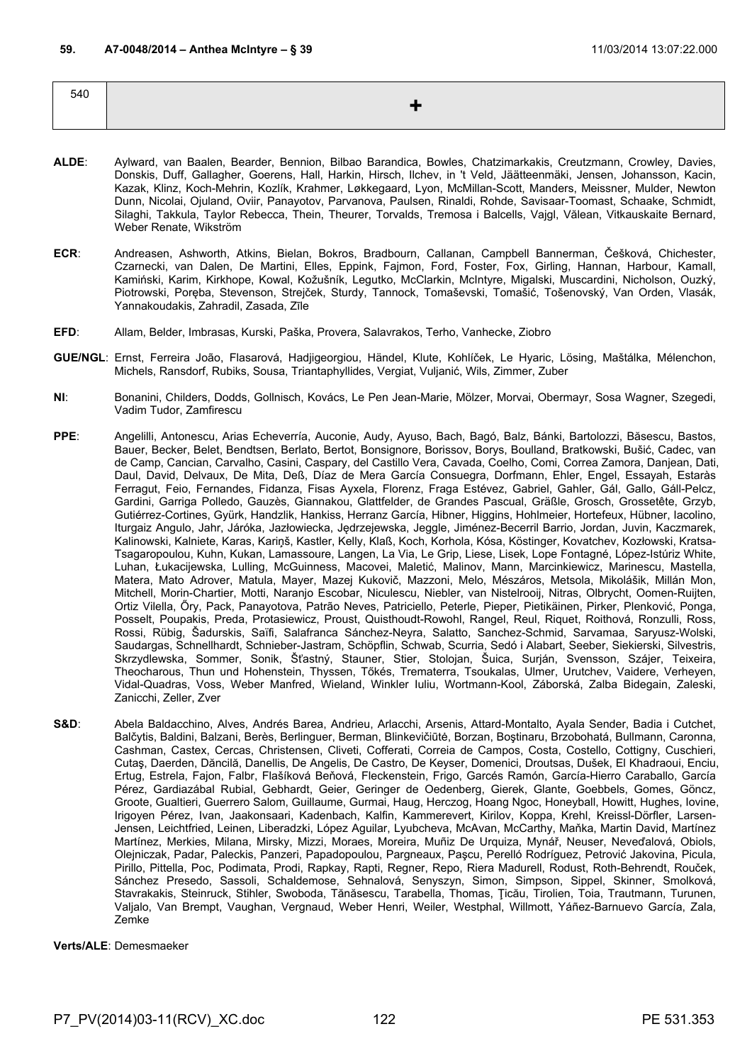**59. A7-0048/2014 – Anthea McIntyre – § 39** 11/03/2014 13:07:22.000

| 540 | + |
|---|---|

**ALDE**: Aylward, van Baalen, Bearder, Bennion, Bilbao Barandica, Bowles, Chatzimarkakis, Creutzmann, Crowley, Davies, Donskis, Duff, Gallagher, Goerens, Hall, Harkin, Hirsch, Ilchev, in 't Veld, Jäätteenmäki, Jensen, Johansson, Kacin, Kazak, Klinz, Koch-Mehrin, Kozlík, Krahmer, Løkkegaard, Lyon, McMillan-Scott, Manders, Meissner, Mulder, Newton Dunn, Nicolai, Ojuland, Oviir, Panayotov, Parvanova, Paulsen, Rinaldi, Rohde, Savisaar-Toomast, Schaake, Schmidt, Silaghi, Takkula, Taylor Rebecca, Thein, Theurer, Torvalds, Tremosa i Balcells, Vajgl, Vălean, Vitkauskaite Bernard, Weber Renate, Wikström

**ECR**: Andreasen, Ashworth, Atkins, Bielan, Bokros, Bradbourn, Callanan, Campbell Bannerman, Češková, Chichester, Czarnecki, van Dalen, De Martini, Elles, Eppink, Fajmon, Ford, Foster, Fox, Girling, Hannan, Harbour, Kamall, Kamiński, Karim, Kirkhope, Kowal, Kožušník, Legutko, McClarkin, McIntyre, Migalski, Muscardini, Nicholson, Ouzký, Piotrowski, Poręba, Stevenson, Strejček, Sturdy, Tannock, Tomaševski, Tomašić, Tošenovský, Van Orden, Vlasák, Yannakoudakis, Zahradil, Zasada, Zīle

**EFD**: Allam, Belder, Imbrasas, Kurski, Paška, Provera, Salavrakos, Terho, Vanhecke, Ziobro

**GUE/NGL**: Ernst, Ferreira João, Flasarová, Hadjigeorgiou, Händel, Klute, Kohlíček, Le Hyaric, Lösing, Maštálka, Mélenchon, Michels, Ransdorf, Rubiks, Sousa, Triantaphyllides, Vergiat, Vuljanić, Wils, Zimmer, Zuber

**NI**: Bonanini, Childers, Dodds, Gollnisch, Kovács, Le Pen Jean-Marie, Mölzer, Morvai, Obermayr, Sosa Wagner, Szegedi, Vadim Tudor, Zamfirescu

**PPE**: Angelilli, Antonescu, Arias Echeverría, Auconie, Audy, Ayuso, Bach, Bagó, Balz, Bánki, Bartolozzi, Băsescu, Bastos, Bauer, Becker, Belet, Bendtsen, Berlato, Bertot, Bonsignore, Borissov, Borys, Boulland, Bratkowski, Bušić, Cadec, van de Camp, Cancian, Carvalho, Casini, Caspary, del Castillo Vera, Cavada, Coelho, Comi, Correa Zamora, Danjean, Dati, Daul, David, Delvaux, De Mita, Deß, Díaz de Mera García Consuegra, Dorfmann, Ehler, Engel, Essayah, Estaràs Ferragut, Feio, Fernandes, Fidanza, Fisas Ayxela, Florenz, Fraga Estévez, Gabriel, Gahler, Gál, Gallo, Gáll-Pelcz, Gardini, Garriga Polledo, Gauzès, Giannakou, Glattfelder, de Grandes Pascual, Gräßle, Grosch, Grossetête, Grzyb, Gutiérrez-Cortines, Gyürk, Handzlik, Hankiss, Herranz García, Hibner, Higgins, Hohlmeier, Hortefeux, Hübner, Iacolino, Iturgaiz Angulo, Jahr, Járóka, Jazłowiecka, Jędrzejewska, Jeggle, Jiménez-Becerril Barrio, Jordan, Juvin, Kaczmarek, Kalinowski, Kalniete, Karas, Kariņš, Kastler, Kelly, Klaß, Koch, Korhola, Kósa, Köstinger, Kovatchev, Kozłowski, Kratsa-Tsagaropoulou, Kuhn, Kukan, Lamassoure, Langen, La Via, Le Grip, Liese, Lisek, Lope Fontagné, López-Istúriz White, Luhan, Łukacijewska, Lulling, McGuinness, Macovei, Maletić, Malinov, Mann, Marcinkiewicz, Marinescu, Mastella, Matera, Mato Adrover, Matula, Mayer, Mazej Kukovič, Mazzoni, Melo, Mészáros, Metsola, Mikolášik, Millán Mon, Mitchell, Morin-Chartier, Motti, Naranjo Escobar, Niculescu, Niebler, van Nistelrooij, Nitras, Olbrycht, Oomen-Ruijten, Ortiz Vilella, Őry, Pack, Panayotova, Patrão Neves, Patriciello, Peterle, Pieper, Pietikäinen, Pirker, Plenković, Ponga, Posselt, Poupakis, Preda, Protasiewicz, Proust, Quisthoudt-Rowohl, Rangel, Reul, Riquet, Roithová, Ronzulli, Ross, Rossi, Rübig, Šadurskis, Saïfi, Salafranca Sánchez-Neyra, Salatto, Sanchez-Schmid, Sarvamaa, Saryusz-Wolski, Saudargas, Schnellhardt, Schnieber-Jastram, Schöpflin, Schwab, Scurria, Sedó i Alabart, Seeber, Siekierski, Silvestris, Skrzydlewska, Sommer, Sonik, Šťastný, Stauner, Stier, Stolojan, Šuica, Surján, Svensson, Szájer, Teixeira, Theocharous, Thun und Hohenstein, Thyssen, Tőkés, Trematerra, Tsoukalas, Ulmer, Urutchev, Vaidere, Verheyen, Vidal-Quadras, Voss, Weber Manfred, Wieland, Winkler Iuliu, Wortmann-Kool, Záborská, Zalba Bidegain, Zaleski, Zanicchi, Zeller, Zver

**S&D**: Abela Baldacchino, Alves, Andrés Barea, Andrieu, Arlacchi, Arsenis, Attard-Montalto, Ayala Sender, Badia i Cutchet, Balčytis, Baldini, Balzani, Berès, Berlinguer, Berman, Blinkevičiūtė, Borzan, Boştinaru, Brzobohatá, Bullmann, Caronna, Cashman, Castex, Cercas, Christensen, Cliveti, Cofferati, Correia de Campos, Costa, Costello, Cottigny, Cuschieri, Cutaş, Daerden, Dăncilă, Danellis, De Angelis, De Castro, De Keyser, Domenici, Droutsas, Dušek, El Khadraoui, Enciu, Ertug, Estrela, Fajon, Falbr, Flašíková Beňová, Fleckenstein, Frigo, Garcés Ramón, García-Hierro Caraballo, García Pérez, Gardiazábal Rubial, Gebhardt, Geier, Geringer de Oedenberg, Gierek, Glante, Goebbels, Gomes, Göncz, Groote, Gualtieri, Guerrero Salom, Guillaume, Gurmai, Haug, Herczog, Hoang Ngoc, Honeyball, Howitt, Hughes, Iovine, Irigoyen Pérez, Ivan, Jaakonsaari, Kadenbach, Kalfin, Kammerevert, Kirilov, Koppa, Krehl, Kreissl-Dörfler, Larsen-Jensen, Leichtfried, Leinen, Liberadzki, López Aguilar, Lyubcheva, McAvan, McCarthy, Maňka, Martin David, Martínez Martínez, Merkies, Milana, Mirsky, Mizzi, Moraes, Moreira, Muñiz De Urquiza, Mynář, Neuser, Neveďalová, Obiols, Olejniczak, Padar, Paleckis, Panzeri, Papadopoulou, Pargneaux, Paşcu, Perelló Rodríguez, Petrović Jakovina, Picula, Pirillo, Pittella, Poc, Podimata, Prodi, Rapkay, Rapti, Regner, Repo, Riera Madurell, Rodust, Roth-Behrendt, Rouček, Sánchez Presedo, Sassoli, Schaldemose, Sehnalová, Senyszyn, Simon, Simpson, Sippel, Skinner, Smolková, Stavrakakis, Steinruck, Stihler, Swoboda, Tănăsescu, Tarabella, Thomas, Ţicău, Tirolien, Toia, Trautmann, Turunen, Valjalo, Van Brempt, Vaughan, Vergnaud, Weber Henri, Weiler, Westphal, Willmott, Yáñez-Barnuevo García, Zala, Zemke

**Verts/ALE**: Demesmaeker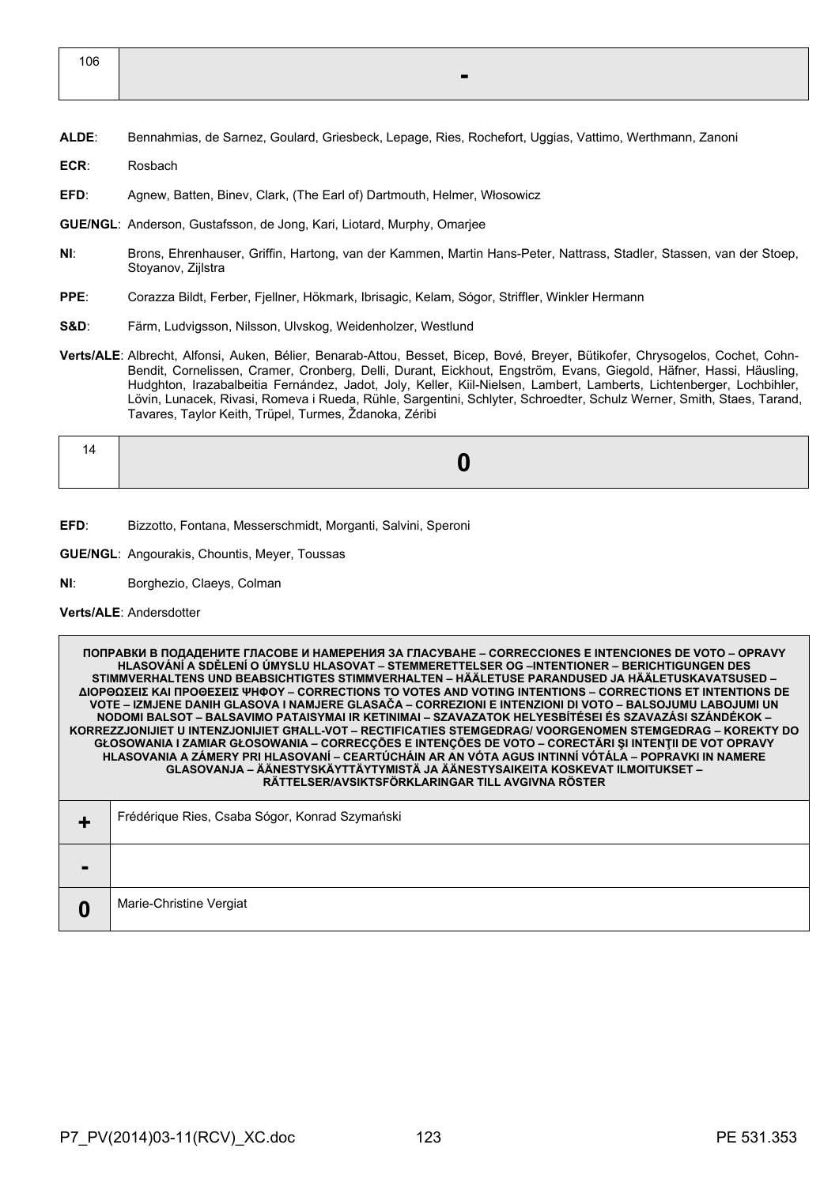| 106 | - |
|---|---|

**ALDE**: Bennahmias, de Sarnez, Goulard, Griesbeck, Lepage, Ries, Rochefort, Uggias, Vattimo, Werthmann, Zanoni

**ECR**: Rosbach

**EFD**: Agnew, Batten, Binev, Clark, (The Earl of) Dartmouth, Helmer, Włosowicz

**GUE/NGL**: Anderson, Gustafsson, de Jong, Kari, Liotard, Murphy, Omarjee

**NI**: Brons, Ehrenhauser, Griffin, Hartong, van der Kammen, Martin Hans-Peter, Nattrass, Stadler, Stassen, van der Stoep, Stoyanov, Zijlstra

**PPE**: Corazza Bildt, Ferber, Fjellner, Hökmark, Ibrisagic, Kelam, Sógor, Striffler, Winkler Hermann

**S&D**: Färm, Ludvigsson, Nilsson, Ulvskog, Weidenholzer, Westlund

**Verts/ALE**: Albrecht, Alfonsi, Auken, Bélier, Benarab-Attou, Besset, Bicep, Bové, Breyer, Bütikofer, Chrysogelos, Cochet, Cohn-Bendit, Cornelissen, Cramer, Cronberg, Delli, Durant, Eickhout, Engström, Evans, Giegold, Häfner, Hassi, Häusling, Hudghton, Irazabalbeitia Fernández, Jadot, Joly, Keller, Kiil-Nielsen, Lambert, Lamberts, Lichtenberger, Lochbihler, Lövin, Lunacek, Rivasi, Romeva i Rueda, Rühle, Sargentini, Schlyter, Schroedter, Schulz Werner, Smith, Staes, Tarand, Tavares, Taylor Keith, Trüpel, Turmes, Ždanoka, Zéribi

| 14 | 0 |
|---|---|

**EFD**: Bizzotto, Fontana, Messerschmidt, Morganti, Salvini, Speroni

**GUE/NGL**: Angourakis, Chountis, Meyer, Toussas

**NI**: Borghezio, Claeys, Colman

**Verts/ALE**: Andersdotter

| ПОПРАВКИ В ПОДАДЕНИТЕ ГЛАСОВЕ И НАМЕРЕНИЯ ЗА ГЛАСУВАНЕ – CORRECCIONES E INTENCIONES DE VOTO – OPRAVY HLASOVÁNÍ A SDĚLENÍ O ÚMYSLU HLASOVAT – STEMMERETTELSER OG –INTENTIONER – BERICHTIGUNGEN DES STIMMVERHALTENS UND BEABSICHTIGTES STIMMVERHALTEN – HÄÄLETUSE PARANDUSED JA HÄÄLETUSKAVATSUSED – ΔΙΟΡΘΩΣΕΙΣ ΚΑΙ ΠΡΟΘΕΣΕΙΣ ΨΗΦΟΥ – CORRECTIONS TO VOTES AND VOTING INTENTIONS – CORRECTIONS ET INTENTIONS DE VOTE – IZMJENE DANIH GLASOVA I NAMJERE GLASAČA – CORREZIONI E INTENZIONI DI VOTO – BALSOJUMU LABOJUMI UN NODOMI BALSOT – BALSAVIMO PATAISYMAI IR KETINIMAI – SZAVAZATOK HELYESBÍTÉSEI ÉS SZAVAZÁSI SZÁNDÉKOK – KORREZZJONIJIET U INTENZJONIJIET GĦALL-VOT – RECTIFICATIES STEMGEDRAG/ VOORGENOMEN STEMGEDRAG – KOREKTY DO GŁOSOWANIA I ZAMIAR GŁOSOWANIA – CORRECÇÕES E INTENÇÕES DE VOTO – CORECTĂRI ŞI INTENŢII DE VOT OPRAVY HLASOVANIA A ZÁMERY PRI HLASOVANÍ – CEARTÚCHÁIN AR AN VÓTA AGUS INTINNÍ VÓTÁLA – POPRAVKI IN NAMERE GLASOVANJA – ÄÄNESTYSKÄYTTÄYTYMISTÄ JA ÄÄNESTYSAIKEITA KOSKEVAT ILMOITUKSET – RÄTTELSER/AVSIKTSFÖRKLARINGAR TILL AVGIVNA RÖSTER | |
|---|---|
| + | Frédérique Ries, Csaba Sógor, Konrad Szymański |
| - | |
| 0 | Marie-Christine Vergiat |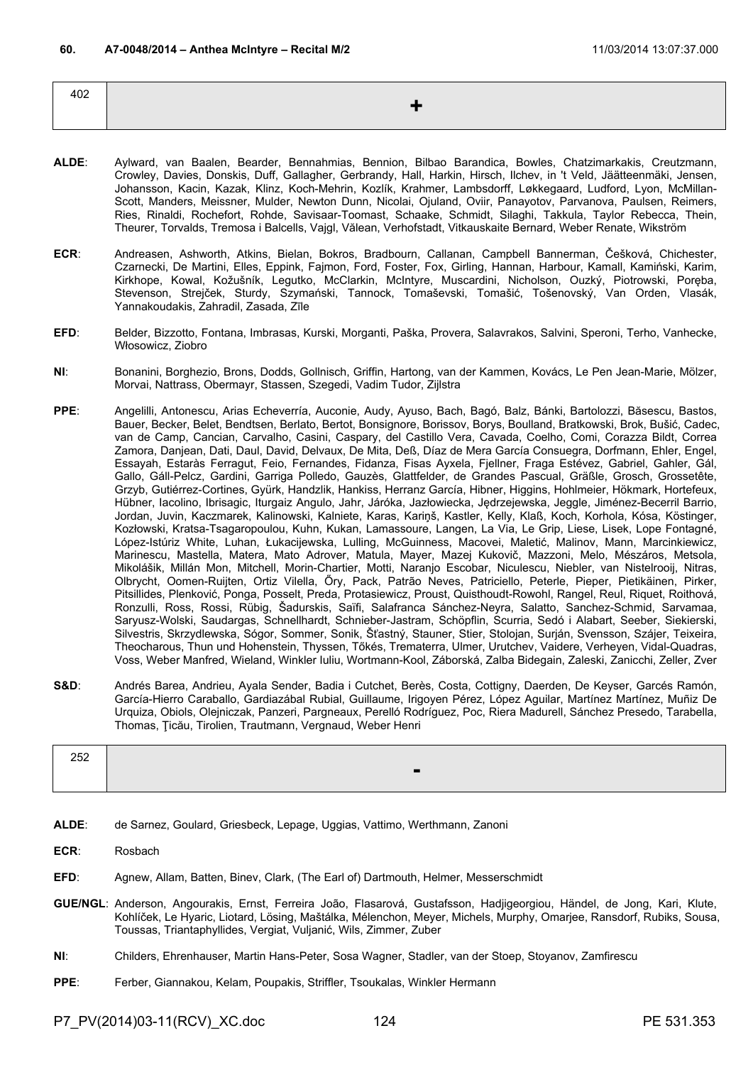**60. A7-0048/2014 – Anthea McIntyre – Recital M/2 11/03/2014 13:07:37.000**

| 402 | + |
|---|---|

**ALDE**: Aylward, van Baalen, Bearder, Bennahmias, Bennion, Bilbao Barandica, Bowles, Chatzimarkakis, Creutzmann, Crowley, Davies, Donskis, Duff, Gallagher, Gerbrandy, Hall, Harkin, Hirsch, Ilchev, in 't Veld, Jäätteenmäki, Jensen, Johansson, Kacin, Kazak, Klinz, Koch-Mehrin, Kozlík, Krahmer, Lambsdorff, Løkkegaard, Ludford, Lyon, McMillan-Scott, Manders, Meissner, Mulder, Newton Dunn, Nicolai, Ojuland, Oviir, Panayotov, Parvanova, Paulsen, Reimers, Ries, Rinaldi, Rochefort, Rohde, Savisaar-Toomast, Schaake, Schmidt, Silaghi, Takkula, Taylor Rebecca, Thein, Theurer, Torvalds, Tremosa i Balcells, Vajgl, Vălean, Verhofstadt, Vitkauskaite Bernard, Weber Renate, Wikström

**ECR**: Andreasen, Ashworth, Atkins, Bielan, Bokros, Bradbourn, Callanan, Campbell Bannerman, Češková, Chichester, Czarnecki, De Martini, Elles, Eppink, Fajmon, Ford, Foster, Fox, Girling, Hannan, Harbour, Kamall, Kamiński, Karim, Kirkhope, Kowal, Kožušník, Legutko, McClarkin, McIntyre, Muscardini, Nicholson, Ouzký, Piotrowski, Poręba, Stevenson, Strejček, Sturdy, Szymański, Tannock, Tomaševski, Tomašić, Tošenovský, Van Orden, Vlasák, Yannakoudakis, Zahradil, Zasada, Zīle

**EFD**: Belder, Bizzotto, Fontana, Imbrasas, Kurski, Morganti, Paška, Provera, Salavrakos, Salvini, Speroni, Terho, Vanhecke, Włosowicz, Ziobro

**NI**: Bonanini, Borghezio, Brons, Dodds, Gollnisch, Griffin, Hartong, van der Kammen, Kovács, Le Pen Jean-Marie, Mölzer, Morvai, Nattrass, Obermayr, Stassen, Szegedi, Vadim Tudor, Zijlstra

**PPE**: Angelilli, Antonescu, Arias Echeverría, Auconie, Audy, Ayuso, Bach, Bagó, Balz, Bánki, Bartolozzi, Băsescu, Bastos, Bauer, Becker, Belet, Bendtsen, Berlato, Bertot, Bonsignore, Borissov, Borys, Boulland, Bratkowski, Brok, Bušić, Cadec, van de Camp, Cancian, Carvalho, Casini, Caspary, del Castillo Vera, Cavada, Coelho, Comi, Corazza Bildt, Correa Zamora, Danjean, Dati, Daul, David, Delvaux, De Mita, Deß, Díaz de Mera García Consuegra, Dorfmann, Ehler, Engel, Essayah, Estaràs Ferragut, Feio, Fernandes, Fidanza, Fisas Ayxela, Fjellner, Fraga Estévez, Gabriel, Gahler, Gál, Gallo, Gáll-Pelcz, Gardini, Garriga Polledo, Gauzès, Glattfelder, de Grandes Pascual, Gräßle, Grosch, Grossetête, Grzyb, Gutiérrez-Cortines, Gyürk, Handzlik, Hankiss, Herranz García, Hibner, Higgins, Hohlmeier, Hökmark, Hortefeux, Hübner, Iacolino, Ibrisagic, Iturgaiz Angulo, Jahr, Járóka, Jazłowiecka, Jędrzejewska, Jeggle, Jiménez-Becerril Barrio, Jordan, Juvin, Kaczmarek, Kalinowski, Kalniete, Karas, Kariņš, Kastler, Kelly, Klaß, Koch, Korhola, Kósa, Köstinger, Kozłowski, Kratsa-Tsagaropoulou, Kuhn, Kukan, Lamassoure, Langen, La Via, Le Grip, Liese, Lisek, Lope Fontagné, López-Istúriz White, Luhan, Łukacijewska, Lulling, McGuinness, Macovei, Maletić, Malinov, Mann, Marcinkiewicz, Marinescu, Mastella, Matera, Mato Adrover, Matula, Mayer, Mazej Kukovič, Mazzoni, Melo, Mészáros, Metsola, Mikolášik, Millán Mon, Mitchell, Morin-Chartier, Motti, Naranjo Escobar, Niculescu, Niebler, van Nistelrooij, Nitras, Olbrycht, Oomen-Ruijten, Ortiz Vilella, Őry, Pack, Patrão Neves, Patriciello, Peterle, Pieper, Pietikäinen, Pirker, Pitsillides, Plenković, Ponga, Posselt, Preda, Protasiewicz, Proust, Quisthoudt-Rowohl, Rangel, Reul, Riquet, Roithová, Ronzulli, Ross, Rossi, Rübig, Šadurskis, Saïfi, Salafranca Sánchez-Neyra, Salatto, Sanchez-Schmid, Sarvamaa, Saryusz-Wolski, Saudargas, Schnellhardt, Schnieber-Jastram, Schöpflin, Scurria, Sedó i Alabart, Seeber, Siekierski, Silvestris, Skrzydlewska, Sógor, Sommer, Sonik, Šťastný, Stauner, Stier, Stolojan, Surján, Svensson, Szájer, Teixeira, Theocharous, Thun und Hohenstein, Thyssen, Tőkés, Trematerra, Ulmer, Urutchev, Vaidere, Verheyen, Vidal-Quadras, Voss, Weber Manfred, Wieland, Winkler Iuliu, Wortmann-Kool, Záborská, Zalba Bidegain, Zaleski, Zanicchi, Zeller, Zver

**S&D**: Andrés Barea, Andrieu, Ayala Sender, Badia i Cutchet, Berès, Costa, Cottigny, Daerden, De Keyser, Garcés Ramón, García-Hierro Caraballo, Gardiazábal Rubial, Guillaume, Irigoyen Pérez, López Aguilar, Martínez Martínez, Muñiz De Urquiza, Obiols, Olejniczak, Panzeri, Pargneaux, Perelló Rodríguez, Poc, Riera Madurell, Sánchez Presedo, Tarabella, Thomas, Ţicău, Tirolien, Trautmann, Vergnaud, Weber Henri

| 252 | - |
|---|---|

**ALDE**: de Sarnez, Goulard, Griesbeck, Lepage, Uggias, Vattimo, Werthmann, Zanoni

**ECR**: Rosbach

**EFD**: Agnew, Allam, Batten, Binev, Clark, (The Earl of) Dartmouth, Helmer, Messerschmidt

**GUE/NGL**: Anderson, Angourakis, Ernst, Ferreira João, Flasarová, Gustafsson, Hadjigeorgiou, Händel, de Jong, Kari, Klute, Kohlíček, Le Hyaric, Liotard, Lösing, Maštálka, Mélenchon, Meyer, Michels, Murphy, Omarjee, Ransdorf, Rubiks, Sousa, Toussas, Triantaphyllides, Vergiat, Vuljanić, Wils, Zimmer, Zuber

**NI**: Childers, Ehrenhauser, Martin Hans-Peter, Sosa Wagner, Stadler, van der Stoep, Stoyanov, Zamfirescu

**PPE**: Ferber, Giannakou, Kelam, Poupakis, Striffler, Tsoukalas, Winkler Hermann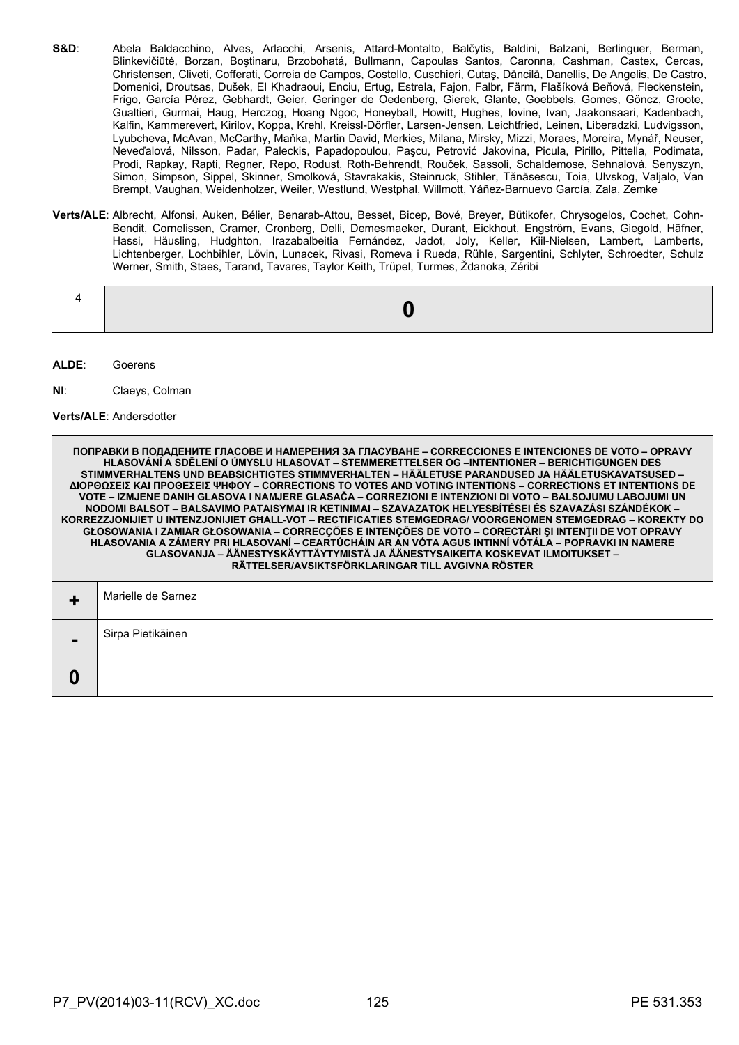**S&D**: Abela Baldacchino, Alves, Arlacchi, Arsenis, Attard-Montalto, Balčytis, Baldini, Balzani, Berlinguer, Berman, Blinkevičiūtė, Borzan, Boştinaru, Brzobohatá, Bullmann, Capoulas Santos, Caronna, Cashman, Castex, Cercas, Christensen, Cliveti, Cofferati, Correia de Campos, Costello, Cuschieri, Cutaş, Dăncilă, Danellis, De Angelis, De Castro, Domenici, Droutsas, Dušek, El Khadraoui, Enciu, Ertug, Estrela, Fajon, Falbr, Färm, Flašíková Beňová, Fleckenstein, Frigo, García Pérez, Gebhardt, Geier, Geringer de Oedenberg, Gierek, Glante, Goebbels, Gomes, Göncz, Groote, Gualtieri, Gurmai, Haug, Herczog, Hoang Ngoc, Honeyball, Howitt, Hughes, Iovine, Ivan, Jaakonsaari, Kadenbach, Kalfin, Kammerevert, Kirilov, Koppa, Krehl, Kreissl-Dörfler, Larsen-Jensen, Leichtfried, Leinen, Liberadzki, Ludvigsson, Lyubcheva, McAvan, McCarthy, Maňka, Martin David, Merkies, Milana, Mirsky, Mizzi, Moraes, Moreira, Mynář, Neuser, Neveďalová, Nilsson, Padar, Paleckis, Papadopoulou, Paşcu, Petrović Jakovina, Picula, Pirillo, Pittella, Podimata, Prodi, Rapkay, Rapti, Regner, Repo, Rodust, Roth-Behrendt, Rouček, Sassoli, Schaldemose, Sehnalová, Senyszyn, Simon, Simpson, Sippel, Skinner, Smolková, Stavrakakis, Steinruck, Stihler, Tănăsescu, Toia, Ulvskog, Valjalo, Van Brempt, Vaughan, Weidenholzer, Weiler, Westlund, Westphal, Willmott, Yáñez-Barnuevo García, Zala, Zemke

**Verts/ALE**: Albrecht, Alfonsi, Auken, Bélier, Benarab-Attou, Besset, Bicep, Bové, Breyer, Bütikofer, Chrysogelos, Cochet, Cohn-Bendit, Cornelissen, Cramer, Cronberg, Delli, Demesmaeker, Durant, Eickhout, Engström, Evans, Giegold, Häfner, Hassi, Häusling, Hudghton, Irazabalbeitia Fernández, Jadot, Joly, Keller, Kiil-Nielsen, Lambert, Lamberts, Lichtenberger, Lochbihler, Lövin, Lunacek, Rivasi, Romeva i Rueda, Rühle, Sargentini, Schlyter, Schroedter, Schulz Werner, Smith, Staes, Tarand, Tavares, Taylor Keith, Trüpel, Turmes, Ždanoka, Zéribi

| 4 | **0** |
|---|---|

**ALDE**: Goerens

**NI**: Claeys, Colman

**Verts/ALE**: Andersdotter

| **ПОПРАВКИ В ПОДАДЕНИТЕ ГЛАСОВЕ И НАМЕРЕНИЯ ЗА ГЛАСУВАНЕ – CORRECCIONES E INTENCIONES DE VOTO – OPRAVY HLASOVÁNÍ A SDĚLENÍ O ÚMYSLU HLASOVAT – STEMMERETTELSER OG –INTENTIONER – BERICHTIGUNGEN DES STIMMVERHALTENS UND BEABSICHTIGTES STIMMVERHALTEN – HÄÄLETUSE PARANDUSED JA HÄÄLETUSKAVATSUSED – ΔΙΟΡΘΩΣΕΙΣ ΚΑΙ ΠΡΟΘΕΣΕΙΣ ΨΗΦΟΥ – CORRECTIONS TO VOTES AND VOTING INTENTIONS – CORRECTIONS ET INTENTIONS DE VOTE – IZMJENE DANIH GLASOVA I NAMJERE GLASAČA – CORREZIONI E INTENZIONI DI VOTO – BALSOJUMU LABOJUMI UN NODOMI BALSOT – BALSAVIMO PATAISYMAI IR KETINIMAI – SZAVAZATOK HELYESBÍTÉSEI ÉS SZAVAZÁSI SZÁNDÉKOK – KORREZZJONIJIET U INTENZJONIJIET GĦALL-VOT – RECTIFICATIES STEMGEDRAG/ VOORGENOMEN STEMGEDRAG – KOREKTY DO GŁOSOWANIA I ZAMIAR GŁOSOWANIA – CORRECÇÕES E INTENÇÕES DE VOTO – CORECTĂRI ŞI INTENŢII DE VOT OPRAVY HLASOVANIA A ZÁMERY PRI HLASOVANÍ – CEARTÚCHÁIN AR AN VÓTA AGUS INTINNÍ VÓTÁLA – POPRAVKI IN NAMERE GLASOVANJA – ÄÄNESTYSKÄYTTÄYTYMISTÄ JA ÄÄNESTYSAIKEITA KOSKEVAT ILMOITUKSET – RÄTTELSER/AVSIKTSFÖRKLARINGAR TILL AVGIVNA RÖSTER** | |
|---|---|
| **+** | Marielle de Sarnez |
| **-** | Sirpa Pietikäinen |
| **0** | |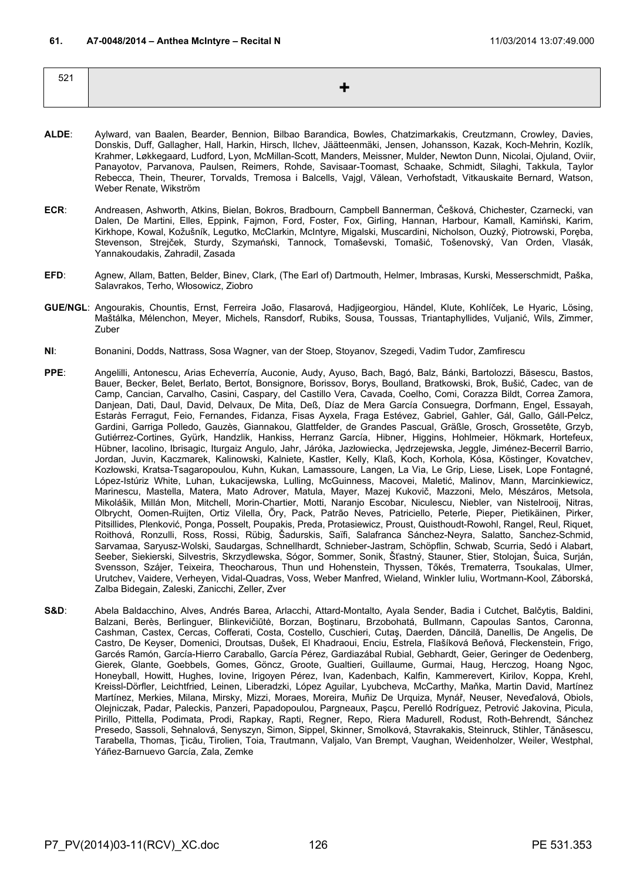**61. A7-0048/2014 – Anthea McIntyre – Recital N** 11/03/2014 13:07:49.000

| 521 | + |
|---|---|

**ALDE**: Aylward, van Baalen, Bearder, Bennion, Bilbao Barandica, Bowles, Chatzimarkakis, Creutzmann, Crowley, Davies, Donskis, Duff, Gallagher, Hall, Harkin, Hirsch, Ilchev, Jäätteenmäki, Jensen, Johansson, Kazak, Koch-Mehrin, Kozlík, Krahmer, Løkkegaard, Ludford, Lyon, McMillan-Scott, Manders, Meissner, Mulder, Newton Dunn, Nicolai, Ojuland, Oviir, Panayotov, Parvanova, Paulsen, Reimers, Rohde, Savisaar-Toomast, Schaake, Schmidt, Silaghi, Takkula, Taylor Rebecca, Thein, Theurer, Torvalds, Tremosa i Balcells, Vajgl, Vălean, Verhofstadt, Vitkauskaite Bernard, Watson, Weber Renate, Wikström

**ECR**: Andreasen, Ashworth, Atkins, Bielan, Bokros, Bradbourn, Campbell Bannerman, Češková, Chichester, Czarnecki, van Dalen, De Martini, Elles, Eppink, Fajmon, Ford, Foster, Fox, Girling, Hannan, Harbour, Kamall, Kamiński, Karim, Kirkhope, Kowal, Kožušník, Legutko, McClarkin, McIntyre, Migalski, Muscardini, Nicholson, Ouzký, Piotrowski, Poręba, Stevenson, Strejček, Sturdy, Szymański, Tannock, Tomaševski, Tomašić, Tošenovský, Van Orden, Vlasák, Yannakoudakis, Zahradil, Zasada

**EFD**: Agnew, Allam, Batten, Belder, Binev, Clark, (The Earl of) Dartmouth, Helmer, Imbrasas, Kurski, Messerschmidt, Paška, Salavrakos, Terho, Włosowicz, Ziobro

**GUE/NGL**: Angourakis, Chountis, Ernst, Ferreira João, Flasarová, Hadjigeorgiou, Händel, Klute, Kohlíček, Le Hyaric, Lösing, Maštálka, Mélenchon, Meyer, Michels, Ransdorf, Rubiks, Sousa, Toussas, Triantaphyllides, Vuljanić, Wils, Zimmer, Zuber

**NI**: Bonanini, Dodds, Nattrass, Sosa Wagner, van der Stoep, Stoyanov, Szegedi, Vadim Tudor, Zamfirescu

**PPE**: Angelilli, Antonescu, Arias Echeverría, Auconie, Audy, Ayuso, Bach, Bagó, Balz, Bánki, Bartolozzi, Băsescu, Bastos, Bauer, Becker, Belet, Berlato, Bertot, Bonsignore, Borissov, Borys, Boulland, Bratkowski, Brok, Bušić, Cadec, van de Camp, Cancian, Carvalho, Casini, Caspary, del Castillo Vera, Cavada, Coelho, Comi, Corazza Bildt, Correa Zamora, Danjean, Dati, Daul, David, Delvaux, De Mita, Deß, Díaz de Mera García Consuegra, Dorfmann, Engel, Essayah, Estaràs Ferragut, Feio, Fernandes, Fidanza, Fisas Ayxela, Fraga Estévez, Gabriel, Gahler, Gál, Gallo, Gáll-Pelcz, Gardini, Garriga Polledo, Gauzès, Giannakou, Glattfelder, de Grandes Pascual, Gräßle, Grosch, Grossetête, Grzyb, Gutiérrez-Cortines, Gyürk, Handzlik, Hankiss, Herranz García, Hibner, Higgins, Hohlmeier, Hökmark, Hortefeux, Hübner, Iacolino, Ibrisagic, Iturgaiz Angulo, Jahr, Járóka, Jazłowiecka, Jędrzejewska, Jeggle, Jiménez-Becerril Barrio, Jordan, Juvin, Kaczmarek, Kalinowski, Kalniete, Kastler, Kelly, Klaß, Koch, Korhola, Kósa, Köstinger, Kovatchev, Kozłowski, Kratsa-Tsagaropoulou, Kuhn, Kukan, Lamassoure, Langen, La Via, Le Grip, Liese, Lisek, Lope Fontagné, López-Istúriz White, Luhan, Łukacijewska, Lulling, McGuinness, Macovei, Maletić, Malinov, Mann, Marcinkiewicz, Marinescu, Mastella, Matera, Mato Adrover, Matula, Mayer, Mazej Kukovič, Mazzoni, Melo, Mészáros, Metsola, Mikolášik, Millán Mon, Mitchell, Morin-Chartier, Motti, Naranjo Escobar, Niculescu, Niebler, van Nistelrooij, Nitras, Olbrycht, Oomen-Ruijten, Ortiz Vilella, Őry, Pack, Patrão Neves, Patriciello, Peterle, Pieper, Pietikäinen, Pirker, Pitsillides, Plenković, Ponga, Posselt, Poupakis, Preda, Protasiewicz, Proust, Quisthoudt-Rowohl, Rangel, Reul, Riquet, Roithová, Ronzulli, Ross, Rossi, Rübig, Šadurskis, Saïfi, Salafranca Sánchez-Neyra, Salatto, Sanchez-Schmid, Sarvamaa, Saryusz-Wolski, Saudargas, Schnellhardt, Schnieber-Jastram, Schöpflin, Schwab, Scurria, Sedó i Alabart, Seeber, Siekierski, Silvestris, Skrzydlewska, Sógor, Sommer, Sonik, Šťastný, Stauner, Stier, Stolojan, Šuica, Surján, Svensson, Szájer, Teixeira, Theocharous, Thun und Hohenstein, Thyssen, Tőkés, Trematerra, Tsoukalas, Ulmer, Urutchev, Vaidere, Verheyen, Vidal-Quadras, Voss, Weber Manfred, Wieland, Winkler Iuliu, Wortmann-Kool, Záborská, Zalba Bidegain, Zaleski, Zanicchi, Zeller, Zver

**S&D**: Abela Baldacchino, Alves, Andrés Barea, Arlacchi, Attard-Montalto, Ayala Sender, Badia i Cutchet, Balčytis, Baldini, Balzani, Berès, Berlinguer, Blinkevičiūtė, Borzan, Boştinaru, Brzobohatá, Bullmann, Capoulas Santos, Caronna, Cashman, Castex, Cercas, Cofferati, Costa, Costello, Cuschieri, Cutaş, Daerden, Dăncilă, Danellis, De Angelis, De Castro, De Keyser, Domenici, Droutsas, Dušek, El Khadraoui, Enciu, Estrela, Flašíková Beňová, Fleckenstein, Frigo, Garcés Ramón, García-Hierro Caraballo, García Pérez, Gardiazábal Rubial, Gebhardt, Geier, Geringer de Oedenberg, Gierek, Glante, Goebbels, Gomes, Göncz, Groote, Gualtieri, Guillaume, Gurmai, Haug, Herczog, Hoang Ngoc, Honeyball, Howitt, Hughes, Iovine, Irigoyen Pérez, Ivan, Kadenbach, Kalfin, Kammerevert, Kirilov, Koppa, Krehl, Kreissl-Dörfler, Leichtfried, Leinen, Liberadzki, López Aguilar, Lyubcheva, McCarthy, Maňka, Martin David, Martínez Martínez, Merkies, Milana, Mirsky, Mizzi, Moraes, Moreira, Muñiz De Urquiza, Mynář, Neuser, Neveďalová, Obiols, Olejniczak, Padar, Paleckis, Panzeri, Papadopoulou, Pargneaux, Paşcu, Perelló Rodríguez, Petrović Jakovina, Picula, Pirillo, Pittella, Podimata, Prodi, Rapkay, Rapti, Regner, Repo, Riera Madurell, Rodust, Roth-Behrendt, Sánchez Presedo, Sassoli, Sehnalová, Senyszyn, Simon, Sippel, Skinner, Smolková, Stavrakakis, Steinruck, Stihler, Tănăsescu, Tarabella, Thomas, Ţicău, Tirolien, Toia, Trautmann, Valjalo, Van Brempt, Vaughan, Weidenholzer, Weiler, Westphal, Yáñez-Barnuevo García, Zala, Zemke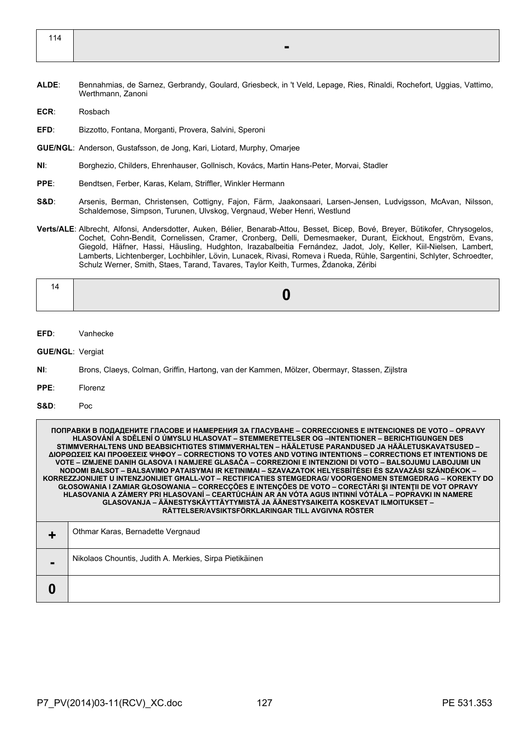| 114 | - |
|---|---|

**ALDE**: Bennahmias, de Sarnez, Gerbrandy, Goulard, Griesbeck, in 't Veld, Lepage, Ries, Rinaldi, Rochefort, Uggias, Vattimo, Werthmann, Zanoni

**ECR**: Rosbach

**EFD**: Bizzotto, Fontana, Morganti, Provera, Salvini, Speroni

**GUE/NGL**: Anderson, Gustafsson, de Jong, Kari, Liotard, Murphy, Omarjee

**NI**: Borghezio, Childers, Ehrenhauser, Gollnisch, Kovács, Martin Hans-Peter, Morvai, Stadler

**PPE**: Bendtsen, Ferber, Karas, Kelam, Striffler, Winkler Hermann

**S&D**: Arsenis, Berman, Christensen, Cottigny, Fajon, Färm, Jaakonsaari, Larsen-Jensen, Ludvigsson, McAvan, Nilsson, Schaldemose, Simpson, Turunen, Ulvskog, Vergnaud, Weber Henri, Westlund

**Verts/ALE**: Albrecht, Alfonsi, Andersdotter, Auken, Bélier, Benarab-Attou, Besset, Bicep, Bové, Breyer, Bütikofer, Chrysogelos, Cochet, Cohn-Bendit, Cornelissen, Cramer, Cronberg, Delli, Demesmaeker, Durant, Eickhout, Engström, Evans, Giegold, Häfner, Hassi, Häusling, Hudghton, Irazabalbeitia Fernández, Jadot, Joly, Keller, Kiil-Nielsen, Lambert, Lamberts, Lichtenberger, Lochbihler, Lövin, Lunacek, Rivasi, Romeva i Rueda, Rühle, Sargentini, Schlyter, Schroedter, Schulz Werner, Smith, Staes, Tarand, Tavares, Taylor Keith, Turmes, Ždanoka, Zéribi

| 14 | 0 |
|---|---|

**EFD**: Vanhecke

**GUE/NGL**: Vergiat

**NI**: Brons, Claeys, Colman, Griffin, Hartong, van der Kammen, Mölzer, Obermayr, Stassen, Zijlstra

**PPE**: Florenz

**S&D**: Poc

| ПОПРАВКИ В ПОДАДЕНИТЕ ГЛАСОВЕ И НАМЕРЕНИЯ ЗА ГЛАСУВАНЕ – CORRECCIONES E INTENCIONES DE VOTO – OPRAVY HLASOVÁNÍ A SDĚLENÍ O ÚMYSLU HLASOVAT – STEMMERETTELSER OG –INTENTIONER – BERICHTIGUNGEN DES STIMMVERHALTENS UND BEABSICHTIGTES STIMMVERHALTEN – HÄÄLETUSE PARANDUSED JA HÄÄLETUSKAVATSUSED – ΔΙΟΡΘΩΣΕΙΣ ΚΑΙ ΠΡΟΘΕΣΕΙΣ ΨΗΦΟΥ – CORRECTIONS TO VOTES AND VOTING INTENTIONS – CORRECTIONS ET INTENTIONS DE VOTE – IZMJENE DANIH GLASOVA I NAMJERE GLASAČA – CORREZIONI E INTENZIONI DI VOTO – BALSOJUMU LABOJUMI UN NODOMI BALSOT – BALSAVIMO PATAISYMAI IR KETINIMAI – SZAVAZATOK HELYESBÍTÉSEI ÉS SZAVAZÁSI SZÁNDÉKOK – KORREZZJONIJIET U INTENZJONIJIET GĦALL-VOT – RECTIFICATIES STEMGEDRAG/ VOORGENOMEN STEMGEDRAG – KOREKTY DO GŁOSOWANIA I ZAMIAR GŁOSOWANIA – CORRECÇÕES E INTENÇÕES DE VOTO – CORECTĂRI ŞI INTENŢII DE VOT OPRAVY HLASOVANIA A ZÁMERY PRI HLASOVANÍ – CEARTÚCHÁIN AR AN VÓTA AGUS INTINNÍ VÓTÁLA – POPRAVKI IN NAMERE GLASOVANJA – ÄÄNESTYSKÄYTTÄYTYMISTÄ JA ÄÄNESTYSAIKEITA KOSKEVAT ILMOITUKSET – RÄTTELSER/AVSIKTSFÖRKLARINGAR TILL AVGIVNA RÖSTER | |
|---|---|
| + | Othmar Karas, Bernadette Vergnaud |
| - | Nikolaos Chountis, Judith A. Merkies, Sirpa Pietikäinen |
| 0 | |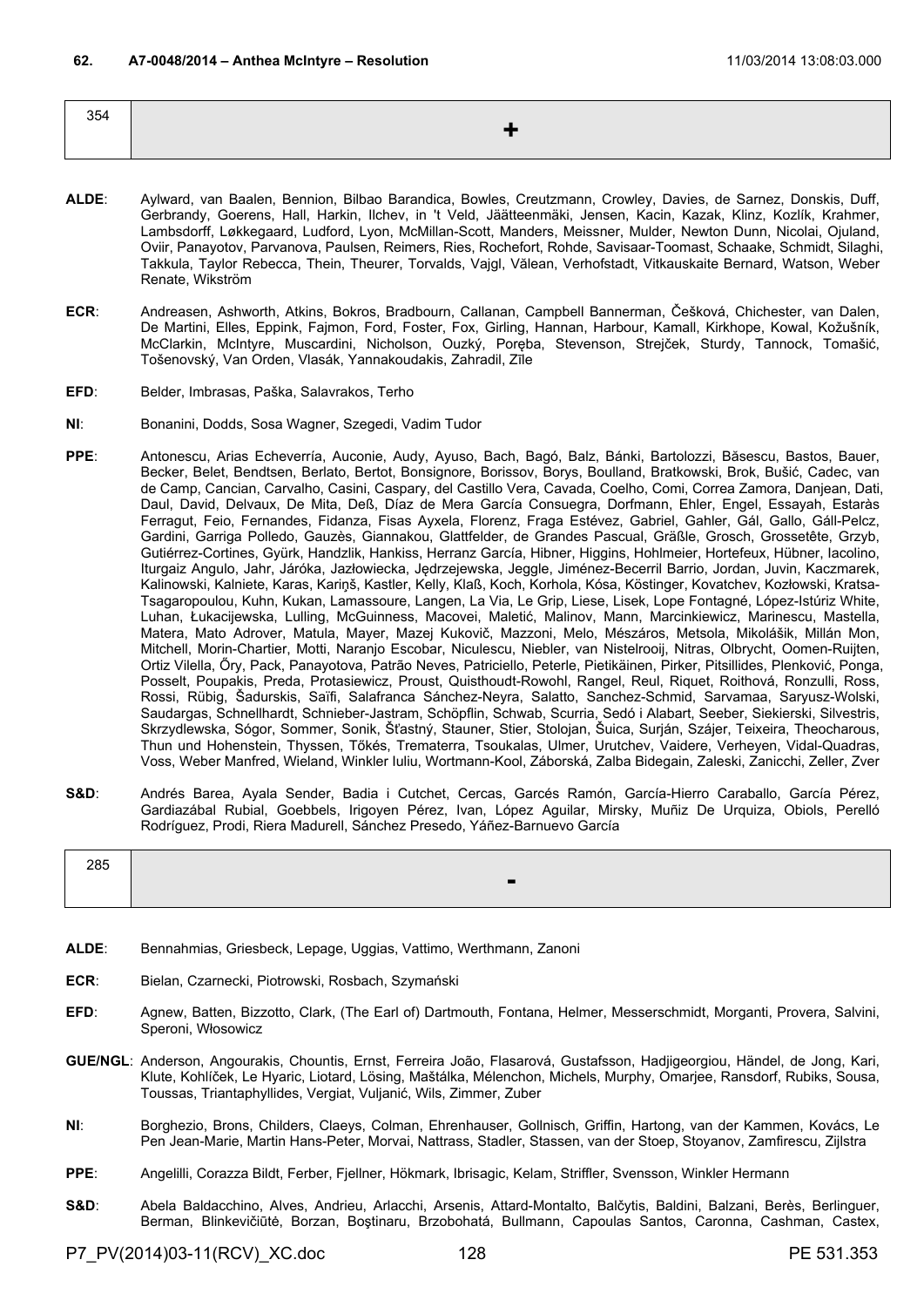## 62. A7-0048/2014 – Anthea McIntyre – Resolution 11/03/2014 13:08:03.000

| 354 | + |
|---|---|

**ALDE**: Aylward, van Baalen, Bennion, Bilbao Barandica, Bowles, Creutzmann, Crowley, Davies, de Sarnez, Donskis, Duff, Gerbrandy, Goerens, Hall, Harkin, Ilchev, in 't Veld, Jäätteenmäki, Jensen, Kacin, Kazak, Klinz, Kozlík, Krahmer, Lambsdorff, Løkkegaard, Ludford, Lyon, McMillan-Scott, Manders, Meissner, Mulder, Newton Dunn, Nicolai, Ojuland, Oviir, Panayotov, Parvanova, Paulsen, Reimers, Ries, Rochefort, Rohde, Savisaar-Toomast, Schaake, Schmidt, Silaghi, Takkula, Taylor Rebecca, Thein, Theurer, Torvalds, Vajgl, Vălean, Verhofstadt, Vitkauskaite Bernard, Watson, Weber Renate, Wikström

**ECR**: Andreasen, Ashworth, Atkins, Bokros, Bradbourn, Callanan, Campbell Bannerman, Češková, Chichester, van Dalen, De Martini, Elles, Eppink, Fajmon, Ford, Foster, Fox, Girling, Hannan, Harbour, Kamall, Kirkhope, Kowal, Kožušník, McClarkin, McIntyre, Muscardini, Nicholson, Ouzký, Poręba, Stevenson, Strejček, Sturdy, Tannock, Tomašić, Tošenovský, Van Orden, Vlasák, Yannakoudakis, Zahradil, Zīle

**EFD**: Belder, Imbrasas, Paška, Salavrakos, Terho

**NI**: Bonanini, Dodds, Sosa Wagner, Szegedi, Vadim Tudor

**PPE**: Antonescu, Arias Echeverría, Auconie, Audy, Ayuso, Bach, Bagó, Balz, Bánki, Bartolozzi, Băsescu, Bastos, Bauer, Becker, Belet, Bendtsen, Berlato, Bertot, Bonsignore, Borissov, Borys, Boulland, Bratkowski, Brok, Bušić, Cadec, van de Camp, Cancian, Carvalho, Casini, Caspary, del Castillo Vera, Cavada, Coelho, Comi, Correa Zamora, Danjean, Dati, Daul, David, Delvaux, De Mita, Deß, Díaz de Mera García Consuegra, Dorfmann, Ehler, Engel, Essayah, Estaràs Ferragut, Feio, Fernandes, Fidanza, Fisas Ayxela, Florenz, Fraga Estévez, Gabriel, Gahler, Gál, Gallo, Gáll-Pelcz, Gardini, Garriga Polledo, Gauzès, Giannakou, Glattfelder, de Grandes Pascual, Gräßle, Grosch, Grossetête, Grzyb, Gutiérrez-Cortines, Gyürk, Handzlik, Hankiss, Herranz García, Hibner, Higgins, Hohlmeier, Hortefeux, Hübner, Iacolino, Iturgaiz Angulo, Jahr, Járóka, Jazłowiecka, Jędrzejewska, Jeggle, Jiménez-Becerril Barrio, Jordan, Juvin, Kaczmarek, Kalinowski, Kalniete, Karas, Kariņš, Kastler, Kelly, Klaß, Koch, Korhola, Kósa, Köstinger, Kovatchev, Kozłowski, Kratsa-Tsagaropoulou, Kuhn, Kukan, Lamassoure, Langen, La Via, Le Grip, Liese, Lisek, Lope Fontagné, López-Istúriz White, Luhan, Łukacijewska, Lulling, McGuinness, Macovei, Maletić, Malinov, Mann, Marcinkiewicz, Marinescu, Mastella, Matera, Mato Adrover, Matula, Mayer, Mazej Kukovič, Mazzoni, Melo, Mészáros, Metsola, Mikolášik, Millán Mon, Mitchell, Morin-Chartier, Motti, Naranjo Escobar, Niculescu, Niebler, van Nistelrooij, Nitras, Olbrycht, Oomen-Ruijten, Ortiz Vilella, Őry, Pack, Panayotova, Patrão Neves, Patriciello, Peterle, Pietikäinen, Pirker, Pitsillides, Plenković, Ponga, Posselt, Poupakis, Preda, Protasiewicz, Proust, Quisthoudt-Rowohl, Rangel, Reul, Riquet, Roithová, Ronzulli, Ross, Rossi, Rübig, Šadurskis, Saïfi, Salafranca Sánchez-Neyra, Salatto, Sanchez-Schmid, Sarvamaa, Saryusz-Wolski, Saudargas, Schnellhardt, Schnieber-Jastram, Schöpflin, Schwab, Scurria, Sedó i Alabart, Seeber, Siekierski, Silvestris, Skrzydlewska, Sógor, Sommer, Sonik, Šťastný, Stauner, Stier, Stolojan, Šuica, Surján, Szájer, Teixeira, Theocharous, Thun und Hohenstein, Thyssen, Tőkés, Trematerra, Tsoukalas, Ulmer, Urutchev, Vaidere, Verheyen, Vidal-Quadras, Voss, Weber Manfred, Wieland, Winkler Iuliu, Wortmann-Kool, Záborská, Zalba Bidegain, Zaleski, Zanicchi, Zeller, Zver

**S&D**: Andrés Barea, Ayala Sender, Badia i Cutchet, Cercas, Garcés Ramón, García-Hierro Caraballo, García Pérez, Gardiazábal Rubial, Goebbels, Irigoyen Pérez, Ivan, López Aguilar, Mirsky, Muñiz De Urquiza, Obiols, Perelló Rodríguez, Prodi, Riera Madurell, Sánchez Presedo, Yáñez-Barnuevo García

| 285 | - |
|---|---|

**ALDE**: Bennahmias, Griesbeck, Lepage, Uggias, Vattimo, Werthmann, Zanoni

**ECR**: Bielan, Czarnecki, Piotrowski, Rosbach, Szymański

**EFD**: Agnew, Batten, Bizzotto, Clark, (The Earl of) Dartmouth, Fontana, Helmer, Messerschmidt, Morganti, Provera, Salvini, Speroni, Włosowicz

**GUE/NGL**: Anderson, Angourakis, Chountis, Ernst, Ferreira João, Flasarová, Gustafsson, Hadjigeorgiou, Händel, de Jong, Kari, Klute, Kohlíček, Le Hyaric, Liotard, Lösing, Maštálka, Mélenchon, Michels, Murphy, Omarjee, Ransdorf, Rubiks, Sousa, Toussas, Triantaphyllides, Vergiat, Vuljanić, Wils, Zimmer, Zuber

**NI**: Borghezio, Brons, Childers, Claeys, Colman, Ehrenhauser, Gollnisch, Griffin, Hartong, van der Kammen, Kovács, Le Pen Jean-Marie, Martin Hans-Peter, Morvai, Nattrass, Stadler, Stassen, van der Stoep, Stoyanov, Zamfirescu, Zijlstra

**PPE**: Angelilli, Corazza Bildt, Ferber, Fjellner, Hökmark, Ibrisagic, Kelam, Striffler, Svensson, Winkler Hermann

**S&D**: Abela Baldacchino, Alves, Andrieu, Arlacchi, Arsenis, Attard-Montalto, Balčytis, Baldini, Balzani, Berès, Berlinguer, Berman, Blinkevičiūtė, Borzan, Boştinaru, Brzobohatá, Bullmann, Capoulas Santos, Caronna, Cashman, Castex,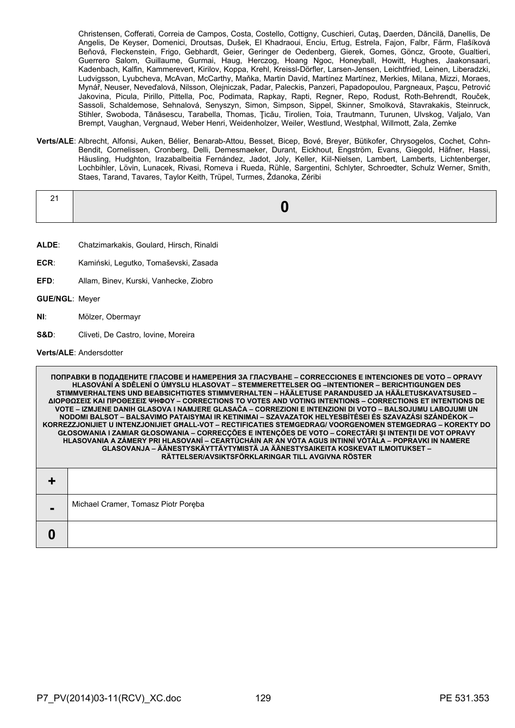Christensen, Cofferati, Correia de Campos, Costa, Costello, Cottigny, Cuschieri, Cutaş, Daerden, Dăncilă, Danellis, De Angelis, De Keyser, Domenici, Droutsas, Dušek, El Khadraoui, Enciu, Ertug, Estrela, Fajon, Falbr, Färm, Flašíková Beňová, Fleckenstein, Frigo, Gebhardt, Geier, Geringer de Oedenberg, Gierek, Gomes, Göncz, Groote, Gualtieri, Guerrero Salom, Guillaume, Gurmai, Haug, Herczog, Hoang Ngoc, Honeyball, Howitt, Hughes, Jaakonsaari, Kadenbach, Kalfin, Kammerevert, Kirilov, Koppa, Krehl, Kreissl-Dörfler, Larsen-Jensen, Leichtfried, Leinen, Liberadzki, Ludvigsson, Lyubcheva, McAvan, McCarthy, Maňka, Martin David, Martínez Martínez, Merkies, Milana, Mizzi, Moraes, Mynář, Neuser, Neveďalová, Nilsson, Olejniczak, Padar, Paleckis, Panzeri, Papadopoulou, Pargneaux, Paşcu, Petrović Jakovina, Picula, Pirillo, Pittella, Poc, Podimata, Rapkay, Rapti, Regner, Repo, Rodust, Roth-Behrendt, Rouček, Sassoli, Schaldemose, Sehnalová, Senyszyn, Simon, Simpson, Sippel, Skinner, Smolková, Stavrakakis, Steinruck, Stihler, Swoboda, Tănăsescu, Tarabella, Thomas, Ţicău, Tirolien, Toia, Trautmann, Turunen, Ulvskog, Valjalo, Van Brempt, Vaughan, Vergnaud, Weber Henri, Weidenholzer, Weiler, Westlund, Westphal, Willmott, Zala, Zemke

**Verts/ALE**: Albrecht, Alfonsi, Auken, Bélier, Benarab-Attou, Besset, Bicep, Bové, Breyer, Bütikofer, Chrysogelos, Cochet, Cohn-Bendit, Cornelissen, Cronberg, Delli, Demesmaeker, Durant, Eickhout, Engström, Evans, Giegold, Häfner, Hassi, Häusling, Hudghton, Irazabalbeitia Fernández, Jadot, Joly, Keller, Kiil-Nielsen, Lambert, Lamberts, Lichtenberger, Lochbihler, Lövin, Lunacek, Rivasi, Romeva i Rueda, Rühle, Sargentini, Schlyter, Schroedter, Schulz Werner, Smith, Staes, Tarand, Tavares, Taylor Keith, Trüpel, Turmes, Ždanoka, Zéribi

| 21 | **0** |
|---|---|

**ALDE**: Chatzimarkakis, Goulard, Hirsch, Rinaldi

**ECR**: Kamiński, Legutko, Tomaševski, Zasada

**EFD**: Allam, Binev, Kurski, Vanhecke, Ziobro

**GUE/NGL**: Meyer

**NI**: Mölzer, Obermayr

**S&D**: Cliveti, De Castro, Iovine, Moreira

**Verts/ALE**: Andersdotter

| **ПОПРАВКИ В ПОДАДЕНИТЕ ГЛАСОВЕ И НАМЕРЕНИЯ ЗА ГЛАСУВАНЕ – CORRECCIONES E INTENCIONES DE VOTO – OPRAVY HLASOVÁNÍ A SDĚLENÍ O ÚMYSLU HLASOVAT – STEMMERETTELSER OG –INTENTIONER – BERICHTIGUNGEN DES STIMMVERHALTENS UND BEABSICHTIGTES STIMMVERHALTEN – HÄÄLETUSE PARANDUSED JA HÄÄLETUSKAVATSUSED – ΔΙΟΡΘΩΣΕΙΣ ΚΑΙ ΠΡΟΘΕΣΕΙΣ ΨΗΦΟΥ – CORRECTIONS TO VOTES AND VOTING INTENTIONS – CORRECTIONS ET INTENTIONS DE VOTE – IZMJENE DANIH GLASOVA I NAMJERE GLASAČA – CORREZIONI E INTENZIONI DI VOTO – BALSOJUMU LABOJUMI UN NODOMI BALSOT – BALSAVIMO PATAISYMAI IR KETINIMAI – SZAVAZATOK HELYESBÍTÉSEI ÉS SZAVAZÁSI SZÁNDÉKOK – KORREZZJONIJIET U INTENZJONIJIET GĦALL-VOT – RECTIFICATIES STEMGEDRAG/ VOORGENOMEN STEMGEDRAG – KOREKTY DO GŁOSOWANIA I ZAMIAR GŁOSOWANIA – CORRECÇÕES E INTENÇÕES DE VOTO – CORECTĂRI ŞI INTENŢII DE VOT OPRAVY HLASOVANIA A ZÁMERY PRI HLASOVANÍ – CEARTÚCHÁIN AR AN VÓTA AGUS INTINNÍ VÓTÁLA – POPRAVKI IN NAMERE GLASOVANJA – ÄÄNESTYSKÄYTTÄYTYMISTÄ JA ÄÄNESTYSAIKEITA KOSKEVAT ILMOITUKSET – RÄTTELSER/AVSIKTSFÖRKLARINGAR TILL AVGIVNA RÖSTER** | |
|---|---|
| **+** | |
| **-** | Michael Cramer, Tomasz Piotr Poręba |
| **0** | |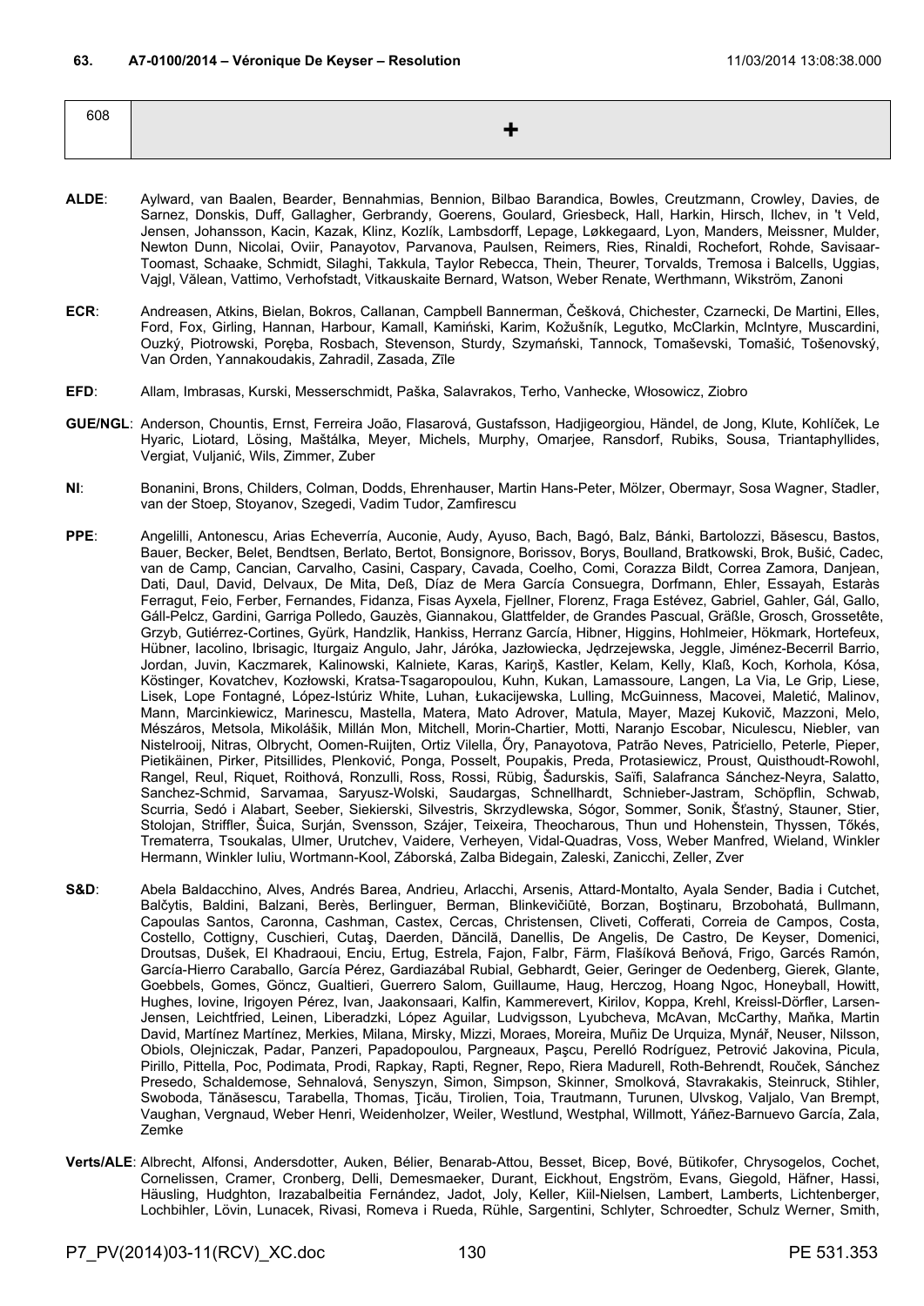**63. A7-0100/2014 – Véronique De Keyser – Resolution** 11/03/2014 13:08:38.000

| 608 | + |
|---|---|

**ALDE**: Aylward, van Baalen, Bearder, Bennahmias, Bennion, Bilbao Barandica, Bowles, Creutzmann, Crowley, Davies, de Sarnez, Donskis, Duff, Gallagher, Gerbrandy, Goerens, Goulard, Griesbeck, Hall, Harkin, Hirsch, Ilchev, in 't Veld, Jensen, Johansson, Kacin, Kazak, Klinz, Kozlík, Lambsdorff, Lepage, Løkkegaard, Lyon, Manders, Meissner, Mulder, Newton Dunn, Nicolai, Oviir, Panayotov, Parvanova, Paulsen, Reimers, Ries, Rinaldi, Rochefort, Rohde, Savisaar-Toomast, Schaake, Schmidt, Silaghi, Takkula, Taylor Rebecca, Thein, Theurer, Torvalds, Tremosa i Balcells, Uggias, Vajgl, Vălean, Vattimo, Verhofstadt, Vitkauskaite Bernard, Watson, Weber Renate, Werthmann, Wikström, Zanoni

**ECR**: Andreasen, Atkins, Bielan, Bokros, Callanan, Campbell Bannerman, Češková, Chichester, Czarnecki, De Martini, Elles, Ford, Fox, Girling, Hannan, Harbour, Kamall, Kamiński, Karim, Kožušník, Legutko, McClarkin, McIntyre, Muscardini, Ouzký, Piotrowski, Poręba, Rosbach, Stevenson, Sturdy, Szymański, Tannock, Tomaševski, Tomašić, Tošenovský, Van Orden, Yannakoudakis, Zahradil, Zasada, Zīle

**EFD**: Allam, Imbrasas, Kurski, Messerschmidt, Paška, Salavrakos, Terho, Vanhecke, Włosowicz, Ziobro

**GUE/NGL**: Anderson, Chountis, Ernst, Ferreira João, Flasarová, Gustafsson, Hadjigeorgiou, Händel, de Jong, Klute, Kohlíček, Le Hyaric, Liotard, Lösing, Maštálka, Meyer, Michels, Murphy, Omarjee, Ransdorf, Rubiks, Sousa, Triantaphyllides, Vergiat, Vuljanić, Wils, Zimmer, Zuber

**NI**: Bonanini, Brons, Childers, Colman, Dodds, Ehrenhauser, Martin Hans-Peter, Mölzer, Obermayr, Sosa Wagner, Stadler, van der Stoep, Stoyanov, Szegedi, Vadim Tudor, Zamfirescu

**PPE**: Angelilli, Antonescu, Arias Echeverría, Auconie, Audy, Ayuso, Bach, Bagó, Balz, Bánki, Bartolozzi, Băsescu, Bastos, Bauer, Becker, Belet, Bendtsen, Berlato, Bertot, Bonsignore, Borissov, Borys, Boulland, Bratkowski, Brok, Bušić, Cadec, van de Camp, Cancian, Carvalho, Casini, Caspary, Cavada, Coelho, Comi, Corazza Bildt, Correa Zamora, Danjean, Dati, Daul, David, Delvaux, De Mita, Deß, Díaz de Mera García Consuegra, Dorfmann, Ehler, Essayah, Estaràs Ferragut, Feio, Ferber, Fernandes, Fidanza, Fisas Ayxela, Fjellner, Florenz, Fraga Estévez, Gabriel, Gahler, Gál, Gallo, Gáll-Pelcz, Gardini, Garriga Polledo, Gauzès, Giannakou, Glattfelder, de Grandes Pascual, Gräßle, Grosch, Grossetête, Grzyb, Gutiérrez-Cortines, Gyürk, Handzlik, Hankiss, Herranz García, Hibner, Higgins, Hohlmeier, Hökmark, Hortefeux, Hübner, Iacolino, Ibrisagic, Iturgaiz Angulo, Jahr, Járóka, Jazłowiecka, Jędrzejewska, Jeggle, Jiménez-Becerril Barrio, Jordan, Juvin, Kaczmarek, Kalinowski, Kalniete, Karas, Kariņš, Kastler, Kelam, Kelly, Klaß, Koch, Korhola, Kósa, Köstinger, Kovatchev, Kozłowski, Kratsa-Tsagaropoulou, Kuhn, Kukan, Lamassoure, Langen, La Via, Le Grip, Liese, Lisek, Lope Fontagné, López-Istúriz White, Luhan, Łukacijewska, Lulling, McGuinness, Macovei, Maletić, Malinov, Mann, Marcinkiewicz, Marinescu, Mastella, Matera, Mato Adrover, Matula, Mayer, Mazej Kukovič, Mazzoni, Melo, Mészáros, Metsola, Mikolášik, Millán Mon, Mitchell, Morin-Chartier, Motti, Naranjo Escobar, Niculescu, Niebler, van Nistelrooij, Nitras, Olbrycht, Oomen-Ruijten, Ortiz Vilella, Őry, Panayotova, Patrão Neves, Patriciello, Peterle, Pieper, Pietikäinen, Pirker, Pitsillides, Plenković, Ponga, Posselt, Poupakis, Preda, Protasiewicz, Proust, Quisthoudt-Rowohl, Rangel, Reul, Riquet, Roithová, Ronzulli, Ross, Rossi, Rübig, Šadurskis, Saïfi, Salafranca Sánchez-Neyra, Salatto, Sanchez-Schmid, Sarvamaa, Saryusz-Wolski, Saudargas, Schnellhardt, Schnieber-Jastram, Schöpflin, Schwab, Scurria, Sedó i Alabart, Seeber, Siekierski, Silvestris, Skrzydlewska, Sógor, Sommer, Sonik, Šťastný, Stauner, Stier, Stolojan, Striffler, Šuica, Surján, Svensson, Szájer, Teixeira, Theocharous, Thun und Hohenstein, Thyssen, Tőkés, Trematerra, Tsoukalas, Ulmer, Urutchev, Vaidere, Verheyen, Vidal-Quadras, Voss, Weber Manfred, Wieland, Winkler Hermann, Winkler Iuliu, Wortmann-Kool, Záborská, Zalba Bidegain, Zaleski, Zanicchi, Zeller, Zver

**S&D**: Abela Baldacchino, Alves, Andrés Barea, Andrieu, Arlacchi, Arsenis, Attard-Montalto, Ayala Sender, Badia i Cutchet, Balčytis, Baldini, Balzani, Berès, Berlinguer, Berman, Blinkevičiūtė, Borzan, Boştinaru, Brzobohatá, Bullmann, Capoulas Santos, Caronna, Cashman, Castex, Cercas, Christensen, Cliveti, Cofferati, Correia de Campos, Costa, Costello, Cottigny, Cuschieri, Cutaş, Daerden, Dăncilă, Danellis, De Angelis, De Castro, De Keyser, Domenici, Droutsas, Dušek, El Khadraoui, Enciu, Ertug, Estrela, Fajon, Falbr, Färm, Flašíková Beňová, Frigo, Garcés Ramón, García-Hierro Caraballo, García Pérez, Gardiazábal Rubial, Gebhardt, Geier, Geringer de Oedenberg, Gierek, Glante, Goebbels, Gomes, Göncz, Gualtieri, Guerrero Salom, Guillaume, Haug, Herczog, Hoang Ngoc, Honeyball, Howitt, Hughes, Iovine, Irigoyen Pérez, Ivan, Jaakonsaari, Kalfin, Kammerevert, Kirilov, Koppa, Krehl, Kreissl-Dörfler, Larsen-Jensen, Leichtfried, Leinen, Liberadzki, López Aguilar, Ludvigsson, Lyubcheva, McAvan, McCarthy, Maňka, Martin David, Martínez Martínez, Merkies, Milana, Mirsky, Mizzi, Moraes, Moreira, Muñiz De Urquiza, Mynář, Neuser, Nilsson, Obiols, Olejniczak, Padar, Panzeri, Papadopoulou, Pargneaux, Paşcu, Perelló Rodríguez, Petrović Jakovina, Picula, Pirillo, Pittella, Poc, Podimata, Prodi, Rapkay, Rapti, Regner, Repo, Riera Madurell, Roth-Behrendt, Rouček, Sánchez Presedo, Schaldemose, Sehnalová, Senyszyn, Simon, Simpson, Skinner, Smolková, Stavrakakis, Steinruck, Stihler, Swoboda, Tănăsescu, Tarabella, Thomas, Ţicău, Tirolien, Toia, Trautmann, Turunen, Ulvskog, Valjalo, Van Brempt, Vaughan, Vergnaud, Weber Henri, Weidenholzer, Weiler, Westlund, Westphal, Willmott, Yáñez-Barnuevo García, Zala, Zemke

**Verts/ALE**: Albrecht, Alfonsi, Andersdotter, Auken, Bélier, Benarab-Attou, Besset, Bicep, Bové, Bütikofer, Chrysogelos, Cochet, Cornelissen, Cramer, Cronberg, Delli, Demesmaeker, Durant, Eickhout, Engström, Evans, Giegold, Häfner, Hassi, Häusling, Hudghton, Irazabalbeitia Fernández, Jadot, Joly, Keller, Kiil-Nielsen, Lambert, Lamberts, Lichtenberger, Lochbihler, Lövin, Lunacek, Rivasi, Romeva i Rueda, Rühle, Sargentini, Schlyter, Schroedter, Schulz Werner, Smith,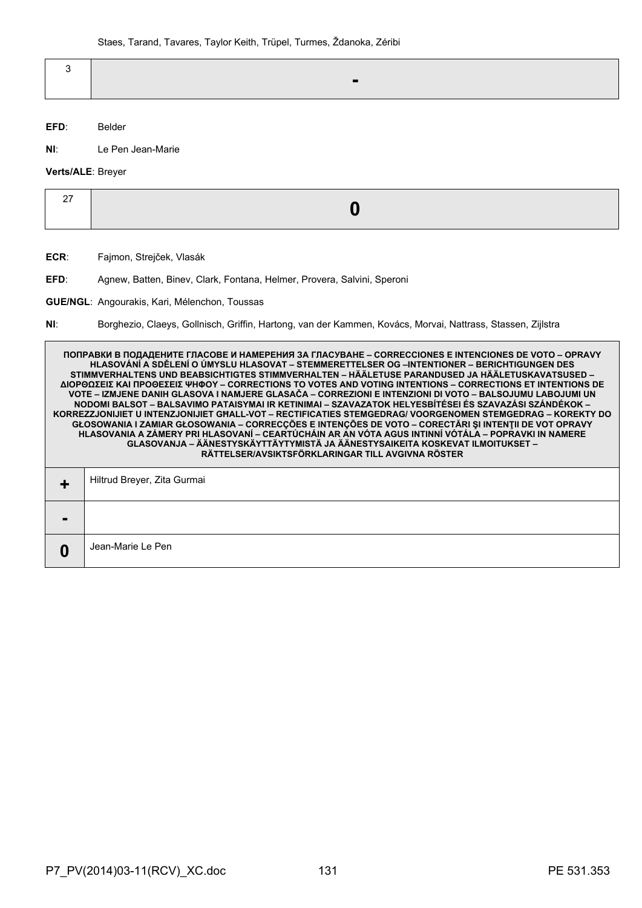Staes, Tarand, Tavares, Taylor Keith, Trüpel, Turmes, Ždanoka, Zéribi

| 3 | - |
|---|---|

**EFD**: Belder

**NI**: Le Pen Jean-Marie

**Verts/ALE**: Breyer

| 27 | 0 |
|---|---|

**ECR**: Fajmon, Strejček, Vlasák

**EFD**: Agnew, Batten, Binev, Clark, Fontana, Helmer, Provera, Salvini, Speroni

**GUE/NGL**: Angourakis, Kari, Mélenchon, Toussas

**NI**: Borghezio, Claeys, Gollnisch, Griffin, Hartong, van der Kammen, Kovács, Morvai, Nattrass, Stassen, Zijlstra

| ПОПРАВКИ В ПОДАДЕНИТЕ ГЛАСОВЕ И НАМЕРЕНИЯ ЗА ГЛАСУВАНЕ – CORRECCIONES E INTENCIONES DE VOTO – OPRAVY HLASOVÁNÍ A SDĚLENÍ O ÚMYSLU HLASOVAT – STEMMERETTELSER OG –INTENTIONER – BERICHTIGUNGEN DES STIMMVERHALTENS UND BEABSICHTIGTES STIMMVERHALTEN – HÄÄLETUSE PARANDUSED JA HÄÄLETUSKAVATSUSED – ΔΙΟΡΘΩΣΕΙΣ ΚΑΙ ΠΡΟΘΕΣΕΙΣ ΨΗΦΟΥ – CORRECTIONS TO VOTES AND VOTING INTENTIONS – CORRECTIONS ET INTENTIONS DE VOTE – IZMJENE DANIH GLASOVA I NAMJERE GLASAČA – CORREZIONI E INTENZIONI DI VOTO – BALSOJUMU LABOJUMI UN NODOMI BALSOT – BALSAVIMO PATAISYMAI IR KETINIMAI – SZAVAZATOK HELYESBÍTÉSEI ÉS SZAVAZÁSI SZÁNDÉKOK – KORREZZJONIJIET U INTENZJONIJIET GĦALL-VOT – RECTIFICATIES STEMGEDRAG/ VOORGENOMEN STEMGEDRAG – KOREKTY DO GŁOSOWANIA I ZAMIAR GŁOSOWANIA – CORRECÇÕES E INTENÇÕES DE VOTO – CORECTĂRI ŞI INTENŢII DE VOT OPRAVY HLASOVANIA A ZÁMERY PRI HLASOVANÍ – CEARTÚCHÁIN AR AN VÓTA AGUS INTINNÍ VÓTÁLA – POPRAVKI IN NAMERE GLASOVANJA – ÄÄNESTYSKÄYTTÄYTYMISTÄ JA ÄÄNESTYSAIKEITA KOSKEVAT ILMOITUKSET – RÄTTELSER/AVSIKTSFÖRKLARINGAR TILL AVGIVNA RÖSTER | |
|---|---|
| + | Hiltrud Breyer, Zita Gurmai |
| - | |
| 0 | Jean-Marie Le Pen |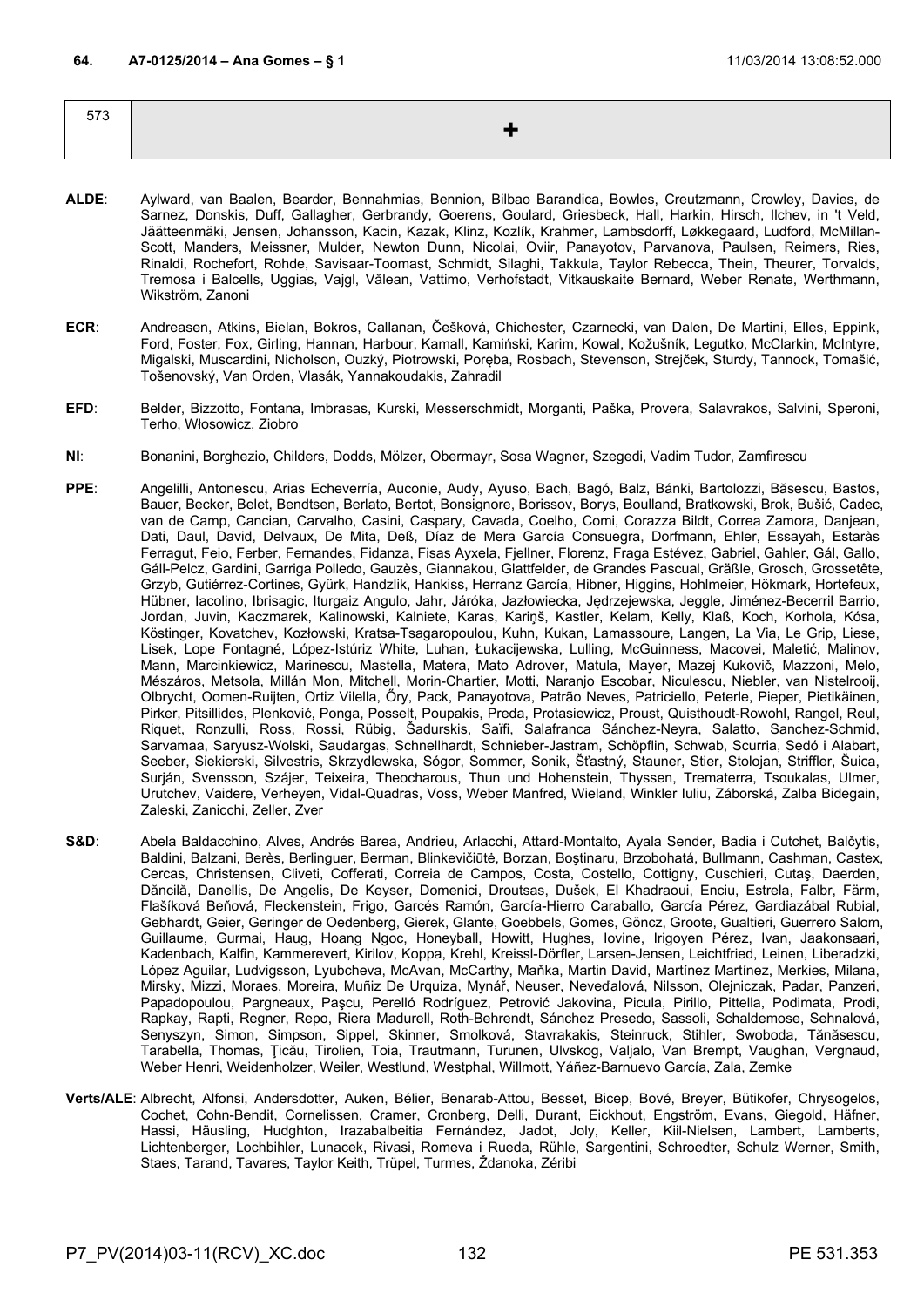**64. A7-0125/2014 – Ana Gomes – § 1** 11/03/2014 13:08:52.000

| 573 | + |
|---|---|

**ALDE**: Aylward, van Baalen, Bearder, Bennahmias, Bennion, Bilbao Barandica, Bowles, Creutzmann, Crowley, Davies, de Sarnez, Donskis, Duff, Gallagher, Gerbrandy, Goerens, Goulard, Griesbeck, Hall, Harkin, Hirsch, Ilchev, in 't Veld, Jäätteenmäki, Jensen, Johansson, Kacin, Kazak, Klinz, Kozlík, Krahmer, Lambsdorff, Løkkegaard, Ludford, McMillan-Scott, Manders, Meissner, Mulder, Newton Dunn, Nicolai, Oviir, Panayotov, Parvanova, Paulsen, Reimers, Ries, Rinaldi, Rochefort, Rohde, Savisaar-Toomast, Schmidt, Silaghi, Takkula, Taylor Rebecca, Thein, Theurer, Torvalds, Tremosa i Balcells, Uggias, Vajgl, Vălean, Vattimo, Verhofstadt, Vitkauskaite Bernard, Weber Renate, Werthmann, Wikström, Zanoni

**ECR**: Andreasen, Atkins, Bielan, Bokros, Callanan, Češková, Chichester, Czarnecki, van Dalen, De Martini, Elles, Eppink, Ford, Foster, Fox, Girling, Hannan, Harbour, Kamall, Kamiński, Karim, Kowal, Kožušník, Legutko, McClarkin, McIntyre, Migalski, Muscardini, Nicholson, Ouzký, Piotrowski, Poręba, Rosbach, Stevenson, Strejček, Sturdy, Tannock, Tomašić, Tošenovský, Van Orden, Vlasák, Yannakoudakis, Zahradil

**EFD**: Belder, Bizzotto, Fontana, Imbrasas, Kurski, Messerschmidt, Morganti, Paška, Provera, Salavrakos, Salvini, Speroni, Terho, Włosowicz, Ziobro

**NI**: Bonanini, Borghezio, Childers, Dodds, Mölzer, Obermayr, Sosa Wagner, Szegedi, Vadim Tudor, Zamfirescu

**PPE**: Angelilli, Antonescu, Arias Echeverría, Auconie, Audy, Ayuso, Bach, Bagó, Balz, Bánki, Bartolozzi, Băsescu, Bastos, Bauer, Becker, Belet, Bendtsen, Berlato, Bertot, Bonsignore, Borissov, Borys, Boulland, Bratkowski, Brok, Bušić, Cadec, van de Camp, Cancian, Carvalho, Casini, Caspary, Cavada, Coelho, Comi, Corazza Bildt, Correa Zamora, Danjean, Dati, Daul, David, Delvaux, De Mita, Deß, Díaz de Mera García Consuegra, Dorfmann, Ehler, Essayah, Estaràs Ferragut, Feio, Ferber, Fernandes, Fidanza, Fisas Ayxela, Fjellner, Florenz, Fraga Estévez, Gabriel, Gahler, Gál, Gallo, Gáll-Pelcz, Gardini, Garriga Polledo, Gauzès, Giannakou, Glattfelder, de Grandes Pascual, Gräßle, Grosch, Grossetête, Grzyb, Gutiérrez-Cortines, Gyürk, Handzlik, Hankiss, Herranz García, Hibner, Higgins, Hohlmeier, Hökmark, Hortefeux, Hübner, Iacolino, Ibrisagic, Iturgaiz Angulo, Jahr, Járóka, Jazłowiecka, Jędrzejewska, Jeggle, Jiménez-Becerril Barrio, Jordan, Juvin, Kaczmarek, Kalinowski, Kalniete, Karas, Kariņš, Kastler, Kelam, Kelly, Klaß, Koch, Korhola, Kósa, Köstinger, Kovatchev, Kozłowski, Kratsa-Tsagaropoulou, Kuhn, Kukan, Lamassoure, Langen, La Via, Le Grip, Liese, Lisek, Lope Fontagné, López-Istúriz White, Luhan, Łukacijewska, Lulling, McGuinness, Macovei, Maletić, Malinov, Mann, Marcinkiewicz, Marinescu, Mastella, Matera, Mato Adrover, Matula, Mayer, Mazej Kukovič, Mazzoni, Melo, Mészáros, Metsola, Millán Mon, Mitchell, Morin-Chartier, Motti, Naranjo Escobar, Niculescu, Niebler, van Nistelrooij, Olbrycht, Oomen-Ruijten, Ortiz Vilella, Őry, Pack, Panayotova, Patrão Neves, Patriciello, Peterle, Pieper, Pietikäinen, Pirker, Pitsillides, Plenković, Ponga, Posselt, Poupakis, Preda, Protasiewicz, Proust, Quisthoudt-Rowohl, Rangel, Reul, Riquet, Ronzulli, Ross, Rossi, Rübig, Šadurskis, Saïfi, Salafranca Sánchez-Neyra, Salatto, Sanchez-Schmid, Sarvamaa, Saryusz-Wolski, Saudargas, Schnellhardt, Schnieber-Jastram, Schöpflin, Schwab, Scurria, Sedó i Alabart, Seeber, Siekierski, Silvestris, Skrzydlewska, Sógor, Sommer, Sonik, Šťastný, Stauner, Stier, Stolojan, Striffler, Šuica, Surján, Svensson, Szájer, Teixeira, Theocharous, Thun und Hohenstein, Thyssen, Trematerra, Tsoukalas, Ulmer, Urutchev, Vaidere, Verheyen, Vidal-Quadras, Voss, Weber Manfred, Wieland, Winkler Iuliu, Záborská, Zalba Bidegain, Zaleski, Zanicchi, Zeller, Zver

**S&D**: Abela Baldacchino, Alves, Andrés Barea, Andrieu, Arlacchi, Attard-Montalto, Ayala Sender, Badia i Cutchet, Balčytis, Baldini, Balzani, Berès, Berlinguer, Berman, Blinkevičiūtė, Borzan, Boştinaru, Brzobohatá, Bullmann, Cashman, Castex, Cercas, Christensen, Cliveti, Cofferati, Correia de Campos, Costa, Costello, Cottigny, Cuschieri, Cutaş, Daerden, Dăncilă, Danellis, De Angelis, De Keyser, Domenici, Droutsas, Dušek, El Khadraoui, Enciu, Estrela, Falbr, Färm, Flašíková Beňová, Fleckenstein, Frigo, Garcés Ramón, García-Hierro Caraballo, García Pérez, Gardiazábal Rubial, Gebhardt, Geier, Geringer de Oedenberg, Gierek, Glante, Goebbels, Gomes, Göncz, Groote, Gualtieri, Guerrero Salom, Guillaume, Gurmai, Haug, Hoang Ngoc, Honeyball, Howitt, Hughes, Iovine, Irigoyen Pérez, Ivan, Jaakonsaari, Kadenbach, Kalfin, Kammerevert, Kirilov, Koppa, Krehl, Kreissl-Dörfler, Larsen-Jensen, Leichtfried, Leinen, Liberadzki, López Aguilar, Ludvigsson, Lyubcheva, McAvan, McCarthy, Maňka, Martin David, Martínez Martínez, Merkies, Milana, Mirsky, Mizzi, Moraes, Moreira, Muñiz De Urquiza, Mynář, Neuser, Neveďalová, Nilsson, Olejniczak, Padar, Panzeri, Papadopoulou, Pargneaux, Paşcu, Perelló Rodríguez, Petrović Jakovina, Picula, Pirillo, Pittella, Podimata, Prodi, Rapkay, Rapti, Regner, Repo, Riera Madurell, Roth-Behrendt, Sánchez Presedo, Sassoli, Schaldemose, Sehnalová, Senyszyn, Simon, Simpson, Sippel, Skinner, Smolková, Stavrakakis, Steinruck, Stihler, Swoboda, Tănăsescu, Tarabella, Thomas, Ţicău, Tirolien, Toia, Trautmann, Turunen, Ulvskog, Valjalo, Van Brempt, Vaughan, Vergnaud, Weber Henri, Weidenholzer, Weiler, Westlund, Westphal, Willmott, Yáñez-Barnuevo García, Zala, Zemke

**Verts/ALE**: Albrecht, Alfonsi, Andersdotter, Auken, Bélier, Benarab-Attou, Besset, Bicep, Bové, Breyer, Bütikofer, Chrysogelos, Cochet, Cohn-Bendit, Cornelissen, Cramer, Cronberg, Delli, Durant, Eickhout, Engström, Evans, Giegold, Häfner, Hassi, Häusling, Hudghton, Irazabalbeitia Fernández, Jadot, Joly, Keller, Kiil-Nielsen, Lambert, Lamberts, Lichtenberger, Lochbihler, Lunacek, Rivasi, Romeva i Rueda, Rühle, Sargentini, Schroedter, Schulz Werner, Smith, Staes, Tarand, Tavares, Taylor Keith, Trüpel, Turmes, Ždanoka, Zéribi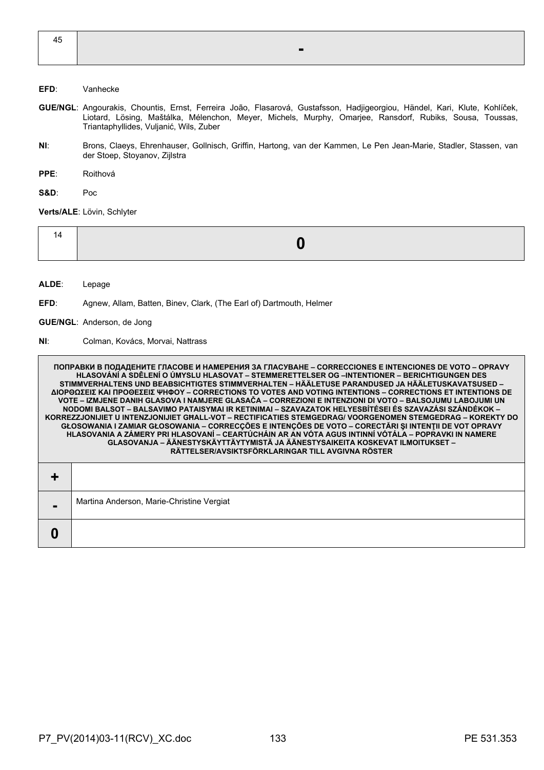| 45 | - |
|---|---|

**EFD**: Vanhecke

**GUE/NGL**: Angourakis, Chountis, Ernst, Ferreira João, Flasarová, Gustafsson, Hadjigeorgiou, Händel, Kari, Klute, Kohlíček, Liotard, Lösing, Maštálka, Mélenchon, Meyer, Michels, Murphy, Omarjee, Ransdorf, Rubiks, Sousa, Toussas, Triantaphyllides, Vuljanić, Wils, Zuber

**NI**: Brons, Claeys, Ehrenhauser, Gollnisch, Griffin, Hartong, van der Kammen, Le Pen Jean-Marie, Stadler, Stassen, van der Stoep, Stoyanov, Zijlstra

**PPE**: Roithová

**S&D**: Poc

**Verts/ALE**: Lövin, Schlyter

| 14 | 0 |
|---|---|

**ALDE**: Lepage

**EFD**: Agnew, Allam, Batten, Binev, Clark, (The Earl of) Dartmouth, Helmer

**GUE/NGL**: Anderson, de Jong

**NI**: Colman, Kovács, Morvai, Nattrass

| ПОПРАВКИ В ПОДАДЕНИТЕ ГЛАСОВЕ И НАМЕРЕНИЯ ЗА ГЛАСУВАНЕ – CORRECCIONES E INTENCIONES DE VOTO – OPRAVY HLASOVÁNÍ A SDĚLENÍ O ÚMYSLU HLASOVAT – STEMMERETTELSER OG –INTENTIONER – BERICHTIGUNGEN DES STIMMVERHALTENS UND BEABSICHTIGTES STIMMVERHALTEN – HÄÄLETUSE PARANDUSED JA HÄÄLETUSKAVATSUSED – ΔΙΟΡΘΩΣΕΙΣ ΚΑΙ ΠΡΟΘΕΣΕΙΣ ΨΗΦΟΥ – CORRECTIONS TO VOTES AND VOTING INTENTIONS – CORRECTIONS ET INTENTIONS DE VOTE – IZMJENE DANIH GLASOVA I NAMJERE GLASAČA – CORREZIONI E INTENZIONI DI VOTO – BALSOJUMU LABOJUMI UN NODOMI BALSOT – BALSAVIMO PATAISYMAI IR KETINIMAI – SZAVAZATOK HELYESBÍTÉSEI ÉS SZAVAZÁSI SZÁNDÉKOK – KORREZZJONIJIET U INTENZJONIJIET GĦALL-VOT – RECTIFICATIES STEMGEDRAG/ VOORGENOMEN STEMGEDRAG – KOREKTY DO GŁOSOWANIA I ZAMIAR GŁOSOWANIA – CORRECÇÕES E INTENÇÕES DE VOTO – CORECTĂRI ŞI INTENŢII DE VOT OPRAVY HLASOVANIA A ZÁMERY PRI HLASOVANÍ – CEARTÚCHÁIN AR AN VÓTA AGUS INTINNÍ VÓTÁLA – POPRAVKI IN NAMERE GLASOVANJA – ÄÄNESTYSKÄYTTÄYTYMISTÄ JA ÄÄNESTYSAIKEITA KOSKEVAT ILMOITUKSET – RÄTTELSER/AVSIKTSFÖRKLARINGAR TILL AVGIVNA RÖSTER | |
|---|---|
| + | |
| - | Martina Anderson, Marie-Christine Vergiat |
| 0 | |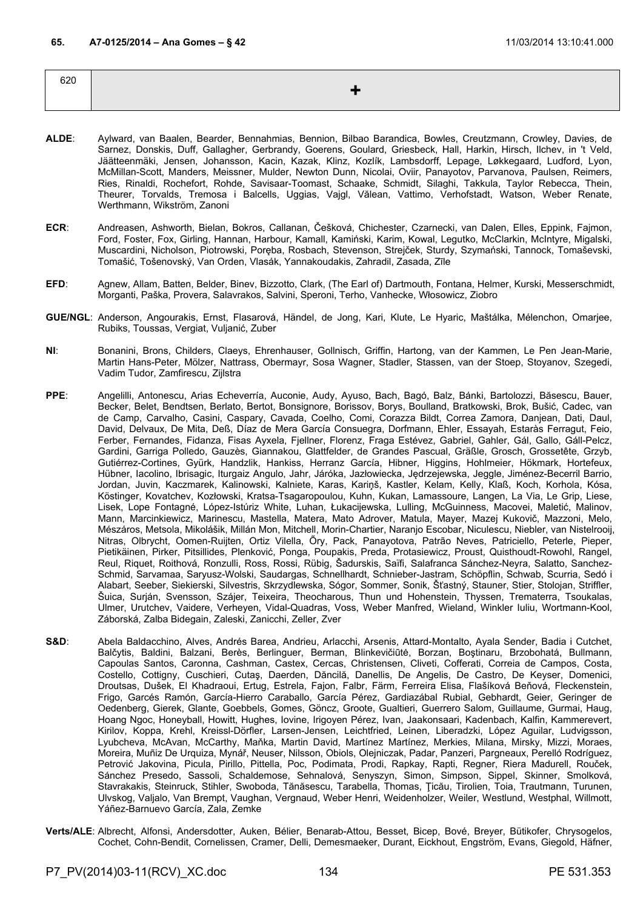**65. A7-0125/2014 – Ana Gomes – § 42** 11/03/2014 13:10:41.000

| 620 | + |
|---|---|

**ALDE**: Aylward, van Baalen, Bearder, Bennahmias, Bennion, Bilbao Barandica, Bowles, Creutzmann, Crowley, Davies, de Sarnez, Donskis, Duff, Gallagher, Gerbrandy, Goerens, Goulard, Griesbeck, Hall, Harkin, Hirsch, Ilchev, in 't Veld, Jäätteenmäki, Jensen, Johansson, Kacin, Kazak, Klinz, Kozlík, Lambsdorff, Lepage, Løkkegaard, Ludford, Lyon, McMillan-Scott, Manders, Meissner, Mulder, Newton Dunn, Nicolai, Oviir, Panayotov, Parvanova, Paulsen, Reimers, Ries, Rinaldi, Rochefort, Rohde, Savisaar-Toomast, Schaake, Schmidt, Silaghi, Takkula, Taylor Rebecca, Thein, Theurer, Torvalds, Tremosa i Balcells, Uggias, Vajgl, Vălean, Vattimo, Verhofstadt, Watson, Weber Renate, Werthmann, Wikström, Zanoni

**ECR**: Andreasen, Ashworth, Bielan, Bokros, Callanan, Češková, Chichester, Czarnecki, van Dalen, Elles, Eppink, Fajmon, Ford, Foster, Fox, Girling, Hannan, Harbour, Kamall, Kamiński, Karim, Kowal, Legutko, McClarkin, McIntyre, Migalski, Muscardini, Nicholson, Piotrowski, Poręba, Rosbach, Stevenson, Strejček, Sturdy, Szymański, Tannock, Tomaševski, Tomašić, Tošenovský, Van Orden, Vlasák, Yannakoudakis, Zahradil, Zasada, Zīle

**EFD**: Agnew, Allam, Batten, Belder, Binev, Bizzotto, Clark, (The Earl of) Dartmouth, Fontana, Helmer, Kurski, Messerschmidt, Morganti, Paška, Provera, Salavrakos, Salvini, Speroni, Terho, Vanhecke, Włosowicz, Ziobro

**GUE/NGL**: Anderson, Angourakis, Ernst, Flasarová, Händel, de Jong, Kari, Klute, Le Hyaric, Maštálka, Mélenchon, Omarjee, Rubiks, Toussas, Vergiat, Vuljanić, Zuber

**NI**: Bonanini, Brons, Childers, Claeys, Ehrenhauser, Gollnisch, Griffin, Hartong, van der Kammen, Le Pen Jean-Marie, Martin Hans-Peter, Mölzer, Nattrass, Obermayr, Sosa Wagner, Stadler, Stassen, van der Stoep, Stoyanov, Szegedi, Vadim Tudor, Zamfirescu, Zijlstra

**PPE**: Angelilli, Antonescu, Arias Echeverría, Auconie, Audy, Ayuso, Bach, Bagó, Balz, Bánki, Bartolozzi, Băsescu, Bauer, Becker, Belet, Bendtsen, Berlato, Bertot, Bonsignore, Borissov, Borys, Boulland, Bratkowski, Brok, Bušić, Cadec, van de Camp, Carvalho, Casini, Caspary, Cavada, Coelho, Comi, Corazza Bildt, Correa Zamora, Danjean, Dati, Daul, David, Delvaux, De Mita, Deß, Díaz de Mera García Consuegra, Dorfmann, Ehler, Essayah, Estaràs Ferragut, Feio, Ferber, Fernandes, Fidanza, Fisas Ayxela, Fjellner, Florenz, Fraga Estévez, Gabriel, Gahler, Gál, Gallo, Gáll-Pelcz, Gardini, Garriga Polledo, Gauzès, Giannakou, Glattfelder, de Grandes Pascual, Gräßle, Grosch, Grossetête, Grzyb, Gutiérrez-Cortines, Gyürk, Handzlik, Hankiss, Herranz García, Hibner, Higgins, Hohlmeier, Hökmark, Hortefeux, Hübner, Iacolino, Ibrisagic, Iturgaiz Angulo, Jahr, Járóka, Jazłowiecka, Jędrzejewska, Jeggle, Jiménez-Becerril Barrio, Jordan, Juvin, Kaczmarek, Kalinowski, Kalniete, Karas, Kariņš, Kastler, Kelam, Kelly, Klaß, Koch, Korhola, Kósa, Köstinger, Kovatchev, Kozłowski, Kratsa-Tsagaropoulou, Kuhn, Kukan, Lamassoure, Langen, La Via, Le Grip, Liese, Lisek, Lope Fontagné, López-Istúriz White, Luhan, Łukacijewska, Lulling, McGuinness, Macovei, Maletić, Malinov, Mann, Marcinkiewicz, Marinescu, Mastella, Matera, Mato Adrover, Matula, Mayer, Mazej Kukovič, Mazzoni, Melo, Mészáros, Metsola, Mikolášik, Millán Mon, Mitchell, Morin-Chartier, Naranjo Escobar, Niculescu, Niebler, van Nistelrooij, Nitras, Olbrycht, Oomen-Ruijten, Ortiz Vilella, Őry, Pack, Panayotova, Patrão Neves, Patriciello, Peterle, Pieper, Pietikäinen, Pirker, Pitsillides, Plenković, Ponga, Poupakis, Preda, Protasiewicz, Proust, Quisthoudt-Rowohl, Rangel, Reul, Riquet, Roithová, Ronzulli, Ross, Rossi, Rübig, Šadurskis, Saïfi, Salafranca Sánchez-Neyra, Salatto, Sanchez-Schmid, Sarvamaa, Saryusz-Wolski, Saudargas, Schnellhardt, Schnieber-Jastram, Schöpflin, Schwab, Scurria, Sedó i Alabart, Seeber, Siekierski, Silvestris, Skrzydlewska, Sógor, Sommer, Sonik, Šťastný, Stauner, Stier, Stolojan, Striffler, Šuica, Surján, Svensson, Szájer, Teixeira, Theocharous, Thun und Hohenstein, Thyssen, Trematerra, Tsoukalas, Ulmer, Urutchev, Vaidere, Verheyen, Vidal-Quadras, Voss, Weber Manfred, Wieland, Winkler Iuliu, Wortmann-Kool, Záborská, Zalba Bidegain, Zaleski, Zanicchi, Zeller, Zver

**S&D**: Abela Baldacchino, Alves, Andrés Barea, Andrieu, Arlacchi, Arsenis, Attard-Montalto, Ayala Sender, Badia i Cutchet, Balčytis, Baldini, Balzani, Berès, Berlinguer, Berman, Blinkevičiūtė, Borzan, Boştinaru, Brzobohatá, Bullmann, Capoulas Santos, Caronna, Cashman, Castex, Cercas, Christensen, Cliveti, Cofferati, Correia de Campos, Costa, Costello, Cottigny, Cuschieri, Cutaş, Daerden, Dăncilă, Danellis, De Angelis, De Castro, De Keyser, Domenici, Droutsas, Dušek, El Khadraoui, Ertug, Estrela, Fajon, Falbr, Färm, Ferreira Elisa, Flašíková Beňová, Fleckenstein, Frigo, Garcés Ramón, García-Hierro Caraballo, García Pérez, Gardiazábal Rubial, Gebhardt, Geier, Geringer de Oedenberg, Gierek, Glante, Goebbels, Gomes, Göncz, Groote, Gualtieri, Guerrero Salom, Guillaume, Gurmai, Haug, Hoang Ngoc, Honeyball, Howitt, Hughes, Iovine, Irigoyen Pérez, Ivan, Jaakonsaari, Kadenbach, Kalfin, Kammerevert, Kirilov, Koppa, Krehl, Kreissl-Dörfler, Larsen-Jensen, Leichtfried, Leinen, Liberadzki, López Aguilar, Ludvigsson, Lyubcheva, McAvan, McCarthy, Maňka, Martin David, Martínez Martínez, Merkies, Milana, Mirsky, Mizzi, Moraes, Moreira, Muñiz De Urquiza, Mynář, Neuser, Nilsson, Obiols, Olejniczak, Padar, Panzeri, Pargneaux, Perelló Rodríguez, Petrović Jakovina, Picula, Pirillo, Pittella, Poc, Podimata, Prodi, Rapkay, Rapti, Regner, Riera Madurell, Rouček, Sánchez Presedo, Sassoli, Schaldemose, Sehnalová, Senyszyn, Simon, Simpson, Sippel, Skinner, Smolková, Stavrakakis, Steinruck, Stihler, Swoboda, Tănăsescu, Tarabella, Thomas, Ţicău, Tirolien, Toia, Trautmann, Turunen, Ulvskog, Valjalo, Van Brempt, Vaughan, Vergnaud, Weber Henri, Weidenholzer, Weiler, Westlund, Westphal, Willmott, Yáñez-Barnuevo García, Zala, Zemke

**Verts/ALE**: Albrecht, Alfonsi, Andersdotter, Auken, Bélier, Benarab-Attou, Besset, Bicep, Bové, Breyer, Bütikofer, Chrysogelos, Cochet, Cohn-Bendit, Cornelissen, Cramer, Delli, Demesmaeker, Durant, Eickhout, Engström, Evans, Giegold, Häfner,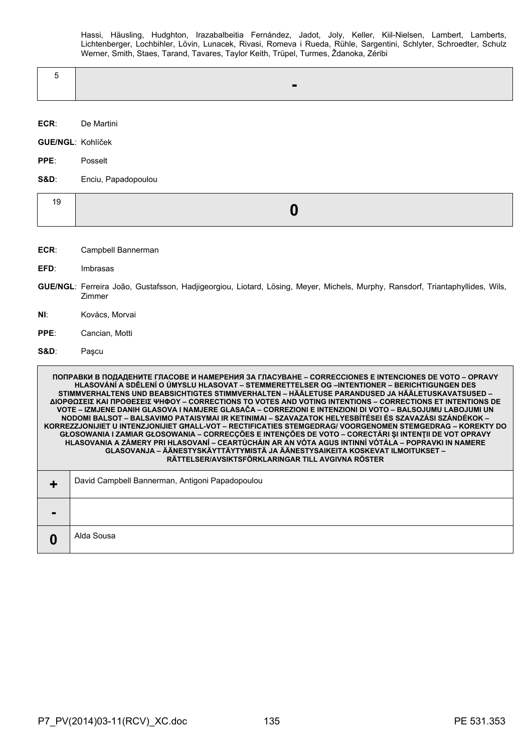Hassi, Häusling, Hudghton, Irazabalbeitia Fernández, Jadot, Joly, Keller, Kiil-Nielsen, Lambert, Lamberts, Lichtenberger, Lochbihler, Lövin, Lunacek, Rivasi, Romeva i Rueda, Rühle, Sargentini, Schlyter, Schroedter, Schulz Werner, Smith, Staes, Tarand, Tavares, Taylor Keith, Trüpel, Turmes, Ždanoka, Zéribi

| 5 | - |
|---|---|

**ECR**: De Martini

**GUE/NGL**: Kohlíček

**PPE**: Posselt

**S&D**: Enciu, Papadopoulou

| 19 | 0 |
|---|---|

**ECR**: Campbell Bannerman

**EFD**: Imbrasas

**GUE/NGL**: Ferreira João, Gustafsson, Hadjigeorgiou, Liotard, Lösing, Meyer, Michels, Murphy, Ransdorf, Triantaphyllides, Wils, Zimmer

**NI**: Kovács, Morvai

**PPE**: Cancian, Motti

**S&D**: Paşcu

| ПОПРАВКИ В ПОДАДЕНИТЕ ГЛАСОВЕ И НАМЕРЕНИЯ ЗА ГЛАСУВАНЕ – CORRECCIONES E INTENCIONES DE VOTO – OPRAVY HLASOVÁNÍ A SDĚLENÍ O ÚMYSLU HLASOVAT – STEMMERETTELSER OG –INTENTIONER – BERICHTIGUNGEN DES STIMMVERHALTENS UND BEABSICHTIGTES STIMMVERHALTEN – HÄÄLETUSE PARANDUSED JA HÄÄLETUSKAVATSUSED – ΔΙΟΡΘΩΣΕΙΣ ΚΑΙ ΠΡΟΘΕΣΕΙΣ ΨΗΦΟΥ – CORRECTIONS TO VOTES AND VOTING INTENTIONS – CORRECTIONS ET INTENTIONS DE VOTE – IZMJENE DANIH GLASOVA I NAMJERE GLASAČA – CORREZIONI E INTENZIONI DI VOTO – BALSOJUMU LABOJUMI UN NODOMI BALSOT – BALSAVIMO PATAISYMAI IR KETINIMAI – SZAVAZATOK HELYESBÍTÉSEI ÉS SZAVAZÁSI SZÁNDÉKOK – KORREZZJONIJIET U INTENZJONIJIET GĦALL-VOT – RECTIFICATIES STEMGEDRAG/ VOORGENOMEN STEMGEDRAG – KOREKTY DO GŁOSOWANIA I ZAMIAR GŁOSOWANIA – CORRECÇÕES E INTENÇÕES DE VOTO – CORECTĂRI ŞI INTENŢII DE VOT OPRAVY HLASOVANIA A ZÁMERY PRI HLASOVANÍ – CEARTÚCHÁIN AR AN VÓTA AGUS INTINNÍ VÓTÁLA – POPRAVKI IN NAMERE GLASOVANJA – ÄÄNESTYSKÄYTTÄYTYMISTÄ JA ÄÄNESTYSAIKEITA KOSKEVAT ILMOITUKSET – RÄTTELSER/AVSIKTSFÖRKLARINGAR TILL AVGIVNA RÖSTER | |
|---|---|
| + | David Campbell Bannerman, Antigoni Papadopoulou |
| - | |
| 0 | Alda Sousa |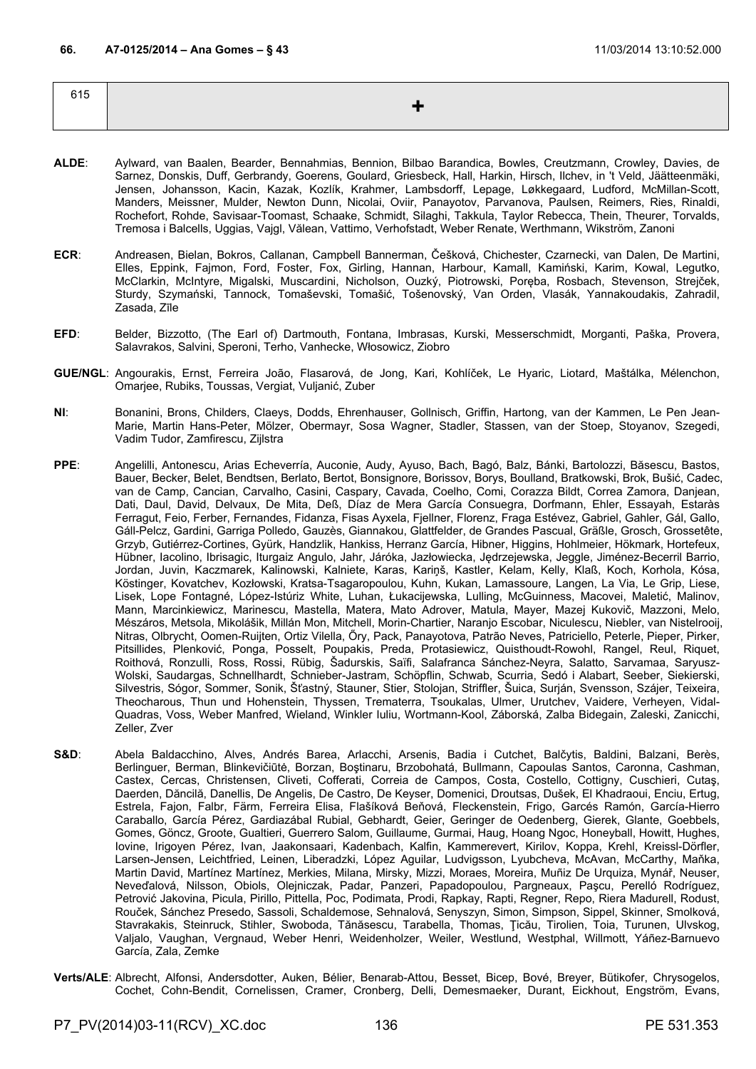**66. A7-0125/2014 – Ana Gomes – § 43** 11/03/2014 13:10:52.000

| 615 | + |
|---|---|

**ALDE**: Aylward, van Baalen, Bearder, Bennahmias, Bennion, Bilbao Barandica, Bowles, Creutzmann, Crowley, Davies, de Sarnez, Donskis, Duff, Gerbrandy, Goerens, Goulard, Griesbeck, Hall, Harkin, Hirsch, Ilchev, in 't Veld, Jäätteenmäki, Jensen, Johansson, Kacin, Kazak, Kozlík, Krahmer, Lambsdorff, Lepage, Løkkegaard, Ludford, McMillan-Scott, Manders, Meissner, Mulder, Newton Dunn, Nicolai, Oviir, Panayotov, Parvanova, Paulsen, Reimers, Ries, Rinaldi, Rochefort, Rohde, Savisaar-Toomast, Schaake, Schmidt, Silaghi, Takkula, Taylor Rebecca, Thein, Theurer, Torvalds, Tremosa i Balcells, Uggias, Vajgl, Vălean, Vattimo, Verhofstadt, Weber Renate, Werthmann, Wikström, Zanoni

**ECR**: Andreasen, Bielan, Bokros, Callanan, Campbell Bannerman, Češková, Chichester, Czarnecki, van Dalen, De Martini, Elles, Eppink, Fajmon, Ford, Foster, Fox, Girling, Hannan, Harbour, Kamall, Kamiński, Karim, Kowal, Legutko, McClarkin, McIntyre, Migalski, Muscardini, Nicholson, Ouzký, Piotrowski, Poręba, Rosbach, Stevenson, Strejček, Sturdy, Szymański, Tannock, Tomaševski, Tomašić, Tošenovský, Van Orden, Vlasák, Yannakoudakis, Zahradil, Zasada, Zīle

**EFD**: Belder, Bizzotto, (The Earl of) Dartmouth, Fontana, Imbrasas, Kurski, Messerschmidt, Morganti, Paška, Provera, Salavrakos, Salvini, Speroni, Terho, Vanhecke, Włosowicz, Ziobro

**GUE/NGL**: Angourakis, Ernst, Ferreira João, Flasarová, de Jong, Kari, Kohlíček, Le Hyaric, Liotard, Maštálka, Mélenchon, Omarjee, Rubiks, Toussas, Vergiat, Vuljanić, Zuber

**NI**: Bonanini, Brons, Childers, Claeys, Dodds, Ehrenhauser, Gollnisch, Griffin, Hartong, van der Kammen, Le Pen Jean-Marie, Martin Hans-Peter, Mölzer, Obermayr, Sosa Wagner, Stadler, Stassen, van der Stoep, Stoyanov, Szegedi, Vadim Tudor, Zamfirescu, Zijlstra

**PPE**: Angelilli, Antonescu, Arias Echeverría, Auconie, Audy, Ayuso, Bach, Bagó, Balz, Bánki, Bartolozzi, Băsescu, Bastos, Bauer, Becker, Belet, Bendtsen, Berlato, Bertot, Bonsignore, Borissov, Borys, Boulland, Bratkowski, Brok, Bušić, Cadec, van de Camp, Cancian, Carvalho, Casini, Caspary, Cavada, Coelho, Comi, Corazza Bildt, Correa Zamora, Danjean, Dati, Daul, David, Delvaux, De Mita, Deß, Díaz de Mera García Consuegra, Dorfmann, Ehler, Essayah, Estaràs Ferragut, Feio, Ferber, Fernandes, Fidanza, Fisas Ayxela, Fjellner, Florenz, Fraga Estévez, Gabriel, Gahler, Gál, Gallo, Gáll-Pelcz, Gardini, Garriga Polledo, Gauzès, Giannakou, Glattfelder, de Grandes Pascual, Gräßle, Grosch, Grossetête, Grzyb, Gutiérrez-Cortines, Gyürk, Handzlik, Hankiss, Herranz García, Hibner, Higgins, Hohlmeier, Hökmark, Hortefeux, Hübner, Iacolino, Ibrisagic, Iturgaiz Angulo, Jahr, Járóka, Jazłowiecka, Jędrzejewska, Jeggle, Jiménez-Becerril Barrio, Jordan, Juvin, Kaczmarek, Kalinowski, Kalniete, Karas, Kariņš, Kastler, Kelam, Kelly, Klaß, Koch, Korhola, Kósa, Köstinger, Kovatchev, Kozłowski, Kratsa-Tsagaropoulou, Kuhn, Kukan, Lamassoure, Langen, La Via, Le Grip, Liese, Lisek, Lope Fontagné, López-Istúriz White, Luhan, Łukacijewska, Lulling, McGuinness, Macovei, Maletić, Malinov, Mann, Marcinkiewicz, Marinescu, Mastella, Matera, Mato Adrover, Matula, Mayer, Mazej Kukovič, Mazzoni, Melo, Mészáros, Metsola, Mikolášik, Millán Mon, Mitchell, Morin-Chartier, Naranjo Escobar, Niculescu, Niebler, van Nistelrooij, Nitras, Olbrycht, Oomen-Ruijten, Ortiz Vilella, Őry, Pack, Panayotova, Patrão Neves, Patriciello, Peterle, Pieper, Pirker, Pitsillides, Plenković, Ponga, Posselt, Poupakis, Preda, Protasiewicz, Quisthoudt-Rowohl, Rangel, Reul, Riquet, Roithová, Ronzulli, Ross, Rossi, Rübig, Šadurskis, Saïfi, Salafranca Sánchez-Neyra, Salatto, Sarvamaa, Saryusz-Wolski, Saudargas, Schnellhardt, Schnieber-Jastram, Schöpflin, Schwab, Scurria, Sedó i Alabart, Seeber, Siekierski, Silvestris, Sógor, Sommer, Sonik, Šťastný, Stauner, Stier, Stolojan, Striffler, Šuica, Surján, Svensson, Szájer, Teixeira, Theocharous, Thun und Hohenstein, Thyssen, Trematerra, Tsoukalas, Ulmer, Urutchev, Vaidere, Verheyen, Vidal-Quadras, Voss, Weber Manfred, Wieland, Winkler Iuliu, Wortmann-Kool, Záborská, Zalba Bidegain, Zaleski, Zanicchi, Zeller, Zver

**S&D**: Abela Baldacchino, Alves, Andrés Barea, Arlacchi, Arsenis, Badia i Cutchet, Balčytis, Baldini, Balzani, Berès, Berlinguer, Berman, Blinkevičiūtė, Borzan, Boştinaru, Brzobohatá, Bullmann, Capoulas Santos, Caronna, Cashman, Castex, Cercas, Christensen, Cliveti, Cofferati, Correia de Campos, Costa, Costello, Cottigny, Cuschieri, Cutaş, Daerden, Dăncilă, Danellis, De Angelis, De Castro, De Keyser, Domenici, Droutsas, Dušek, El Khadraoui, Enciu, Ertug, Estrela, Fajon, Falbr, Färm, Ferreira Elisa, Flašíková Beňová, Fleckenstein, Frigo, Garcés Ramón, García-Hierro Caraballo, García Pérez, Gardiazábal Rubial, Gebhardt, Geier, Geringer de Oedenberg, Gierek, Glante, Goebbels, Gomes, Göncz, Groote, Gualtieri, Guerrero Salom, Guillaume, Gurmai, Haug, Hoang Ngoc, Honeyball, Howitt, Hughes, Iovine, Irigoyen Pérez, Ivan, Jaakonsaari, Kadenbach, Kalfin, Kammerevert, Kirilov, Koppa, Krehl, Kreissl-Dörfler, Larsen-Jensen, Leichtfried, Leinen, Liberadzki, López Aguilar, Ludvigsson, Lyubcheva, McAvan, McCarthy, Maňka, Martin David, Martínez Martínez, Merkies, Milana, Mirsky, Mizzi, Moraes, Moreira, Muñiz De Urquiza, Mynář, Neuser, Neveďalová, Nilsson, Obiols, Olejniczak, Padar, Panzeri, Papadopoulou, Pargneaux, Paşcu, Perelló Rodríguez, Petrović Jakovina, Picula, Pirillo, Pittella, Poc, Podimata, Prodi, Rapkay, Rapti, Regner, Repo, Riera Madurell, Rodust, Rouček, Sánchez Presedo, Sassoli, Schaldemose, Sehnalová, Senyszyn, Simon, Simpson, Sippel, Skinner, Smolková, Stavrakakis, Steinruck, Stihler, Swoboda, Tănăsescu, Tarabella, Thomas, Ţicău, Tirolien, Toia, Turunen, Ulvskog, Valjalo, Vaughan, Vergnaud, Weber Henri, Weidenholzer, Weiler, Westlund, Westphal, Willmott, Yáñez-Barnuevo García, Zala, Zemke

**Verts/ALE**: Albrecht, Alfonsi, Andersdotter, Auken, Bélier, Benarab-Attou, Besset, Bicep, Bové, Breyer, Bütikofer, Chrysogelos, Cochet, Cohn-Bendit, Cornelissen, Cramer, Cronberg, Delli, Demesmaeker, Durant, Eickhout, Engström, Evans,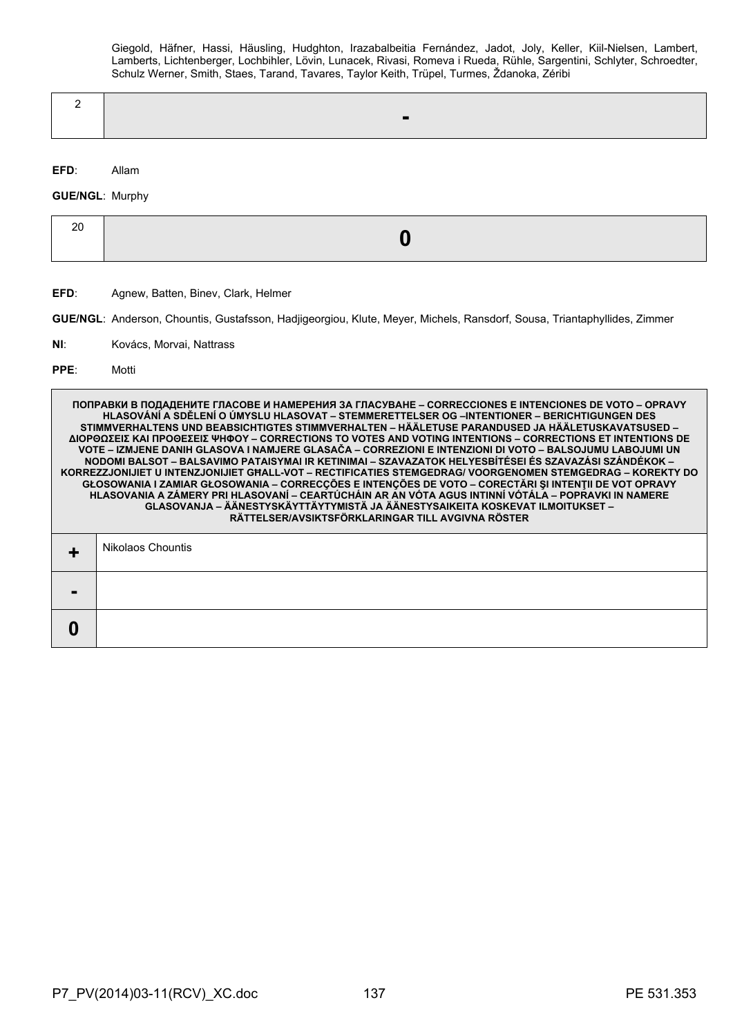Giegold, Häfner, Hassi, Häusling, Hudghton, Irazabalbeitia Fernández, Jadot, Joly, Keller, Kiil-Nielsen, Lambert, Lamberts, Lichtenberger, Lochbihler, Lövin, Lunacek, Rivasi, Romeva i Rueda, Rühle, Sargentini, Schlyter, Schroedter, Schulz Werner, Smith, Staes, Tarand, Tavares, Taylor Keith, Trüpel, Turmes, Ždanoka, Zéribi

| 2 | - |
|---|---|

**EFD**: Allam

**GUE/NGL**: Murphy

| 20 | 0 |
|---|---|

**EFD**: Agnew, Batten, Binev, Clark, Helmer

**GUE/NGL**: Anderson, Chountis, Gustafsson, Hadjigeorgiou, Klute, Meyer, Michels, Ransdorf, Sousa, Triantaphyllides, Zimmer

**NI**: Kovács, Morvai, Nattrass

**PPE**: Motti

| ПОПРАВКИ В ПОДАДЕНИТЕ ГЛАСОВЕ И НАМЕРЕНИЯ ЗА ГЛАСУВАНЕ – CORRECCIONES E INTENCIONES DE VOTO – OPRAVY HLASOVÁNÍ A SDĚLENÍ O ÚMYSLU HLASOVAT – STEMMERETTELSER OG –INTENTIONER – BERICHTIGUNGEN DES STIMMVERHALTENS UND BEABSICHTIGTES STIMMVERHALTEN – HÄÄLETUSE PARANDUSED JA HÄÄLETUSKAVATSUSED – ΔΙΟΡΘΩΣΕΙΣ ΚΑΙ ΠΡΟΘΕΣΕΙΣ ΨΗΦΟΥ – CORRECTIONS TO VOTES AND VOTING INTENTIONS – CORRECTIONS ET INTENTIONS DE VOTE – IZMJENE DANIH GLASOVA I NAMJERE GLASAČA – CORREZIONI E INTENZIONI DI VOTO – BALSOJUMU LABOJUMI UN NODOMI BALSOT – BALSAVIMO PATAISYMAI IR KETINIMAI – SZAVAZATOK HELYESBÍTÉSEI ÉS SZAVAZÁSI SZÁNDÉKOK – KORREZZJONIJIET U INTENZJONIJIET GĦALL-VOT – RECTIFICATIES STEMGEDRAG/ VOORGENOMEN STEMGEDRAG – KOREKTY DO GŁOSOWANIA I ZAMIAR GŁOSOWANIA – CORRECÇÕES E INTENÇÕES DE VOTO – CORECTĂRI ŞI INTENŢII DE VOT OPRAVY HLASOVANIA A ZÁMERY PRI HLASOVANÍ – CEARTÚCHÁIN AR AN VÓTA AGUS INTINNÍ VÓTÁLA – POPRAVKI IN NAMERE GLASOVANJA – ÄÄNESTYSKÄYTTÄYTYMISTÄ JA ÄÄNESTYSAIKEITA KOSKEVAT ILMOITUKSET – RÄTTELSER/AVSIKTSFÖRKLARINGAR TILL AVGIVNA RÖSTER | |
|---|---|
| + | Nikolaos Chountis |
| - | |
| 0 | |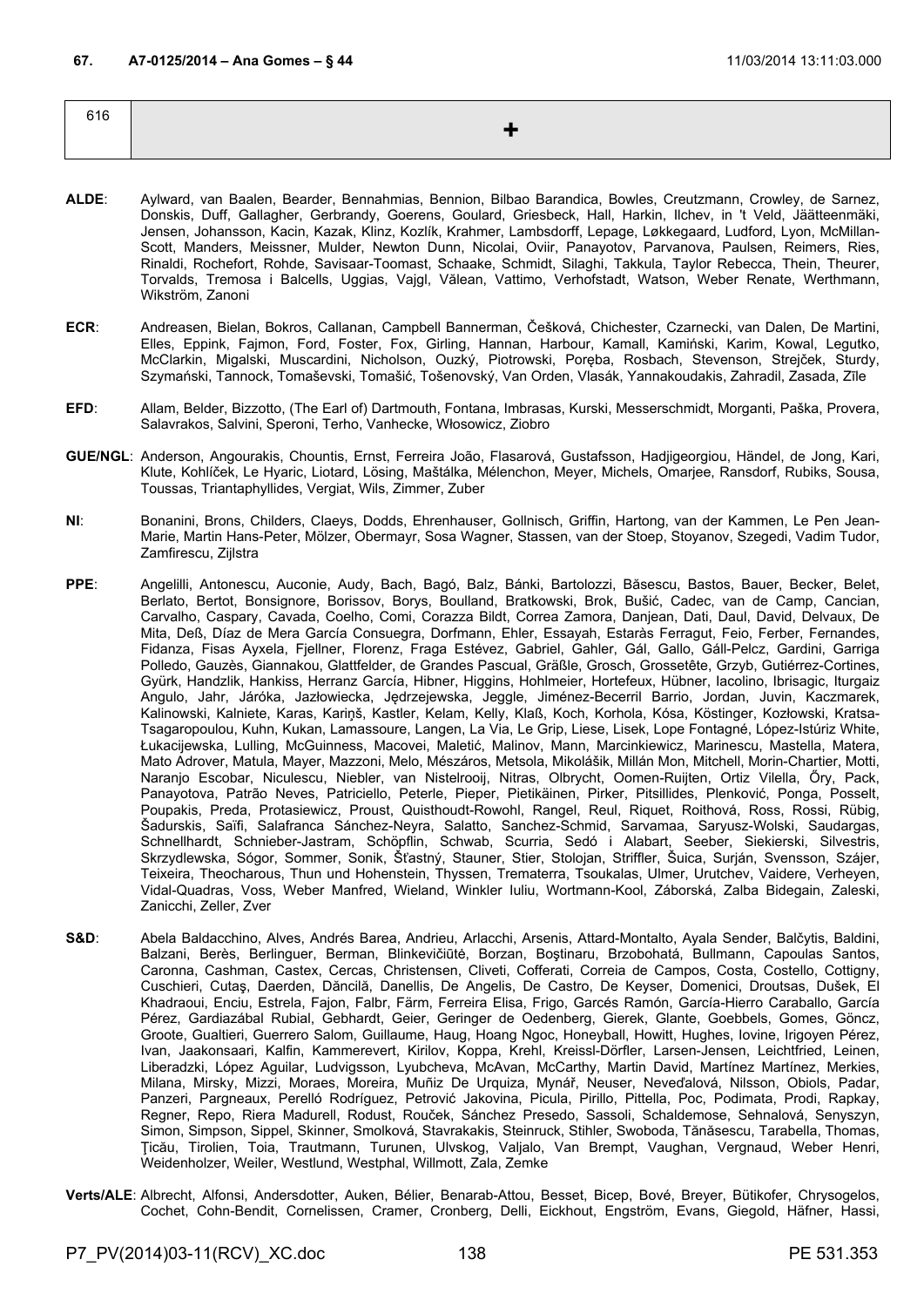**67. A7-0125/2014 – Ana Gomes – § 44** 11/03/2014 13:11:03.000

| 616 | + |
|---|---|

**ALDE**: Aylward, van Baalen, Bearder, Bennahmias, Bennion, Bilbao Barandica, Bowles, Creutzmann, Crowley, de Sarnez, Donskis, Duff, Gallagher, Gerbrandy, Goerens, Goulard, Griesbeck, Hall, Harkin, Ilchev, in 't Veld, Jäätteenmäki, Jensen, Johansson, Kacin, Kazak, Klinz, Kozlík, Krahmer, Lambsdorff, Lepage, Løkkegaard, Ludford, Lyon, McMillan-Scott, Manders, Meissner, Mulder, Newton Dunn, Nicolai, Oviir, Panayotov, Parvanova, Paulsen, Reimers, Ries, Rinaldi, Rochefort, Rohde, Savisaar-Toomast, Schaake, Schmidt, Silaghi, Takkula, Taylor Rebecca, Thein, Theurer, Torvalds, Tremosa i Balcells, Uggias, Vajgl, Vălean, Vattimo, Verhofstadt, Watson, Weber Renate, Werthmann, Wikström, Zanoni

**ECR**: Andreasen, Bielan, Bokros, Callanan, Campbell Bannerman, Češková, Chichester, Czarnecki, van Dalen, De Martini, Elles, Eppink, Fajmon, Ford, Foster, Fox, Girling, Hannan, Harbour, Kamall, Kamiński, Karim, Kowal, Legutko, McClarkin, Migalski, Muscardini, Nicholson, Ouzký, Piotrowski, Poręba, Rosbach, Stevenson, Strejček, Sturdy, Szymański, Tannock, Tomaševski, Tomašić, Tošenovský, Van Orden, Vlasák, Yannakoudakis, Zahradil, Zasada, Zīle

**EFD**: Allam, Belder, Bizzotto, (The Earl of) Dartmouth, Fontana, Imbrasas, Kurski, Messerschmidt, Morganti, Paška, Provera, Salavrakos, Salvini, Speroni, Terho, Vanhecke, Włosowicz, Ziobro

**GUE/NGL**: Anderson, Angourakis, Chountis, Ernst, Ferreira João, Flasarová, Gustafsson, Hadjigeorgiou, Händel, de Jong, Kari, Klute, Kohlíček, Le Hyaric, Liotard, Lösing, Maštálka, Mélenchon, Meyer, Michels, Omarjee, Ransdorf, Rubiks, Sousa, Toussas, Triantaphyllides, Vergiat, Wils, Zimmer, Zuber

**NI**: Bonanini, Brons, Childers, Claeys, Dodds, Ehrenhauser, Gollnisch, Griffin, Hartong, van der Kammen, Le Pen Jean-Marie, Martin Hans-Peter, Mölzer, Obermayr, Sosa Wagner, Stassen, van der Stoep, Stoyanov, Szegedi, Vadim Tudor, Zamfirescu, Zijlstra

**PPE**: Angelilli, Antonescu, Auconie, Audy, Bach, Bagó, Balz, Bánki, Bartolozzi, Băsescu, Bastos, Bauer, Becker, Belet, Berlato, Bertot, Bonsignore, Borissov, Borys, Boulland, Bratkowski, Brok, Bušić, Cadec, van de Camp, Cancian, Carvalho, Caspary, Cavada, Coelho, Comi, Corazza Bildt, Correa Zamora, Danjean, Dati, Daul, David, Delvaux, De Mita, Deß, Díaz de Mera García Consuegra, Dorfmann, Ehler, Essayah, Estaràs Ferragut, Feio, Ferber, Fernandes, Fidanza, Fisas Ayxela, Fjellner, Florenz, Fraga Estévez, Gabriel, Gahler, Gál, Gallo, Gáll-Pelcz, Gardini, Garriga Polledo, Gauzès, Giannakou, Glattfelder, de Grandes Pascual, Gräßle, Grosch, Grossetête, Grzyb, Gutiérrez-Cortines, Gyürk, Handzlik, Hankiss, Herranz García, Hibner, Higgins, Hohlmeier, Hortefeux, Hübner, Iacolino, Ibrisagic, Iturgaiz Angulo, Jahr, Járóka, Jazłowiecka, Jędrzejewska, Jeggle, Jiménez-Becerril Barrio, Jordan, Juvin, Kaczmarek, Kalinowski, Kalniete, Karas, Kariņš, Kastler, Kelam, Kelly, Klaß, Koch, Korhola, Kósa, Köstinger, Kozłowski, Kratsa-Tsagaropoulou, Kuhn, Kukan, Lamassoure, Langen, La Via, Le Grip, Liese, Lisek, Lope Fontagné, López-Istúriz White, Łukacijewska, Lulling, McGuinness, Macovei, Maletić, Malinov, Mann, Marcinkiewicz, Marinescu, Mastella, Matera, Mato Adrover, Matula, Mayer, Mazzoni, Melo, Mészáros, Metsola, Mikolášik, Millán Mon, Mitchell, Morin-Chartier, Motti, Naranjo Escobar, Niculescu, Niebler, van Nistelrooij, Nitras, Olbrycht, Oomen-Ruijten, Ortiz Vilella, Őry, Pack, Panayotova, Patrão Neves, Patriciello, Peterle, Pieper, Pietikäinen, Pirker, Pitsillides, Plenković, Ponga, Posselt, Poupakis, Preda, Protasiewicz, Proust, Quisthoudt-Rowohl, Rangel, Reul, Riquet, Roithová, Ross, Rossi, Rübig, Šadurskis, Saïfi, Salafranca Sánchez-Neyra, Salatto, Sanchez-Schmid, Sarvamaa, Saryusz-Wolski, Saudargas, Schnellhardt, Schnieber-Jastram, Schöpflin, Schwab, Scurria, Sedó i Alabart, Seeber, Siekierski, Silvestris, Skrzydlewska, Sógor, Sommer, Sonik, Šťastný, Stauner, Stier, Stolojan, Striffler, Šuica, Surján, Svensson, Szájer, Teixeira, Theocharous, Thun und Hohenstein, Thyssen, Trematerra, Tsoukalas, Ulmer, Urutchev, Vaidere, Verheyen, Vidal-Quadras, Voss, Weber Manfred, Wieland, Winkler Iuliu, Wortmann-Kool, Záborská, Zalba Bidegain, Zaleski, Zanicchi, Zeller, Zver

**S&D**: Abela Baldacchino, Alves, Andrés Barea, Andrieu, Arlacchi, Arsenis, Attard-Montalto, Ayala Sender, Balčytis, Baldini, Balzani, Berès, Berlinguer, Berman, Blinkevičiūtė, Borzan, Boştinaru, Brzobohatá, Bullmann, Capoulas Santos, Caronna, Cashman, Castex, Cercas, Christensen, Cliveti, Cofferati, Correia de Campos, Costa, Costello, Cottigny, Cuschieri, Cutaş, Daerden, Dăncilă, Danellis, De Angelis, De Castro, De Keyser, Domenici, Droutsas, Dušek, El Khadraoui, Enciu, Estrela, Fajon, Falbr, Färm, Ferreira Elisa, Frigo, Garcés Ramón, García-Hierro Caraballo, García Pérez, Gardiazábal Rubial, Gebhardt, Geier, Geringer de Oedenberg, Gierek, Glante, Goebbels, Gomes, Göncz, Groote, Gualtieri, Guerrero Salom, Guillaume, Haug, Hoang Ngoc, Honeyball, Howitt, Hughes, Iovine, Irigoyen Pérez, Ivan, Jaakonsaari, Kalfin, Kammerevert, Kirilov, Koppa, Krehl, Kreissl-Dörfler, Larsen-Jensen, Leichtfried, Leinen, Liberadzki, López Aguilar, Ludvigsson, Lyubcheva, McAvan, McCarthy, Martin David, Martínez Martínez, Merkies, Milana, Mirsky, Mizzi, Moraes, Moreira, Muñiz De Urquiza, Mynář, Neuser, Neveďalová, Nilsson, Obiols, Padar, Panzeri, Pargneaux, Perelló Rodríguez, Petrović Jakovina, Picula, Pirillo, Pittella, Poc, Podimata, Prodi, Rapkay, Regner, Repo, Riera Madurell, Rodust, Rouček, Sánchez Presedo, Sassoli, Schaldemose, Sehnalová, Senyszyn, Simon, Simpson, Sippel, Skinner, Smolková, Stavrakakis, Steinruck, Stihler, Swoboda, Tănăsescu, Tarabella, Thomas, Ţicău, Tirolien, Toia, Trautmann, Turunen, Ulvskog, Valjalo, Van Brempt, Vaughan, Vergnaud, Weber Henri, Weidenholzer, Weiler, Westlund, Westphal, Willmott, Zala, Zemke

**Verts/ALE**: Albrecht, Alfonsi, Andersdotter, Auken, Bélier, Benarab-Attou, Besset, Bicep, Bové, Breyer, Bütikofer, Chrysogelos, Cochet, Cohn-Bendit, Cornelissen, Cramer, Cronberg, Delli, Eickhout, Engström, Evans, Giegold, Häfner, Hassi,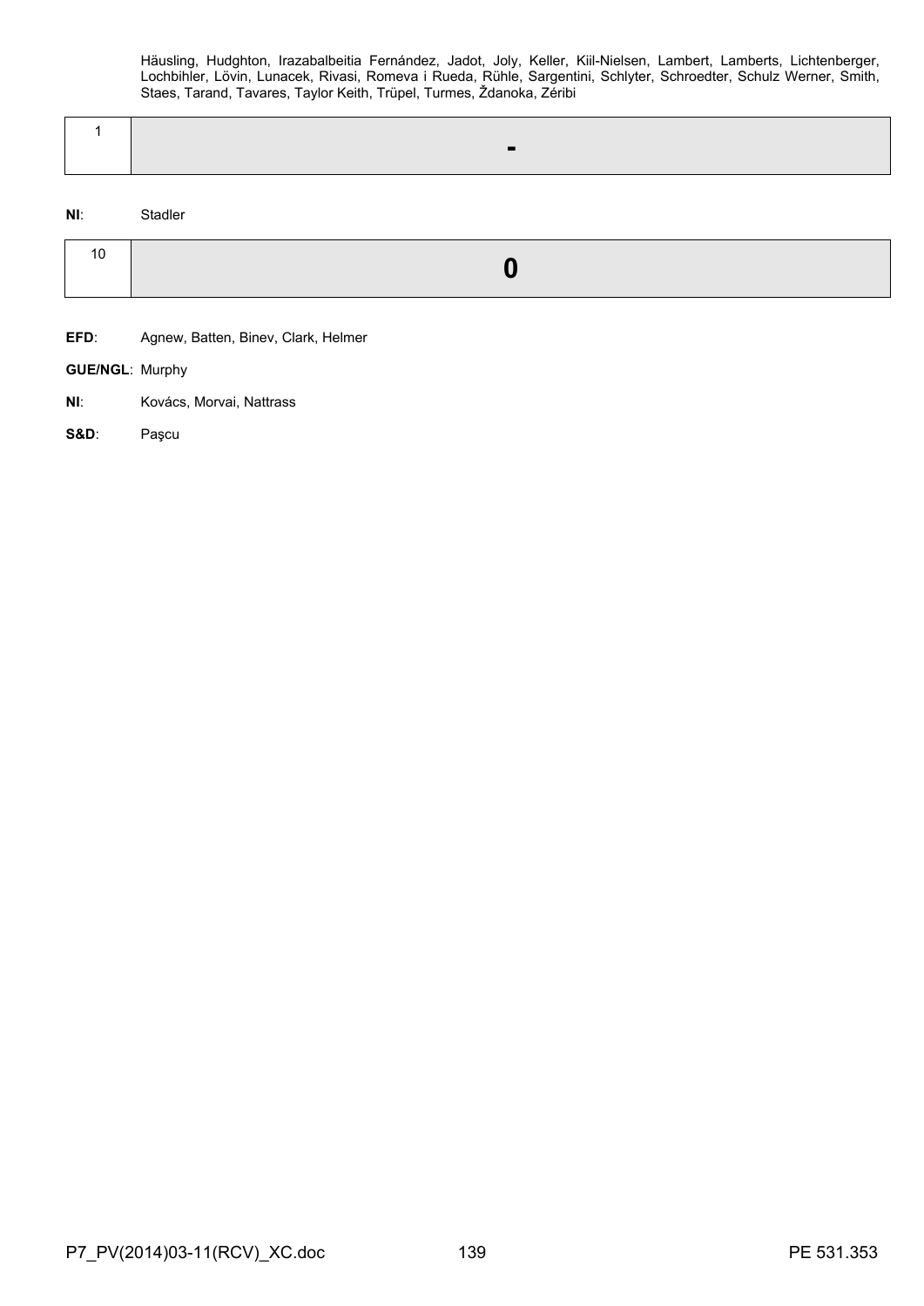Häusling, Hudghton, Irazabalbeitia Fernández, Jadot, Joly, Keller, Kiil-Nielsen, Lambert, Lamberts, Lichtenberger, Lochbihler, Lövin, Lunacek, Rivasi, Romeva i Rueda, Rühle, Sargentini, Schlyter, Schroedter, Schulz Werner, Smith, Staes, Tarand, Tavares, Taylor Keith, Trüpel, Turmes, Ždanoka, Zéribi

| 1 | **-** |
|---|---|

**NI**: Stadler

| 10 | **0** |
|---|---|

**EFD**: Agnew, Batten, Binev, Clark, Helmer

**GUE/NGL**: Murphy

**NI**: Kovács, Morvai, Nattrass

**S&D**: Paşcu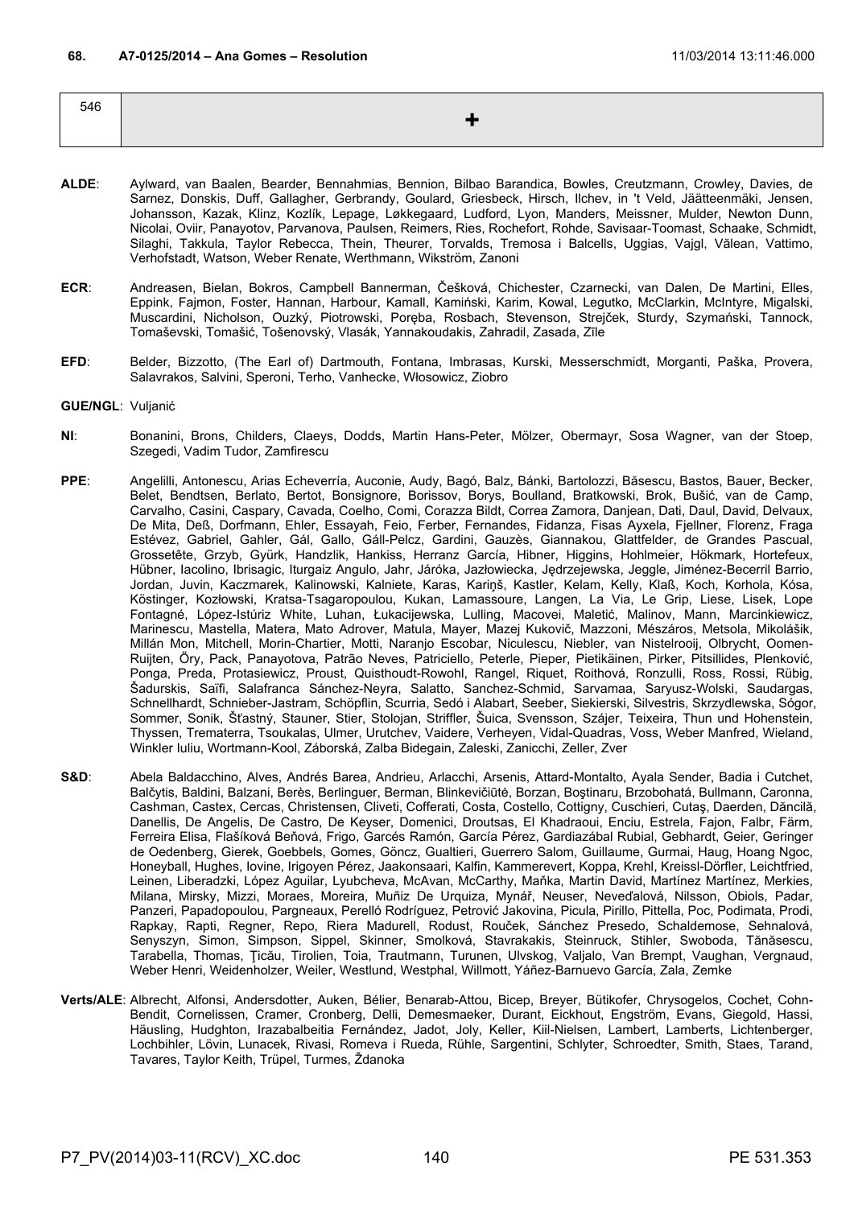**68. A7-0125/2014 – Ana Gomes – Resolution** 11/03/2014 13:11:46.000

| 546 | + |
|---|---|

**ALDE**: Aylward, van Baalen, Bearder, Bennahmias, Bennion, Bilbao Barandica, Bowles, Creutzmann, Crowley, Davies, de Sarnez, Donskis, Duff, Gallagher, Gerbrandy, Goulard, Griesbeck, Hirsch, Ilchev, in 't Veld, Jäätteenmäki, Jensen, Johansson, Kazak, Klinz, Kozlík, Lepage, Løkkegaard, Ludford, Lyon, Manders, Meissner, Mulder, Newton Dunn, Nicolai, Oviir, Panayotov, Parvanova, Paulsen, Reimers, Ries, Rochefort, Rohde, Savisaar-Toomast, Schaake, Schmidt, Silaghi, Takkula, Taylor Rebecca, Thein, Theurer, Torvalds, Tremosa i Balcells, Uggias, Vajgl, Vălean, Vattimo, Verhofstadt, Watson, Weber Renate, Werthmann, Wikström, Zanoni

**ECR**: Andreasen, Bielan, Bokros, Campbell Bannerman, Češková, Chichester, Czarnecki, van Dalen, De Martini, Elles, Eppink, Fajmon, Foster, Hannan, Harbour, Kamall, Kamiński, Karim, Kowal, Legutko, McClarkin, McIntyre, Migalski, Muscardini, Nicholson, Ouzký, Piotrowski, Poręba, Rosbach, Stevenson, Strejček, Sturdy, Szymański, Tannock, Tomaševski, Tomašić, Tošenovský, Vlasák, Yannakoudakis, Zahradil, Zasada, Zīle

**EFD**: Belder, Bizzotto, (The Earl of) Dartmouth, Fontana, Imbrasas, Kurski, Messerschmidt, Morganti, Paška, Provera, Salavrakos, Salvini, Speroni, Terho, Vanhecke, Włosowicz, Ziobro

**GUE/NGL**: Vuljanić

**NI**: Bonanini, Brons, Childers, Claeys, Dodds, Martin Hans-Peter, Mölzer, Obermayr, Sosa Wagner, van der Stoep, Szegedi, Vadim Tudor, Zamfirescu

**PPE**: Angelilli, Antonescu, Arias Echeverría, Auconie, Audy, Bagó, Balz, Bánki, Bartolozzi, Băsescu, Bastos, Bauer, Becker, Belet, Bendtsen, Berlato, Bertot, Bonsignore, Borissov, Borys, Boulland, Bratkowski, Brok, Bušić, van de Camp, Carvalho, Casini, Caspary, Cavada, Coelho, Comi, Corazza Bildt, Correa Zamora, Danjean, Dati, Daul, David, Delvaux, De Mita, Deß, Dorfmann, Ehler, Essayah, Feio, Ferber, Fernandes, Fidanza, Fisas Ayxela, Fjellner, Florenz, Fraga Estévez, Gabriel, Gahler, Gál, Gallo, Gáll-Pelcz, Gardini, Gauzès, Giannakou, Glattfelder, de Grandes Pascual, Grossetête, Grzyb, Gyürk, Handzlik, Hankiss, Herranz García, Hibner, Higgins, Hohlmeier, Hökmark, Hortefeux, Hübner, Iacolino, Ibrisagic, Iturgaiz Angulo, Jahr, Járóka, Jazłowiecka, Jędrzejewska, Jeggle, Jiménez-Becerril Barrio, Jordan, Juvin, Kaczmarek, Kalinowski, Kalniete, Karas, Kariņš, Kastler, Kelam, Kelly, Klaß, Koch, Korhola, Kósa, Köstinger, Kozłowski, Kratsa-Tsagaropoulou, Kukan, Lamassoure, Langen, La Via, Le Grip, Liese, Lisek, Lope Fontagné, López-Istúriz White, Luhan, Łukacijewska, Lulling, Macovei, Maletić, Malinov, Mann, Marcinkiewicz, Marinescu, Mastella, Matera, Mato Adrover, Matula, Mayer, Mazej Kukovič, Mazzoni, Mészáros, Metsola, Mikolášik, Millán Mon, Mitchell, Morin-Chartier, Motti, Naranjo Escobar, Niculescu, Niebler, van Nistelrooij, Olbrycht, Oomen-Ruijten, Őry, Pack, Panayotova, Patrão Neves, Patriciello, Peterle, Pieper, Pietikäinen, Pirker, Pitsillides, Plenković, Ponga, Preda, Protasiewicz, Proust, Quisthoudt-Rowohl, Rangel, Riquet, Roithová, Ronzulli, Ross, Rossi, Rübig, Šadurskis, Saïfi, Salafranca Sánchez-Neyra, Salatto, Sanchez-Schmid, Sarvamaa, Saryusz-Wolski, Saudargas, Schnellhardt, Schnieber-Jastram, Schöpflin, Scurria, Sedó i Alabart, Seeber, Siekierski, Silvestris, Skrzydlewska, Sógor, Sommer, Sonik, Šťastný, Stauner, Stier, Stolojan, Striffler, Šuica, Svensson, Szájer, Teixeira, Thun und Hohenstein, Thyssen, Trematerra, Tsoukalas, Ulmer, Urutchev, Vaidere, Verheyen, Vidal-Quadras, Voss, Weber Manfred, Wieland, Winkler Iuliu, Wortmann-Kool, Záborská, Zalba Bidegain, Zaleski, Zanicchi, Zeller, Zver

**S&D**: Abela Baldacchino, Alves, Andrés Barea, Andrieu, Arlacchi, Arsenis, Attard-Montalto, Ayala Sender, Badia i Cutchet, Balčytis, Baldini, Balzani, Berès, Berlinguer, Berman, Blinkevičiūtė, Borzan, Boştinaru, Brzobohatá, Bullmann, Caronna, Cashman, Castex, Cercas, Christensen, Cliveti, Cofferati, Costa, Costello, Cottigny, Cuschieri, Cutaş, Daerden, Dăncilă, Danellis, De Angelis, De Castro, De Keyser, Domenici, Droutsas, El Khadraoui, Enciu, Estrela, Fajon, Falbr, Färm, Ferreira Elisa, Flašíková Beňová, Frigo, Garcés Ramón, García Pérez, Gardiazábal Rubial, Gebhardt, Geier, Geringer de Oedenberg, Gierek, Goebbels, Gomes, Göncz, Gualtieri, Guerrero Salom, Guillaume, Gurmai, Haug, Hoang Ngoc, Honeyball, Hughes, Iovine, Irigoyen Pérez, Jaakonsaari, Kalfin, Kammerevert, Koppa, Krehl, Kreissl-Dörfler, Leichtfried, Leinen, Liberadzki, López Aguilar, Lyubcheva, McAvan, McCarthy, Maňka, Martin David, Martínez Martínez, Merkies, Milana, Mirsky, Mizzi, Moraes, Moreira, Muñiz De Urquiza, Mynář, Neuser, Neveďalová, Nilsson, Obiols, Padar, Panzeri, Papadopoulou, Pargneaux, Perelló Rodríguez, Petrović Jakovina, Picula, Pirillo, Pittella, Poc, Podimata, Prodi, Rapkay, Rapti, Regner, Repo, Riera Madurell, Rodust, Rouček, Sánchez Presedo, Schaldemose, Sehnalová, Senyszyn, Simon, Simpson, Sippel, Skinner, Smolková, Stavrakakis, Steinruck, Stihler, Swoboda, Tănăsescu, Tarabella, Thomas, Ţicău, Tirolien, Toia, Trautmann, Turunen, Ulvskog, Valjalo, Van Brempt, Vaughan, Vergnaud, Weber Henri, Weidenholzer, Weiler, Westlund, Westphal, Willmott, Yáñez-Barnuevo García, Zala, Zemke

**Verts/ALE**: Albrecht, Alfonsi, Andersdotter, Auken, Bélier, Benarab-Attou, Bicep, Breyer, Bütikofer, Chrysogelos, Cochet, Cohn-Bendit, Cornelissen, Cramer, Cronberg, Delli, Demesmaeker, Durant, Eickhout, Engström, Evans, Giegold, Hassi, Häusling, Hudghton, Irazabalbeitia Fernández, Jadot, Joly, Keller, Kiil-Nielsen, Lambert, Lamberts, Lichtenberger, Lochbihler, Lövin, Lunacek, Rivasi, Romeva i Rueda, Rühle, Sargentini, Schlyter, Schroedter, Smith, Staes, Tarand, Tavares, Taylor Keith, Trüpel, Turmes, Ždanoka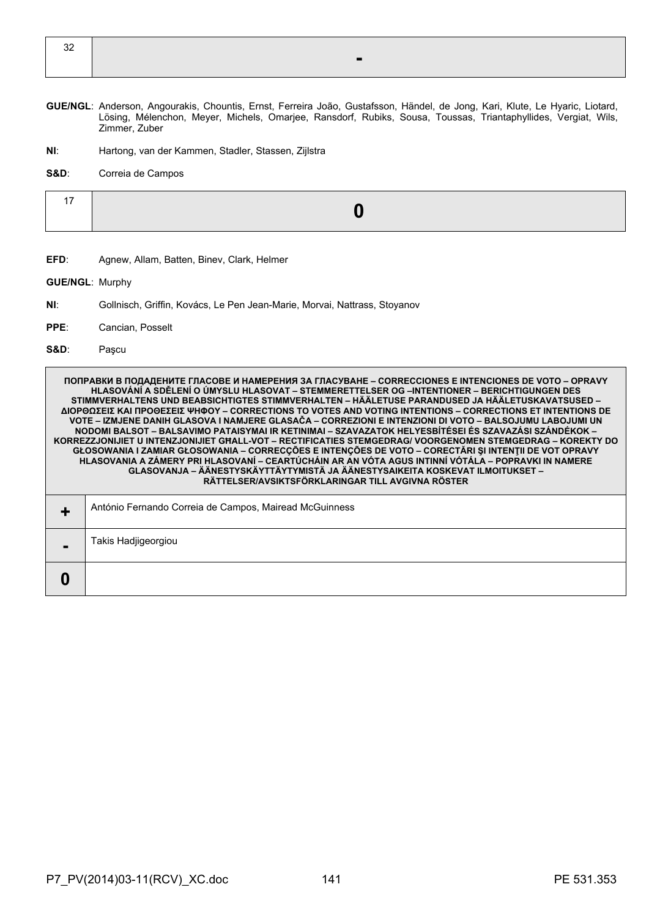| 32 | - |
|---|---|

**GUE/NGL**: Anderson, Angourakis, Chountis, Ernst, Ferreira João, Gustafsson, Händel, de Jong, Kari, Klute, Le Hyaric, Liotard, Lösing, Mélenchon, Meyer, Michels, Omarjee, Ransdorf, Rubiks, Sousa, Toussas, Triantaphyllides, Vergiat, Wils, Zimmer, Zuber

**NI**: Hartong, van der Kammen, Stadler, Stassen, Zijlstra

**S&D**: Correia de Campos

| 17 | 0 |
|---|---|

**EFD**: Agnew, Allam, Batten, Binev, Clark, Helmer

**GUE/NGL**: Murphy

**NI**: Gollnisch, Griffin, Kovács, Le Pen Jean-Marie, Morvai, Nattrass, Stoyanov

**PPE**: Cancian, Posselt

**S&D**: Paşcu

| ПОПРАВКИ В ПОДАДЕНИТЕ ГЛАСОВЕ И НАМЕРЕНИЯ ЗА ГЛАСУВАНЕ – CORRECCIONES E INTENCIONES DE VOTO – OPRAVY HLASOVÁNÍ A SDĚLENÍ O ÚMYSLU HLASOVAT – STEMMERETTELSER OG –INTENTIONER – BERICHTIGUNGEN DES STIMMVERHALTENS UND BEABSICHTIGTES STIMMVERHALTEN – HÄÄLETUSE PARANDUSED JA HÄÄLETUSKAVATSUSED – ΔΙΟΡΘΩΣΕΙΣ ΚΑΙ ΠΡΟΘΕΣΕΙΣ ΨΗΦΟΥ – CORRECTIONS TO VOTES AND VOTING INTENTIONS – CORRECTIONS ET INTENTIONS DE VOTE – IZMJENE DANIH GLASOVA I NAMJERE GLASAČA – CORREZIONI E INTENZIONI DI VOTO – BALSOJUMU LABOJUMI UN NODOMI BALSOT – BALSAVIMO PATAISYMAI IR KETINIMAI – SZAVAZATOK HELYESBÍTÉSEI ÉS SZAVAZÁSI SZÁNDÉKOK – KORREZZJONIJIET U INTENZJONIJIET GĦALL-VOT – RECTIFICATIES STEMGEDRAG/ VOORGENOMEN STEMGEDRAG – KOREKTY DO GŁOSOWANIA I ZAMIAR GŁOSOWANIA – CORRECÇÕES E INTENÇÕES DE VOTO – CORECTĂRI ŞI INTENŢII DE VOT OPRAVY HLASOVANIA A ZÁMERY PRI HLASOVANÍ – CEARTÚCHÁIN AR AN VÓTA AGUS INTINNÍ VÓTÁLA – POPRAVKI IN NAMERE GLASOVANJA – ÄÄNESTYSKÄYTTÄYTYMISTÄ JA ÄÄNESTYSAIKEITA KOSKEVAT ILMOITUKSET – RÄTTELSER/AVSIKTSFÖRKLARINGAR TILL AVGIVNA RÖSTER | |
|---|---|
| + | António Fernando Correia de Campos, Mairead McGuinness |
| - | Takis Hadjigeorgiou |
| 0 | |